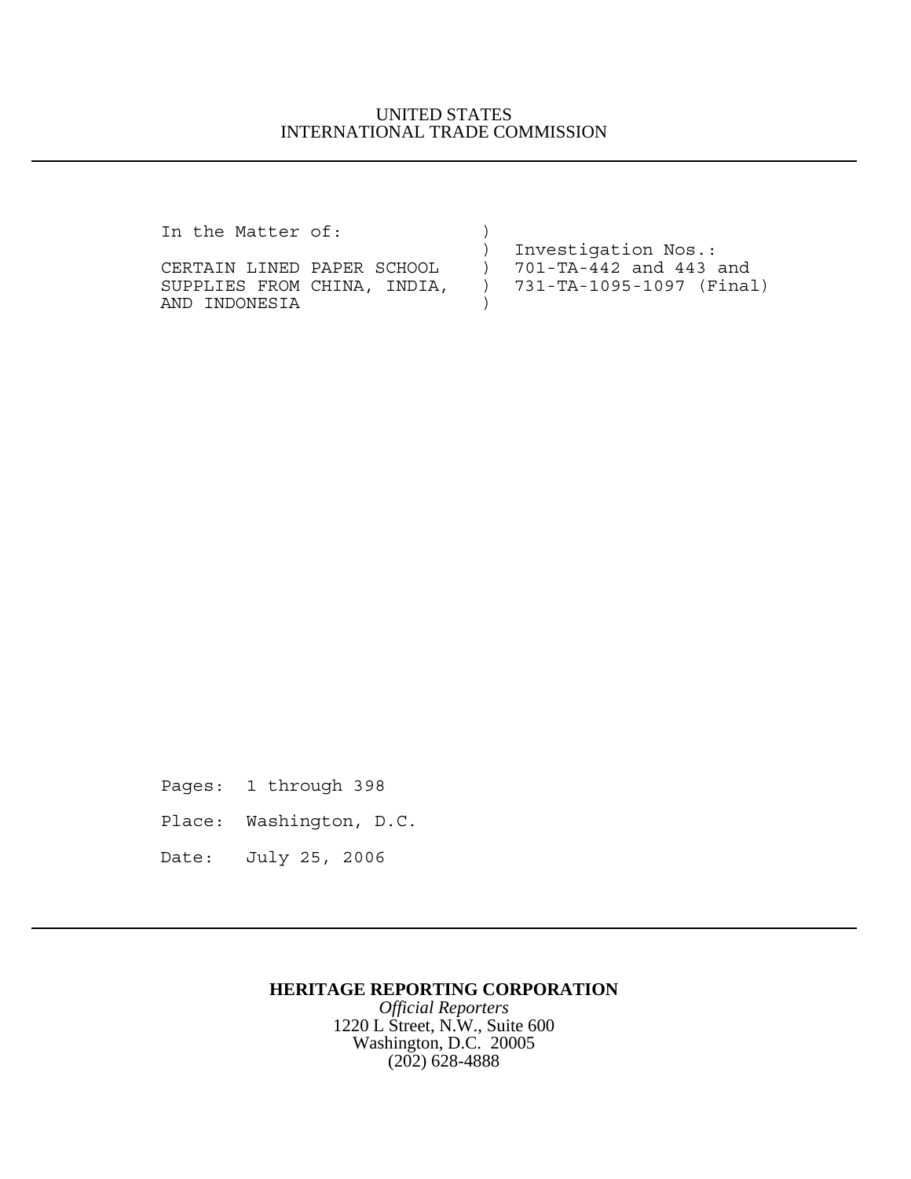UNITED STATES
INTERNATIONAL TRADE COMMISSION

---

```
In the Matter of:              )
                               )  Investigation Nos.:
CERTAIN LINED PAPER SCHOOL     )  701-TA-442 and 443 and
SUPPLIES FROM CHINA, INDIA,    )  731-TA-1095-1097 (Final)
AND INDONESIA                  )
```

Pages: 1 through 398

Place: Washington, D.C.

Date: July 25, 2006

---

**HERITAGE REPORTING CORPORATION**

*Official Reporters*

1220 L Street, N.W., Suite 600

Washington, D.C. 20005

(202) 628-4888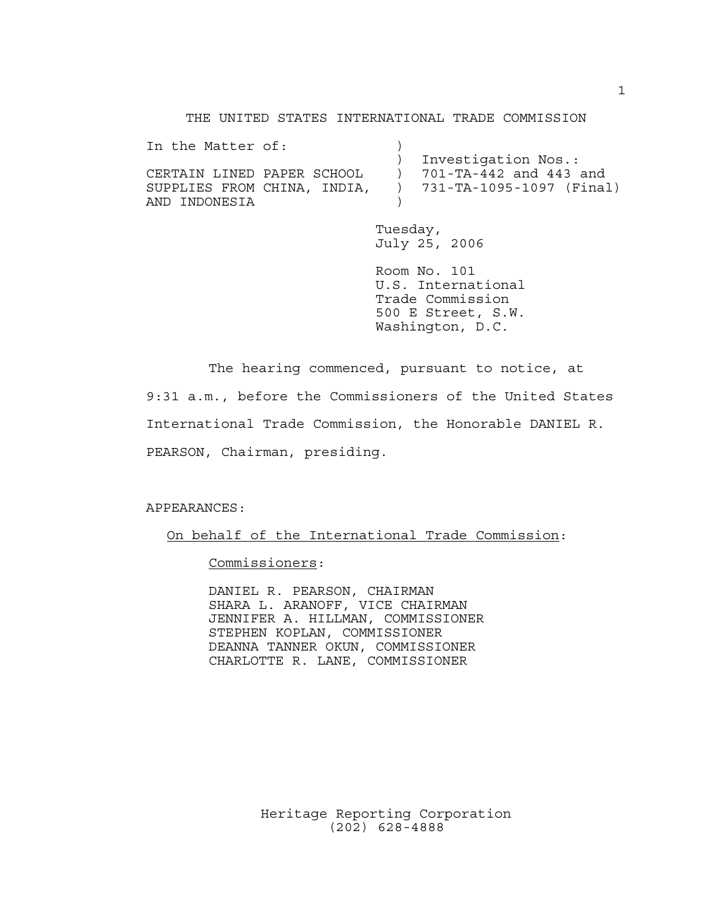THE UNITED STATES INTERNATIONAL TRADE COMMISSION

| In the Matter of: | ) | |
|---|---|---|
| | ) | Investigation Nos.: |
| CERTAIN LINED PAPER SCHOOL | ) | 701-TA-442 and 443 and |
| SUPPLIES FROM CHINA, INDIA, | ) | 731-TA-1095-1097 (Final) |
| AND INDONESIA | ) | |

Tuesday,
July 25, 2006

Room No. 101
U.S. International
Trade Commission
500 E Street, S.W.
Washington, D.C.

The hearing commenced, pursuant to notice, at 9:31 a.m., before the Commissioners of the United States International Trade Commission, the Honorable DANIEL R. PEARSON, Chairman, presiding.

APPEARANCES:

On behalf of the International Trade Commission:

Commissioners:

DANIEL R. PEARSON, CHAIRMAN
SHARA L. ARANOFF, VICE CHAIRMAN
JENNIFER A. HILLMAN, COMMISSIONER
STEPHEN KOPLAN, COMMISSIONER
DEANNA TANNER OKUN, COMMISSIONER
CHARLOTTE R. LANE, COMMISSIONER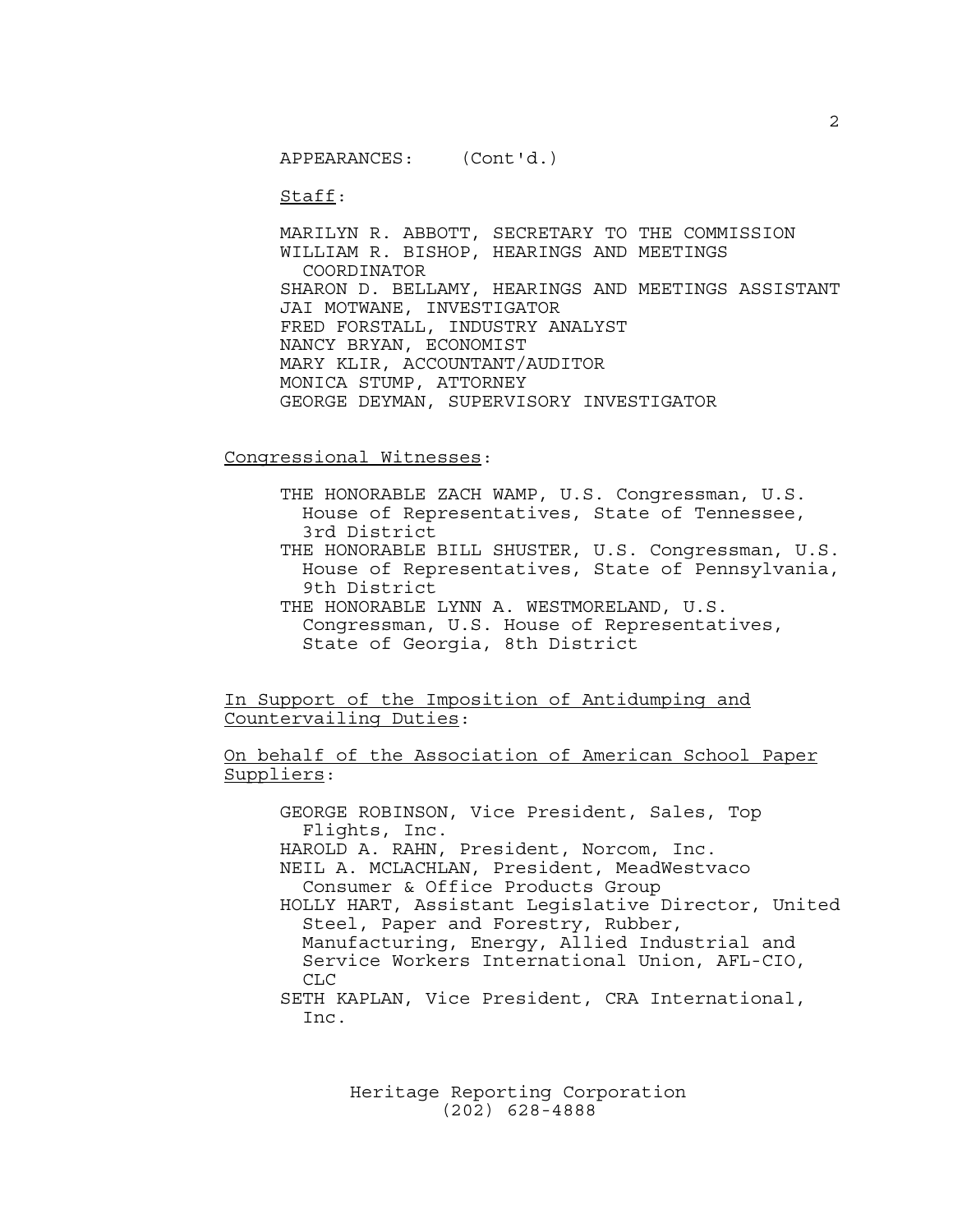APPEARANCES: (Cont'd.)

Staff:

MARILYN R. ABBOTT, SECRETARY TO THE COMMISSION
WILLIAM R. BISHOP, HEARINGS AND MEETINGS COORDINATOR
SHARON D. BELLAMY, HEARINGS AND MEETINGS ASSISTANT
JAI MOTWANE, INVESTIGATOR
FRED FORSTALL, INDUSTRY ANALYST
NANCY BRYAN, ECONOMIST
MARY KLIR, ACCOUNTANT/AUDITOR
MONICA STUMP, ATTORNEY
GEORGE DEYMAN, SUPERVISORY INVESTIGATOR

Congressional Witnesses:

THE HONORABLE ZACH WAMP, U.S. Congressman, U.S. House of Representatives, State of Tennessee, 3rd District
THE HONORABLE BILL SHUSTER, U.S. Congressman, U.S. House of Representatives, State of Pennsylvania, 9th District
THE HONORABLE LYNN A. WESTMORELAND, U.S. Congressman, U.S. House of Representatives, State of Georgia, 8th District

In Support of the Imposition of Antidumping and Countervailing Duties:

On behalf of the Association of American School Paper Suppliers:

GEORGE ROBINSON, Vice President, Sales, Top Flights, Inc.
HAROLD A. RAHN, President, Norcom, Inc.
NEIL A. MCLACHLAN, President, MeadWestvaco Consumer & Office Products Group
HOLLY HART, Assistant Legislative Director, United Steel, Paper and Forestry, Rubber, Manufacturing, Energy, Allied Industrial and Service Workers International Union, AFL-CIO, CLC
SETH KAPLAN, Vice President, CRA International, Inc.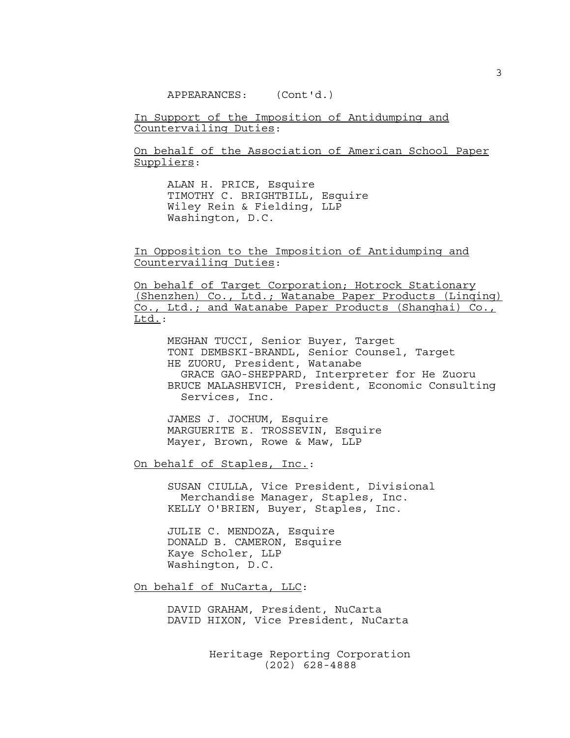APPEARANCES: (Cont'd.)

<u>In Support of the Imposition of Antidumping and Countervailing Duties</u>:

<u>On behalf of the Association of American School Paper Suppliers</u>:

ALAN H. PRICE, Esquire
TIMOTHY C. BRIGHTBILL, Esquire
Wiley Rein & Fielding, LLP
Washington, D.C.

<u>In Opposition to the Imposition of Antidumping and Countervailing Duties</u>:

<u>On behalf of Target Corporation; Hotrock Stationary (Shenzhen) Co., Ltd.; Watanabe Paper Products (Linqing) Co., Ltd.; and Watanabe Paper Products (Shanghai) Co., Ltd.</u>:

MEGHAN TUCCI, Senior Buyer, Target
TONI DEMBSKI-BRANDL, Senior Counsel, Target
HE ZUORU, President, Watanabe
GRACE GAO-SHEPPARD, Interpreter for He Zuoru
BRUCE MALASHEVICH, President, Economic Consulting Services, Inc.

JAMES J. JOCHUM, Esquire
MARGUERITE E. TROSSEVIN, Esquire
Mayer, Brown, Rowe & Maw, LLP

<u>On behalf of Staples, Inc.</u>:

SUSAN CIULLA, Vice President, Divisional Merchandise Manager, Staples, Inc.
KELLY O'BRIEN, Buyer, Staples, Inc.

JULIE C. MENDOZA, Esquire
DONALD B. CAMERON, Esquire
Kaye Scholer, LLP
Washington, D.C.

<u>On behalf of NuCarta, LLC</u>:

DAVID GRAHAM, President, NuCarta
DAVID HIXON, Vice President, NuCarta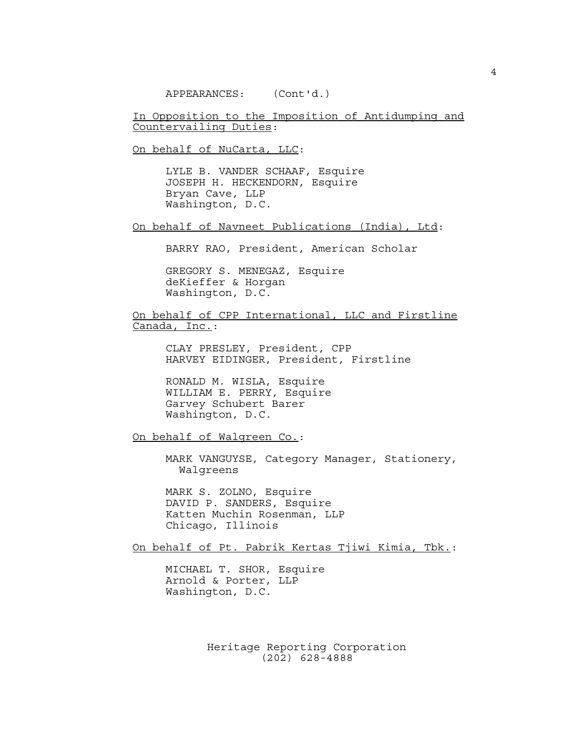APPEARANCES: (Cont'd.)

In Opposition to the Imposition of Antidumping and Countervailing Duties:

On behalf of NuCarta, LLC:

LYLE B. VANDER SCHAAF, Esquire
JOSEPH H. HECKENDORN, Esquire
Bryan Cave, LLP
Washington, D.C.

On behalf of Navneet Publications (India), Ltd:

BARRY RAO, President, American Scholar

GREGORY S. MENEGAZ, Esquire
deKieffer & Horgan
Washington, D.C.

On behalf of CPP International, LLC and Firstline Canada, Inc.:

CLAY PRESLEY, President, CPP
HARVEY EIDINGER, President, Firstline

RONALD M. WISLA, Esquire
WILLIAM E. PERRY, Esquire
Garvey Schubert Barer
Washington, D.C.

On behalf of Walgreen Co.:

MARK VANGUYSE, Category Manager, Stationery, Walgreens

MARK S. ZOLNO, Esquire
DAVID P. SANDERS, Esquire
Katten Muchin Rosenman, LLP
Chicago, Illinois

On behalf of Pt. Pabrik Kertas Tjiwi Kimia, Tbk.:

MICHAEL T. SHOR, Esquire
Arnold & Porter, LLP
Washington, D.C.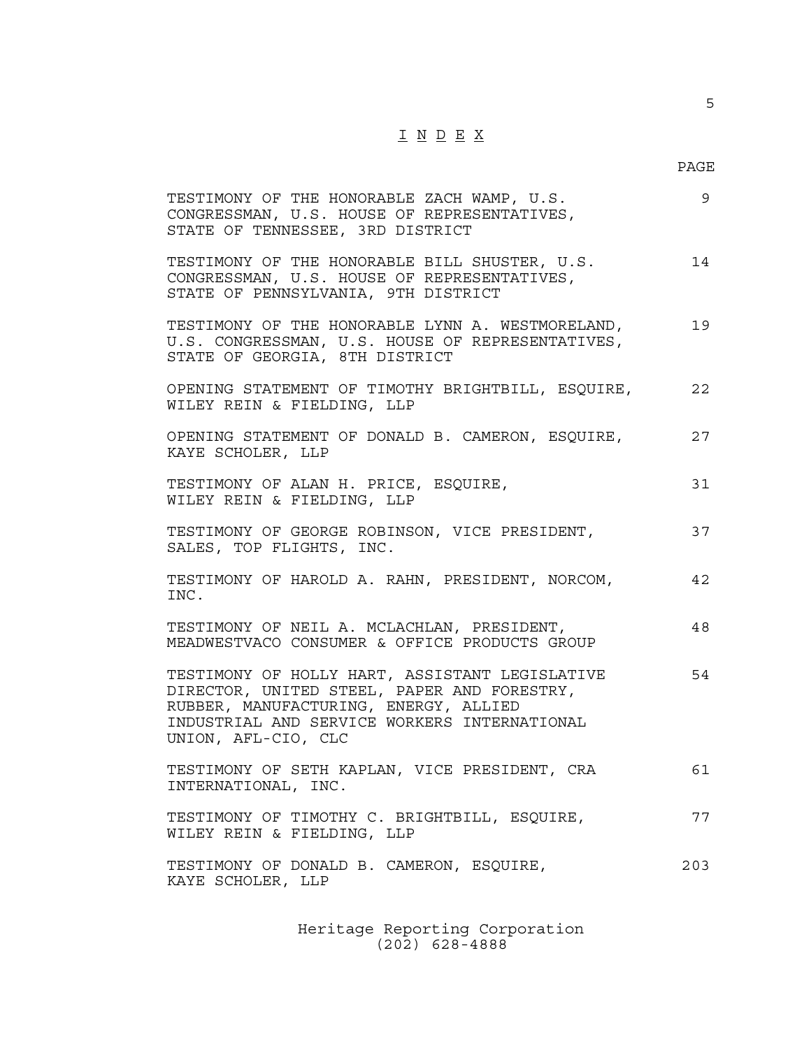# INDEX

| | PAGE |
|---|---|
| TESTIMONY OF THE HONORABLE ZACH WAMP, U.S. CONGRESSMAN, U.S. HOUSE OF REPRESENTATIVES, STATE OF TENNESSEE, 3RD DISTRICT | 9 |
| TESTIMONY OF THE HONORABLE BILL SHUSTER, U.S. CONGRESSMAN, U.S. HOUSE OF REPRESENTATIVES, STATE OF PENNSYLVANIA, 9TH DISTRICT | 14 |
| TESTIMONY OF THE HONORABLE LYNN A. WESTMORELAND, U.S. CONGRESSMAN, U.S. HOUSE OF REPRESENTATIVES, STATE OF GEORGIA, 8TH DISTRICT | 19 |
| OPENING STATEMENT OF TIMOTHY BRIGHTBILL, ESQUIRE, WILEY REIN & FIELDING, LLP | 22 |
| OPENING STATEMENT OF DONALD B. CAMERON, ESQUIRE, KAYE SCHOLER, LLP | 27 |
| TESTIMONY OF ALAN H. PRICE, ESQUIRE, WILEY REIN & FIELDING, LLP | 31 |
| TESTIMONY OF GEORGE ROBINSON, VICE PRESIDENT, SALES, TOP FLIGHTS, INC. | 37 |
| TESTIMONY OF HAROLD A. RAHN, PRESIDENT, NORCOM, INC. | 42 |
| TESTIMONY OF NEIL A. MCLACHLAN, PRESIDENT, MEADWESTVACO CONSUMER & OFFICE PRODUCTS GROUP | 48 |
| TESTIMONY OF HOLLY HART, ASSISTANT LEGISLATIVE DIRECTOR, UNITED STEEL, PAPER AND FORESTRY, RUBBER, MANUFACTURING, ENERGY, ALLIED INDUSTRIAL AND SERVICE WORKERS INTERNATIONAL UNION, AFL-CIO, CLC | 54 |
| TESTIMONY OF SETH KAPLAN, VICE PRESIDENT, CRA INTERNATIONAL, INC. | 61 |
| TESTIMONY OF TIMOTHY C. BRIGHTBILL, ESQUIRE, WILEY REIN & FIELDING, LLP | 77 |
| TESTIMONY OF DONALD B. CAMERON, ESQUIRE, KAYE SCHOLER, LLP | 203 |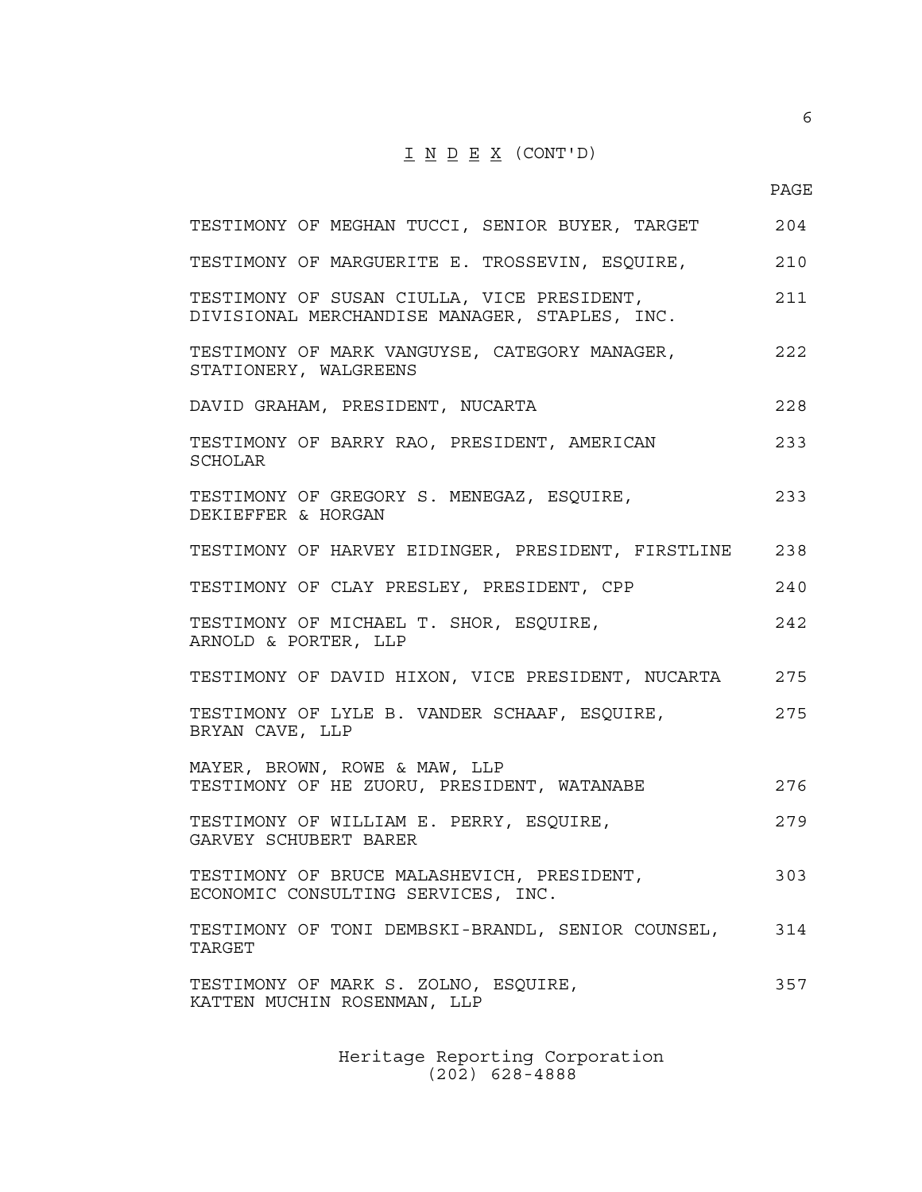# I N D E X (CONT'D)

| | PAGE |
|---|---|
| TESTIMONY OF MEGHAN TUCCI, SENIOR BUYER, TARGET | 204 |
| TESTIMONY OF MARGUERITE E. TROSSEVIN, ESQUIRE, | 210 |
| TESTIMONY OF SUSAN CIULLA, VICE PRESIDENT, DIVISIONAL MERCHANDISE MANAGER, STAPLES, INC. | 211 |
| TESTIMONY OF MARK VANGUYSE, CATEGORY MANAGER, STATIONERY, WALGREENS | 222 |
| DAVID GRAHAM, PRESIDENT, NUCARTA | 228 |
| TESTIMONY OF BARRY RAO, PRESIDENT, AMERICAN SCHOLAR | 233 |
| TESTIMONY OF GREGORY S. MENEGAZ, ESQUIRE, DEKIEFFER & HORGAN | 233 |
| TESTIMONY OF HARVEY EIDINGER, PRESIDENT, FIRSTLINE | 238 |
| TESTIMONY OF CLAY PRESLEY, PRESIDENT, CPP | 240 |
| TESTIMONY OF MICHAEL T. SHOR, ESQUIRE, ARNOLD & PORTER, LLP | 242 |
| TESTIMONY OF DAVID HIXON, VICE PRESIDENT, NUCARTA | 275 |
| TESTIMONY OF LYLE B. VANDER SCHAAF, ESQUIRE, BRYAN CAVE, LLP | 275 |
| MAYER, BROWN, ROWE & MAW, LLP<br>TESTIMONY OF HE ZUORU, PRESIDENT, WATANABE | 276 |
| TESTIMONY OF WILLIAM E. PERRY, ESQUIRE, GARVEY SCHUBERT BARER | 279 |
| TESTIMONY OF BRUCE MALASHEVICH, PRESIDENT, ECONOMIC CONSULTING SERVICES, INC. | 303 |
| TESTIMONY OF TONI DEMBSKI-BRANDL, SENIOR COUNSEL, TARGET | 314 |
| TESTIMONY OF MARK S. ZOLNO, ESQUIRE, KATTEN MUCHIN ROSENMAN, LLP | 357 |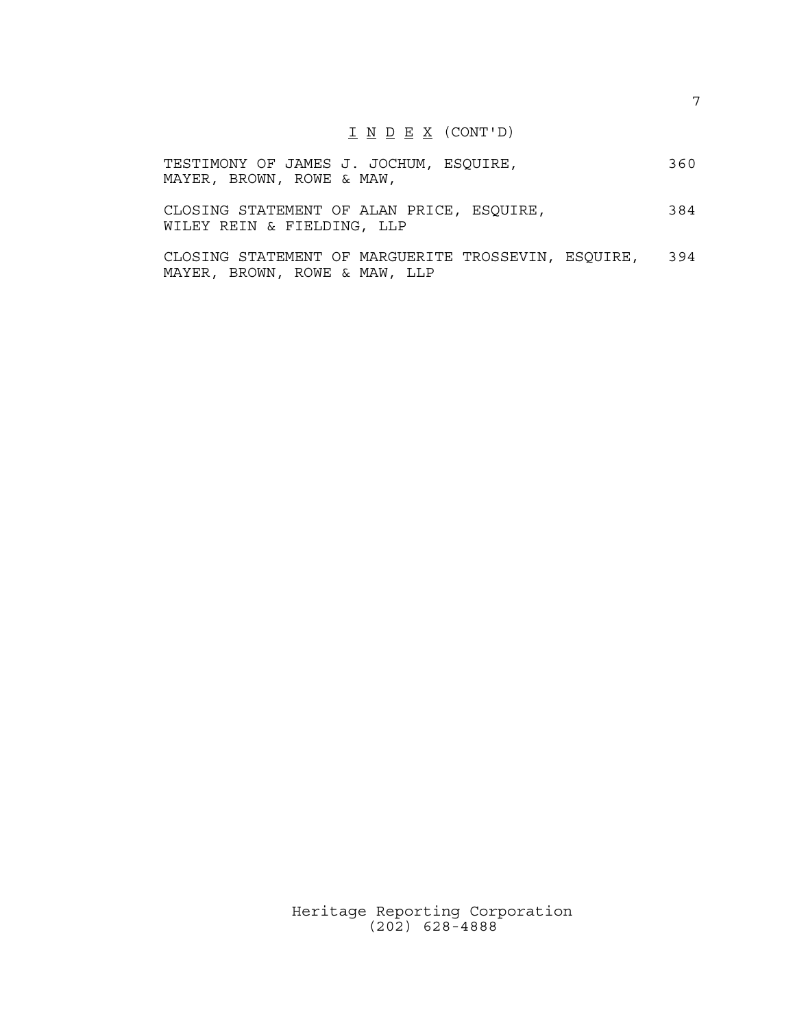# I N D E X (CONT'D)

| | |
|---|---|
| TESTIMONY OF JAMES J. JOCHUM, ESQUIRE, MAYER, BROWN, ROWE & MAW, | 360 |
| CLOSING STATEMENT OF ALAN PRICE, ESQUIRE, WILEY REIN & FIELDING, LLP | 384 |
| CLOSING STATEMENT OF MARGUERITE TROSSEVIN, ESQUIRE, MAYER, BROWN, ROWE & MAW, LLP | 394 |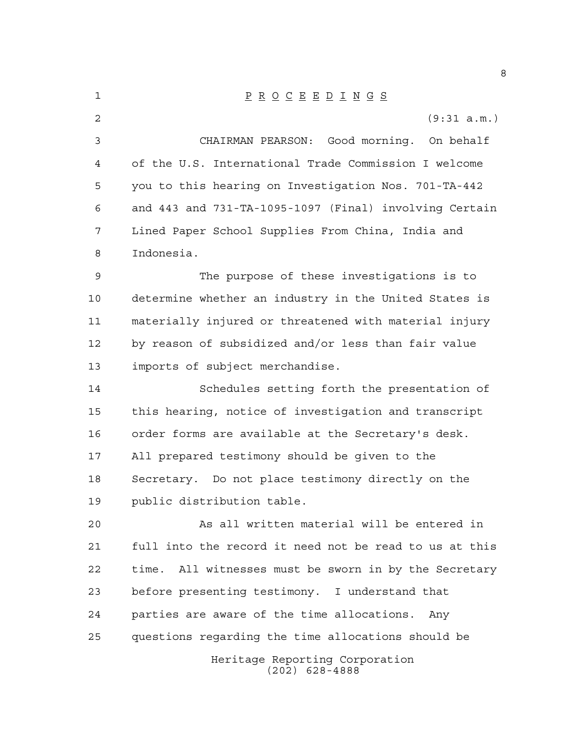# PROCEEDINGS

(9:31 a.m.)

CHAIRMAN PEARSON: Good morning. On behalf of the U.S. International Trade Commission I welcome you to this hearing on Investigation Nos. 701-TA-442 and 443 and 731-TA-1095-1097 (Final) involving Certain Lined Paper School Supplies From China, India and Indonesia.

The purpose of these investigations is to determine whether an industry in the United States is materially injured or threatened with material injury by reason of subsidized and/or less than fair value imports of subject merchandise.

Schedules setting forth the presentation of this hearing, notice of investigation and transcript order forms are available at the Secretary's desk. All prepared testimony should be given to the Secretary. Do not place testimony directly on the public distribution table.

As all written material will be entered in full into the record it need not be read to us at this time. All witnesses must be sworn in by the Secretary before presenting testimony. I understand that parties are aware of the time allocations. Any questions regarding the time allocations should be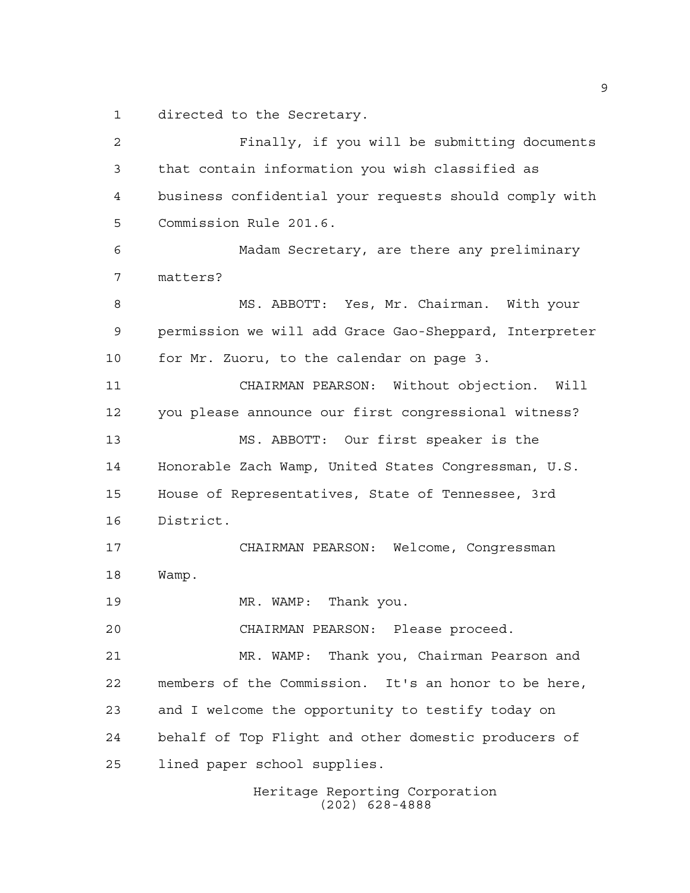directed to the Secretary.

Finally, if you will be submitting documents that contain information you wish classified as business confidential your requests should comply with Commission Rule 201.6.

Madam Secretary, are there any preliminary matters?

MS. ABBOTT: Yes, Mr. Chairman. With your permission we will add Grace Gao-Sheppard, Interpreter for Mr. Zuoru, to the calendar on page 3.

CHAIRMAN PEARSON: Without objection. Will you please announce our first congressional witness?

MS. ABBOTT: Our first speaker is the Honorable Zach Wamp, United States Congressman, U.S. House of Representatives, State of Tennessee, 3rd District.

CHAIRMAN PEARSON: Welcome, Congressman Wamp.

MR. WAMP: Thank you.

CHAIRMAN PEARSON: Please proceed.

MR. WAMP: Thank you, Chairman Pearson and members of the Commission. It's an honor to be here, and I welcome the opportunity to testify today on behalf of Top Flight and other domestic producers of lined paper school supplies.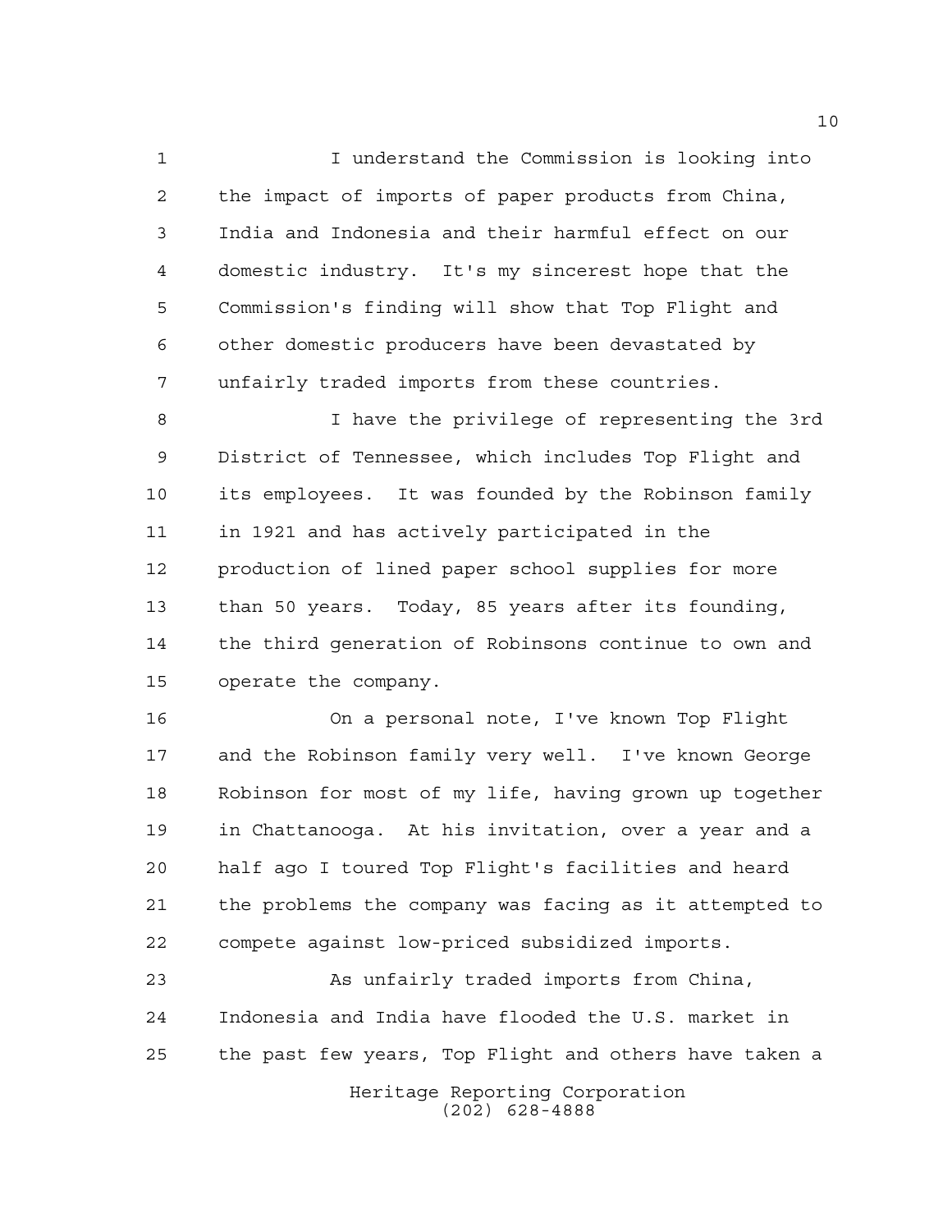I understand the Commission is looking into the impact of imports of paper products from China, India and Indonesia and their harmful effect on our domestic industry. It's my sincerest hope that the Commission's finding will show that Top Flight and other domestic producers have been devastated by unfairly traded imports from these countries.

I have the privilege of representing the 3rd District of Tennessee, which includes Top Flight and its employees. It was founded by the Robinson family in 1921 and has actively participated in the production of lined paper school supplies for more than 50 years. Today, 85 years after its founding, the third generation of Robinsons continue to own and operate the company.

On a personal note, I've known Top Flight and the Robinson family very well. I've known George Robinson for most of my life, having grown up together in Chattanooga. At his invitation, over a year and a half ago I toured Top Flight's facilities and heard the problems the company was facing as it attempted to compete against low-priced subsidized imports.

As unfairly traded imports from China, Indonesia and India have flooded the U.S. market in the past few years, Top Flight and others have taken a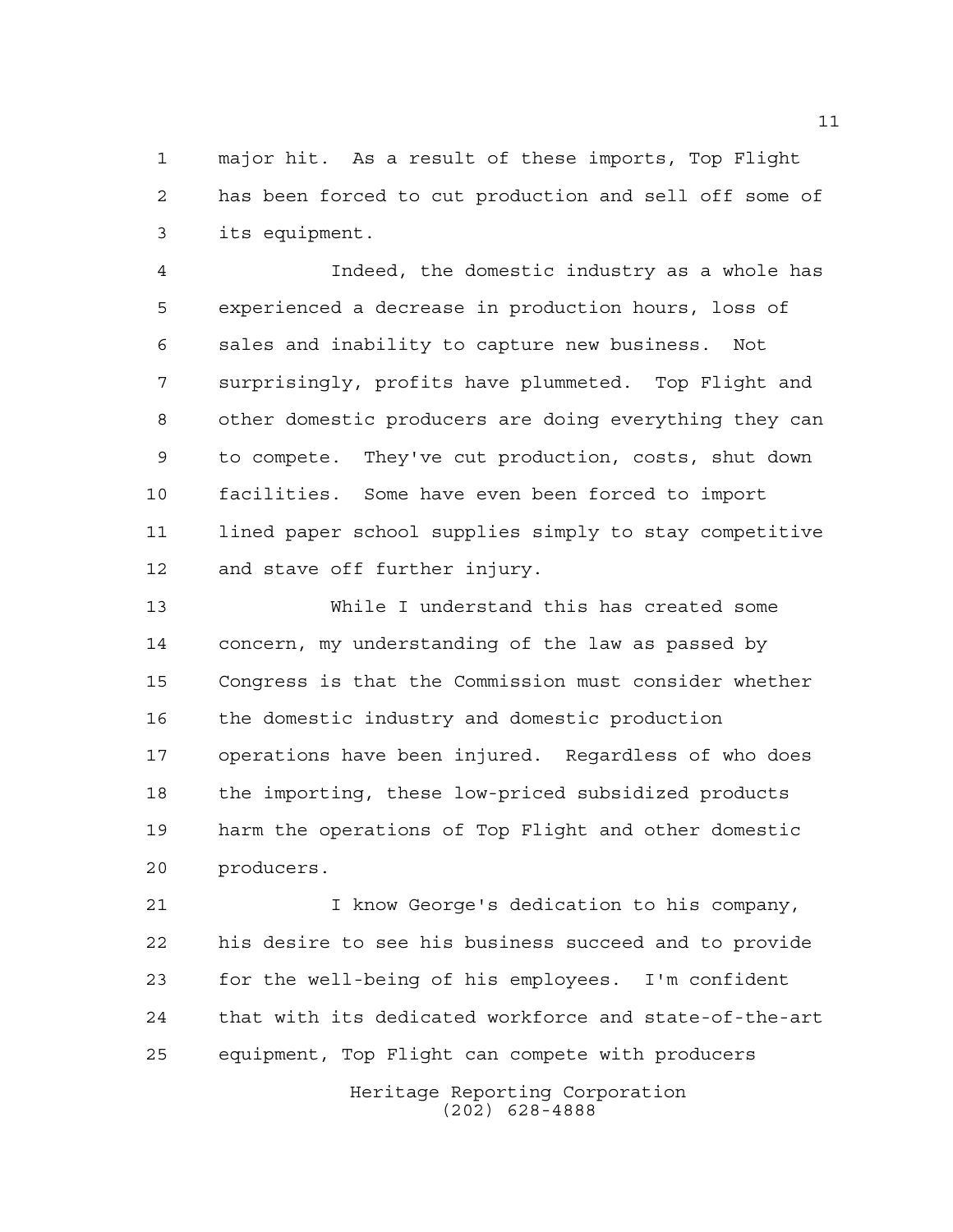major hit. As a result of these imports, Top Flight has been forced to cut production and sell off some of its equipment.

Indeed, the domestic industry as a whole has experienced a decrease in production hours, loss of sales and inability to capture new business. Not surprisingly, profits have plummeted. Top Flight and other domestic producers are doing everything they can to compete. They've cut production, costs, shut down facilities. Some have even been forced to import lined paper school supplies simply to stay competitive and stave off further injury.

While I understand this has created some concern, my understanding of the law as passed by Congress is that the Commission must consider whether the domestic industry and domestic production operations have been injured. Regardless of who does the importing, these low-priced subsidized products harm the operations of Top Flight and other domestic producers.

I know George's dedication to his company, his desire to see his business succeed and to provide for the well-being of his employees. I'm confident that with its dedicated workforce and state-of-the-art equipment, Top Flight can compete with producers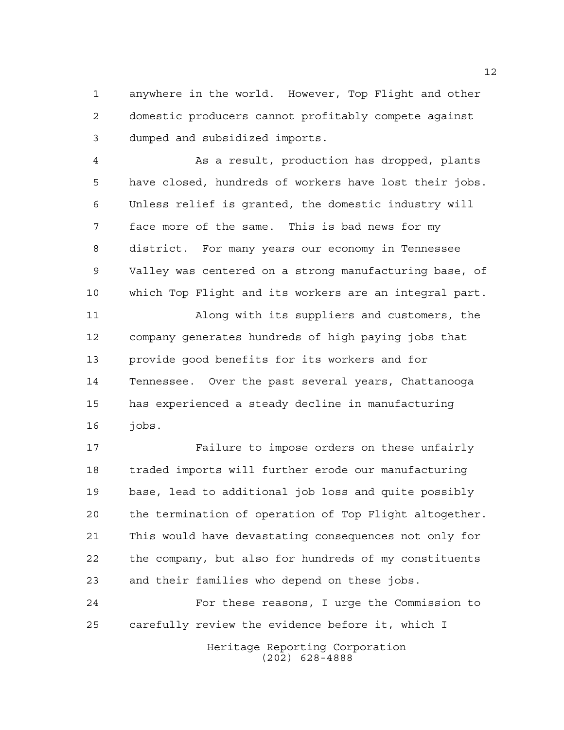anywhere in the world. However, Top Flight and other domestic producers cannot profitably compete against dumped and subsidized imports.

As a result, production has dropped, plants have closed, hundreds of workers have lost their jobs. Unless relief is granted, the domestic industry will face more of the same. This is bad news for my district. For many years our economy in Tennessee Valley was centered on a strong manufacturing base, of which Top Flight and its workers are an integral part.

Along with its suppliers and customers, the company generates hundreds of high paying jobs that provide good benefits for its workers and for Tennessee. Over the past several years, Chattanooga has experienced a steady decline in manufacturing jobs.

Failure to impose orders on these unfairly traded imports will further erode our manufacturing base, lead to additional job loss and quite possibly the termination of operation of Top Flight altogether. This would have devastating consequences not only for the company, but also for hundreds of my constituents and their families who depend on these jobs.

For these reasons, I urge the Commission to carefully review the evidence before it, which I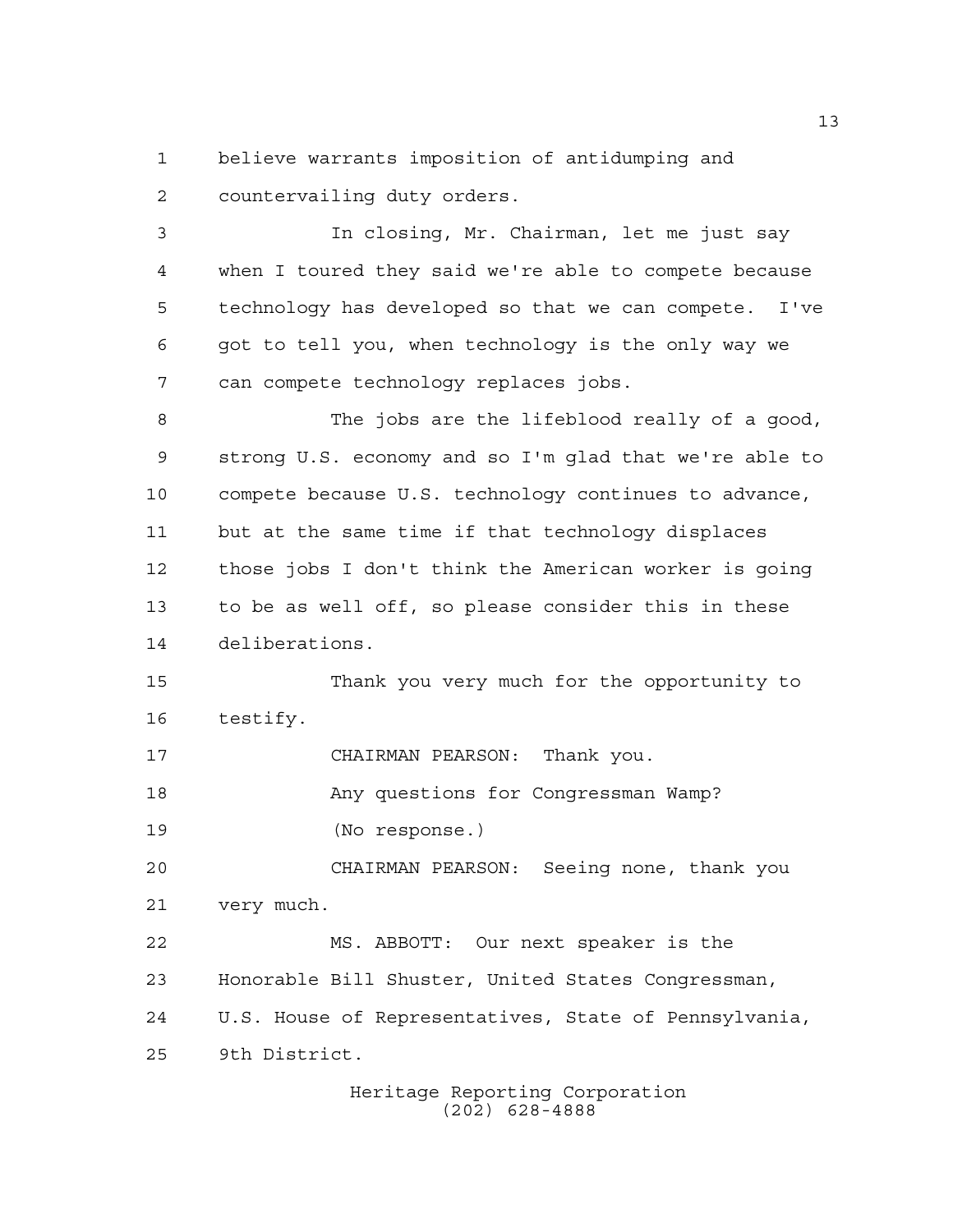believe warrants imposition of antidumping and countervailing duty orders.

In closing, Mr. Chairman, let me just say when I toured they said we're able to compete because technology has developed so that we can compete. I've got to tell you, when technology is the only way we can compete technology replaces jobs.

The jobs are the lifeblood really of a good, strong U.S. economy and so I'm glad that we're able to compete because U.S. technology continues to advance, but at the same time if that technology displaces those jobs I don't think the American worker is going to be as well off, so please consider this in these deliberations.

Thank you very much for the opportunity to testify.

CHAIRMAN PEARSON: Thank you.

Any questions for Congressman Wamp?

(No response.)

CHAIRMAN PEARSON: Seeing none, thank you very much.

MS. ABBOTT: Our next speaker is the Honorable Bill Shuster, United States Congressman, U.S. House of Representatives, State of Pennsylvania, 9th District.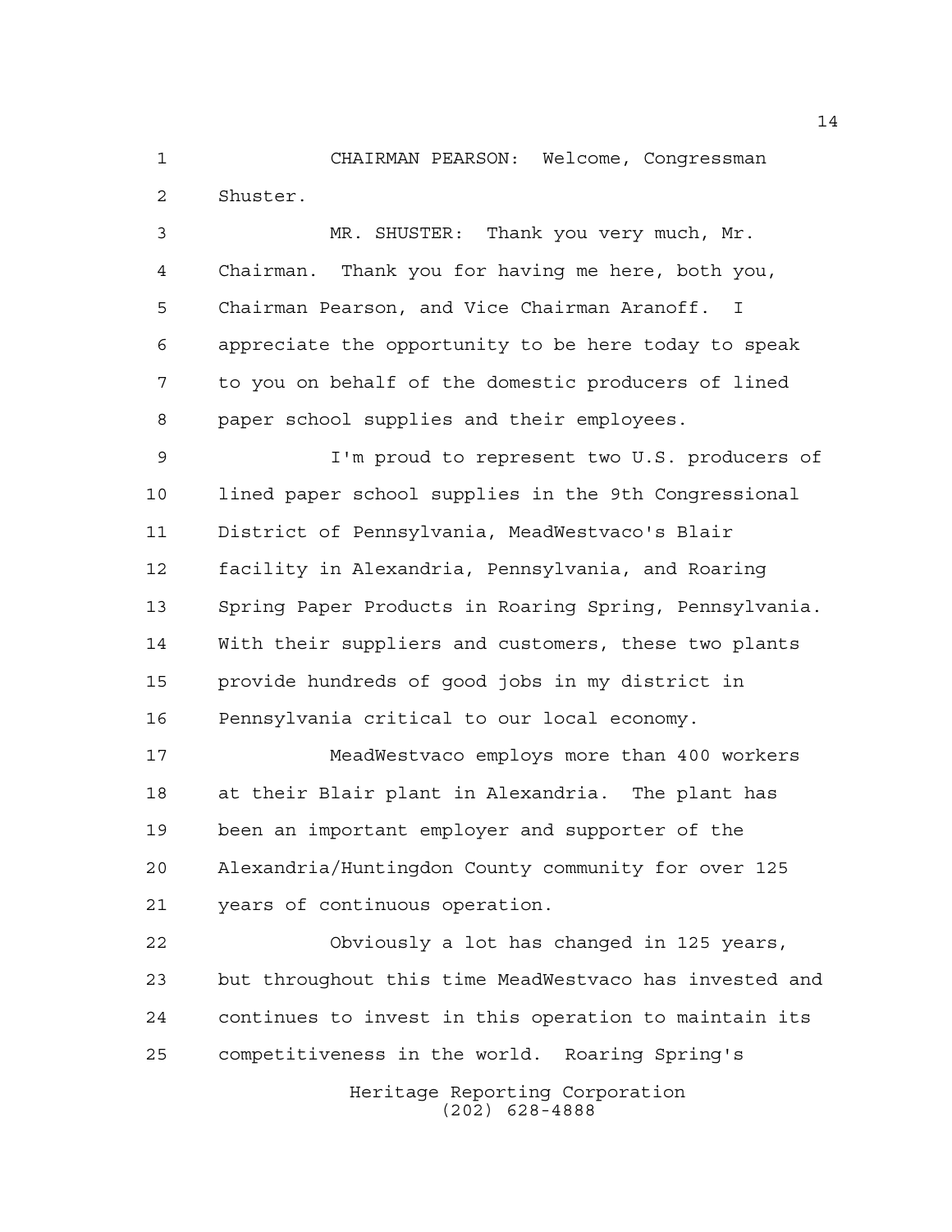CHAIRMAN PEARSON: Welcome, Congressman Shuster.

MR. SHUSTER: Thank you very much, Mr. Chairman. Thank you for having me here, both you, Chairman Pearson, and Vice Chairman Aranoff. I appreciate the opportunity to be here today to speak to you on behalf of the domestic producers of lined paper school supplies and their employees.

I'm proud to represent two U.S. producers of lined paper school supplies in the 9th Congressional District of Pennsylvania, MeadWestvaco's Blair facility in Alexandria, Pennsylvania, and Roaring Spring Paper Products in Roaring Spring, Pennsylvania. With their suppliers and customers, these two plants provide hundreds of good jobs in my district in Pennsylvania critical to our local economy.

MeadWestvaco employs more than 400 workers at their Blair plant in Alexandria. The plant has been an important employer and supporter of the Alexandria/Huntingdon County community for over 125 years of continuous operation.

Obviously a lot has changed in 125 years, but throughout this time MeadWestvaco has invested and continues to invest in this operation to maintain its competitiveness in the world. Roaring Spring's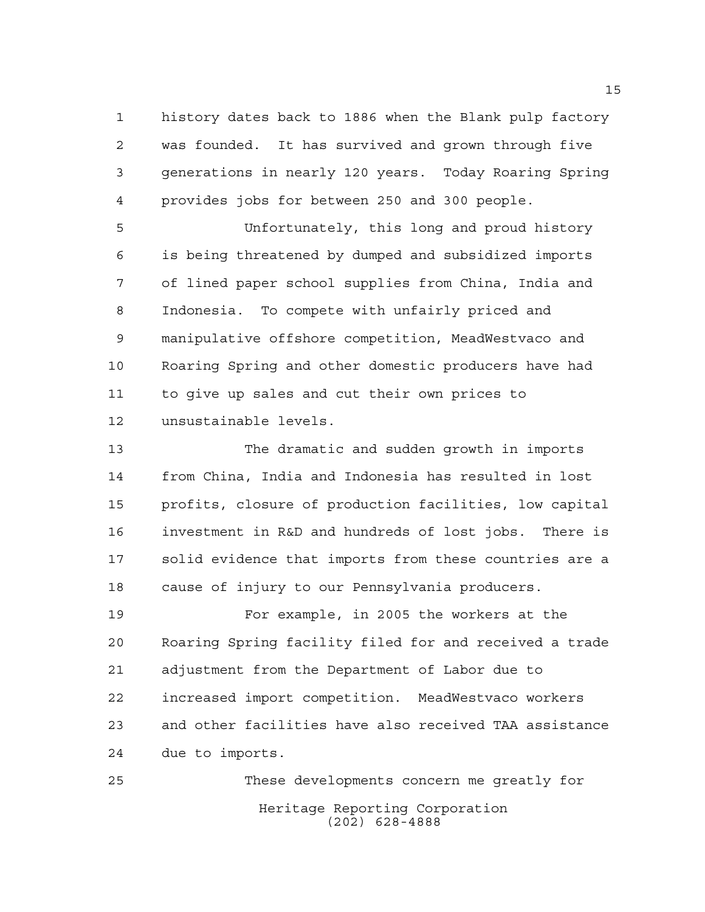history dates back to 1886 when the Blank pulp factory was founded. It has survived and grown through five generations in nearly 120 years. Today Roaring Spring provides jobs for between 250 and 300 people.

Unfortunately, this long and proud history is being threatened by dumped and subsidized imports of lined paper school supplies from China, India and Indonesia. To compete with unfairly priced and manipulative offshore competition, MeadWestvaco and Roaring Spring and other domestic producers have had to give up sales and cut their own prices to unsustainable levels.

The dramatic and sudden growth in imports from China, India and Indonesia has resulted in lost profits, closure of production facilities, low capital investment in R&D and hundreds of lost jobs. There is solid evidence that imports from these countries are a cause of injury to our Pennsylvania producers.

For example, in 2005 the workers at the Roaring Spring facility filed for and received a trade adjustment from the Department of Labor due to increased import competition. MeadWestvaco workers and other facilities have also received TAA assistance due to imports.

These developments concern me greatly for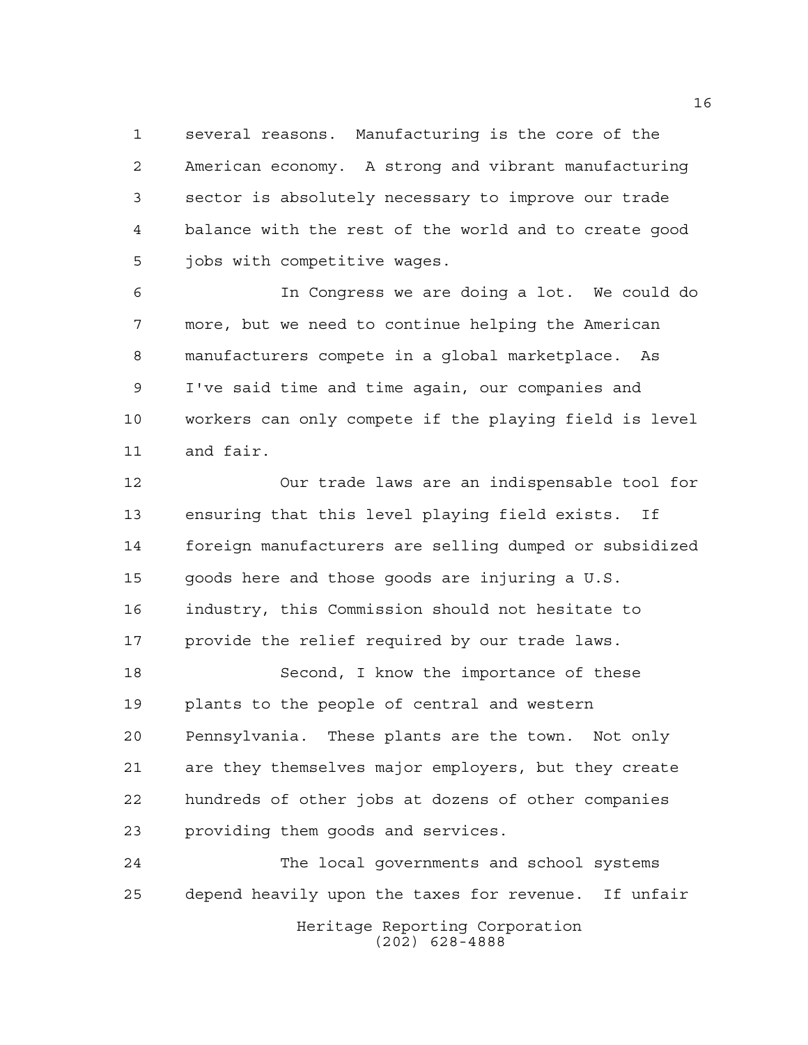several reasons. Manufacturing is the core of the American economy. A strong and vibrant manufacturing sector is absolutely necessary to improve our trade balance with the rest of the world and to create good jobs with competitive wages.

In Congress we are doing a lot. We could do more, but we need to continue helping the American manufacturers compete in a global marketplace. As I've said time and time again, our companies and workers can only compete if the playing field is level and fair.

Our trade laws are an indispensable tool for ensuring that this level playing field exists. If foreign manufacturers are selling dumped or subsidized goods here and those goods are injuring a U.S. industry, this Commission should not hesitate to provide the relief required by our trade laws.

Second, I know the importance of these plants to the people of central and western Pennsylvania. These plants are the town. Not only are they themselves major employers, but they create hundreds of other jobs at dozens of other companies providing them goods and services.

The local governments and school systems depend heavily upon the taxes for revenue. If unfair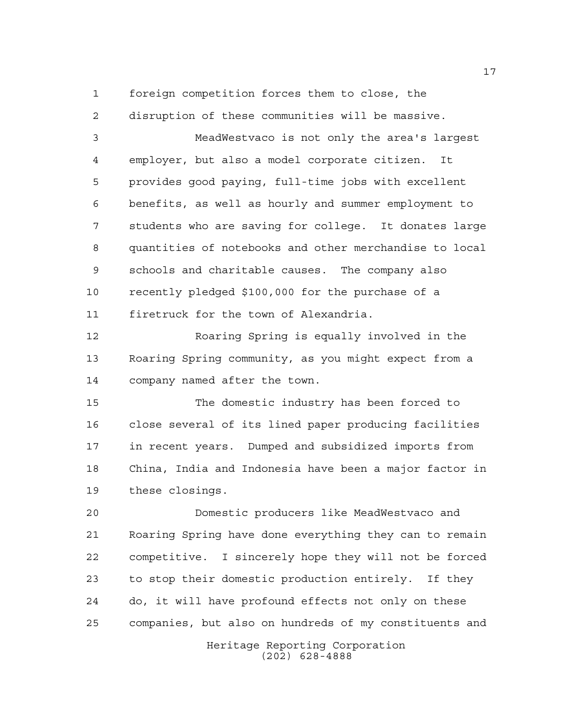foreign competition forces them to close, the disruption of these communities will be massive.

MeadWestvaco is not only the area's largest employer, but also a model corporate citizen. It provides good paying, full-time jobs with excellent benefits, as well as hourly and summer employment to students who are saving for college. It donates large quantities of notebooks and other merchandise to local schools and charitable causes. The company also recently pledged $100,000 for the purchase of a firetruck for the town of Alexandria.

Roaring Spring is equally involved in the Roaring Spring community, as you might expect from a company named after the town.

The domestic industry has been forced to close several of its lined paper producing facilities in recent years. Dumped and subsidized imports from China, India and Indonesia have been a major factor in these closings.

Domestic producers like MeadWestvaco and Roaring Spring have done everything they can to remain competitive. I sincerely hope they will not be forced to stop their domestic production entirely. If they do, it will have profound effects not only on these companies, but also on hundreds of my constituents and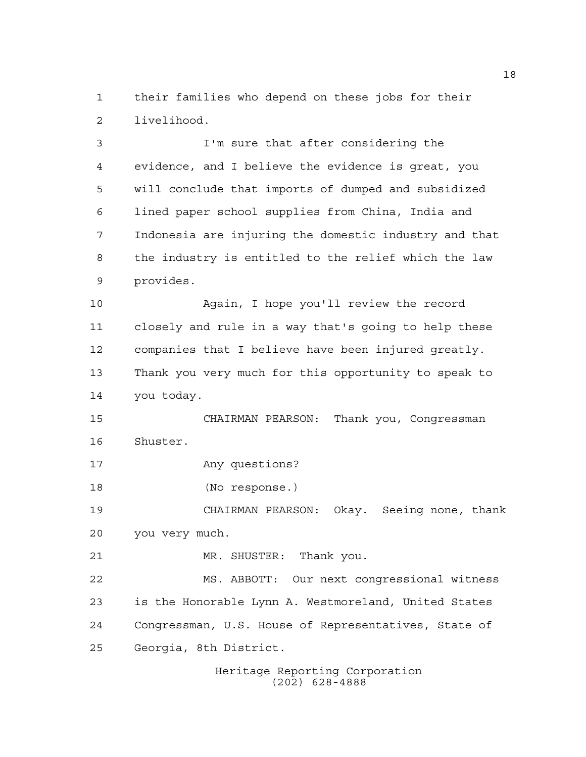their families who depend on these jobs for their livelihood.

I'm sure that after considering the evidence, and I believe the evidence is great, you will conclude that imports of dumped and subsidized lined paper school supplies from China, India and Indonesia are injuring the domestic industry and that the industry is entitled to the relief which the law provides.

Again, I hope you'll review the record closely and rule in a way that's going to help these companies that I believe have been injured greatly. Thank you very much for this opportunity to speak to you today.

CHAIRMAN PEARSON: Thank you, Congressman Shuster.

Any questions?

(No response.)

CHAIRMAN PEARSON: Okay. Seeing none, thank you very much.

MR. SHUSTER: Thank you.

MS. ABBOTT: Our next congressional witness is the Honorable Lynn A. Westmoreland, United States Congressman, U.S. House of Representatives, State of Georgia, 8th District.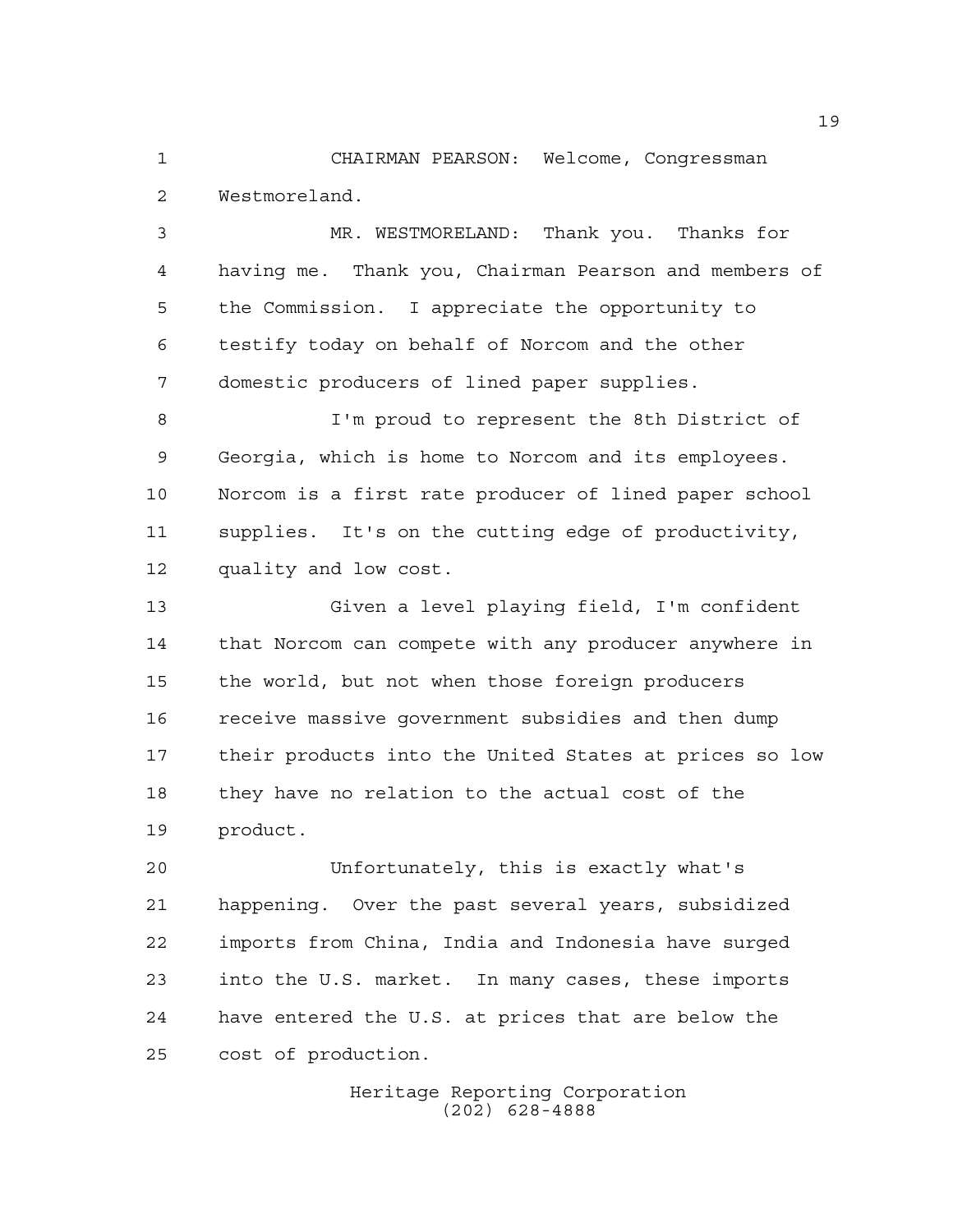CHAIRMAN PEARSON: Welcome, Congressman Westmoreland.

MR. WESTMORELAND: Thank you. Thanks for having me. Thank you, Chairman Pearson and members of the Commission. I appreciate the opportunity to testify today on behalf of Norcom and the other domestic producers of lined paper supplies.

I'm proud to represent the 8th District of Georgia, which is home to Norcom and its employees. Norcom is a first rate producer of lined paper school supplies. It's on the cutting edge of productivity, quality and low cost.

Given a level playing field, I'm confident that Norcom can compete with any producer anywhere in the world, but not when those foreign producers receive massive government subsidies and then dump their products into the United States at prices so low they have no relation to the actual cost of the product.

Unfortunately, this is exactly what's happening. Over the past several years, subsidized imports from China, India and Indonesia have surged into the U.S. market. In many cases, these imports have entered the U.S. at prices that are below the cost of production.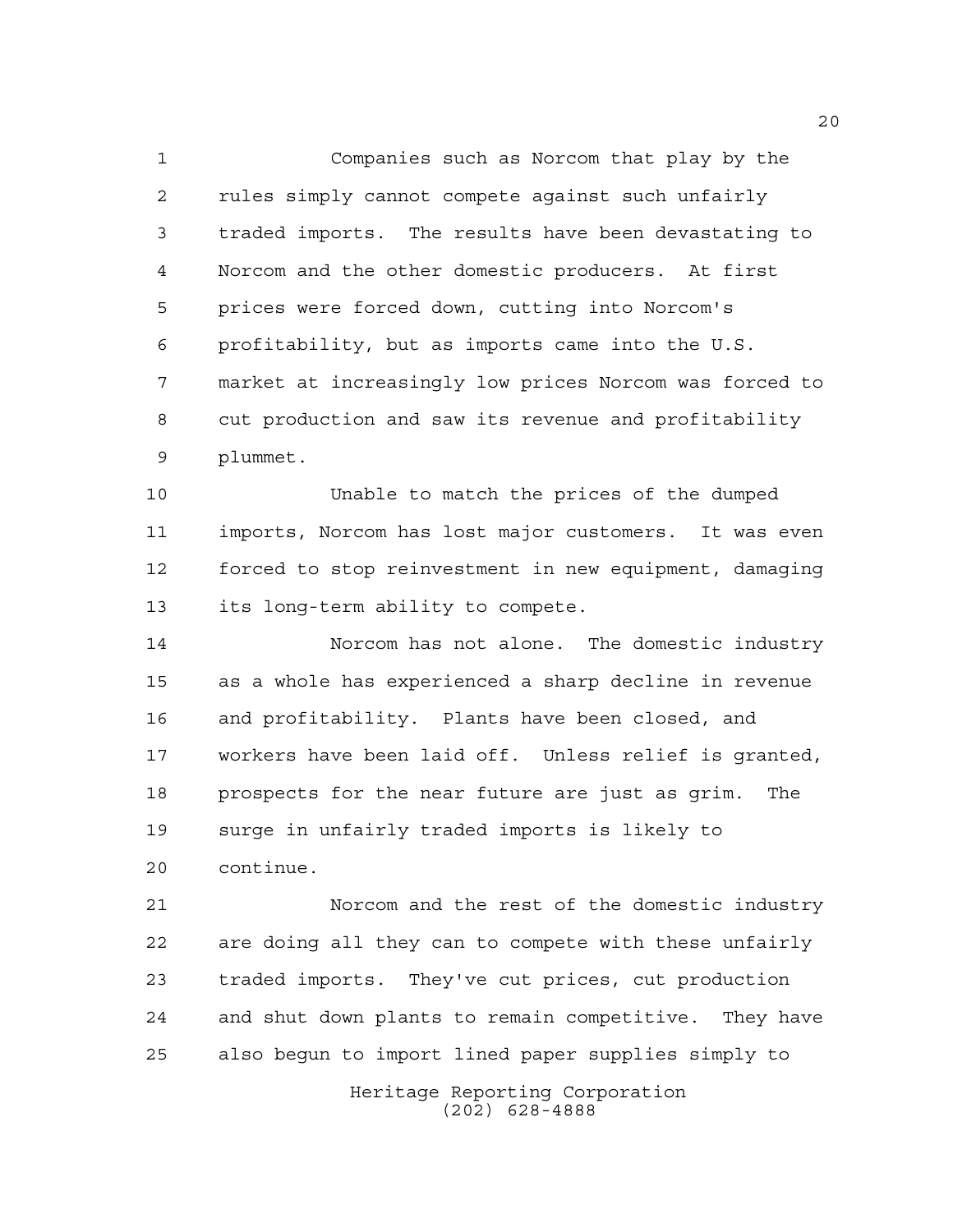Companies such as Norcom that play by the rules simply cannot compete against such unfairly traded imports. The results have been devastating to Norcom and the other domestic producers. At first prices were forced down, cutting into Norcom's profitability, but as imports came into the U.S. market at increasingly low prices Norcom was forced to cut production and saw its revenue and profitability plummet.

Unable to match the prices of the dumped imports, Norcom has lost major customers. It was even forced to stop reinvestment in new equipment, damaging its long-term ability to compete.

Norcom has not alone. The domestic industry as a whole has experienced a sharp decline in revenue and profitability. Plants have been closed, and workers have been laid off. Unless relief is granted, prospects for the near future are just as grim. The surge in unfairly traded imports is likely to continue.

Norcom and the rest of the domestic industry are doing all they can to compete with these unfairly traded imports. They've cut prices, cut production and shut down plants to remain competitive. They have also begun to import lined paper supplies simply to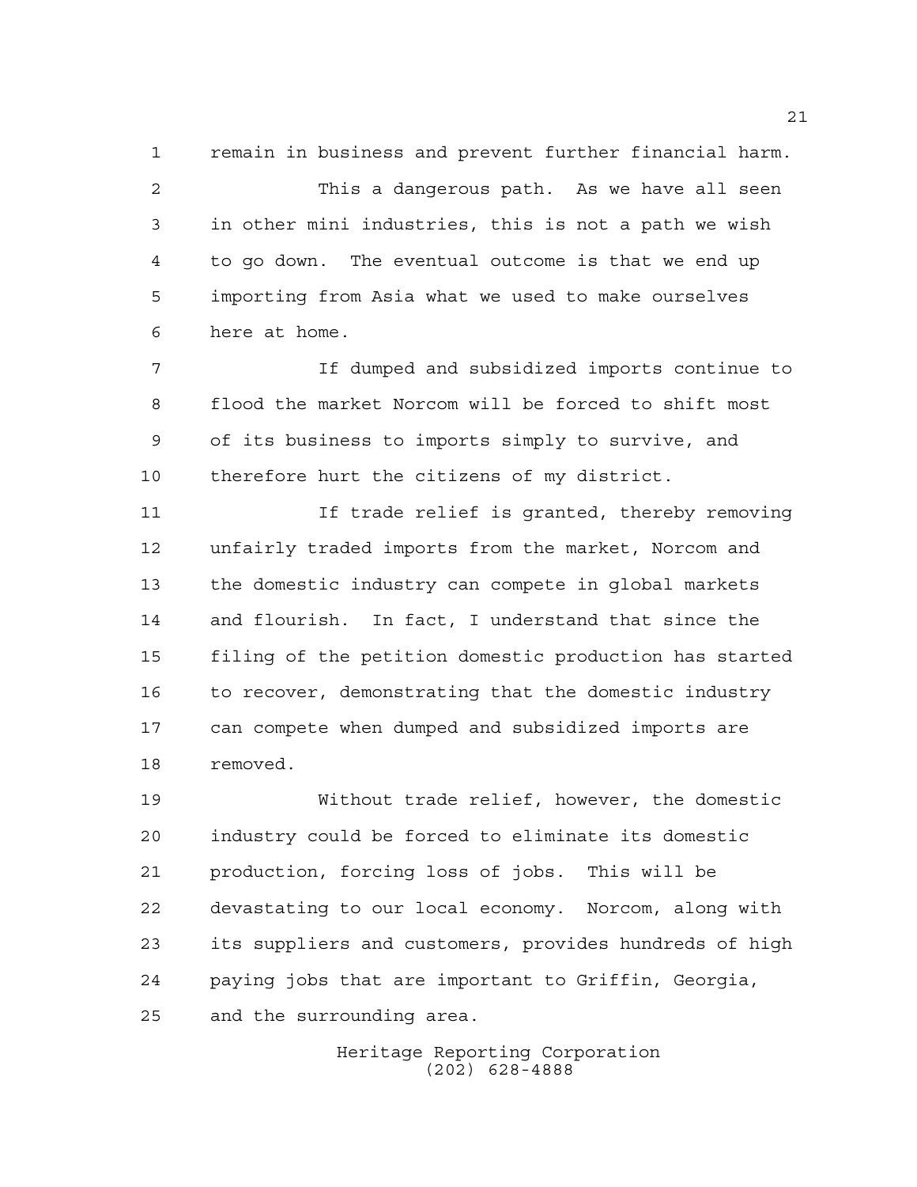remain in business and prevent further financial harm.

This a dangerous path. As we have all seen in other mini industries, this is not a path we wish to go down. The eventual outcome is that we end up importing from Asia what we used to make ourselves here at home.

If dumped and subsidized imports continue to flood the market Norcom will be forced to shift most of its business to imports simply to survive, and therefore hurt the citizens of my district.

If trade relief is granted, thereby removing unfairly traded imports from the market, Norcom and the domestic industry can compete in global markets and flourish. In fact, I understand that since the filing of the petition domestic production has started to recover, demonstrating that the domestic industry can compete when dumped and subsidized imports are removed.

Without trade relief, however, the domestic industry could be forced to eliminate its domestic production, forcing loss of jobs. This will be devastating to our local economy. Norcom, along with its suppliers and customers, provides hundreds of high paying jobs that are important to Griffin, Georgia, and the surrounding area.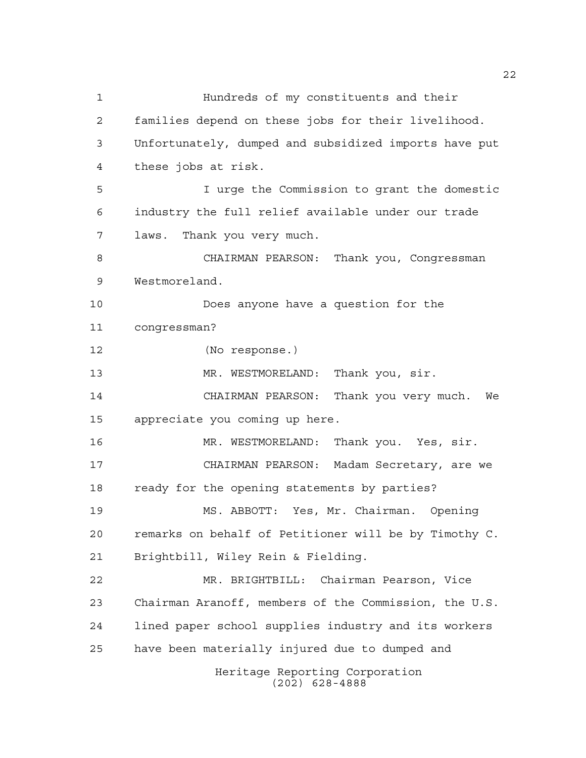Hundreds of my constituents and their families depend on these jobs for their livelihood. Unfortunately, dumped and subsidized imports have put these jobs at risk.

I urge the Commission to grant the domestic industry the full relief available under our trade laws. Thank you very much.

CHAIRMAN PEARSON: Thank you, Congressman Westmoreland.

Does anyone have a question for the congressman?

(No response.)

MR. WESTMORELAND: Thank you, sir.

CHAIRMAN PEARSON: Thank you very much. We appreciate you coming up here.

MR. WESTMORELAND: Thank you. Yes, sir.

CHAIRMAN PEARSON: Madam Secretary, are we ready for the opening statements by parties?

MS. ABBOTT: Yes, Mr. Chairman. Opening remarks on behalf of Petitioner will be by Timothy C. Brightbill, Wiley Rein & Fielding.

MR. BRIGHTBILL: Chairman Pearson, Vice Chairman Aranoff, members of the Commission, the U.S. lined paper school supplies industry and its workers have been materially injured due to dumped and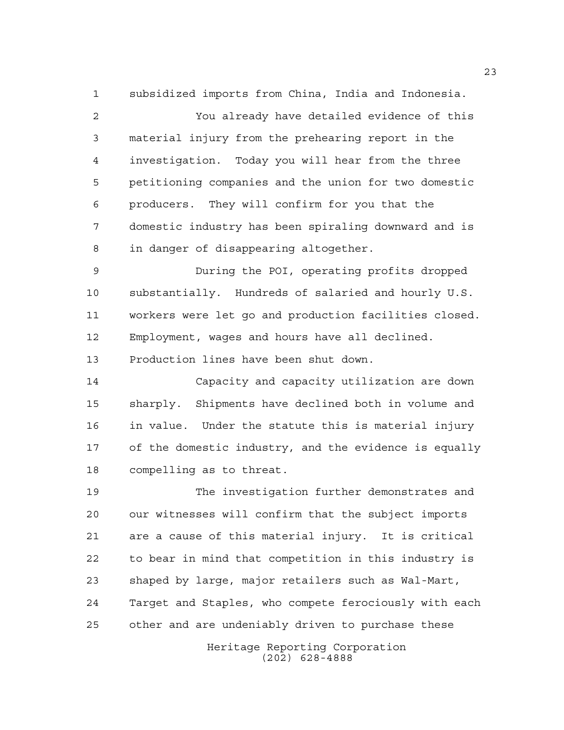subsidized imports from China, India and Indonesia.

You already have detailed evidence of this material injury from the prehearing report in the investigation. Today you will hear from the three petitioning companies and the union for two domestic producers. They will confirm for you that the domestic industry has been spiraling downward and is in danger of disappearing altogether.

During the POI, operating profits dropped substantially. Hundreds of salaried and hourly U.S. workers were let go and production facilities closed. Employment, wages and hours have all declined. Production lines have been shut down.

Capacity and capacity utilization are down sharply. Shipments have declined both in volume and in value. Under the statute this is material injury of the domestic industry, and the evidence is equally compelling as to threat.

The investigation further demonstrates and our witnesses will confirm that the subject imports are a cause of this material injury. It is critical to bear in mind that competition in this industry is shaped by large, major retailers such as Wal-Mart, Target and Staples, who compete ferociously with each other and are undeniably driven to purchase these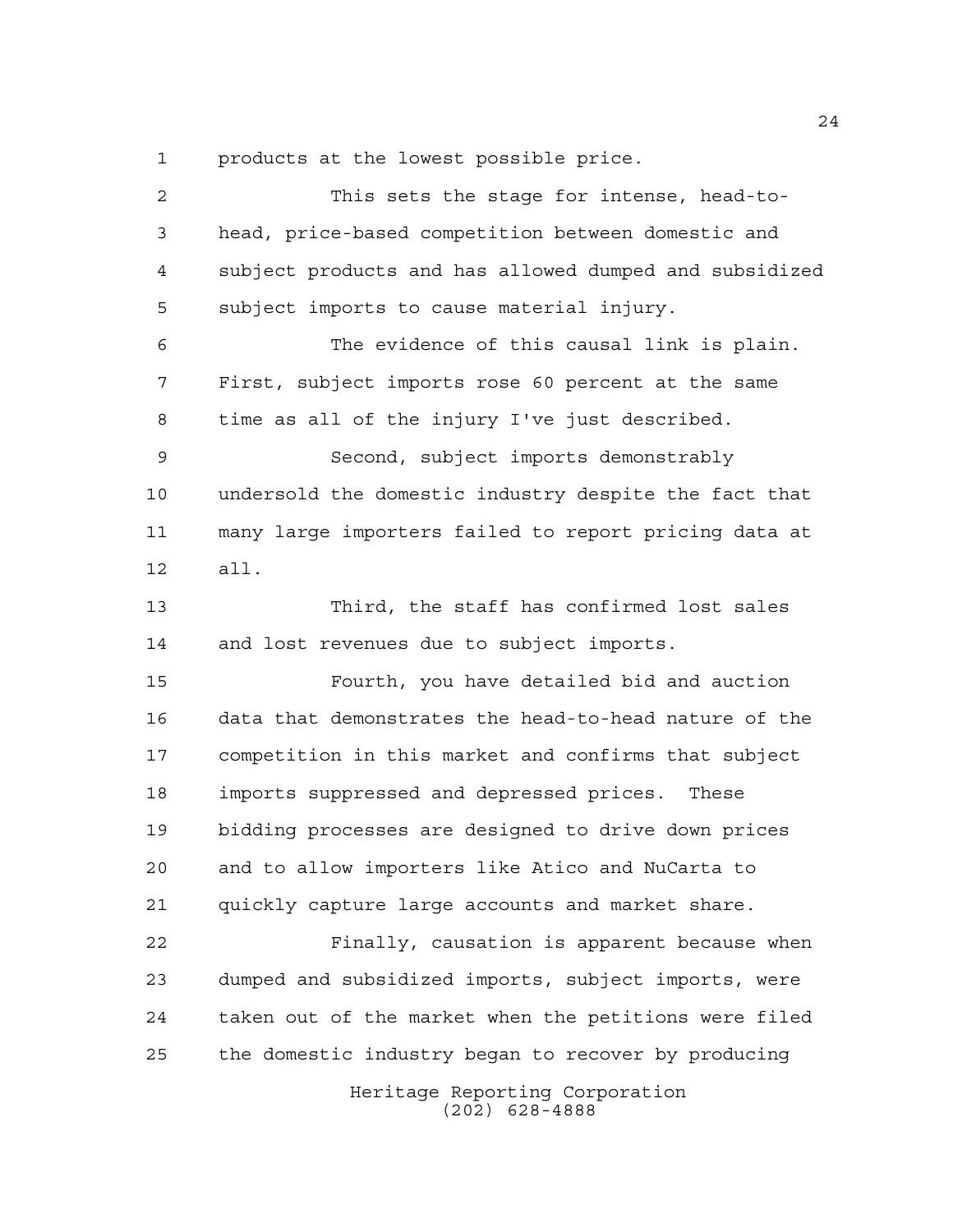products at the lowest possible price.

This sets the stage for intense, head-to-head, price-based competition between domestic and subject products and has allowed dumped and subsidized subject imports to cause material injury.

The evidence of this causal link is plain. First, subject imports rose 60 percent at the same time as all of the injury I've just described.

Second, subject imports demonstrably undersold the domestic industry despite the fact that many large importers failed to report pricing data at all.

Third, the staff has confirmed lost sales and lost revenues due to subject imports.

Fourth, you have detailed bid and auction data that demonstrates the head-to-head nature of the competition in this market and confirms that subject imports suppressed and depressed prices. These bidding processes are designed to drive down prices and to allow importers like Atico and NuCarta to quickly capture large accounts and market share.

Finally, causation is apparent because when dumped and subsidized imports, subject imports, were taken out of the market when the petitions were filed the domestic industry began to recover by producing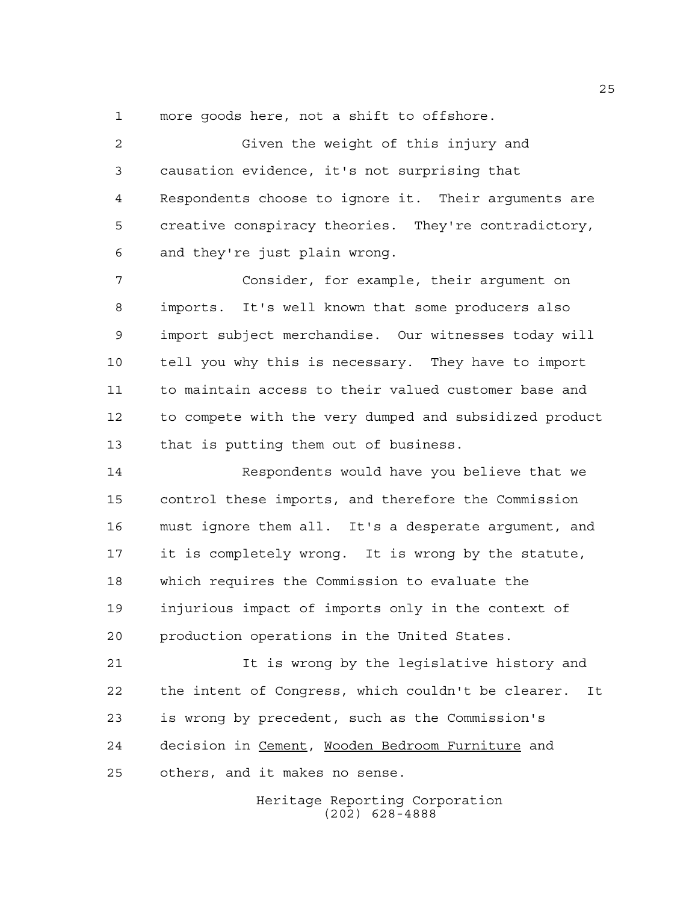more goods here, not a shift to offshore.

Given the weight of this injury and causation evidence, it's not surprising that Respondents choose to ignore it. Their arguments are creative conspiracy theories. They're contradictory, and they're just plain wrong.

Consider, for example, their argument on imports. It's well known that some producers also import subject merchandise. Our witnesses today will tell you why this is necessary. They have to import to maintain access to their valued customer base and to compete with the very dumped and subsidized product that is putting them out of business.

Respondents would have you believe that we control these imports, and therefore the Commission must ignore them all. It's a desperate argument, and it is completely wrong. It is wrong by the statute, which requires the Commission to evaluate the injurious impact of imports only in the context of production operations in the United States.

It is wrong by the legislative history and the intent of Congress, which couldn't be clearer. It is wrong by precedent, such as the Commission's decision in Cement, Wooden Bedroom Furniture and others, and it makes no sense.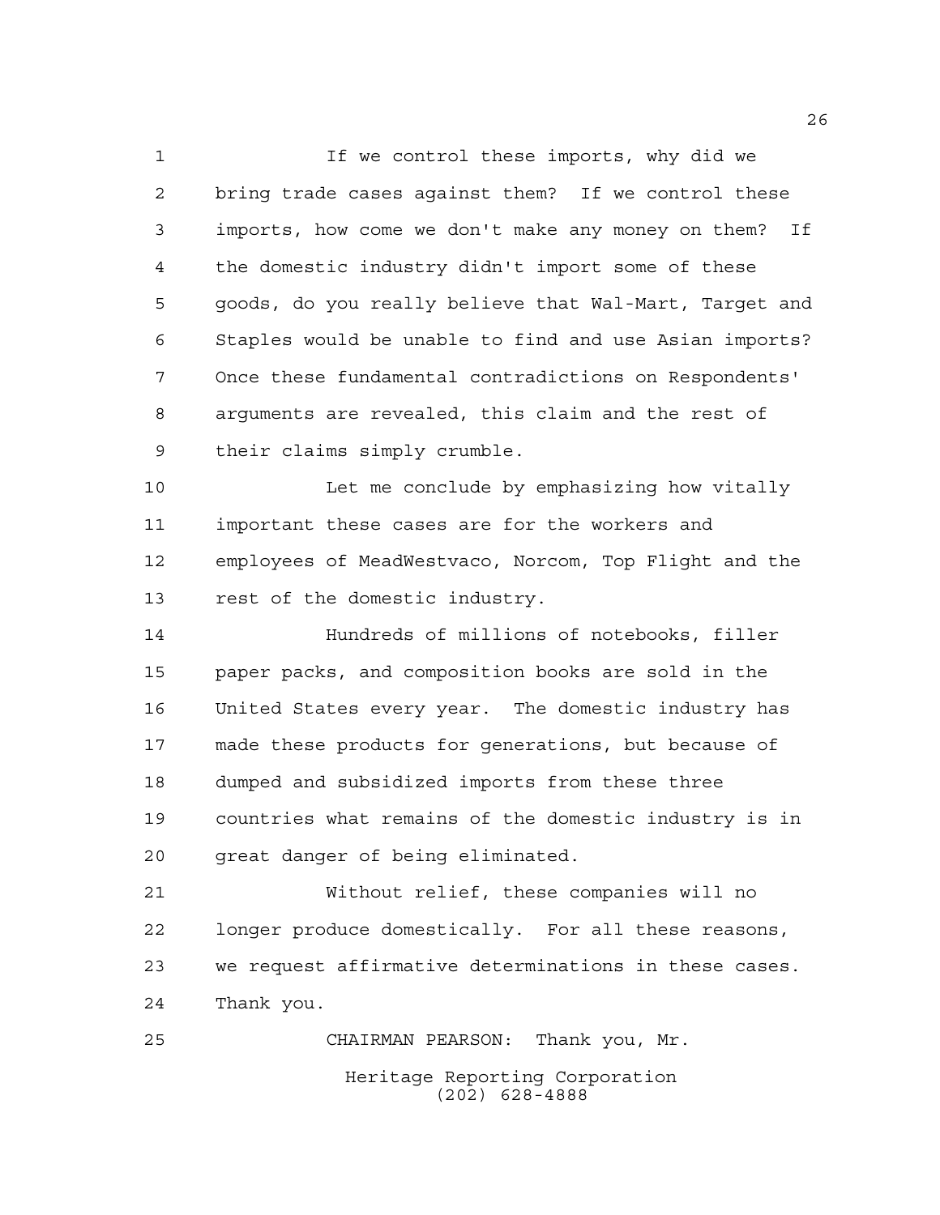If we control these imports, why did we bring trade cases against them? If we control these imports, how come we don't make any money on them? If the domestic industry didn't import some of these goods, do you really believe that Wal-Mart, Target and Staples would be unable to find and use Asian imports? Once these fundamental contradictions on Respondents' arguments are revealed, this claim and the rest of their claims simply crumble.

Let me conclude by emphasizing how vitally important these cases are for the workers and employees of MeadWestvaco, Norcom, Top Flight and the rest of the domestic industry.

Hundreds of millions of notebooks, filler paper packs, and composition books are sold in the United States every year. The domestic industry has made these products for generations, but because of dumped and subsidized imports from these three countries what remains of the domestic industry is in great danger of being eliminated.

Without relief, these companies will no longer produce domestically. For all these reasons, we request affirmative determinations in these cases. Thank you.

CHAIRMAN PEARSON: Thank you, Mr.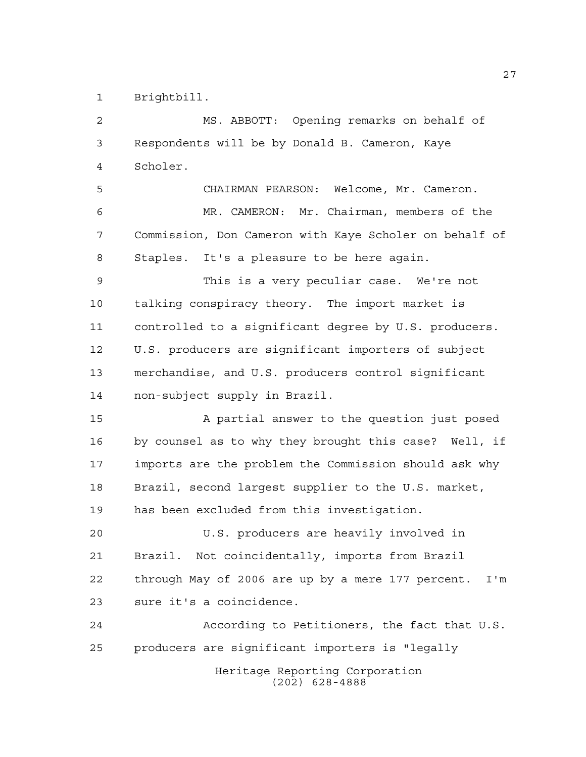Brightbill.

MS. ABBOTT: Opening remarks on behalf of Respondents will be by Donald B. Cameron, Kaye Scholer.

CHAIRMAN PEARSON: Welcome, Mr. Cameron.

MR. CAMERON: Mr. Chairman, members of the Commission, Don Cameron with Kaye Scholer on behalf of Staples. It's a pleasure to be here again.

This is a very peculiar case. We're not talking conspiracy theory. The import market is controlled to a significant degree by U.S. producers. U.S. producers are significant importers of subject merchandise, and U.S. producers control significant non-subject supply in Brazil.

A partial answer to the question just posed by counsel as to why they brought this case? Well, if imports are the problem the Commission should ask why Brazil, second largest supplier to the U.S. market, has been excluded from this investigation.

U.S. producers are heavily involved in Brazil. Not coincidentally, imports from Brazil through May of 2006 are up by a mere 177 percent. I'm sure it's a coincidence.

According to Petitioners, the fact that U.S. producers are significant importers is "legally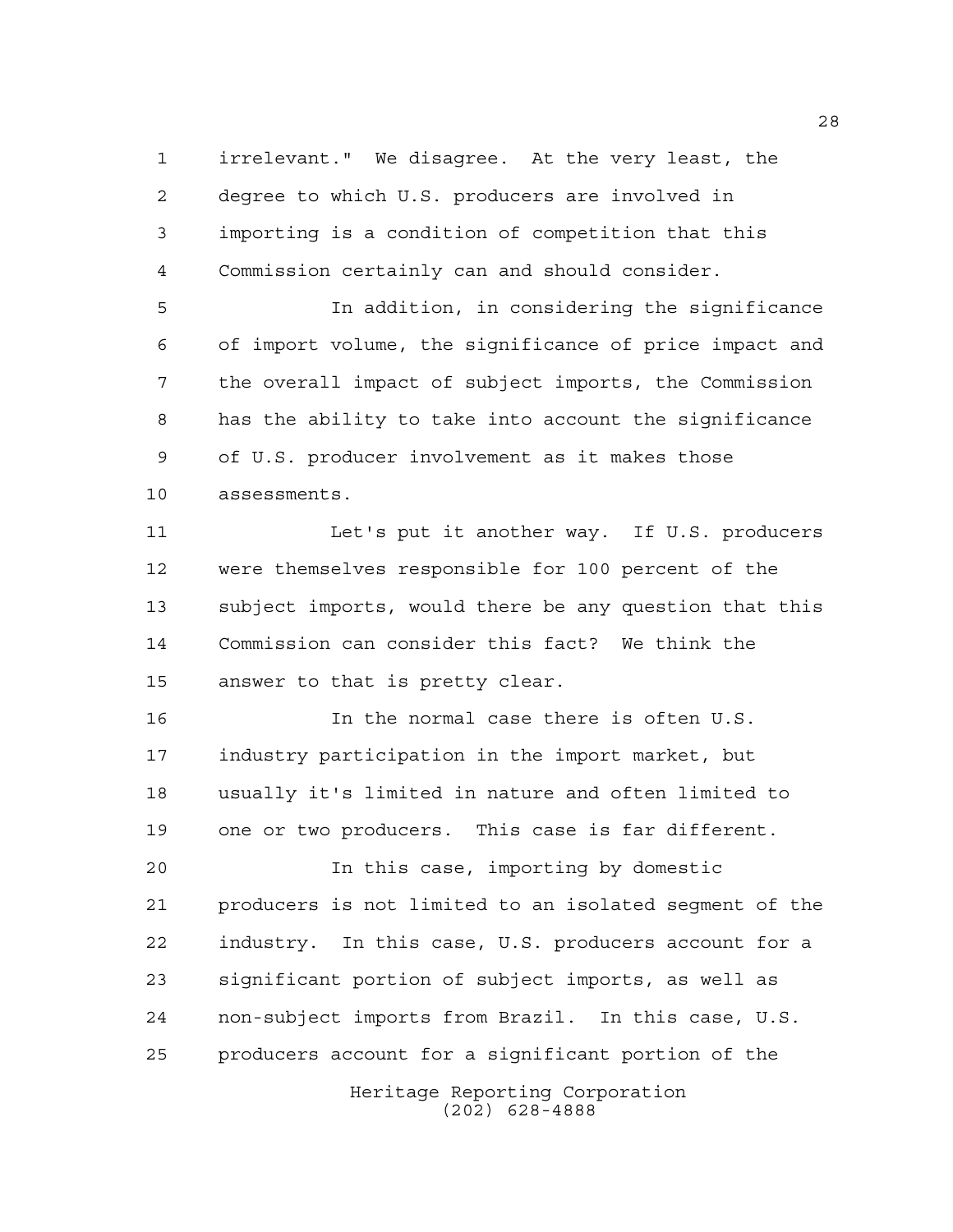irrelevant." We disagree. At the very least, the degree to which U.S. producers are involved in importing is a condition of competition that this Commission certainly can and should consider.

In addition, in considering the significance of import volume, the significance of price impact and the overall impact of subject imports, the Commission has the ability to take into account the significance of U.S. producer involvement as it makes those assessments.

Let's put it another way. If U.S. producers were themselves responsible for 100 percent of the subject imports, would there be any question that this Commission can consider this fact? We think the answer to that is pretty clear.

In the normal case there is often U.S. industry participation in the import market, but usually it's limited in nature and often limited to one or two producers. This case is far different.

In this case, importing by domestic producers is not limited to an isolated segment of the industry. In this case, U.S. producers account for a significant portion of subject imports, as well as non-subject imports from Brazil. In this case, U.S. producers account for a significant portion of the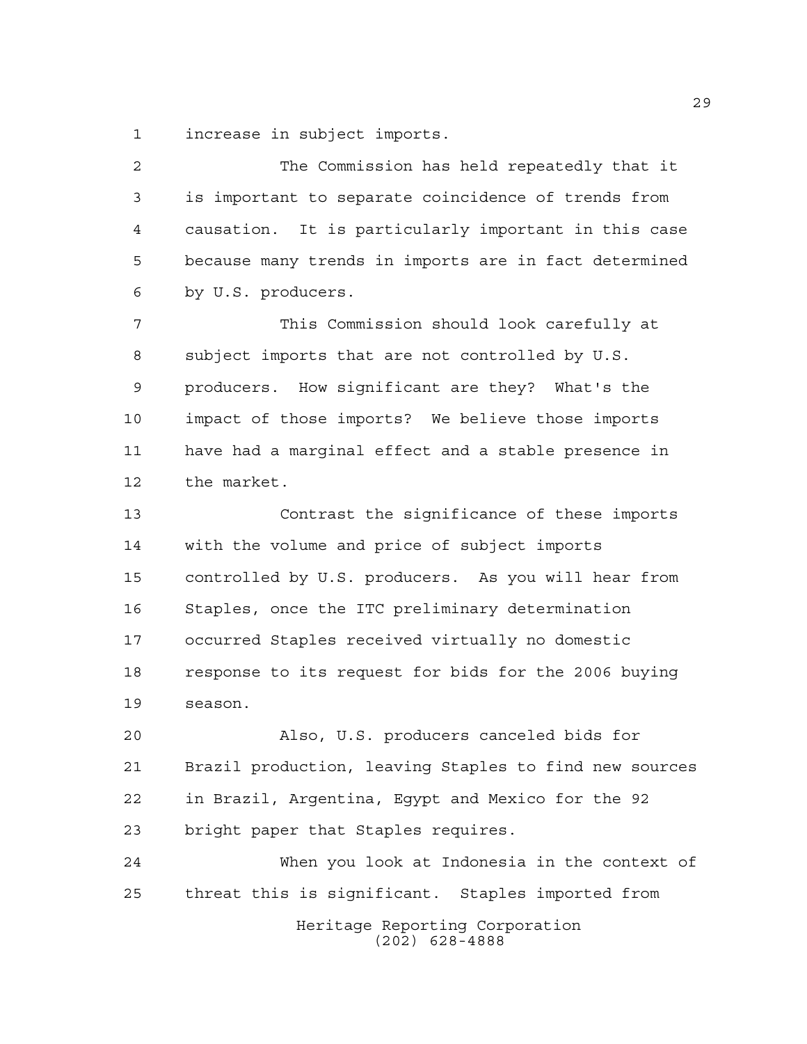increase in subject imports.

The Commission has held repeatedly that it is important to separate coincidence of trends from causation. It is particularly important in this case because many trends in imports are in fact determined by U.S. producers.

This Commission should look carefully at subject imports that are not controlled by U.S. producers. How significant are they? What's the impact of those imports? We believe those imports have had a marginal effect and a stable presence in the market.

Contrast the significance of these imports with the volume and price of subject imports controlled by U.S. producers. As you will hear from Staples, once the ITC preliminary determination occurred Staples received virtually no domestic response to its request for bids for the 2006 buying season.

Also, U.S. producers canceled bids for Brazil production, leaving Staples to find new sources in Brazil, Argentina, Egypt and Mexico for the 92 bright paper that Staples requires.

When you look at Indonesia in the context of threat this is significant. Staples imported from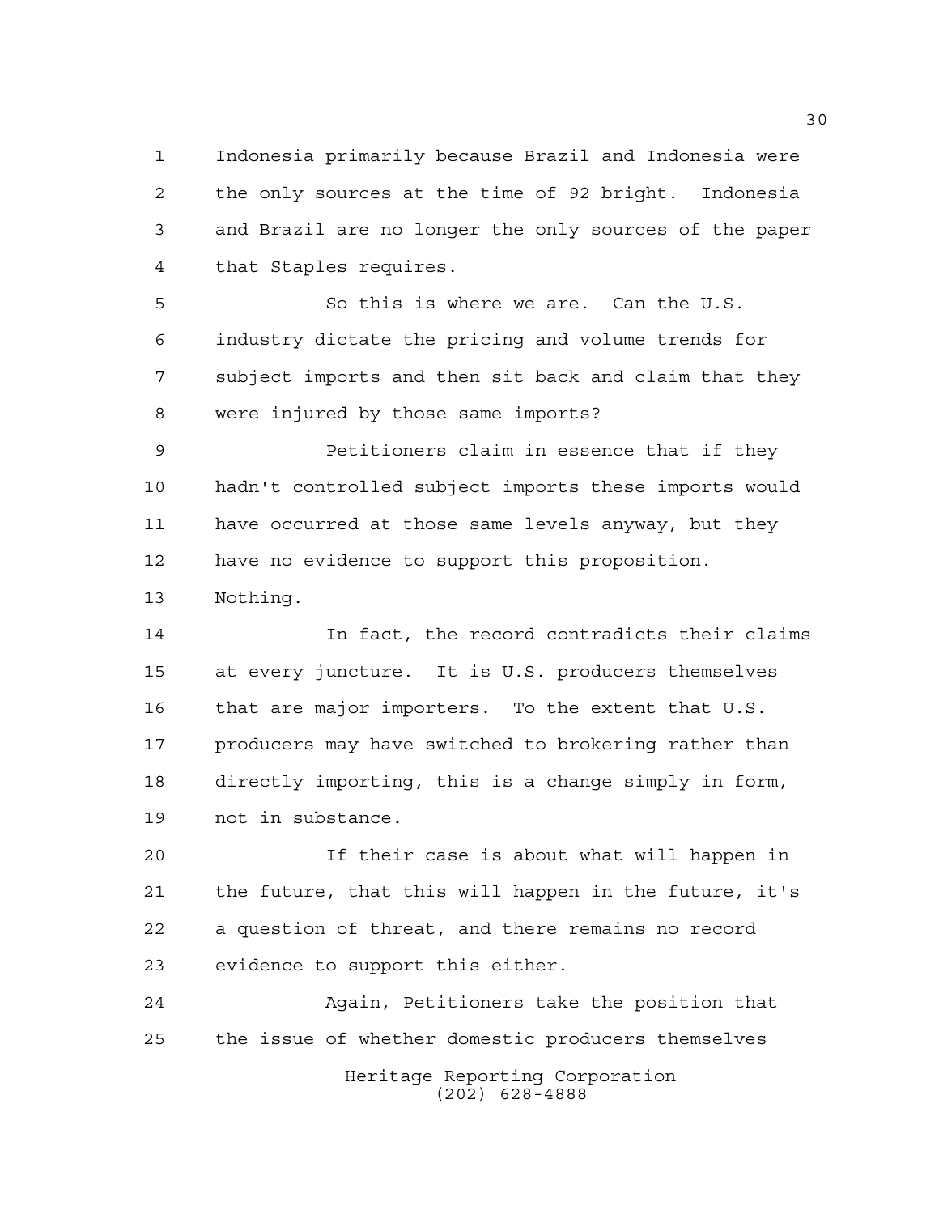Indonesia primarily because Brazil and Indonesia were the only sources at the time of 92 bright. Indonesia and Brazil are no longer the only sources of the paper that Staples requires.

So this is where we are. Can the U.S. industry dictate the pricing and volume trends for subject imports and then sit back and claim that they were injured by those same imports?

Petitioners claim in essence that if they hadn't controlled subject imports these imports would have occurred at those same levels anyway, but they have no evidence to support this proposition. Nothing.

In fact, the record contradicts their claims at every juncture. It is U.S. producers themselves that are major importers. To the extent that U.S. producers may have switched to brokering rather than directly importing, this is a change simply in form, not in substance.

If their case is about what will happen in the future, that this will happen in the future, it's a question of threat, and there remains no record evidence to support this either.

Again, Petitioners take the position that the issue of whether domestic producers themselves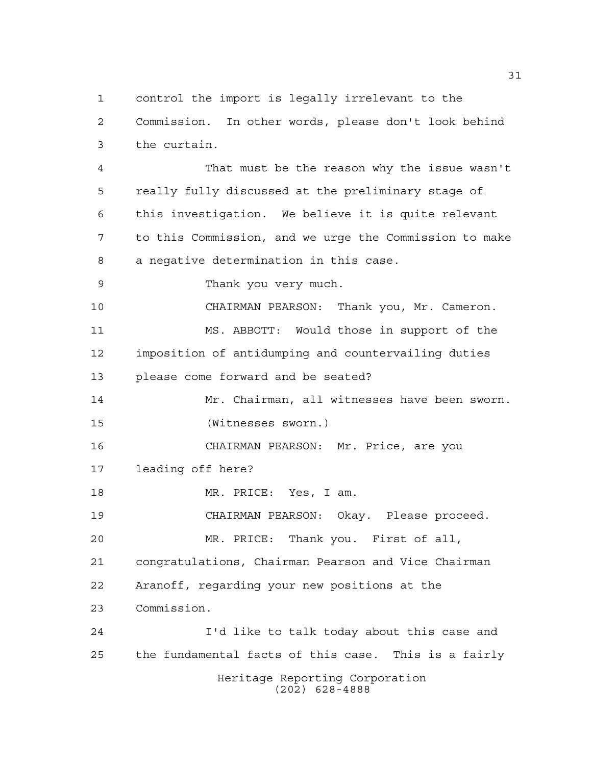control the import is legally irrelevant to the Commission. In other words, please don't look behind the curtain.

That must be the reason why the issue wasn't really fully discussed at the preliminary stage of this investigation. We believe it is quite relevant to this Commission, and we urge the Commission to make a negative determination in this case.

Thank you very much.

CHAIRMAN PEARSON: Thank you, Mr. Cameron.

MS. ABBOTT: Would those in support of the imposition of antidumping and countervailing duties please come forward and be seated?

Mr. Chairman, all witnesses have been sworn.

(Witnesses sworn.)

CHAIRMAN PEARSON: Mr. Price, are you leading off here?

MR. PRICE: Yes, I am.

CHAIRMAN PEARSON: Okay. Please proceed.

MR. PRICE: Thank you. First of all, congratulations, Chairman Pearson and Vice Chairman Aranoff, regarding your new positions at the Commission.

I'd like to talk today about this case and the fundamental facts of this case. This is a fairly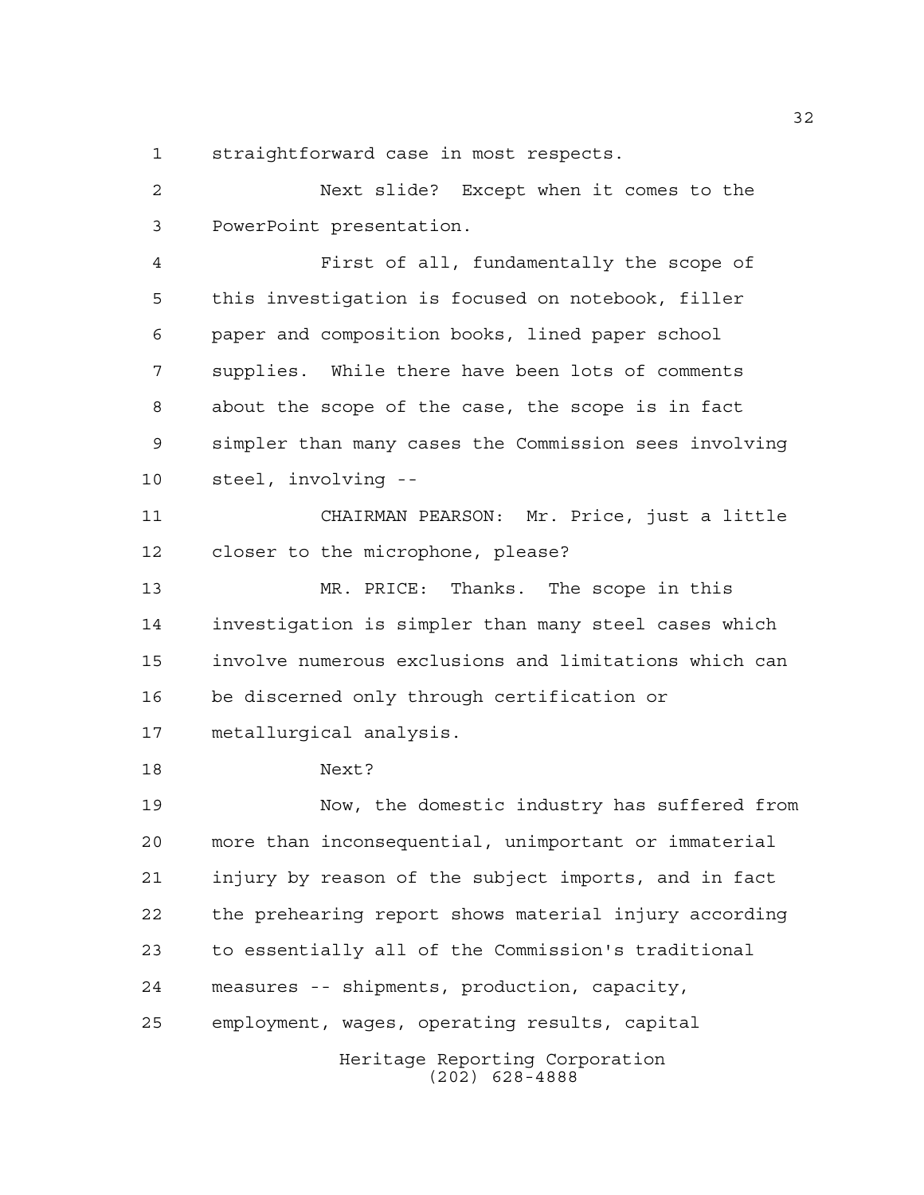straightforward case in most respects.

Next slide? Except when it comes to the PowerPoint presentation.

First of all, fundamentally the scope of this investigation is focused on notebook, filler paper and composition books, lined paper school supplies. While there have been lots of comments about the scope of the case, the scope is in fact simpler than many cases the Commission sees involving steel, involving --

CHAIRMAN PEARSON: Mr. Price, just a little closer to the microphone, please?

MR. PRICE: Thanks. The scope in this investigation is simpler than many steel cases which involve numerous exclusions and limitations which can be discerned only through certification or metallurgical analysis.

Next?

Now, the domestic industry has suffered from more than inconsequential, unimportant or immaterial injury by reason of the subject imports, and in fact the prehearing report shows material injury according to essentially all of the Commission's traditional measures -- shipments, production, capacity, employment, wages, operating results, capital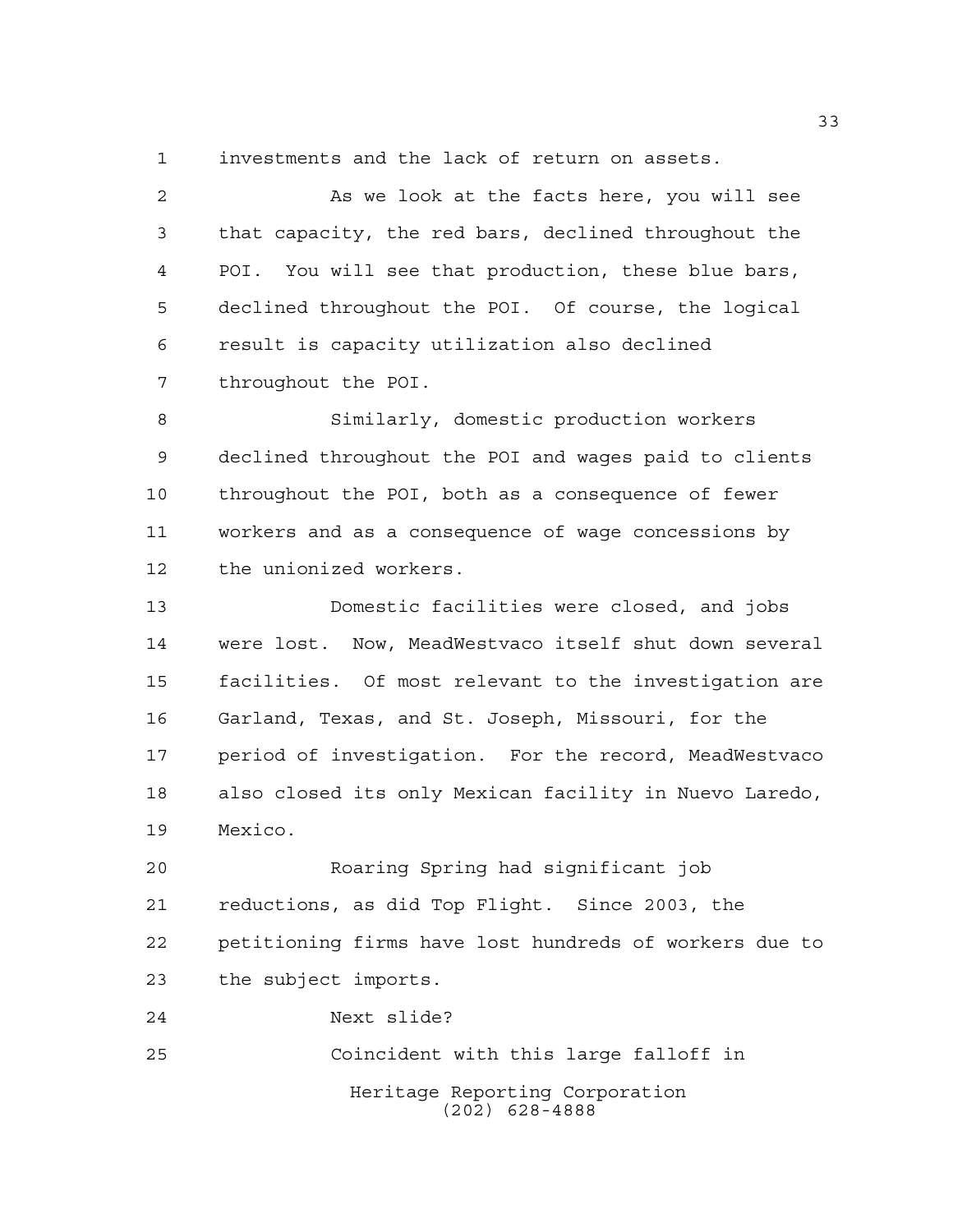investments and the lack of return on assets.

As we look at the facts here, you will see that capacity, the red bars, declined throughout the POI. You will see that production, these blue bars, declined throughout the POI. Of course, the logical result is capacity utilization also declined throughout the POI.

Similarly, domestic production workers declined throughout the POI and wages paid to clients throughout the POI, both as a consequence of fewer workers and as a consequence of wage concessions by the unionized workers.

Domestic facilities were closed, and jobs were lost. Now, MeadWestvaco itself shut down several facilities. Of most relevant to the investigation are Garland, Texas, and St. Joseph, Missouri, for the period of investigation. For the record, MeadWestvaco also closed its only Mexican facility in Nuevo Laredo, Mexico.

Roaring Spring had significant job reductions, as did Top Flight. Since 2003, the petitioning firms have lost hundreds of workers due to the subject imports.

Next slide?

Coincident with this large falloff in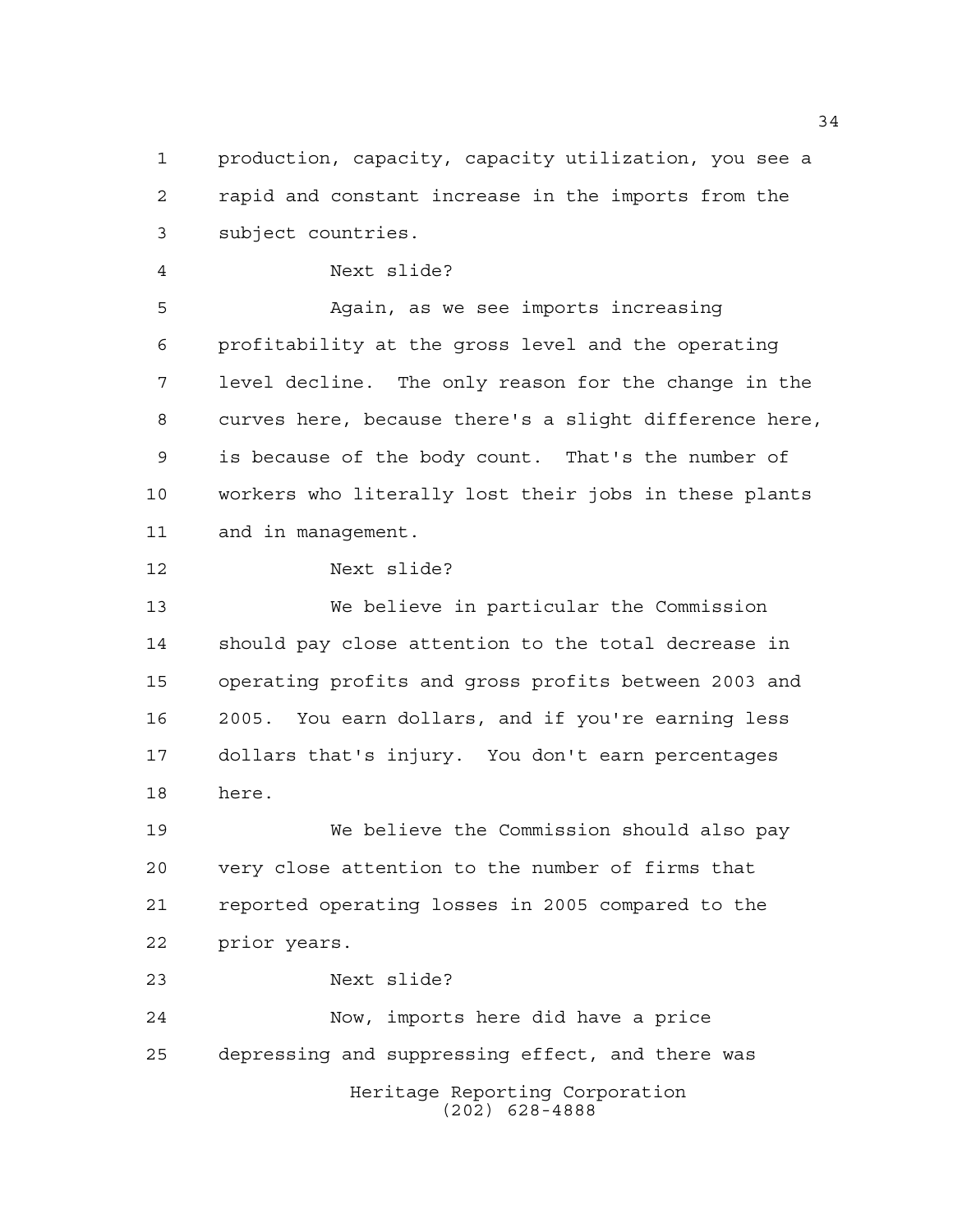production, capacity, capacity utilization, you see a rapid and constant increase in the imports from the subject countries.

Next slide?

Again, as we see imports increasing profitability at the gross level and the operating level decline. The only reason for the change in the curves here, because there's a slight difference here, is because of the body count. That's the number of workers who literally lost their jobs in these plants and in management.

Next slide?

We believe in particular the Commission should pay close attention to the total decrease in operating profits and gross profits between 2003 and 2005. You earn dollars, and if you're earning less dollars that's injury. You don't earn percentages here.

We believe the Commission should also pay very close attention to the number of firms that reported operating losses in 2005 compared to the prior years.

Next slide?

Now, imports here did have a price depressing and suppressing effect, and there was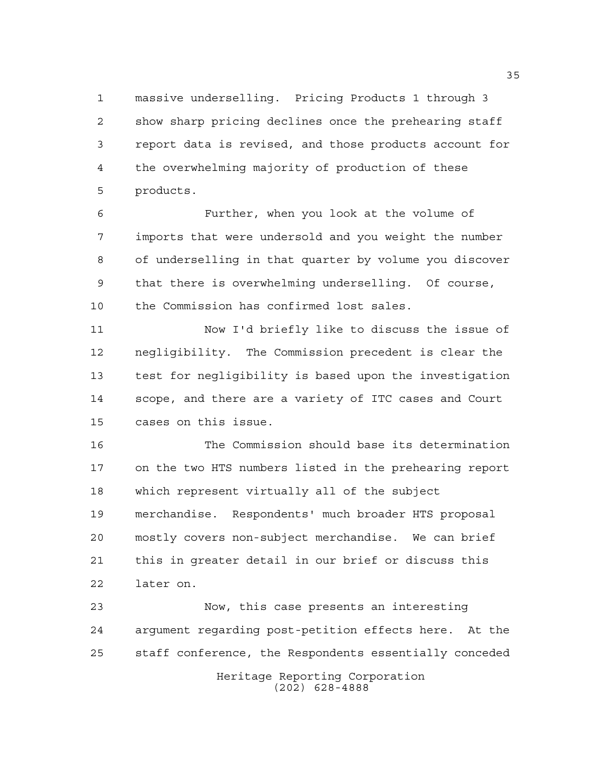massive underselling. Pricing Products 1 through 3 show sharp pricing declines once the prehearing staff report data is revised, and those products account for the overwhelming majority of production of these products.

Further, when you look at the volume of imports that were undersold and you weight the number of underselling in that quarter by volume you discover that there is overwhelming underselling. Of course, the Commission has confirmed lost sales.

Now I'd briefly like to discuss the issue of negligibility. The Commission precedent is clear the test for negligibility is based upon the investigation scope, and there are a variety of ITC cases and Court cases on this issue.

The Commission should base its determination on the two HTS numbers listed in the prehearing report which represent virtually all of the subject merchandise. Respondents' much broader HTS proposal mostly covers non-subject merchandise. We can brief this in greater detail in our brief or discuss this later on.

Now, this case presents an interesting argument regarding post-petition effects here. At the staff conference, the Respondents essentially conceded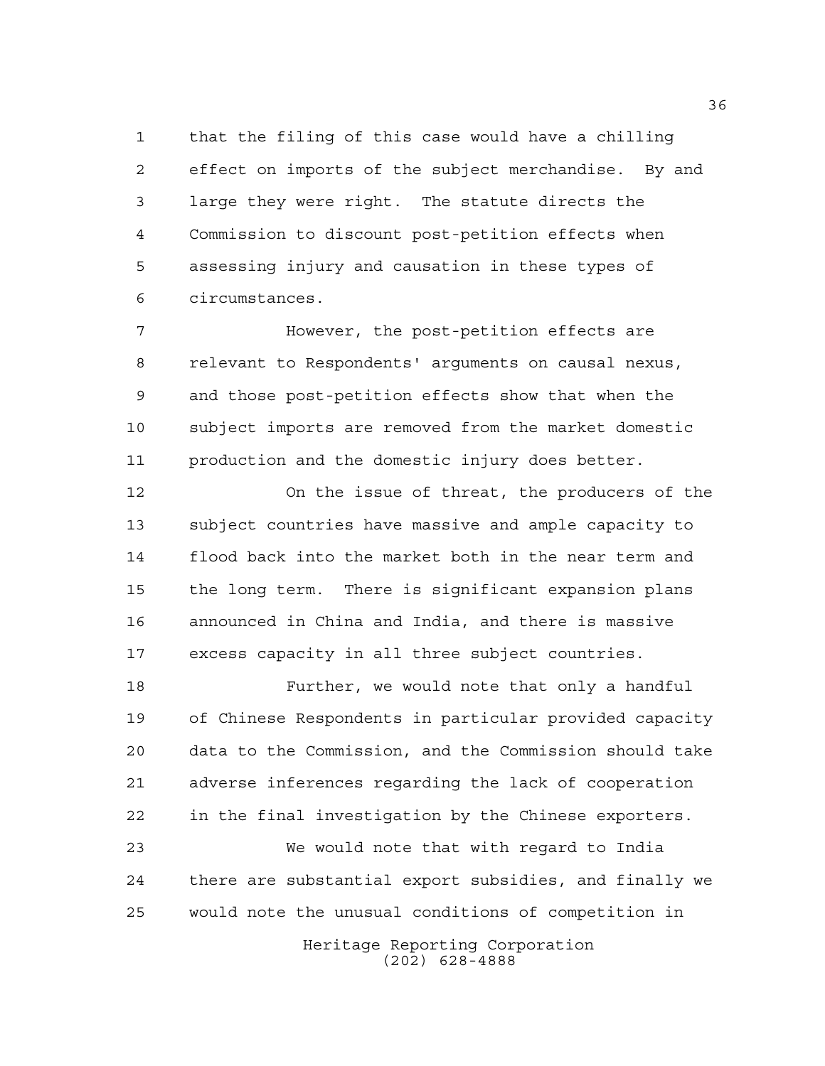that the filing of this case would have a chilling effect on imports of the subject merchandise. By and large they were right. The statute directs the Commission to discount post-petition effects when assessing injury and causation in these types of circumstances.

However, the post-petition effects are relevant to Respondents' arguments on causal nexus, and those post-petition effects show that when the subject imports are removed from the market domestic production and the domestic injury does better.

On the issue of threat, the producers of the subject countries have massive and ample capacity to flood back into the market both in the near term and the long term. There is significant expansion plans announced in China and India, and there is massive excess capacity in all three subject countries.

Further, we would note that only a handful of Chinese Respondents in particular provided capacity data to the Commission, and the Commission should take adverse inferences regarding the lack of cooperation in the final investigation by the Chinese exporters.

We would note that with regard to India there are substantial export subsidies, and finally we would note the unusual conditions of competition in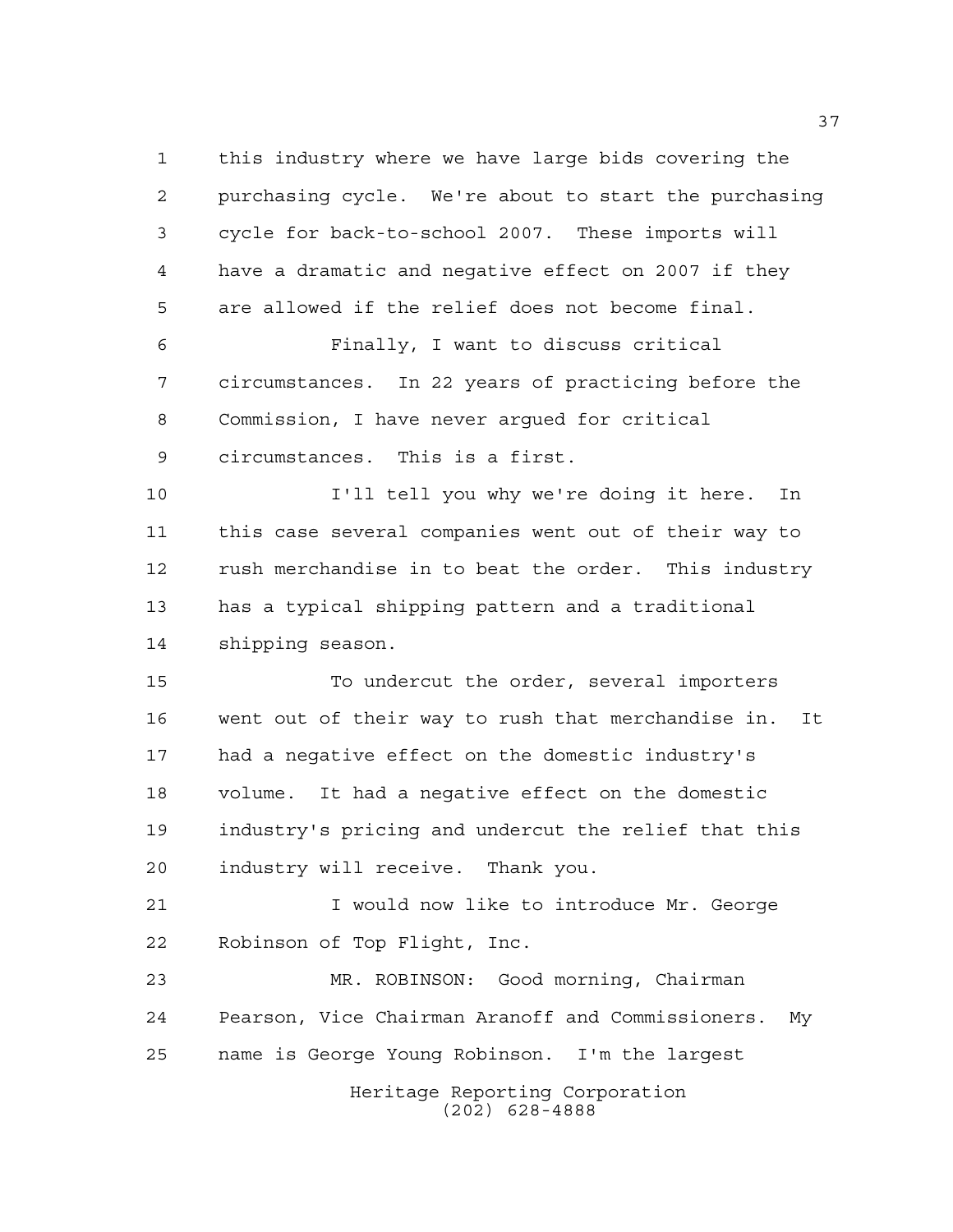this industry where we have large bids covering the purchasing cycle. We're about to start the purchasing cycle for back-to-school 2007. These imports will have a dramatic and negative effect on 2007 if they are allowed if the relief does not become final.

Finally, I want to discuss critical circumstances. In 22 years of practicing before the Commission, I have never argued for critical circumstances. This is a first.

I'll tell you why we're doing it here. In this case several companies went out of their way to rush merchandise in to beat the order. This industry has a typical shipping pattern and a traditional shipping season.

To undercut the order, several importers went out of their way to rush that merchandise in. It had a negative effect on the domestic industry's volume. It had a negative effect on the domestic industry's pricing and undercut the relief that this industry will receive. Thank you.

I would now like to introduce Mr. George Robinson of Top Flight, Inc.

MR. ROBINSON: Good morning, Chairman Pearson, Vice Chairman Aranoff and Commissioners. My name is George Young Robinson. I'm the largest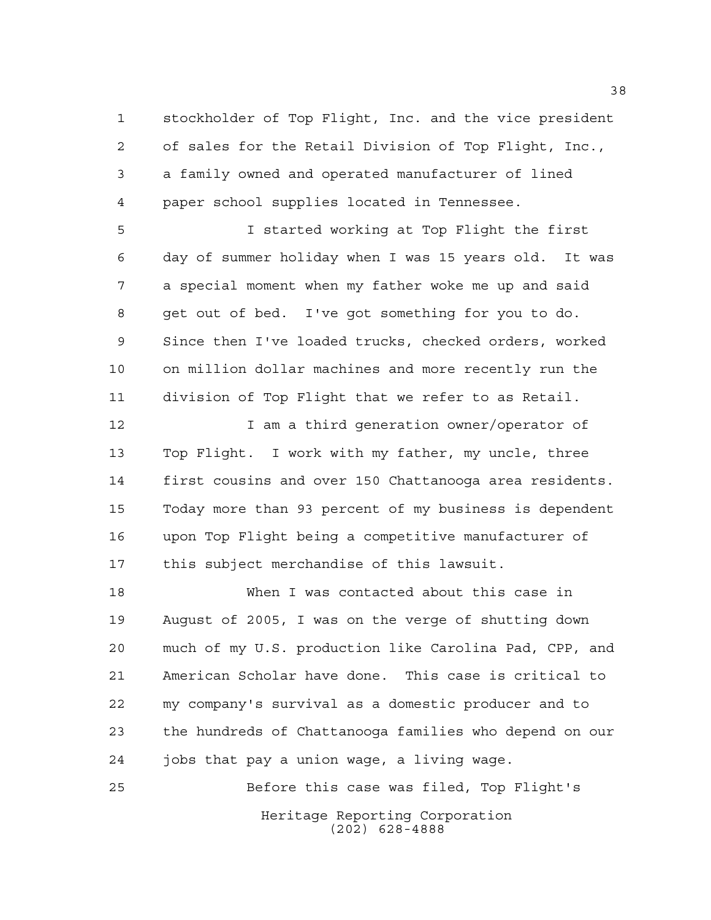stockholder of Top Flight, Inc. and the vice president of sales for the Retail Division of Top Flight, Inc., a family owned and operated manufacturer of lined paper school supplies located in Tennessee.

I started working at Top Flight the first day of summer holiday when I was 15 years old. It was a special moment when my father woke me up and said get out of bed. I've got something for you to do. Since then I've loaded trucks, checked orders, worked on million dollar machines and more recently run the division of Top Flight that we refer to as Retail.

I am a third generation owner/operator of Top Flight. I work with my father, my uncle, three first cousins and over 150 Chattanooga area residents. Today more than 93 percent of my business is dependent upon Top Flight being a competitive manufacturer of this subject merchandise of this lawsuit.

When I was contacted about this case in August of 2005, I was on the verge of shutting down much of my U.S. production like Carolina Pad, CPP, and American Scholar have done. This case is critical to my company's survival as a domestic producer and to the hundreds of Chattanooga families who depend on our jobs that pay a union wage, a living wage.

Before this case was filed, Top Flight's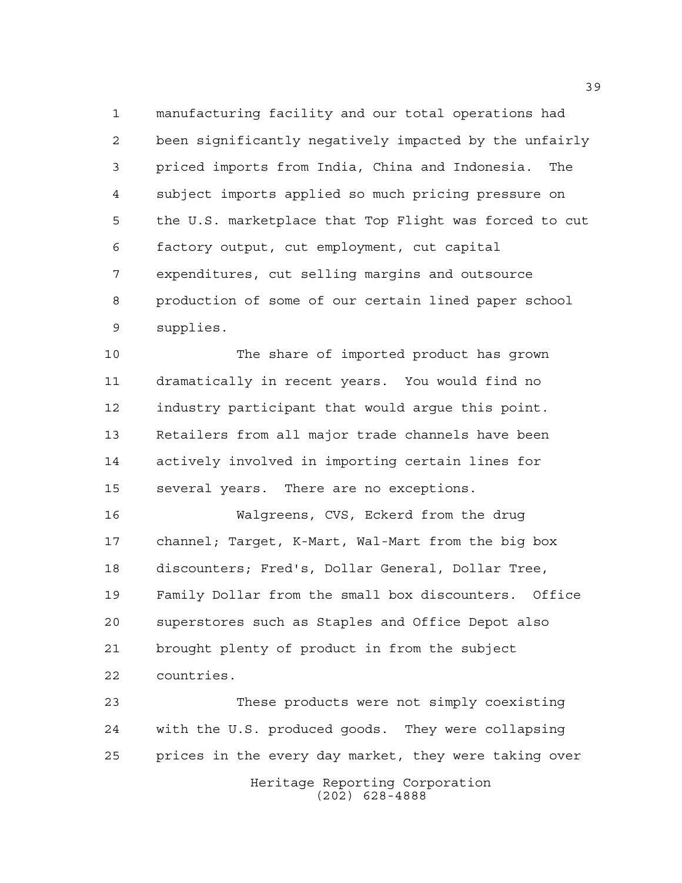manufacturing facility and our total operations had been significantly negatively impacted by the unfairly priced imports from India, China and Indonesia. The subject imports applied so much pricing pressure on the U.S. marketplace that Top Flight was forced to cut factory output, cut employment, cut capital expenditures, cut selling margins and outsource production of some of our certain lined paper school supplies.

The share of imported product has grown dramatically in recent years. You would find no industry participant that would argue this point. Retailers from all major trade channels have been actively involved in importing certain lines for several years. There are no exceptions.

Walgreens, CVS, Eckerd from the drug channel; Target, K-Mart, Wal-Mart from the big box discounters; Fred's, Dollar General, Dollar Tree, Family Dollar from the small box discounters. Office superstores such as Staples and Office Depot also brought plenty of product in from the subject countries.

These products were not simply coexisting with the U.S. produced goods. They were collapsing prices in the every day market, they were taking over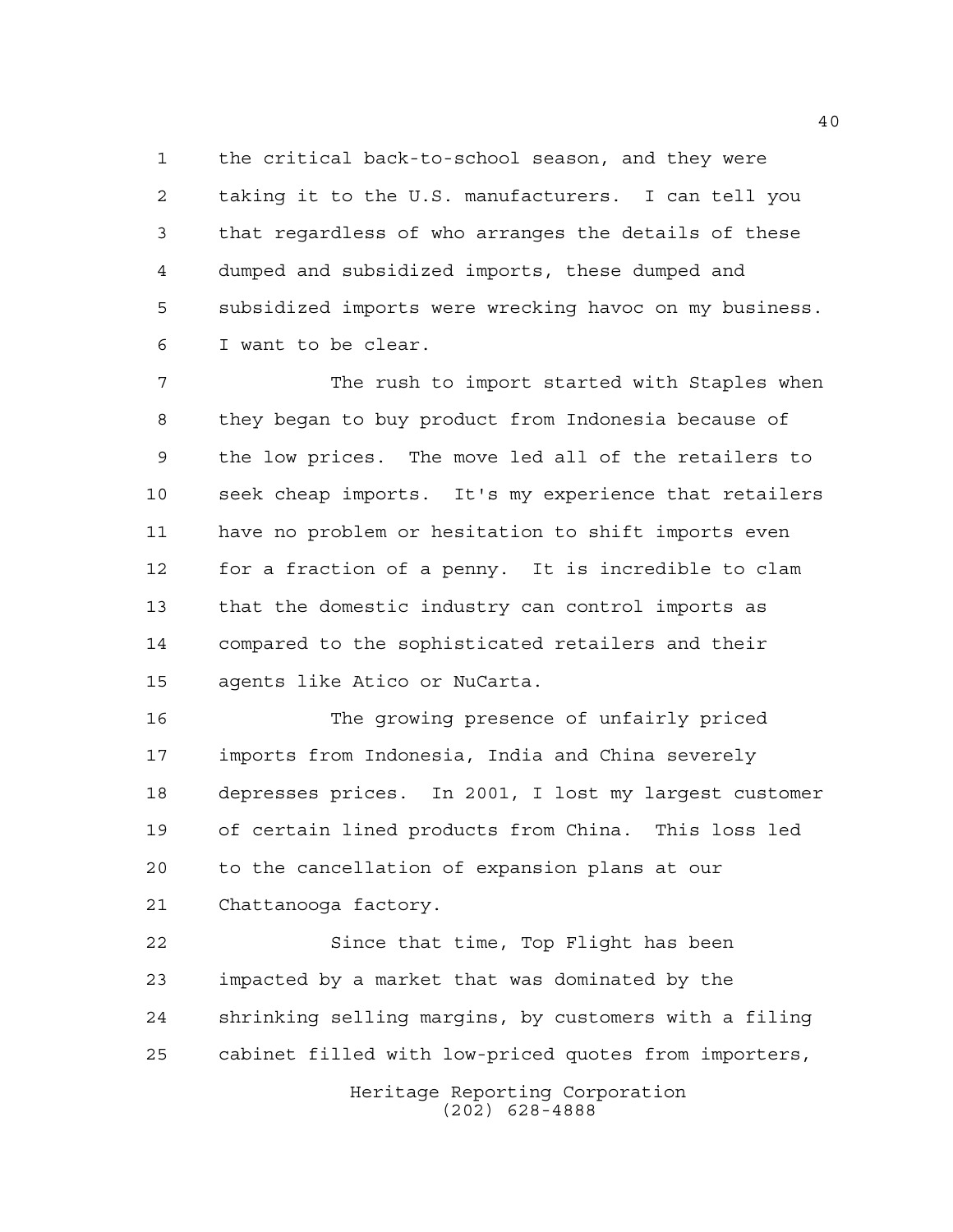the critical back-to-school season, and they were taking it to the U.S. manufacturers. I can tell you that regardless of who arranges the details of these dumped and subsidized imports, these dumped and subsidized imports were wrecking havoc on my business. I want to be clear.

The rush to import started with Staples when they began to buy product from Indonesia because of the low prices. The move led all of the retailers to seek cheap imports. It's my experience that retailers have no problem or hesitation to shift imports even for a fraction of a penny. It is incredible to clam that the domestic industry can control imports as compared to the sophisticated retailers and their agents like Atico or NuCarta.

The growing presence of unfairly priced imports from Indonesia, India and China severely depresses prices. In 2001, I lost my largest customer of certain lined products from China. This loss led to the cancellation of expansion plans at our Chattanooga factory.

Since that time, Top Flight has been impacted by a market that was dominated by the shrinking selling margins, by customers with a filing cabinet filled with low-priced quotes from importers,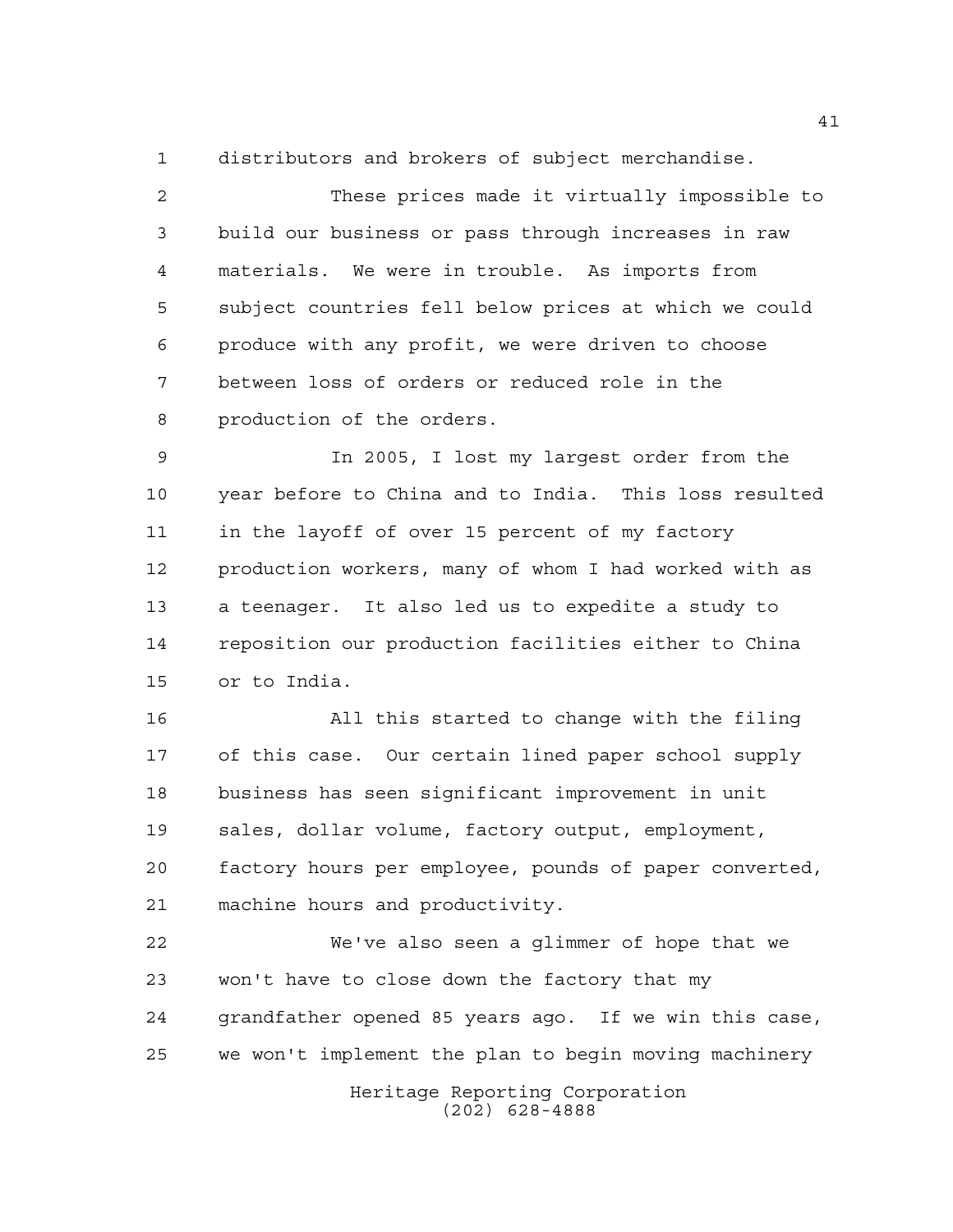distributors and brokers of subject merchandise.

These prices made it virtually impossible to build our business or pass through increases in raw materials. We were in trouble. As imports from subject countries fell below prices at which we could produce with any profit, we were driven to choose between loss of orders or reduced role in the production of the orders.

In 2005, I lost my largest order from the year before to China and to India. This loss resulted in the layoff of over 15 percent of my factory production workers, many of whom I had worked with as a teenager. It also led us to expedite a study to reposition our production facilities either to China or to India.

All this started to change with the filing of this case. Our certain lined paper school supply business has seen significant improvement in unit sales, dollar volume, factory output, employment, factory hours per employee, pounds of paper converted, machine hours and productivity.

We've also seen a glimmer of hope that we won't have to close down the factory that my grandfather opened 85 years ago. If we win this case, we won't implement the plan to begin moving machinery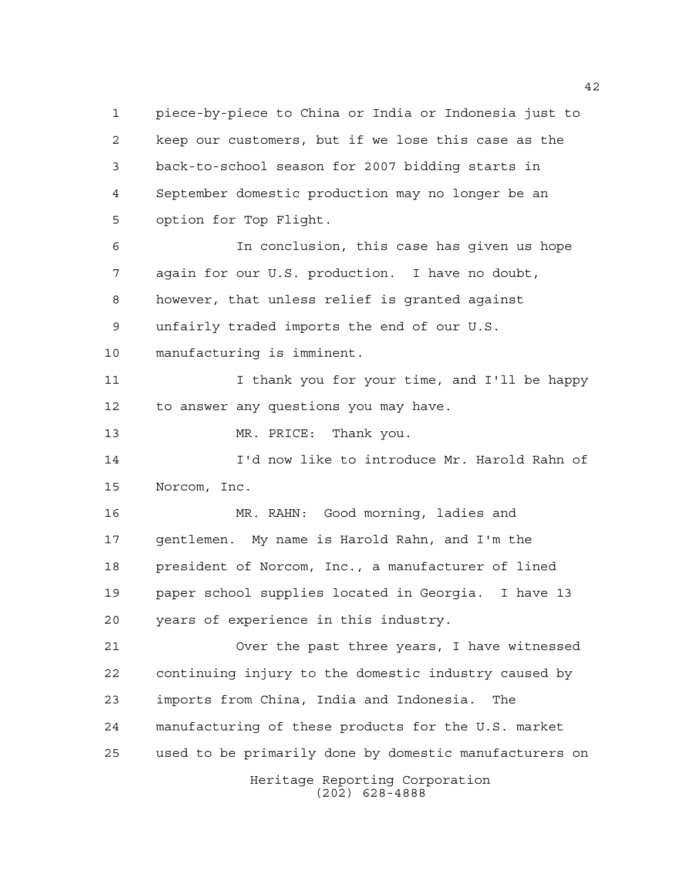piece-by-piece to China or India or Indonesia just to keep our customers, but if we lose this case as the back-to-school season for 2007 bidding starts in September domestic production may no longer be an option for Top Flight.

In conclusion, this case has given us hope again for our U.S. production. I have no doubt, however, that unless relief is granted against unfairly traded imports the end of our U.S. manufacturing is imminent.

I thank you for your time, and I'll be happy to answer any questions you may have.

MR. PRICE: Thank you.

I'd now like to introduce Mr. Harold Rahn of Norcom, Inc.

MR. RAHN: Good morning, ladies and gentlemen. My name is Harold Rahn, and I'm the president of Norcom, Inc., a manufacturer of lined paper school supplies located in Georgia. I have 13 years of experience in this industry.

Over the past three years, I have witnessed continuing injury to the domestic industry caused by imports from China, India and Indonesia. The manufacturing of these products for the U.S. market used to be primarily done by domestic manufacturers on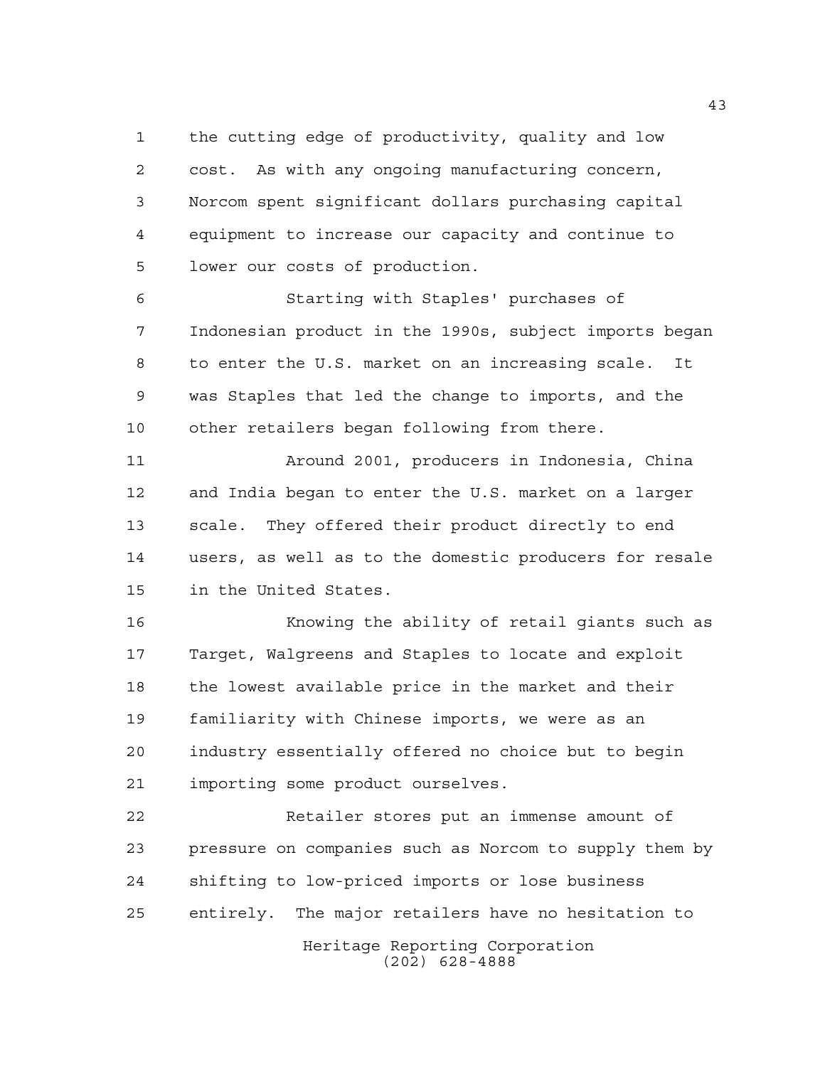the cutting edge of productivity, quality and low cost. As with any ongoing manufacturing concern, Norcom spent significant dollars purchasing capital equipment to increase our capacity and continue to lower our costs of production.

Starting with Staples' purchases of Indonesian product in the 1990s, subject imports began to enter the U.S. market on an increasing scale. It was Staples that led the change to imports, and the other retailers began following from there.

Around 2001, producers in Indonesia, China and India began to enter the U.S. market on a larger scale. They offered their product directly to end users, as well as to the domestic producers for resale in the United States.

Knowing the ability of retail giants such as Target, Walgreens and Staples to locate and exploit the lowest available price in the market and their familiarity with Chinese imports, we were as an industry essentially offered no choice but to begin importing some product ourselves.

Retailer stores put an immense amount of pressure on companies such as Norcom to supply them by shifting to low-priced imports or lose business entirely. The major retailers have no hesitation to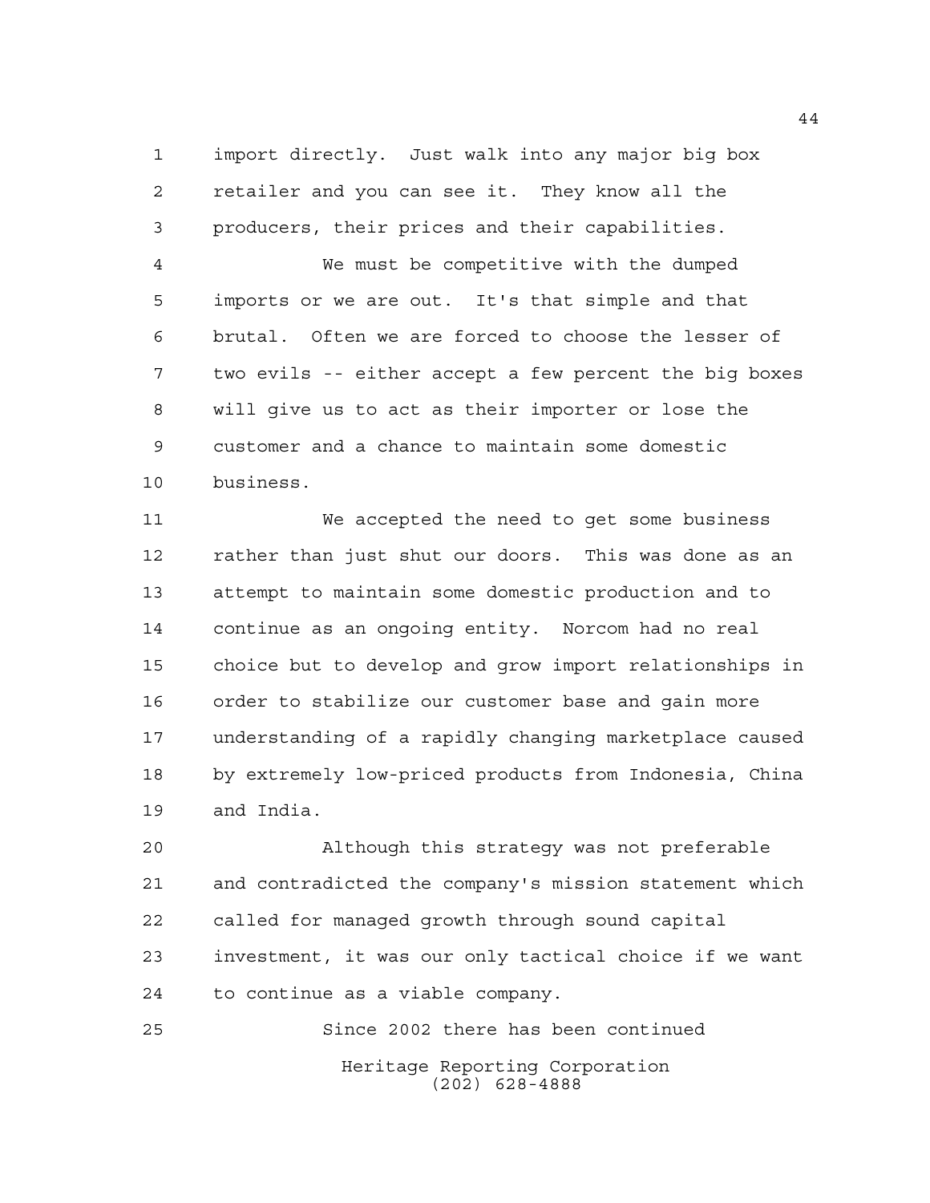import directly. Just walk into any major big box retailer and you can see it. They know all the producers, their prices and their capabilities.

We must be competitive with the dumped imports or we are out. It's that simple and that brutal. Often we are forced to choose the lesser of two evils -- either accept a few percent the big boxes will give us to act as their importer or lose the customer and a chance to maintain some domestic business.

We accepted the need to get some business rather than just shut our doors. This was done as an attempt to maintain some domestic production and to continue as an ongoing entity. Norcom had no real choice but to develop and grow import relationships in order to stabilize our customer base and gain more understanding of a rapidly changing marketplace caused by extremely low-priced products from Indonesia, China and India.

Although this strategy was not preferable and contradicted the company's mission statement which called for managed growth through sound capital investment, it was our only tactical choice if we want to continue as a viable company.

Since 2002 there has been continued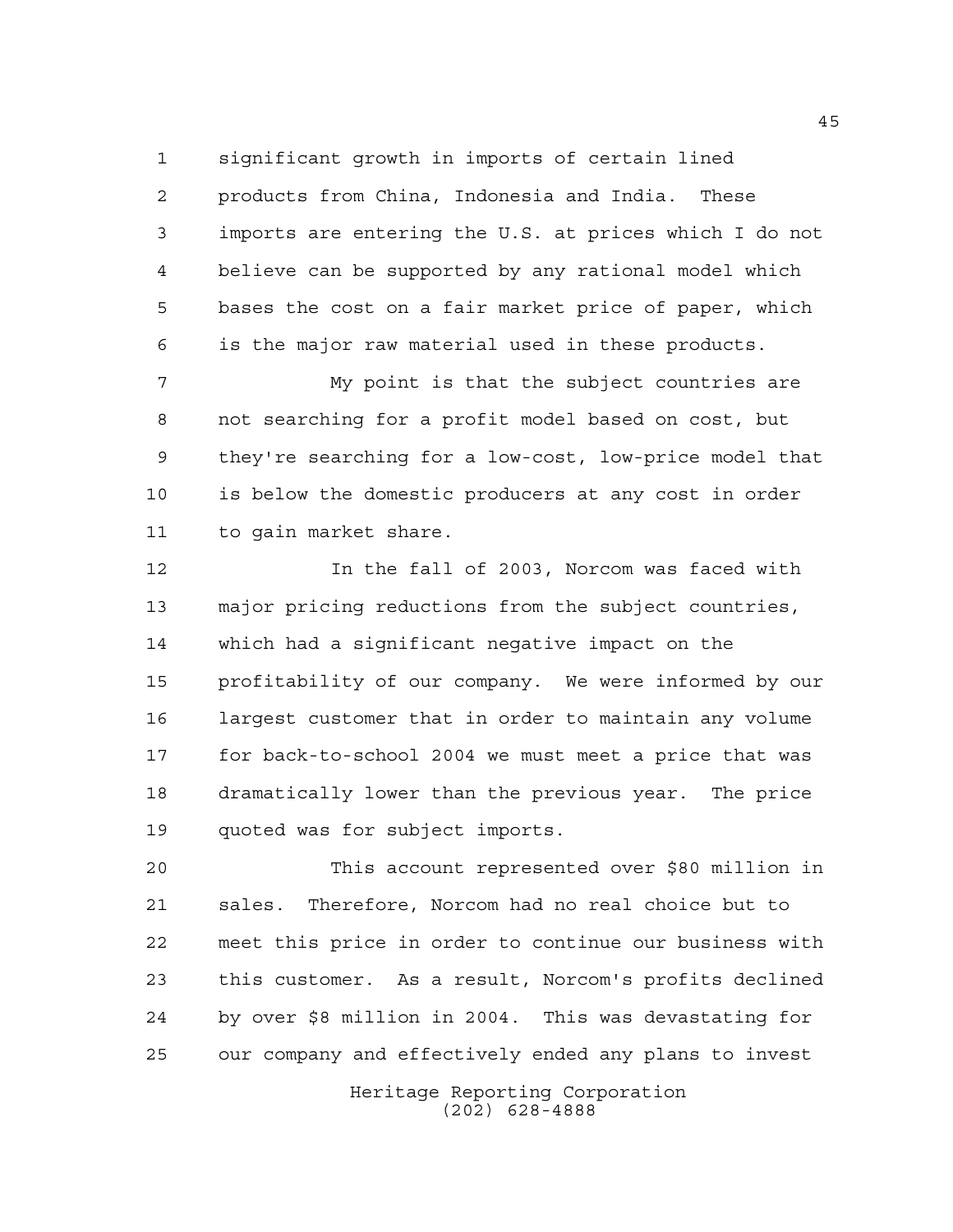significant growth in imports of certain lined products from China, Indonesia and India. These imports are entering the U.S. at prices which I do not believe can be supported by any rational model which bases the cost on a fair market price of paper, which is the major raw material used in these products.

My point is that the subject countries are not searching for a profit model based on cost, but they're searching for a low-cost, low-price model that is below the domestic producers at any cost in order to gain market share.

In the fall of 2003, Norcom was faced with major pricing reductions from the subject countries, which had a significant negative impact on the profitability of our company. We were informed by our largest customer that in order to maintain any volume for back-to-school 2004 we must meet a price that was dramatically lower than the previous year. The price quoted was for subject imports.

This account represented over $80 million in sales. Therefore, Norcom had no real choice but to meet this price in order to continue our business with this customer. As a result, Norcom's profits declined by over $8 million in 2004. This was devastating for our company and effectively ended any plans to invest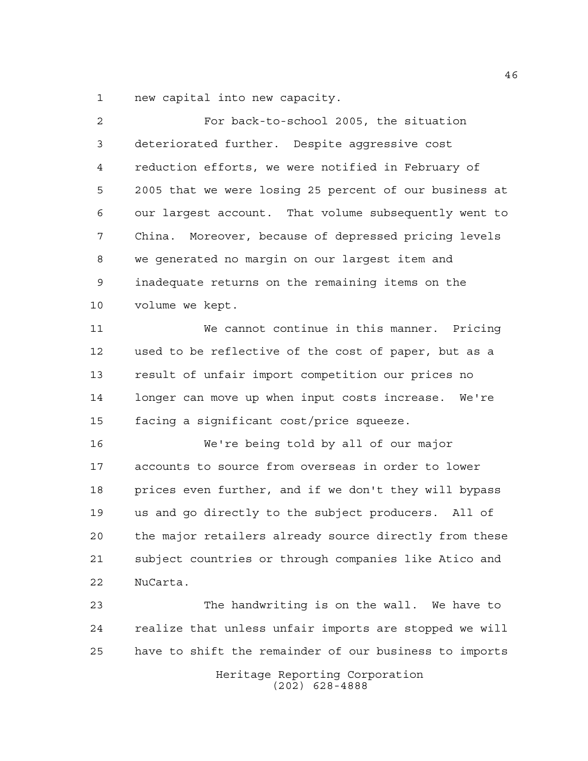new capital into new capacity.

For back-to-school 2005, the situation deteriorated further. Despite aggressive cost reduction efforts, we were notified in February of 2005 that we were losing 25 percent of our business at our largest account. That volume subsequently went to China. Moreover, because of depressed pricing levels we generated no margin on our largest item and inadequate returns on the remaining items on the volume we kept.

We cannot continue in this manner. Pricing used to be reflective of the cost of paper, but as a result of unfair import competition our prices no longer can move up when input costs increase. We're facing a significant cost/price squeeze.

We're being told by all of our major accounts to source from overseas in order to lower prices even further, and if we don't they will bypass us and go directly to the subject producers. All of the major retailers already source directly from these subject countries or through companies like Atico and NuCarta.

The handwriting is on the wall. We have to realize that unless unfair imports are stopped we will have to shift the remainder of our business to imports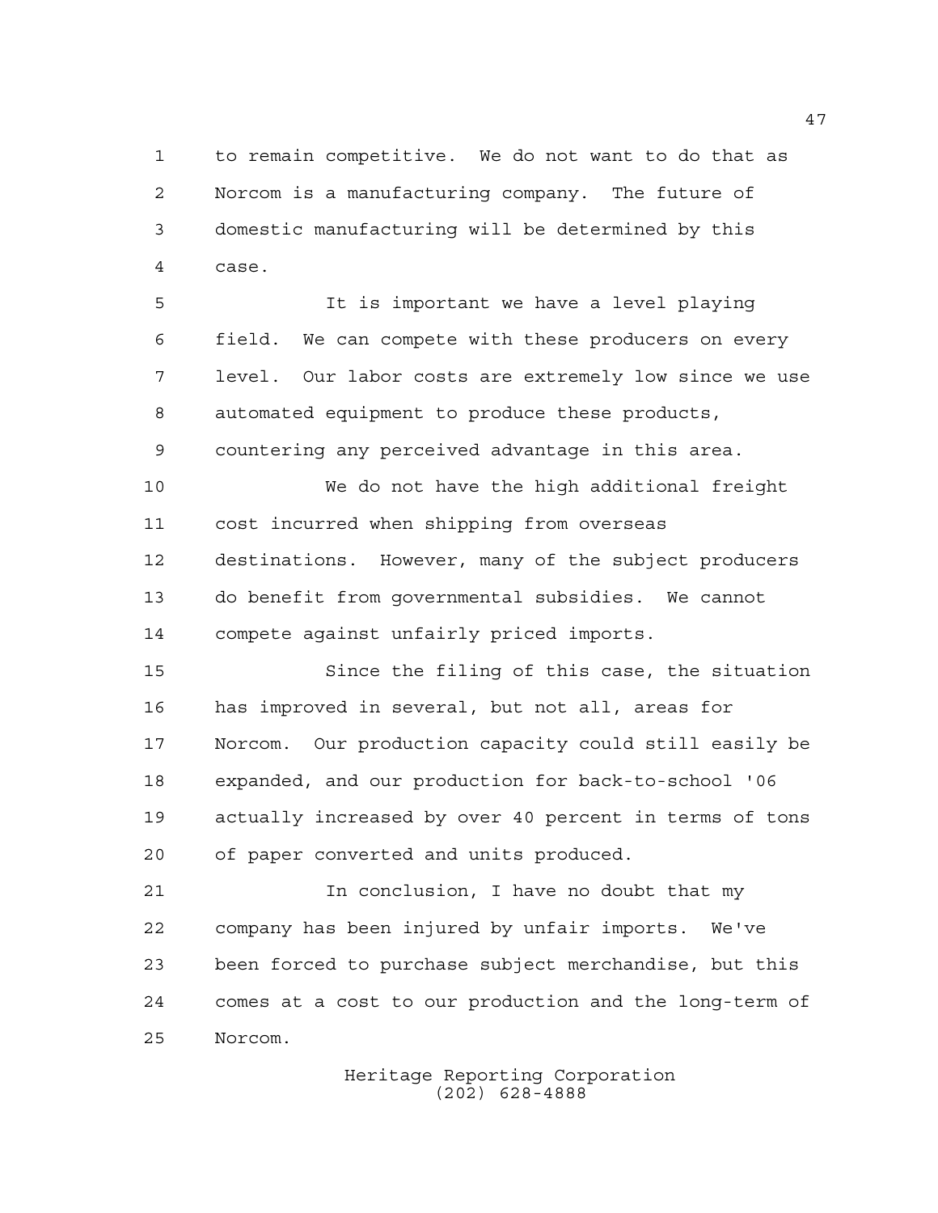to remain competitive. We do not want to do that as Norcom is a manufacturing company. The future of domestic manufacturing will be determined by this case.

It is important we have a level playing field. We can compete with these producers on every level. Our labor costs are extremely low since we use automated equipment to produce these products, countering any perceived advantage in this area.

We do not have the high additional freight cost incurred when shipping from overseas destinations. However, many of the subject producers do benefit from governmental subsidies. We cannot compete against unfairly priced imports.

Since the filing of this case, the situation has improved in several, but not all, areas for Norcom. Our production capacity could still easily be expanded, and our production for back-to-school '06 actually increased by over 40 percent in terms of tons of paper converted and units produced.

In conclusion, I have no doubt that my company has been injured by unfair imports. We've been forced to purchase subject merchandise, but this comes at a cost to our production and the long-term of Norcom.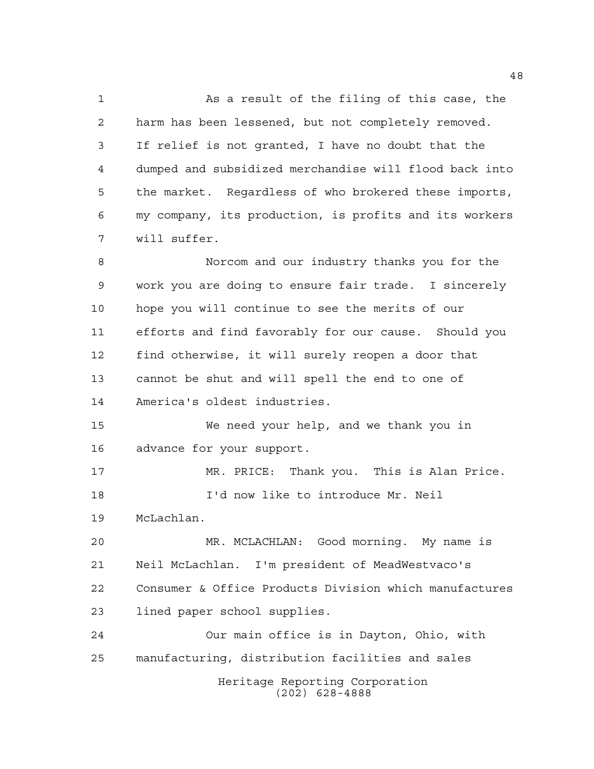As a result of the filing of this case, the harm has been lessened, but not completely removed. If relief is not granted, I have no doubt that the dumped and subsidized merchandise will flood back into the market. Regardless of who brokered these imports, my company, its production, is profits and its workers will suffer.

Norcom and our industry thanks you for the work you are doing to ensure fair trade. I sincerely hope you will continue to see the merits of our efforts and find favorably for our cause. Should you find otherwise, it will surely reopen a door that cannot be shut and will spell the end to one of America's oldest industries.

We need your help, and we thank you in advance for your support.

MR. PRICE: Thank you. This is Alan Price.

I'd now like to introduce Mr. Neil McLachlan.

MR. MCLACHLAN: Good morning. My name is Neil McLachlan. I'm president of MeadWestvaco's Consumer & Office Products Division which manufactures lined paper school supplies.

Our main office is in Dayton, Ohio, with manufacturing, distribution facilities and sales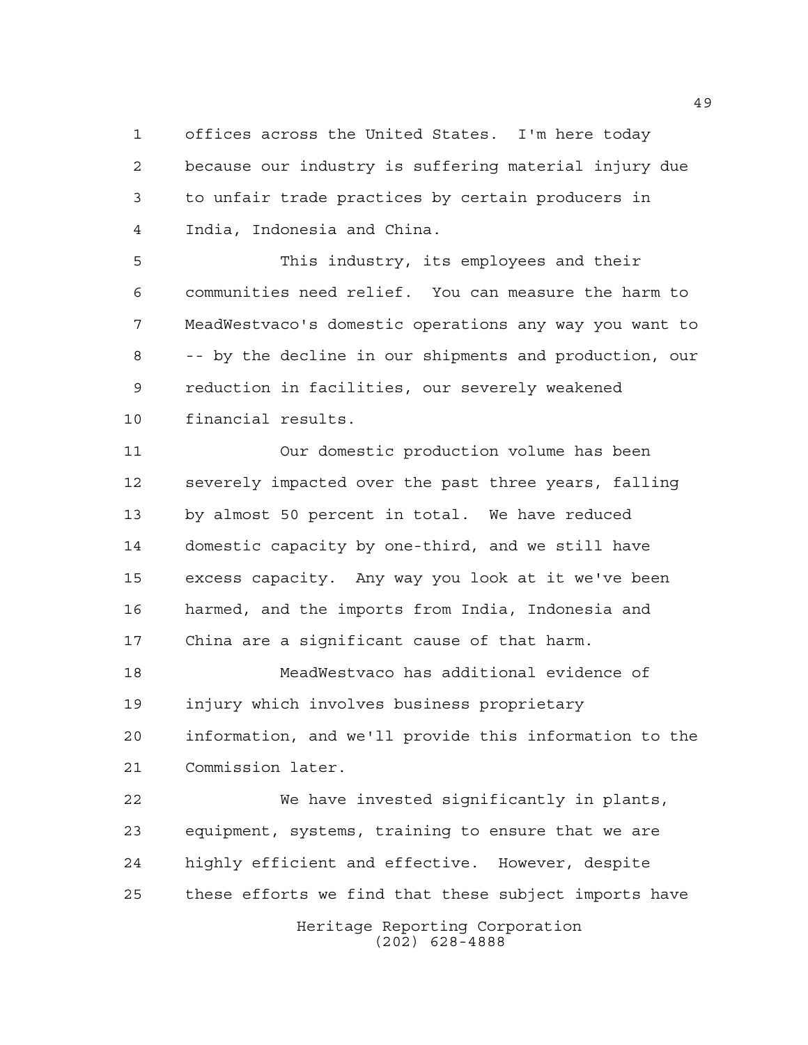offices across the United States. I'm here today because our industry is suffering material injury due to unfair trade practices by certain producers in India, Indonesia and China.

This industry, its employees and their communities need relief. You can measure the harm to MeadWestvaco's domestic operations any way you want to -- by the decline in our shipments and production, our reduction in facilities, our severely weakened financial results.

Our domestic production volume has been severely impacted over the past three years, falling by almost 50 percent in total. We have reduced domestic capacity by one-third, and we still have excess capacity. Any way you look at it we've been harmed, and the imports from India, Indonesia and China are a significant cause of that harm.

MeadWestvaco has additional evidence of injury which involves business proprietary information, and we'll provide this information to the Commission later.

We have invested significantly in plants, equipment, systems, training to ensure that we are highly efficient and effective. However, despite these efforts we find that these subject imports have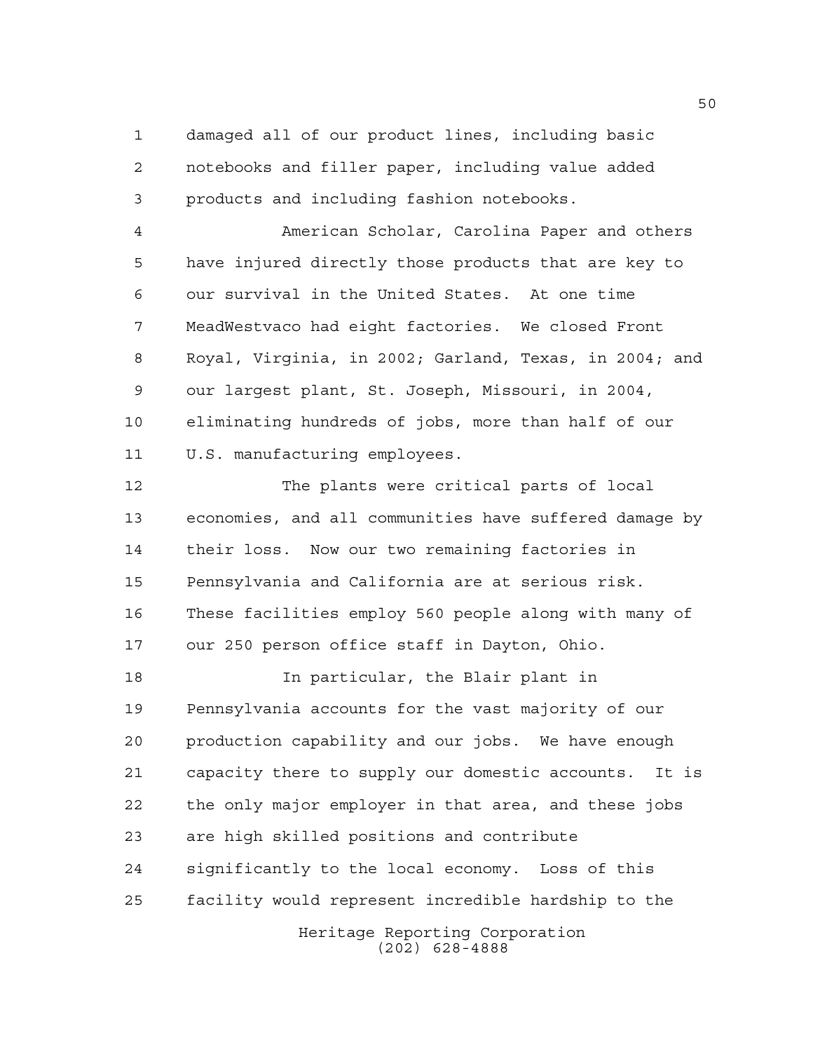damaged all of our product lines, including basic notebooks and filler paper, including value added products and including fashion notebooks.

American Scholar, Carolina Paper and others have injured directly those products that are key to our survival in the United States. At one time MeadWestvaco had eight factories. We closed Front Royal, Virginia, in 2002; Garland, Texas, in 2004; and our largest plant, St. Joseph, Missouri, in 2004, eliminating hundreds of jobs, more than half of our U.S. manufacturing employees.

The plants were critical parts of local economies, and all communities have suffered damage by their loss. Now our two remaining factories in Pennsylvania and California are at serious risk. These facilities employ 560 people along with many of our 250 person office staff in Dayton, Ohio.

In particular, the Blair plant in Pennsylvania accounts for the vast majority of our production capability and our jobs. We have enough capacity there to supply our domestic accounts. It is the only major employer in that area, and these jobs are high skilled positions and contribute significantly to the local economy. Loss of this facility would represent incredible hardship to the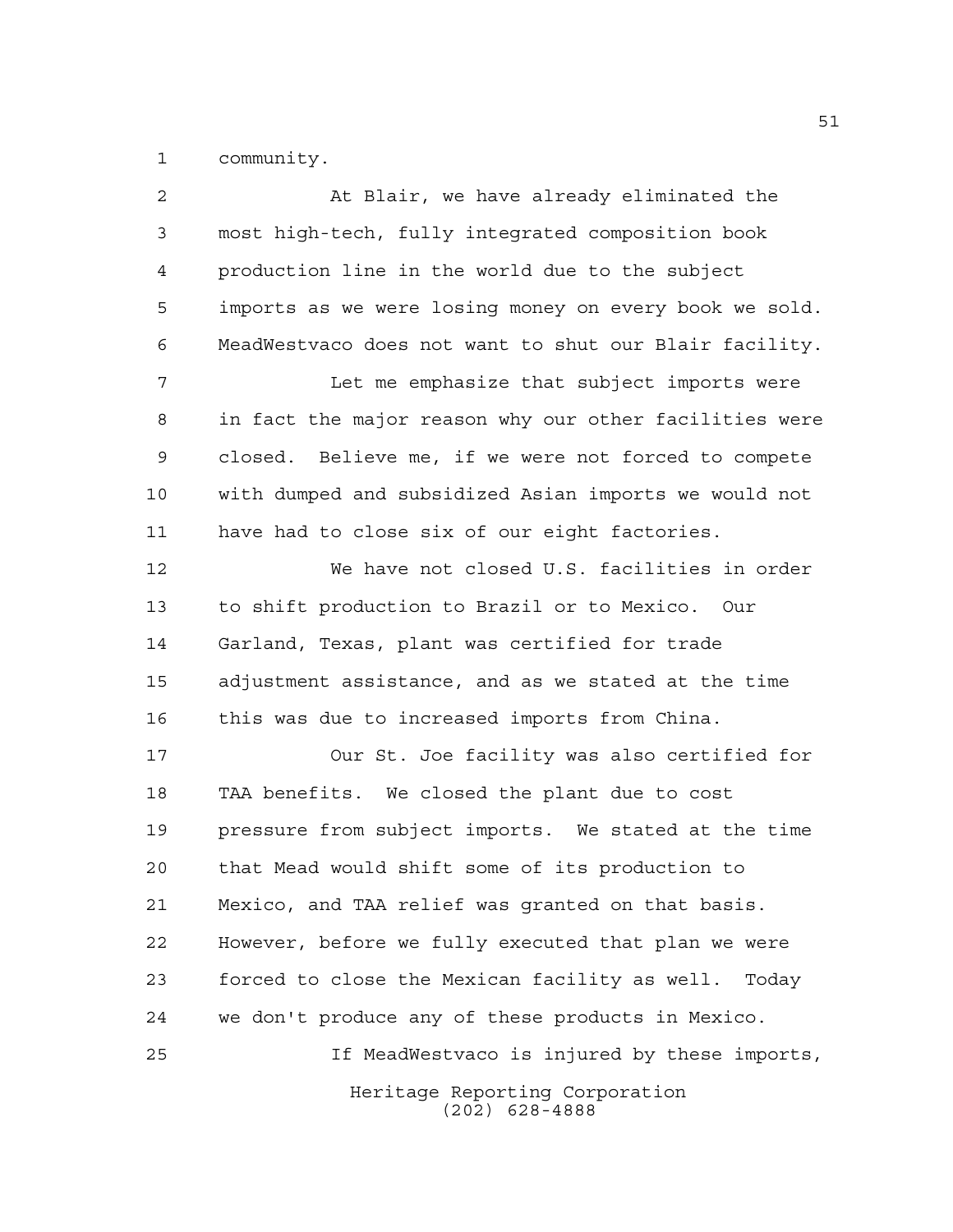community.

At Blair, we have already eliminated the most high-tech, fully integrated composition book production line in the world due to the subject imports as we were losing money on every book we sold. MeadWestvaco does not want to shut our Blair facility.

Let me emphasize that subject imports were in fact the major reason why our other facilities were closed. Believe me, if we were not forced to compete with dumped and subsidized Asian imports we would not have had to close six of our eight factories.

We have not closed U.S. facilities in order to shift production to Brazil or to Mexico. Our Garland, Texas, plant was certified for trade adjustment assistance, and as we stated at the time this was due to increased imports from China.

Our St. Joe facility was also certified for TAA benefits. We closed the plant due to cost pressure from subject imports. We stated at the time that Mead would shift some of its production to Mexico, and TAA relief was granted on that basis. However, before we fully executed that plan we were forced to close the Mexican facility as well. Today we don't produce any of these products in Mexico.

If MeadWestvaco is injured by these imports,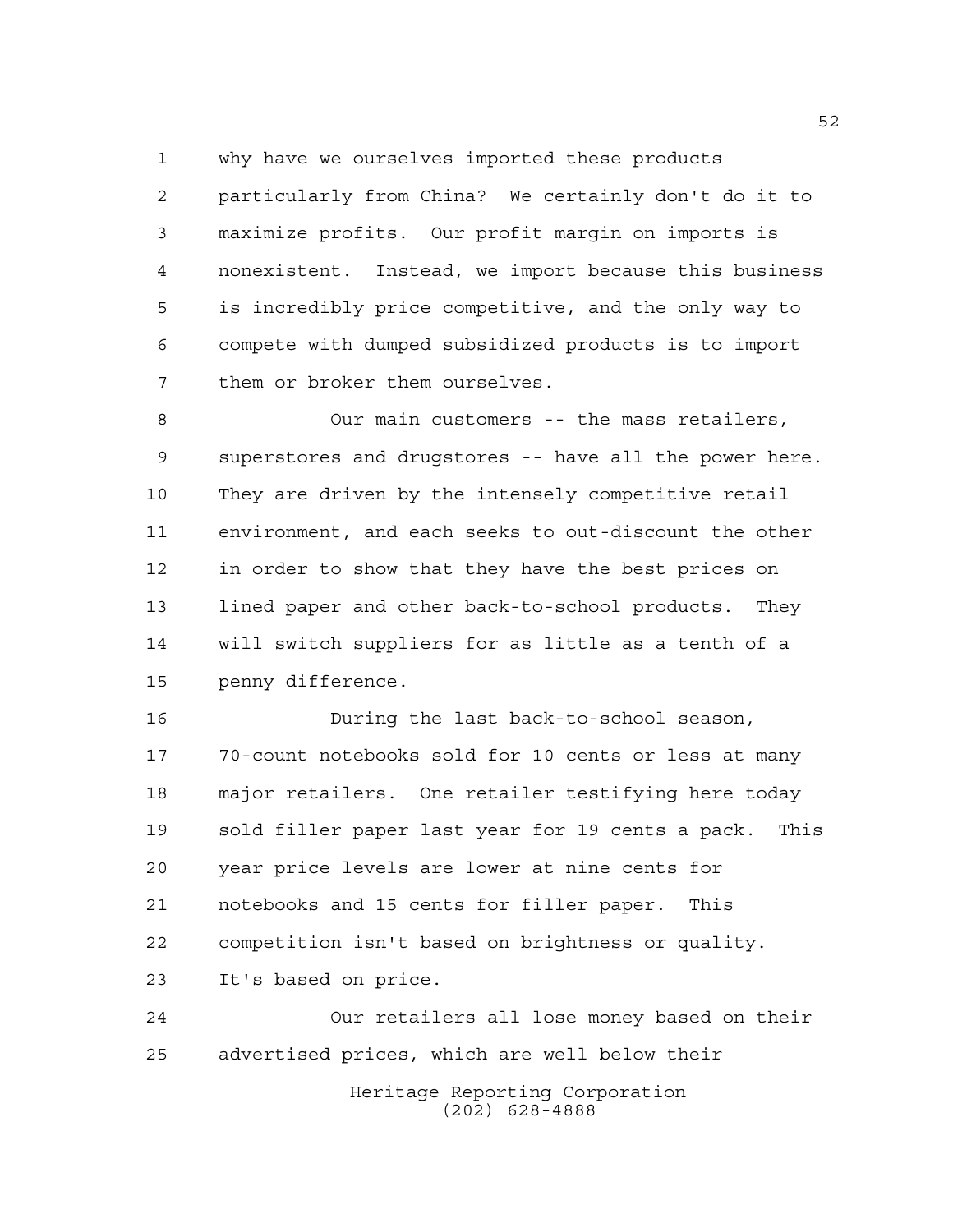why have we ourselves imported these products particularly from China? We certainly don't do it to maximize profits. Our profit margin on imports is nonexistent. Instead, we import because this business is incredibly price competitive, and the only way to compete with dumped subsidized products is to import them or broker them ourselves.

Our main customers -- the mass retailers, superstores and drugstores -- have all the power here. They are driven by the intensely competitive retail environment, and each seeks to out-discount the other in order to show that they have the best prices on lined paper and other back-to-school products. They will switch suppliers for as little as a tenth of a penny difference.

During the last back-to-school season, 70-count notebooks sold for 10 cents or less at many major retailers. One retailer testifying here today sold filler paper last year for 19 cents a pack. This year price levels are lower at nine cents for notebooks and 15 cents for filler paper. This competition isn't based on brightness or quality. It's based on price.

Our retailers all lose money based on their advertised prices, which are well below their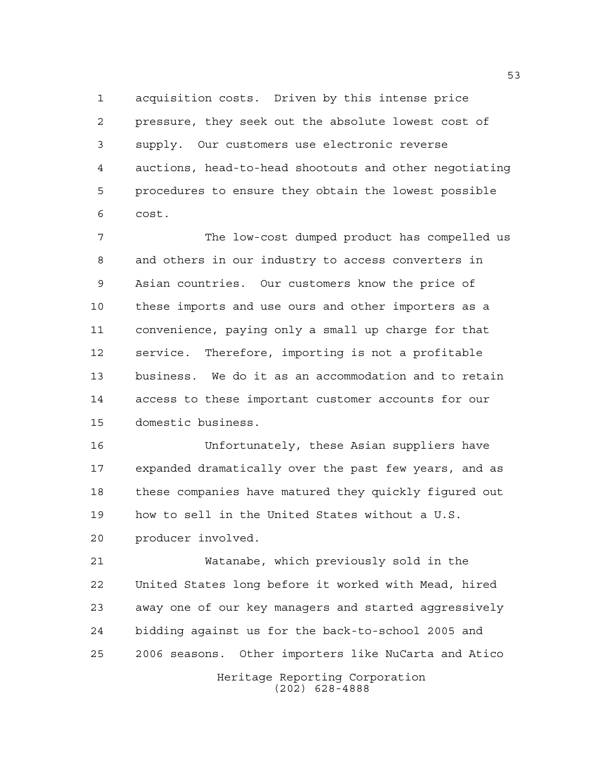acquisition costs. Driven by this intense price pressure, they seek out the absolute lowest cost of supply. Our customers use electronic reverse auctions, head-to-head shootouts and other negotiating procedures to ensure they obtain the lowest possible cost.

The low-cost dumped product has compelled us and others in our industry to access converters in Asian countries. Our customers know the price of these imports and use ours and other importers as a convenience, paying only a small up charge for that service. Therefore, importing is not a profitable business. We do it as an accommodation and to retain access to these important customer accounts for our domestic business.

Unfortunately, these Asian suppliers have expanded dramatically over the past few years, and as these companies have matured they quickly figured out how to sell in the United States without a U.S. producer involved.

Watanabe, which previously sold in the United States long before it worked with Mead, hired away one of our key managers and started aggressively bidding against us for the back-to-school 2005 and 2006 seasons. Other importers like NuCarta and Atico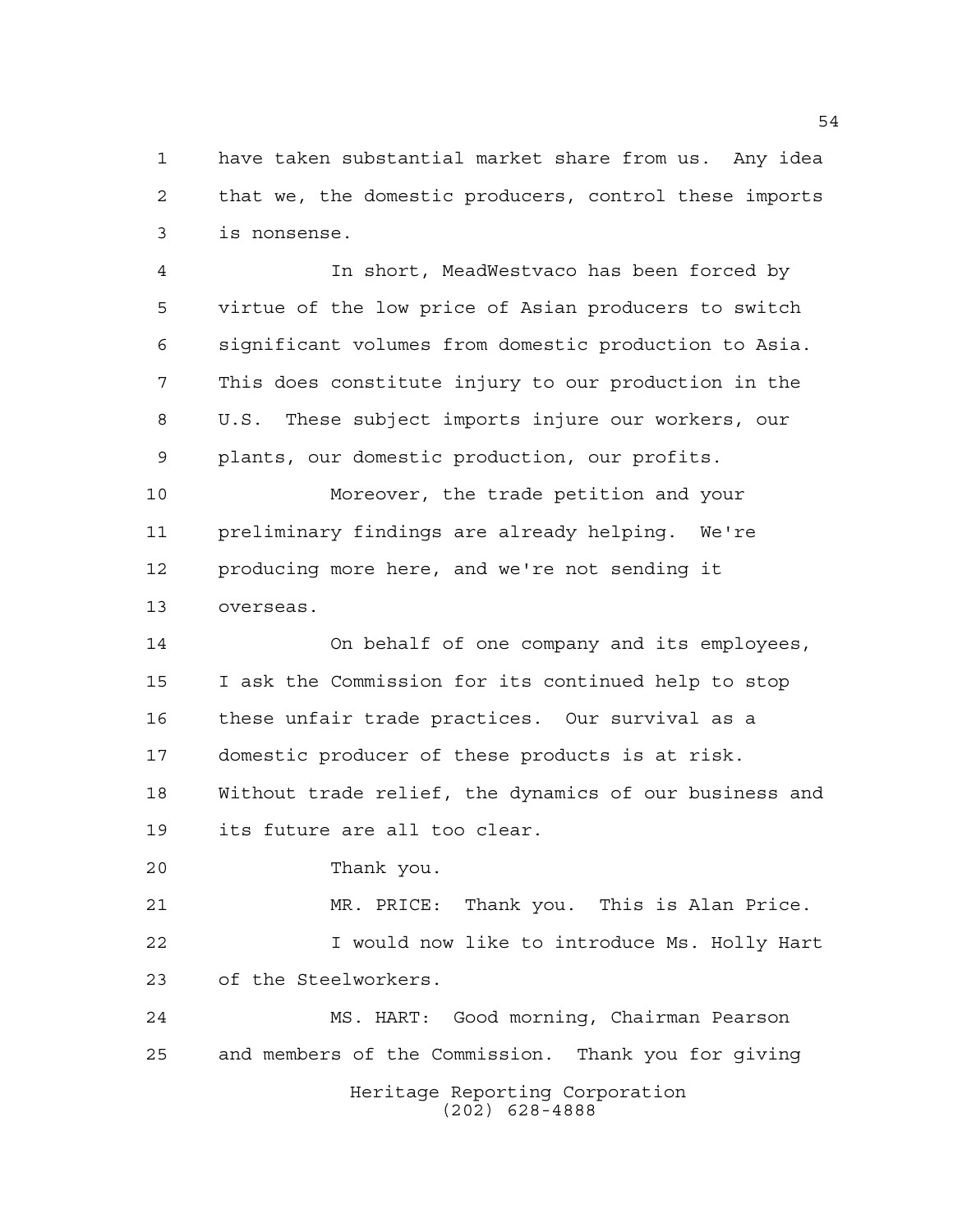have taken substantial market share from us. Any idea that we, the domestic producers, control these imports is nonsense.

In short, MeadWestvaco has been forced by virtue of the low price of Asian producers to switch significant volumes from domestic production to Asia. This does constitute injury to our production in the U.S. These subject imports injure our workers, our plants, our domestic production, our profits.

Moreover, the trade petition and your preliminary findings are already helping. We're producing more here, and we're not sending it overseas.

On behalf of one company and its employees, I ask the Commission for its continued help to stop these unfair trade practices. Our survival as a domestic producer of these products is at risk. Without trade relief, the dynamics of our business and its future are all too clear.

Thank you.

MR. PRICE: Thank you. This is Alan Price.

I would now like to introduce Ms. Holly Hart of the Steelworkers.

MS. HART: Good morning, Chairman Pearson and members of the Commission. Thank you for giving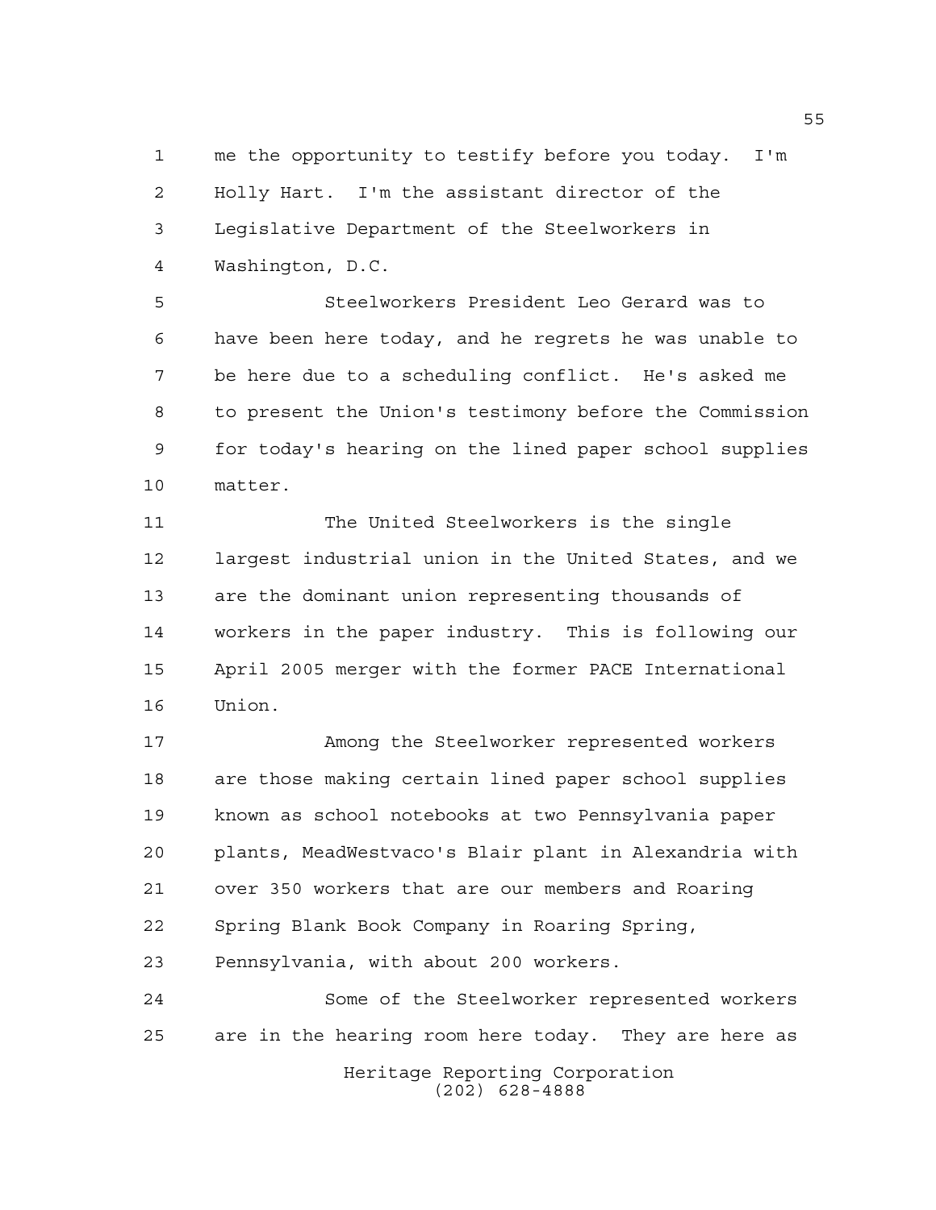me the opportunity to testify before you today. I'm Holly Hart. I'm the assistant director of the Legislative Department of the Steelworkers in Washington, D.C.

Steelworkers President Leo Gerard was to have been here today, and he regrets he was unable to be here due to a scheduling conflict. He's asked me to present the Union's testimony before the Commission for today's hearing on the lined paper school supplies matter.

The United Steelworkers is the single largest industrial union in the United States, and we are the dominant union representing thousands of workers in the paper industry. This is following our April 2005 merger with the former PACE International Union.

Among the Steelworker represented workers are those making certain lined paper school supplies known as school notebooks at two Pennsylvania paper plants, MeadWestvaco's Blair plant in Alexandria with over 350 workers that are our members and Roaring Spring Blank Book Company in Roaring Spring, Pennsylvania, with about 200 workers.

Some of the Steelworker represented workers are in the hearing room here today. They are here as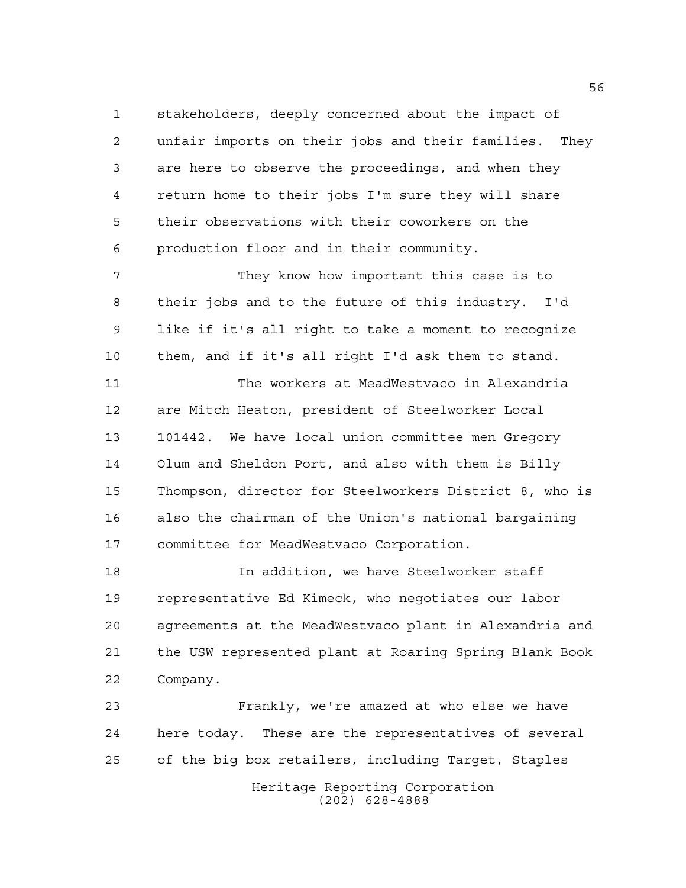stakeholders, deeply concerned about the impact of unfair imports on their jobs and their families. They are here to observe the proceedings, and when they return home to their jobs I'm sure they will share their observations with their coworkers on the production floor and in their community.

They know how important this case is to their jobs and to the future of this industry. I'd like if it's all right to take a moment to recognize them, and if it's all right I'd ask them to stand.

The workers at MeadWestvaco in Alexandria are Mitch Heaton, president of Steelworker Local 101442. We have local union committee men Gregory Olum and Sheldon Port, and also with them is Billy Thompson, director for Steelworkers District 8, who is also the chairman of the Union's national bargaining committee for MeadWestvaco Corporation.

In addition, we have Steelworker staff representative Ed Kimeck, who negotiates our labor agreements at the MeadWestvaco plant in Alexandria and the USW represented plant at Roaring Spring Blank Book Company.

Frankly, we're amazed at who else we have here today. These are the representatives of several of the big box retailers, including Target, Staples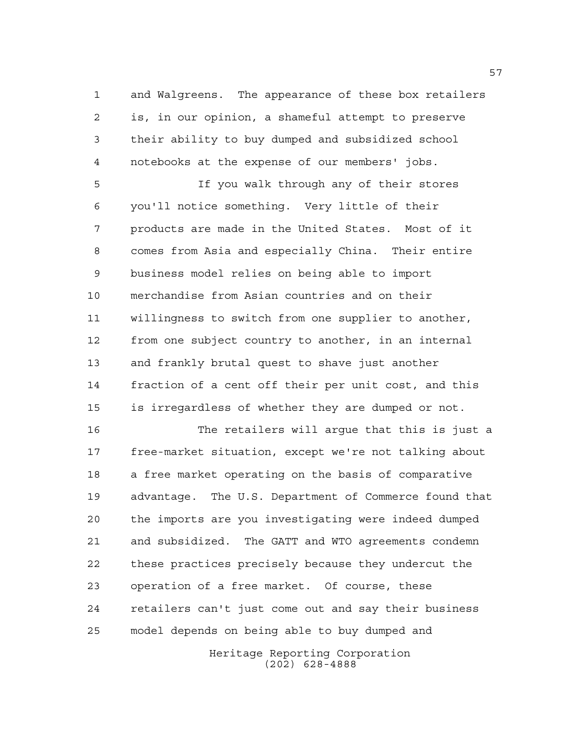and Walgreens. The appearance of these box retailers is, in our opinion, a shameful attempt to preserve their ability to buy dumped and subsidized school notebooks at the expense of our members' jobs.

If you walk through any of their stores you'll notice something. Very little of their products are made in the United States. Most of it comes from Asia and especially China. Their entire business model relies on being able to import merchandise from Asian countries and on their willingness to switch from one supplier to another, from one subject country to another, in an internal and frankly brutal quest to shave just another fraction of a cent off their per unit cost, and this is irregardless of whether they are dumped or not.

The retailers will argue that this is just a free-market situation, except we're not talking about a free market operating on the basis of comparative advantage. The U.S. Department of Commerce found that the imports are you investigating were indeed dumped and subsidized. The GATT and WTO agreements condemn these practices precisely because they undercut the operation of a free market. Of course, these retailers can't just come out and say their business model depends on being able to buy dumped and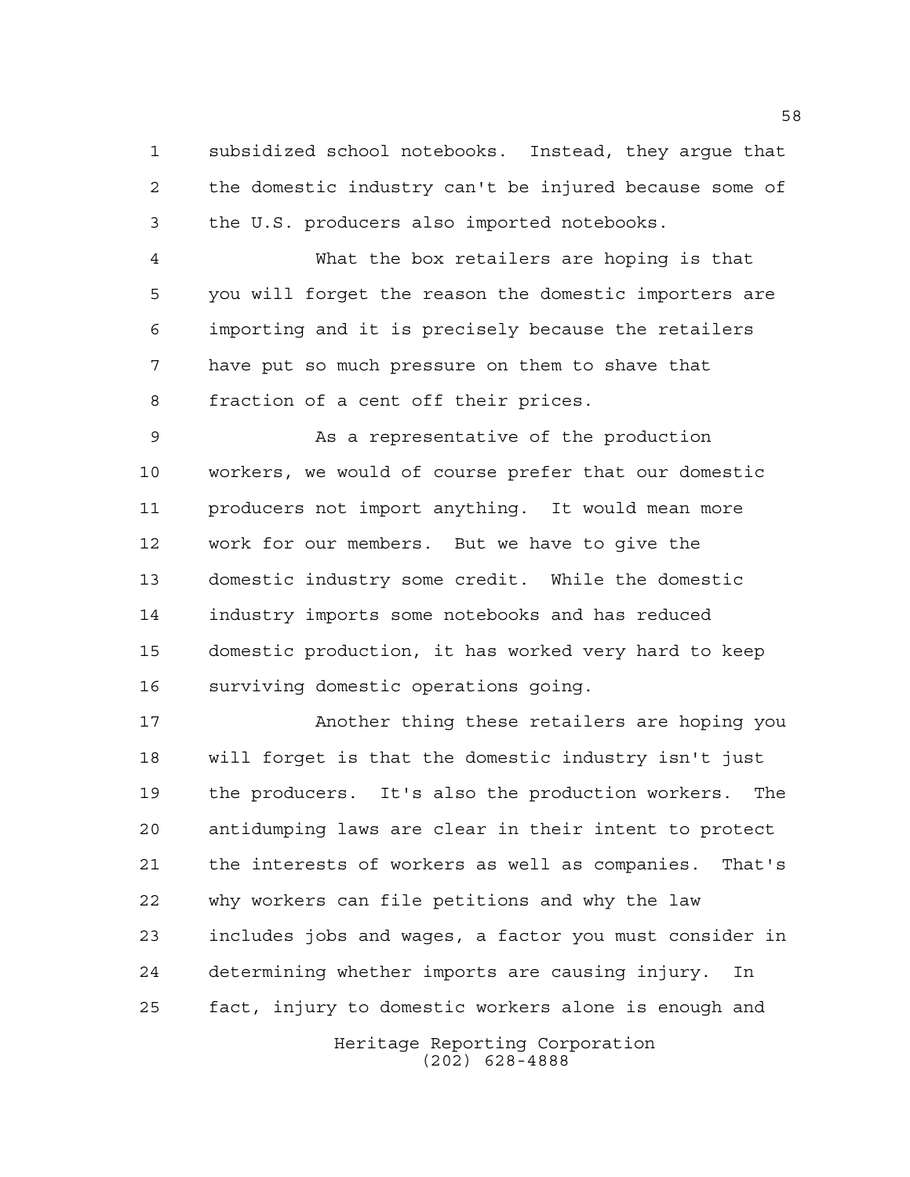subsidized school notebooks. Instead, they argue that the domestic industry can't be injured because some of the U.S. producers also imported notebooks.

What the box retailers are hoping is that you will forget the reason the domestic importers are importing and it is precisely because the retailers have put so much pressure on them to shave that fraction of a cent off their prices.

As a representative of the production workers, we would of course prefer that our domestic producers not import anything. It would mean more work for our members. But we have to give the domestic industry some credit. While the domestic industry imports some notebooks and has reduced domestic production, it has worked very hard to keep surviving domestic operations going.

Another thing these retailers are hoping you will forget is that the domestic industry isn't just the producers. It's also the production workers. The antidumping laws are clear in their intent to protect the interests of workers as well as companies. That's why workers can file petitions and why the law includes jobs and wages, a factor you must consider in determining whether imports are causing injury. In fact, injury to domestic workers alone is enough and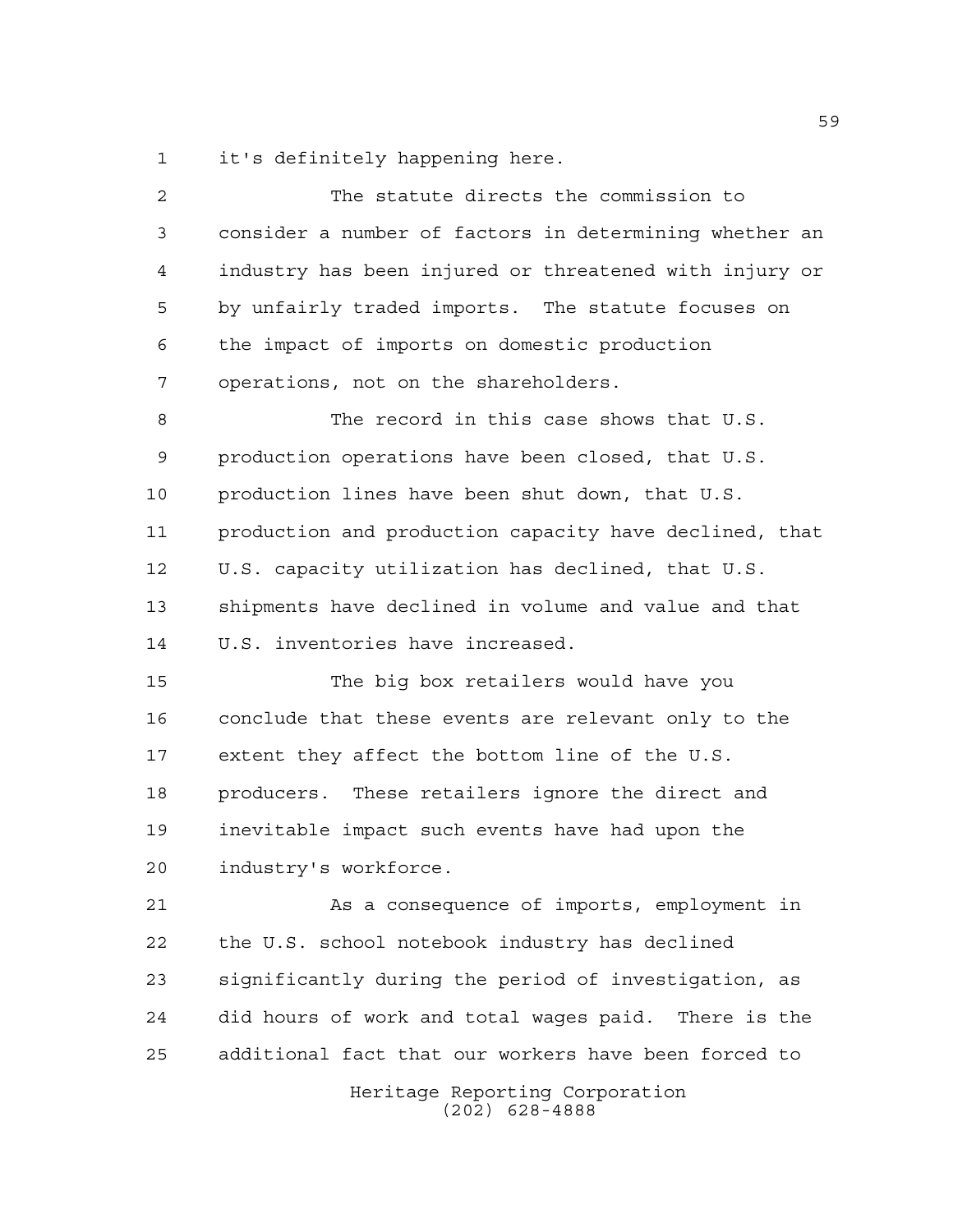it's definitely happening here.

The statute directs the commission to consider a number of factors in determining whether an industry has been injured or threatened with injury or by unfairly traded imports. The statute focuses on the impact of imports on domestic production operations, not on the shareholders.

The record in this case shows that U.S. production operations have been closed, that U.S. production lines have been shut down, that U.S. production and production capacity have declined, that U.S. capacity utilization has declined, that U.S. shipments have declined in volume and value and that U.S. inventories have increased.

The big box retailers would have you conclude that these events are relevant only to the extent they affect the bottom line of the U.S. producers. These retailers ignore the direct and inevitable impact such events have had upon the industry's workforce.

As a consequence of imports, employment in the U.S. school notebook industry has declined significantly during the period of investigation, as did hours of work and total wages paid. There is the additional fact that our workers have been forced to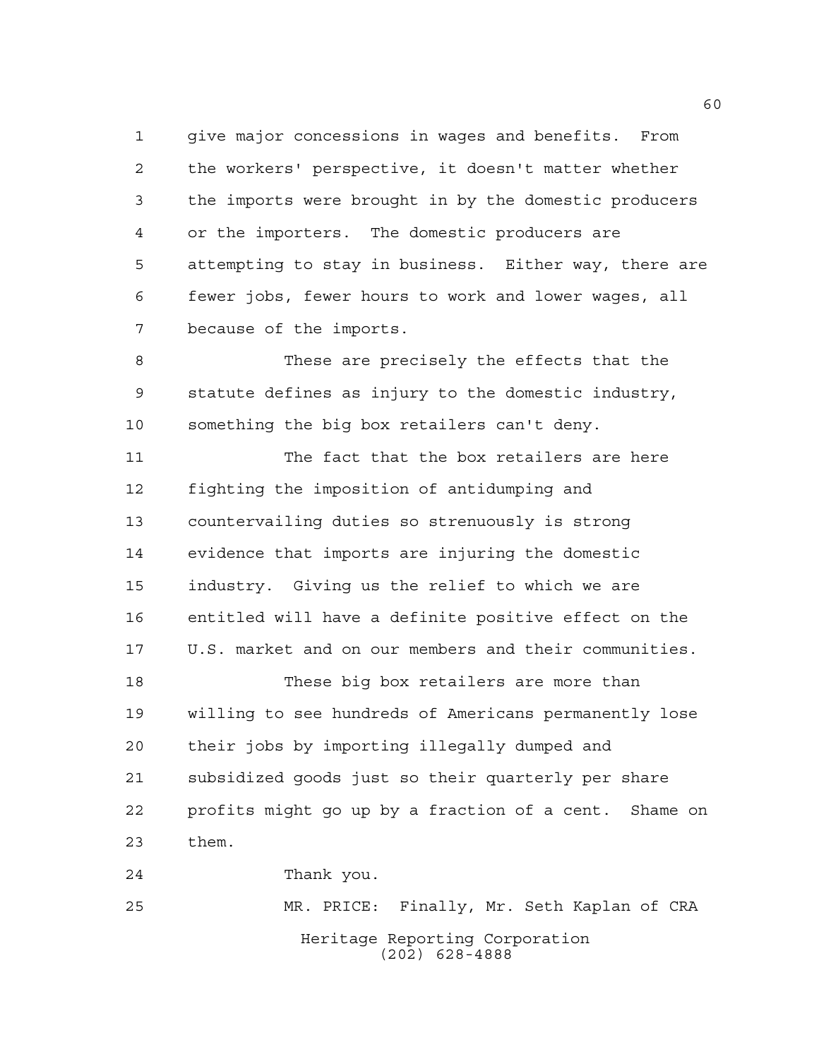give major concessions in wages and benefits. From the workers' perspective, it doesn't matter whether the imports were brought in by the domestic producers or the importers. The domestic producers are attempting to stay in business. Either way, there are fewer jobs, fewer hours to work and lower wages, all because of the imports.

These are precisely the effects that the statute defines as injury to the domestic industry, something the big box retailers can't deny.

The fact that the box retailers are here fighting the imposition of antidumping and countervailing duties so strenuously is strong evidence that imports are injuring the domestic industry. Giving us the relief to which we are entitled will have a definite positive effect on the U.S. market and on our members and their communities.

These big box retailers are more than willing to see hundreds of Americans permanently lose their jobs by importing illegally dumped and subsidized goods just so their quarterly per share profits might go up by a fraction of a cent. Shame on them.

Thank you.

MR. PRICE: Finally, Mr. Seth Kaplan of CRA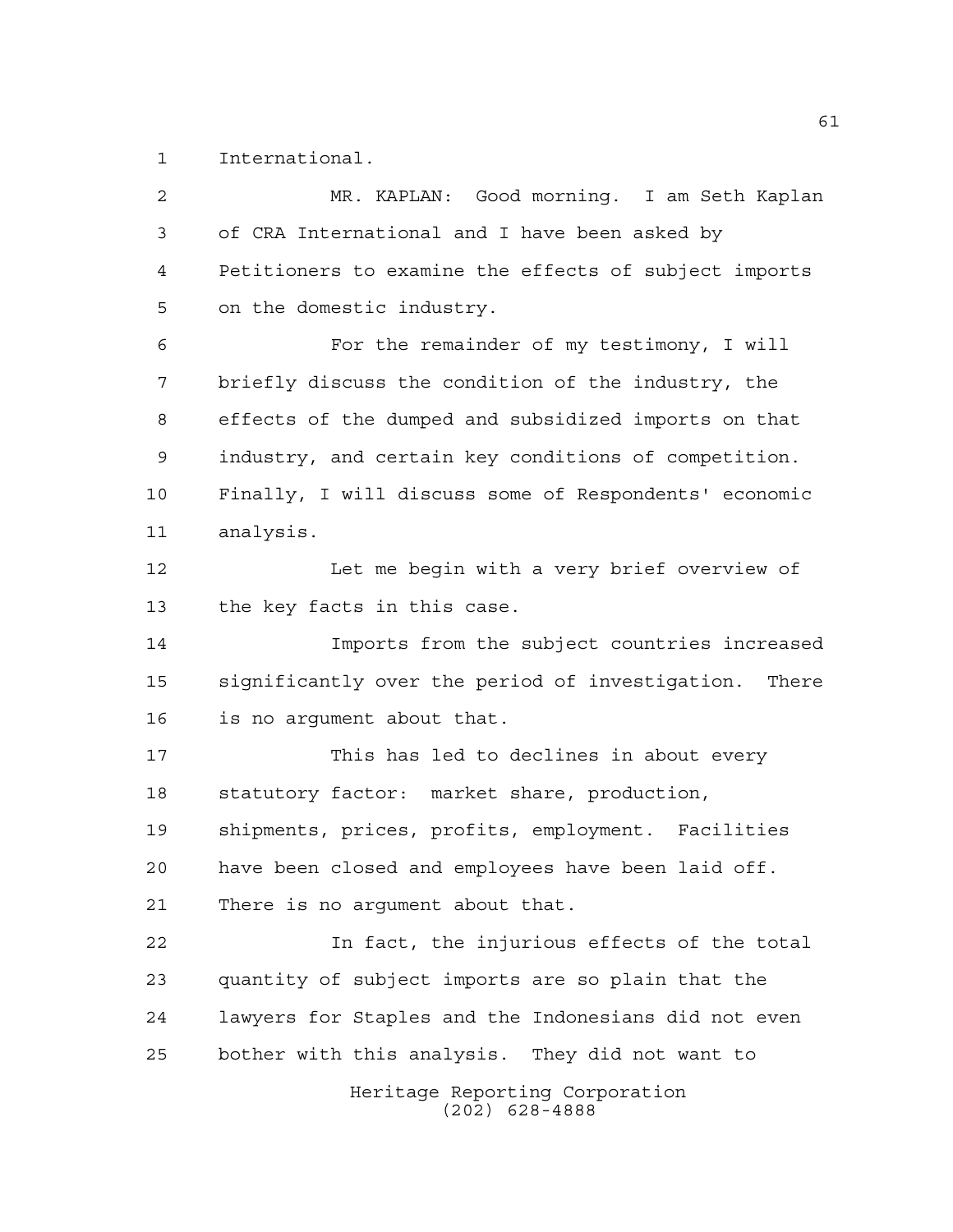International.

MR. KAPLAN: Good morning. I am Seth Kaplan of CRA International and I have been asked by Petitioners to examine the effects of subject imports on the domestic industry.

For the remainder of my testimony, I will briefly discuss the condition of the industry, the effects of the dumped and subsidized imports on that industry, and certain key conditions of competition. Finally, I will discuss some of Respondents' economic analysis.

Let me begin with a very brief overview of the key facts in this case.

Imports from the subject countries increased significantly over the period of investigation. There is no argument about that.

This has led to declines in about every statutory factor: market share, production, shipments, prices, profits, employment. Facilities have been closed and employees have been laid off. There is no argument about that.

In fact, the injurious effects of the total quantity of subject imports are so plain that the lawyers for Staples and the Indonesians did not even bother with this analysis. They did not want to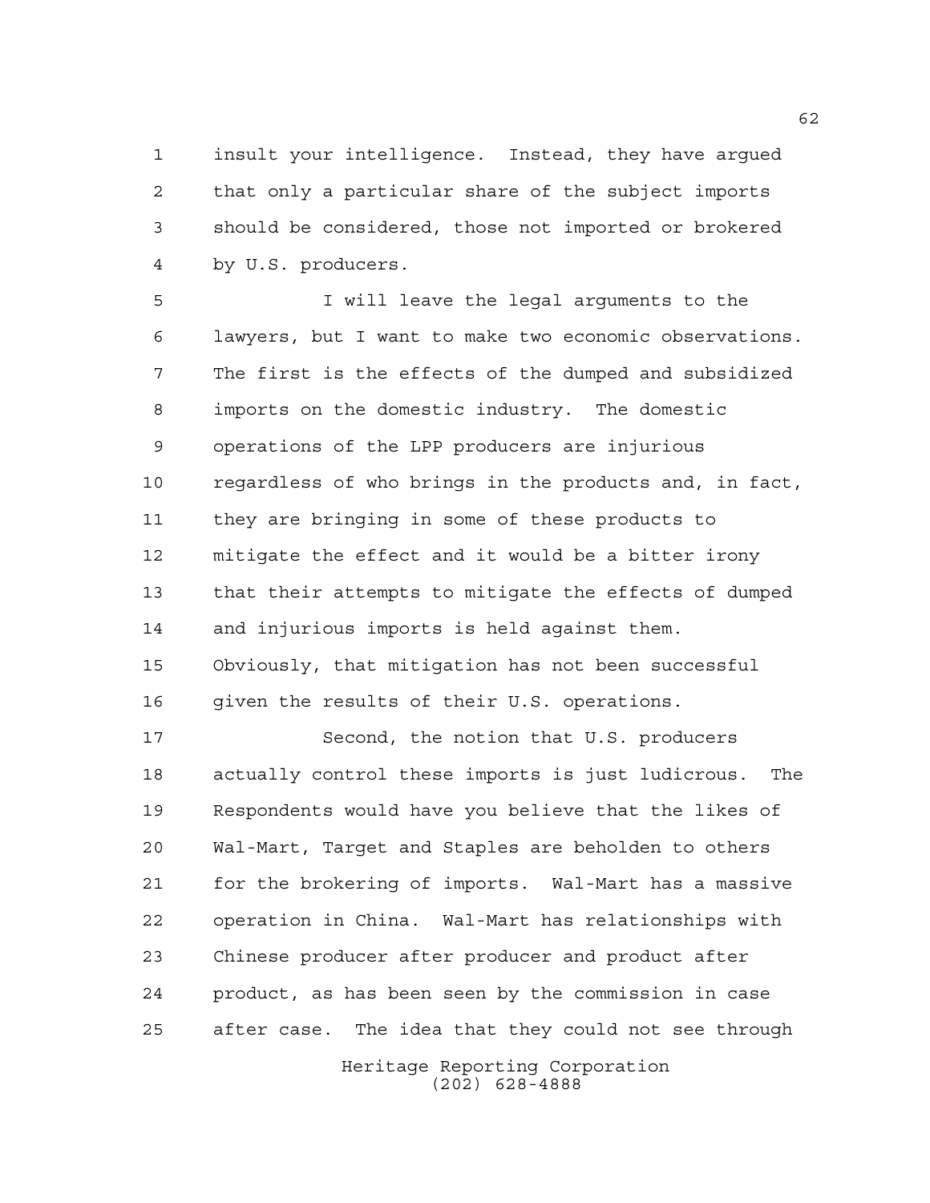insult your intelligence. Instead, they have argued that only a particular share of the subject imports should be considered, those not imported or brokered by U.S. producers.

I will leave the legal arguments to the lawyers, but I want to make two economic observations. The first is the effects of the dumped and subsidized imports on the domestic industry. The domestic operations of the LPP producers are injurious regardless of who brings in the products and, in fact, they are bringing in some of these products to mitigate the effect and it would be a bitter irony that their attempts to mitigate the effects of dumped and injurious imports is held against them. Obviously, that mitigation has not been successful given the results of their U.S. operations.

Second, the notion that U.S. producers actually control these imports is just ludicrous. The Respondents would have you believe that the likes of Wal-Mart, Target and Staples are beholden to others for the brokering of imports. Wal-Mart has a massive operation in China. Wal-Mart has relationships with Chinese producer after producer and product after product, as has been seen by the commission in case after case. The idea that they could not see through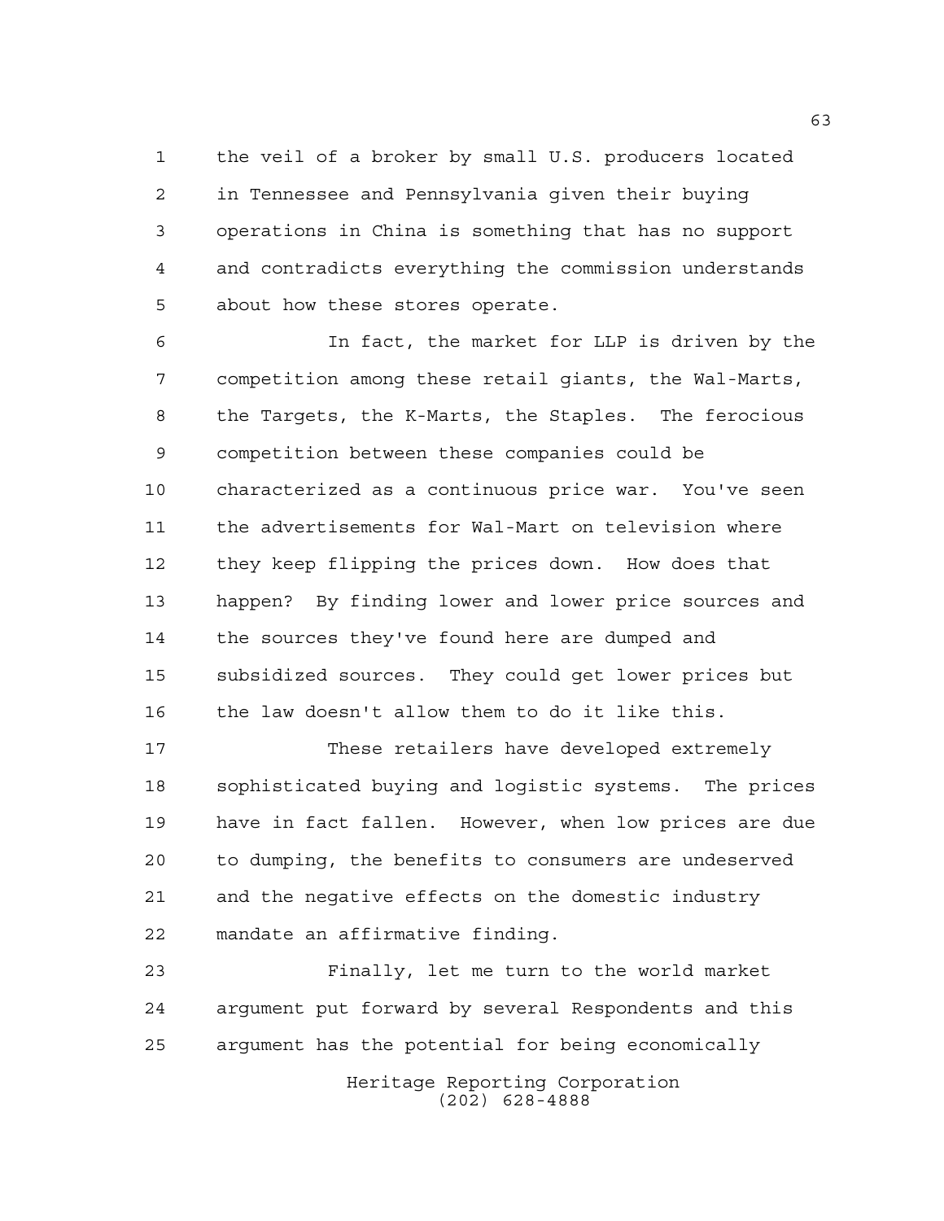the veil of a broker by small U.S. producers located in Tennessee and Pennsylvania given their buying operations in China is something that has no support and contradicts everything the commission understands about how these stores operate.

In fact, the market for LLP is driven by the competition among these retail giants, the Wal-Marts, the Targets, the K-Marts, the Staples. The ferocious competition between these companies could be characterized as a continuous price war. You've seen the advertisements for Wal-Mart on television where they keep flipping the prices down. How does that happen? By finding lower and lower price sources and the sources they've found here are dumped and subsidized sources. They could get lower prices but the law doesn't allow them to do it like this.

These retailers have developed extremely sophisticated buying and logistic systems. The prices have in fact fallen. However, when low prices are due to dumping, the benefits to consumers are undeserved and the negative effects on the domestic industry mandate an affirmative finding.

Finally, let me turn to the world market argument put forward by several Respondents and this argument has the potential for being economically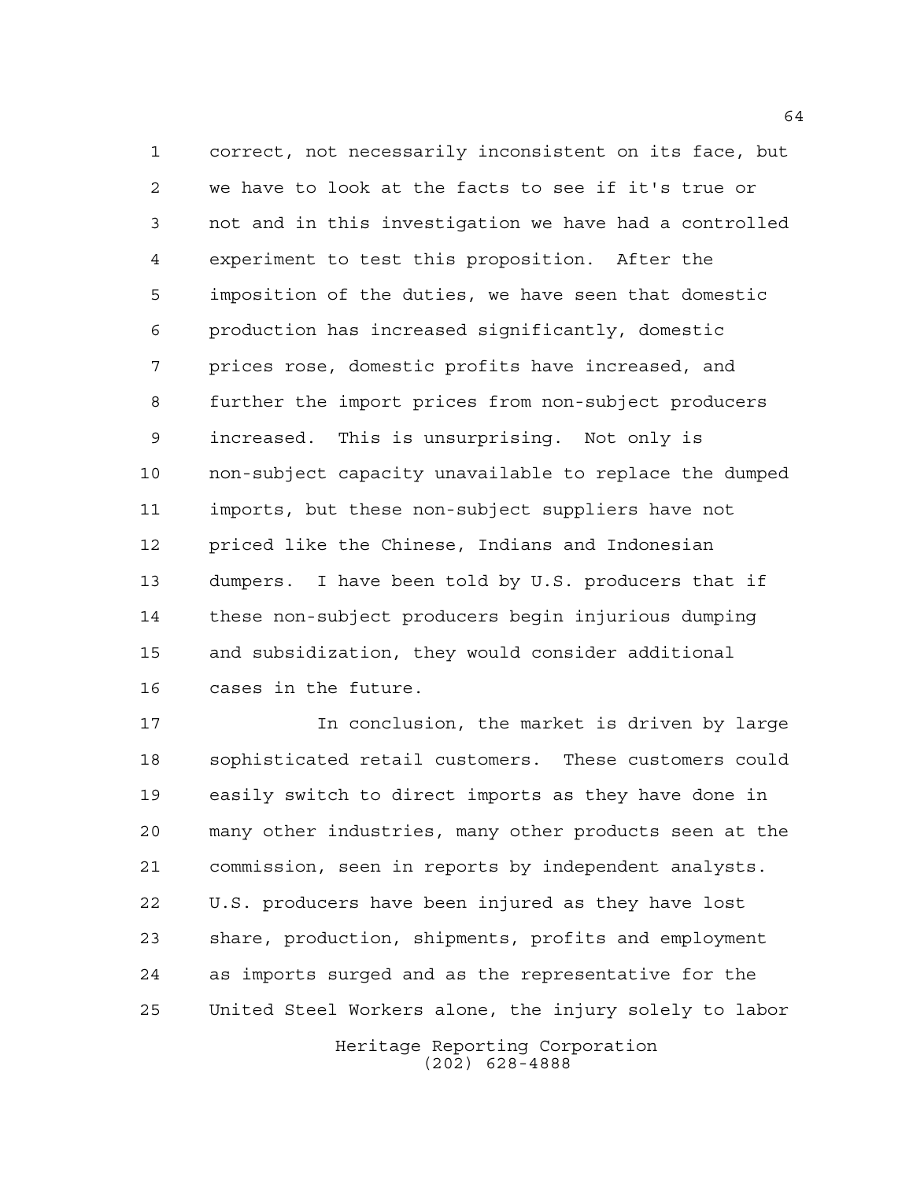correct, not necessarily inconsistent on its face, but we have to look at the facts to see if it's true or not and in this investigation we have had a controlled experiment to test this proposition. After the imposition of the duties, we have seen that domestic production has increased significantly, domestic prices rose, domestic profits have increased, and further the import prices from non-subject producers increased. This is unsurprising. Not only is non-subject capacity unavailable to replace the dumped imports, but these non-subject suppliers have not priced like the Chinese, Indians and Indonesian dumpers. I have been told by U.S. producers that if these non-subject producers begin injurious dumping and subsidization, they would consider additional cases in the future.

In conclusion, the market is driven by large sophisticated retail customers. These customers could easily switch to direct imports as they have done in many other industries, many other products seen at the commission, seen in reports by independent analysts. U.S. producers have been injured as they have lost share, production, shipments, profits and employment as imports surged and as the representative for the United Steel Workers alone, the injury solely to labor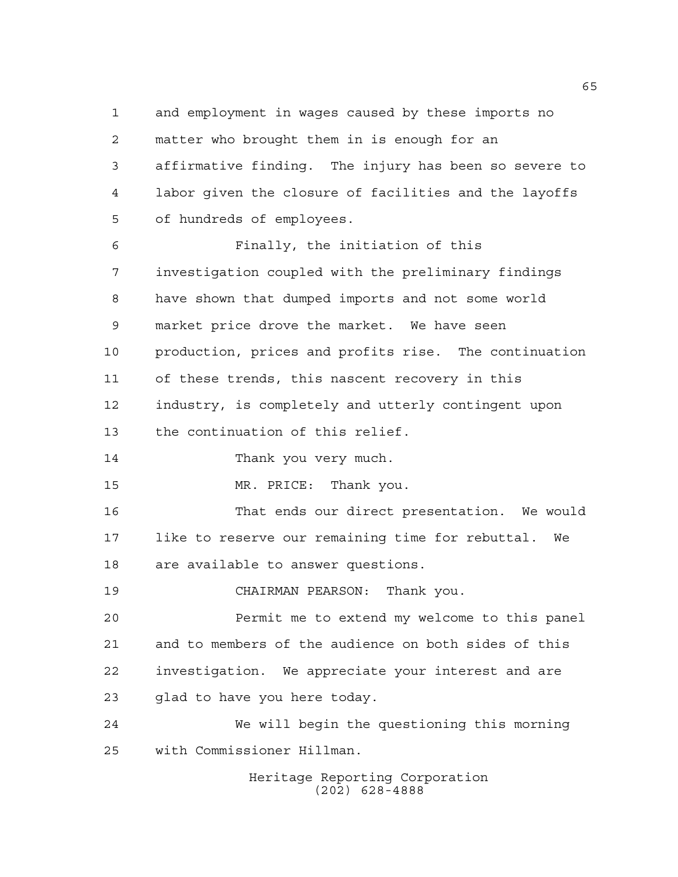and employment in wages caused by these imports no matter who brought them in is enough for an affirmative finding. The injury has been so severe to labor given the closure of facilities and the layoffs of hundreds of employees.

Finally, the initiation of this investigation coupled with the preliminary findings have shown that dumped imports and not some world market price drove the market. We have seen production, prices and profits rise. The continuation of these trends, this nascent recovery in this industry, is completely and utterly contingent upon the continuation of this relief.

Thank you very much.

MR. PRICE: Thank you.

That ends our direct presentation. We would like to reserve our remaining time for rebuttal. We are available to answer questions.

CHAIRMAN PEARSON: Thank you.

Permit me to extend my welcome to this panel and to members of the audience on both sides of this investigation. We appreciate your interest and are glad to have you here today.

We will begin the questioning this morning with Commissioner Hillman.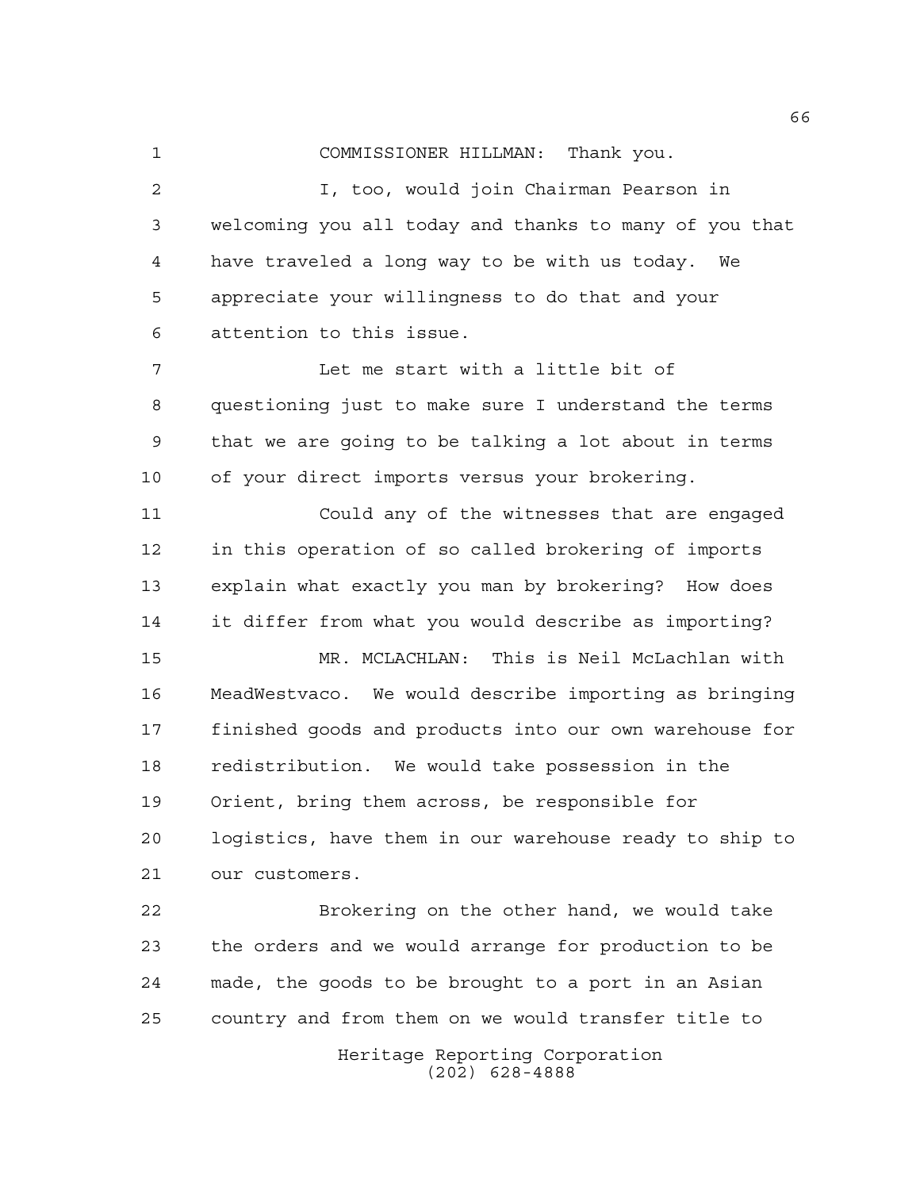COMMISSIONER HILLMAN: Thank you.

I, too, would join Chairman Pearson in welcoming you all today and thanks to many of you that have traveled a long way to be with us today. We appreciate your willingness to do that and your attention to this issue.

Let me start with a little bit of questioning just to make sure I understand the terms that we are going to be talking a lot about in terms of your direct imports versus your brokering.

Could any of the witnesses that are engaged in this operation of so called brokering of imports explain what exactly you man by brokering? How does it differ from what you would describe as importing?

MR. MCLACHLAN: This is Neil McLachlan with MeadWestvaco. We would describe importing as bringing finished goods and products into our own warehouse for redistribution. We would take possession in the Orient, bring them across, be responsible for logistics, have them in our warehouse ready to ship to our customers.

Brokering on the other hand, we would take the orders and we would arrange for production to be made, the goods to be brought to a port in an Asian country and from them on we would transfer title to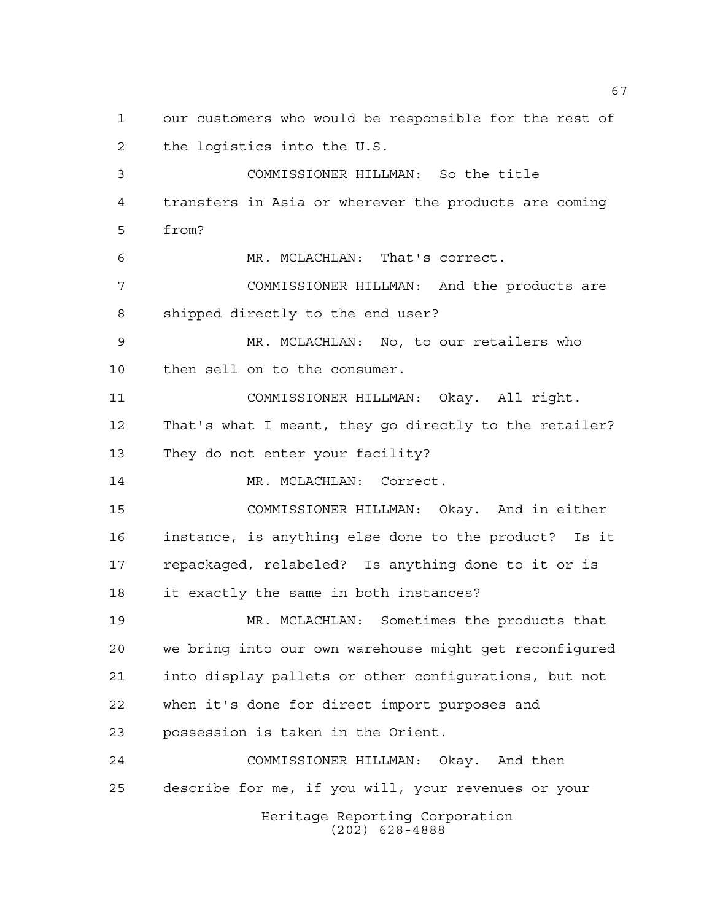our customers who would be responsible for the rest of the logistics into the U.S.

COMMISSIONER HILLMAN: So the title transfers in Asia or wherever the products are coming from?

MR. MCLACHLAN: That's correct.

COMMISSIONER HILLMAN: And the products are shipped directly to the end user?

MR. MCLACHLAN: No, to our retailers who then sell on to the consumer.

COMMISSIONER HILLMAN: Okay. All right. That's what I meant, they go directly to the retailer? They do not enter your facility?

MR. MCLACHLAN: Correct.

COMMISSIONER HILLMAN: Okay. And in either instance, is anything else done to the product? Is it repackaged, relabeled? Is anything done to it or is it exactly the same in both instances?

MR. MCLACHLAN: Sometimes the products that we bring into our own warehouse might get reconfigured into display pallets or other configurations, but not when it's done for direct import purposes and possession is taken in the Orient.

COMMISSIONER HILLMAN: Okay. And then describe for me, if you will, your revenues or your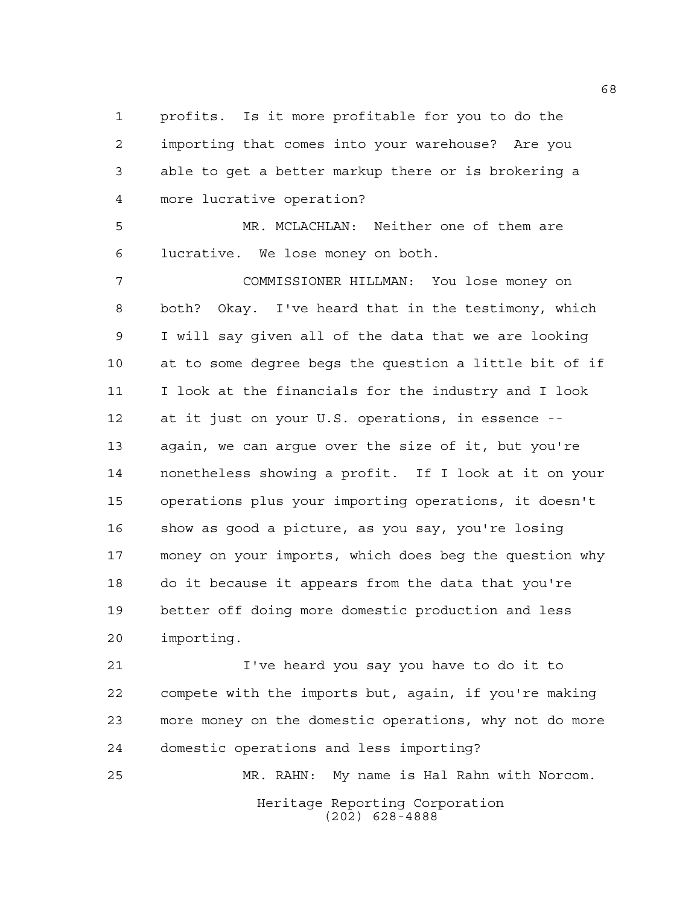profits. Is it more profitable for you to do the importing that comes into your warehouse? Are you able to get a better markup there or is brokering a more lucrative operation?

MR. MCLACHLAN: Neither one of them are lucrative. We lose money on both.

COMMISSIONER HILLMAN: You lose money on both? Okay. I've heard that in the testimony, which I will say given all of the data that we are looking at to some degree begs the question a little bit of if I look at the financials for the industry and I look at it just on your U.S. operations, in essence -- again, we can argue over the size of it, but you're nonetheless showing a profit. If I look at it on your operations plus your importing operations, it doesn't show as good a picture, as you say, you're losing money on your imports, which does beg the question why do it because it appears from the data that you're better off doing more domestic production and less importing.

I've heard you say you have to do it to compete with the imports but, again, if you're making more money on the domestic operations, why not do more domestic operations and less importing?

MR. RAHN: My name is Hal Rahn with Norcom.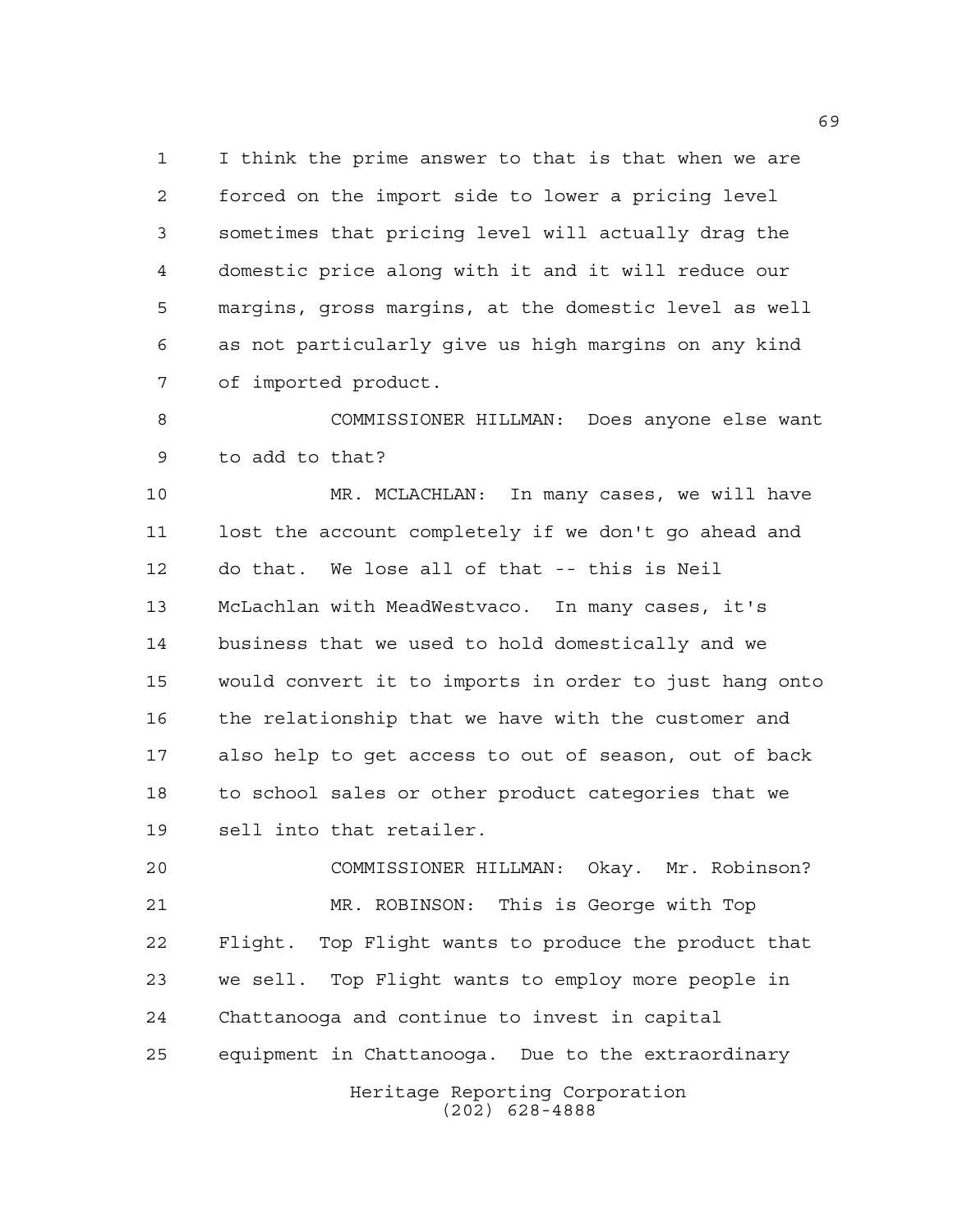I think the prime answer to that is that when we are forced on the import side to lower a pricing level sometimes that pricing level will actually drag the domestic price along with it and it will reduce our margins, gross margins, at the domestic level as well as not particularly give us high margins on any kind of imported product.

COMMISSIONER HILLMAN: Does anyone else want to add to that?

MR. MCLACHLAN: In many cases, we will have lost the account completely if we don't go ahead and do that. We lose all of that -- this is Neil McLachlan with MeadWestvaco. In many cases, it's business that we used to hold domestically and we would convert it to imports in order to just hang onto the relationship that we have with the customer and also help to get access to out of season, out of back to school sales or other product categories that we sell into that retailer.

COMMISSIONER HILLMAN: Okay. Mr. Robinson?

MR. ROBINSON: This is George with Top Flight. Top Flight wants to produce the product that we sell. Top Flight wants to employ more people in Chattanooga and continue to invest in capital equipment in Chattanooga. Due to the extraordinary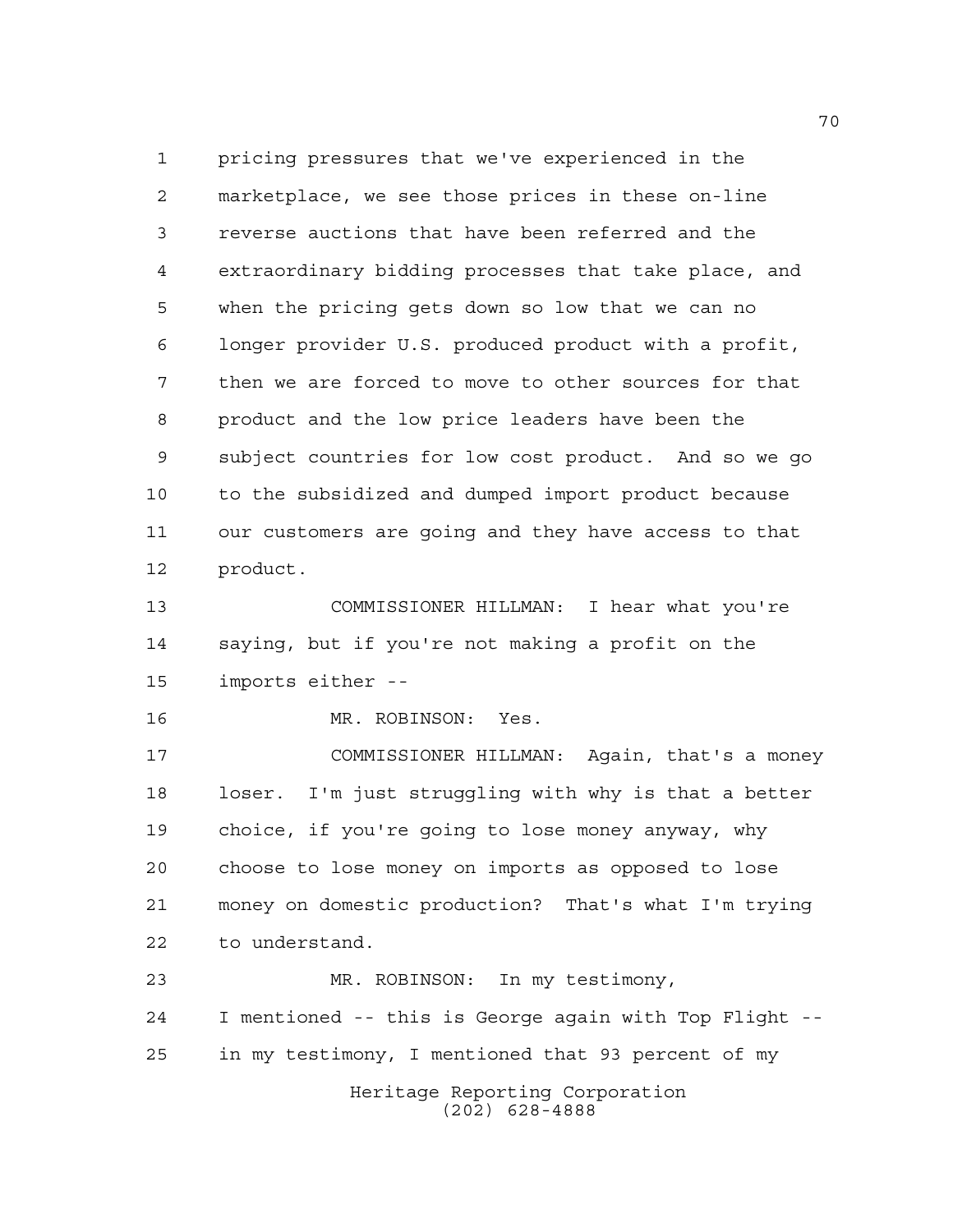pricing pressures that we've experienced in the marketplace, we see those prices in these on-line reverse auctions that have been referred and the extraordinary bidding processes that take place, and when the pricing gets down so low that we can no longer provider U.S. produced product with a profit, then we are forced to move to other sources for that product and the low price leaders have been the subject countries for low cost product. And so we go to the subsidized and dumped import product because our customers are going and they have access to that product.

COMMISSIONER HILLMAN: I hear what you're saying, but if you're not making a profit on the imports either --

MR. ROBINSON: Yes.

COMMISSIONER HILLMAN: Again, that's a money loser. I'm just struggling with why is that a better choice, if you're going to lose money anyway, why choose to lose money on imports as opposed to lose money on domestic production? That's what I'm trying to understand.

MR. ROBINSON: In my testimony, I mentioned -- this is George again with Top Flight -- in my testimony, I mentioned that 93 percent of my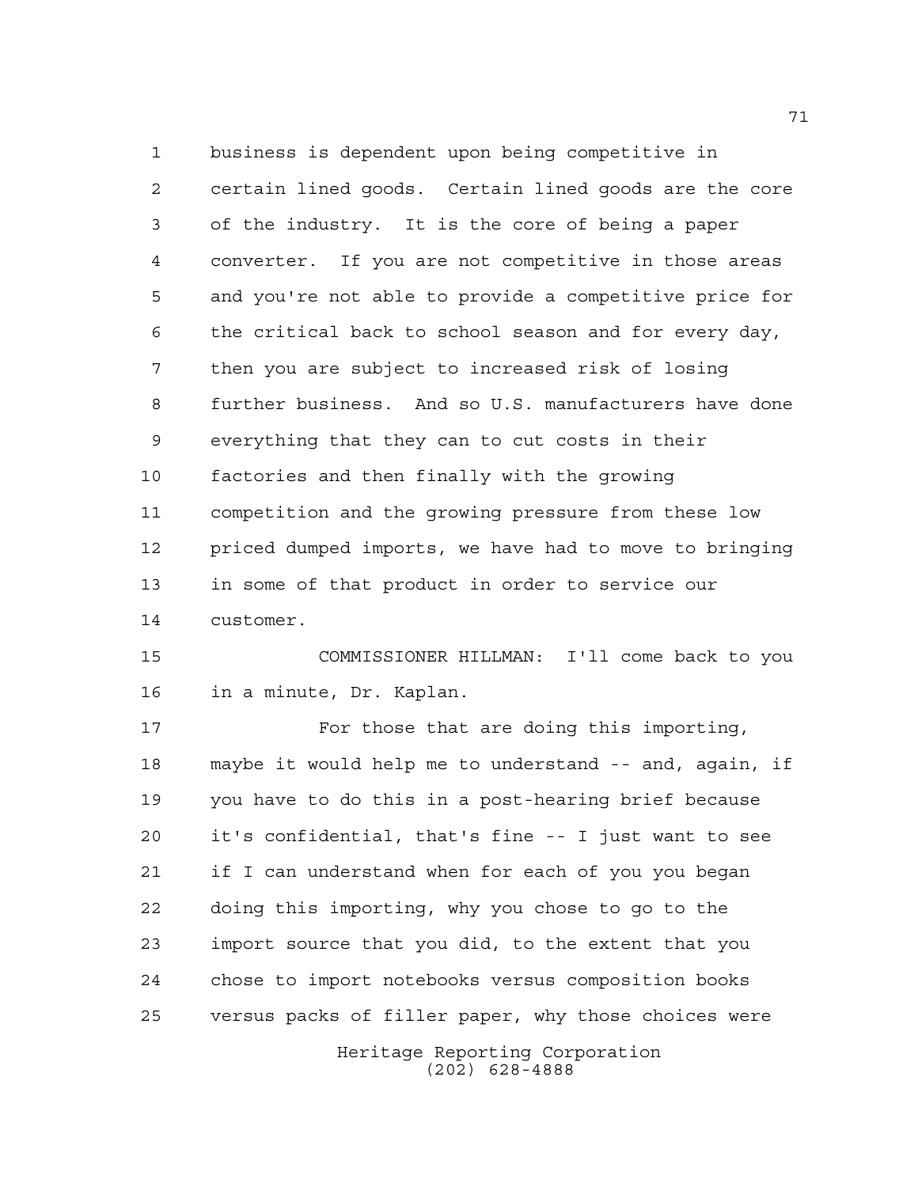business is dependent upon being competitive in certain lined goods. Certain lined goods are the core of the industry. It is the core of being a paper converter. If you are not competitive in those areas and you're not able to provide a competitive price for the critical back to school season and for every day, then you are subject to increased risk of losing further business. And so U.S. manufacturers have done everything that they can to cut costs in their factories and then finally with the growing competition and the growing pressure from these low priced dumped imports, we have had to move to bringing in some of that product in order to service our customer.

COMMISSIONER HILLMAN: I'll come back to you in a minute, Dr. Kaplan.

For those that are doing this importing, maybe it would help me to understand -- and, again, if you have to do this in a post-hearing brief because it's confidential, that's fine -- I just want to see if I can understand when for each of you you began doing this importing, why you chose to go to the import source that you did, to the extent that you chose to import notebooks versus composition books versus packs of filler paper, why those choices were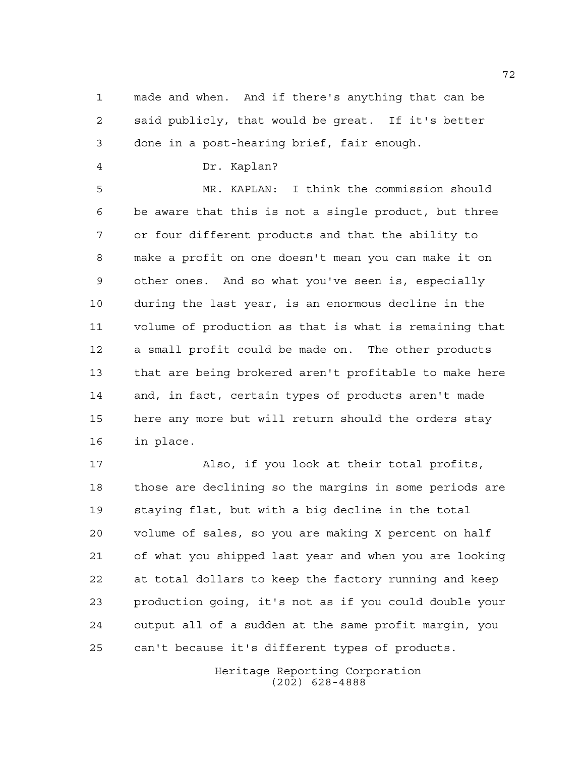made and when. And if there's anything that can be said publicly, that would be great. If it's better done in a post-hearing brief, fair enough.

Dr. Kaplan?

MR. KAPLAN: I think the commission should be aware that this is not a single product, but three or four different products and that the ability to make a profit on one doesn't mean you can make it on other ones. And so what you've seen is, especially during the last year, is an enormous decline in the volume of production as that is what is remaining that a small profit could be made on. The other products that are being brokered aren't profitable to make here and, in fact, certain types of products aren't made here any more but will return should the orders stay in place.

Also, if you look at their total profits, those are declining so the margins in some periods are staying flat, but with a big decline in the total volume of sales, so you are making X percent on half of what you shipped last year and when you are looking at total dollars to keep the factory running and keep production going, it's not as if you could double your output all of a sudden at the same profit margin, you can't because it's different types of products.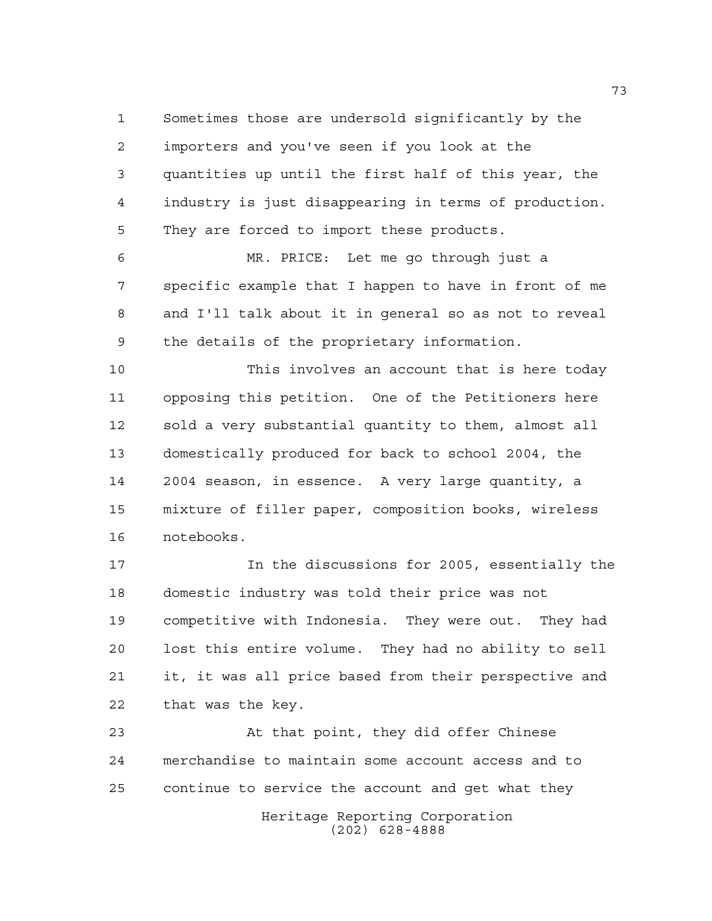Sometimes those are undersold significantly by the importers and you've seen if you look at the quantities up until the first half of this year, the industry is just disappearing in terms of production. They are forced to import these products.

MR. PRICE: Let me go through just a specific example that I happen to have in front of me and I'll talk about it in general so as not to reveal the details of the proprietary information.

This involves an account that is here today opposing this petition. One of the Petitioners here sold a very substantial quantity to them, almost all domestically produced for back to school 2004, the 2004 season, in essence. A very large quantity, a mixture of filler paper, composition books, wireless notebooks.

In the discussions for 2005, essentially the domestic industry was told their price was not competitive with Indonesia. They were out. They had lost this entire volume. They had no ability to sell it, it was all price based from their perspective and that was the key.

At that point, they did offer Chinese merchandise to maintain some account access and to continue to service the account and get what they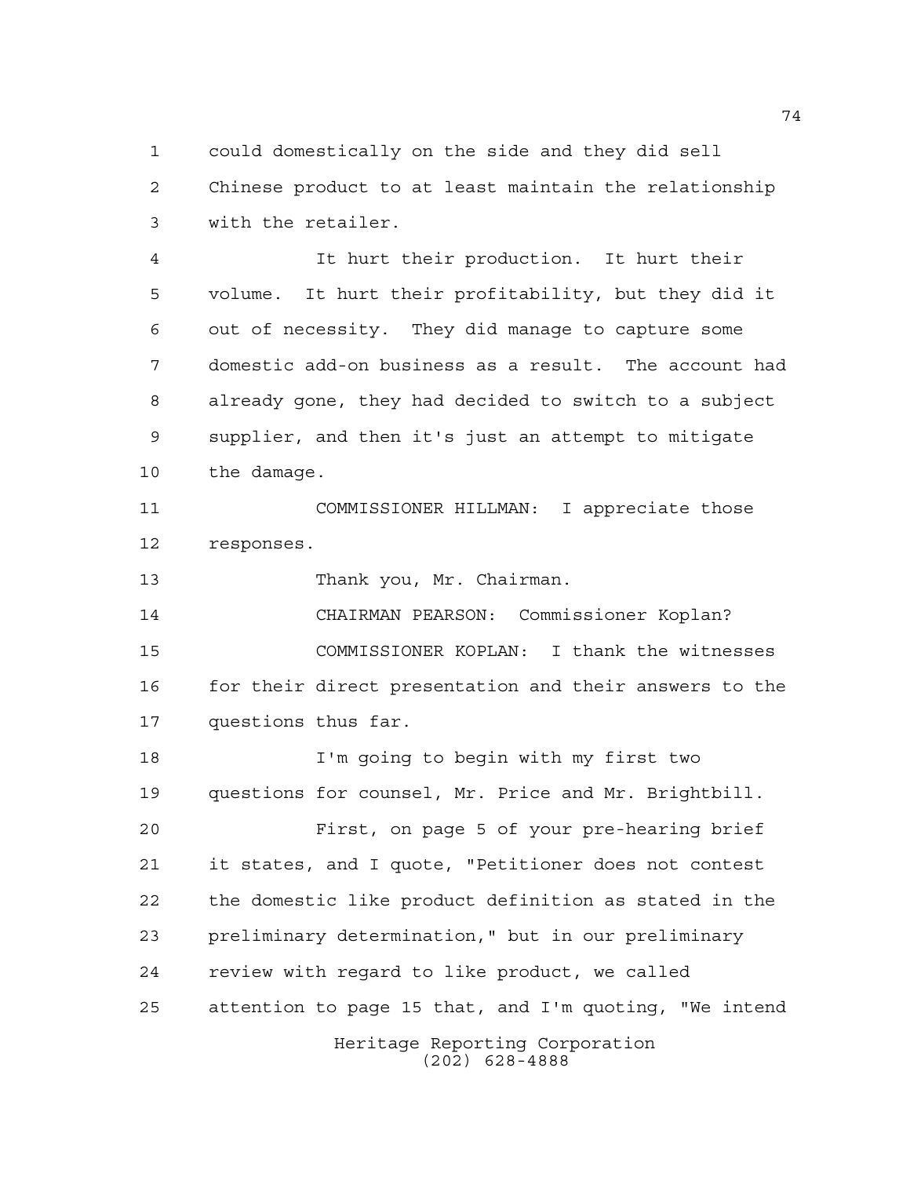could domestically on the side and they did sell Chinese product to at least maintain the relationship with the retailer.

It hurt their production. It hurt their volume. It hurt their profitability, but they did it out of necessity. They did manage to capture some domestic add-on business as a result. The account had already gone, they had decided to switch to a subject supplier, and then it's just an attempt to mitigate the damage.

COMMISSIONER HILLMAN: I appreciate those responses.

Thank you, Mr. Chairman.

CHAIRMAN PEARSON: Commissioner Koplan?

COMMISSIONER KOPLAN: I thank the witnesses for their direct presentation and their answers to the questions thus far.

I'm going to begin with my first two questions for counsel, Mr. Price and Mr. Brightbill.

First, on page 5 of your pre-hearing brief it states, and I quote, "Petitioner does not contest the domestic like product definition as stated in the preliminary determination," but in our preliminary review with regard to like product, we called attention to page 15 that, and I'm quoting, "We intend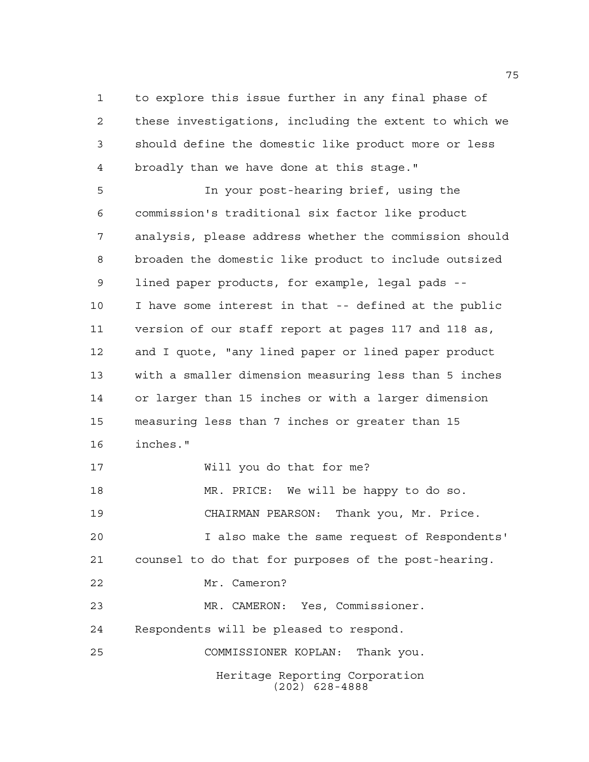to explore this issue further in any final phase of these investigations, including the extent to which we should define the domestic like product more or less broadly than we have done at this stage."

In your post-hearing brief, using the commission's traditional six factor like product analysis, please address whether the commission should broaden the domestic like product to include outsized lined paper products, for example, legal pads -- I have some interest in that -- defined at the public version of our staff report at pages 117 and 118 as, and I quote, "any lined paper or lined paper product with a smaller dimension measuring less than 5 inches or larger than 15 inches or with a larger dimension measuring less than 7 inches or greater than 15 inches."

Will you do that for me?

MR. PRICE: We will be happy to do so.

CHAIRMAN PEARSON: Thank you, Mr. Price.

I also make the same request of Respondents' counsel to do that for purposes of the post-hearing.

Mr. Cameron?

MR. CAMERON: Yes, Commissioner. Respondents will be pleased to respond.

COMMISSIONER KOPLAN: Thank you.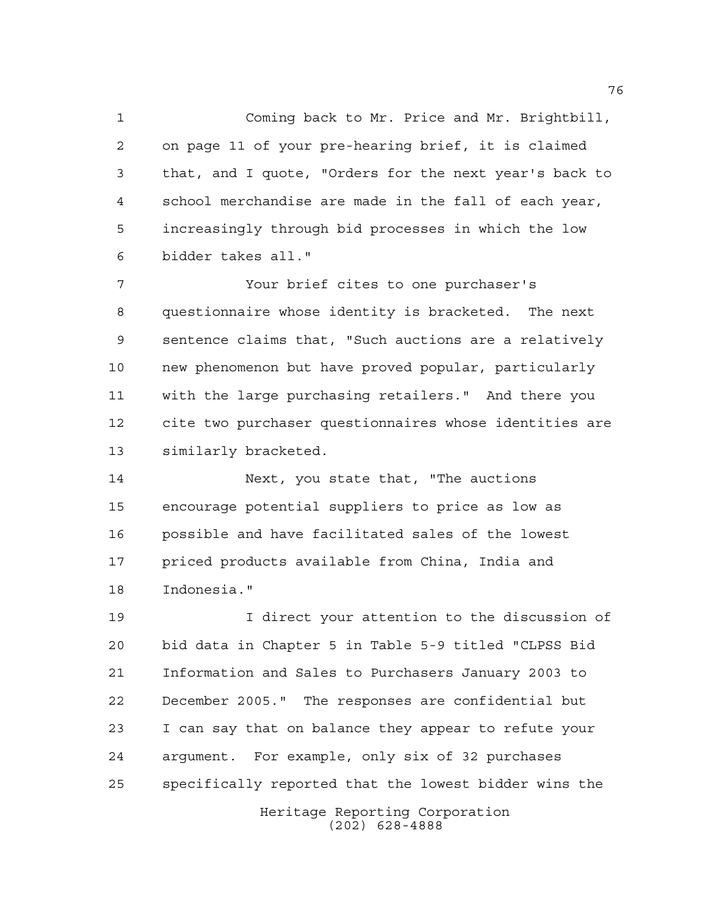Coming back to Mr. Price and Mr. Brightbill, on page 11 of your pre-hearing brief, it is claimed that, and I quote, "Orders for the next year's back to school merchandise are made in the fall of each year, increasingly through bid processes in which the low bidder takes all."

Your brief cites to one purchaser's questionnaire whose identity is bracketed. The next sentence claims that, "Such auctions are a relatively new phenomenon but have proved popular, particularly with the large purchasing retailers." And there you cite two purchaser questionnaires whose identities are similarly bracketed.

Next, you state that, "The auctions encourage potential suppliers to price as low as possible and have facilitated sales of the lowest priced products available from China, India and Indonesia."

I direct your attention to the discussion of bid data in Chapter 5 in Table 5-9 titled "CLPSS Bid Information and Sales to Purchasers January 2003 to December 2005." The responses are confidential but I can say that on balance they appear to refute your argument. For example, only six of 32 purchases specifically reported that the lowest bidder wins the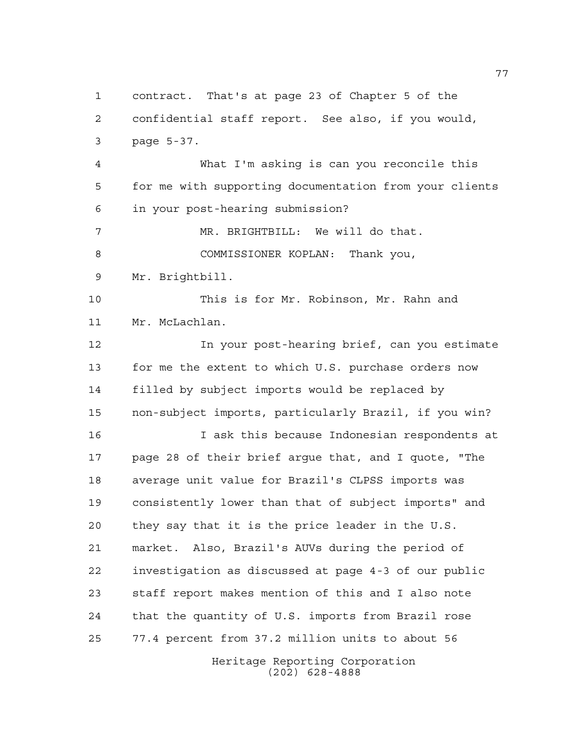contract. That's at page 23 of Chapter 5 of the confidential staff report. See also, if you would, page 5-37.

What I'm asking is can you reconcile this for me with supporting documentation from your clients in your post-hearing submission?

MR. BRIGHTBILL: We will do that.

COMMISSIONER KOPLAN: Thank you, Mr. Brightbill.

This is for Mr. Robinson, Mr. Rahn and Mr. McLachlan.

In your post-hearing brief, can you estimate for me the extent to which U.S. purchase orders now filled by subject imports would be replaced by non-subject imports, particularly Brazil, if you win?

I ask this because Indonesian respondents at page 28 of their brief argue that, and I quote, "The average unit value for Brazil's CLPSS imports was consistently lower than that of subject imports" and they say that it is the price leader in the U.S. market. Also, Brazil's AUVs during the period of investigation as discussed at page 4-3 of our public staff report makes mention of this and I also note that the quantity of U.S. imports from Brazil rose 77.4 percent from 37.2 million units to about 56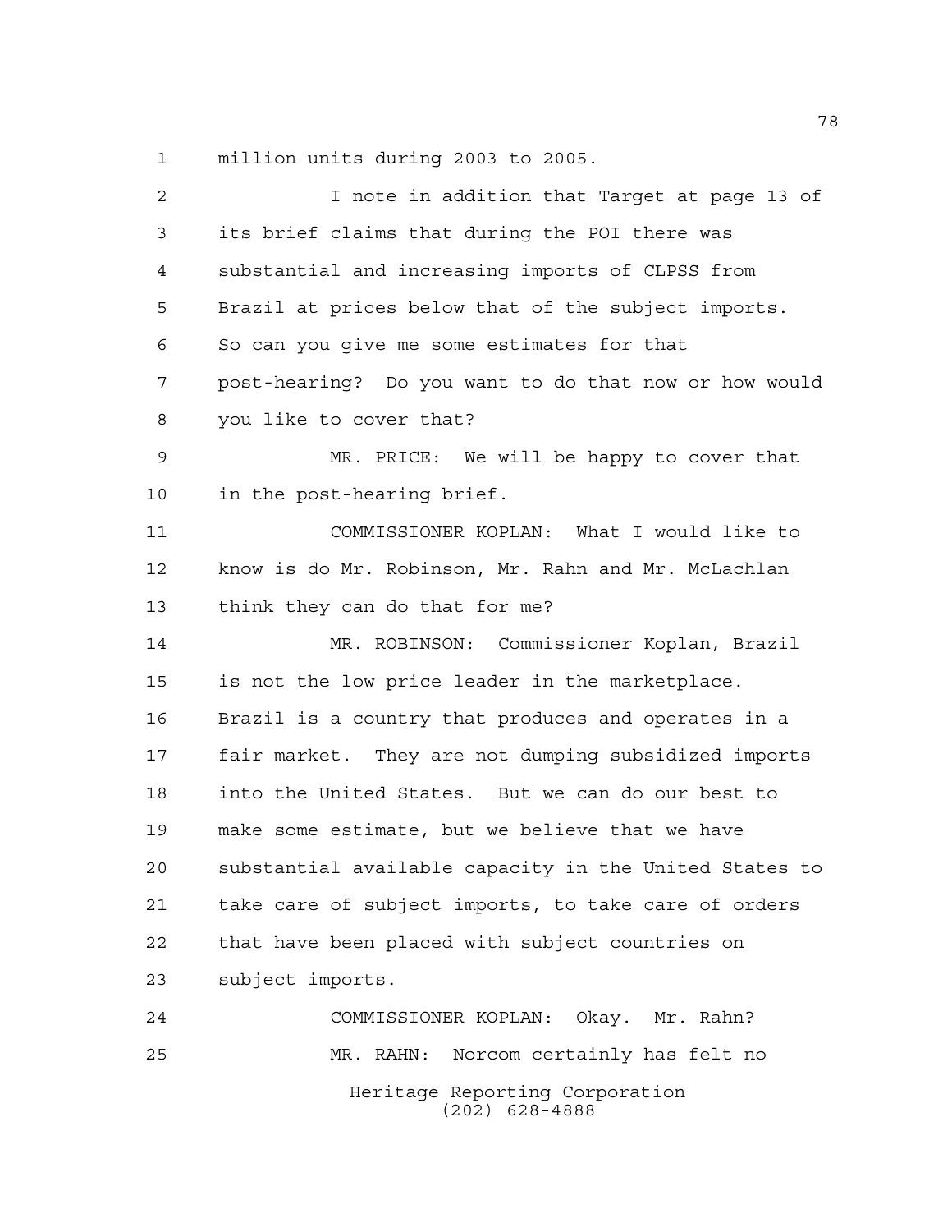million units during 2003 to 2005.

I note in addition that Target at page 13 of its brief claims that during the POI there was substantial and increasing imports of CLPSS from Brazil at prices below that of the subject imports. So can you give me some estimates for that post-hearing? Do you want to do that now or how would you like to cover that?

MR. PRICE: We will be happy to cover that in the post-hearing brief.

COMMISSIONER KOPLAN: What I would like to know is do Mr. Robinson, Mr. Rahn and Mr. McLachlan think they can do that for me?

MR. ROBINSON: Commissioner Koplan, Brazil is not the low price leader in the marketplace. Brazil is a country that produces and operates in a fair market. They are not dumping subsidized imports into the United States. But we can do our best to make some estimate, but we believe that we have substantial available capacity in the United States to take care of subject imports, to take care of orders that have been placed with subject countries on subject imports.

COMMISSIONER KOPLAN: Okay. Mr. Rahn?

MR. RAHN: Norcom certainly has felt no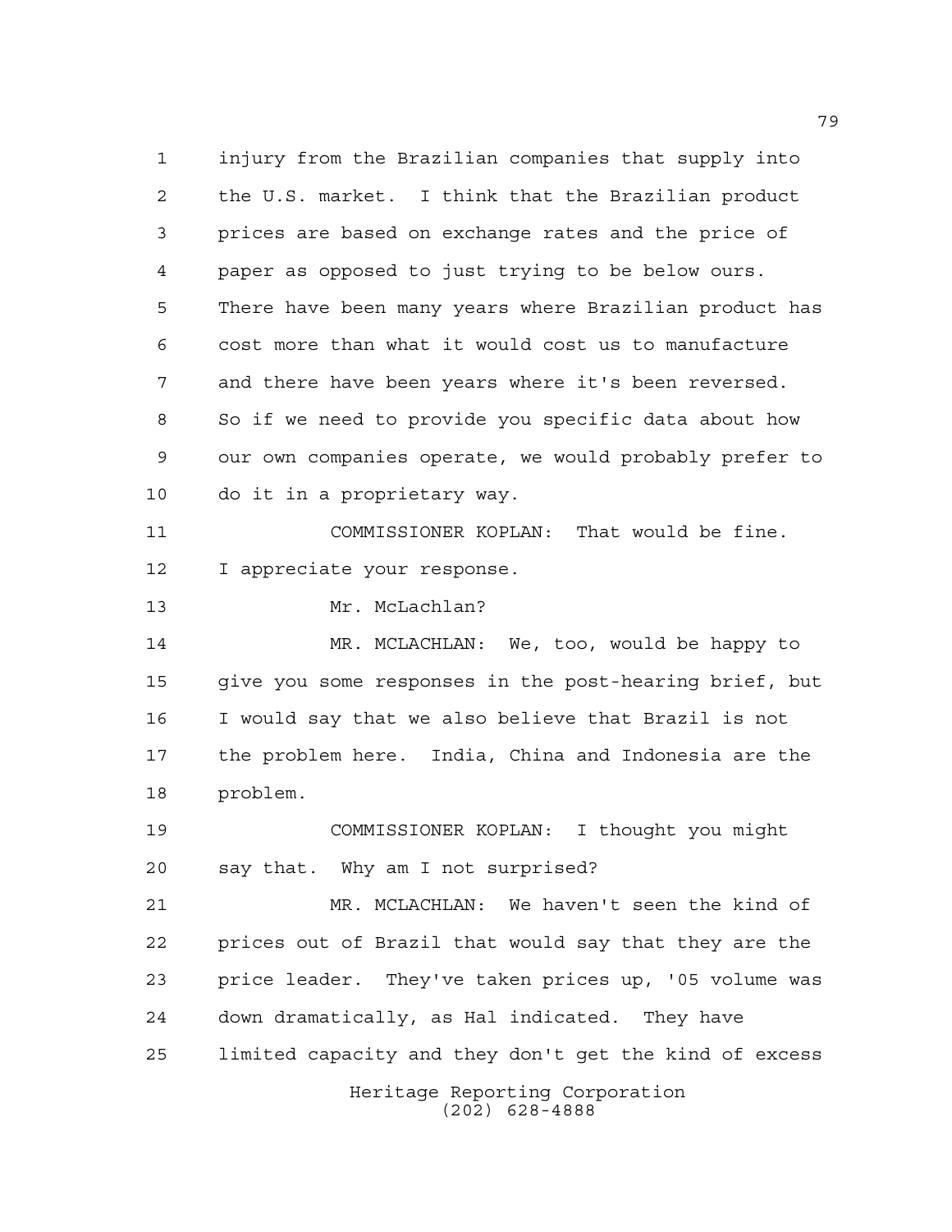injury from the Brazilian companies that supply into the U.S. market. I think that the Brazilian product prices are based on exchange rates and the price of paper as opposed to just trying to be below ours. There have been many years where Brazilian product has cost more than what it would cost us to manufacture and there have been years where it's been reversed. So if we need to provide you specific data about how our own companies operate, we would probably prefer to do it in a proprietary way.

COMMISSIONER KOPLAN: That would be fine. I appreciate your response.

Mr. McLachlan?

MR. MCLACHLAN: We, too, would be happy to give you some responses in the post-hearing brief, but I would say that we also believe that Brazil is not the problem here. India, China and Indonesia are the problem.

COMMISSIONER KOPLAN: I thought you might say that. Why am I not surprised?

MR. MCLACHLAN: We haven't seen the kind of prices out of Brazil that would say that they are the price leader. They've taken prices up, '05 volume was down dramatically, as Hal indicated. They have limited capacity and they don't get the kind of excess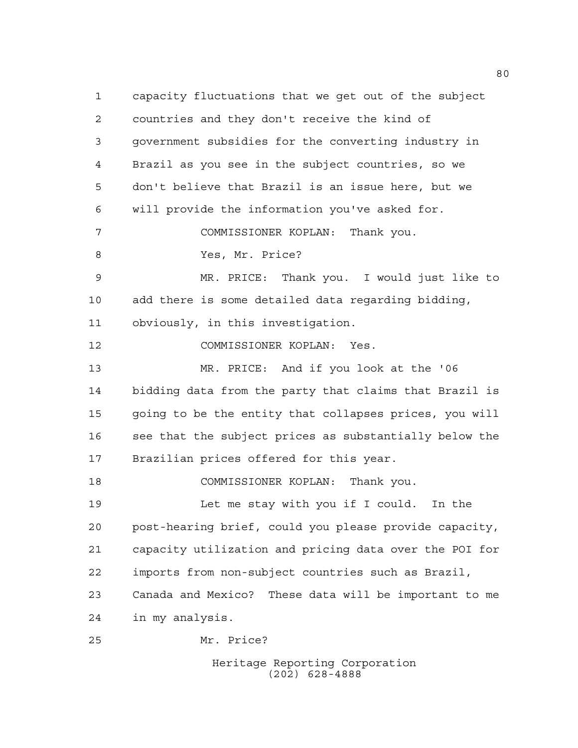capacity fluctuations that we get out of the subject countries and they don't receive the kind of government subsidies for the converting industry in Brazil as you see in the subject countries, so we don't believe that Brazil is an issue here, but we will provide the information you've asked for.

COMMISSIONER KOPLAN: Thank you.

Yes, Mr. Price?

MR. PRICE: Thank you. I would just like to add there is some detailed data regarding bidding, obviously, in this investigation.

COMMISSIONER KOPLAN: Yes.

MR. PRICE: And if you look at the '06 bidding data from the party that claims that Brazil is going to be the entity that collapses prices, you will see that the subject prices as substantially below the Brazilian prices offered for this year.

COMMISSIONER KOPLAN: Thank you.

Let me stay with you if I could. In the post-hearing brief, could you please provide capacity, capacity utilization and pricing data over the POI for imports from non-subject countries such as Brazil, Canada and Mexico? These data will be important to me in my analysis.

Mr. Price?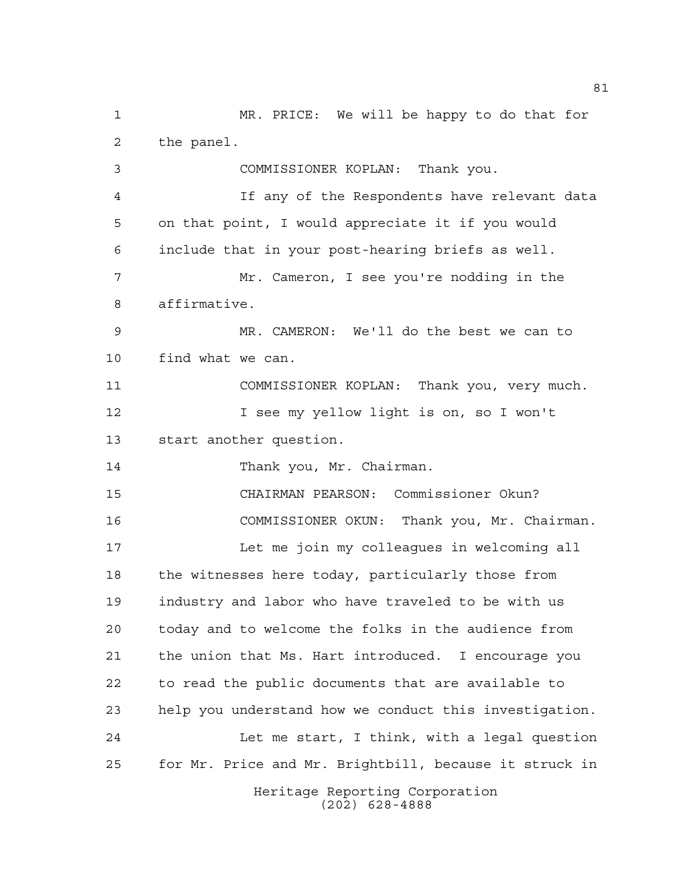MR. PRICE: We will be happy to do that for the panel.

COMMISSIONER KOPLAN: Thank you.

If any of the Respondents have relevant data on that point, I would appreciate it if you would include that in your post-hearing briefs as well.

Mr. Cameron, I see you're nodding in the affirmative.

MR. CAMERON: We'll do the best we can to find what we can.

COMMISSIONER KOPLAN: Thank you, very much.

I see my yellow light is on, so I won't start another question.

Thank you, Mr. Chairman.

CHAIRMAN PEARSON: Commissioner Okun?

COMMISSIONER OKUN: Thank you, Mr. Chairman.

Let me join my colleagues in welcoming all the witnesses here today, particularly those from industry and labor who have traveled to be with us today and to welcome the folks in the audience from the union that Ms. Hart introduced. I encourage you to read the public documents that are available to help you understand how we conduct this investigation.

Let me start, I think, with a legal question for Mr. Price and Mr. Brightbill, because it struck in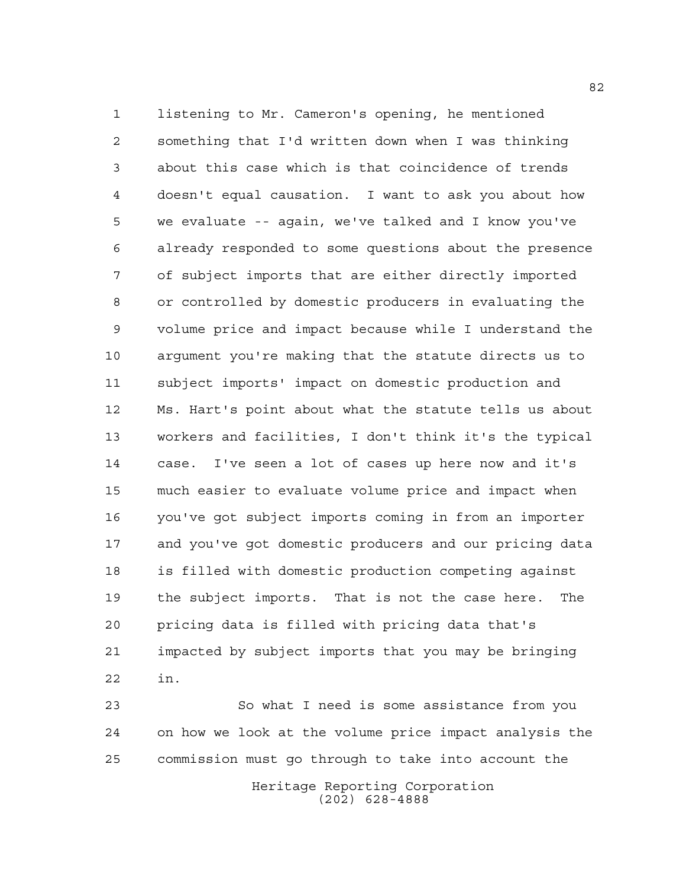listening to Mr. Cameron's opening, he mentioned something that I'd written down when I was thinking about this case which is that coincidence of trends doesn't equal causation. I want to ask you about how we evaluate -- again, we've talked and I know you've already responded to some questions about the presence of subject imports that are either directly imported or controlled by domestic producers in evaluating the volume price and impact because while I understand the argument you're making that the statute directs us to subject imports' impact on domestic production and Ms. Hart's point about what the statute tells us about workers and facilities, I don't think it's the typical case. I've seen a lot of cases up here now and it's much easier to evaluate volume price and impact when you've got subject imports coming in from an importer and you've got domestic producers and our pricing data is filled with domestic production competing against the subject imports. That is not the case here. The pricing data is filled with pricing data that's impacted by subject imports that you may be bringing in.

So what I need is some assistance from you on how we look at the volume price impact analysis the commission must go through to take into account the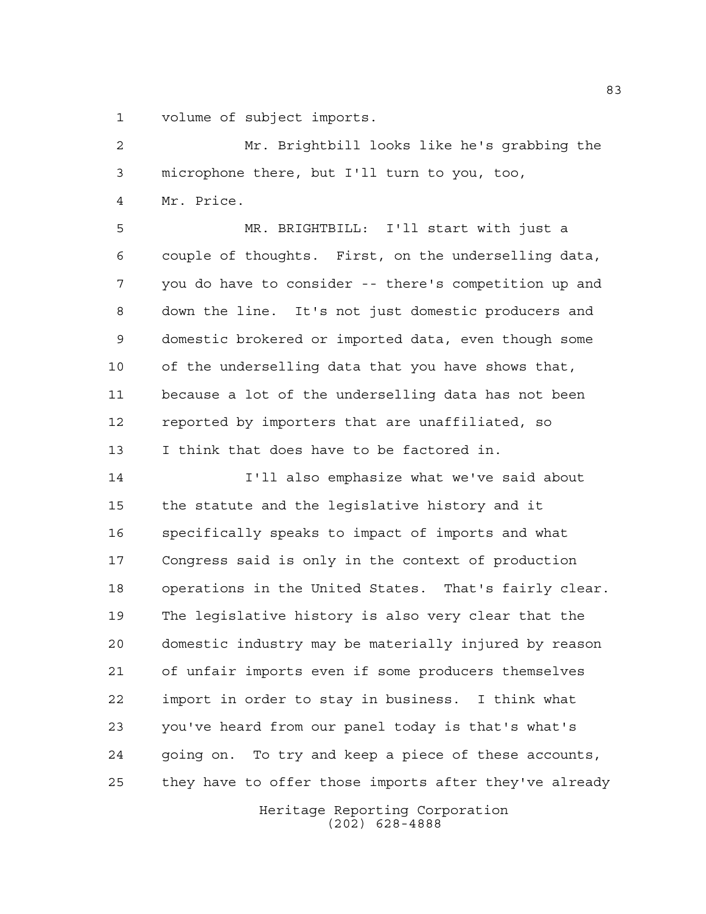volume of subject imports.

Mr. Brightbill looks like he's grabbing the microphone there, but I'll turn to you, too, Mr. Price.

MR. BRIGHTBILL: I'll start with just a couple of thoughts. First, on the underselling data, you do have to consider -- there's competition up and down the line. It's not just domestic producers and domestic brokered or imported data, even though some of the underselling data that you have shows that, because a lot of the underselling data has not been reported by importers that are unaffiliated, so I think that does have to be factored in.

I'll also emphasize what we've said about the statute and the legislative history and it specifically speaks to impact of imports and what Congress said is only in the context of production operations in the United States. That's fairly clear. The legislative history is also very clear that the domestic industry may be materially injured by reason of unfair imports even if some producers themselves import in order to stay in business. I think what you've heard from our panel today is that's what's going on. To try and keep a piece of these accounts, they have to offer those imports after they've already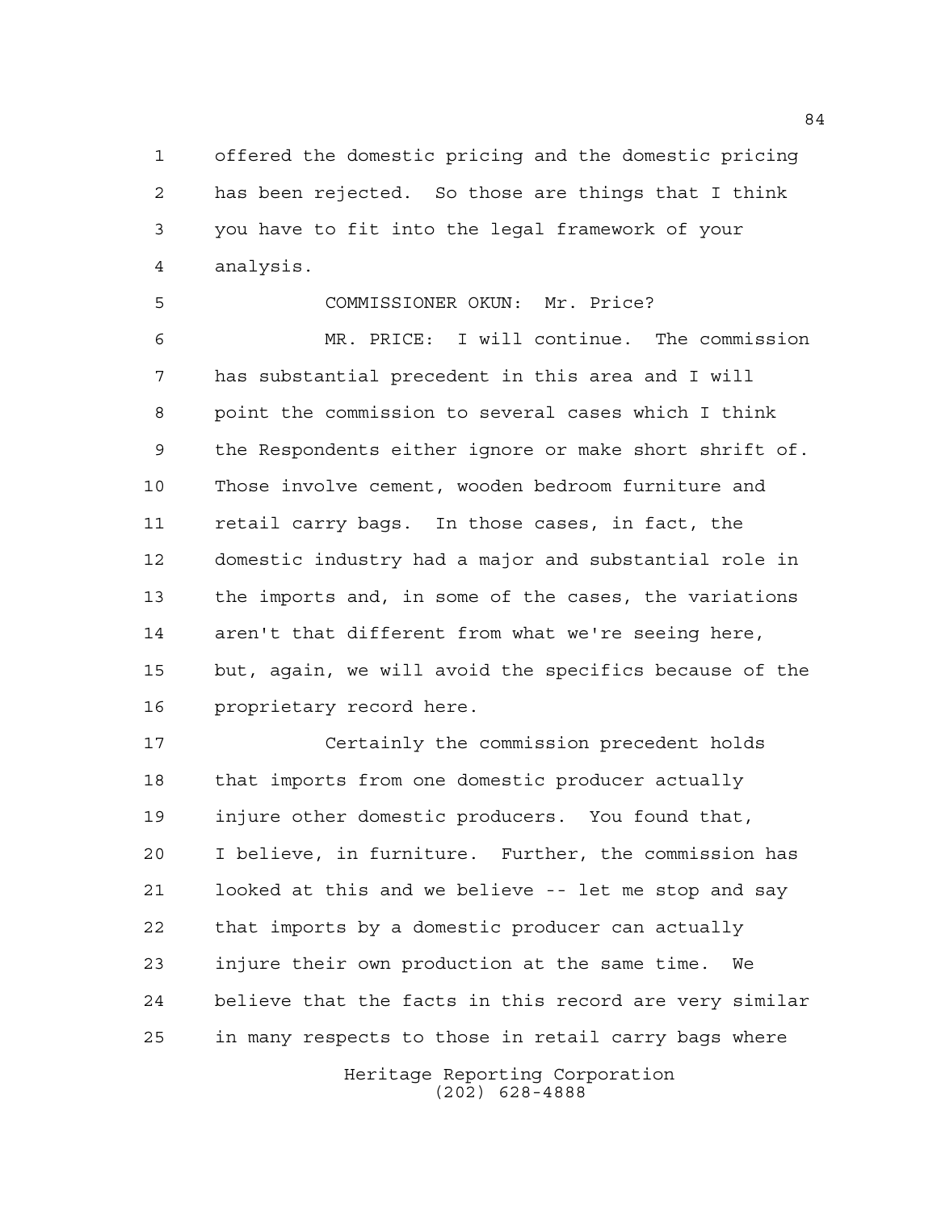offered the domestic pricing and the domestic pricing has been rejected. So those are things that I think you have to fit into the legal framework of your analysis.

COMMISSIONER OKUN: Mr. Price?

MR. PRICE: I will continue. The commission has substantial precedent in this area and I will point the commission to several cases which I think the Respondents either ignore or make short shrift of. Those involve cement, wooden bedroom furniture and retail carry bags. In those cases, in fact, the domestic industry had a major and substantial role in the imports and, in some of the cases, the variations aren't that different from what we're seeing here, but, again, we will avoid the specifics because of the proprietary record here.

Certainly the commission precedent holds that imports from one domestic producer actually injure other domestic producers. You found that, I believe, in furniture. Further, the commission has looked at this and we believe -- let me stop and say that imports by a domestic producer can actually injure their own production at the same time. We believe that the facts in this record are very similar in many respects to those in retail carry bags where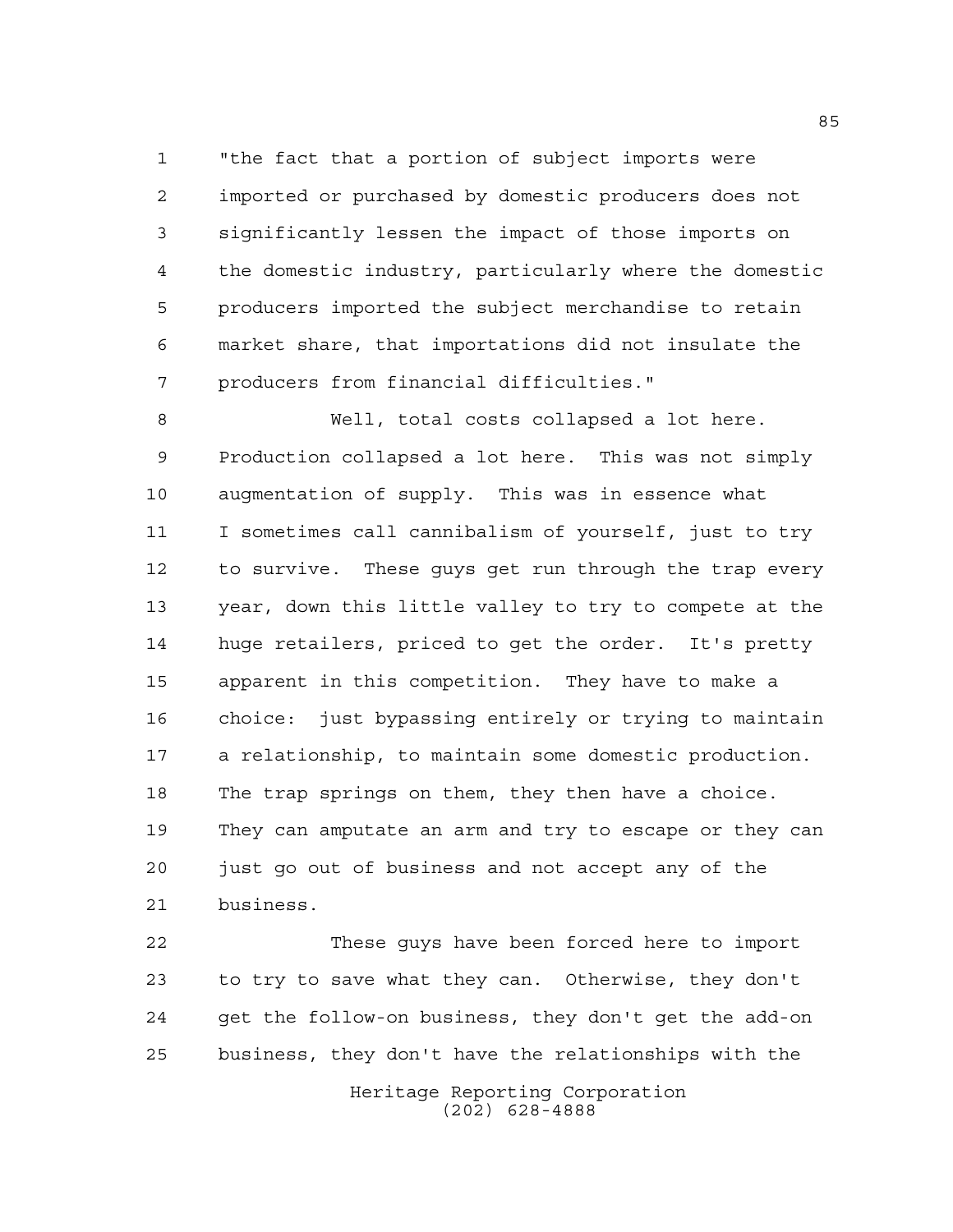"the fact that a portion of subject imports were imported or purchased by domestic producers does not significantly lessen the impact of those imports on the domestic industry, particularly where the domestic producers imported the subject merchandise to retain market share, that importations did not insulate the producers from financial difficulties."

Well, total costs collapsed a lot here. Production collapsed a lot here. This was not simply augmentation of supply. This was in essence what I sometimes call cannibalism of yourself, just to try to survive. These guys get run through the trap every year, down this little valley to try to compete at the huge retailers, priced to get the order. It's pretty apparent in this competition. They have to make a choice: just bypassing entirely or trying to maintain a relationship, to maintain some domestic production. The trap springs on them, they then have a choice. They can amputate an arm and try to escape or they can just go out of business and not accept any of the business.

These guys have been forced here to import to try to save what they can. Otherwise, they don't get the follow-on business, they don't get the add-on business, they don't have the relationships with the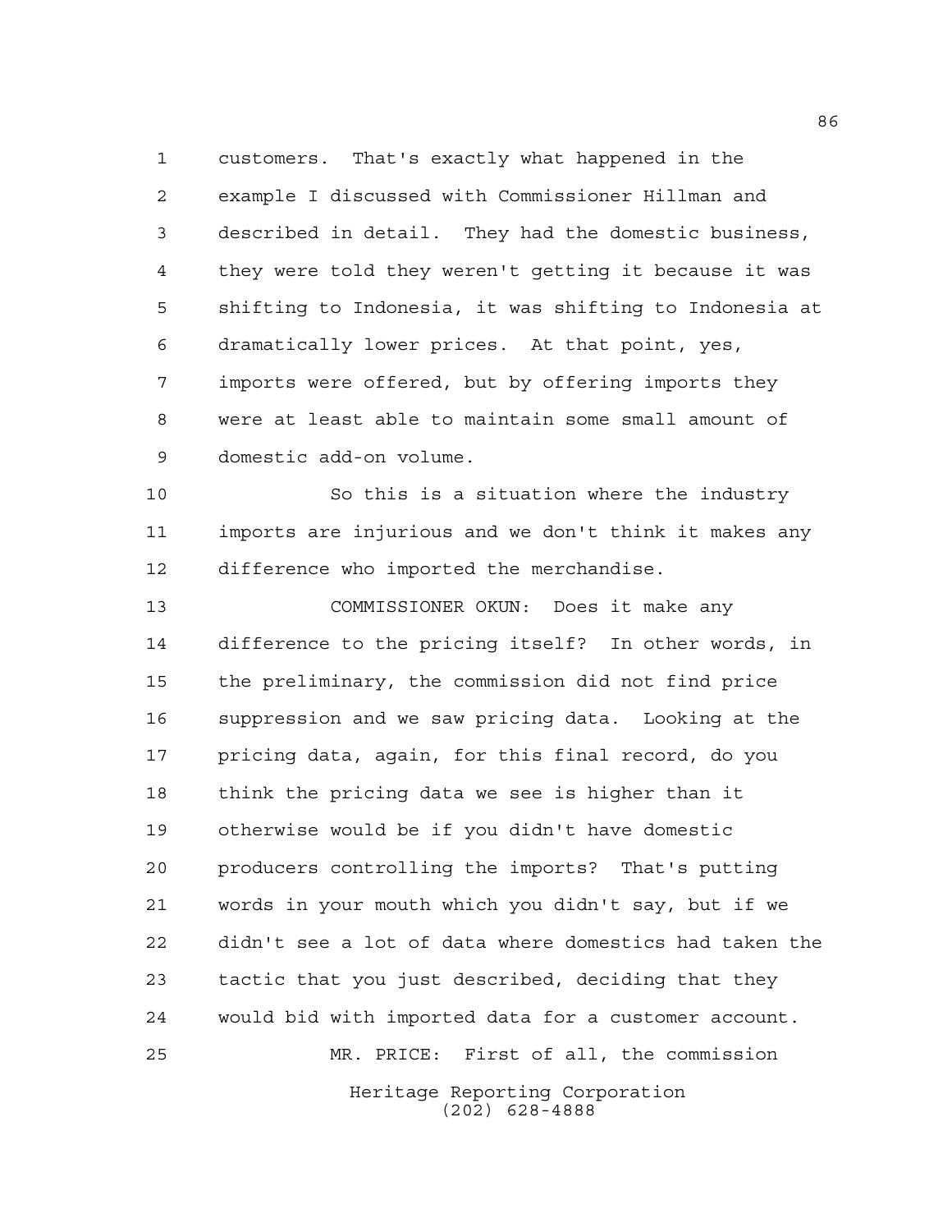customers. That's exactly what happened in the example I discussed with Commissioner Hillman and described in detail. They had the domestic business, they were told they weren't getting it because it was shifting to Indonesia, it was shifting to Indonesia at dramatically lower prices. At that point, yes, imports were offered, but by offering imports they were at least able to maintain some small amount of domestic add-on volume.

So this is a situation where the industry imports are injurious and we don't think it makes any difference who imported the merchandise.

COMMISSIONER OKUN: Does it make any difference to the pricing itself? In other words, in the preliminary, the commission did not find price suppression and we saw pricing data. Looking at the pricing data, again, for this final record, do you think the pricing data we see is higher than it otherwise would be if you didn't have domestic producers controlling the imports? That's putting words in your mouth which you didn't say, but if we didn't see a lot of data where domestics had taken the tactic that you just described, deciding that they would bid with imported data for a customer account.

MR. PRICE: First of all, the commission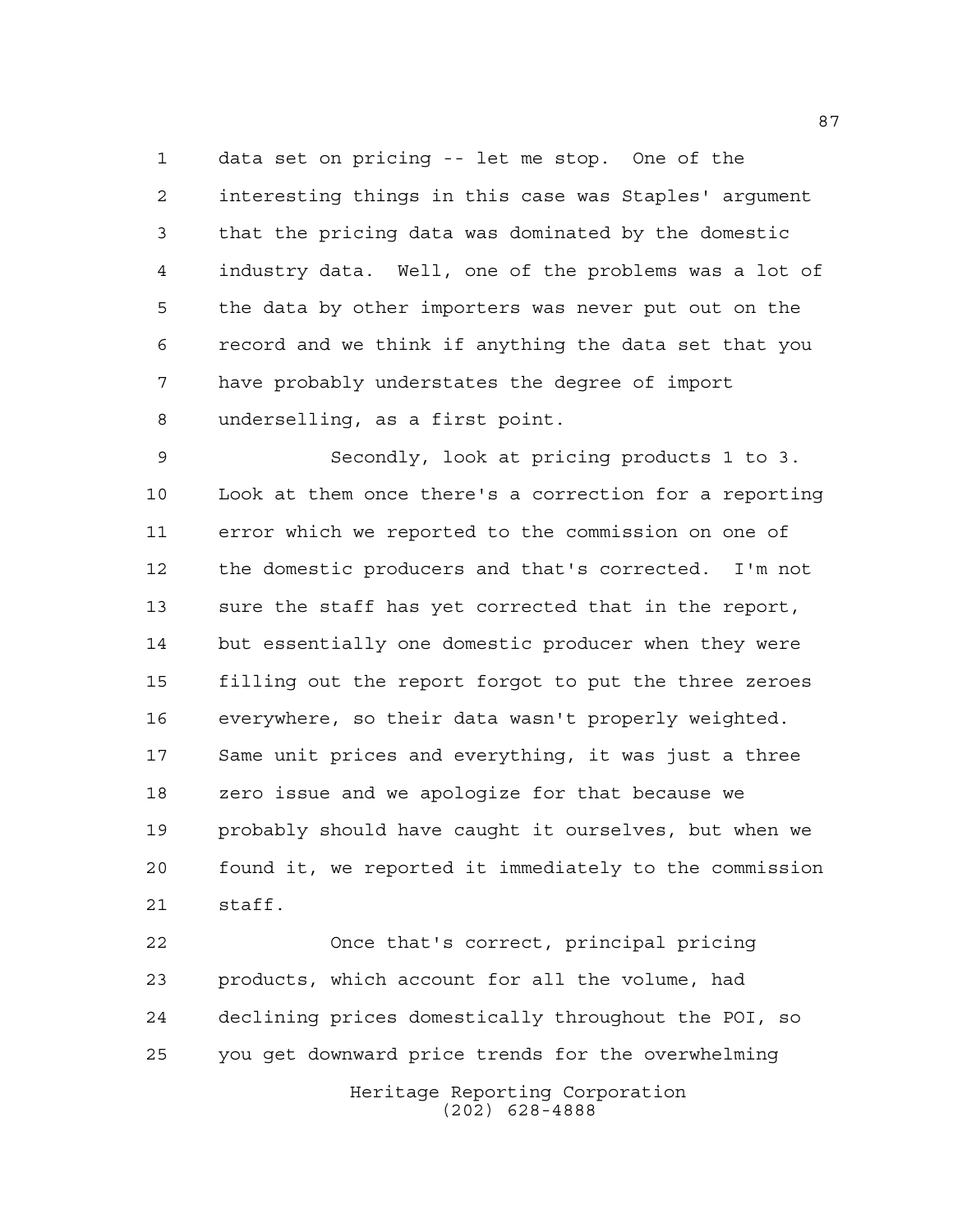data set on pricing -- let me stop. One of the interesting things in this case was Staples' argument that the pricing data was dominated by the domestic industry data. Well, one of the problems was a lot of the data by other importers was never put out on the record and we think if anything the data set that you have probably understates the degree of import underselling, as a first point.

Secondly, look at pricing products 1 to 3. Look at them once there's a correction for a reporting error which we reported to the commission on one of the domestic producers and that's corrected. I'm not sure the staff has yet corrected that in the report, but essentially one domestic producer when they were filling out the report forgot to put the three zeroes everywhere, so their data wasn't properly weighted. Same unit prices and everything, it was just a three zero issue and we apologize for that because we probably should have caught it ourselves, but when we found it, we reported it immediately to the commission staff.

Once that's correct, principal pricing products, which account for all the volume, had declining prices domestically throughout the POI, so you get downward price trends for the overwhelming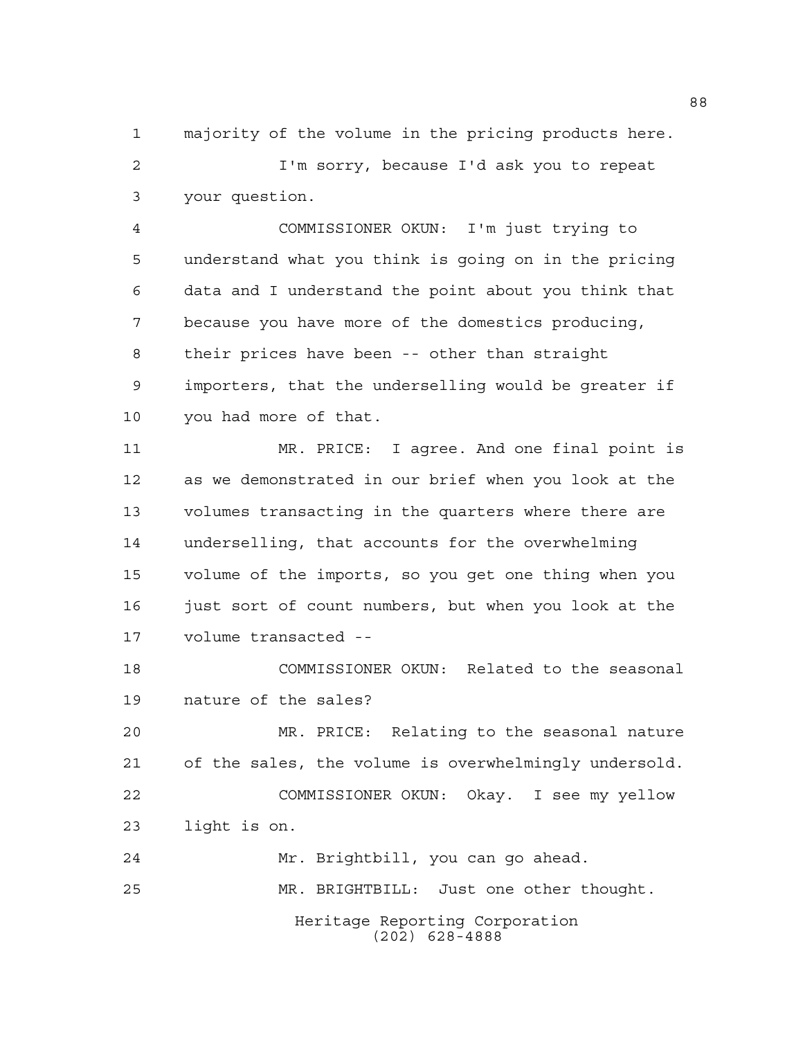majority of the volume in the pricing products here.

I'm sorry, because I'd ask you to repeat your question.

COMMISSIONER OKUN: I'm just trying to understand what you think is going on in the pricing data and I understand the point about you think that because you have more of the domestics producing, their prices have been -- other than straight importers, that the underselling would be greater if you had more of that.

MR. PRICE: I agree. And one final point is as we demonstrated in our brief when you look at the volumes transacting in the quarters where there are underselling, that accounts for the overwhelming volume of the imports, so you get one thing when you just sort of count numbers, but when you look at the volume transacted --

COMMISSIONER OKUN: Related to the seasonal nature of the sales?

MR. PRICE: Relating to the seasonal nature of the sales, the volume is overwhelmingly undersold.

COMMISSIONER OKUN: Okay. I see my yellow light is on.

Mr. Brightbill, you can go ahead.

MR. BRIGHTBILL: Just one other thought.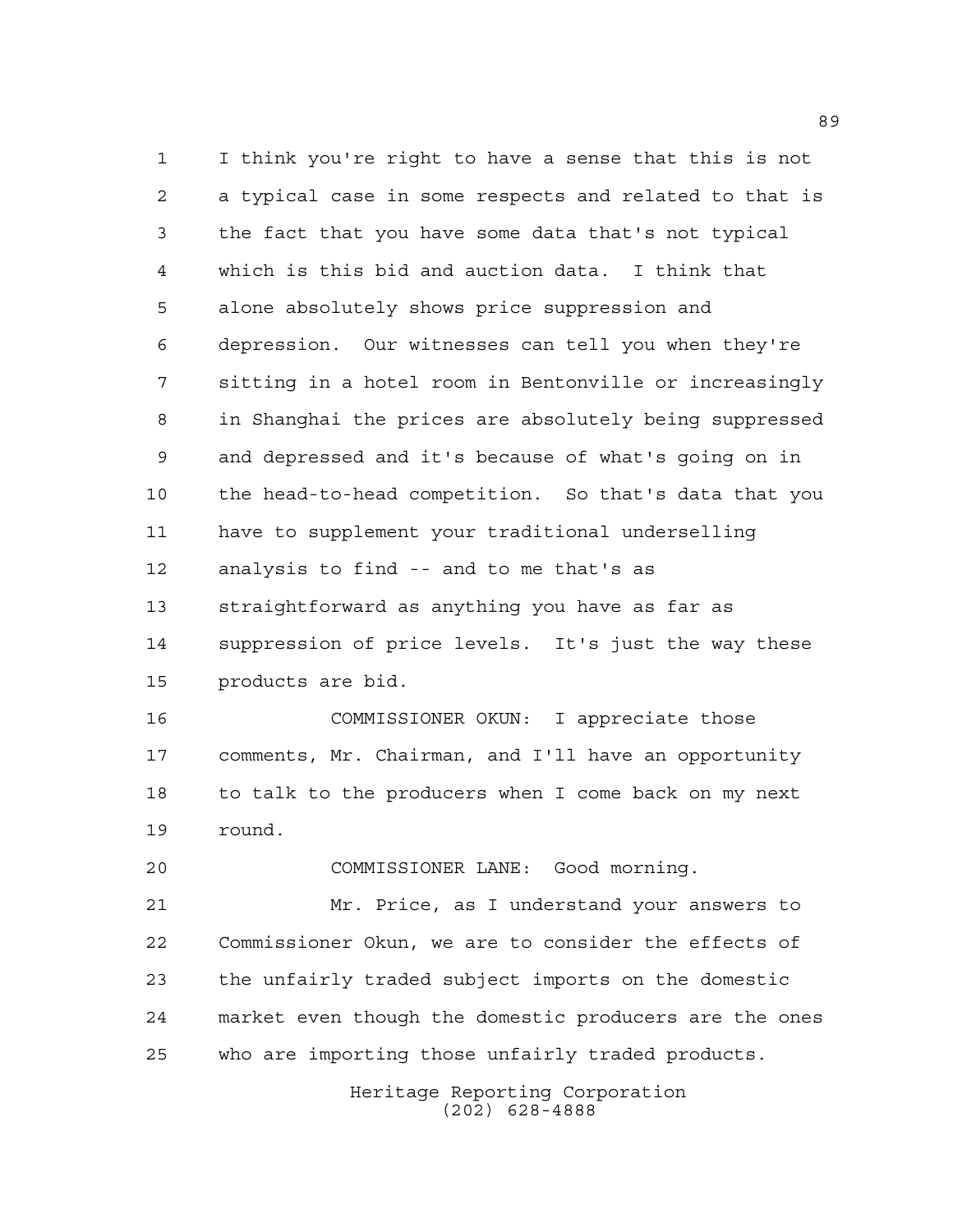I think you're right to have a sense that this is not a typical case in some respects and related to that is the fact that you have some data that's not typical which is this bid and auction data. I think that alone absolutely shows price suppression and depression. Our witnesses can tell you when they're sitting in a hotel room in Bentonville or increasingly in Shanghai the prices are absolutely being suppressed and depressed and it's because of what's going on in the head-to-head competition. So that's data that you have to supplement your traditional underselling analysis to find -- and to me that's as straightforward as anything you have as far as suppression of price levels. It's just the way these products are bid.

COMMISSIONER OKUN: I appreciate those comments, Mr. Chairman, and I'll have an opportunity to talk to the producers when I come back on my next round.

COMMISSIONER LANE: Good morning.

Mr. Price, as I understand your answers to Commissioner Okun, we are to consider the effects of the unfairly traded subject imports on the domestic market even though the domestic producers are the ones who are importing those unfairly traded products.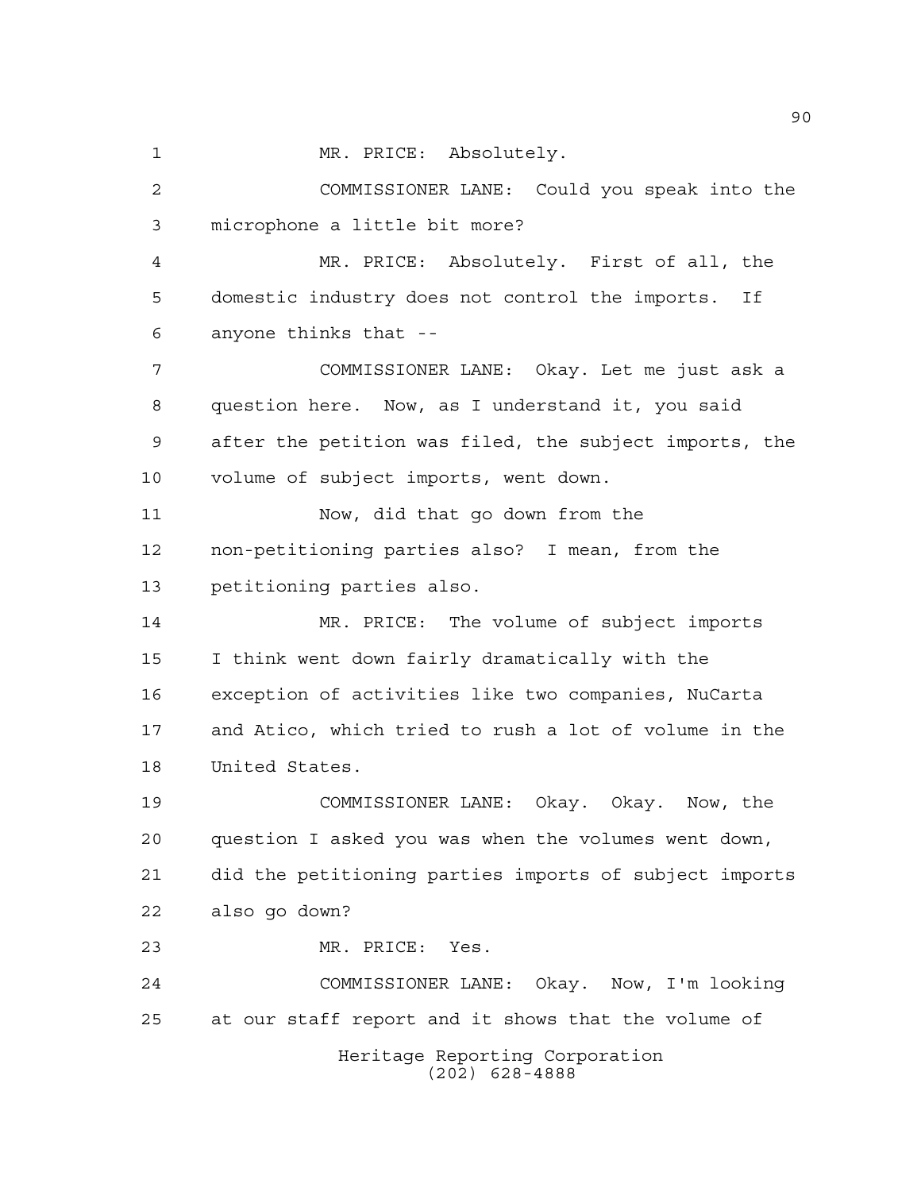MR. PRICE: Absolutely.

COMMISSIONER LANE: Could you speak into the microphone a little bit more?

MR. PRICE: Absolutely. First of all, the domestic industry does not control the imports. If anyone thinks that --

COMMISSIONER LANE: Okay. Let me just ask a question here. Now, as I understand it, you said after the petition was filed, the subject imports, the volume of subject imports, went down.

Now, did that go down from the non-petitioning parties also? I mean, from the petitioning parties also.

MR. PRICE: The volume of subject imports I think went down fairly dramatically with the exception of activities like two companies, NuCarta and Atico, which tried to rush a lot of volume in the United States.

COMMISSIONER LANE: Okay. Okay. Now, the question I asked you was when the volumes went down, did the petitioning parties imports of subject imports also go down?

MR. PRICE: Yes.

COMMISSIONER LANE: Okay. Now, I'm looking at our staff report and it shows that the volume of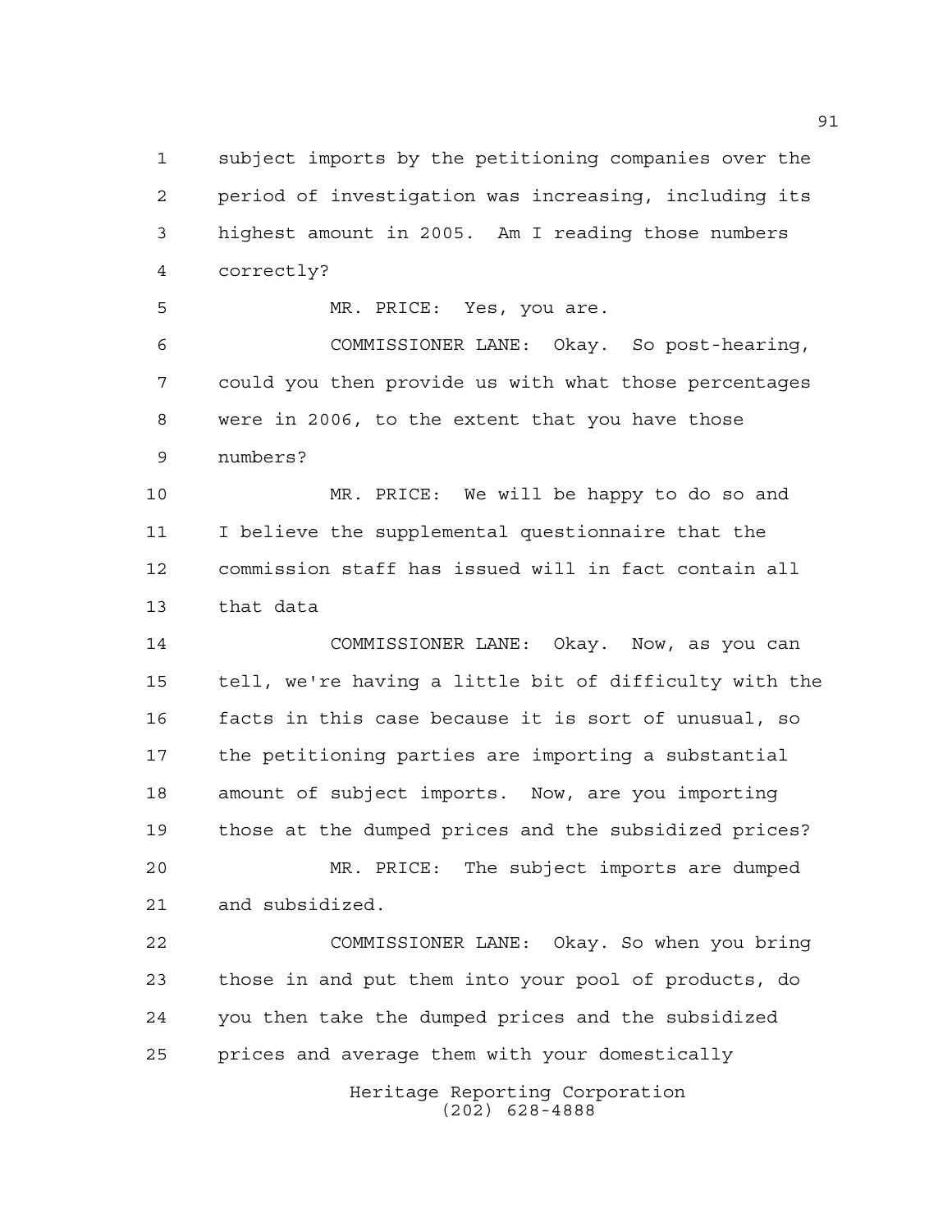subject imports by the petitioning companies over the period of investigation was increasing, including its highest amount in 2005. Am I reading those numbers correctly?

MR. PRICE: Yes, you are.

COMMISSIONER LANE: Okay. So post-hearing, could you then provide us with what those percentages were in 2006, to the extent that you have those numbers?

MR. PRICE: We will be happy to do so and I believe the supplemental questionnaire that the commission staff has issued will in fact contain all that data

COMMISSIONER LANE: Okay. Now, as you can tell, we're having a little bit of difficulty with the facts in this case because it is sort of unusual, so the petitioning parties are importing a substantial amount of subject imports. Now, are you importing those at the dumped prices and the subsidized prices?

MR. PRICE: The subject imports are dumped and subsidized.

COMMISSIONER LANE: Okay. So when you bring those in and put them into your pool of products, do you then take the dumped prices and the subsidized prices and average them with your domestically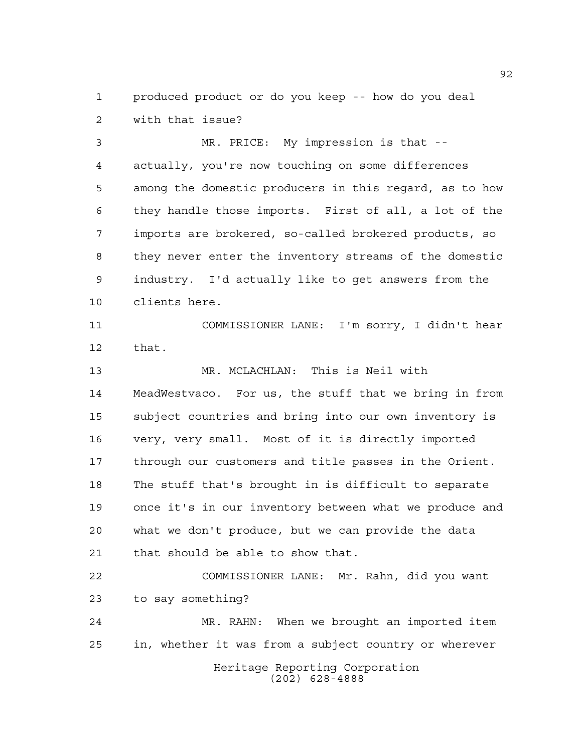produced product or do you keep -- how do you deal with that issue?

MR. PRICE: My impression is that -- actually, you're now touching on some differences among the domestic producers in this regard, as to how they handle those imports. First of all, a lot of the imports are brokered, so-called brokered products, so they never enter the inventory streams of the domestic industry. I'd actually like to get answers from the clients here.

COMMISSIONER LANE: I'm sorry, I didn't hear that.

MR. MCLACHLAN: This is Neil with MeadWestvaco. For us, the stuff that we bring in from subject countries and bring into our own inventory is very, very small. Most of it is directly imported through our customers and title passes in the Orient. The stuff that's brought in is difficult to separate once it's in our inventory between what we produce and what we don't produce, but we can provide the data that should be able to show that.

COMMISSIONER LANE: Mr. Rahn, did you want to say something?

MR. RAHN: When we brought an imported item in, whether it was from a subject country or wherever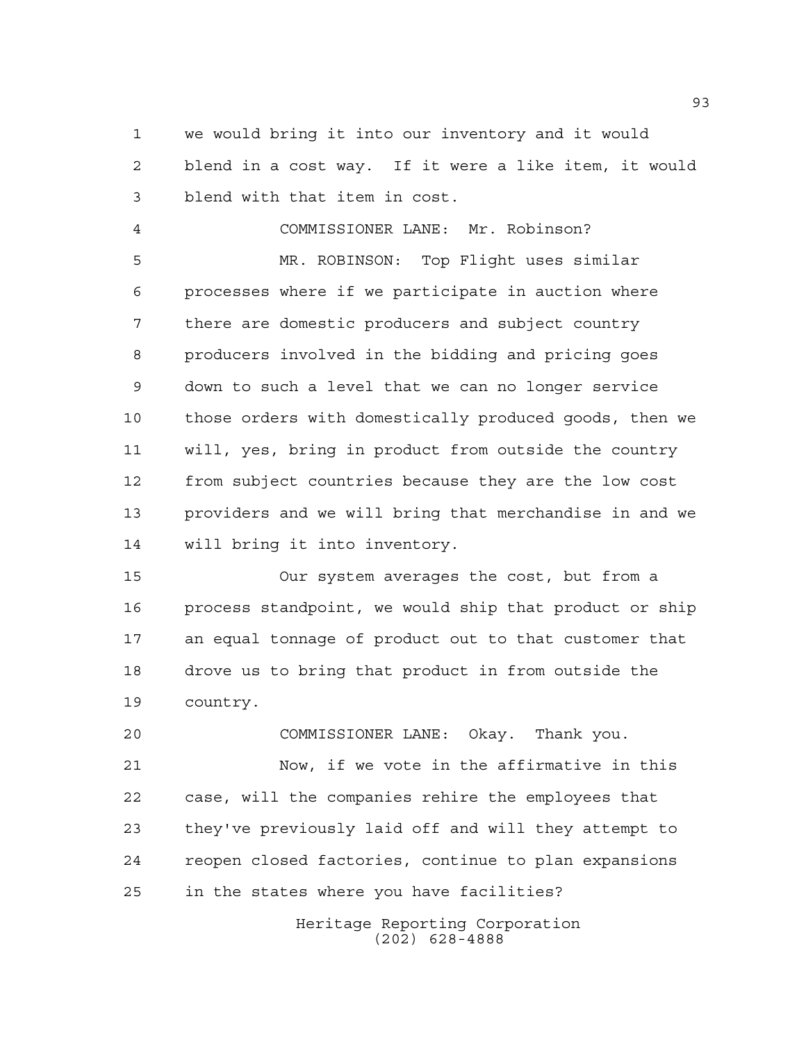we would bring it into our inventory and it would blend in a cost way. If it were a like item, it would blend with that item in cost.

COMMISSIONER LANE: Mr. Robinson?

MR. ROBINSON: Top Flight uses similar processes where if we participate in auction where there are domestic producers and subject country producers involved in the bidding and pricing goes down to such a level that we can no longer service those orders with domestically produced goods, then we will, yes, bring in product from outside the country from subject countries because they are the low cost providers and we will bring that merchandise in and we will bring it into inventory.

Our system averages the cost, but from a process standpoint, we would ship that product or ship an equal tonnage of product out to that customer that drove us to bring that product in from outside the country.

COMMISSIONER LANE: Okay. Thank you.

Now, if we vote in the affirmative in this case, will the companies rehire the employees that they've previously laid off and will they attempt to reopen closed factories, continue to plan expansions in the states where you have facilities?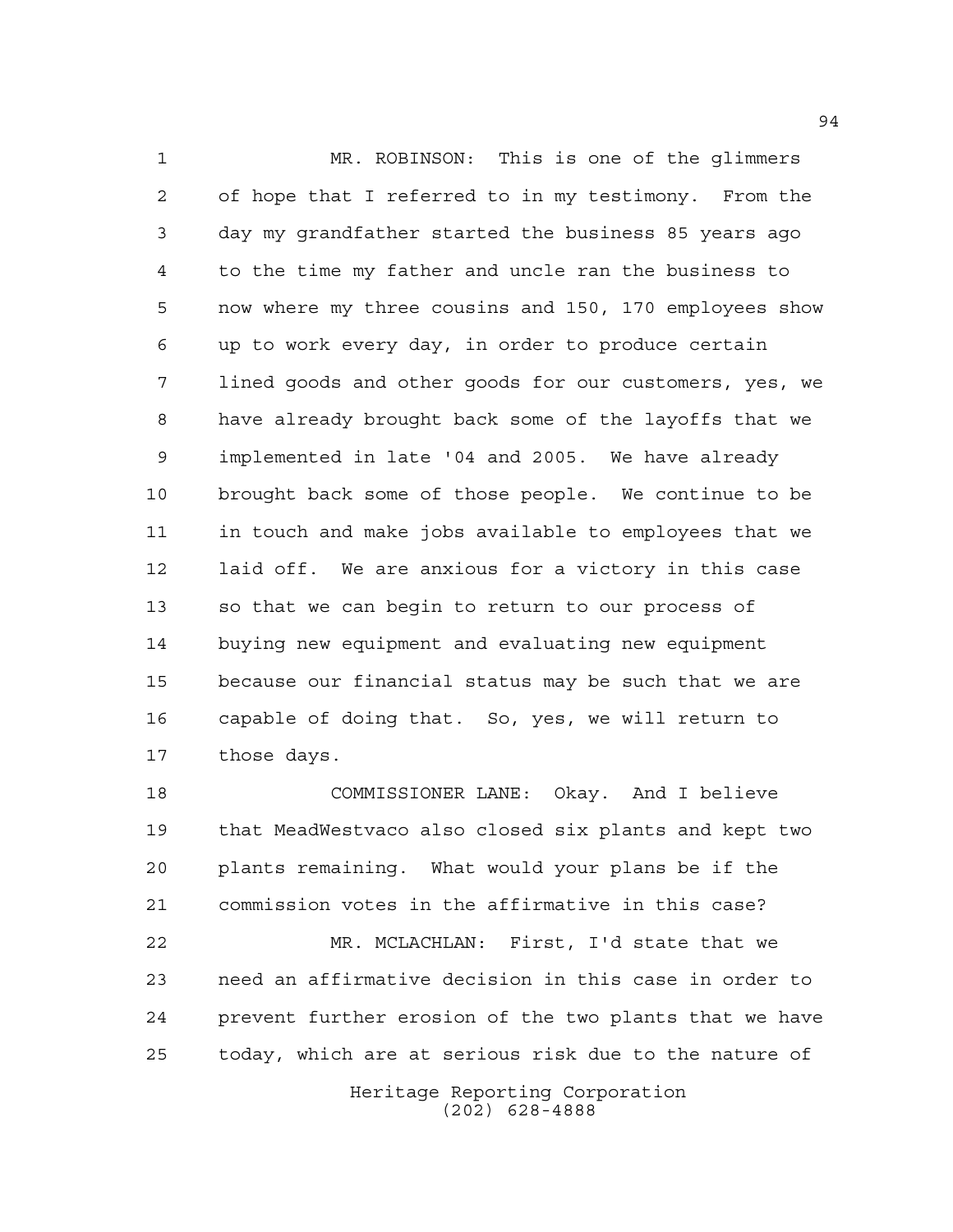MR. ROBINSON: This is one of the glimmers of hope that I referred to in my testimony. From the day my grandfather started the business 85 years ago to the time my father and uncle ran the business to now where my three cousins and 150, 170 employees show up to work every day, in order to produce certain lined goods and other goods for our customers, yes, we have already brought back some of the layoffs that we implemented in late '04 and 2005. We have already brought back some of those people. We continue to be in touch and make jobs available to employees that we laid off. We are anxious for a victory in this case so that we can begin to return to our process of buying new equipment and evaluating new equipment because our financial status may be such that we are capable of doing that. So, yes, we will return to those days.

COMMISSIONER LANE: Okay. And I believe that MeadWestvaco also closed six plants and kept two plants remaining. What would your plans be if the commission votes in the affirmative in this case?

MR. MCLACHLAN: First, I'd state that we need an affirmative decision in this case in order to prevent further erosion of the two plants that we have today, which are at serious risk due to the nature of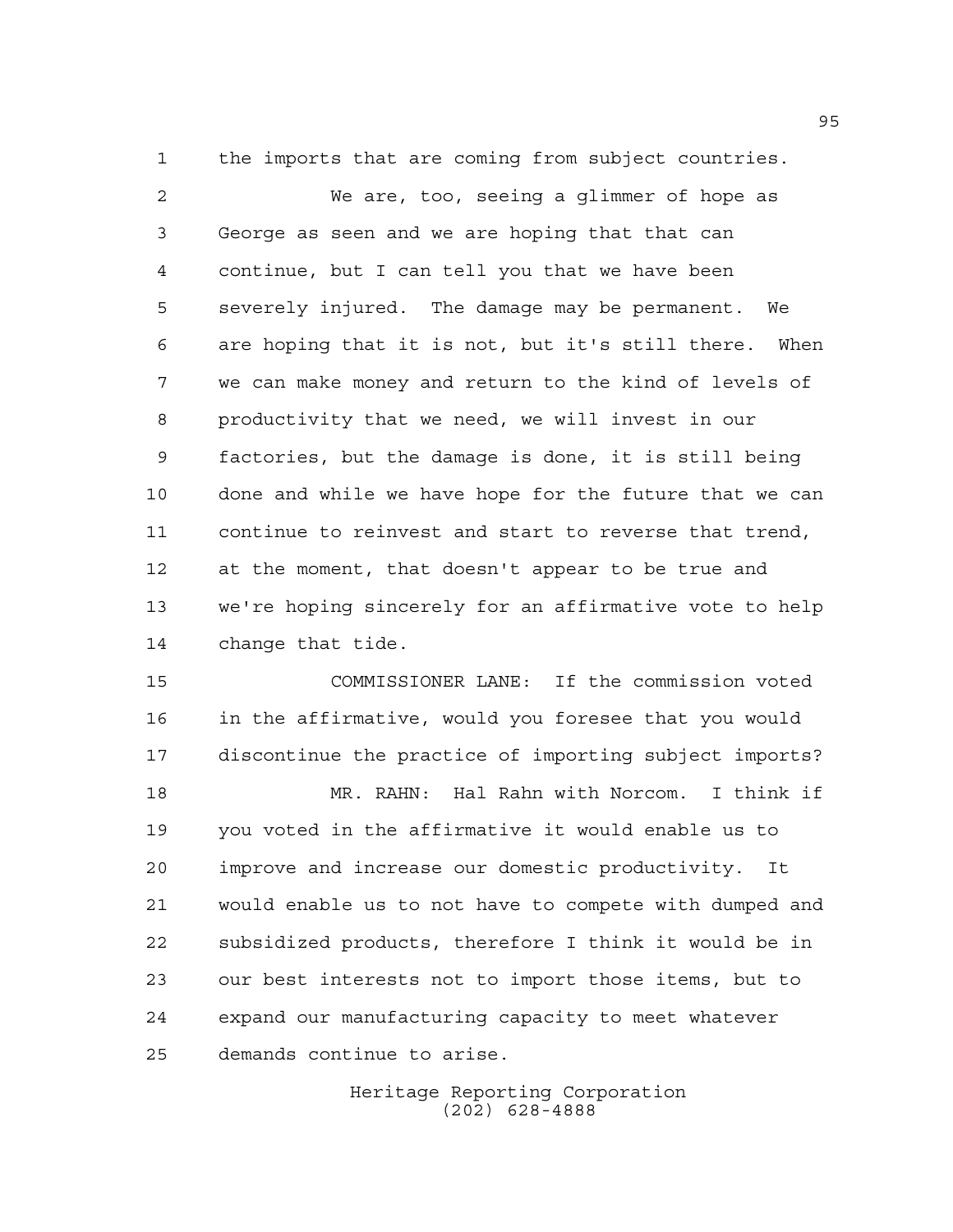the imports that are coming from subject countries.

We are, too, seeing a glimmer of hope as George as seen and we are hoping that that can continue, but I can tell you that we have been severely injured. The damage may be permanent. We are hoping that it is not, but it's still there. When we can make money and return to the kind of levels of productivity that we need, we will invest in our factories, but the damage is done, it is still being done and while we have hope for the future that we can continue to reinvest and start to reverse that trend, at the moment, that doesn't appear to be true and we're hoping sincerely for an affirmative vote to help change that tide.

COMMISSIONER LANE: If the commission voted in the affirmative, would you foresee that you would discontinue the practice of importing subject imports?

MR. RAHN: Hal Rahn with Norcom. I think if you voted in the affirmative it would enable us to improve and increase our domestic productivity. It would enable us to not have to compete with dumped and subsidized products, therefore I think it would be in our best interests not to import those items, but to expand our manufacturing capacity to meet whatever demands continue to arise.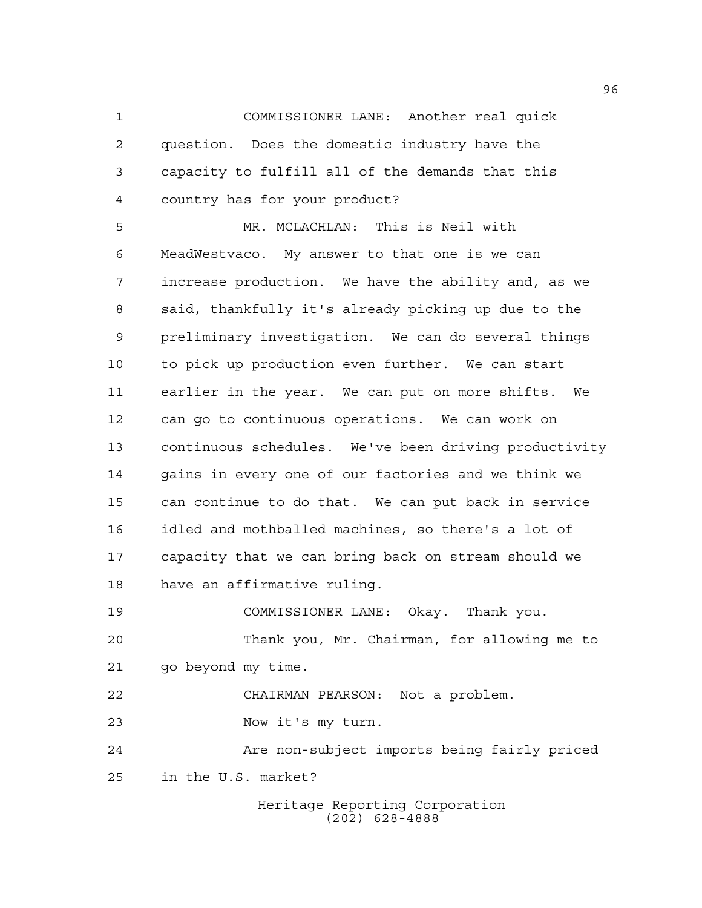COMMISSIONER LANE: Another real quick question. Does the domestic industry have the capacity to fulfill all of the demands that this country has for your product?

MR. MCLACHLAN: This is Neil with MeadWestvaco. My answer to that one is we can increase production. We have the ability and, as we said, thankfully it's already picking up due to the preliminary investigation. We can do several things to pick up production even further. We can start earlier in the year. We can put on more shifts. We can go to continuous operations. We can work on continuous schedules. We've been driving productivity gains in every one of our factories and we think we can continue to do that. We can put back in service idled and mothballed machines, so there's a lot of capacity that we can bring back on stream should we have an affirmative ruling.

COMMISSIONER LANE: Okay. Thank you.

Thank you, Mr. Chairman, for allowing me to go beyond my time.

CHAIRMAN PEARSON: Not a problem.

Now it's my turn.

Are non-subject imports being fairly priced in the U.S. market?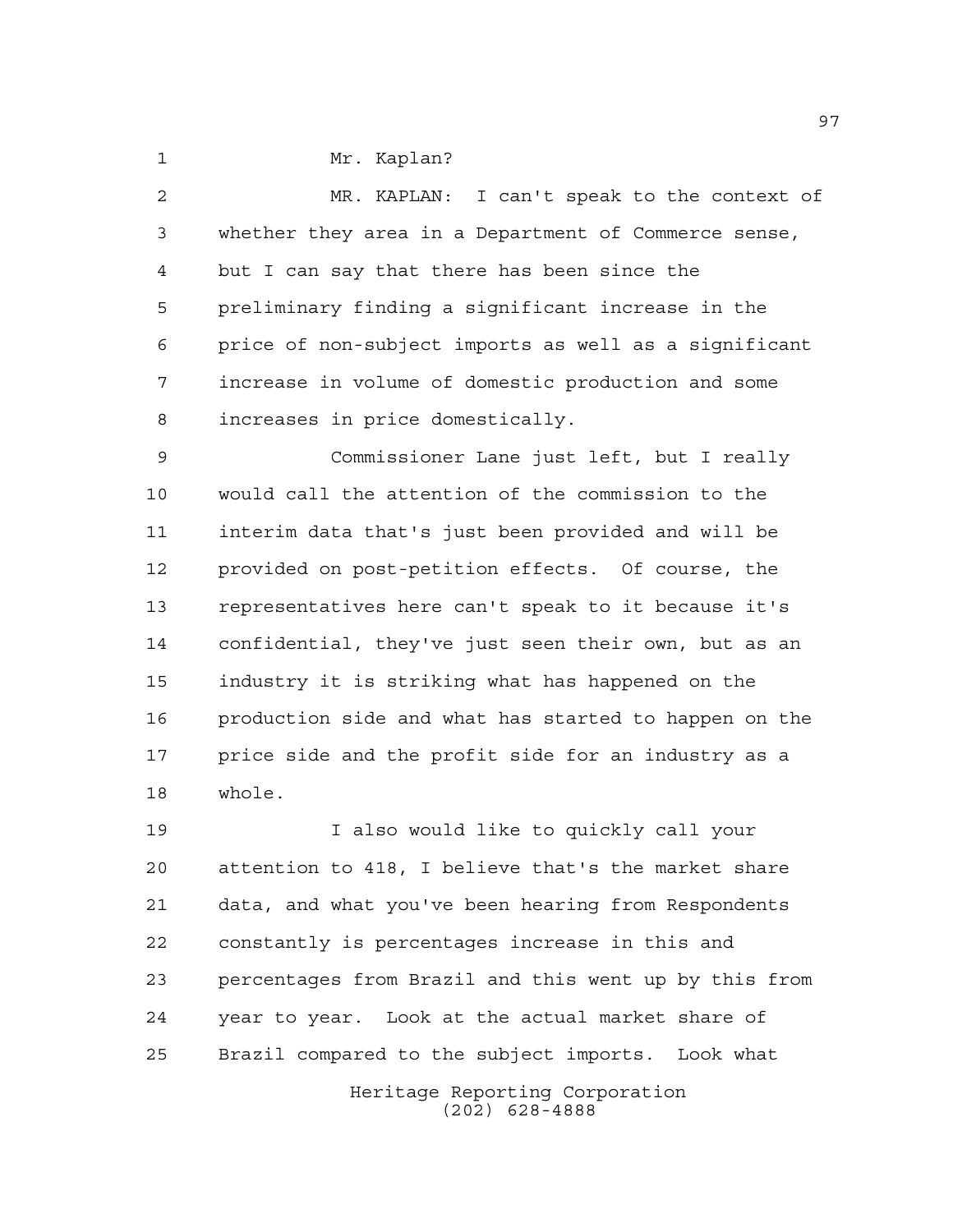Mr. Kaplan?

MR. KAPLAN: I can't speak to the context of whether they area in a Department of Commerce sense, but I can say that there has been since the preliminary finding a significant increase in the price of non-subject imports as well as a significant increase in volume of domestic production and some increases in price domestically.

Commissioner Lane just left, but I really would call the attention of the commission to the interim data that's just been provided and will be provided on post-petition effects. Of course, the representatives here can't speak to it because it's confidential, they've just seen their own, but as an industry it is striking what has happened on the production side and what has started to happen on the price side and the profit side for an industry as a whole.

I also would like to quickly call your attention to 418, I believe that's the market share data, and what you've been hearing from Respondents constantly is percentages increase in this and percentages from Brazil and this went up by this from year to year. Look at the actual market share of Brazil compared to the subject imports. Look what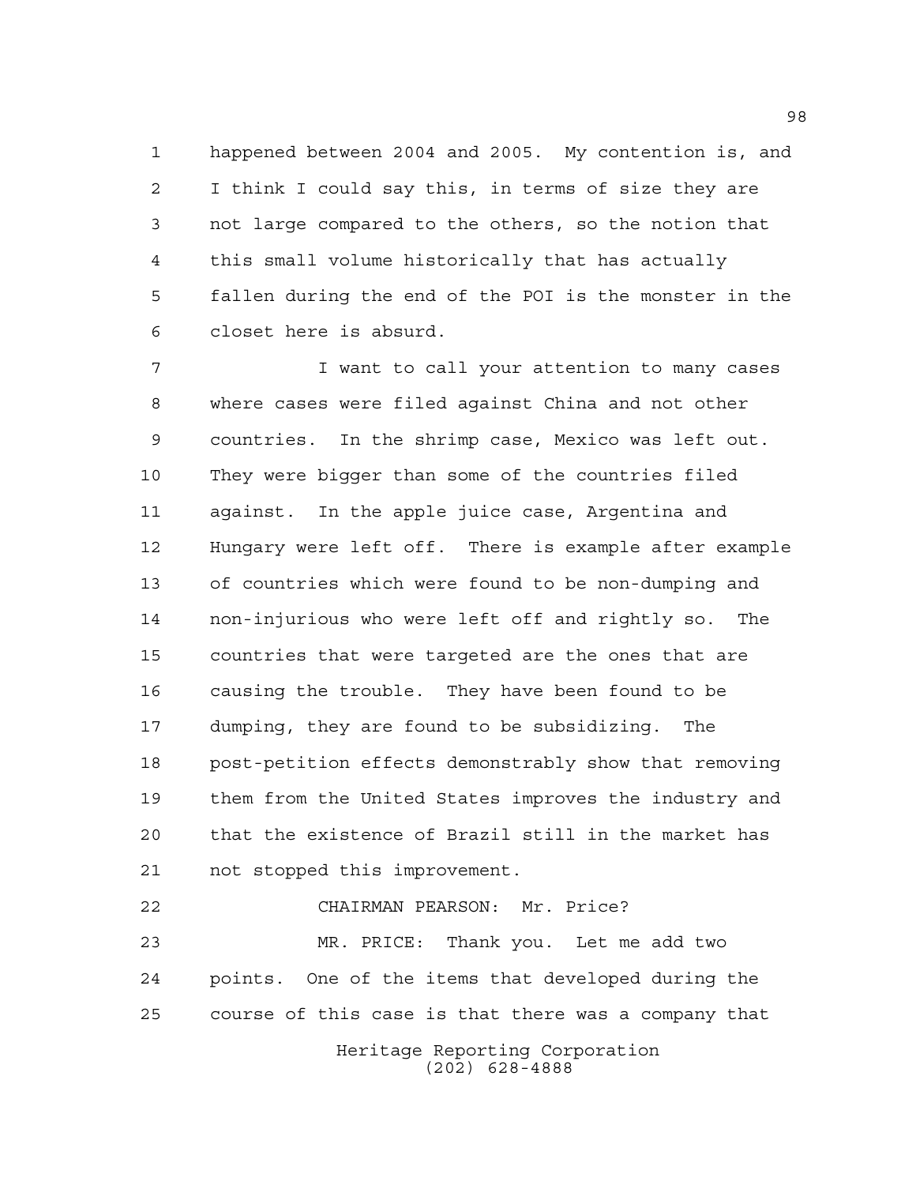happened between 2004 and 2005. My contention is, and I think I could say this, in terms of size they are not large compared to the others, so the notion that this small volume historically that has actually fallen during the end of the POI is the monster in the closet here is absurd.

I want to call your attention to many cases where cases were filed against China and not other countries. In the shrimp case, Mexico was left out. They were bigger than some of the countries filed against. In the apple juice case, Argentina and Hungary were left off. There is example after example of countries which were found to be non-dumping and non-injurious who were left off and rightly so. The countries that were targeted are the ones that are causing the trouble. They have been found to be dumping, they are found to be subsidizing. The post-petition effects demonstrably show that removing them from the United States improves the industry and that the existence of Brazil still in the market has not stopped this improvement.

CHAIRMAN PEARSON: Mr. Price?

MR. PRICE: Thank you. Let me add two points. One of the items that developed during the course of this case is that there was a company that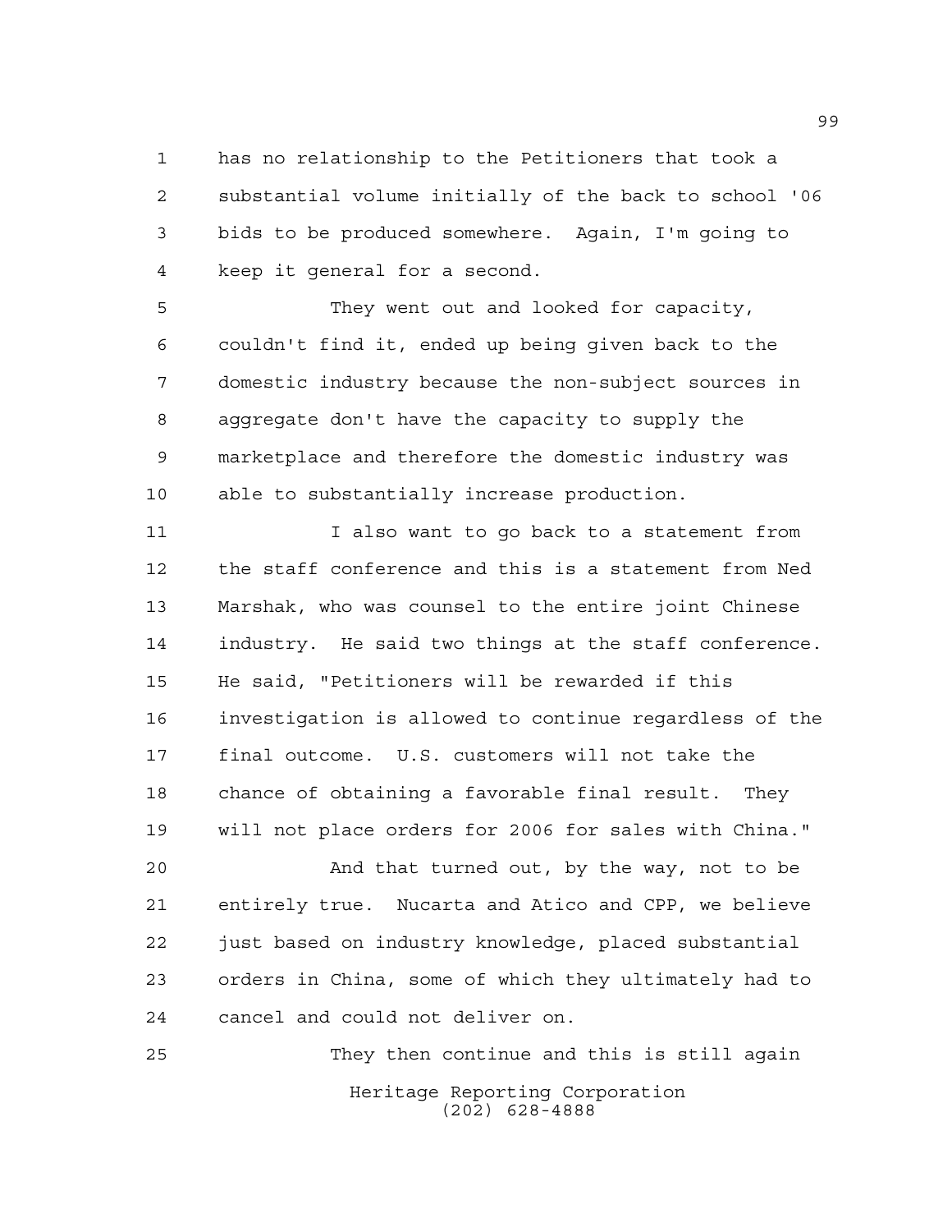has no relationship to the Petitioners that took a substantial volume initially of the back to school '06 bids to be produced somewhere. Again, I'm going to keep it general for a second.

They went out and looked for capacity, couldn't find it, ended up being given back to the domestic industry because the non-subject sources in aggregate don't have the capacity to supply the marketplace and therefore the domestic industry was able to substantially increase production.

I also want to go back to a statement from the staff conference and this is a statement from Ned Marshak, who was counsel to the entire joint Chinese industry. He said two things at the staff conference. He said, "Petitioners will be rewarded if this investigation is allowed to continue regardless of the final outcome. U.S. customers will not take the chance of obtaining a favorable final result. They will not place orders for 2006 for sales with China."

And that turned out, by the way, not to be entirely true. Nucarta and Atico and CPP, we believe just based on industry knowledge, placed substantial orders in China, some of which they ultimately had to cancel and could not deliver on.

They then continue and this is still again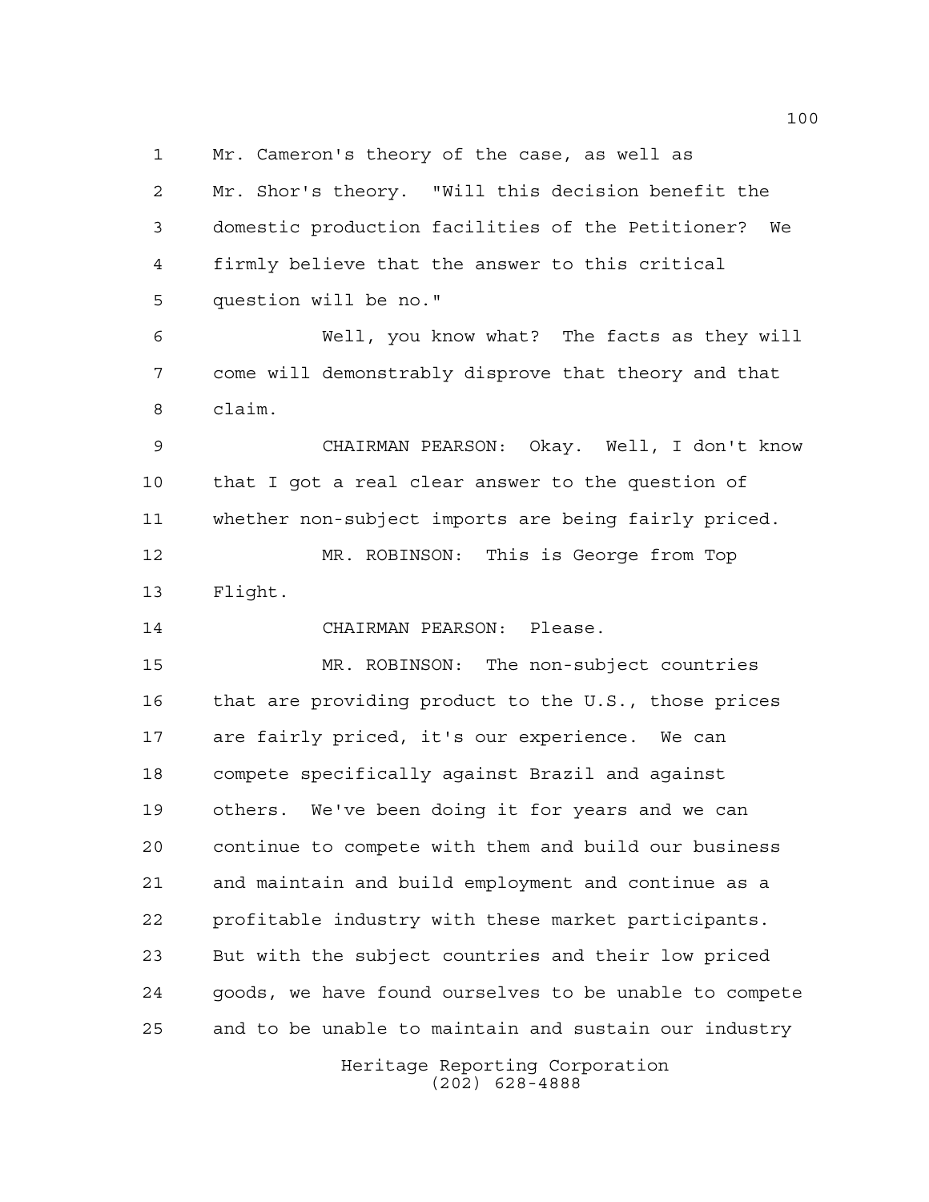Mr. Cameron's theory of the case, as well as Mr. Shor's theory. "Will this decision benefit the domestic production facilities of the Petitioner? We firmly believe that the answer to this critical question will be no."

Well, you know what? The facts as they will come will demonstrably disprove that theory and that claim.

CHAIRMAN PEARSON: Okay. Well, I don't know that I got a real clear answer to the question of whether non-subject imports are being fairly priced.

MR. ROBINSON: This is George from Top Flight.

CHAIRMAN PEARSON: Please.

MR. ROBINSON: The non-subject countries that are providing product to the U.S., those prices are fairly priced, it's our experience. We can compete specifically against Brazil and against others. We've been doing it for years and we can continue to compete with them and build our business and maintain and build employment and continue as a profitable industry with these market participants. But with the subject countries and their low priced goods, we have found ourselves to be unable to compete and to be unable to maintain and sustain our industry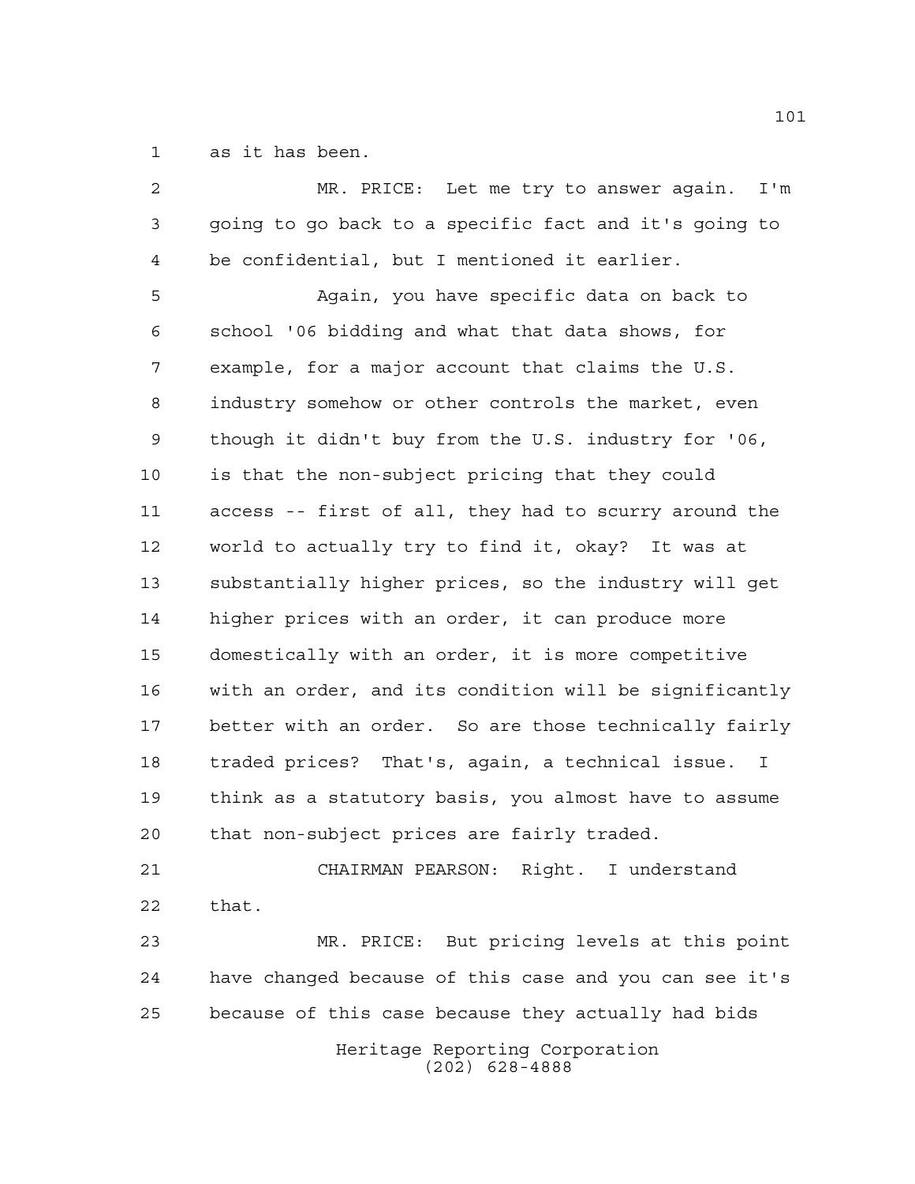as it has been.

MR. PRICE: Let me try to answer again. I'm going to go back to a specific fact and it's going to be confidential, but I mentioned it earlier.

Again, you have specific data on back to school '06 bidding and what that data shows, for example, for a major account that claims the U.S. industry somehow or other controls the market, even though it didn't buy from the U.S. industry for '06, is that the non-subject pricing that they could access -- first of all, they had to scurry around the world to actually try to find it, okay? It was at substantially higher prices, so the industry will get higher prices with an order, it can produce more domestically with an order, it is more competitive with an order, and its condition will be significantly better with an order. So are those technically fairly traded prices? That's, again, a technical issue. I think as a statutory basis, you almost have to assume that non-subject prices are fairly traded.

CHAIRMAN PEARSON: Right. I understand that.

MR. PRICE: But pricing levels at this point have changed because of this case and you can see it's because of this case because they actually had bids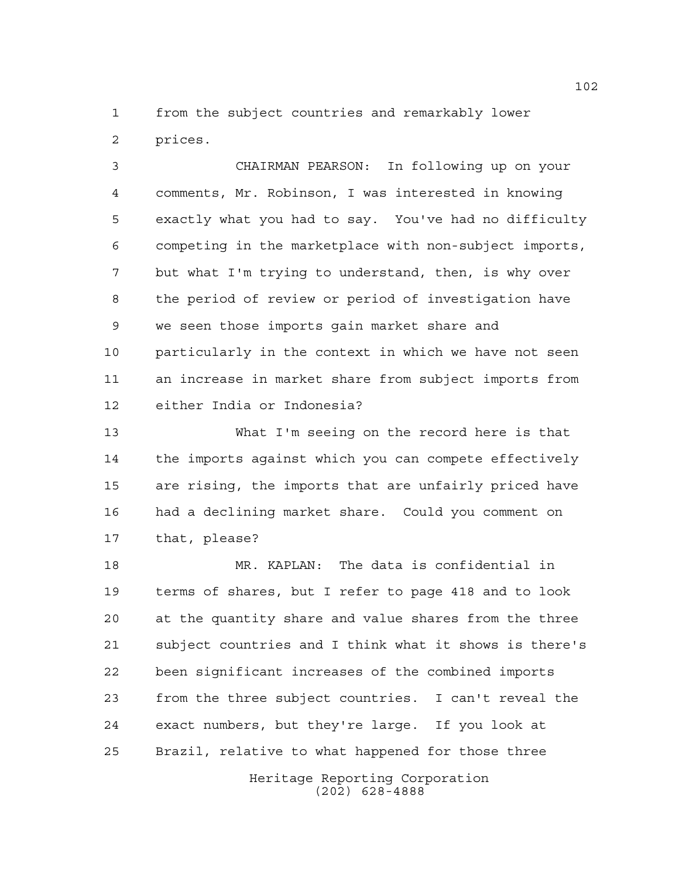from the subject countries and remarkably lower prices.

CHAIRMAN PEARSON: In following up on your comments, Mr. Robinson, I was interested in knowing exactly what you had to say. You've had no difficulty competing in the marketplace with non-subject imports, but what I'm trying to understand, then, is why over the period of review or period of investigation have we seen those imports gain market share and particularly in the context in which we have not seen an increase in market share from subject imports from either India or Indonesia?

What I'm seeing on the record here is that the imports against which you can compete effectively are rising, the imports that are unfairly priced have had a declining market share. Could you comment on that, please?

MR. KAPLAN: The data is confidential in terms of shares, but I refer to page 418 and to look at the quantity share and value shares from the three subject countries and I think what it shows is there's been significant increases of the combined imports from the three subject countries. I can't reveal the exact numbers, but they're large. If you look at Brazil, relative to what happened for those three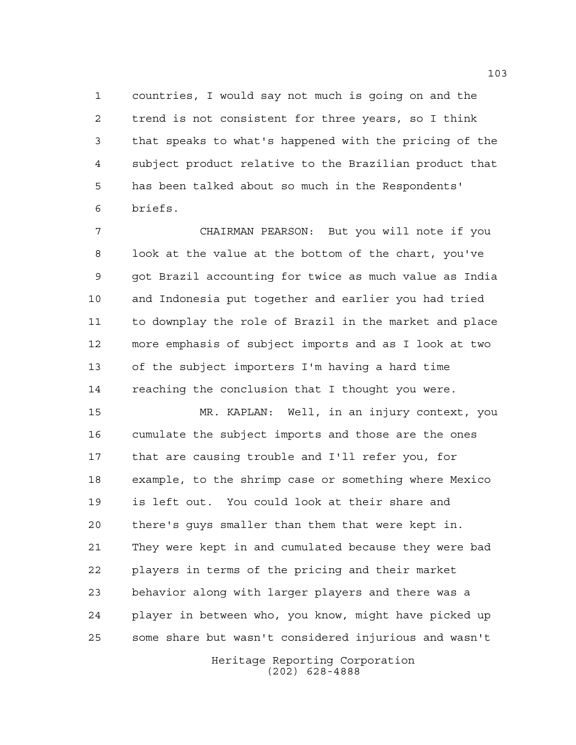countries, I would say not much is going on and the trend is not consistent for three years, so I think that speaks to what's happened with the pricing of the subject product relative to the Brazilian product that has been talked about so much in the Respondents' briefs.

CHAIRMAN PEARSON: But you will note if you look at the value at the bottom of the chart, you've got Brazil accounting for twice as much value as India and Indonesia put together and earlier you had tried to downplay the role of Brazil in the market and place more emphasis of subject imports and as I look at two of the subject importers I'm having a hard time reaching the conclusion that I thought you were.

MR. KAPLAN: Well, in an injury context, you cumulate the subject imports and those are the ones that are causing trouble and I'll refer you, for example, to the shrimp case or something where Mexico is left out. You could look at their share and there's guys smaller than them that were kept in. They were kept in and cumulated because they were bad players in terms of the pricing and their market behavior along with larger players and there was a player in between who, you know, might have picked up some share but wasn't considered injurious and wasn't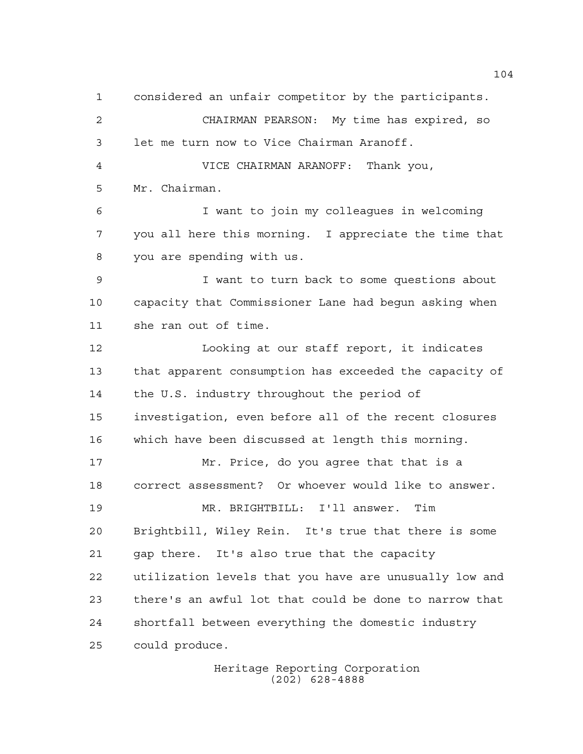considered an unfair competitor by the participants.

CHAIRMAN PEARSON: My time has expired, so let me turn now to Vice Chairman Aranoff.

VICE CHAIRMAN ARANOFF: Thank you, Mr. Chairman.

I want to join my colleagues in welcoming you all here this morning. I appreciate the time that you are spending with us.

I want to turn back to some questions about capacity that Commissioner Lane had begun asking when she ran out of time.

Looking at our staff report, it indicates that apparent consumption has exceeded the capacity of the U.S. industry throughout the period of investigation, even before all of the recent closures which have been discussed at length this morning.

Mr. Price, do you agree that that is a correct assessment? Or whoever would like to answer.

MR. BRIGHTBILL: I'll answer. Tim Brightbill, Wiley Rein. It's true that there is some gap there. It's also true that the capacity utilization levels that you have are unusually low and there's an awful lot that could be done to narrow that shortfall between everything the domestic industry could produce.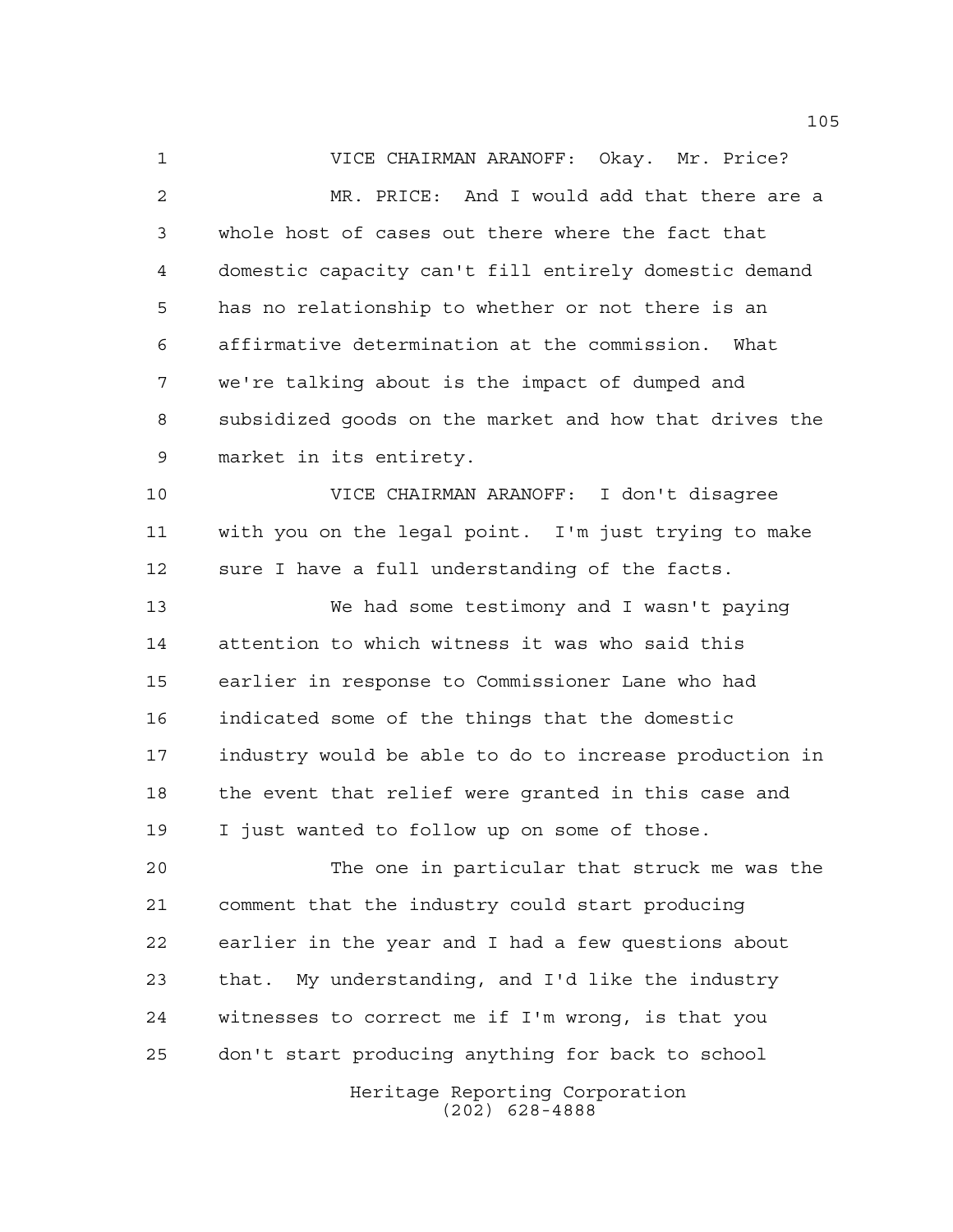VICE CHAIRMAN ARANOFF: Okay. Mr. Price?

MR. PRICE: And I would add that there are a whole host of cases out there where the fact that domestic capacity can't fill entirely domestic demand has no relationship to whether or not there is an affirmative determination at the commission. What we're talking about is the impact of dumped and subsidized goods on the market and how that drives the market in its entirety.

VICE CHAIRMAN ARANOFF: I don't disagree with you on the legal point. I'm just trying to make sure I have a full understanding of the facts.

We had some testimony and I wasn't paying attention to which witness it was who said this earlier in response to Commissioner Lane who had indicated some of the things that the domestic industry would be able to do to increase production in the event that relief were granted in this case and I just wanted to follow up on some of those.

The one in particular that struck me was the comment that the industry could start producing earlier in the year and I had a few questions about that. My understanding, and I'd like the industry witnesses to correct me if I'm wrong, is that you don't start producing anything for back to school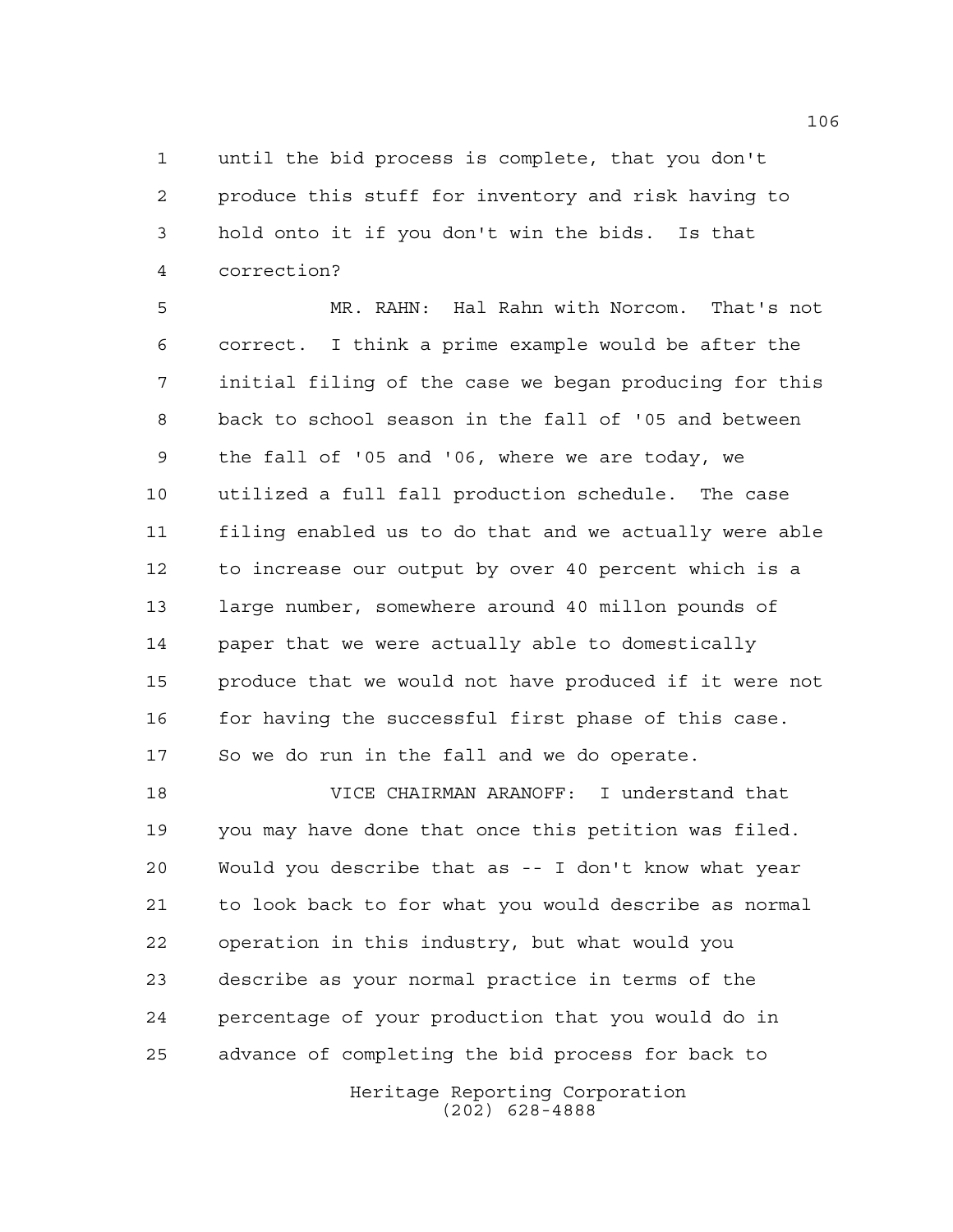until the bid process is complete, that you don't produce this stuff for inventory and risk having to hold onto it if you don't win the bids. Is that correction?

MR. RAHN: Hal Rahn with Norcom. That's not correct. I think a prime example would be after the initial filing of the case we began producing for this back to school season in the fall of '05 and between the fall of '05 and '06, where we are today, we utilized a full fall production schedule. The case filing enabled us to do that and we actually were able to increase our output by over 40 percent which is a large number, somewhere around 40 millon pounds of paper that we were actually able to domestically produce that we would not have produced if it were not for having the successful first phase of this case. So we do run in the fall and we do operate.

VICE CHAIRMAN ARANOFF: I understand that you may have done that once this petition was filed. Would you describe that as -- I don't know what year to look back to for what you would describe as normal operation in this industry, but what would you describe as your normal practice in terms of the percentage of your production that you would do in advance of completing the bid process for back to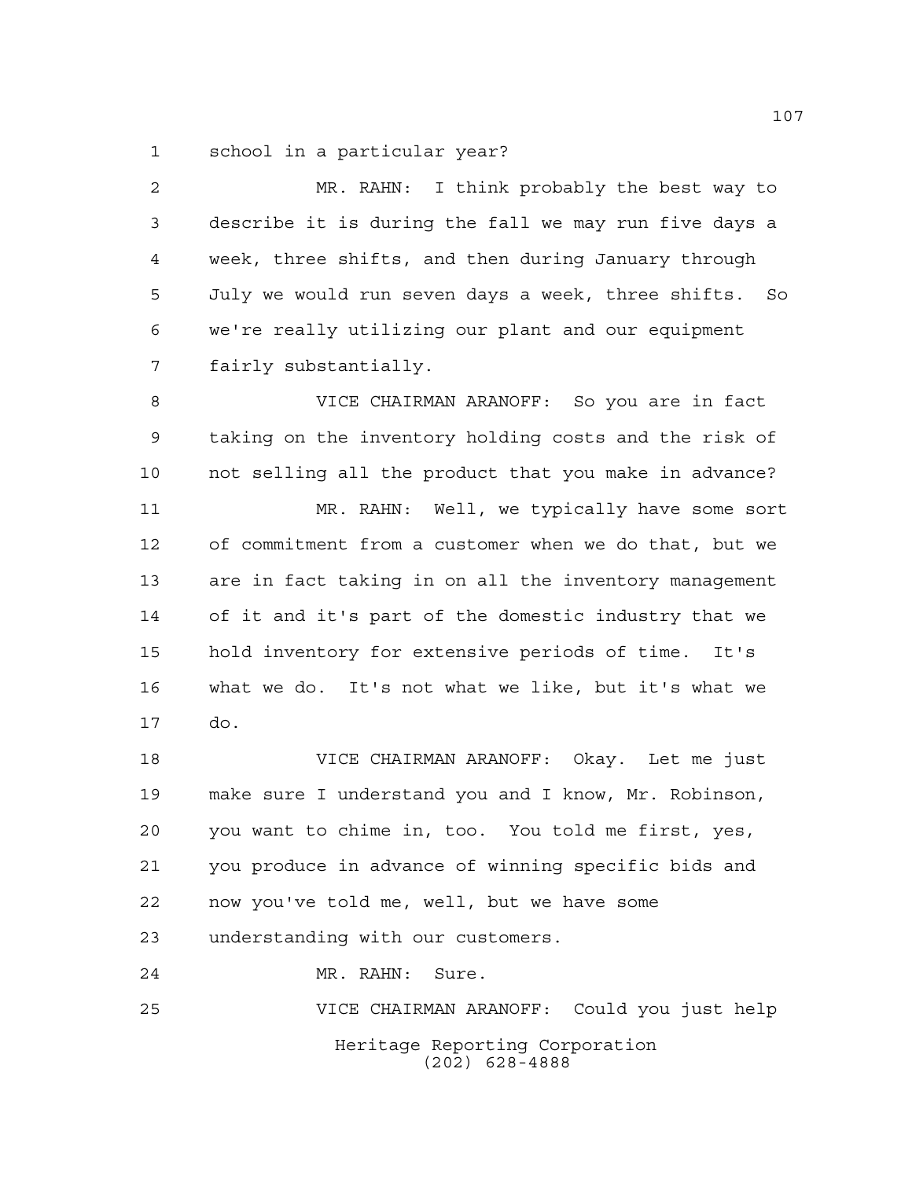school in a particular year?

MR. RAHN: I think probably the best way to describe it is during the fall we may run five days a week, three shifts, and then during January through July we would run seven days a week, three shifts. So we're really utilizing our plant and our equipment fairly substantially.

VICE CHAIRMAN ARANOFF: So you are in fact taking on the inventory holding costs and the risk of not selling all the product that you make in advance?

MR. RAHN: Well, we typically have some sort of commitment from a customer when we do that, but we are in fact taking in on all the inventory management of it and it's part of the domestic industry that we hold inventory for extensive periods of time. It's what we do. It's not what we like, but it's what we do.

VICE CHAIRMAN ARANOFF: Okay. Let me just make sure I understand you and I know, Mr. Robinson, you want to chime in, too. You told me first, yes, you produce in advance of winning specific bids and now you've told me, well, but we have some understanding with our customers.

MR. RAHN: Sure.

VICE CHAIRMAN ARANOFF: Could you just help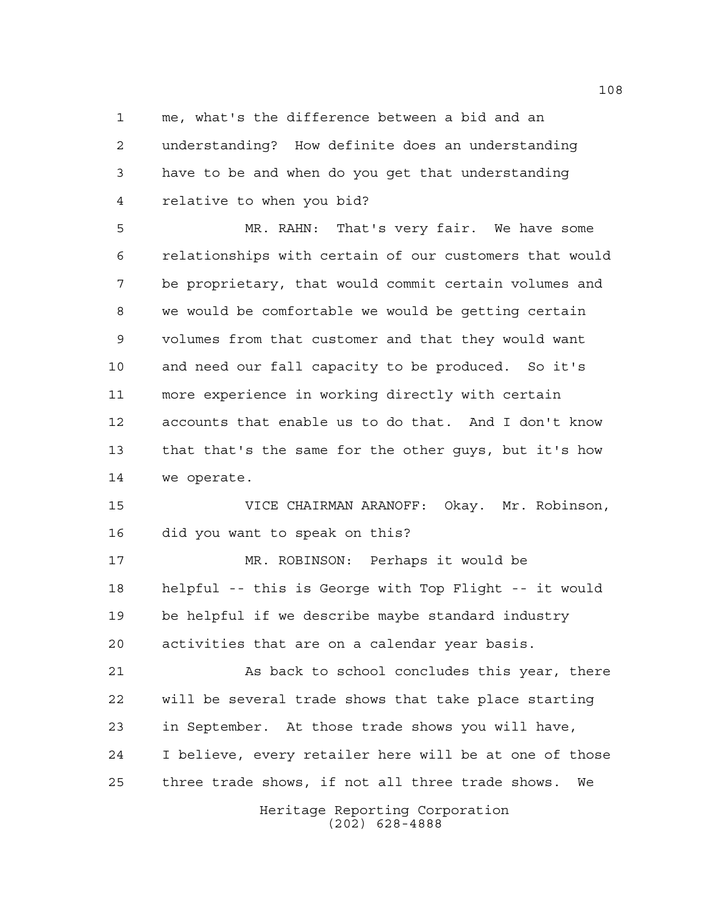me, what's the difference between a bid and an understanding? How definite does an understanding have to be and when do you get that understanding relative to when you bid?

MR. RAHN: That's very fair. We have some relationships with certain of our customers that would be proprietary, that would commit certain volumes and we would be comfortable we would be getting certain volumes from that customer and that they would want and need our fall capacity to be produced. So it's more experience in working directly with certain accounts that enable us to do that. And I don't know that that's the same for the other guys, but it's how we operate.

VICE CHAIRMAN ARANOFF: Okay. Mr. Robinson, did you want to speak on this?

MR. ROBINSON: Perhaps it would be helpful -- this is George with Top Flight -- it would be helpful if we describe maybe standard industry activities that are on a calendar year basis.

As back to school concludes this year, there will be several trade shows that take place starting in September. At those trade shows you will have, I believe, every retailer here will be at one of those three trade shows, if not all three trade shows. We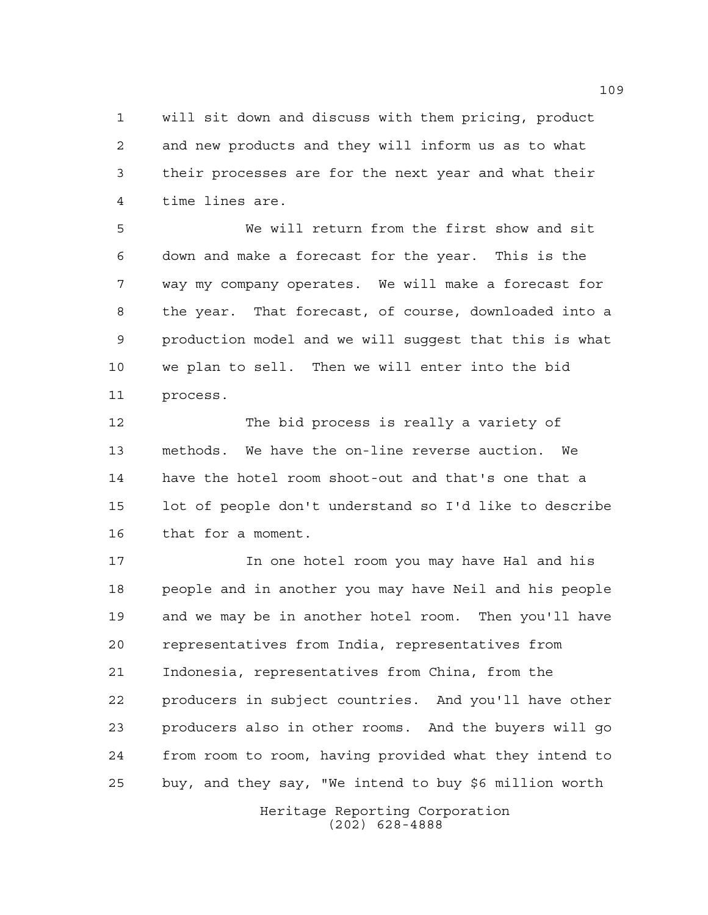will sit down and discuss with them pricing, product and new products and they will inform us as to what their processes are for the next year and what their time lines are.

We will return from the first show and sit down and make a forecast for the year. This is the way my company operates. We will make a forecast for the year. That forecast, of course, downloaded into a production model and we will suggest that this is what we plan to sell. Then we will enter into the bid process.

The bid process is really a variety of methods. We have the on-line reverse auction. We have the hotel room shoot-out and that's one that a lot of people don't understand so I'd like to describe that for a moment.

In one hotel room you may have Hal and his people and in another you may have Neil and his people and we may be in another hotel room. Then you'll have representatives from India, representatives from Indonesia, representatives from China, from the producers in subject countries. And you'll have other producers also in other rooms. And the buyers will go from room to room, having provided what they intend to buy, and they say, "We intend to buy $6 million worth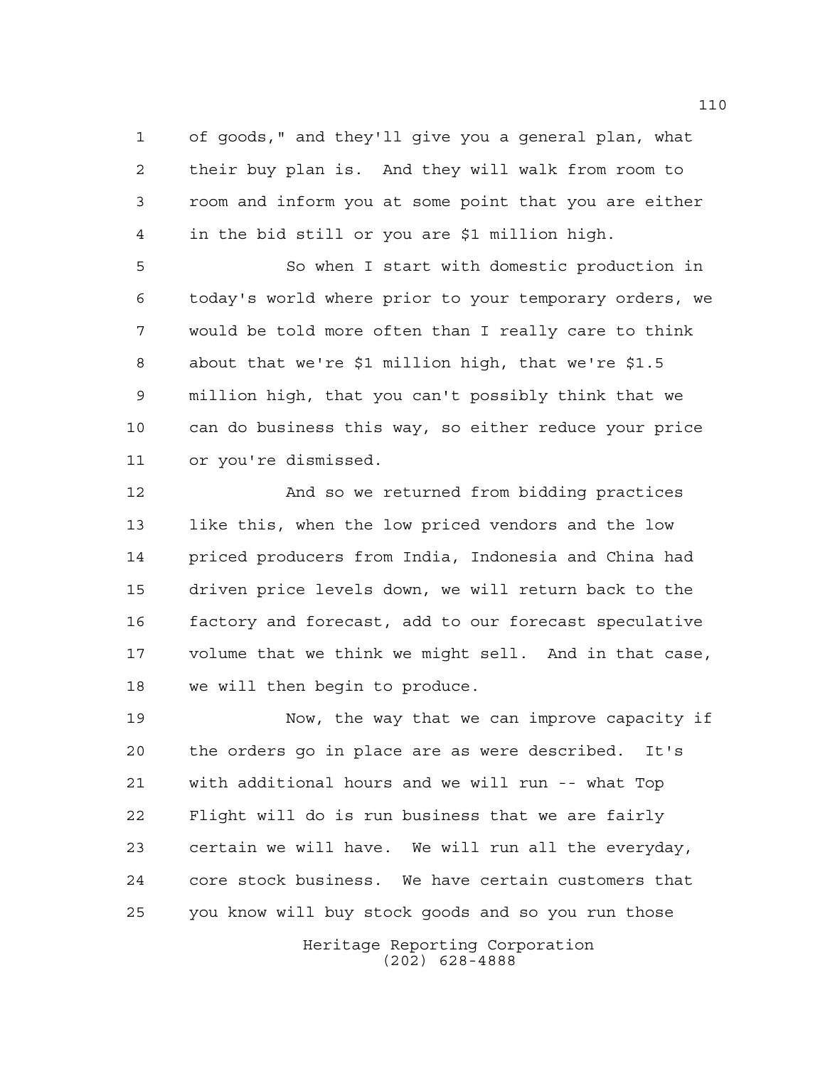of goods," and they'll give you a general plan, what their buy plan is. And they will walk from room to room and inform you at some point that you are either in the bid still or you are $1 million high.

So when I start with domestic production in today's world where prior to your temporary orders, we would be told more often than I really care to think about that we're $1 million high, that we're $1.5 million high, that you can't possibly think that we can do business this way, so either reduce your price or you're dismissed.

And so we returned from bidding practices like this, when the low priced vendors and the low priced producers from India, Indonesia and China had driven price levels down, we will return back to the factory and forecast, add to our forecast speculative volume that we think we might sell. And in that case, we will then begin to produce.

Now, the way that we can improve capacity if the orders go in place are as were described. It's with additional hours and we will run -- what Top Flight will do is run business that we are fairly certain we will have. We will run all the everyday, core stock business. We have certain customers that you know will buy stock goods and so you run those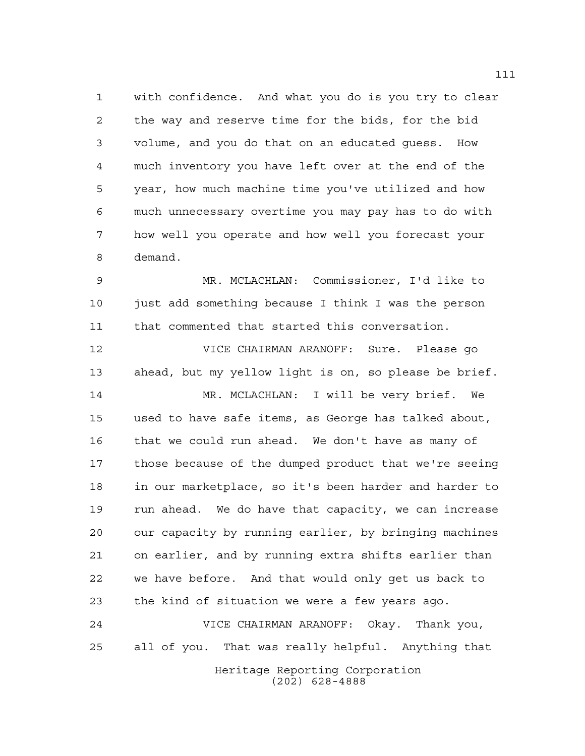with confidence. And what you do is you try to clear the way and reserve time for the bids, for the bid volume, and you do that on an educated guess. How much inventory you have left over at the end of the year, how much machine time you've utilized and how much unnecessary overtime you may pay has to do with how well you operate and how well you forecast your demand.

MR. MCLACHLAN: Commissioner, I'd like to just add something because I think I was the person that commented that started this conversation.

VICE CHAIRMAN ARANOFF: Sure. Please go ahead, but my yellow light is on, so please be brief.

MR. MCLACHLAN: I will be very brief. We used to have safe items, as George has talked about, that we could run ahead. We don't have as many of those because of the dumped product that we're seeing in our marketplace, so it's been harder and harder to run ahead. We do have that capacity, we can increase our capacity by running earlier, by bringing machines on earlier, and by running extra shifts earlier than we have before. And that would only get us back to the kind of situation we were a few years ago.

VICE CHAIRMAN ARANOFF: Okay. Thank you, all of you. That was really helpful. Anything that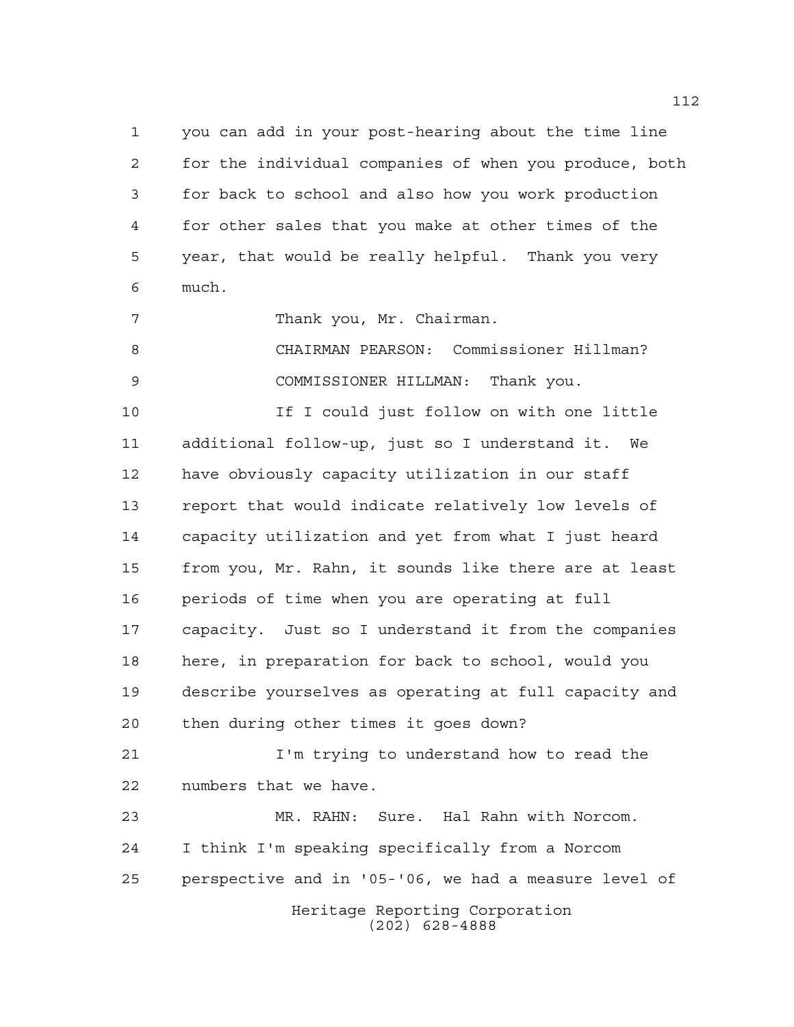you can add in your post-hearing about the time line for the individual companies of when you produce, both for back to school and also how you work production for other sales that you make at other times of the year, that would be really helpful. Thank you very much.

Thank you, Mr. Chairman.

CHAIRMAN PEARSON: Commissioner Hillman?

COMMISSIONER HILLMAN: Thank you.

If I could just follow on with one little additional follow-up, just so I understand it. We have obviously capacity utilization in our staff report that would indicate relatively low levels of capacity utilization and yet from what I just heard from you, Mr. Rahn, it sounds like there are at least periods of time when you are operating at full capacity. Just so I understand it from the companies here, in preparation for back to school, would you describe yourselves as operating at full capacity and then during other times it goes down?

I'm trying to understand how to read the numbers that we have.

MR. RAHN: Sure. Hal Rahn with Norcom. I think I'm speaking specifically from a Norcom perspective and in '05-'06, we had a measure level of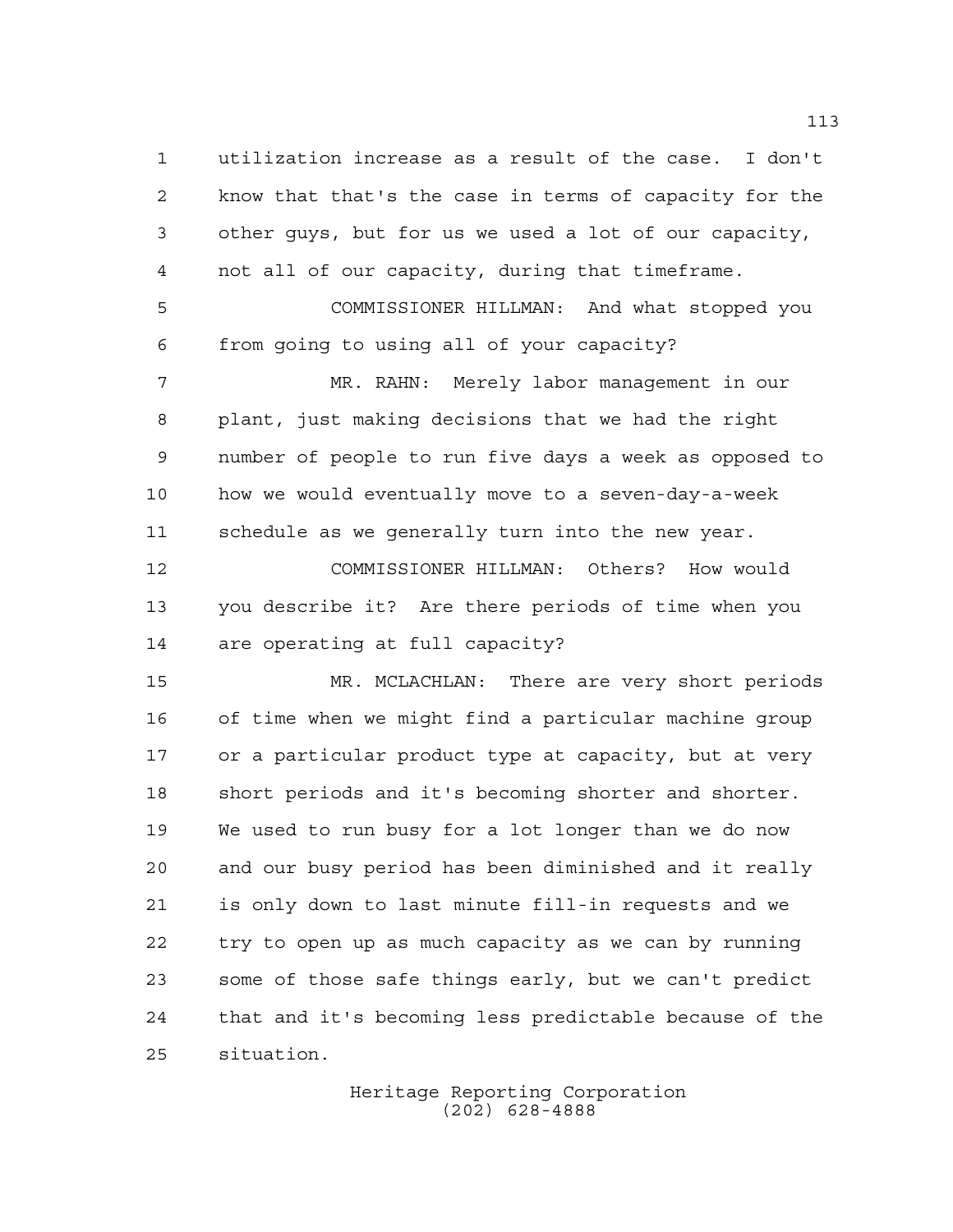utilization increase as a result of the case. I don't know that that's the case in terms of capacity for the other guys, but for us we used a lot of our capacity, not all of our capacity, during that timeframe.

COMMISSIONER HILLMAN: And what stopped you from going to using all of your capacity?

MR. RAHN: Merely labor management in our plant, just making decisions that we had the right number of people to run five days a week as opposed to how we would eventually move to a seven-day-a-week schedule as we generally turn into the new year.

COMMISSIONER HILLMAN: Others? How would you describe it? Are there periods of time when you are operating at full capacity?

MR. MCLACHLAN: There are very short periods of time when we might find a particular machine group or a particular product type at capacity, but at very short periods and it's becoming shorter and shorter. We used to run busy for a lot longer than we do now and our busy period has been diminished and it really is only down to last minute fill-in requests and we try to open up as much capacity as we can by running some of those safe things early, but we can't predict that and it's becoming less predictable because of the situation.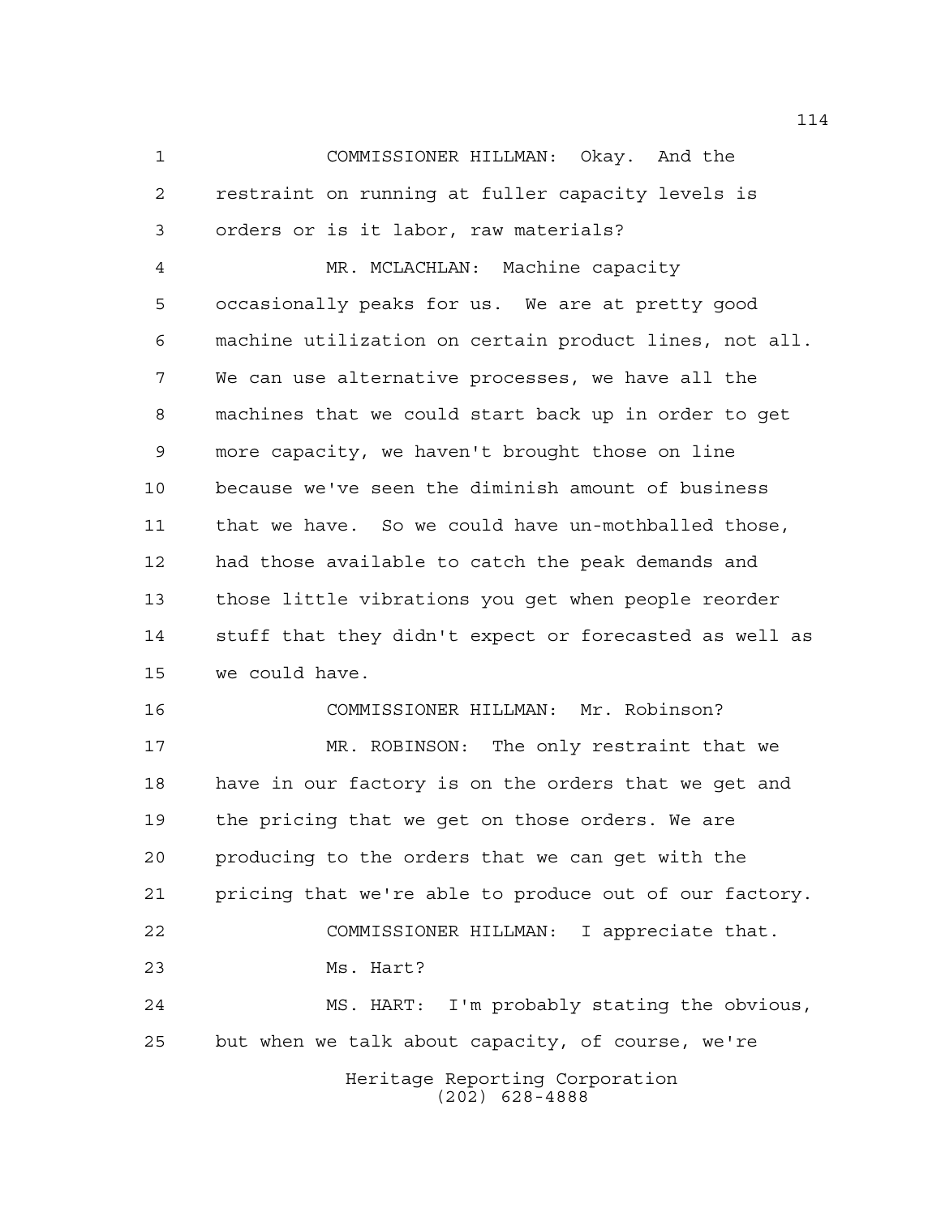COMMISSIONER HILLMAN: Okay. And the restraint on running at fuller capacity levels is orders or is it labor, raw materials?

MR. MCLACHLAN: Machine capacity occasionally peaks for us. We are at pretty good machine utilization on certain product lines, not all. We can use alternative processes, we have all the machines that we could start back up in order to get more capacity, we haven't brought those on line because we've seen the diminish amount of business that we have. So we could have un-mothballed those, had those available to catch the peak demands and those little vibrations you get when people reorder stuff that they didn't expect or forecasted as well as we could have.

COMMISSIONER HILLMAN: Mr. Robinson?

MR. ROBINSON: The only restraint that we have in our factory is on the orders that we get and the pricing that we get on those orders. We are producing to the orders that we can get with the pricing that we're able to produce out of our factory.

COMMISSIONER HILLMAN: I appreciate that. Ms. Hart?

MS. HART: I'm probably stating the obvious, but when we talk about capacity, of course, we're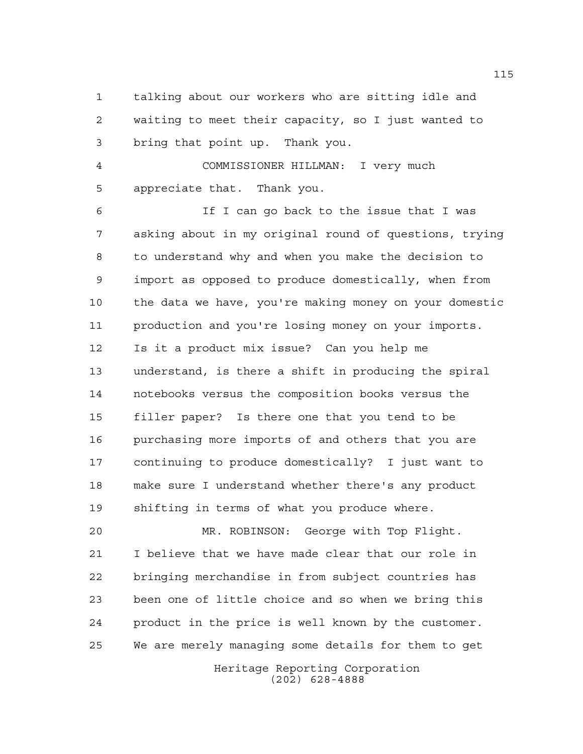talking about our workers who are sitting idle and waiting to meet their capacity, so I just wanted to bring that point up. Thank you.

COMMISSIONER HILLMAN: I very much appreciate that. Thank you.

If I can go back to the issue that I was asking about in my original round of questions, trying to understand why and when you make the decision to import as opposed to produce domestically, when from the data we have, you're making money on your domestic production and you're losing money on your imports. Is it a product mix issue? Can you help me understand, is there a shift in producing the spiral notebooks versus the composition books versus the filler paper? Is there one that you tend to be purchasing more imports of and others that you are continuing to produce domestically? I just want to make sure I understand whether there's any product shifting in terms of what you produce where.

MR. ROBINSON: George with Top Flight. I believe that we have made clear that our role in bringing merchandise in from subject countries has been one of little choice and so when we bring this product in the price is well known by the customer. We are merely managing some details for them to get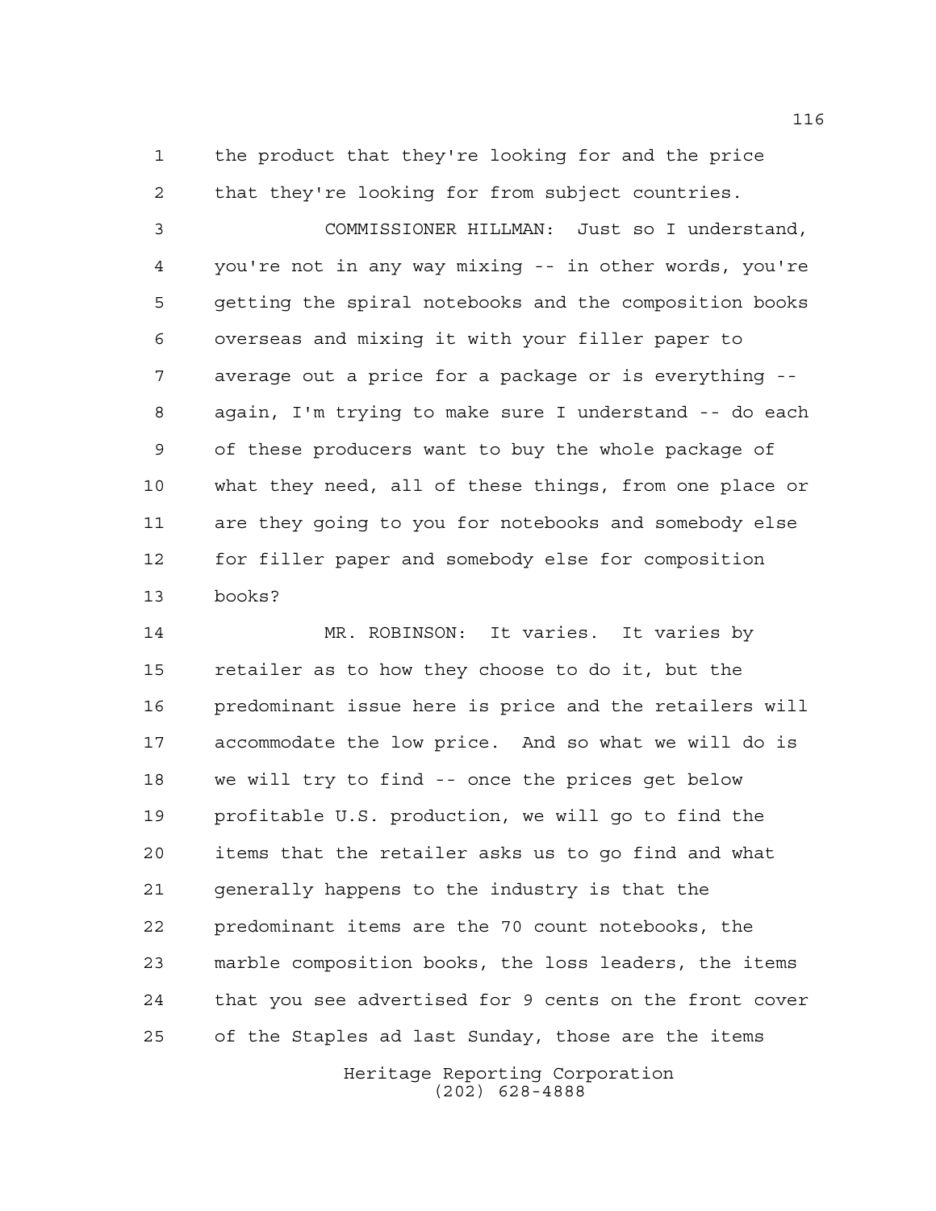the product that they're looking for and the price that they're looking for from subject countries.

COMMISSIONER HILLMAN: Just so I understand, you're not in any way mixing -- in other words, you're getting the spiral notebooks and the composition books overseas and mixing it with your filler paper to average out a price for a package or is everything -- again, I'm trying to make sure I understand -- do each of these producers want to buy the whole package of what they need, all of these things, from one place or are they going to you for notebooks and somebody else for filler paper and somebody else for composition books?

MR. ROBINSON: It varies. It varies by retailer as to how they choose to do it, but the predominant issue here is price and the retailers will accommodate the low price. And so what we will do is we will try to find -- once the prices get below profitable U.S. production, we will go to find the items that the retailer asks us to go find and what generally happens to the industry is that the predominant items are the 70 count notebooks, the marble composition books, the loss leaders, the items that you see advertised for 9 cents on the front cover of the Staples ad last Sunday, those are the items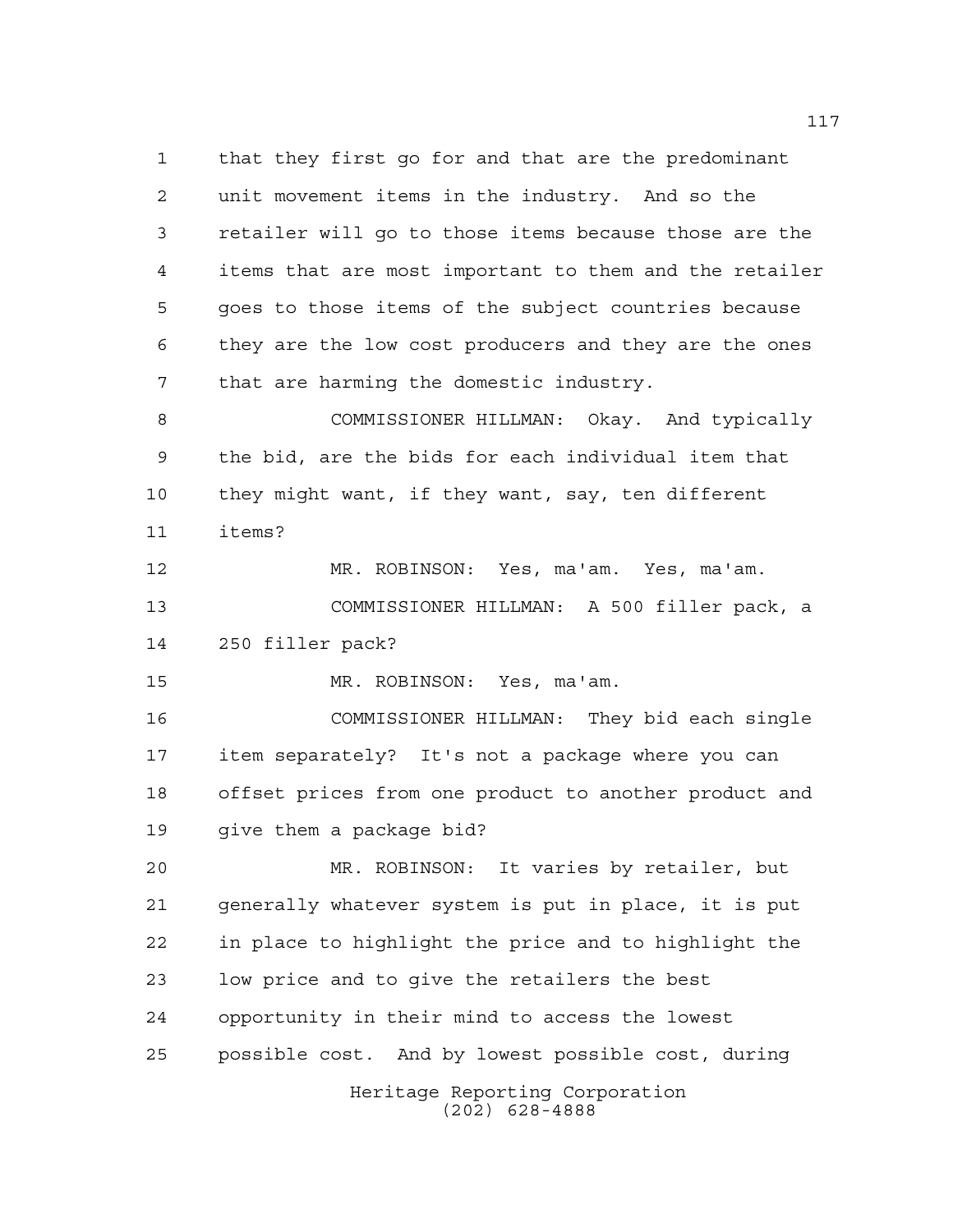that they first go for and that are the predominant unit movement items in the industry. And so the retailer will go to those items because those are the items that are most important to them and the retailer goes to those items of the subject countries because they are the low cost producers and they are the ones that are harming the domestic industry.

COMMISSIONER HILLMAN: Okay. And typically the bid, are the bids for each individual item that they might want, if they want, say, ten different items?

MR. ROBINSON: Yes, ma'am. Yes, ma'am.

COMMISSIONER HILLMAN: A 500 filler pack, a 250 filler pack?

MR. ROBINSON: Yes, ma'am.

COMMISSIONER HILLMAN: They bid each single item separately? It's not a package where you can offset prices from one product to another product and give them a package bid?

MR. ROBINSON: It varies by retailer, but generally whatever system is put in place, it is put in place to highlight the price and to highlight the low price and to give the retailers the best opportunity in their mind to access the lowest possible cost. And by lowest possible cost, during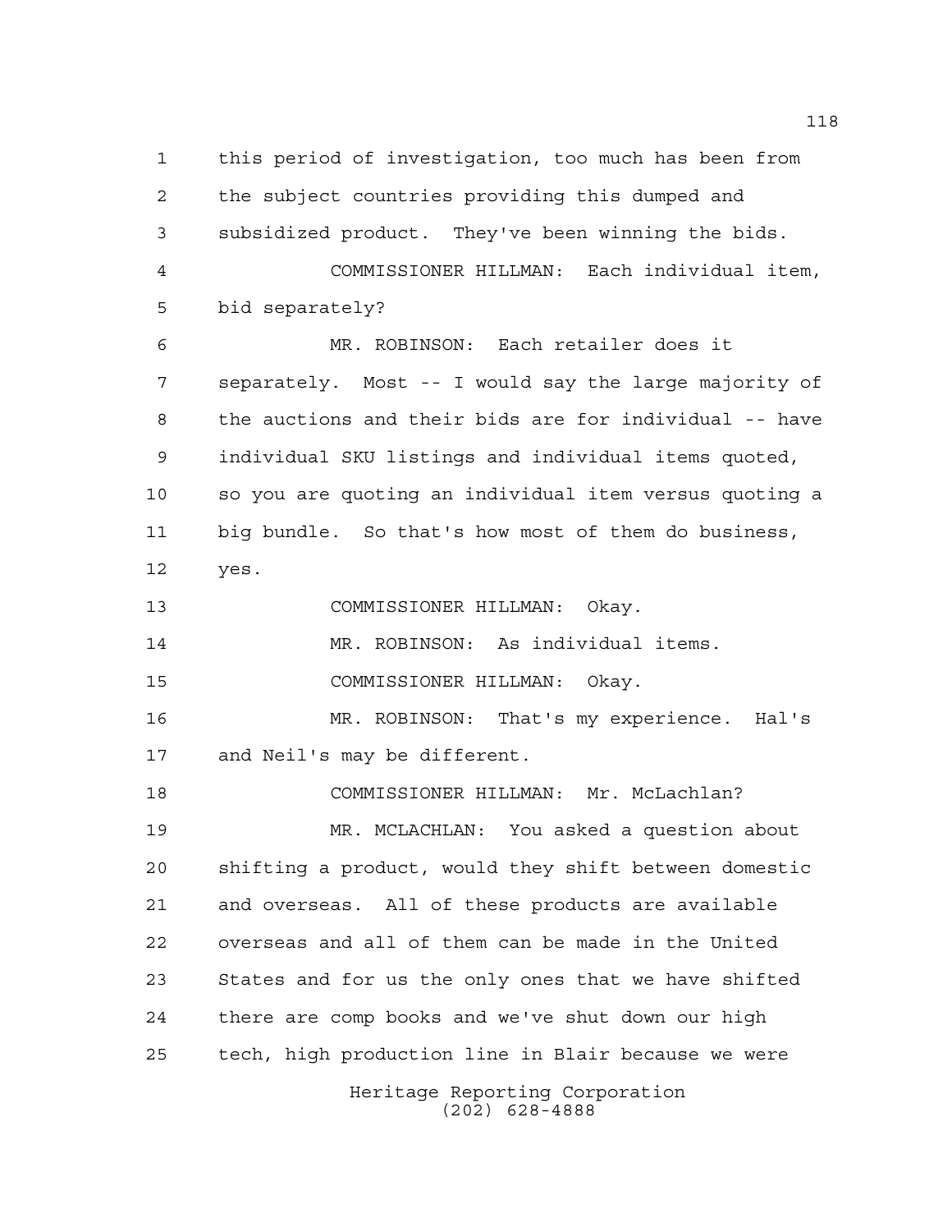this period of investigation, too much has been from the subject countries providing this dumped and subsidized product. They've been winning the bids.

COMMISSIONER HILLMAN: Each individual item, bid separately?

MR. ROBINSON: Each retailer does it separately. Most -- I would say the large majority of the auctions and their bids are for individual -- have individual SKU listings and individual items quoted, so you are quoting an individual item versus quoting a big bundle. So that's how most of them do business, yes.

COMMISSIONER HILLMAN: Okay.

MR. ROBINSON: As individual items.

COMMISSIONER HILLMAN: Okay.

MR. ROBINSON: That's my experience. Hal's and Neil's may be different.

COMMISSIONER HILLMAN: Mr. McLachlan?

MR. MCLACHLAN: You asked a question about shifting a product, would they shift between domestic and overseas. All of these products are available overseas and all of them can be made in the United States and for us the only ones that we have shifted there are comp books and we've shut down our high tech, high production line in Blair because we were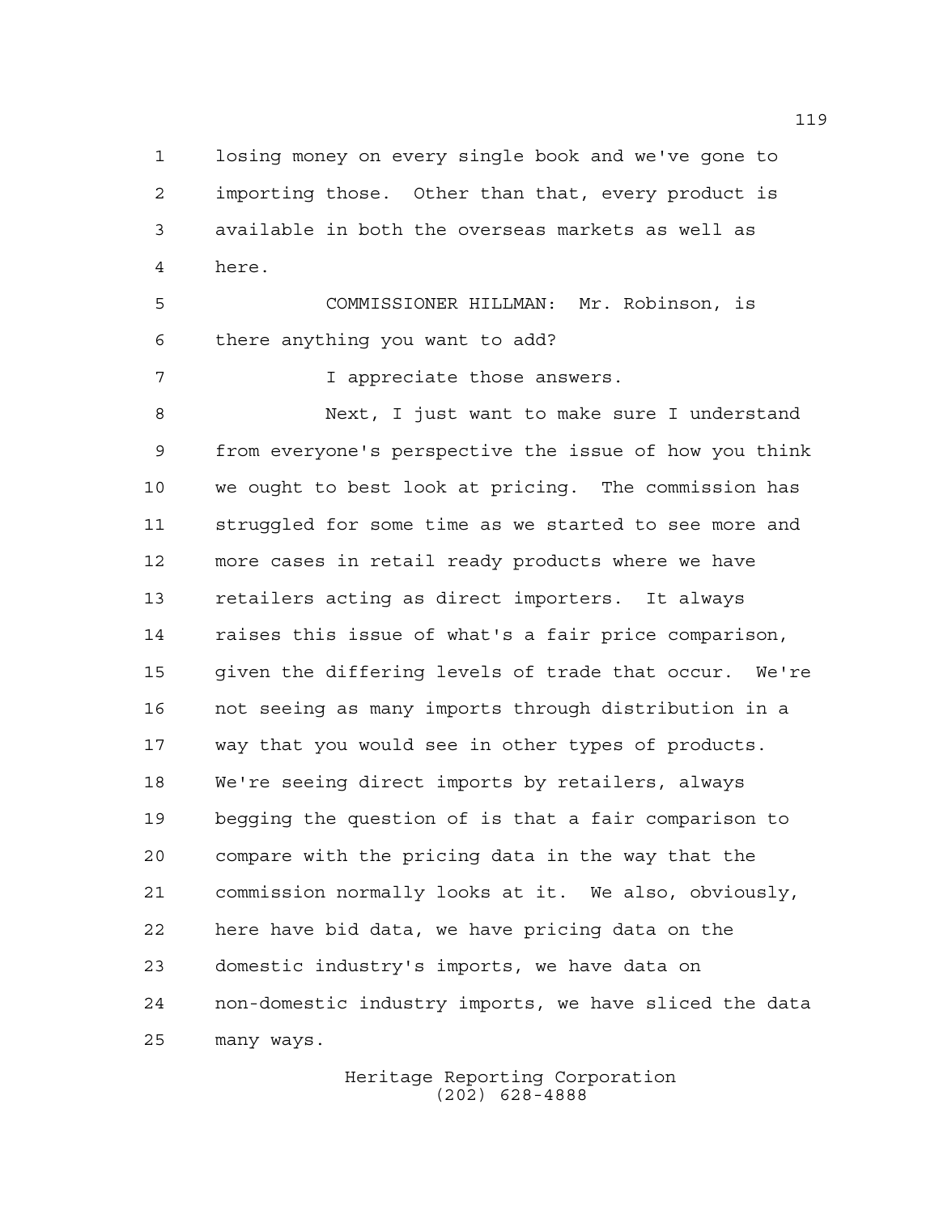losing money on every single book and we've gone to importing those. Other than that, every product is available in both the overseas markets as well as here.

COMMISSIONER HILLMAN: Mr. Robinson, is there anything you want to add?

I appreciate those answers.

Next, I just want to make sure I understand from everyone's perspective the issue of how you think we ought to best look at pricing. The commission has struggled for some time as we started to see more and more cases in retail ready products where we have retailers acting as direct importers. It always raises this issue of what's a fair price comparison, given the differing levels of trade that occur. We're not seeing as many imports through distribution in a way that you would see in other types of products. We're seeing direct imports by retailers, always begging the question of is that a fair comparison to compare with the pricing data in the way that the commission normally looks at it. We also, obviously, here have bid data, we have pricing data on the domestic industry's imports, we have data on non-domestic industry imports, we have sliced the data many ways.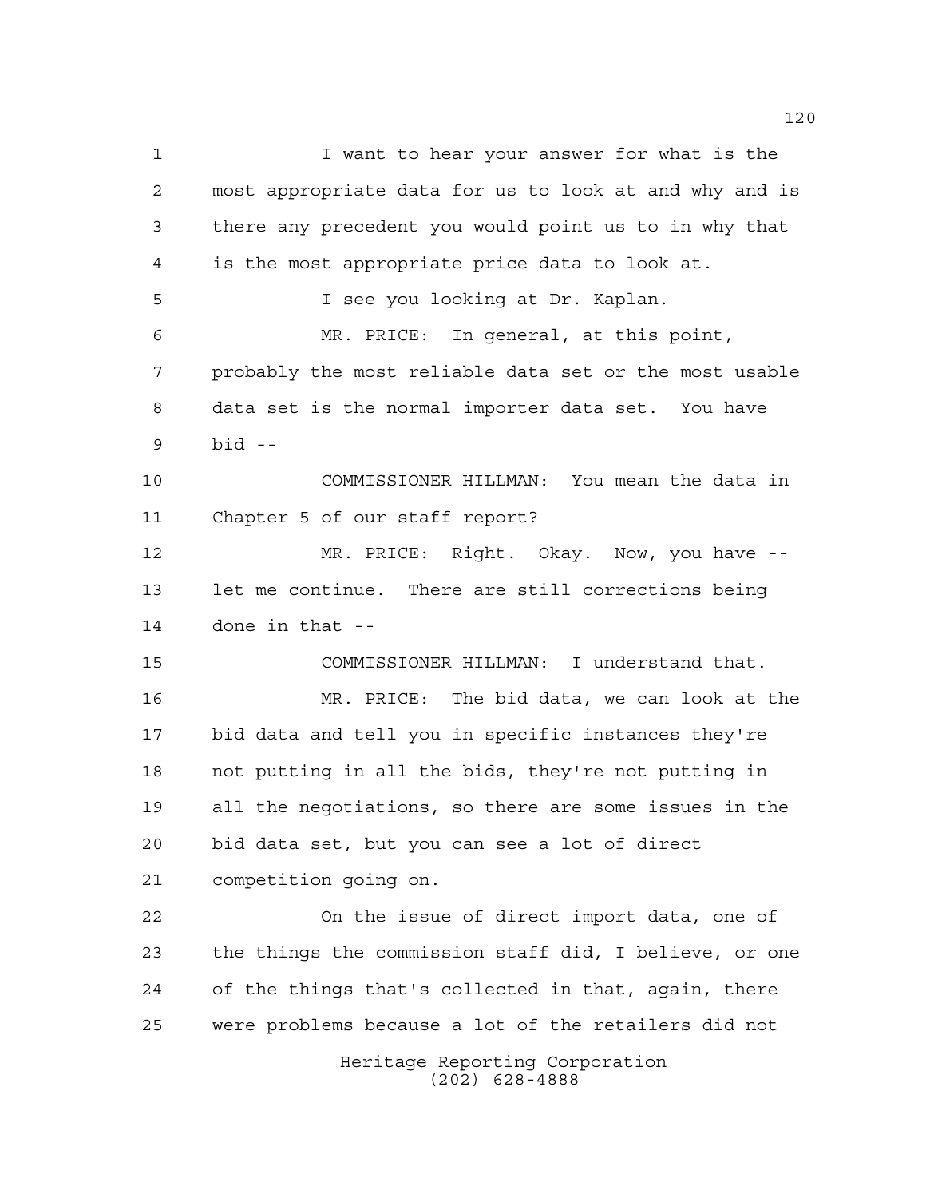I want to hear your answer for what is the most appropriate data for us to look at and why and is there any precedent you would point us to in why that is the most appropriate price data to look at.

I see you looking at Dr. Kaplan.

MR. PRICE: In general, at this point, probably the most reliable data set or the most usable data set is the normal importer data set. You have bid --

COMMISSIONER HILLMAN: You mean the data in Chapter 5 of our staff report?

MR. PRICE: Right. Okay. Now, you have -- let me continue. There are still corrections being done in that --

COMMISSIONER HILLMAN: I understand that.

MR. PRICE: The bid data, we can look at the bid data and tell you in specific instances they're not putting in all the bids, they're not putting in all the negotiations, so there are some issues in the bid data set, but you can see a lot of direct competition going on.

On the issue of direct import data, one of the things the commission staff did, I believe, or one of the things that's collected in that, again, there were problems because a lot of the retailers did not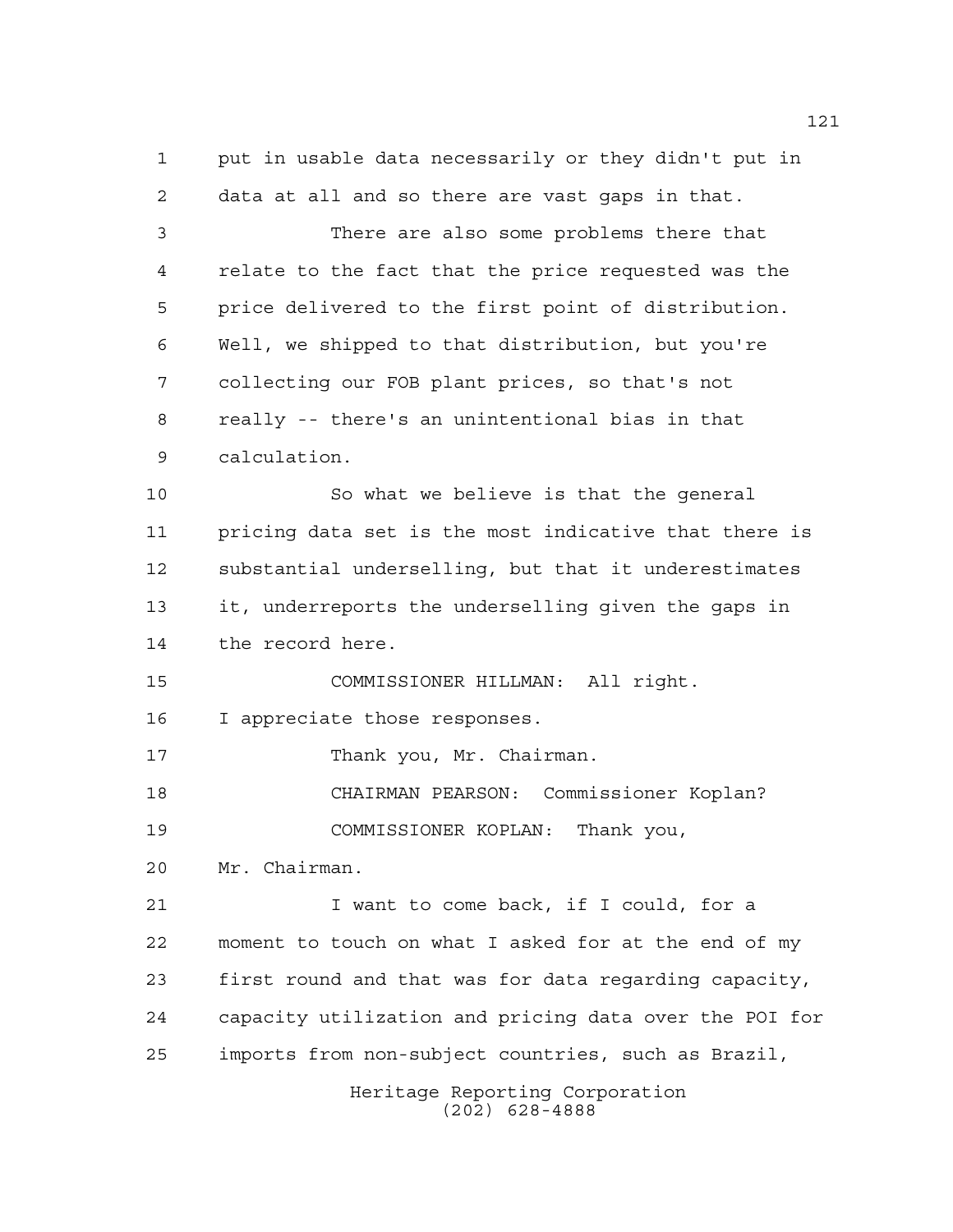put in usable data necessarily or they didn't put in data at all and so there are vast gaps in that.

There are also some problems there that relate to the fact that the price requested was the price delivered to the first point of distribution. Well, we shipped to that distribution, but you're collecting our FOB plant prices, so that's not really -- there's an unintentional bias in that calculation.

So what we believe is that the general pricing data set is the most indicative that there is substantial underselling, but that it underestimates it, underreports the underselling given the gaps in the record here.

COMMISSIONER HILLMAN: All right. I appreciate those responses.

Thank you, Mr. Chairman.

CHAIRMAN PEARSON: Commissioner Koplan?

COMMISSIONER KOPLAN: Thank you, Mr. Chairman.

I want to come back, if I could, for a moment to touch on what I asked for at the end of my first round and that was for data regarding capacity, capacity utilization and pricing data over the POI for imports from non-subject countries, such as Brazil,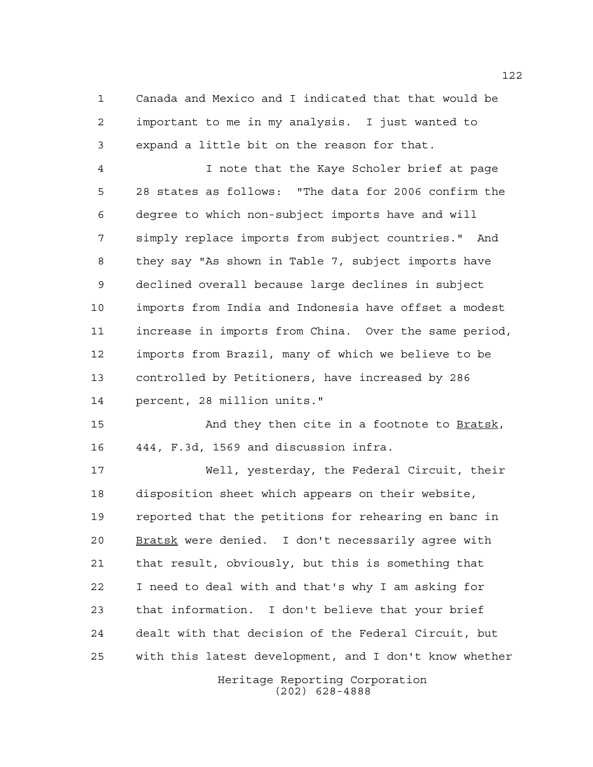Canada and Mexico and I indicated that that would be important to me in my analysis. I just wanted to expand a little bit on the reason for that.

I note that the Kaye Scholer brief at page 28 states as follows: "The data for 2006 confirm the degree to which non-subject imports have and will simply replace imports from subject countries." And they say "As shown in Table 7, subject imports have declined overall because large declines in subject imports from India and Indonesia have offset a modest increase in imports from China. Over the same period, imports from Brazil, many of which we believe to be controlled by Petitioners, have increased by 286 percent, 28 million units."

And they then cite in a footnote to Bratsk, 444, F.3d, 1569 and discussion infra.

Well, yesterday, the Federal Circuit, their disposition sheet which appears on their website, reported that the petitions for rehearing en banc in Bratsk were denied. I don't necessarily agree with that result, obviously, but this is something that I need to deal with and that's why I am asking for that information. I don't believe that your brief dealt with that decision of the Federal Circuit, but with this latest development, and I don't know whether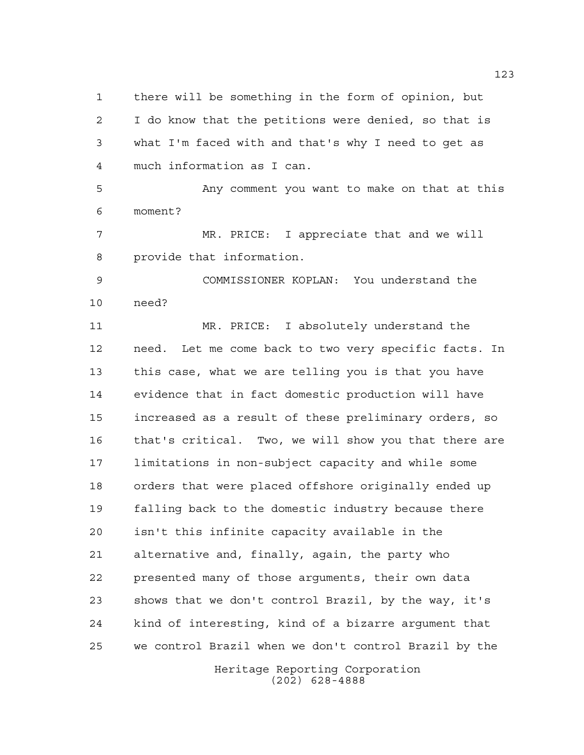there will be something in the form of opinion, but I do know that the petitions were denied, so that is what I'm faced with and that's why I need to get as much information as I can.

Any comment you want to make on that at this moment?

MR. PRICE: I appreciate that and we will provide that information.

COMMISSIONER KOPLAN: You understand the need?

MR. PRICE: I absolutely understand the need. Let me come back to two very specific facts. In this case, what we are telling you is that you have evidence that in fact domestic production will have increased as a result of these preliminary orders, so that's critical. Two, we will show you that there are limitations in non-subject capacity and while some orders that were placed offshore originally ended up falling back to the domestic industry because there isn't this infinite capacity available in the alternative and, finally, again, the party who presented many of those arguments, their own data shows that we don't control Brazil, by the way, it's kind of interesting, kind of a bizarre argument that we control Brazil when we don't control Brazil by the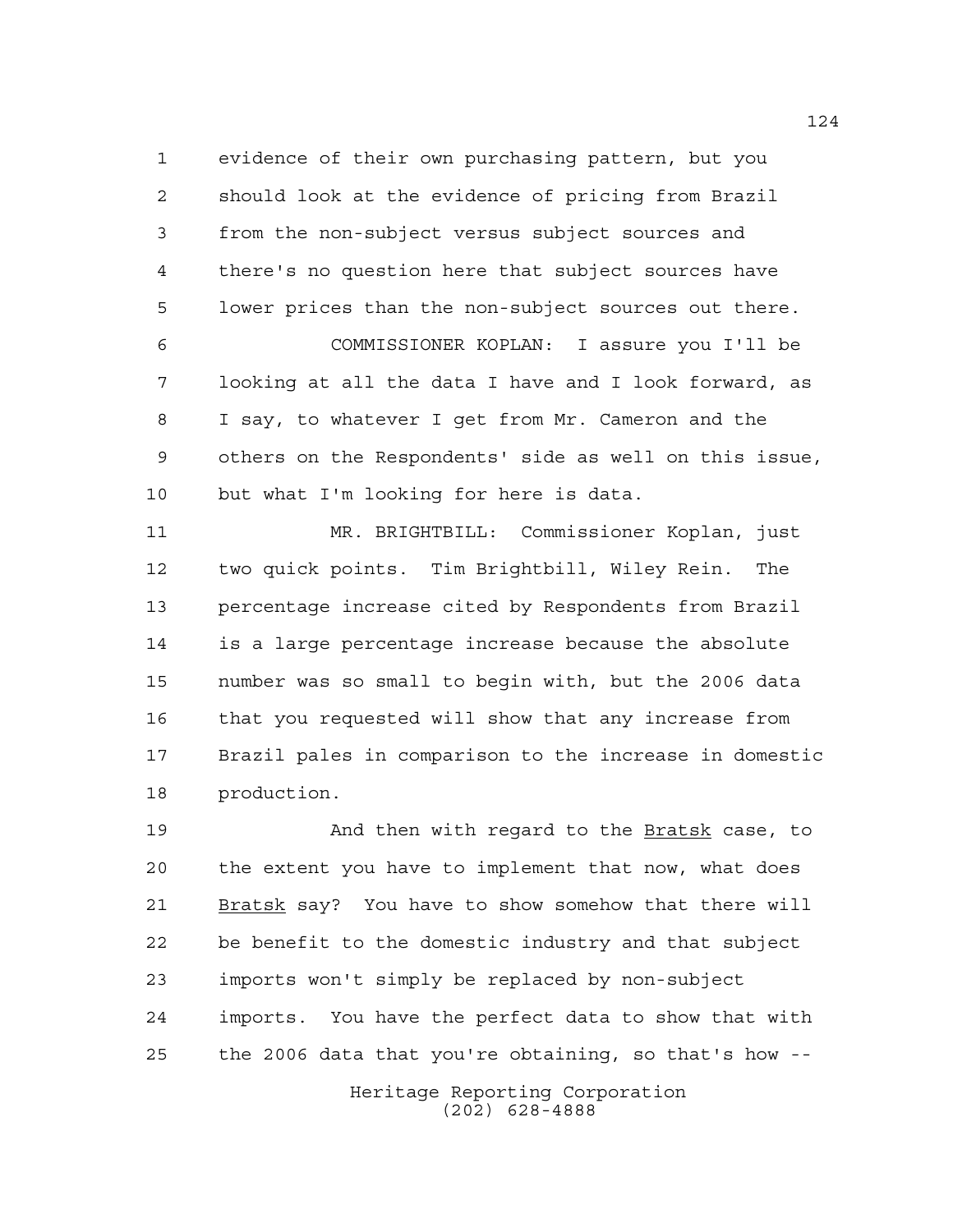evidence of their own purchasing pattern, but you should look at the evidence of pricing from Brazil from the non-subject versus subject sources and there's no question here that subject sources have lower prices than the non-subject sources out there.

COMMISSIONER KOPLAN: I assure you I'll be looking at all the data I have and I look forward, as I say, to whatever I get from Mr. Cameron and the others on the Respondents' side as well on this issue, but what I'm looking for here is data.

MR. BRIGHTBILL: Commissioner Koplan, just two quick points. Tim Brightbill, Wiley Rein. The percentage increase cited by Respondents from Brazil is a large percentage increase because the absolute number was so small to begin with, but the 2006 data that you requested will show that any increase from Brazil pales in comparison to the increase in domestic production.

And then with regard to the _Bratsk_ case, to the extent you have to implement that now, what does _Bratsk_ say? You have to show somehow that there will be benefit to the domestic industry and that subject imports won't simply be replaced by non-subject imports. You have the perfect data to show that with the 2006 data that you're obtaining, so that's how --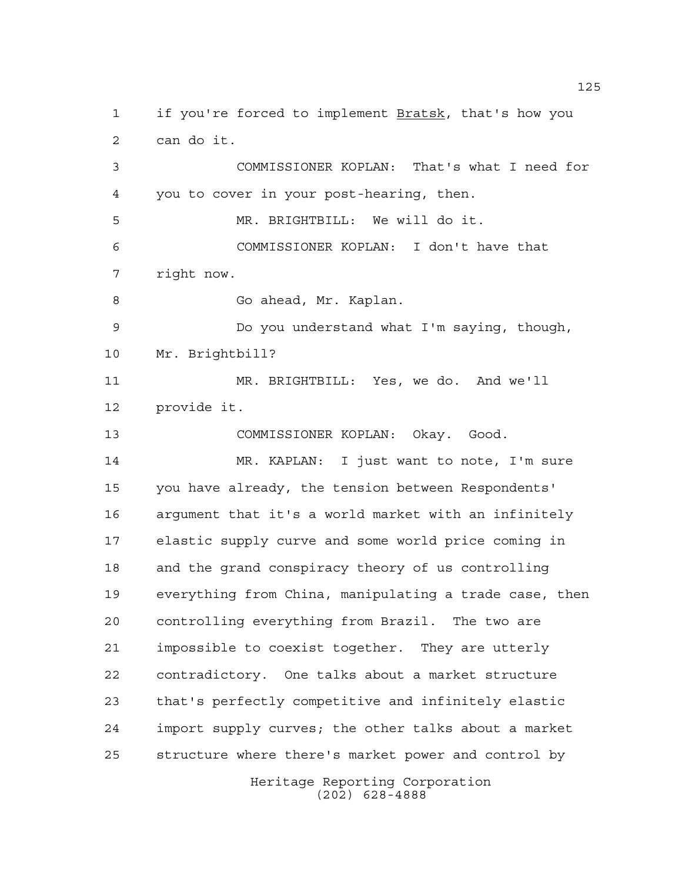if you're forced to implement Bratsk, that's how you can do it.

COMMISSIONER KOPLAN: That's what I need for you to cover in your post-hearing, then.

MR. BRIGHTBILL: We will do it.

COMMISSIONER KOPLAN: I don't have that right now.

Go ahead, Mr. Kaplan.

Do you understand what I'm saying, though, Mr. Brightbill?

MR. BRIGHTBILL: Yes, we do. And we'll provide it.

COMMISSIONER KOPLAN: Okay. Good.

MR. KAPLAN: I just want to note, I'm sure you have already, the tension between Respondents' argument that it's a world market with an infinitely elastic supply curve and some world price coming in and the grand conspiracy theory of us controlling everything from China, manipulating a trade case, then controlling everything from Brazil. The two are impossible to coexist together. They are utterly contradictory. One talks about a market structure that's perfectly competitive and infinitely elastic import supply curves; the other talks about a market structure where there's market power and control by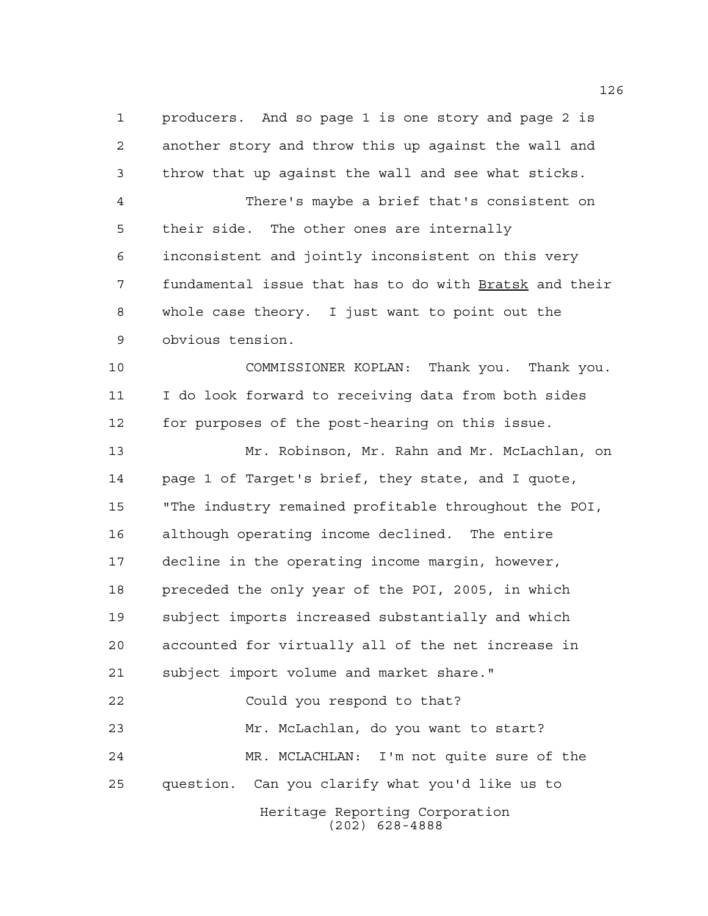producers. And so page 1 is one story and page 2 is another story and throw this up against the wall and throw that up against the wall and see what sticks.

There's maybe a brief that's consistent on their side. The other ones are internally inconsistent and jointly inconsistent on this very fundamental issue that has to do with Bratsk and their whole case theory. I just want to point out the obvious tension.

COMMISSIONER KOPLAN: Thank you. Thank you. I do look forward to receiving data from both sides for purposes of the post-hearing on this issue.

Mr. Robinson, Mr. Rahn and Mr. McLachlan, on page 1 of Target's brief, they state, and I quote, "The industry remained profitable throughout the POI, although operating income declined. The entire decline in the operating income margin, however, preceded the only year of the POI, 2005, in which subject imports increased substantially and which accounted for virtually all of the net increase in subject import volume and market share."

Could you respond to that?

Mr. McLachlan, do you want to start?

MR. MCLACHLAN: I'm not quite sure of the question. Can you clarify what you'd like us to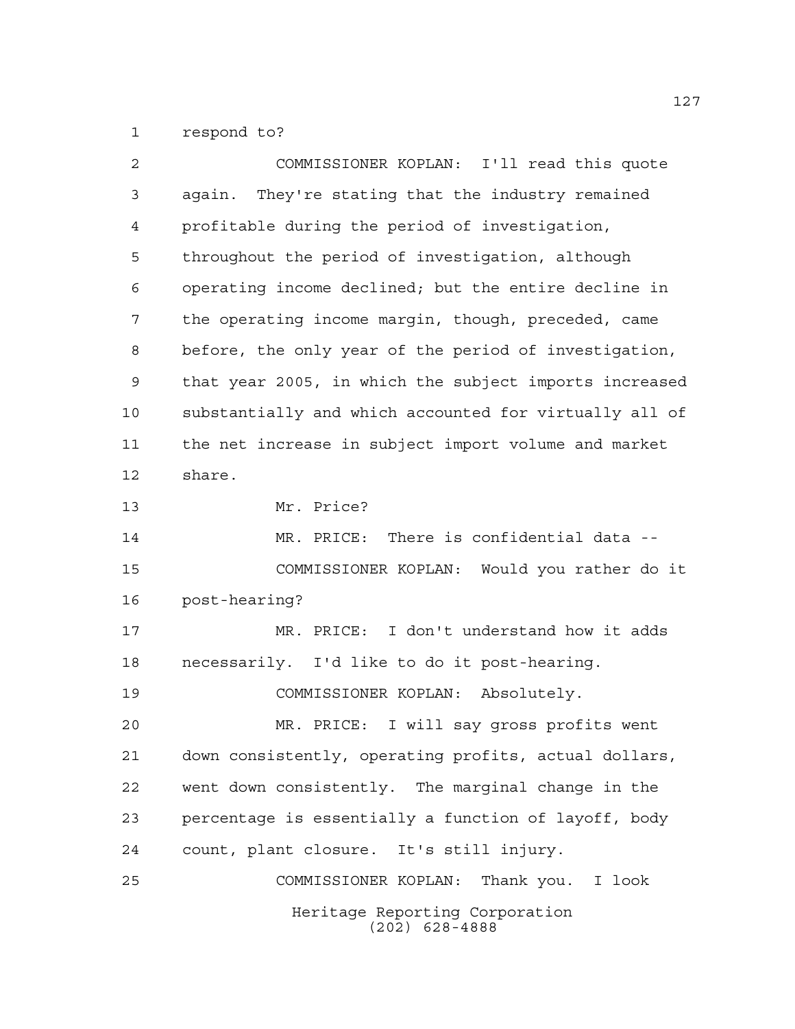respond to?

COMMISSIONER KOPLAN: I'll read this quote again. They're stating that the industry remained profitable during the period of investigation, throughout the period of investigation, although operating income declined; but the entire decline in the operating income margin, though, preceded, came before, the only year of the period of investigation, that year 2005, in which the subject imports increased substantially and which accounted for virtually all of the net increase in subject import volume and market share.

Mr. Price?

MR. PRICE: There is confidential data --

COMMISSIONER KOPLAN: Would you rather do it post-hearing?

MR. PRICE: I don't understand how it adds necessarily. I'd like to do it post-hearing.

COMMISSIONER KOPLAN: Absolutely.

MR. PRICE: I will say gross profits went down consistently, operating profits, actual dollars, went down consistently. The marginal change in the percentage is essentially a function of layoff, body count, plant closure. It's still injury.

COMMISSIONER KOPLAN: Thank you. I look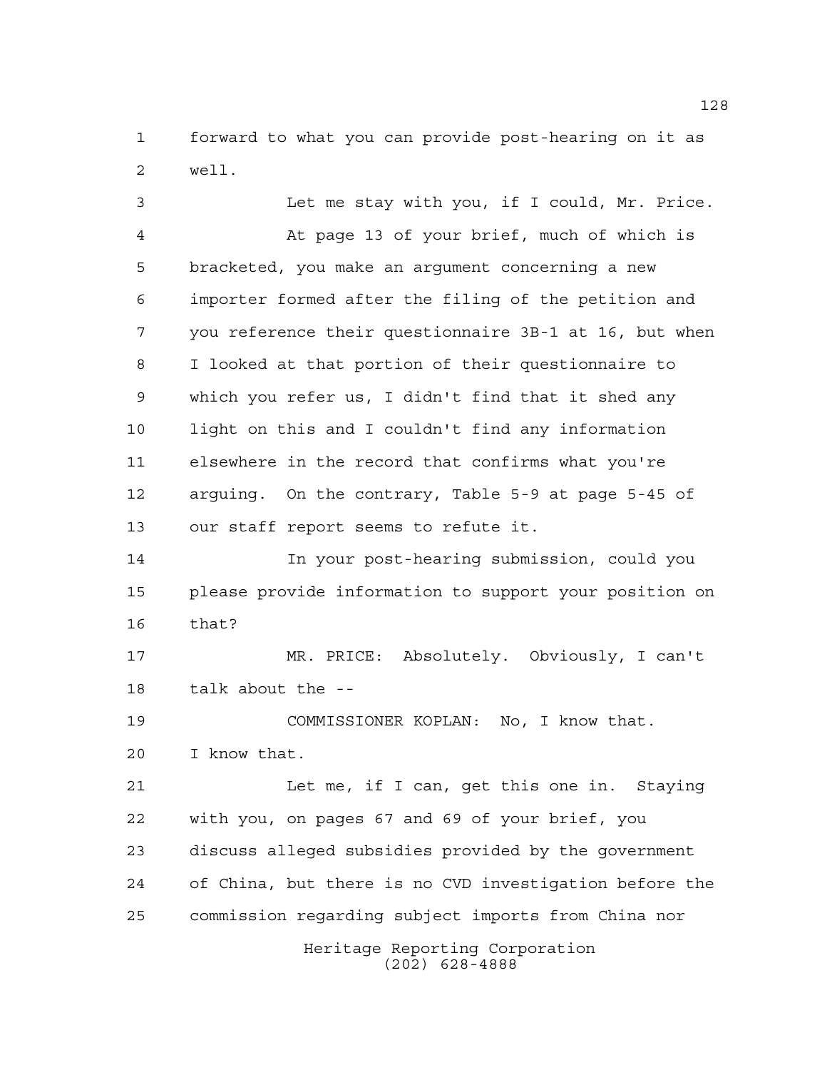forward to what you can provide post-hearing on it as well.

Let me stay with you, if I could, Mr. Price.

At page 13 of your brief, much of which is bracketed, you make an argument concerning a new importer formed after the filing of the petition and you reference their questionnaire 3B-1 at 16, but when I looked at that portion of their questionnaire to which you refer us, I didn't find that it shed any light on this and I couldn't find any information elsewhere in the record that confirms what you're arguing. On the contrary, Table 5-9 at page 5-45 of our staff report seems to refute it.

In your post-hearing submission, could you please provide information to support your position on that?

MR. PRICE: Absolutely. Obviously, I can't talk about the --

COMMISSIONER KOPLAN: No, I know that. I know that.

Let me, if I can, get this one in. Staying with you, on pages 67 and 69 of your brief, you discuss alleged subsidies provided by the government of China, but there is no CVD investigation before the commission regarding subject imports from China nor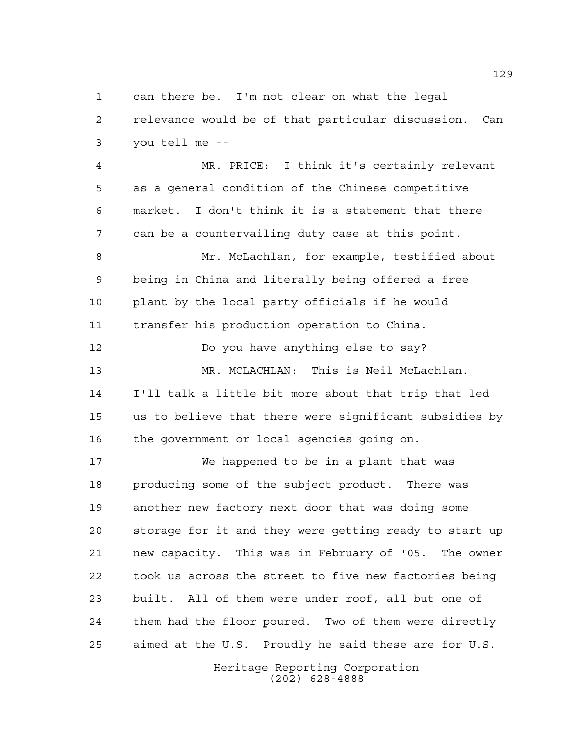can there be. I'm not clear on what the legal relevance would be of that particular discussion. Can you tell me --

MR. PRICE: I think it's certainly relevant as a general condition of the Chinese competitive market. I don't think it is a statement that there can be a countervailing duty case at this point.

Mr. McLachlan, for example, testified about being in China and literally being offered a free plant by the local party officials if he would transfer his production operation to China.

Do you have anything else to say?

MR. MCLACHLAN: This is Neil McLachlan. I'll talk a little bit more about that trip that led us to believe that there were significant subsidies by the government or local agencies going on.

We happened to be in a plant that was producing some of the subject product. There was another new factory next door that was doing some storage for it and they were getting ready to start up new capacity. This was in February of '05. The owner took us across the street to five new factories being built. All of them were under roof, all but one of them had the floor poured. Two of them were directly aimed at the U.S. Proudly he said these are for U.S.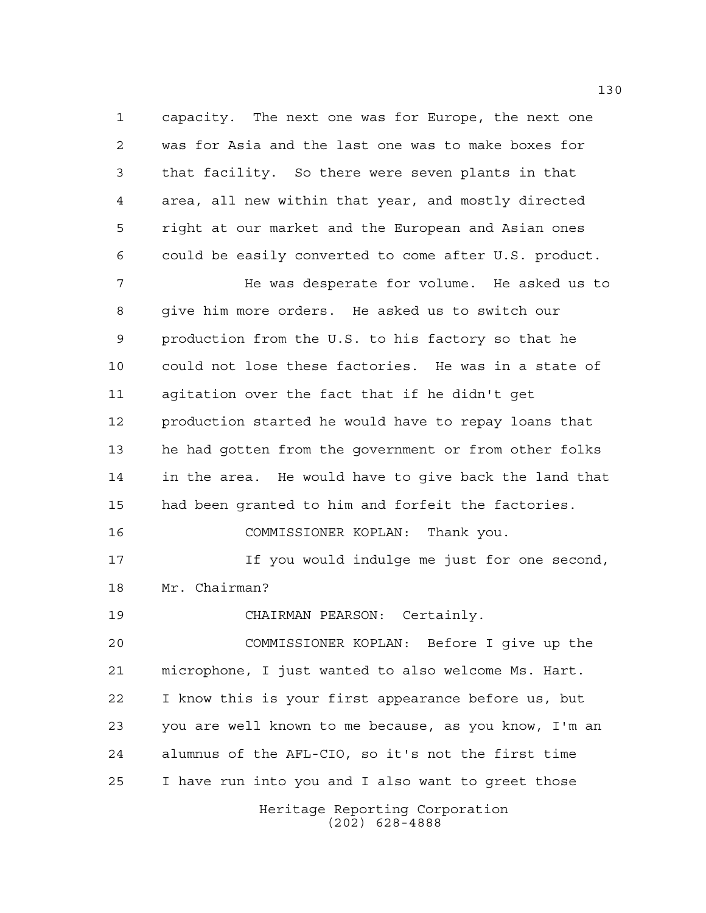capacity. The next one was for Europe, the next one was for Asia and the last one was to make boxes for that facility. So there were seven plants in that area, all new within that year, and mostly directed right at our market and the European and Asian ones could be easily converted to come after U.S. product.

He was desperate for volume. He asked us to give him more orders. He asked us to switch our production from the U.S. to his factory so that he could not lose these factories. He was in a state of agitation over the fact that if he didn't get production started he would have to repay loans that he had gotten from the government or from other folks in the area. He would have to give back the land that had been granted to him and forfeit the factories.

COMMISSIONER KOPLAN: Thank you.

If you would indulge me just for one second, Mr. Chairman?

CHAIRMAN PEARSON: Certainly.

COMMISSIONER KOPLAN: Before I give up the microphone, I just wanted to also welcome Ms. Hart. I know this is your first appearance before us, but you are well known to me because, as you know, I'm an alumnus of the AFL-CIO, so it's not the first time I have run into you and I also want to greet those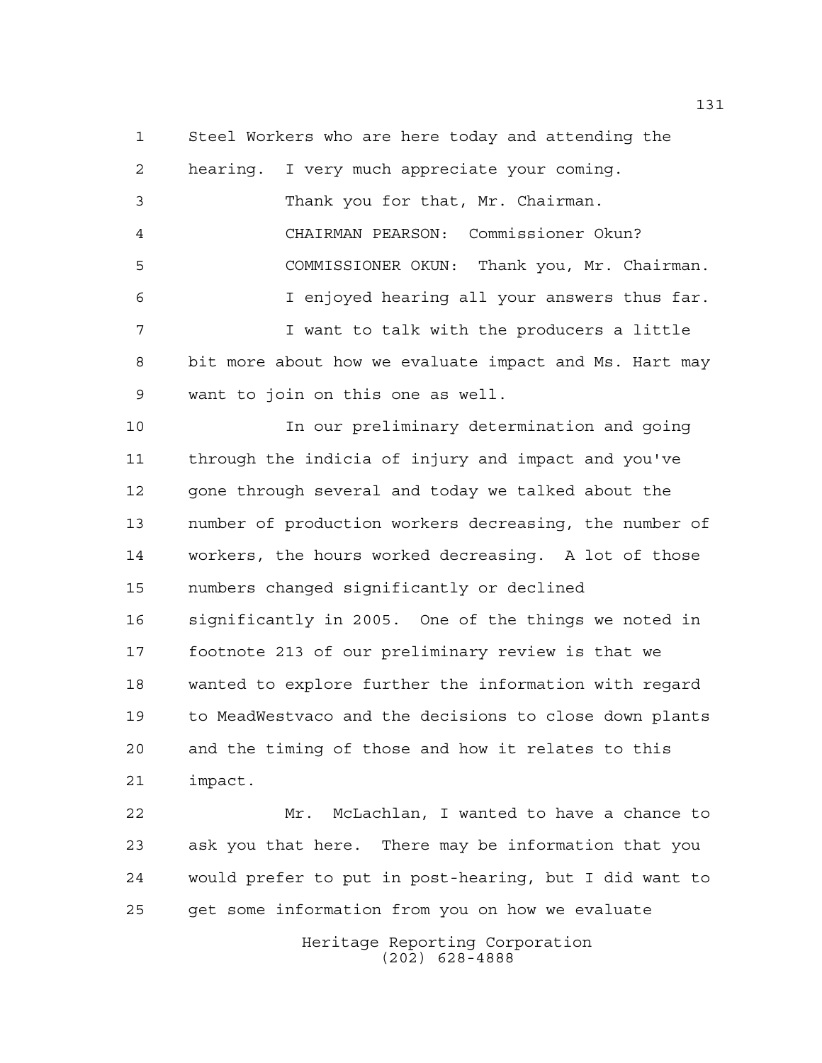Steel Workers who are here today and attending the hearing. I very much appreciate your coming.

Thank you for that, Mr. Chairman.

CHAIRMAN PEARSON: Commissioner Okun?

COMMISSIONER OKUN: Thank you, Mr. Chairman.

I enjoyed hearing all your answers thus far.

I want to talk with the producers a little bit more about how we evaluate impact and Ms. Hart may want to join on this one as well.

In our preliminary determination and going through the indicia of injury and impact and you've gone through several and today we talked about the number of production workers decreasing, the number of workers, the hours worked decreasing. A lot of those numbers changed significantly or declined significantly in 2005. One of the things we noted in footnote 213 of our preliminary review is that we wanted to explore further the information with regard to MeadWestvaco and the decisions to close down plants and the timing of those and how it relates to this impact.

Mr. McLachlan, I wanted to have a chance to ask you that here. There may be information that you would prefer to put in post-hearing, but I did want to get some information from you on how we evaluate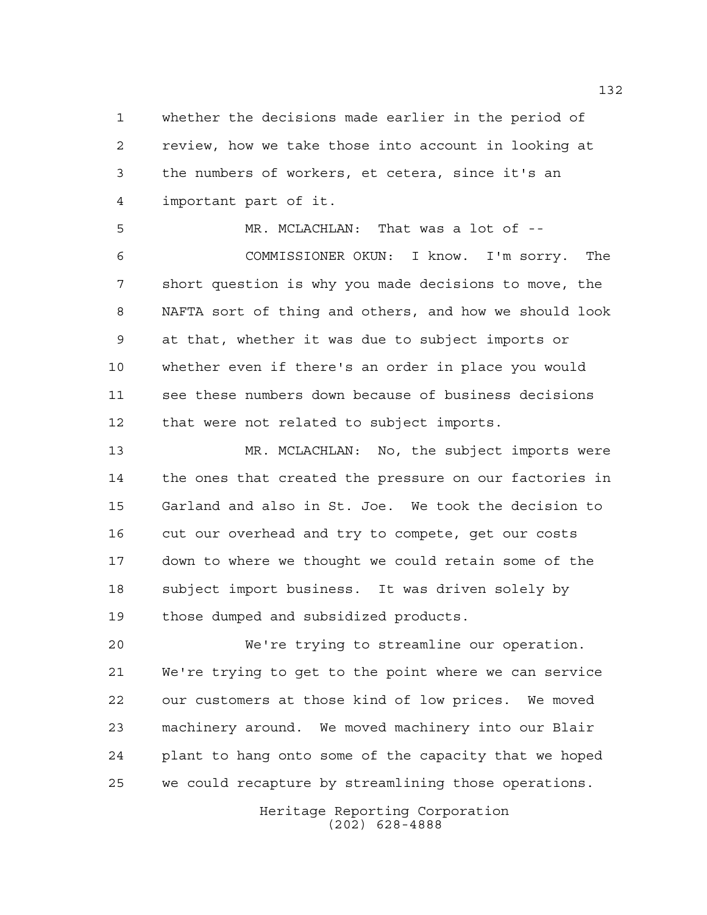whether the decisions made earlier in the period of review, how we take those into account in looking at the numbers of workers, et cetera, since it's an important part of it.

MR. MCLACHLAN: That was a lot of --

COMMISSIONER OKUN: I know. I'm sorry. The short question is why you made decisions to move, the NAFTA sort of thing and others, and how we should look at that, whether it was due to subject imports or whether even if there's an order in place you would see these numbers down because of business decisions that were not related to subject imports.

MR. MCLACHLAN: No, the subject imports were the ones that created the pressure on our factories in Garland and also in St. Joe. We took the decision to cut our overhead and try to compete, get our costs down to where we thought we could retain some of the subject import business. It was driven solely by those dumped and subsidized products.

We're trying to streamline our operation. We're trying to get to the point where we can service our customers at those kind of low prices. We moved machinery around. We moved machinery into our Blair plant to hang onto some of the capacity that we hoped we could recapture by streamlining those operations.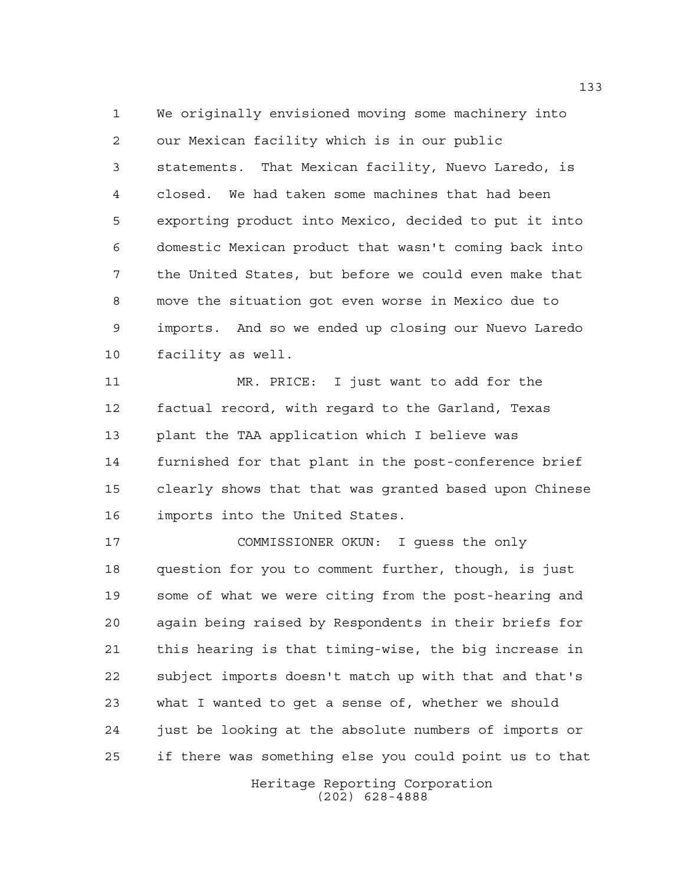We originally envisioned moving some machinery into our Mexican facility which is in our public statements. That Mexican facility, Nuevo Laredo, is closed. We had taken some machines that had been exporting product into Mexico, decided to put it into domestic Mexican product that wasn't coming back into the United States, but before we could even make that move the situation got even worse in Mexico due to imports. And so we ended up closing our Nuevo Laredo facility as well.

MR. PRICE: I just want to add for the factual record, with regard to the Garland, Texas plant the TAA application which I believe was furnished for that plant in the post-conference brief clearly shows that that was granted based upon Chinese imports into the United States.

COMMISSIONER OKUN: I guess the only question for you to comment further, though, is just some of what we were citing from the post-hearing and again being raised by Respondents in their briefs for this hearing is that timing-wise, the big increase in subject imports doesn't match up with that and that's what I wanted to get a sense of, whether we should just be looking at the absolute numbers of imports or if there was something else you could point us to that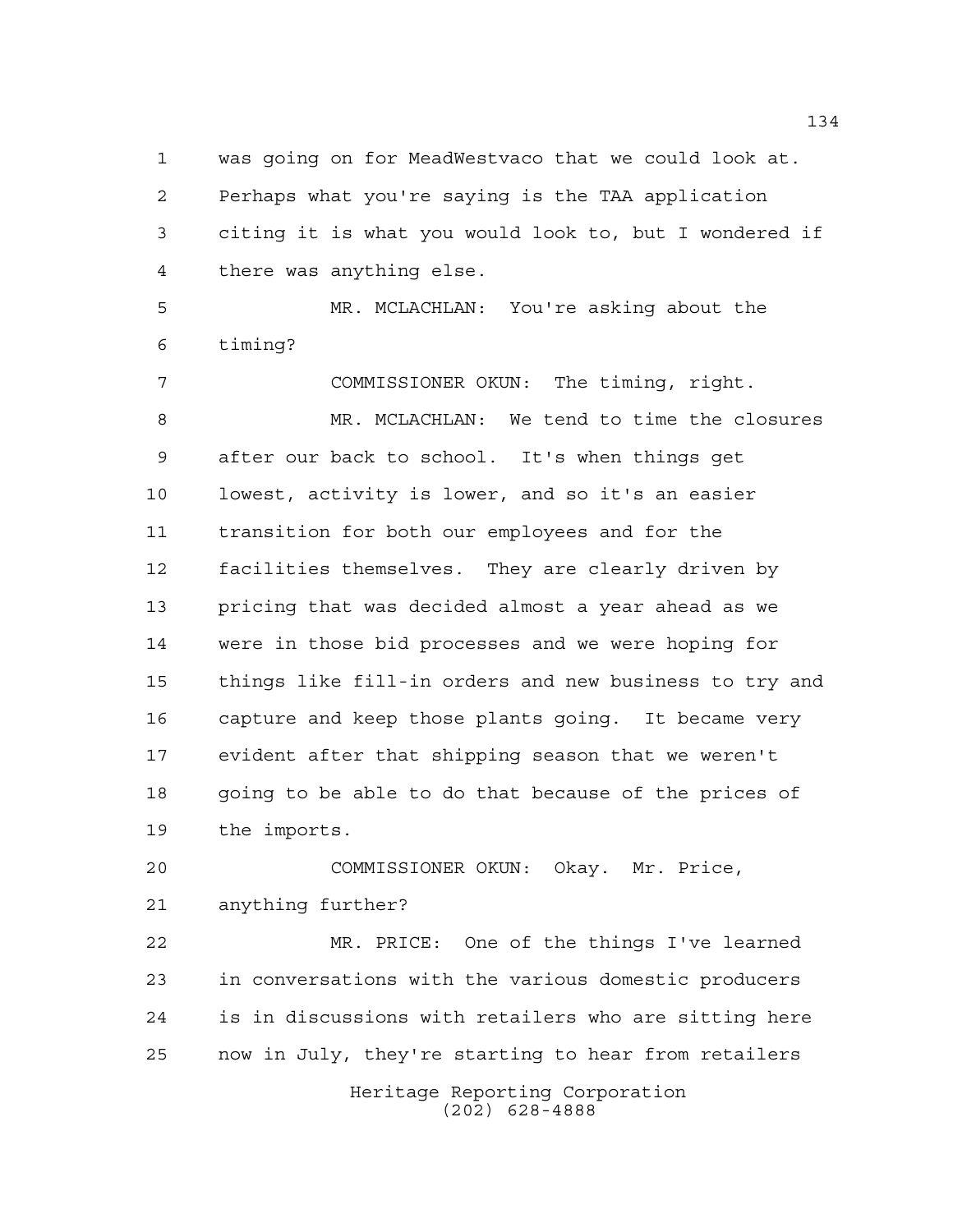was going on for MeadWestvaco that we could look at. Perhaps what you're saying is the TAA application citing it is what you would look to, but I wondered if there was anything else.

MR. MCLACHLAN: You're asking about the timing?

COMMISSIONER OKUN: The timing, right.

MR. MCLACHLAN: We tend to time the closures after our back to school. It's when things get lowest, activity is lower, and so it's an easier transition for both our employees and for the facilities themselves. They are clearly driven by pricing that was decided almost a year ahead as we were in those bid processes and we were hoping for things like fill-in orders and new business to try and capture and keep those plants going. It became very evident after that shipping season that we weren't going to be able to do that because of the prices of the imports.

COMMISSIONER OKUN: Okay. Mr. Price, anything further?

MR. PRICE: One of the things I've learned in conversations with the various domestic producers is in discussions with retailers who are sitting here now in July, they're starting to hear from retailers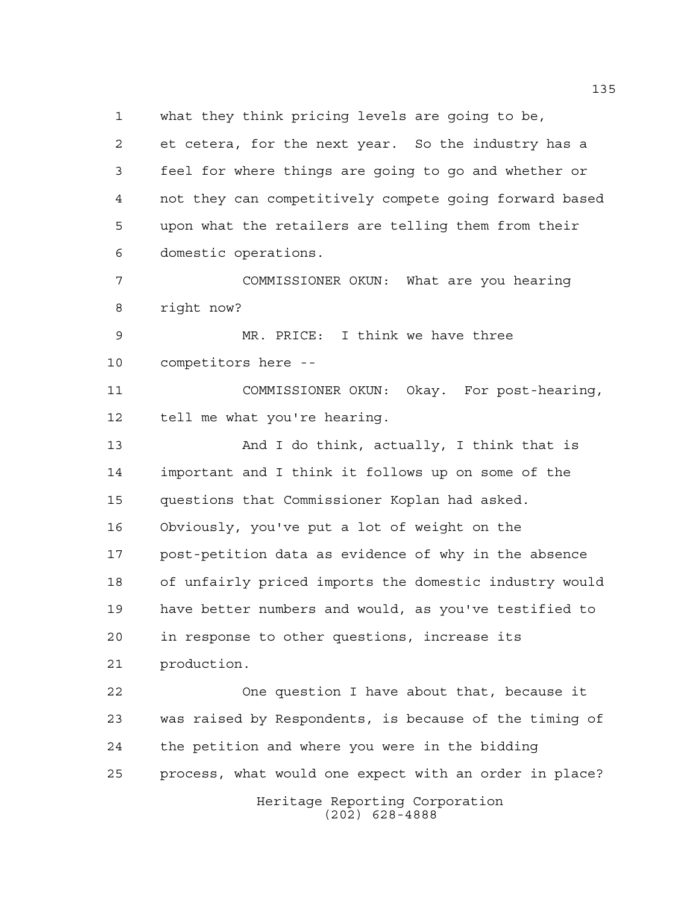what they think pricing levels are going to be, et cetera, for the next year. So the industry has a feel for where things are going to go and whether or not they can competitively compete going forward based upon what the retailers are telling them from their domestic operations.

COMMISSIONER OKUN: What are you hearing right now?

MR. PRICE: I think we have three competitors here --

COMMISSIONER OKUN: Okay. For post-hearing, tell me what you're hearing.

And I do think, actually, I think that is important and I think it follows up on some of the questions that Commissioner Koplan had asked. Obviously, you've put a lot of weight on the post-petition data as evidence of why in the absence of unfairly priced imports the domestic industry would have better numbers and would, as you've testified to in response to other questions, increase its production.

One question I have about that, because it was raised by Respondents, is because of the timing of the petition and where you were in the bidding process, what would one expect with an order in place?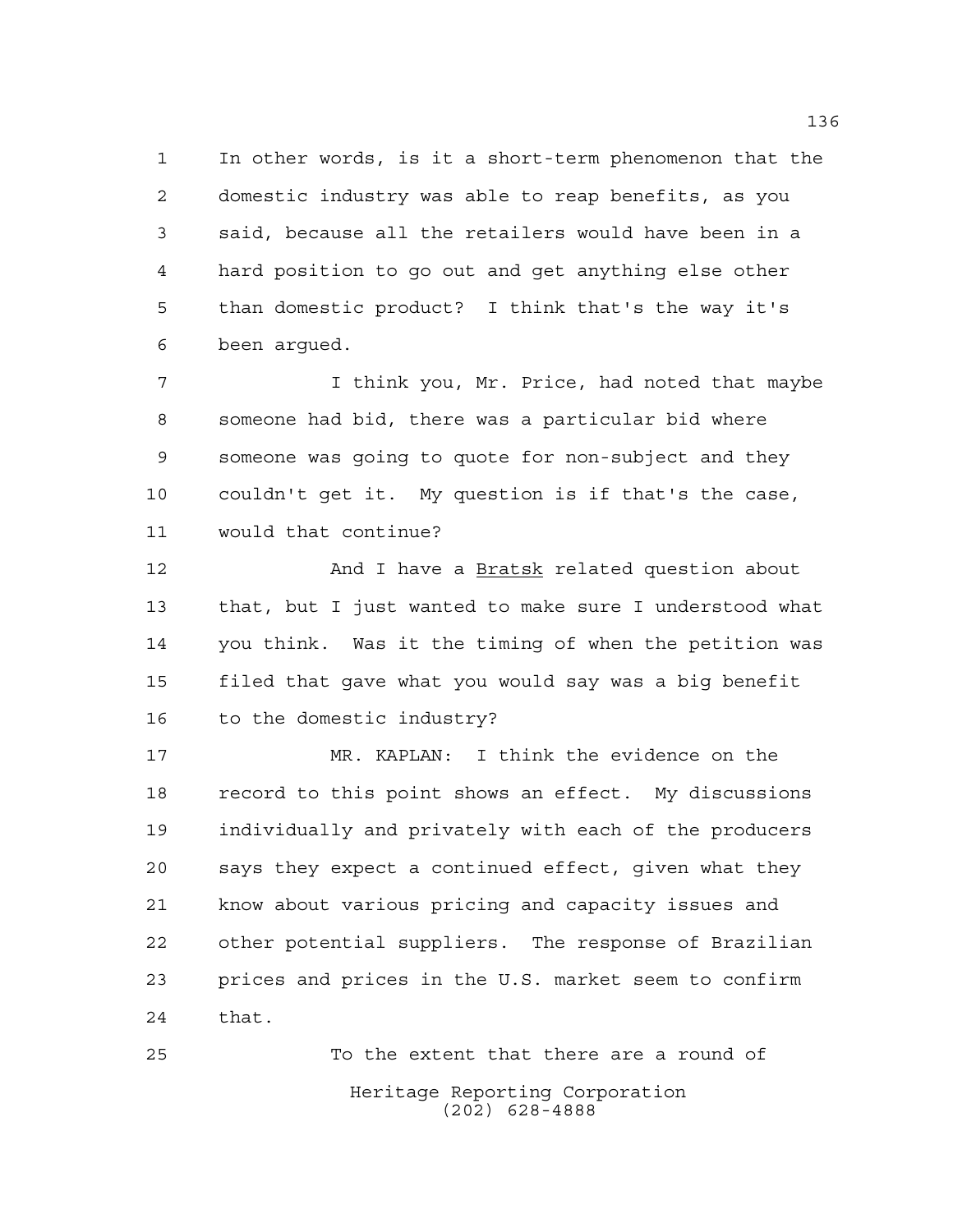In other words, is it a short-term phenomenon that the domestic industry was able to reap benefits, as you said, because all the retailers would have been in a hard position to go out and get anything else other than domestic product? I think that's the way it's been argued.

I think you, Mr. Price, had noted that maybe someone had bid, there was a particular bid where someone was going to quote for non-subject and they couldn't get it. My question is if that's the case, would that continue?

And I have a Bratsk related question about that, but I just wanted to make sure I understood what you think. Was it the timing of when the petition was filed that gave what you would say was a big benefit to the domestic industry?

MR. KAPLAN: I think the evidence on the record to this point shows an effect. My discussions individually and privately with each of the producers says they expect a continued effect, given what they know about various pricing and capacity issues and other potential suppliers. The response of Brazilian prices and prices in the U.S. market seem to confirm that.

To the extent that there are a round of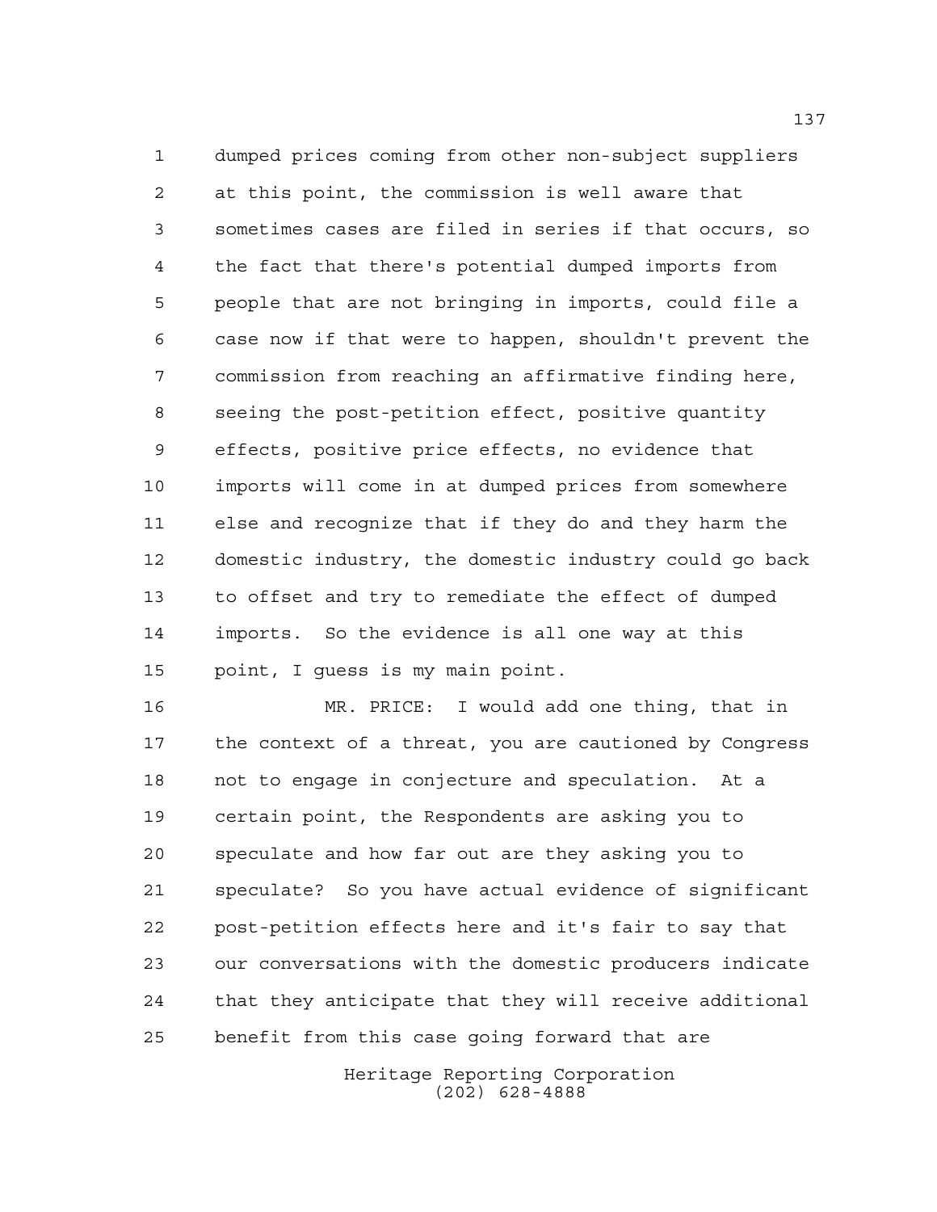dumped prices coming from other non-subject suppliers at this point, the commission is well aware that sometimes cases are filed in series if that occurs, so the fact that there's potential dumped imports from people that are not bringing in imports, could file a case now if that were to happen, shouldn't prevent the commission from reaching an affirmative finding here, seeing the post-petition effect, positive quantity effects, positive price effects, no evidence that imports will come in at dumped prices from somewhere else and recognize that if they do and they harm the domestic industry, the domestic industry could go back to offset and try to remediate the effect of dumped imports. So the evidence is all one way at this point, I guess is my main point.

MR. PRICE: I would add one thing, that in the context of a threat, you are cautioned by Congress not to engage in conjecture and speculation. At a certain point, the Respondents are asking you to speculate and how far out are they asking you to speculate? So you have actual evidence of significant post-petition effects here and it's fair to say that our conversations with the domestic producers indicate that they anticipate that they will receive additional benefit from this case going forward that are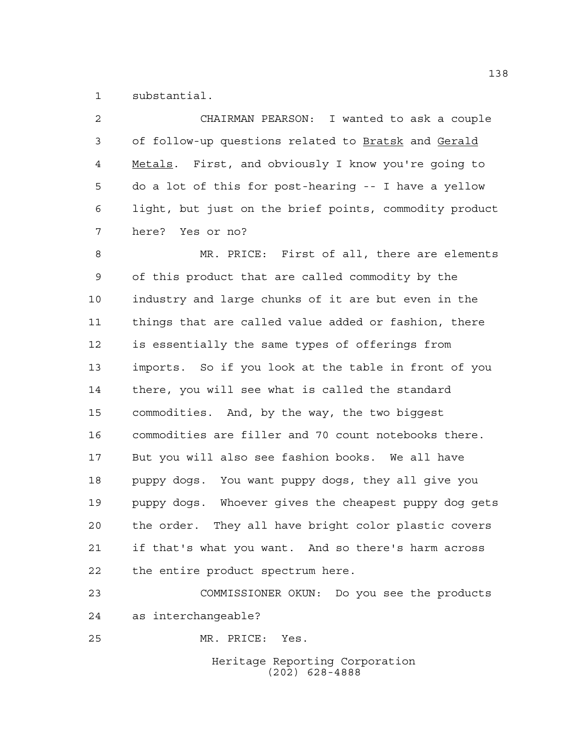substantial.

CHAIRMAN PEARSON: I wanted to ask a couple of follow-up questions related to Bratsk and Gerald Metals. First, and obviously I know you're going to do a lot of this for post-hearing -- I have a yellow light, but just on the brief points, commodity product here? Yes or no?

MR. PRICE: First of all, there are elements of this product that are called commodity by the industry and large chunks of it are but even in the things that are called value added or fashion, there is essentially the same types of offerings from imports. So if you look at the table in front of you there, you will see what is called the standard commodities. And, by the way, the two biggest commodities are filler and 70 count notebooks there. But you will also see fashion books. We all have puppy dogs. You want puppy dogs, they all give you puppy dogs. Whoever gives the cheapest puppy dog gets the order. They all have bright color plastic covers if that's what you want. And so there's harm across the entire product spectrum here.

COMMISSIONER OKUN: Do you see the products as interchangeable?

MR. PRICE: Yes.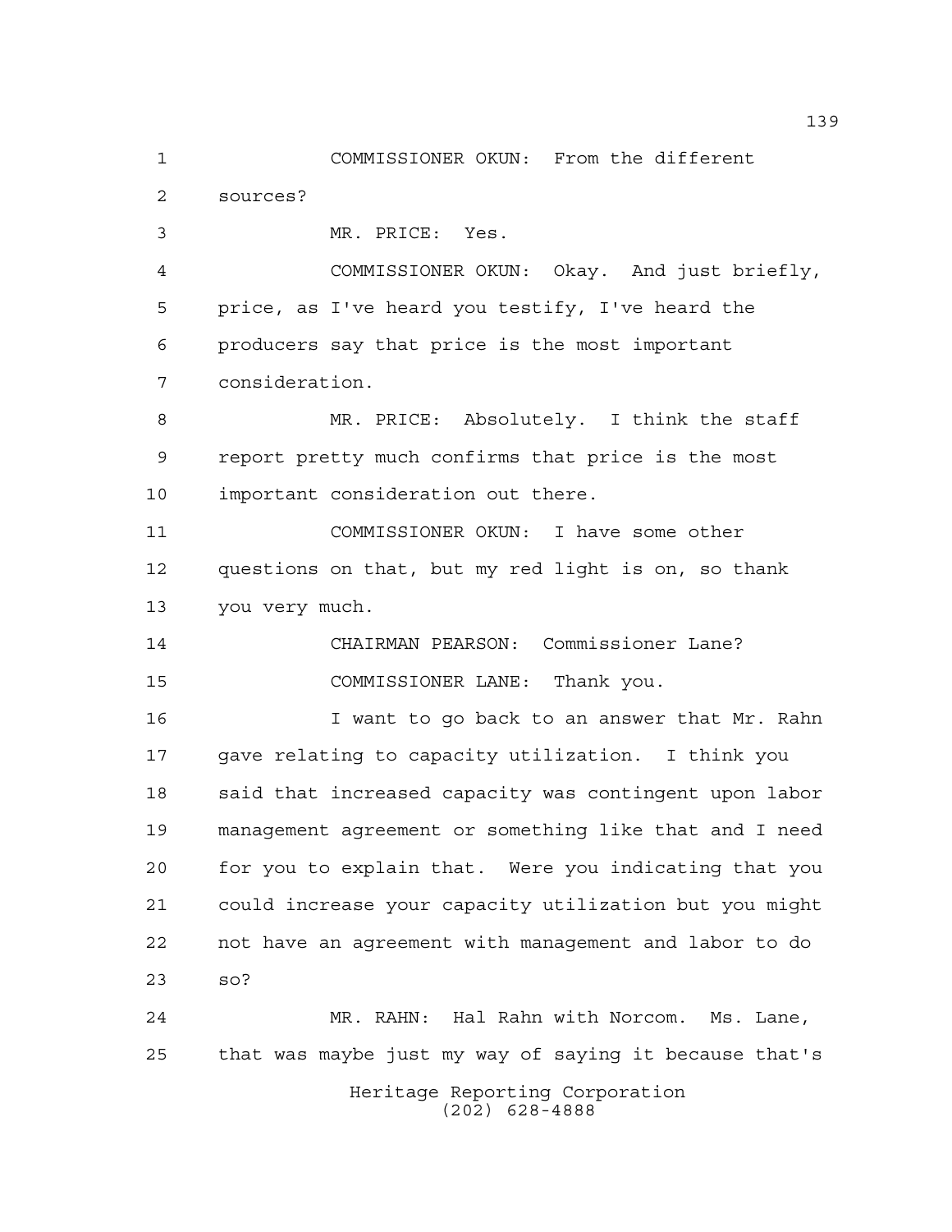COMMISSIONER OKUN: From the different sources?

MR. PRICE: Yes.

COMMISSIONER OKUN: Okay. And just briefly, price, as I've heard you testify, I've heard the producers say that price is the most important consideration.

MR. PRICE: Absolutely. I think the staff report pretty much confirms that price is the most important consideration out there.

COMMISSIONER OKUN: I have some other questions on that, but my red light is on, so thank you very much.

CHAIRMAN PEARSON: Commissioner Lane?

COMMISSIONER LANE: Thank you.

I want to go back to an answer that Mr. Rahn gave relating to capacity utilization. I think you said that increased capacity was contingent upon labor management agreement or something like that and I need for you to explain that. Were you indicating that you could increase your capacity utilization but you might not have an agreement with management and labor to do so?

MR. RAHN: Hal Rahn with Norcom. Ms. Lane, that was maybe just my way of saying it because that's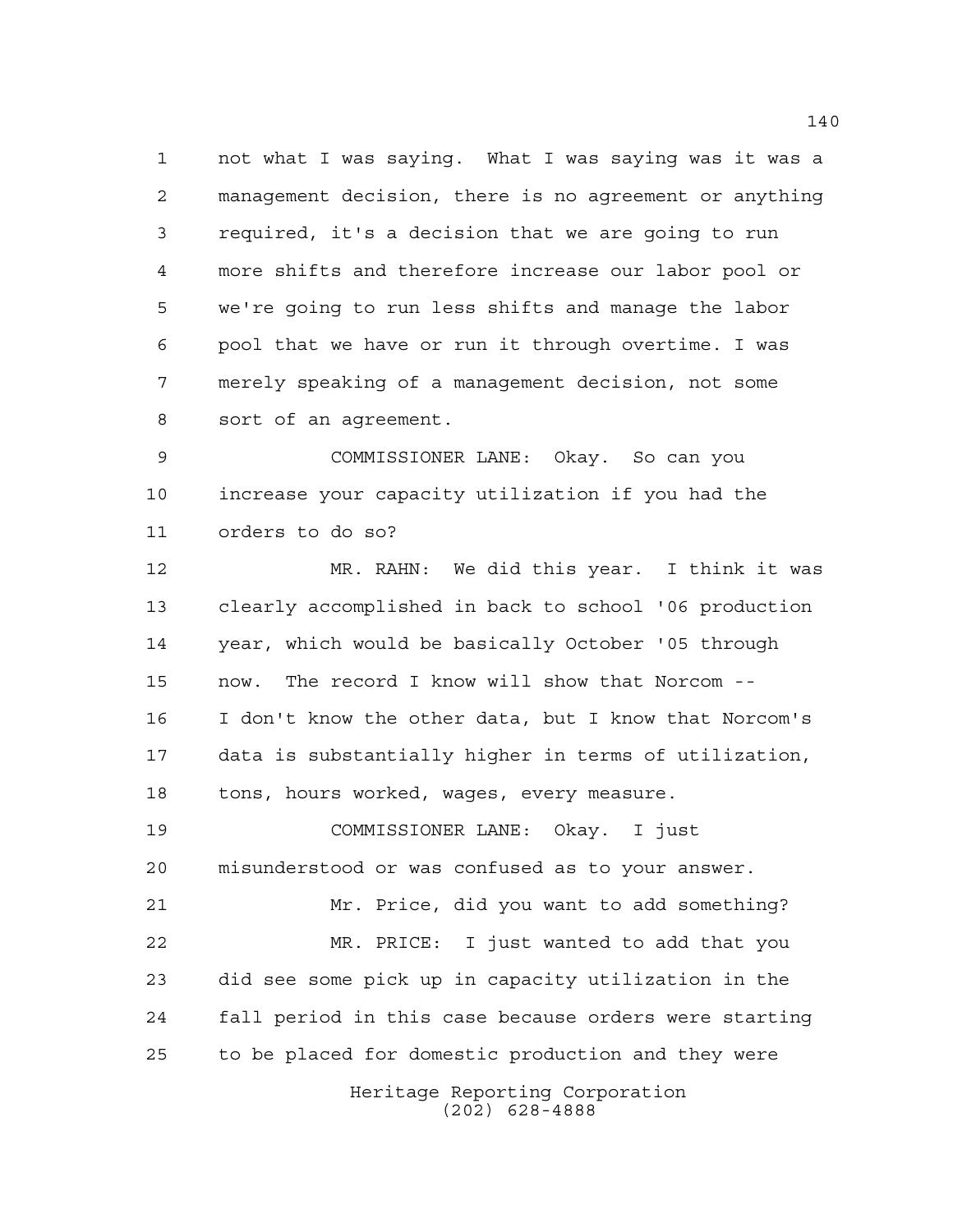not what I was saying. What I was saying was it was a management decision, there is no agreement or anything required, it's a decision that we are going to run more shifts and therefore increase our labor pool or we're going to run less shifts and manage the labor pool that we have or run it through overtime. I was merely speaking of a management decision, not some sort of an agreement.

COMMISSIONER LANE: Okay. So can you increase your capacity utilization if you had the orders to do so?

MR. RAHN: We did this year. I think it was clearly accomplished in back to school '06 production year, which would be basically October '05 through now. The record I know will show that Norcom -- I don't know the other data, but I know that Norcom's data is substantially higher in terms of utilization, tons, hours worked, wages, every measure.

COMMISSIONER LANE: Okay. I just misunderstood or was confused as to your answer.

Mr. Price, did you want to add something?

MR. PRICE: I just wanted to add that you did see some pick up in capacity utilization in the fall period in this case because orders were starting to be placed for domestic production and they were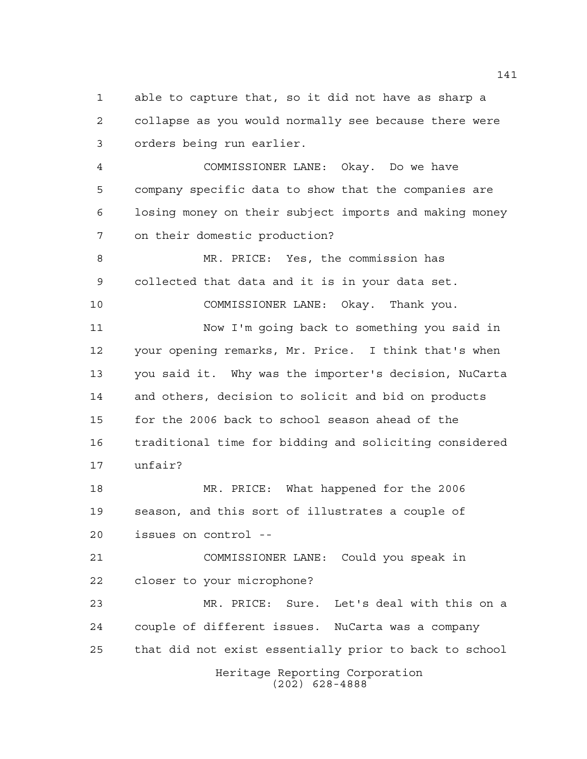able to capture that, so it did not have as sharp a collapse as you would normally see because there were orders being run earlier.

COMMISSIONER LANE: Okay. Do we have company specific data to show that the companies are losing money on their subject imports and making money on their domestic production?

MR. PRICE: Yes, the commission has collected that data and it is in your data set.

COMMISSIONER LANE: Okay. Thank you.

Now I'm going back to something you said in your opening remarks, Mr. Price. I think that's when you said it. Why was the importer's decision, NuCarta and others, decision to solicit and bid on products for the 2006 back to school season ahead of the traditional time for bidding and soliciting considered unfair?

MR. PRICE: What happened for the 2006 season, and this sort of illustrates a couple of issues on control --

COMMISSIONER LANE: Could you speak in closer to your microphone?

MR. PRICE: Sure. Let's deal with this on a couple of different issues. NuCarta was a company that did not exist essentially prior to back to school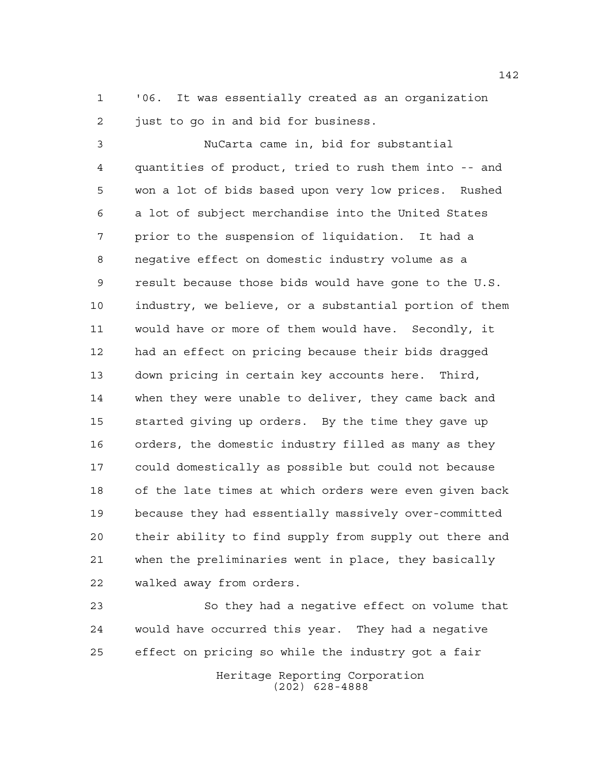'06. It was essentially created as an organization just to go in and bid for business.

NuCarta came in, bid for substantial quantities of product, tried to rush them into -- and won a lot of bids based upon very low prices. Rushed a lot of subject merchandise into the United States prior to the suspension of liquidation. It had a negative effect on domestic industry volume as a result because those bids would have gone to the U.S. industry, we believe, or a substantial portion of them would have or more of them would have. Secondly, it had an effect on pricing because their bids dragged down pricing in certain key accounts here. Third, when they were unable to deliver, they came back and started giving up orders. By the time they gave up orders, the domestic industry filled as many as they could domestically as possible but could not because of the late times at which orders were even given back because they had essentially massively over-committed their ability to find supply from supply out there and when the preliminaries went in place, they basically walked away from orders.

So they had a negative effect on volume that would have occurred this year. They had a negative effect on pricing so while the industry got a fair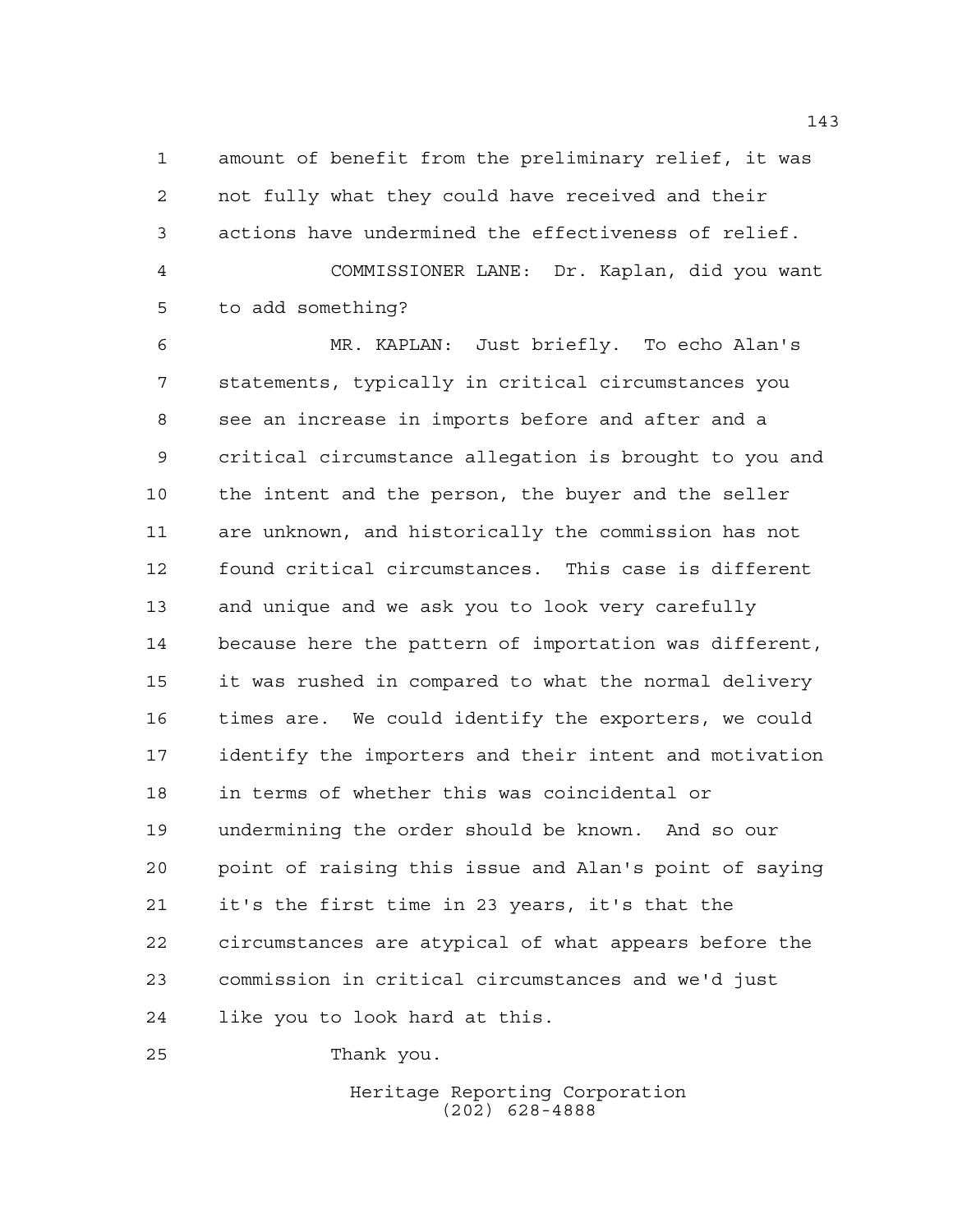amount of benefit from the preliminary relief, it was not fully what they could have received and their actions have undermined the effectiveness of relief.

COMMISSIONER LANE: Dr. Kaplan, did you want to add something?

MR. KAPLAN: Just briefly. To echo Alan's statements, typically in critical circumstances you see an increase in imports before and after and a critical circumstance allegation is brought to you and the intent and the person, the buyer and the seller are unknown, and historically the commission has not found critical circumstances. This case is different and unique and we ask you to look very carefully because here the pattern of importation was different, it was rushed in compared to what the normal delivery times are. We could identify the exporters, we could identify the importers and their intent and motivation in terms of whether this was coincidental or undermining the order should be known. And so our point of raising this issue and Alan's point of saying it's the first time in 23 years, it's that the circumstances are atypical of what appears before the commission in critical circumstances and we'd just like you to look hard at this.

Thank you.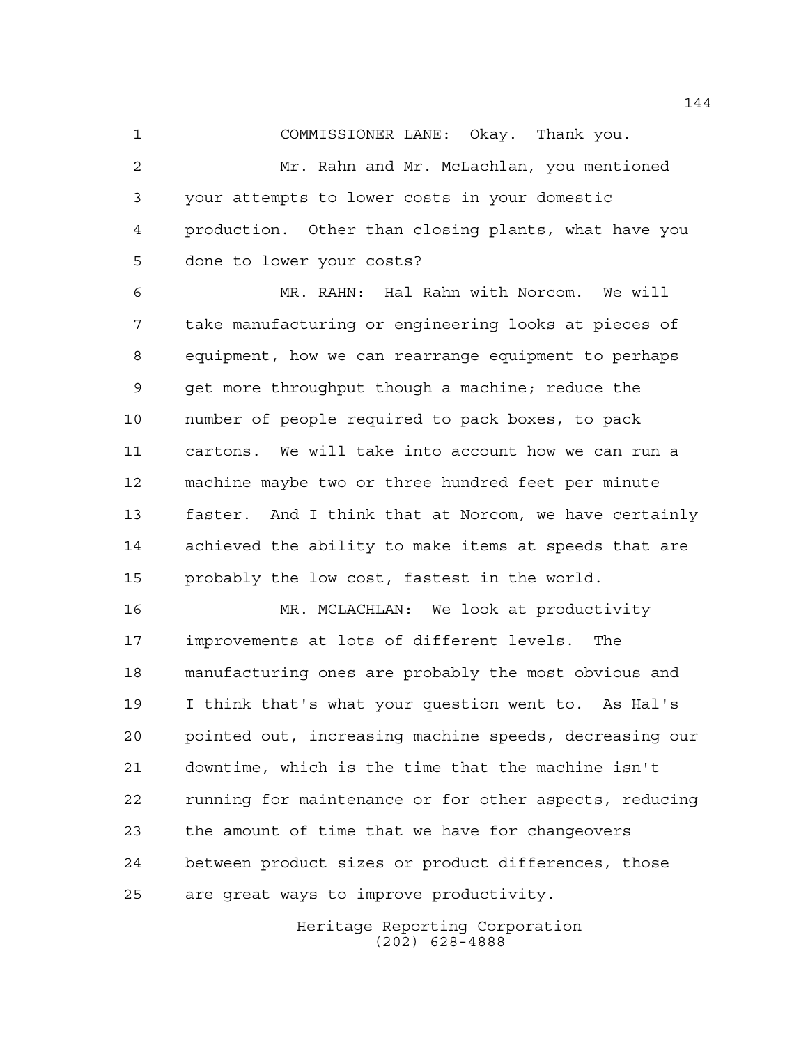COMMISSIONER LANE: Okay. Thank you.

Mr. Rahn and Mr. McLachlan, you mentioned your attempts to lower costs in your domestic production. Other than closing plants, what have you done to lower your costs?

MR. RAHN: Hal Rahn with Norcom. We will take manufacturing or engineering looks at pieces of equipment, how we can rearrange equipment to perhaps get more throughput though a machine; reduce the number of people required to pack boxes, to pack cartons. We will take into account how we can run a machine maybe two or three hundred feet per minute faster. And I think that at Norcom, we have certainly achieved the ability to make items at speeds that are probably the low cost, fastest in the world.

MR. MCLACHLAN: We look at productivity improvements at lots of different levels. The manufacturing ones are probably the most obvious and I think that's what your question went to. As Hal's pointed out, increasing machine speeds, decreasing our downtime, which is the time that the machine isn't running for maintenance or for other aspects, reducing the amount of time that we have for changeovers between product sizes or product differences, those are great ways to improve productivity.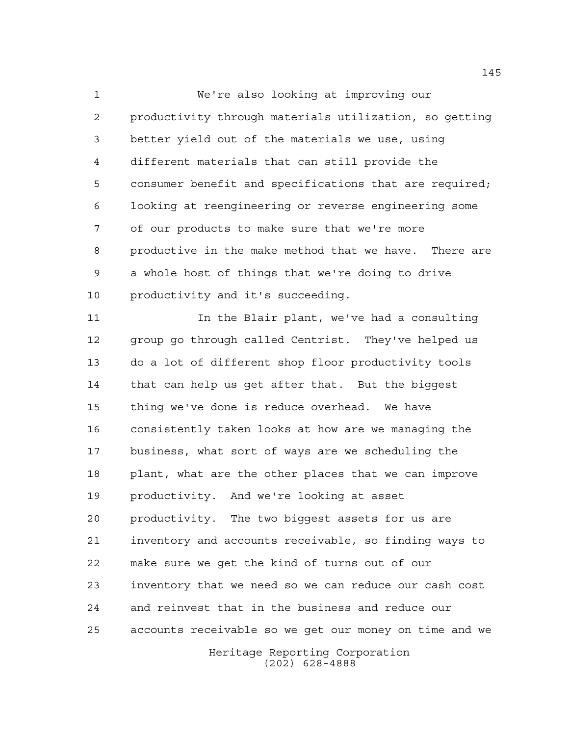We're also looking at improving our productivity through materials utilization, so getting better yield out of the materials we use, using different materials that can still provide the consumer benefit and specifications that are required; looking at reengineering or reverse engineering some of our products to make sure that we're more productive in the make method that we have. There are a whole host of things that we're doing to drive productivity and it's succeeding.

In the Blair plant, we've had a consulting group go through called Centrist. They've helped us do a lot of different shop floor productivity tools that can help us get after that. But the biggest thing we've done is reduce overhead. We have consistently taken looks at how are we managing the business, what sort of ways are we scheduling the plant, what are the other places that we can improve productivity. And we're looking at asset productivity. The two biggest assets for us are inventory and accounts receivable, so finding ways to make sure we get the kind of turns out of our inventory that we need so we can reduce our cash cost and reinvest that in the business and reduce our accounts receivable so we get our money on time and we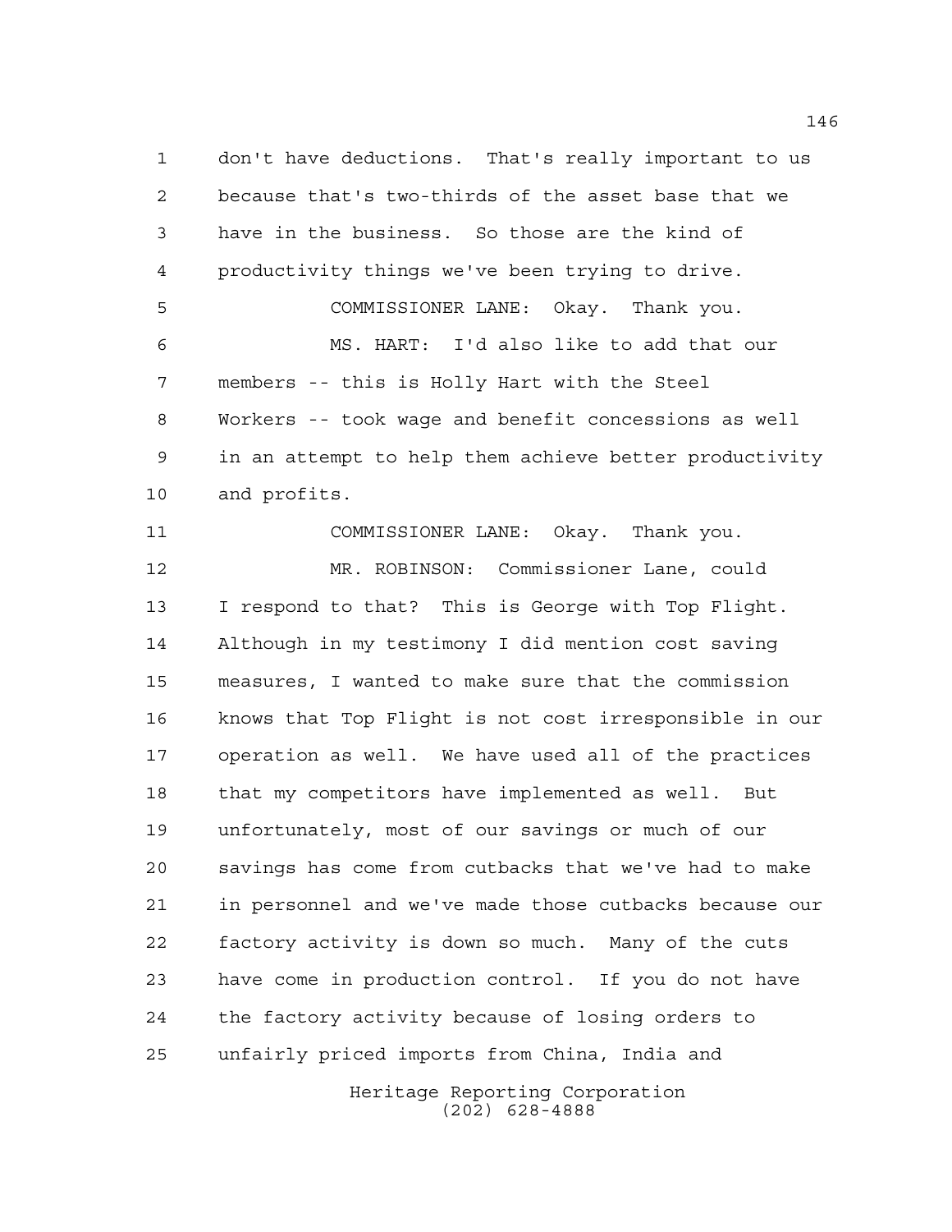don't have deductions. That's really important to us because that's two-thirds of the asset base that we have in the business. So those are the kind of productivity things we've been trying to drive.

COMMISSIONER LANE: Okay. Thank you.

MS. HART: I'd also like to add that our members -- this is Holly Hart with the Steel Workers -- took wage and benefit concessions as well in an attempt to help them achieve better productivity and profits.

COMMISSIONER LANE: Okay. Thank you.

MR. ROBINSON: Commissioner Lane, could I respond to that? This is George with Top Flight. Although in my testimony I did mention cost saving measures, I wanted to make sure that the commission knows that Top Flight is not cost irresponsible in our operation as well. We have used all of the practices that my competitors have implemented as well. But unfortunately, most of our savings or much of our savings has come from cutbacks that we've had to make in personnel and we've made those cutbacks because our factory activity is down so much. Many of the cuts have come in production control. If you do not have the factory activity because of losing orders to unfairly priced imports from China, India and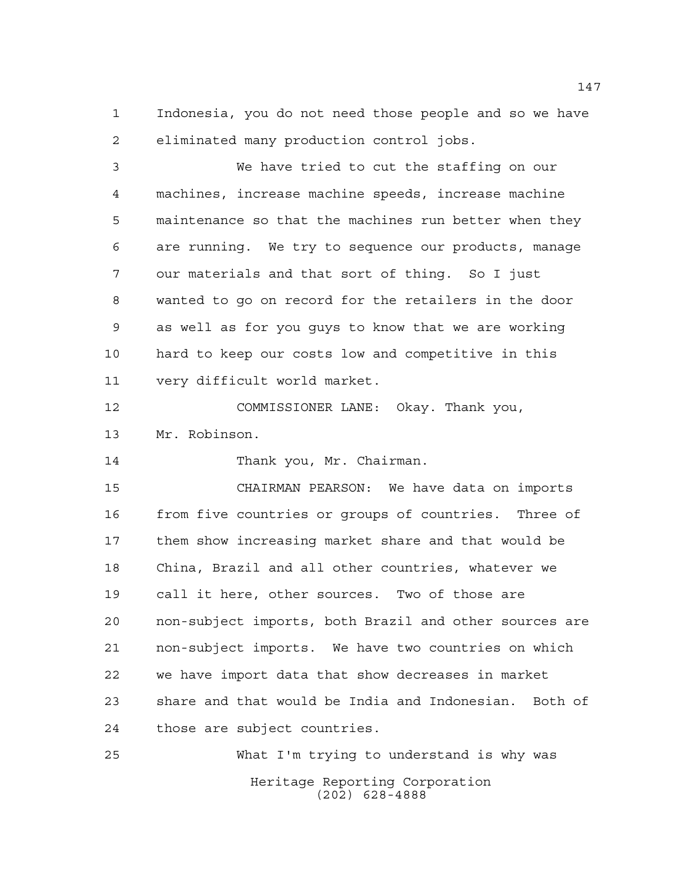Indonesia, you do not need those people and so we have eliminated many production control jobs.

We have tried to cut the staffing on our machines, increase machine speeds, increase machine maintenance so that the machines run better when they are running. We try to sequence our products, manage our materials and that sort of thing. So I just wanted to go on record for the retailers in the door as well as for you guys to know that we are working hard to keep our costs low and competitive in this very difficult world market.

COMMISSIONER LANE: Okay. Thank you, Mr. Robinson.

Thank you, Mr. Chairman.

CHAIRMAN PEARSON: We have data on imports from five countries or groups of countries. Three of them show increasing market share and that would be China, Brazil and all other countries, whatever we call it here, other sources. Two of those are non-subject imports, both Brazil and other sources are non-subject imports. We have two countries on which we have import data that show decreases in market share and that would be India and Indonesian. Both of those are subject countries.

What I'm trying to understand is why was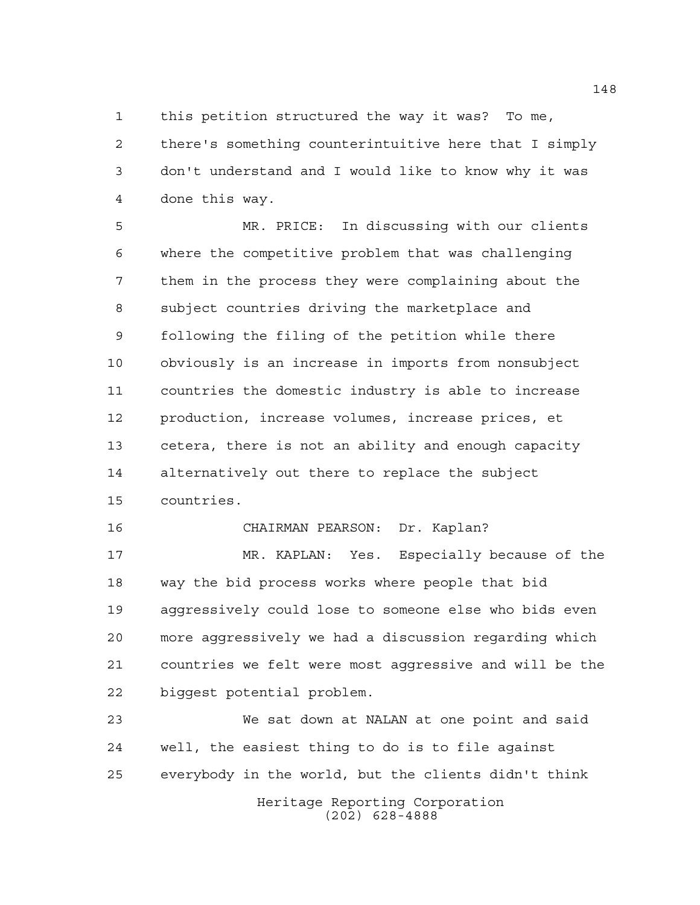this petition structured the way it was? To me, there's something counterintuitive here that I simply don't understand and I would like to know why it was done this way.

MR. PRICE: In discussing with our clients where the competitive problem that was challenging them in the process they were complaining about the subject countries driving the marketplace and following the filing of the petition while there obviously is an increase in imports from nonsubject countries the domestic industry is able to increase production, increase volumes, increase prices, et cetera, there is not an ability and enough capacity alternatively out there to replace the subject countries.

CHAIRMAN PEARSON: Dr. Kaplan?

MR. KAPLAN: Yes. Especially because of the way the bid process works where people that bid aggressively could lose to someone else who bids even more aggressively we had a discussion regarding which countries we felt were most aggressive and will be the biggest potential problem.

We sat down at NALAN at one point and said well, the easiest thing to do is to file against everybody in the world, but the clients didn't think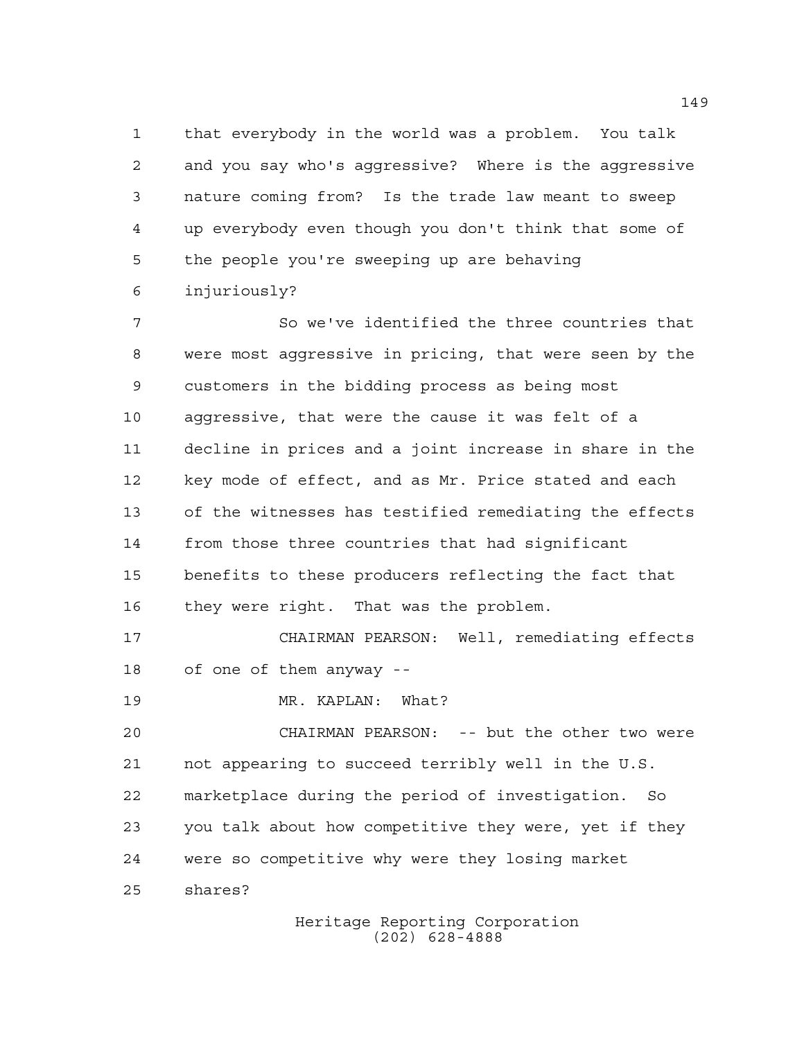that everybody in the world was a problem. You talk and you say who's aggressive? Where is the aggressive nature coming from? Is the trade law meant to sweep up everybody even though you don't think that some of the people you're sweeping up are behaving injuriously?

So we've identified the three countries that were most aggressive in pricing, that were seen by the customers in the bidding process as being most aggressive, that were the cause it was felt of a decline in prices and a joint increase in share in the key mode of effect, and as Mr. Price stated and each of the witnesses has testified remediating the effects from those three countries that had significant benefits to these producers reflecting the fact that they were right. That was the problem.

CHAIRMAN PEARSON: Well, remediating effects of one of them anyway --

MR. KAPLAN: What?

CHAIRMAN PEARSON: -- but the other two were not appearing to succeed terribly well in the U.S. marketplace during the period of investigation. So you talk about how competitive they were, yet if they were so competitive why were they losing market shares?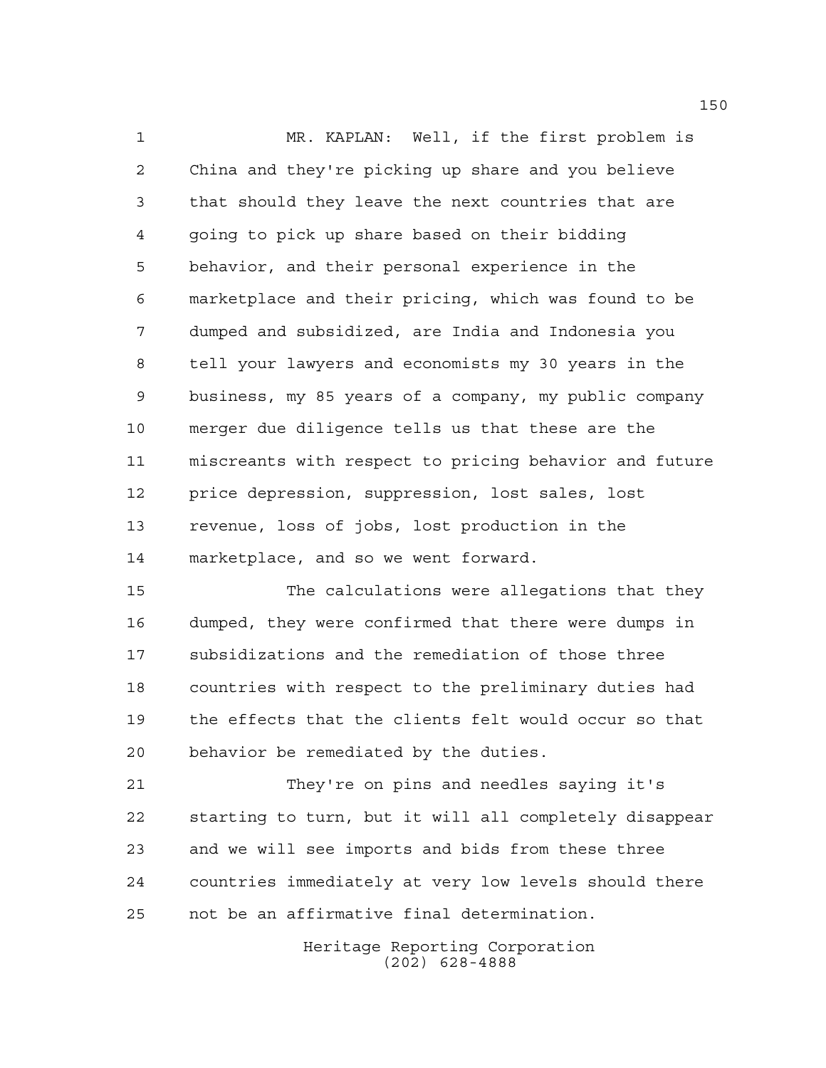MR. KAPLAN: Well, if the first problem is China and they're picking up share and you believe that should they leave the next countries that are going to pick up share based on their bidding behavior, and their personal experience in the marketplace and their pricing, which was found to be dumped and subsidized, are India and Indonesia you tell your lawyers and economists my 30 years in the business, my 85 years of a company, my public company merger due diligence tells us that these are the miscreants with respect to pricing behavior and future price depression, suppression, lost sales, lost revenue, loss of jobs, lost production in the marketplace, and so we went forward.

The calculations were allegations that they dumped, they were confirmed that there were dumps in subsidizations and the remediation of those three countries with respect to the preliminary duties had the effects that the clients felt would occur so that behavior be remediated by the duties.

They're on pins and needles saying it's starting to turn, but it will all completely disappear and we will see imports and bids from these three countries immediately at very low levels should there not be an affirmative final determination.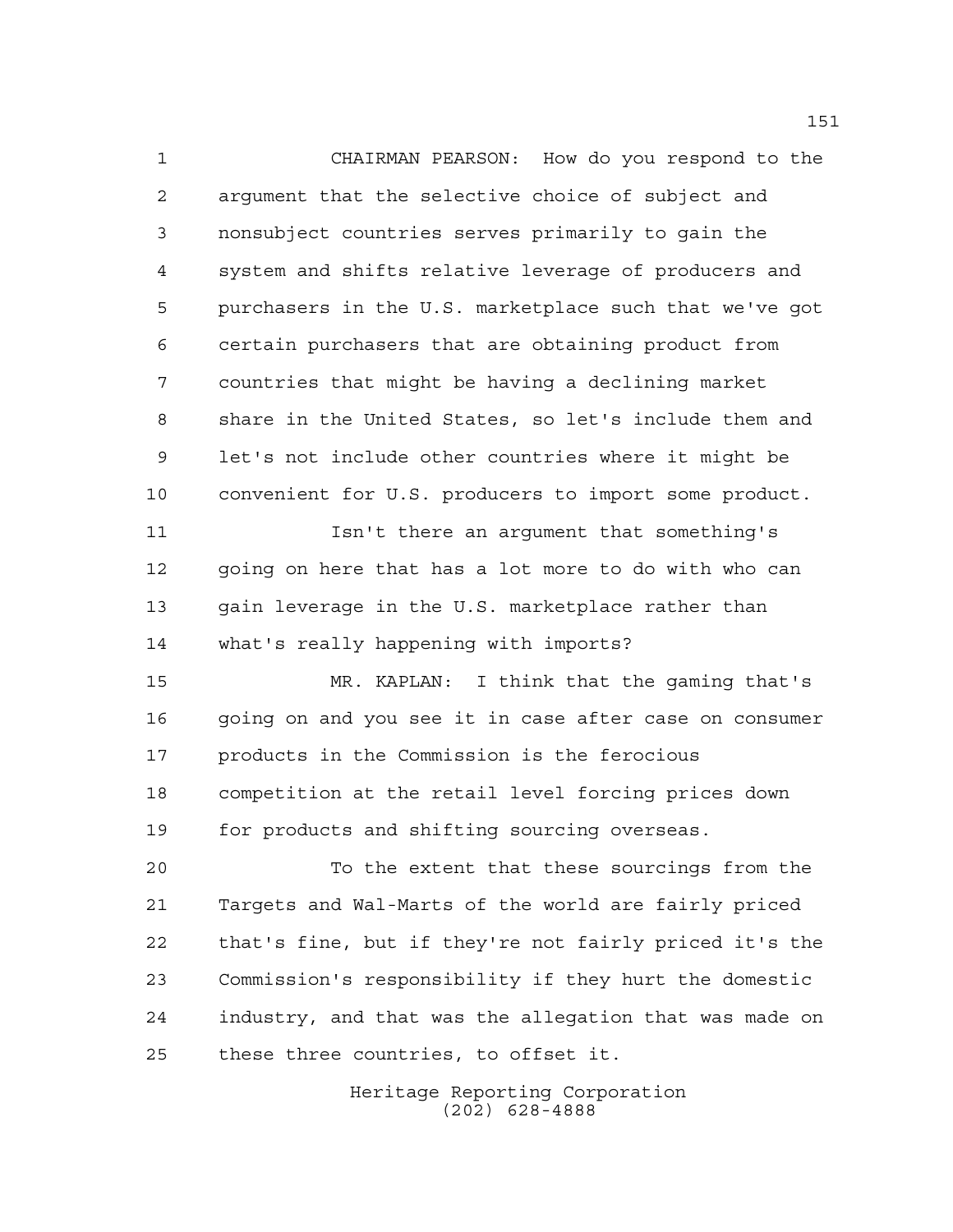CHAIRMAN PEARSON: How do you respond to the argument that the selective choice of subject and nonsubject countries serves primarily to gain the system and shifts relative leverage of producers and purchasers in the U.S. marketplace such that we've got certain purchasers that are obtaining product from countries that might be having a declining market share in the United States, so let's include them and let's not include other countries where it might be convenient for U.S. producers to import some product.

Isn't there an argument that something's going on here that has a lot more to do with who can gain leverage in the U.S. marketplace rather than what's really happening with imports?

MR. KAPLAN: I think that the gaming that's going on and you see it in case after case on consumer products in the Commission is the ferocious competition at the retail level forcing prices down for products and shifting sourcing overseas.

To the extent that these sourcings from the Targets and Wal-Marts of the world are fairly priced that's fine, but if they're not fairly priced it's the Commission's responsibility if they hurt the domestic industry, and that was the allegation that was made on these three countries, to offset it.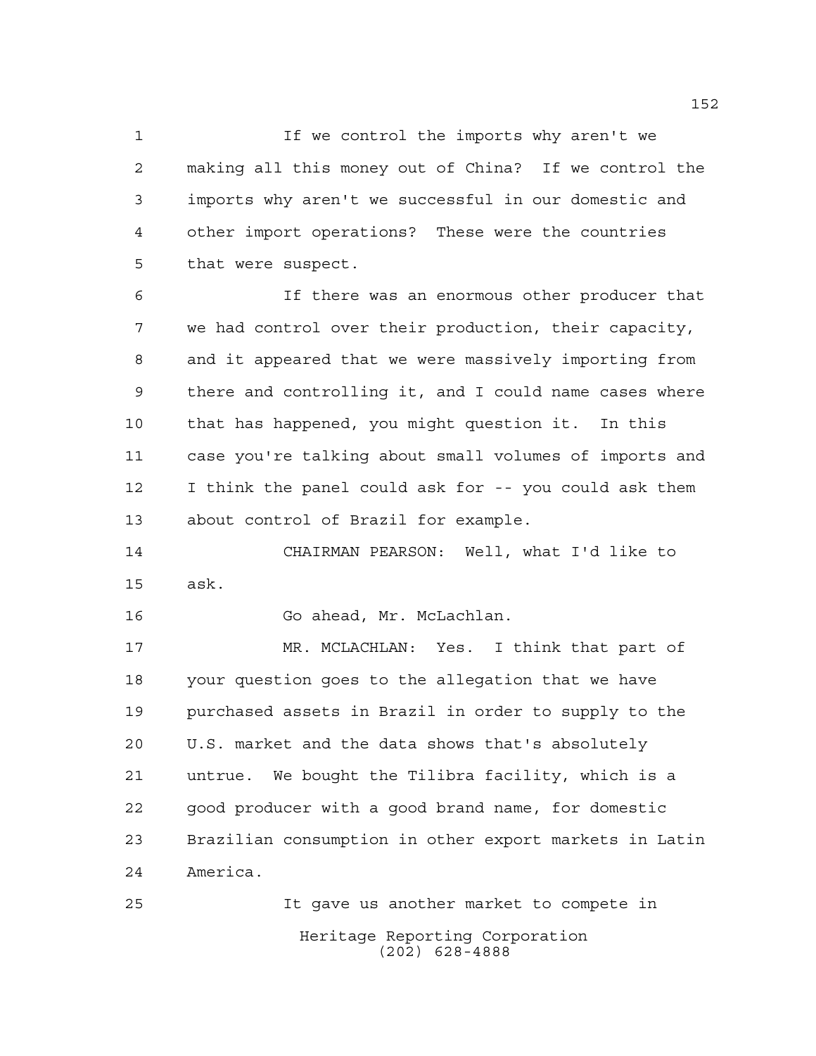If we control the imports why aren't we making all this money out of China? If we control the imports why aren't we successful in our domestic and other import operations? These were the countries that were suspect.

If there was an enormous other producer that we had control over their production, their capacity, and it appeared that we were massively importing from there and controlling it, and I could name cases where that has happened, you might question it. In this case you're talking about small volumes of imports and I think the panel could ask for -- you could ask them about control of Brazil for example.

CHAIRMAN PEARSON: Well, what I'd like to ask.

Go ahead, Mr. McLachlan.

MR. MCLACHLAN: Yes. I think that part of your question goes to the allegation that we have purchased assets in Brazil in order to supply to the U.S. market and the data shows that's absolutely untrue. We bought the Tilibra facility, which is a good producer with a good brand name, for domestic Brazilian consumption in other export markets in Latin America.

It gave us another market to compete in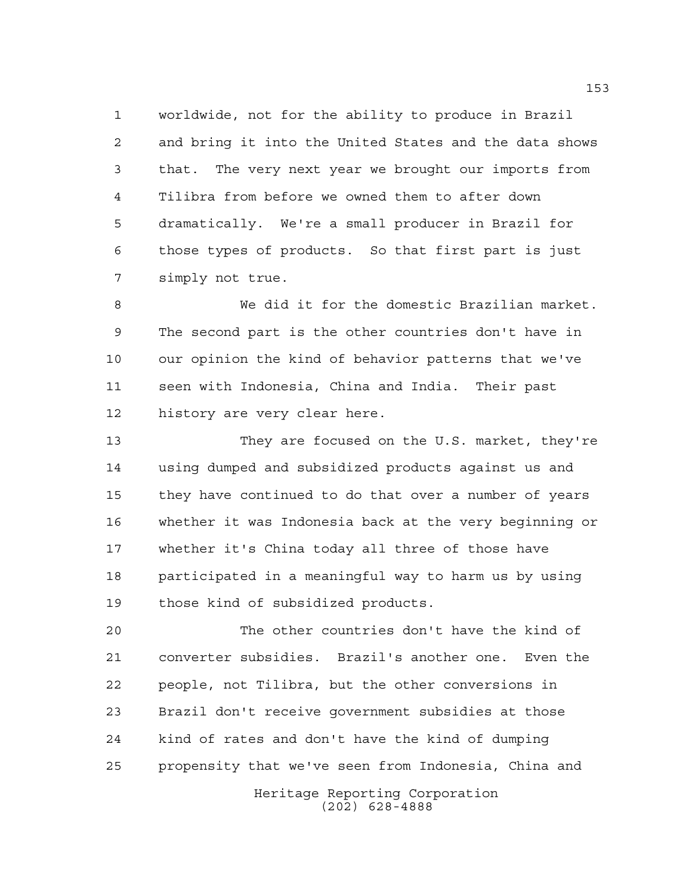worldwide, not for the ability to produce in Brazil and bring it into the United States and the data shows that. The very next year we brought our imports from Tilibra from before we owned them to after down dramatically. We're a small producer in Brazil for those types of products. So that first part is just simply not true.

We did it for the domestic Brazilian market. The second part is the other countries don't have in our opinion the kind of behavior patterns that we've seen with Indonesia, China and India. Their past history are very clear here.

They are focused on the U.S. market, they're using dumped and subsidized products against us and they have continued to do that over a number of years whether it was Indonesia back at the very beginning or whether it's China today all three of those have participated in a meaningful way to harm us by using those kind of subsidized products.

The other countries don't have the kind of converter subsidies. Brazil's another one. Even the people, not Tilibra, but the other conversions in Brazil don't receive government subsidies at those kind of rates and don't have the kind of dumping propensity that we've seen from Indonesia, China and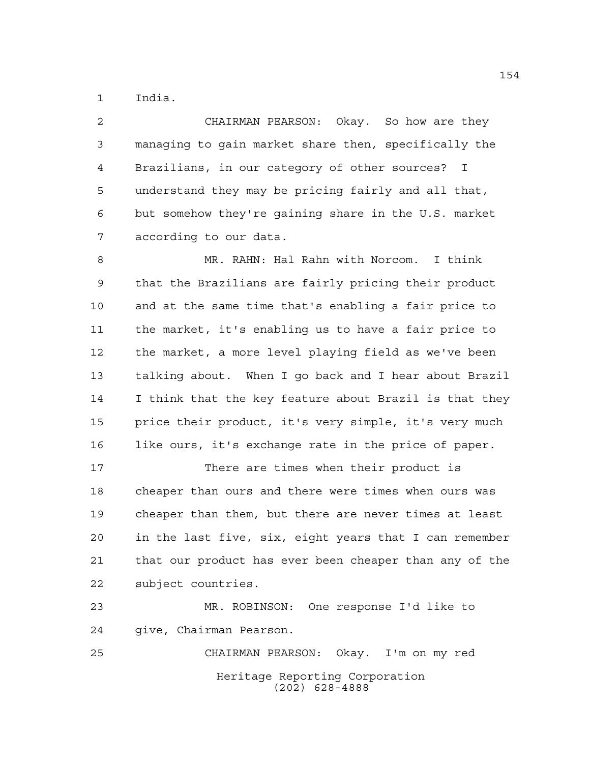India.

CHAIRMAN PEARSON: Okay. So how are they managing to gain market share then, specifically the Brazilians, in our category of other sources? I understand they may be pricing fairly and all that, but somehow they're gaining share in the U.S. market according to our data.

MR. RAHN: Hal Rahn with Norcom. I think that the Brazilians are fairly pricing their product and at the same time that's enabling a fair price to the market, it's enabling us to have a fair price to the market, a more level playing field as we've been talking about. When I go back and I hear about Brazil I think that the key feature about Brazil is that they price their product, it's very simple, it's very much like ours, it's exchange rate in the price of paper.

There are times when their product is cheaper than ours and there were times when ours was cheaper than them, but there are never times at least in the last five, six, eight years that I can remember that our product has ever been cheaper than any of the subject countries.

MR. ROBINSON: One response I'd like to give, Chairman Pearson.

CHAIRMAN PEARSON: Okay. I'm on my red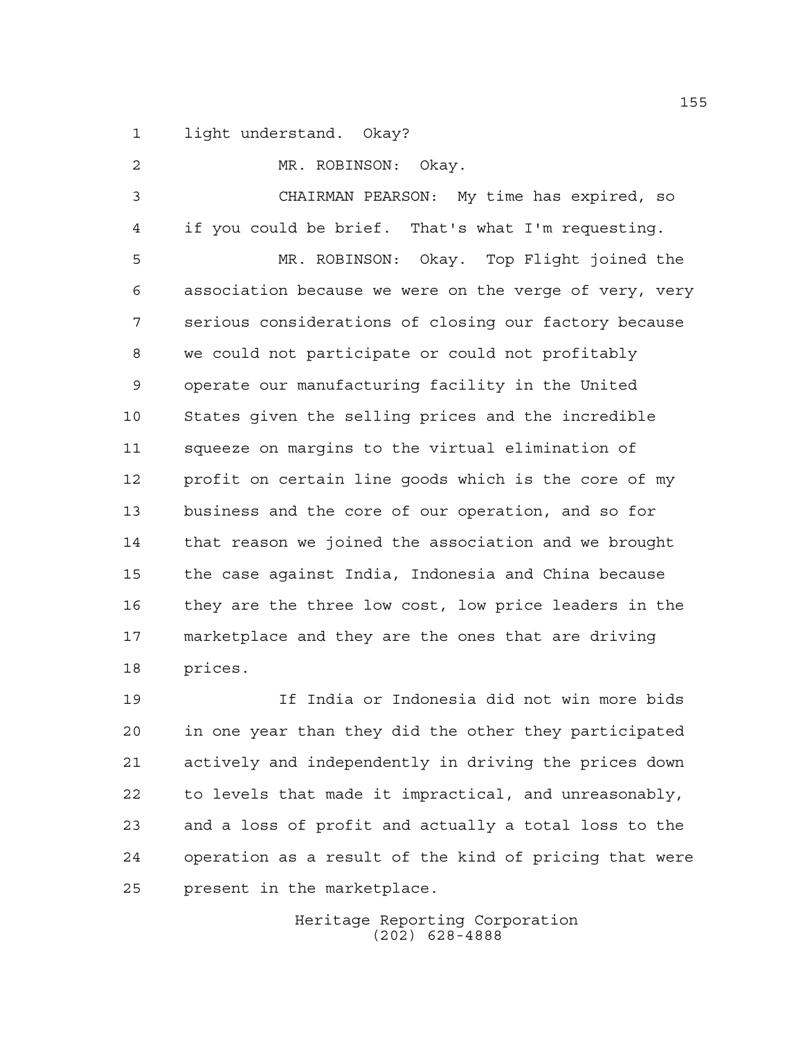light understand. Okay?

MR. ROBINSON: Okay.

CHAIRMAN PEARSON: My time has expired, so if you could be brief. That's what I'm requesting.

MR. ROBINSON: Okay. Top Flight joined the association because we were on the verge of very, very serious considerations of closing our factory because we could not participate or could not profitably operate our manufacturing facility in the United States given the selling prices and the incredible squeeze on margins to the virtual elimination of profit on certain line goods which is the core of my business and the core of our operation, and so for that reason we joined the association and we brought the case against India, Indonesia and China because they are the three low cost, low price leaders in the marketplace and they are the ones that are driving prices.

If India or Indonesia did not win more bids in one year than they did the other they participated actively and independently in driving the prices down to levels that made it impractical, and unreasonably, and a loss of profit and actually a total loss to the operation as a result of the kind of pricing that were present in the marketplace.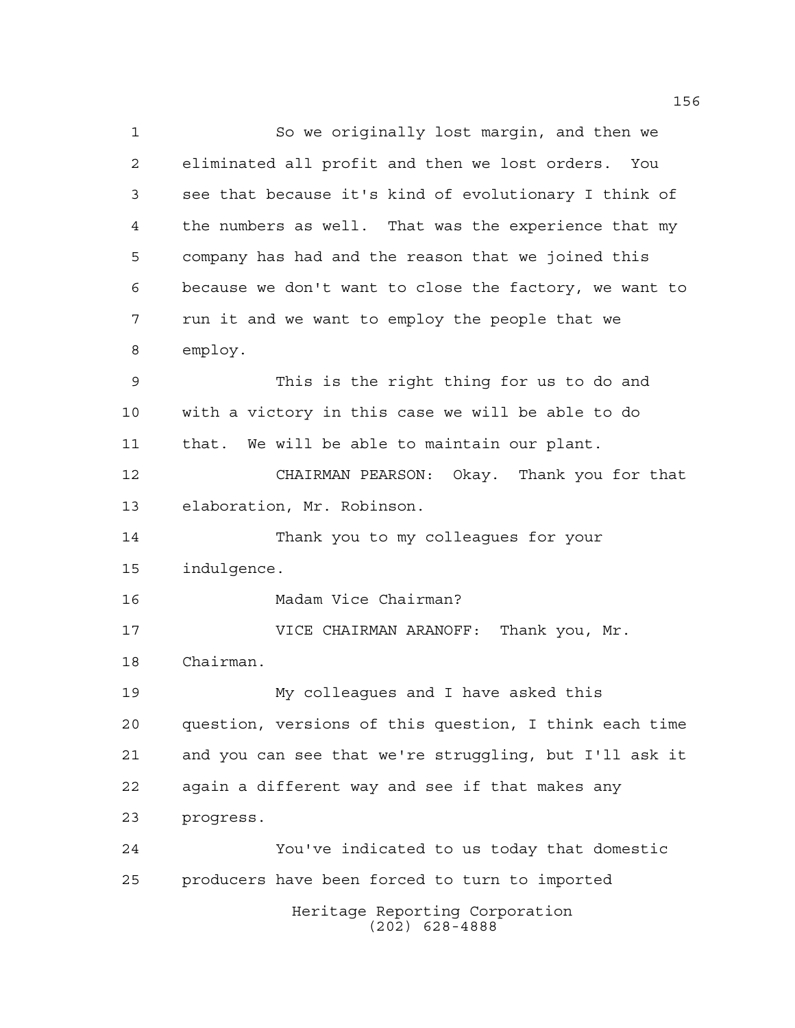So we originally lost margin, and then we eliminated all profit and then we lost orders. You see that because it's kind of evolutionary I think of the numbers as well. That was the experience that my company has had and the reason that we joined this because we don't want to close the factory, we want to run it and we want to employ the people that we employ.

This is the right thing for us to do and with a victory in this case we will be able to do that. We will be able to maintain our plant.

CHAIRMAN PEARSON: Okay. Thank you for that elaboration, Mr. Robinson.

Thank you to my colleagues for your indulgence.

Madam Vice Chairman?

VICE CHAIRMAN ARANOFF: Thank you, Mr. Chairman.

My colleagues and I have asked this question, versions of this question, I think each time and you can see that we're struggling, but I'll ask it again a different way and see if that makes any progress.

You've indicated to us today that domestic producers have been forced to turn to imported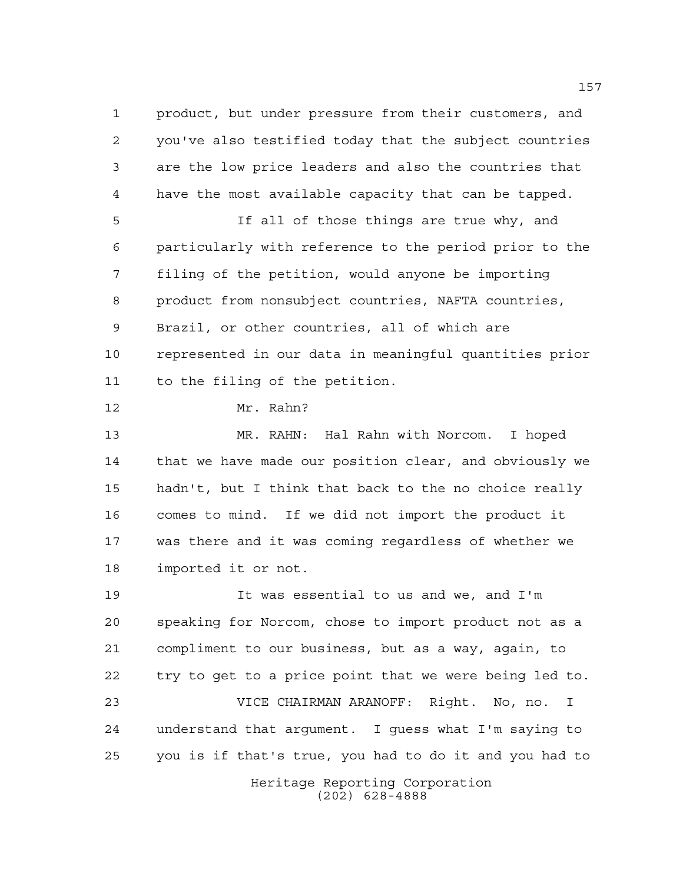product, but under pressure from their customers, and you've also testified today that the subject countries are the low price leaders and also the countries that have the most available capacity that can be tapped.

If all of those things are true why, and particularly with reference to the period prior to the filing of the petition, would anyone be importing product from nonsubject countries, NAFTA countries, Brazil, or other countries, all of which are represented in our data in meaningful quantities prior to the filing of the petition.

Mr. Rahn?

MR. RAHN: Hal Rahn with Norcom. I hoped that we have made our position clear, and obviously we hadn't, but I think that back to the no choice really comes to mind. If we did not import the product it was there and it was coming regardless of whether we imported it or not.

It was essential to us and we, and I'm speaking for Norcom, chose to import product not as a compliment to our business, but as a way, again, to try to get to a price point that we were being led to.

VICE CHAIRMAN ARANOFF: Right. No, no. I understand that argument. I guess what I'm saying to you is if that's true, you had to do it and you had to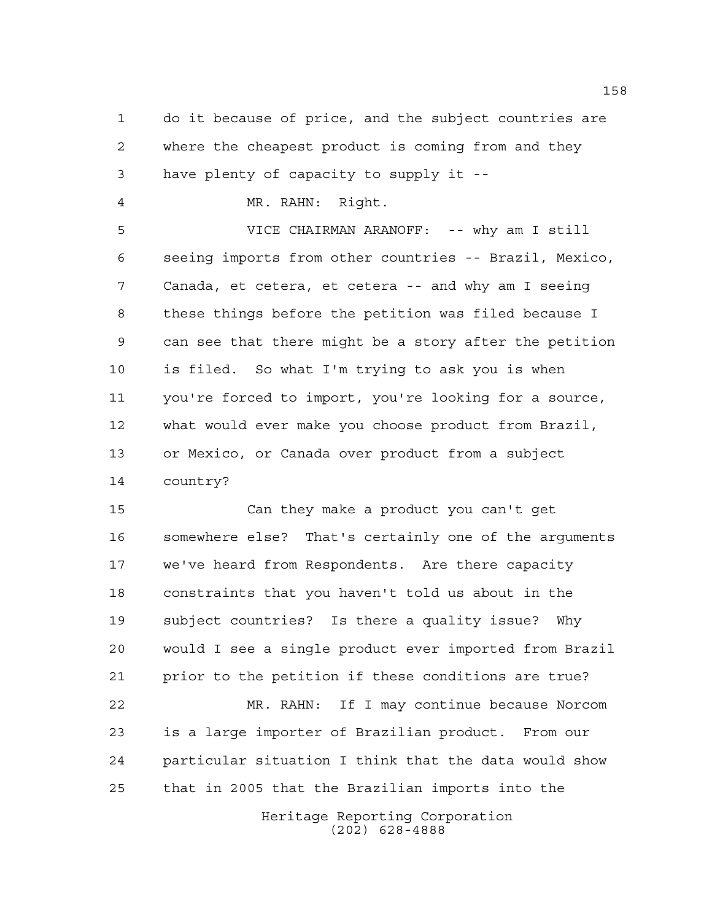do it because of price, and the subject countries are where the cheapest product is coming from and they have plenty of capacity to supply it --

MR. RAHN: Right.

VICE CHAIRMAN ARANOFF: -- why am I still seeing imports from other countries -- Brazil, Mexico, Canada, et cetera, et cetera -- and why am I seeing these things before the petition was filed because I can see that there might be a story after the petition is filed. So what I'm trying to ask you is when you're forced to import, you're looking for a source, what would ever make you choose product from Brazil, or Mexico, or Canada over product from a subject country?

Can they make a product you can't get somewhere else? That's certainly one of the arguments we've heard from Respondents. Are there capacity constraints that you haven't told us about in the subject countries? Is there a quality issue? Why would I see a single product ever imported from Brazil prior to the petition if these conditions are true?

MR. RAHN: If I may continue because Norcom is a large importer of Brazilian product. From our particular situation I think that the data would show that in 2005 that the Brazilian imports into the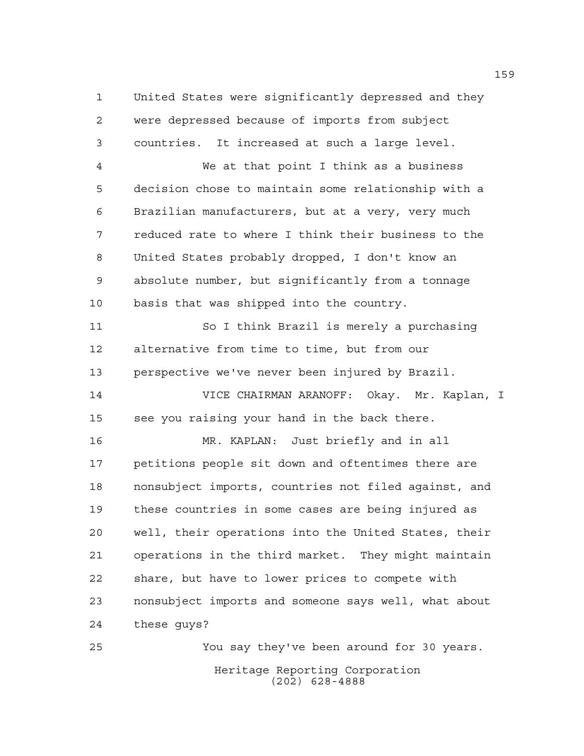United States were significantly depressed and they were depressed because of imports from subject countries. It increased at such a large level.

We at that point I think as a business decision chose to maintain some relationship with a Brazilian manufacturers, but at a very, very much reduced rate to where I think their business to the United States probably dropped, I don't know an absolute number, but significantly from a tonnage basis that was shipped into the country.

So I think Brazil is merely a purchasing alternative from time to time, but from our perspective we've never been injured by Brazil.

VICE CHAIRMAN ARANOFF: Okay. Mr. Kaplan, I see you raising your hand in the back there.

MR. KAPLAN: Just briefly and in all petitions people sit down and oftentimes there are nonsubject imports, countries not filed against, and these countries in some cases are being injured as well, their operations into the United States, their operations in the third market. They might maintain share, but have to lower prices to compete with nonsubject imports and someone says well, what about these guys?

You say they've been around for 30 years.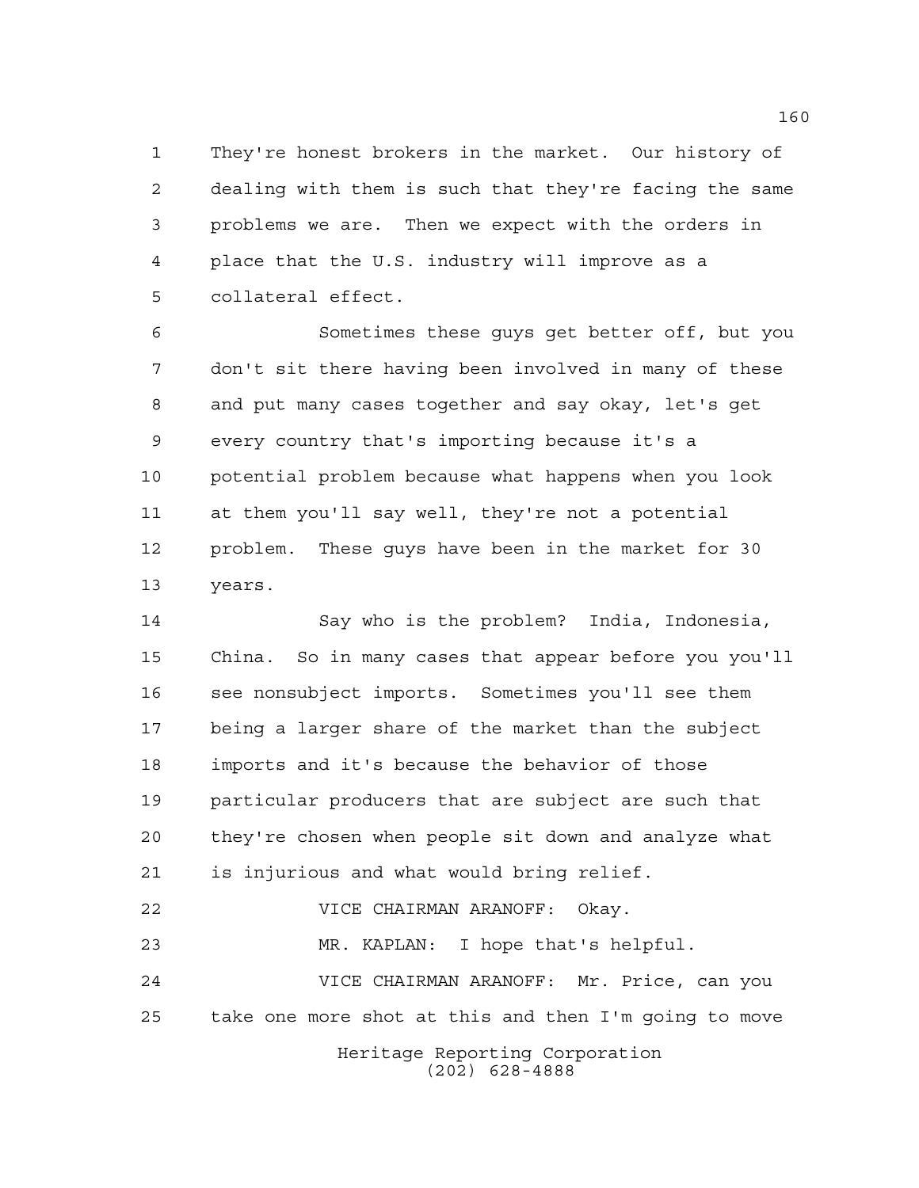They're honest brokers in the market. Our history of dealing with them is such that they're facing the same problems we are. Then we expect with the orders in place that the U.S. industry will improve as a collateral effect.

Sometimes these guys get better off, but you don't sit there having been involved in many of these and put many cases together and say okay, let's get every country that's importing because it's a potential problem because what happens when you look at them you'll say well, they're not a potential problem. These guys have been in the market for 30 years.

Say who is the problem? India, Indonesia, China. So in many cases that appear before you you'll see nonsubject imports. Sometimes you'll see them being a larger share of the market than the subject imports and it's because the behavior of those particular producers that are subject are such that they're chosen when people sit down and analyze what is injurious and what would bring relief.

VICE CHAIRMAN ARANOFF: Okay.

MR. KAPLAN: I hope that's helpful.

VICE CHAIRMAN ARANOFF: Mr. Price, can you take one more shot at this and then I'm going to move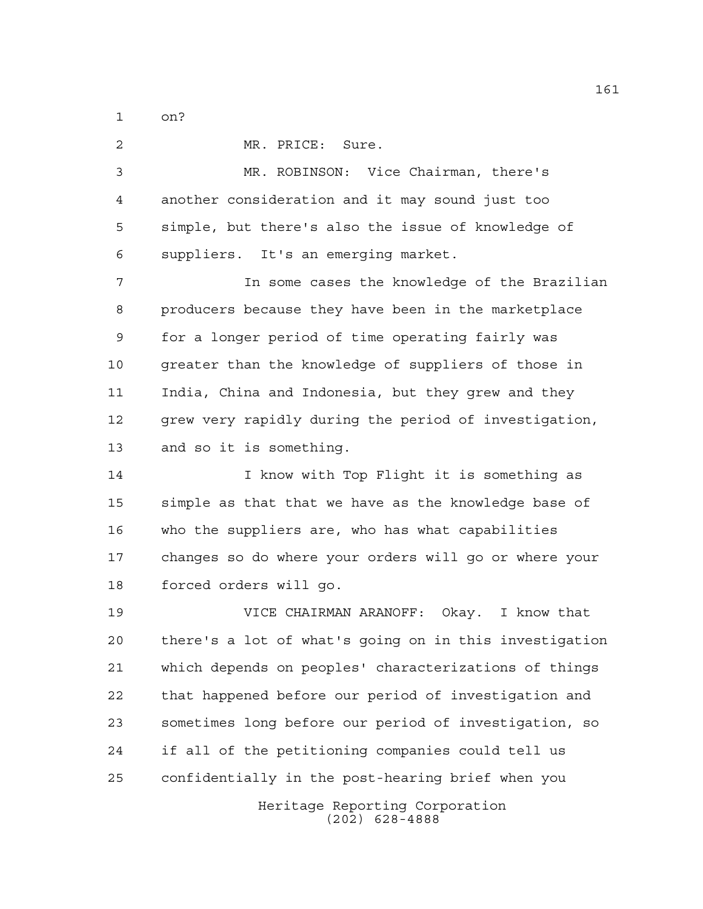on?

MR. PRICE: Sure.

MR. ROBINSON: Vice Chairman, there's another consideration and it may sound just too simple, but there's also the issue of knowledge of suppliers. It's an emerging market.

In some cases the knowledge of the Brazilian producers because they have been in the marketplace for a longer period of time operating fairly was greater than the knowledge of suppliers of those in India, China and Indonesia, but they grew and they grew very rapidly during the period of investigation, and so it is something.

I know with Top Flight it is something as simple as that that we have as the knowledge base of who the suppliers are, who has what capabilities changes so do where your orders will go or where your forced orders will go.

VICE CHAIRMAN ARANOFF: Okay. I know that there's a lot of what's going on in this investigation which depends on peoples' characterizations of things that happened before our period of investigation and sometimes long before our period of investigation, so if all of the petitioning companies could tell us confidentially in the post-hearing brief when you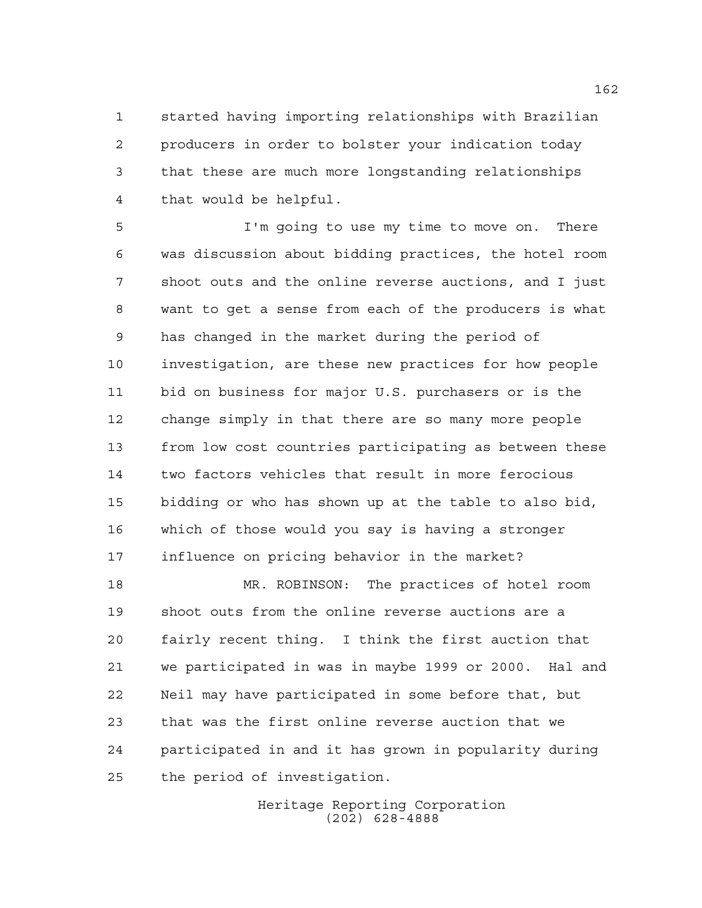started having importing relationships with Brazilian producers in order to bolster your indication today that these are much more longstanding relationships that would be helpful.

I'm going to use my time to move on. There was discussion about bidding practices, the hotel room shoot outs and the online reverse auctions, and I just want to get a sense from each of the producers is what has changed in the market during the period of investigation, are these new practices for how people bid on business for major U.S. purchasers or is the change simply in that there are so many more people from low cost countries participating as between these two factors vehicles that result in more ferocious bidding or who has shown up at the table to also bid, which of those would you say is having a stronger influence on pricing behavior in the market?

MR. ROBINSON: The practices of hotel room shoot outs from the online reverse auctions are a fairly recent thing. I think the first auction that we participated in was in maybe 1999 or 2000. Hal and Neil may have participated in some before that, but that was the first online reverse auction that we participated in and it has grown in popularity during the period of investigation.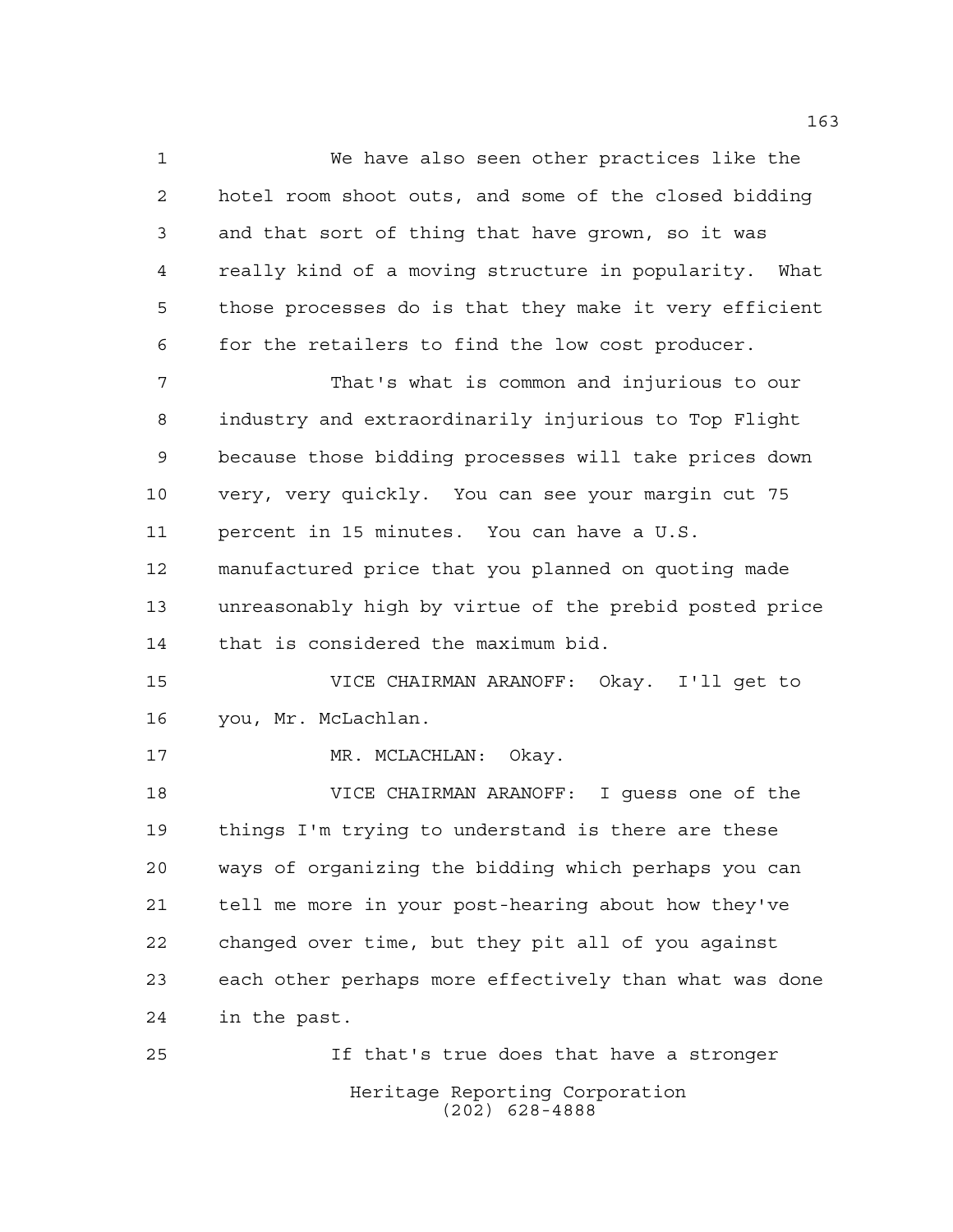We have also seen other practices like the hotel room shoot outs, and some of the closed bidding and that sort of thing that have grown, so it was really kind of a moving structure in popularity. What those processes do is that they make it very efficient for the retailers to find the low cost producer.

That's what is common and injurious to our industry and extraordinarily injurious to Top Flight because those bidding processes will take prices down very, very quickly. You can see your margin cut 75 percent in 15 minutes. You can have a U.S. manufactured price that you planned on quoting made unreasonably high by virtue of the prebid posted price that is considered the maximum bid.

VICE CHAIRMAN ARANOFF: Okay. I'll get to you, Mr. McLachlan.

MR. MCLACHLAN: Okay.

VICE CHAIRMAN ARANOFF: I guess one of the things I'm trying to understand is there are these ways of organizing the bidding which perhaps you can tell me more in your post-hearing about how they've changed over time, but they pit all of you against each other perhaps more effectively than what was done in the past.

If that's true does that have a stronger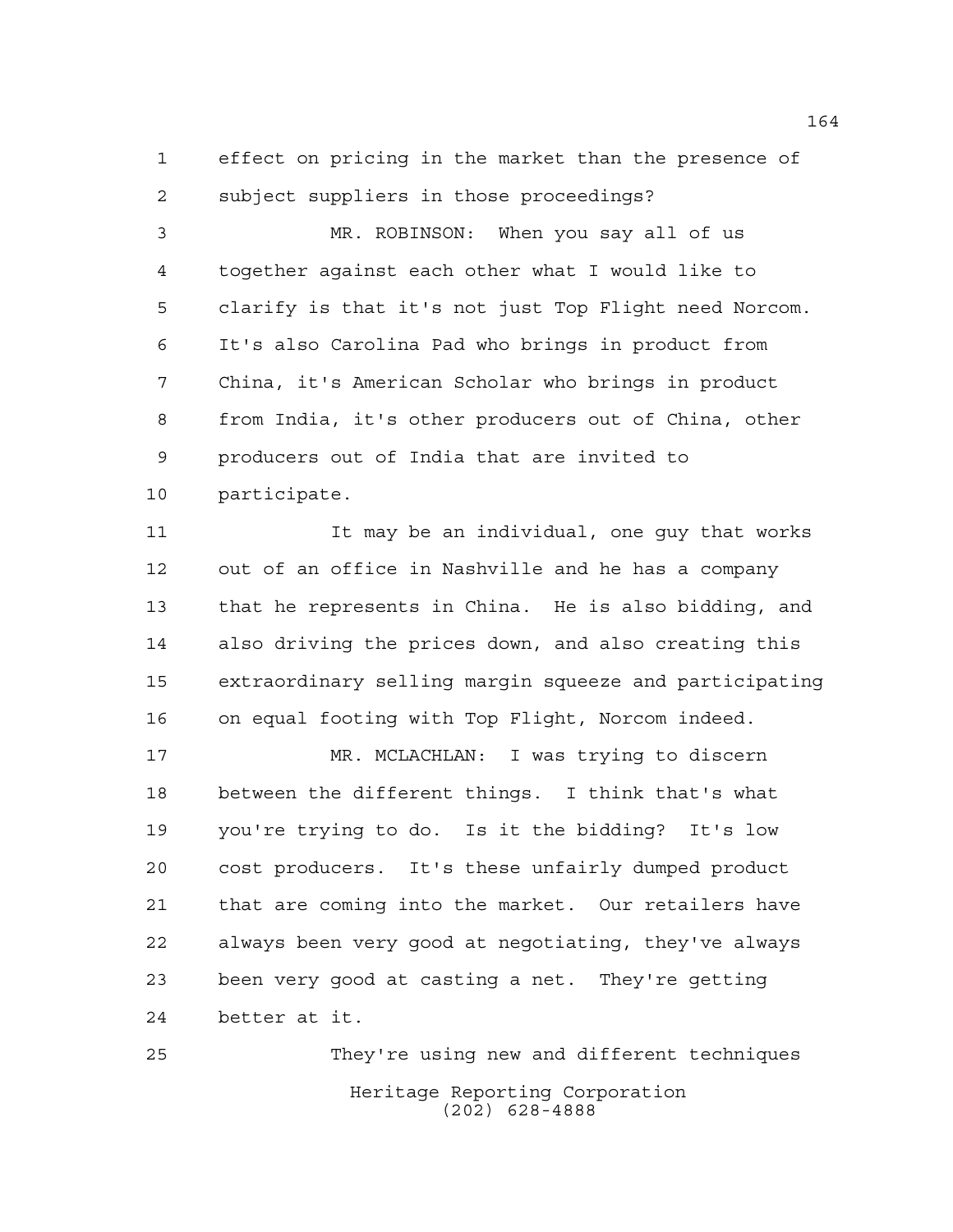effect on pricing in the market than the presence of subject suppliers in those proceedings?

MR. ROBINSON: When you say all of us together against each other what I would like to clarify is that it's not just Top Flight need Norcom. It's also Carolina Pad who brings in product from China, it's American Scholar who brings in product from India, it's other producers out of China, other producers out of India that are invited to participate.

It may be an individual, one guy that works out of an office in Nashville and he has a company that he represents in China. He is also bidding, and also driving the prices down, and also creating this extraordinary selling margin squeeze and participating on equal footing with Top Flight, Norcom indeed.

MR. MCLACHLAN: I was trying to discern between the different things. I think that's what you're trying to do. Is it the bidding? It's low cost producers. It's these unfairly dumped product that are coming into the market. Our retailers have always been very good at negotiating, they've always been very good at casting a net. They're getting better at it.

They're using new and different techniques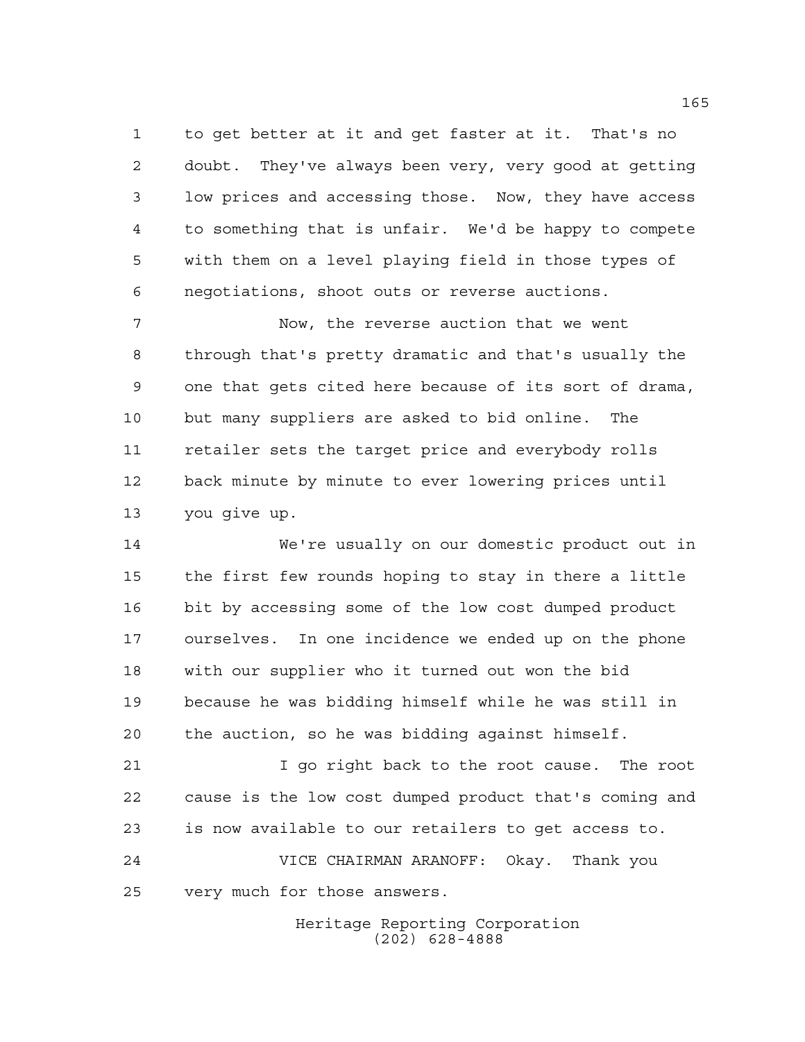to get better at it and get faster at it. That's no doubt. They've always been very, very good at getting low prices and accessing those. Now, they have access to something that is unfair. We'd be happy to compete with them on a level playing field in those types of negotiations, shoot outs or reverse auctions.

Now, the reverse auction that we went through that's pretty dramatic and that's usually the one that gets cited here because of its sort of drama, but many suppliers are asked to bid online. The retailer sets the target price and everybody rolls back minute by minute to ever lowering prices until you give up.

We're usually on our domestic product out in the first few rounds hoping to stay in there a little bit by accessing some of the low cost dumped product ourselves. In one incidence we ended up on the phone with our supplier who it turned out won the bid because he was bidding himself while he was still in the auction, so he was bidding against himself.

I go right back to the root cause. The root cause is the low cost dumped product that's coming and is now available to our retailers to get access to.

VICE CHAIRMAN ARANOFF: Okay. Thank you very much for those answers.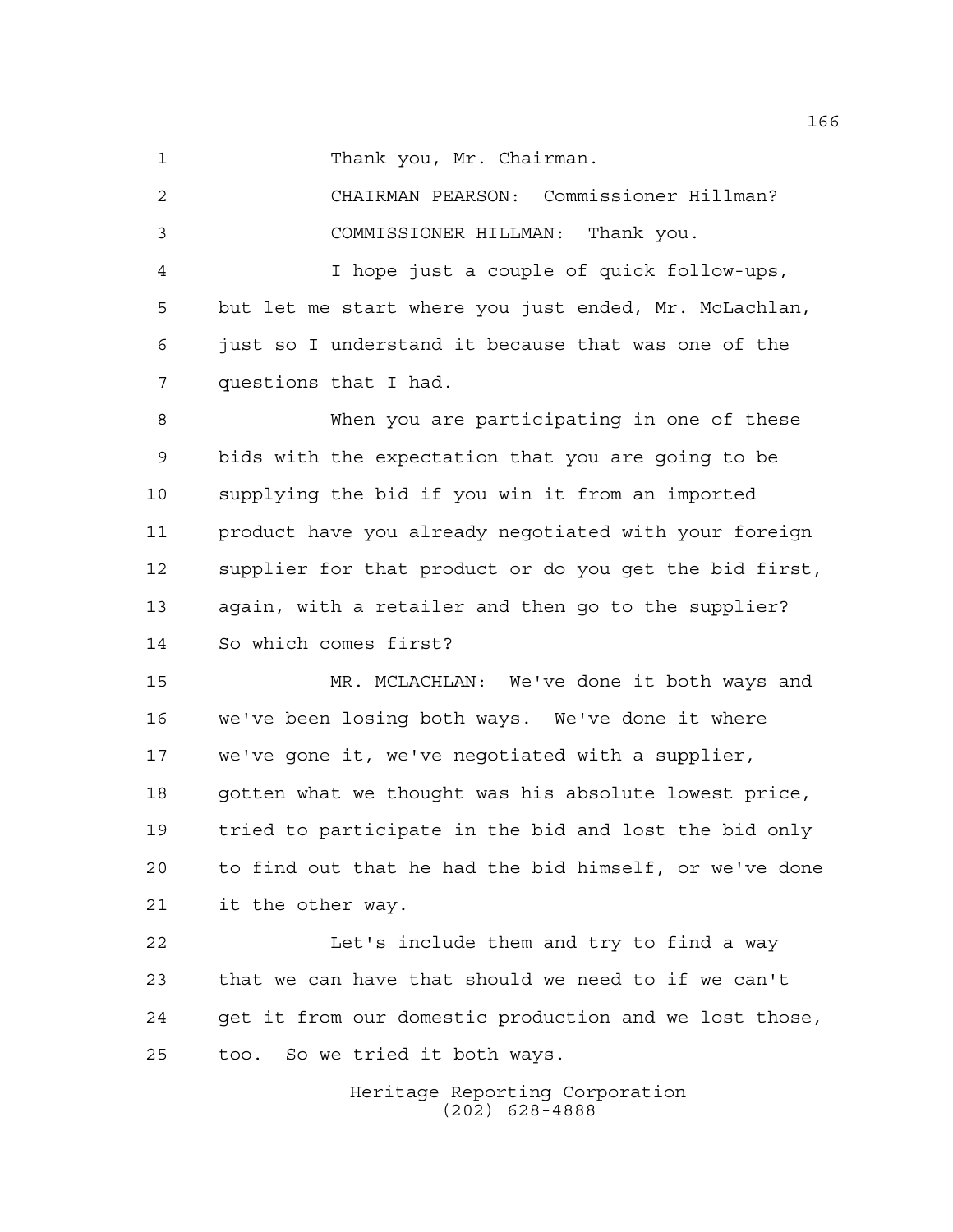Thank you, Mr. Chairman.

CHAIRMAN PEARSON: Commissioner Hillman?

COMMISSIONER HILLMAN: Thank you.

I hope just a couple of quick follow-ups, but let me start where you just ended, Mr. McLachlan, just so I understand it because that was one of the questions that I had.

When you are participating in one of these bids with the expectation that you are going to be supplying the bid if you win it from an imported product have you already negotiated with your foreign supplier for that product or do you get the bid first, again, with a retailer and then go to the supplier? So which comes first?

MR. MCLACHLAN: We've done it both ways and we've been losing both ways. We've done it where we've gone it, we've negotiated with a supplier, gotten what we thought was his absolute lowest price, tried to participate in the bid and lost the bid only to find out that he had the bid himself, or we've done it the other way.

Let's include them and try to find a way that we can have that should we need to if we can't get it from our domestic production and we lost those, too. So we tried it both ways.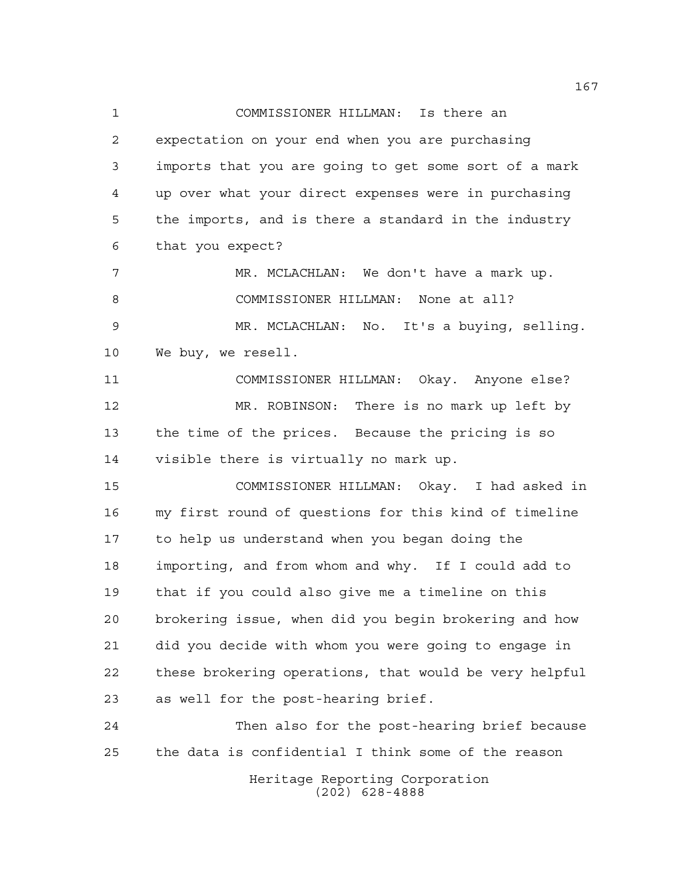COMMISSIONER HILLMAN: Is there an expectation on your end when you are purchasing imports that you are going to get some sort of a mark up over what your direct expenses were in purchasing the imports, and is there a standard in the industry that you expect?

MR. MCLACHLAN: We don't have a mark up.

COMMISSIONER HILLMAN: None at all?

MR. MCLACHLAN: No. It's a buying, selling. We buy, we resell.

COMMISSIONER HILLMAN: Okay. Anyone else?

MR. ROBINSON: There is no mark up left by the time of the prices. Because the pricing is so visible there is virtually no mark up.

COMMISSIONER HILLMAN: Okay. I had asked in my first round of questions for this kind of timeline to help us understand when you began doing the importing, and from whom and why. If I could add to that if you could also give me a timeline on this brokering issue, when did you begin brokering and how did you decide with whom you were going to engage in these brokering operations, that would be very helpful as well for the post-hearing brief.

Then also for the post-hearing brief because the data is confidential I think some of the reason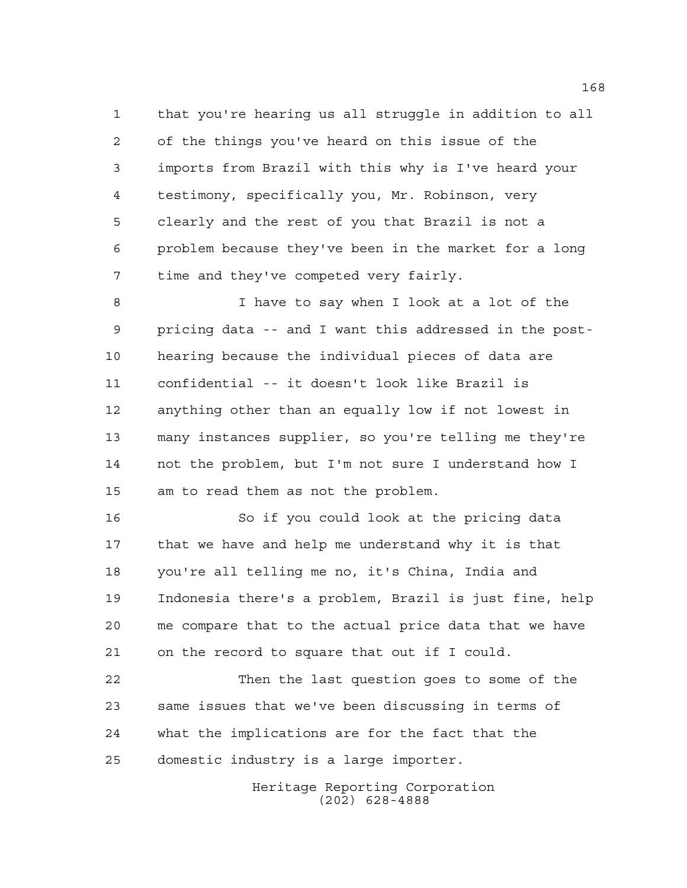that you're hearing us all struggle in addition to all of the things you've heard on this issue of the imports from Brazil with this why is I've heard your testimony, specifically you, Mr. Robinson, very clearly and the rest of you that Brazil is not a problem because they've been in the market for a long time and they've competed very fairly.

I have to say when I look at a lot of the pricing data -- and I want this addressed in the post-hearing because the individual pieces of data are confidential -- it doesn't look like Brazil is anything other than an equally low if not lowest in many instances supplier, so you're telling me they're not the problem, but I'm not sure I understand how I am to read them as not the problem.

So if you could look at the pricing data that we have and help me understand why it is that you're all telling me no, it's China, India and Indonesia there's a problem, Brazil is just fine, help me compare that to the actual price data that we have on the record to square that out if I could.

Then the last question goes to some of the same issues that we've been discussing in terms of what the implications are for the fact that the domestic industry is a large importer.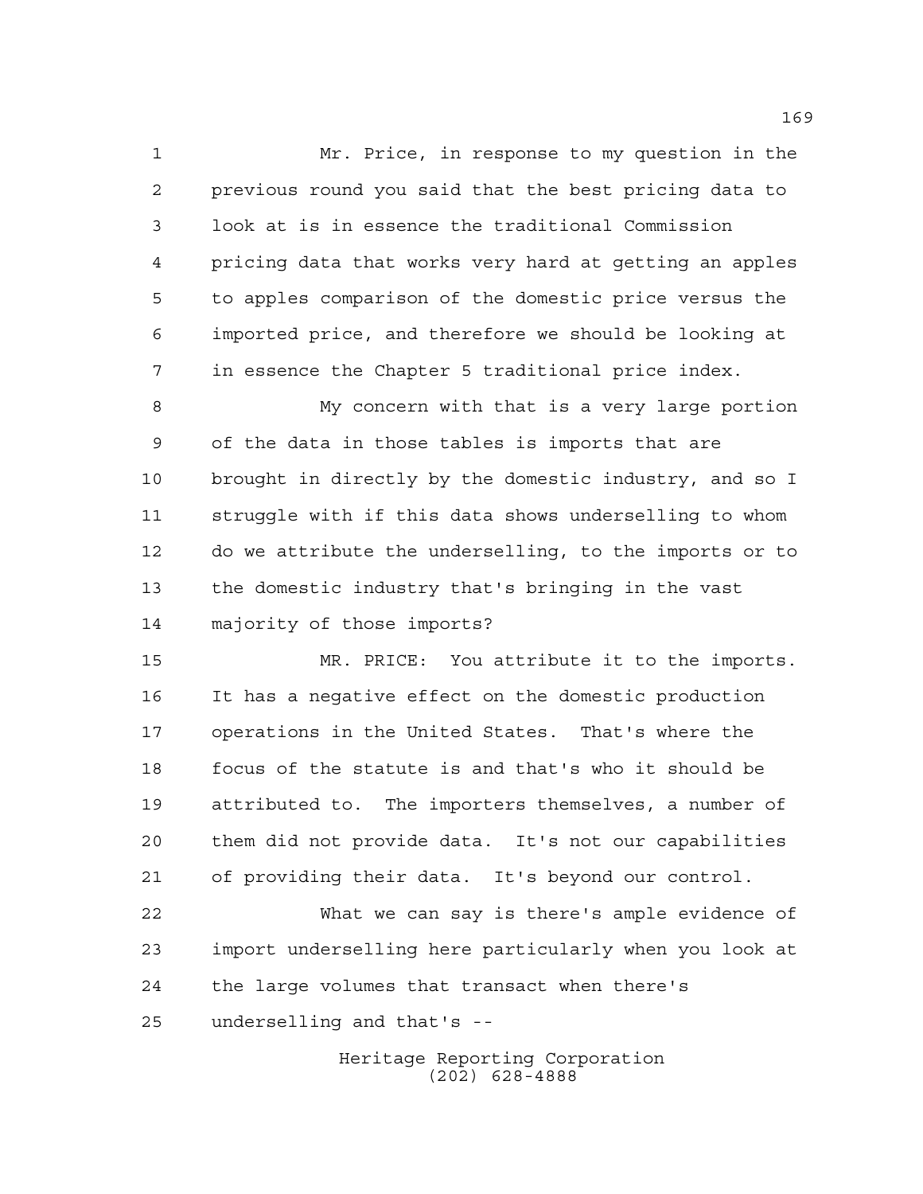Mr. Price, in response to my question in the previous round you said that the best pricing data to look at is in essence the traditional Commission pricing data that works very hard at getting an apples to apples comparison of the domestic price versus the imported price, and therefore we should be looking at in essence the Chapter 5 traditional price index.

My concern with that is a very large portion of the data in those tables is imports that are brought in directly by the domestic industry, and so I struggle with if this data shows underselling to whom do we attribute the underselling, to the imports or to the domestic industry that's bringing in the vast majority of those imports?

MR. PRICE: You attribute it to the imports. It has a negative effect on the domestic production operations in the United States. That's where the focus of the statute is and that's who it should be attributed to. The importers themselves, a number of them did not provide data. It's not our capabilities of providing their data. It's beyond our control.

What we can say is there's ample evidence of import underselling here particularly when you look at the large volumes that transact when there's underselling and that's --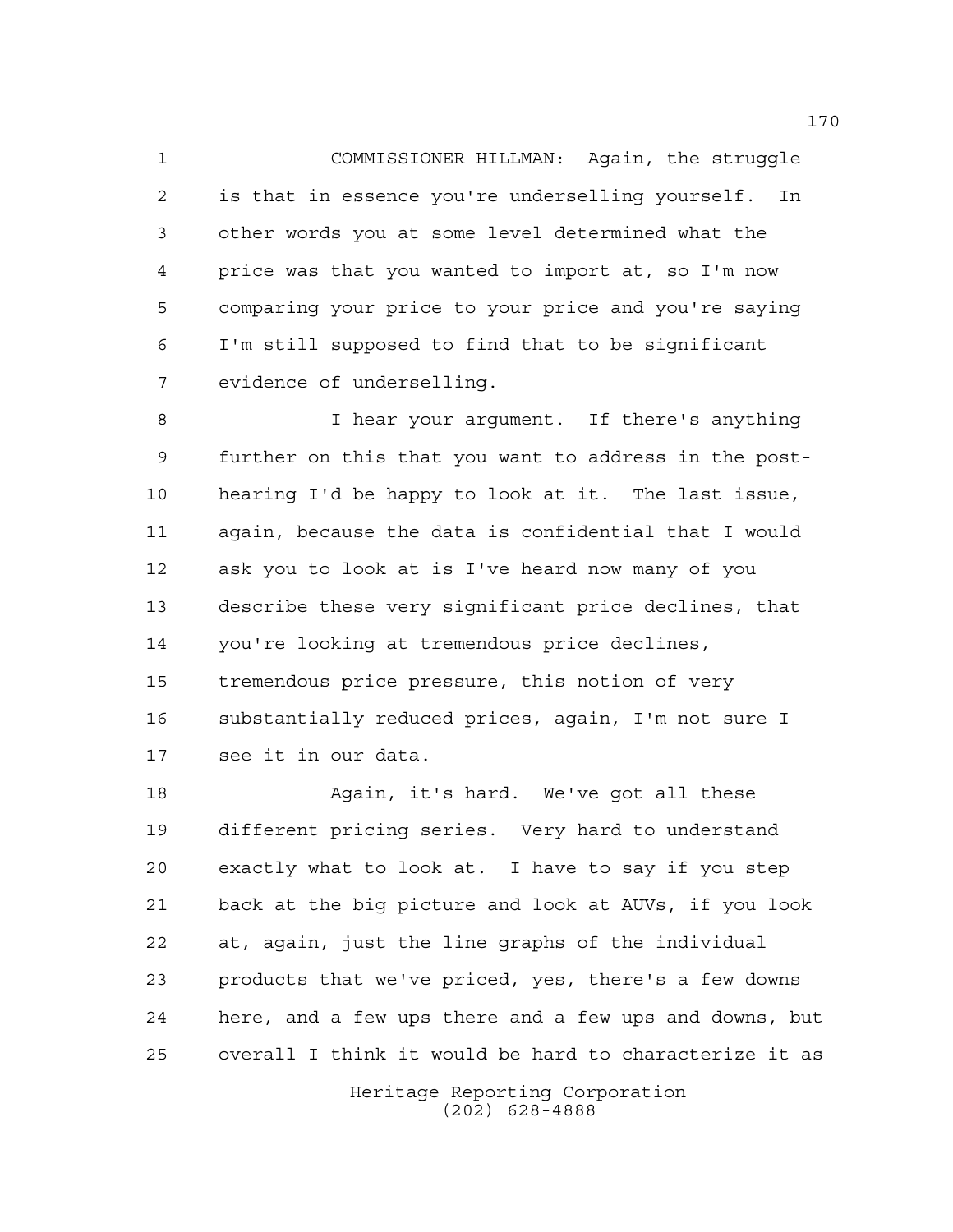COMMISSIONER HILLMAN: Again, the struggle is that in essence you're underselling yourself. In other words you at some level determined what the price was that you wanted to import at, so I'm now comparing your price to your price and you're saying I'm still supposed to find that to be significant evidence of underselling.

I hear your argument. If there's anything further on this that you want to address in the post-hearing I'd be happy to look at it. The last issue, again, because the data is confidential that I would ask you to look at is I've heard now many of you describe these very significant price declines, that you're looking at tremendous price declines, tremendous price pressure, this notion of very substantially reduced prices, again, I'm not sure I see it in our data.

Again, it's hard. We've got all these different pricing series. Very hard to understand exactly what to look at. I have to say if you step back at the big picture and look at AUVs, if you look at, again, just the line graphs of the individual products that we've priced, yes, there's a few downs here, and a few ups there and a few ups and downs, but overall I think it would be hard to characterize it as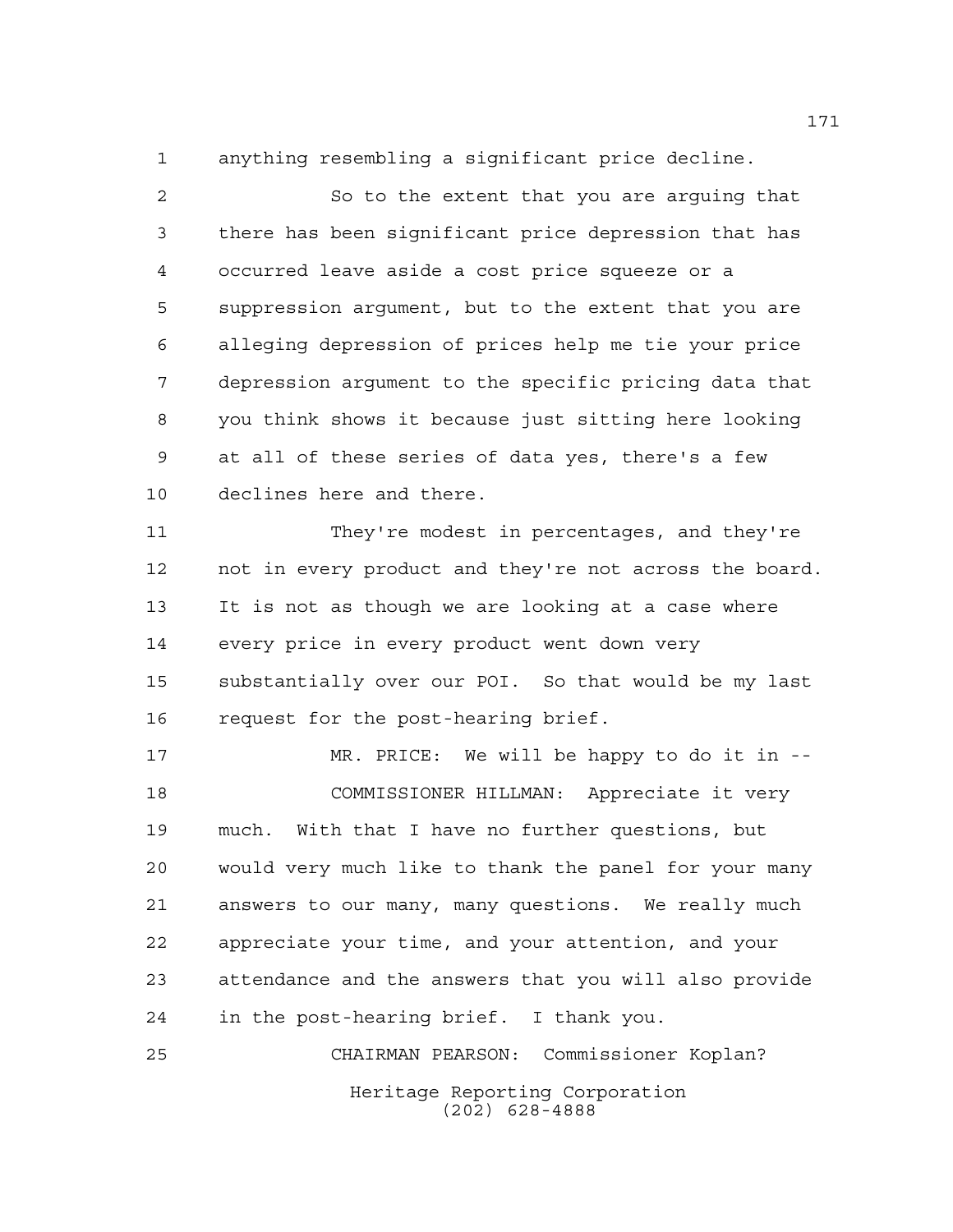anything resembling a significant price decline.

So to the extent that you are arguing that there has been significant price depression that has occurred leave aside a cost price squeeze or a suppression argument, but to the extent that you are alleging depression of prices help me tie your price depression argument to the specific pricing data that you think shows it because just sitting here looking at all of these series of data yes, there's a few declines here and there.

They're modest in percentages, and they're not in every product and they're not across the board. It is not as though we are looking at a case where every price in every product went down very substantially over our POI. So that would be my last request for the post-hearing brief.

MR. PRICE: We will be happy to do it in --

COMMISSIONER HILLMAN: Appreciate it very much. With that I have no further questions, but would very much like to thank the panel for your many answers to our many, many questions. We really much appreciate your time, and your attention, and your attendance and the answers that you will also provide in the post-hearing brief. I thank you.

CHAIRMAN PEARSON: Commissioner Koplan?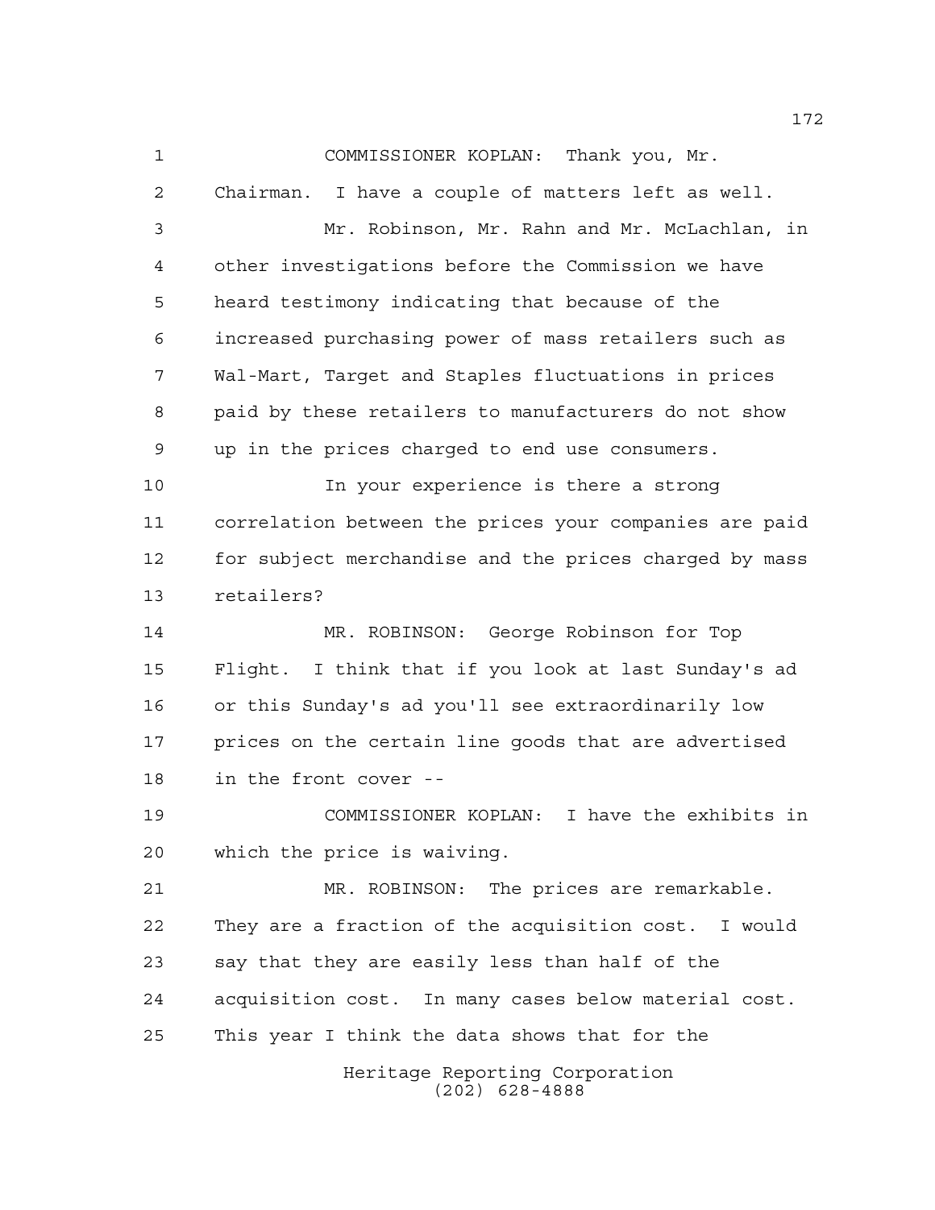COMMISSIONER KOPLAN: Thank you, Mr. Chairman. I have a couple of matters left as well.

Mr. Robinson, Mr. Rahn and Mr. McLachlan, in other investigations before the Commission we have heard testimony indicating that because of the increased purchasing power of mass retailers such as Wal-Mart, Target and Staples fluctuations in prices paid by these retailers to manufacturers do not show up in the prices charged to end use consumers.

In your experience is there a strong correlation between the prices your companies are paid for subject merchandise and the prices charged by mass retailers?

MR. ROBINSON: George Robinson for Top Flight. I think that if you look at last Sunday's ad or this Sunday's ad you'll see extraordinarily low prices on the certain line goods that are advertised in the front cover --

COMMISSIONER KOPLAN: I have the exhibits in which the price is waiving.

MR. ROBINSON: The prices are remarkable. They are a fraction of the acquisition cost. I would say that they are easily less than half of the acquisition cost. In many cases below material cost. This year I think the data shows that for the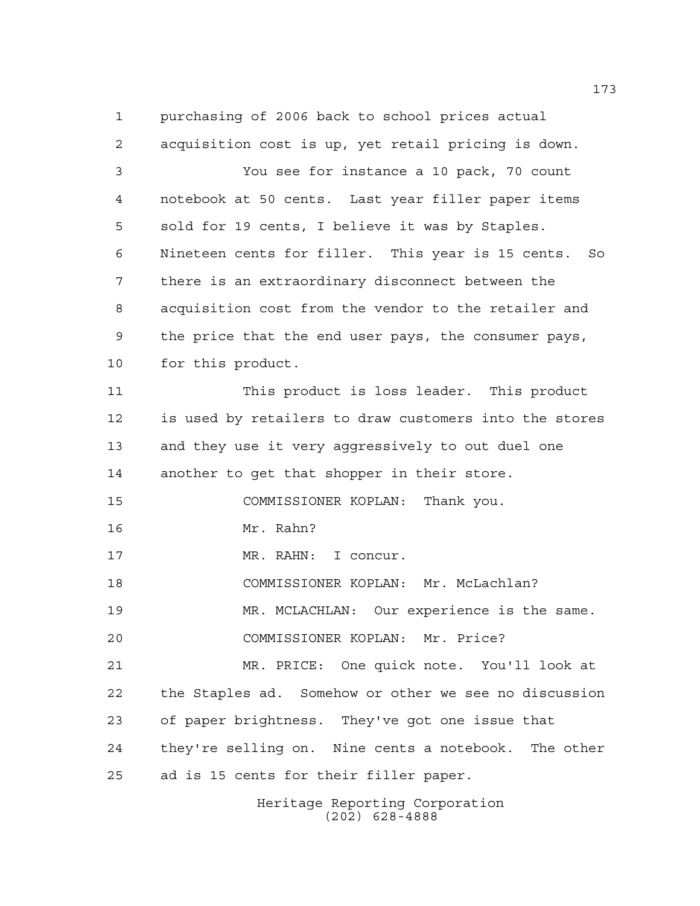purchasing of 2006 back to school prices actual acquisition cost is up, yet retail pricing is down.

You see for instance a 10 pack, 70 count notebook at 50 cents. Last year filler paper items sold for 19 cents, I believe it was by Staples. Nineteen cents for filler. This year is 15 cents. So there is an extraordinary disconnect between the acquisition cost from the vendor to the retailer and the price that the end user pays, the consumer pays, for this product.

This product is loss leader. This product is used by retailers to draw customers into the stores and they use it very aggressively to out duel one another to get that shopper in their store.

COMMISSIONER KOPLAN: Thank you.

Mr. Rahn?

MR. RAHN: I concur.

COMMISSIONER KOPLAN: Mr. McLachlan?

MR. MCLACHLAN: Our experience is the same.

COMMISSIONER KOPLAN: Mr. Price?

MR. PRICE: One quick note. You'll look at the Staples ad. Somehow or other we see no discussion of paper brightness. They've got one issue that they're selling on. Nine cents a notebook. The other ad is 15 cents for their filler paper.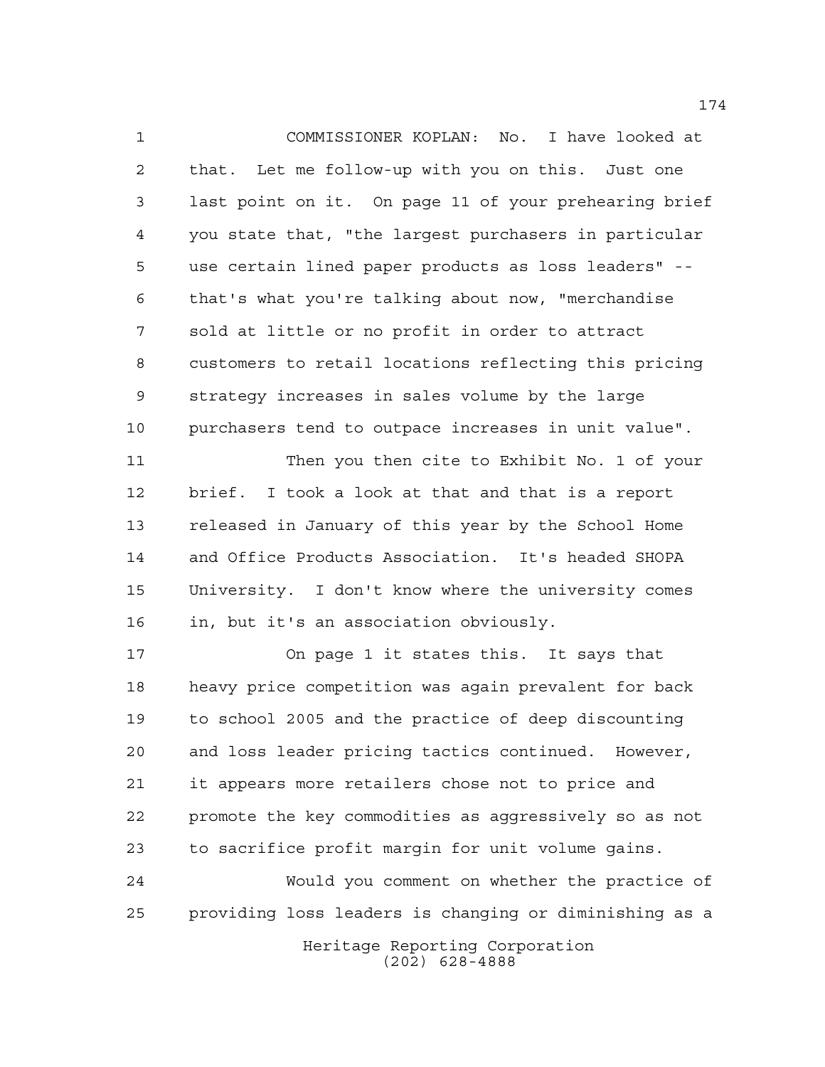COMMISSIONER KOPLAN: No. I have looked at that. Let me follow-up with you on this. Just one last point on it. On page 11 of your prehearing brief you state that, "the largest purchasers in particular use certain lined paper products as loss leaders" -- that's what you're talking about now, "merchandise sold at little or no profit in order to attract customers to retail locations reflecting this pricing strategy increases in sales volume by the large purchasers tend to outpace increases in unit value".

Then you then cite to Exhibit No. 1 of your brief. I took a look at that and that is a report released in January of this year by the School Home and Office Products Association. It's headed SHOPA University. I don't know where the university comes in, but it's an association obviously.

On page 1 it states this. It says that heavy price competition was again prevalent for back to school 2005 and the practice of deep discounting and loss leader pricing tactics continued. However, it appears more retailers chose not to price and promote the key commodities as aggressively so as not to sacrifice profit margin for unit volume gains.

Would you comment on whether the practice of providing loss leaders is changing or diminishing as a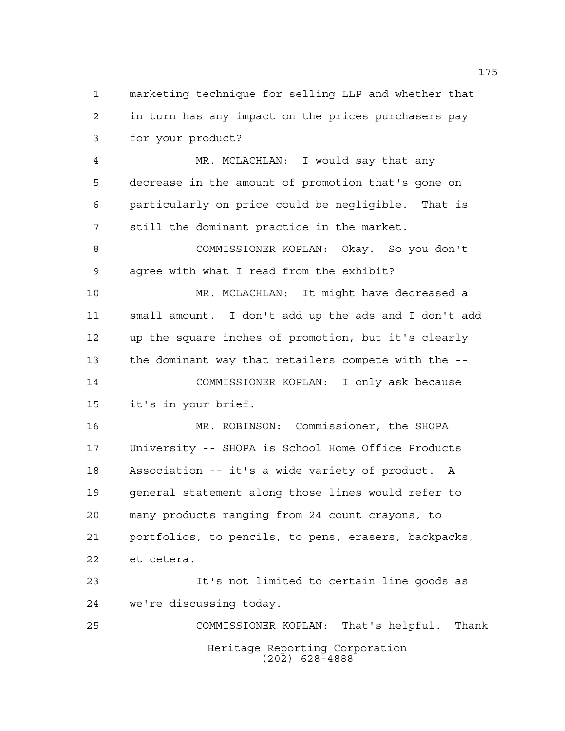marketing technique for selling LLP and whether that in turn has any impact on the prices purchasers pay for your product?

MR. MCLACHLAN: I would say that any decrease in the amount of promotion that's gone on particularly on price could be negligible. That is still the dominant practice in the market.

COMMISSIONER KOPLAN: Okay. So you don't agree with what I read from the exhibit?

MR. MCLACHLAN: It might have decreased a small amount. I don't add up the ads and I don't add up the square inches of promotion, but it's clearly the dominant way that retailers compete with the --

COMMISSIONER KOPLAN: I only ask because it's in your brief.

MR. ROBINSON: Commissioner, the SHOPA University -- SHOPA is School Home Office Products Association -- it's a wide variety of product. A general statement along those lines would refer to many products ranging from 24 count crayons, to portfolios, to pencils, to pens, erasers, backpacks, et cetera.

It's not limited to certain line goods as we're discussing today.

COMMISSIONER KOPLAN: That's helpful. Thank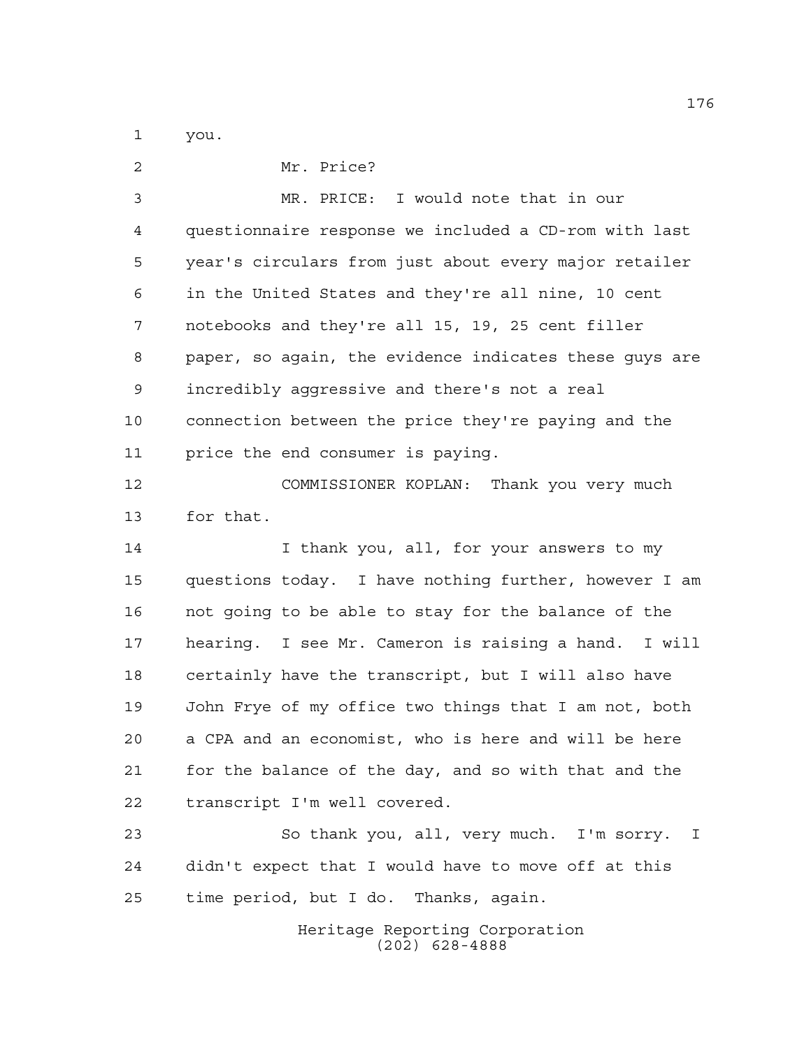you.

Mr. Price?

MR. PRICE: I would note that in our questionnaire response we included a CD-rom with last year's circulars from just about every major retailer in the United States and they're all nine, 10 cent notebooks and they're all 15, 19, 25 cent filler paper, so again, the evidence indicates these guys are incredibly aggressive and there's not a real connection between the price they're paying and the price the end consumer is paying.

COMMISSIONER KOPLAN: Thank you very much for that.

I thank you, all, for your answers to my questions today. I have nothing further, however I am not going to be able to stay for the balance of the hearing. I see Mr. Cameron is raising a hand. I will certainly have the transcript, but I will also have John Frye of my office two things that I am not, both a CPA and an economist, who is here and will be here for the balance of the day, and so with that and the transcript I'm well covered.

So thank you, all, very much. I'm sorry. I didn't expect that I would have to move off at this time period, but I do. Thanks, again.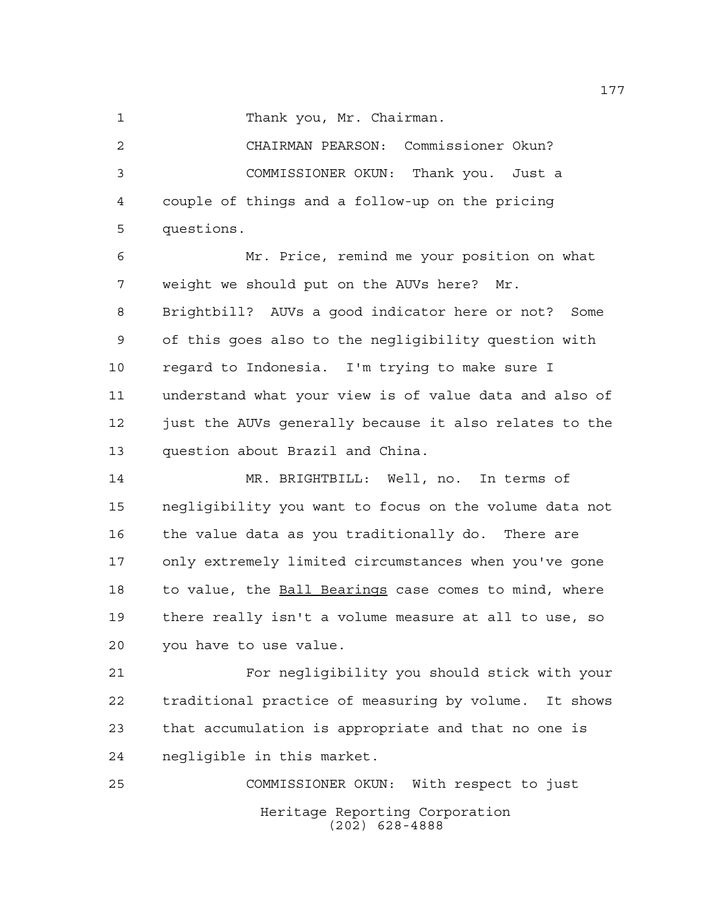Thank you, Mr. Chairman.

CHAIRMAN PEARSON: Commissioner Okun?

COMMISSIONER OKUN: Thank you. Just a couple of things and a follow-up on the pricing questions.

Mr. Price, remind me your position on what weight we should put on the AUVs here? Mr. Brightbill? AUVs a good indicator here or not? Some of this goes also to the negligibility question with regard to Indonesia. I'm trying to make sure I understand what your view is of value data and also of just the AUVs generally because it also relates to the question about Brazil and China.

MR. BRIGHTBILL: Well, no. In terms of negligibility you want to focus on the volume data not the value data as you traditionally do. There are only extremely limited circumstances when you've gone to value, the Ball Bearings case comes to mind, where there really isn't a volume measure at all to use, so you have to use value.

For negligibility you should stick with your traditional practice of measuring by volume. It shows that accumulation is appropriate and that no one is negligible in this market.

COMMISSIONER OKUN: With respect to just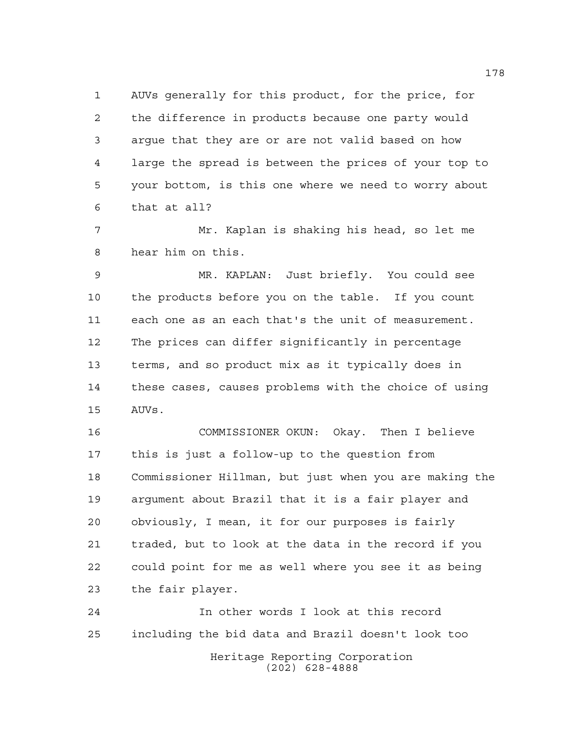AUVs generally for this product, for the price, for the difference in products because one party would argue that they are or are not valid based on how large the spread is between the prices of your top to your bottom, is this one where we need to worry about that at all?

Mr. Kaplan is shaking his head, so let me hear him on this.

MR. KAPLAN: Just briefly. You could see the products before you on the table. If you count each one as an each that's the unit of measurement. The prices can differ significantly in percentage terms, and so product mix as it typically does in these cases, causes problems with the choice of using AUVs.

COMMISSIONER OKUN: Okay. Then I believe this is just a follow-up to the question from Commissioner Hillman, but just when you are making the argument about Brazil that it is a fair player and obviously, I mean, it for our purposes is fairly traded, but to look at the data in the record if you could point for me as well where you see it as being the fair player.

In other words I look at this record including the bid data and Brazil doesn't look too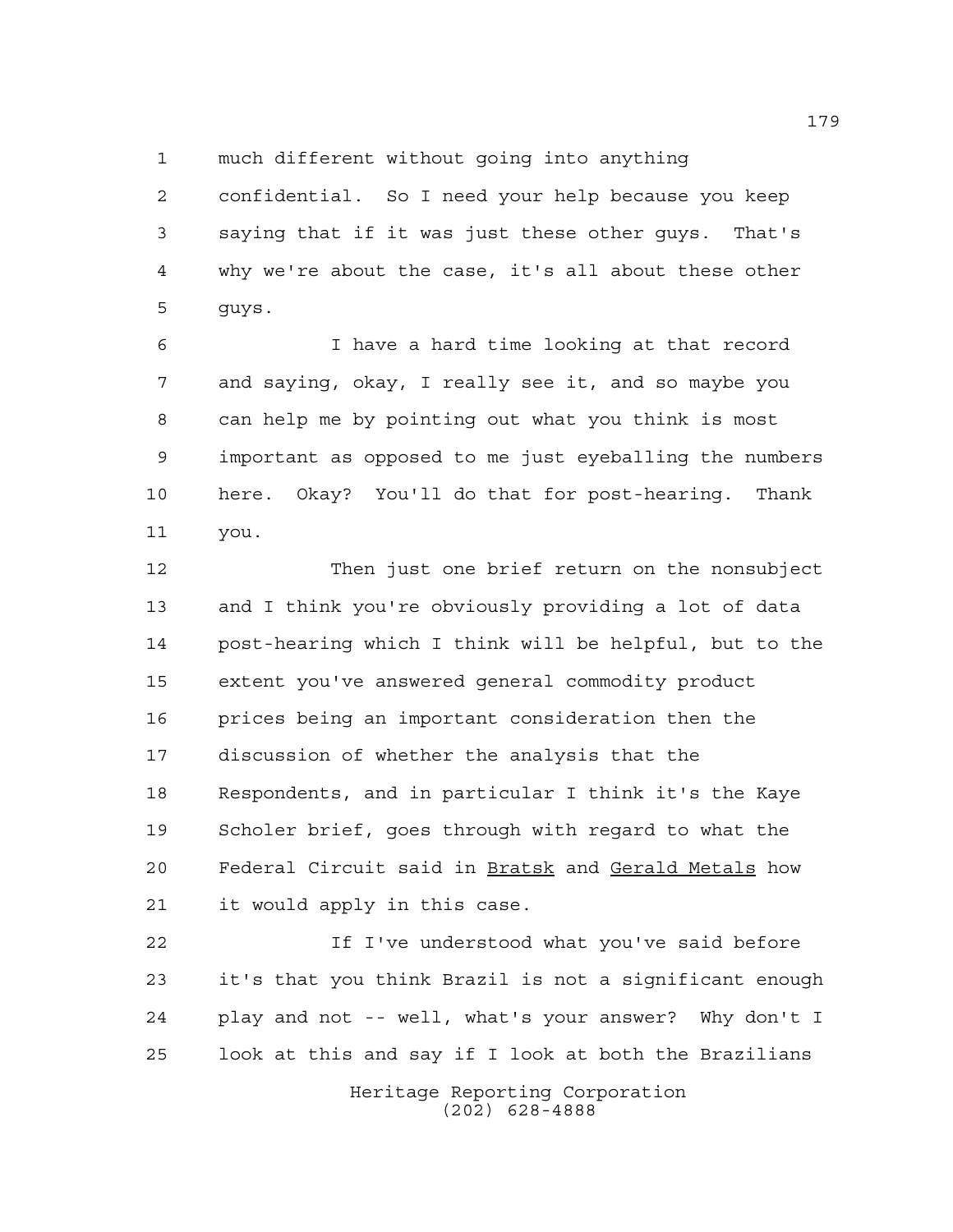much different without going into anything confidential. So I need your help because you keep saying that if it was just these other guys. That's why we're about the case, it's all about these other guys.

I have a hard time looking at that record and saying, okay, I really see it, and so maybe you can help me by pointing out what you think is most important as opposed to me just eyeballing the numbers here. Okay? You'll do that for post-hearing. Thank you.

Then just one brief return on the nonsubject and I think you're obviously providing a lot of data post-hearing which I think will be helpful, but to the extent you've answered general commodity product prices being an important consideration then the discussion of whether the analysis that the Respondents, and in particular I think it's the Kaye Scholer brief, goes through with regard to what the Federal Circuit said in _Bratsk_ and _Gerald Metals_ how it would apply in this case.

If I've understood what you've said before it's that you think Brazil is not a significant enough play and not -- well, what's your answer? Why don't I look at this and say if I look at both the Brazilians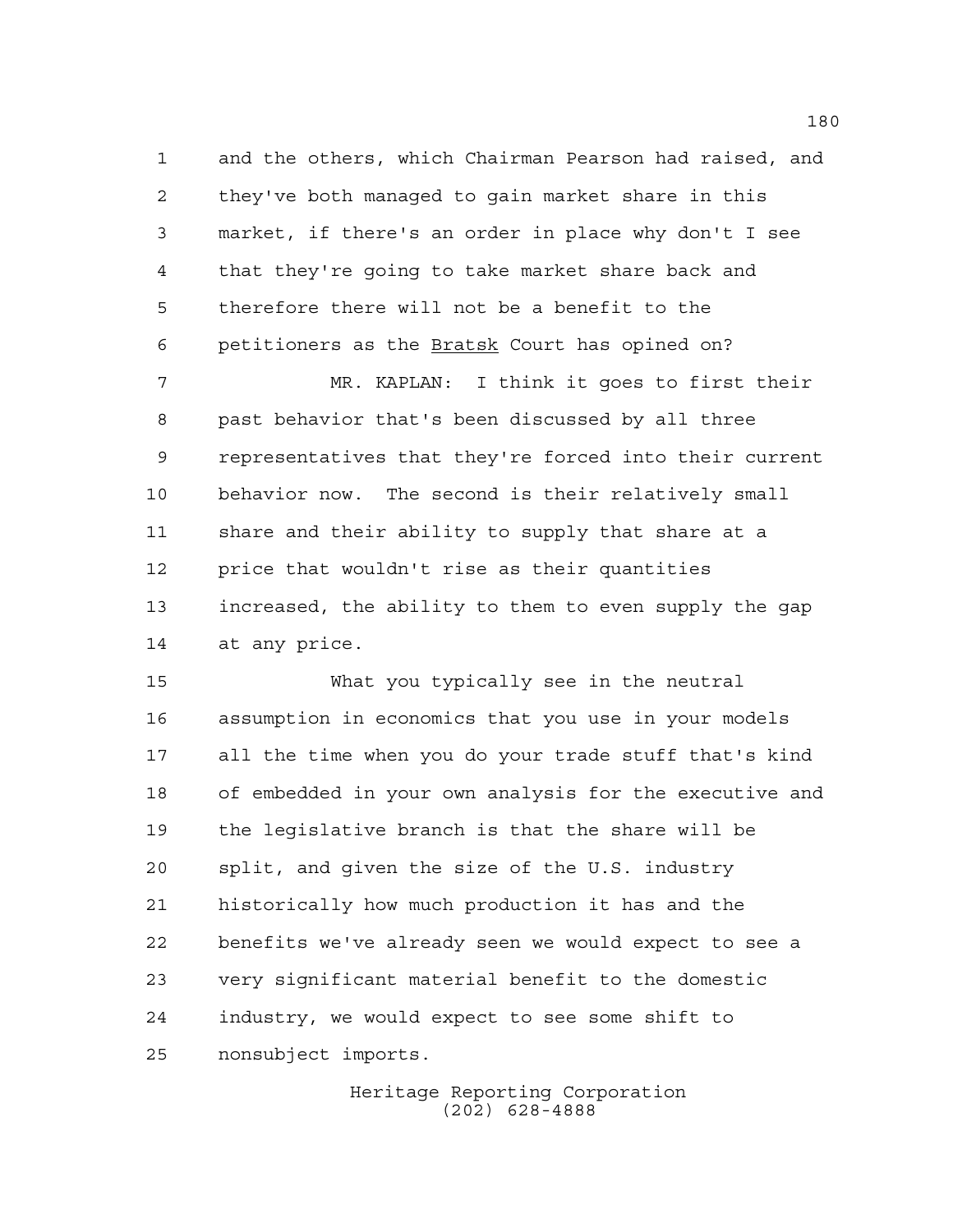and the others, which Chairman Pearson had raised, and they've both managed to gain market share in this market, if there's an order in place why don't I see that they're going to take market share back and therefore there will not be a benefit to the petitioners as the Bratsk Court has opined on?

MR. KAPLAN: I think it goes to first their past behavior that's been discussed by all three representatives that they're forced into their current behavior now. The second is their relatively small share and their ability to supply that share at a price that wouldn't rise as their quantities increased, the ability to them to even supply the gap at any price.

What you typically see in the neutral assumption in economics that you use in your models all the time when you do your trade stuff that's kind of embedded in your own analysis for the executive and the legislative branch is that the share will be split, and given the size of the U.S. industry historically how much production it has and the benefits we've already seen we would expect to see a very significant material benefit to the domestic industry, we would expect to see some shift to nonsubject imports.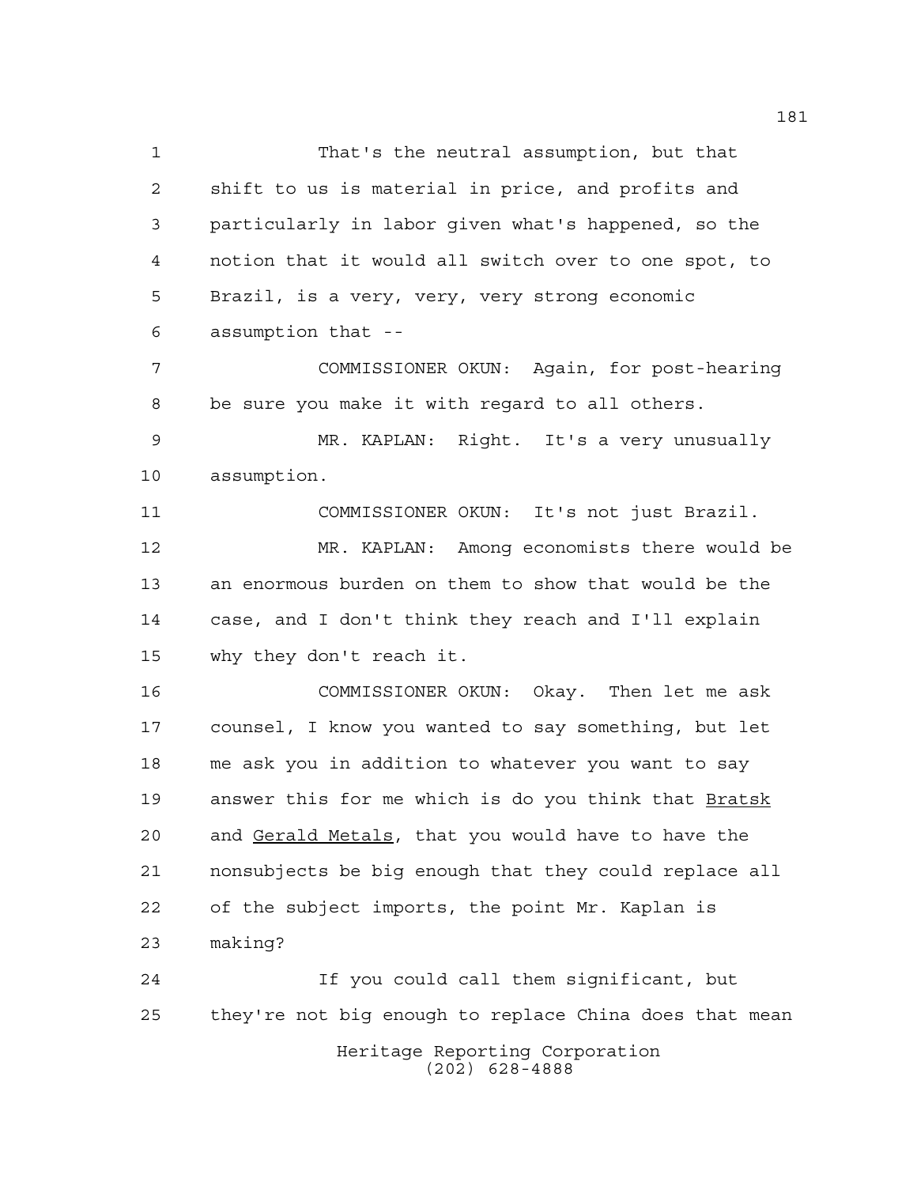That's the neutral assumption, but that shift to us is material in price, and profits and particularly in labor given what's happened, so the notion that it would all switch over to one spot, to Brazil, is a very, very, very strong economic assumption that --

COMMISSIONER OKUN: Again, for post-hearing be sure you make it with regard to all others.

MR. KAPLAN: Right. It's a very unusually assumption.

COMMISSIONER OKUN: It's not just Brazil.

MR. KAPLAN: Among economists there would be an enormous burden on them to show that would be the case, and I don't think they reach and I'll explain why they don't reach it.

COMMISSIONER OKUN: Okay. Then let me ask counsel, I know you wanted to say something, but let me ask you in addition to whatever you want to say answer this for me which is do you think that _Bratsk_ and _Gerald Metals_, that you would have to have the nonsubjects be big enough that they could replace all of the subject imports, the point Mr. Kaplan is making?

If you could call them significant, but they're not big enough to replace China does that mean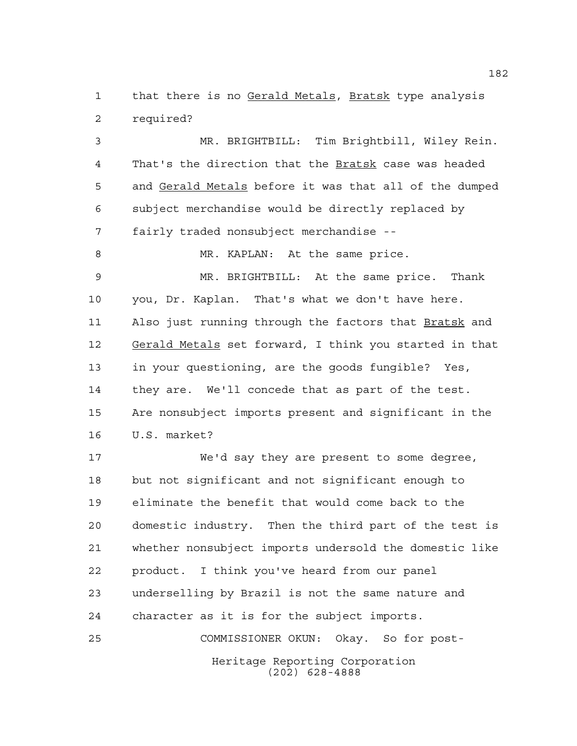that there is no *Gerald Metals*, *Bratsk* type analysis required?

MR. BRIGHTBILL: Tim Brightbill, Wiley Rein. That's the direction that the *Bratsk* case was headed and *Gerald Metals* before it was that all of the dumped subject merchandise would be directly replaced by fairly traded nonsubject merchandise --

MR. KAPLAN: At the same price.

MR. BRIGHTBILL: At the same price. Thank you, Dr. Kaplan. That's what we don't have here. Also just running through the factors that *Bratsk* and *Gerald Metals* set forward, I think you started in that in your questioning, are the goods fungible? Yes, they are. We'll concede that as part of the test. Are nonsubject imports present and significant in the U.S. market?

We'd say they are present to some degree, but not significant and not significant enough to eliminate the benefit that would come back to the domestic industry. Then the third part of the test is whether nonsubject imports undersold the domestic like product. I think you've heard from our panel underselling by Brazil is not the same nature and character as it is for the subject imports.

COMMISSIONER OKUN: Okay. So for post-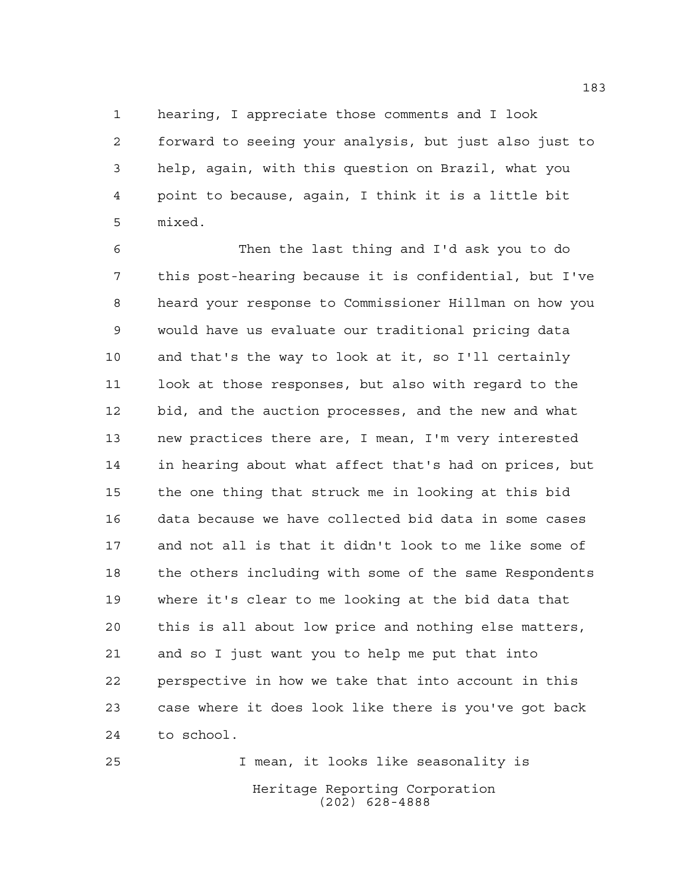hearing, I appreciate those comments and I look forward to seeing your analysis, but just also just to help, again, with this question on Brazil, what you point to because, again, I think it is a little bit mixed.

Then the last thing and I'd ask you to do this post-hearing because it is confidential, but I've heard your response to Commissioner Hillman on how you would have us evaluate our traditional pricing data and that's the way to look at it, so I'll certainly look at those responses, but also with regard to the bid, and the auction processes, and the new and what new practices there are, I mean, I'm very interested in hearing about what affect that's had on prices, but the one thing that struck me in looking at this bid data because we have collected bid data in some cases and not all is that it didn't look to me like some of the others including with some of the same Respondents where it's clear to me looking at the bid data that this is all about low price and nothing else matters, and so I just want you to help me put that into perspective in how we take that into account in this case where it does look like there is you've got back to school.

I mean, it looks like seasonality is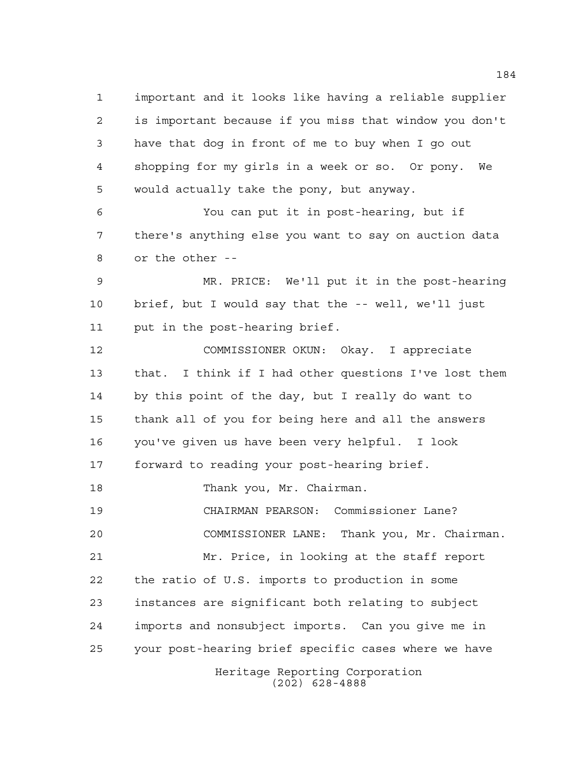important and it looks like having a reliable supplier is important because if you miss that window you don't have that dog in front of me to buy when I go out shopping for my girls in a week or so. Or pony. We would actually take the pony, but anyway.

You can put it in post-hearing, but if there's anything else you want to say on auction data or the other --

MR. PRICE: We'll put it in the post-hearing brief, but I would say that the -- well, we'll just put in the post-hearing brief.

COMMISSIONER OKUN: Okay. I appreciate that. I think if I had other questions I've lost them by this point of the day, but I really do want to thank all of you for being here and all the answers you've given us have been very helpful. I look forward to reading your post-hearing brief.

Thank you, Mr. Chairman.

CHAIRMAN PEARSON: Commissioner Lane?

COMMISSIONER LANE: Thank you, Mr. Chairman.

Mr. Price, in looking at the staff report the ratio of U.S. imports to production in some instances are significant both relating to subject imports and nonsubject imports. Can you give me in your post-hearing brief specific cases where we have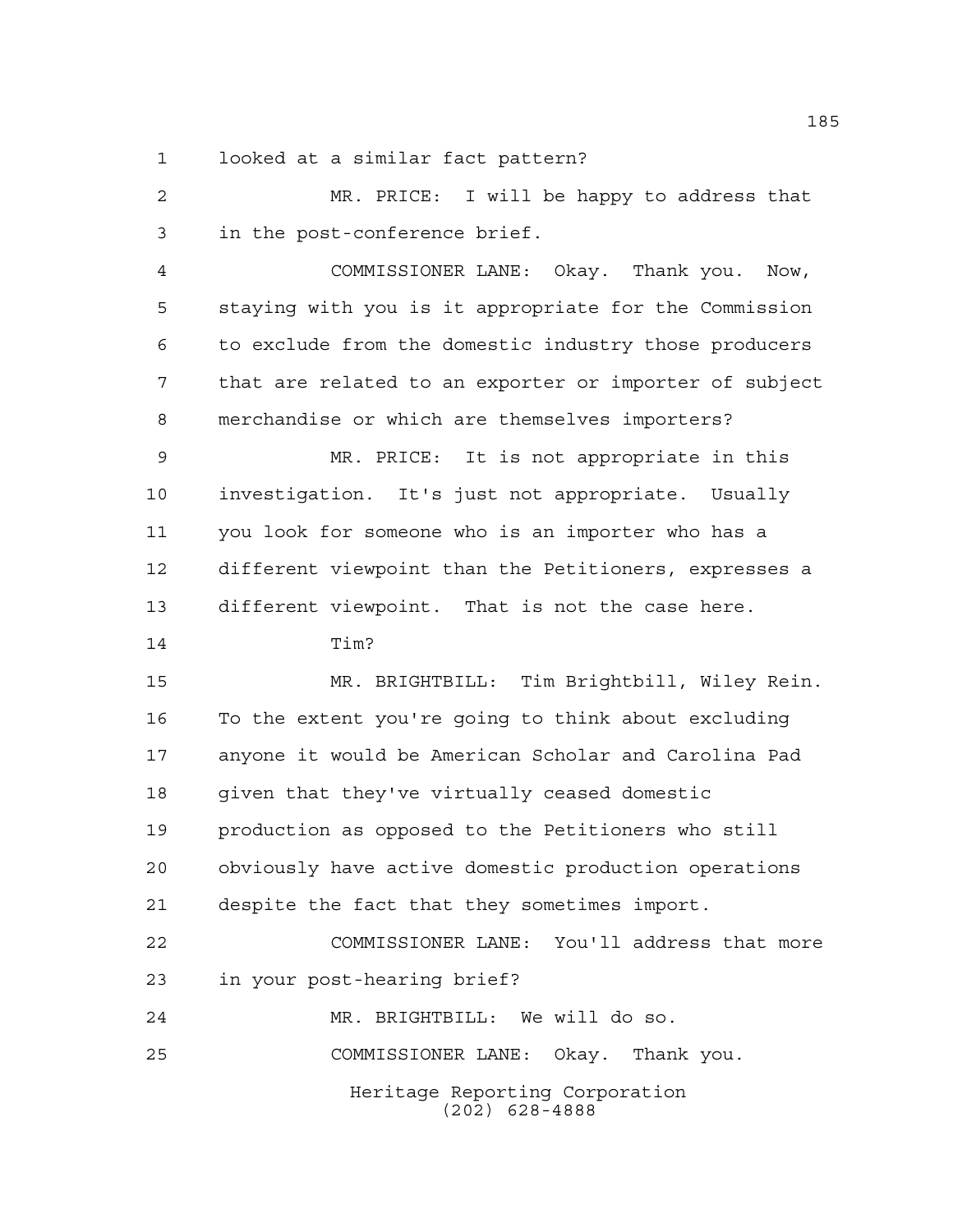looked at a similar fact pattern?

MR. PRICE: I will be happy to address that in the post-conference brief.

COMMISSIONER LANE: Okay. Thank you. Now, staying with you is it appropriate for the Commission to exclude from the domestic industry those producers that are related to an exporter or importer of subject merchandise or which are themselves importers?

MR. PRICE: It is not appropriate in this investigation. It's just not appropriate. Usually you look for someone who is an importer who has a different viewpoint than the Petitioners, expresses a different viewpoint. That is not the case here.

Tim?

MR. BRIGHTBILL: Tim Brightbill, Wiley Rein. To the extent you're going to think about excluding anyone it would be American Scholar and Carolina Pad given that they've virtually ceased domestic production as opposed to the Petitioners who still obviously have active domestic production operations despite the fact that they sometimes import.

COMMISSIONER LANE: You'll address that more in your post-hearing brief?

MR. BRIGHTBILL: We will do so.

COMMISSIONER LANE: Okay. Thank you.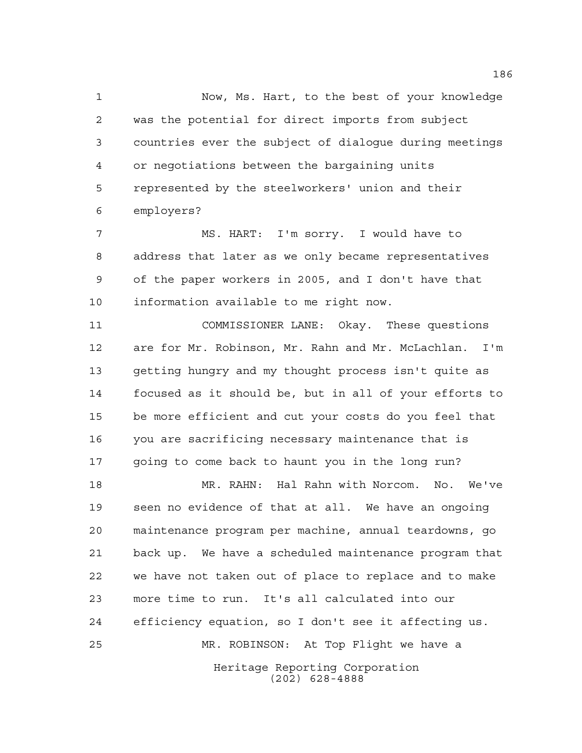Now, Ms. Hart, to the best of your knowledge was the potential for direct imports from subject countries ever the subject of dialogue during meetings or negotiations between the bargaining units represented by the steelworkers' union and their employers?

MS. HART: I'm sorry. I would have to address that later as we only became representatives of the paper workers in 2005, and I don't have that information available to me right now.

COMMISSIONER LANE: Okay. These questions are for Mr. Robinson, Mr. Rahn and Mr. McLachlan. I'm getting hungry and my thought process isn't quite as focused as it should be, but in all of your efforts to be more efficient and cut your costs do you feel that you are sacrificing necessary maintenance that is going to come back to haunt you in the long run?

MR. RAHN: Hal Rahn with Norcom. No. We've seen no evidence of that at all. We have an ongoing maintenance program per machine, annual teardowns, go back up. We have a scheduled maintenance program that we have not taken out of place to replace and to make more time to run. It's all calculated into our efficiency equation, so I don't see it affecting us.

MR. ROBINSON: At Top Flight we have a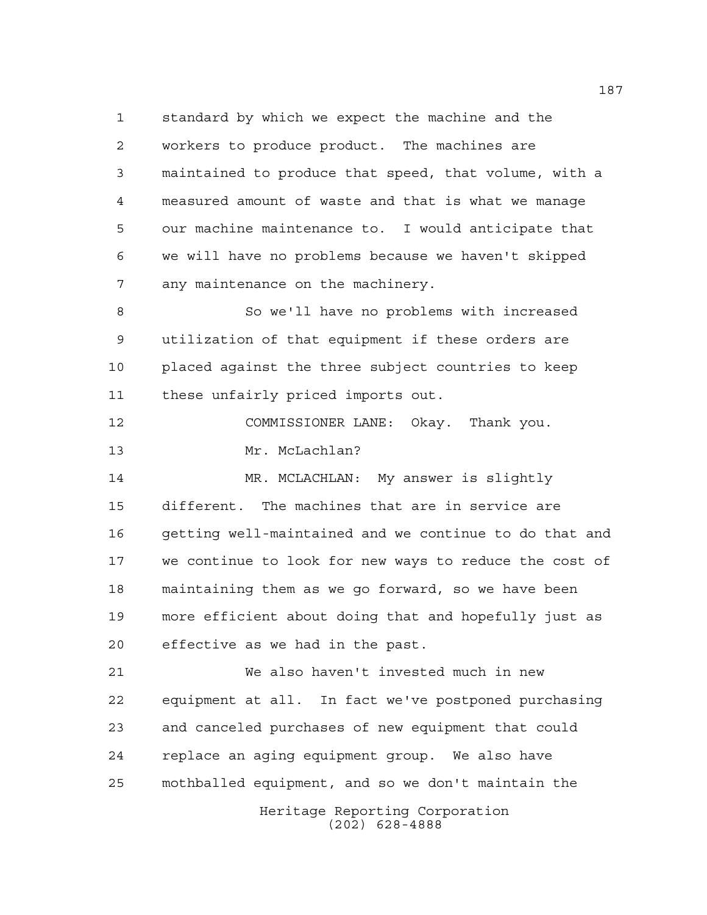standard by which we expect the machine and the workers to produce product. The machines are maintained to produce that speed, that volume, with a measured amount of waste and that is what we manage our machine maintenance to. I would anticipate that we will have no problems because we haven't skipped any maintenance on the machinery.

So we'll have no problems with increased utilization of that equipment if these orders are placed against the three subject countries to keep these unfairly priced imports out.

COMMISSIONER LANE: Okay. Thank you.

Mr. McLachlan?

MR. MCLACHLAN: My answer is slightly different. The machines that are in service are getting well-maintained and we continue to do that and we continue to look for new ways to reduce the cost of maintaining them as we go forward, so we have been more efficient about doing that and hopefully just as effective as we had in the past.

We also haven't invested much in new equipment at all. In fact we've postponed purchasing and canceled purchases of new equipment that could replace an aging equipment group. We also have mothballed equipment, and so we don't maintain the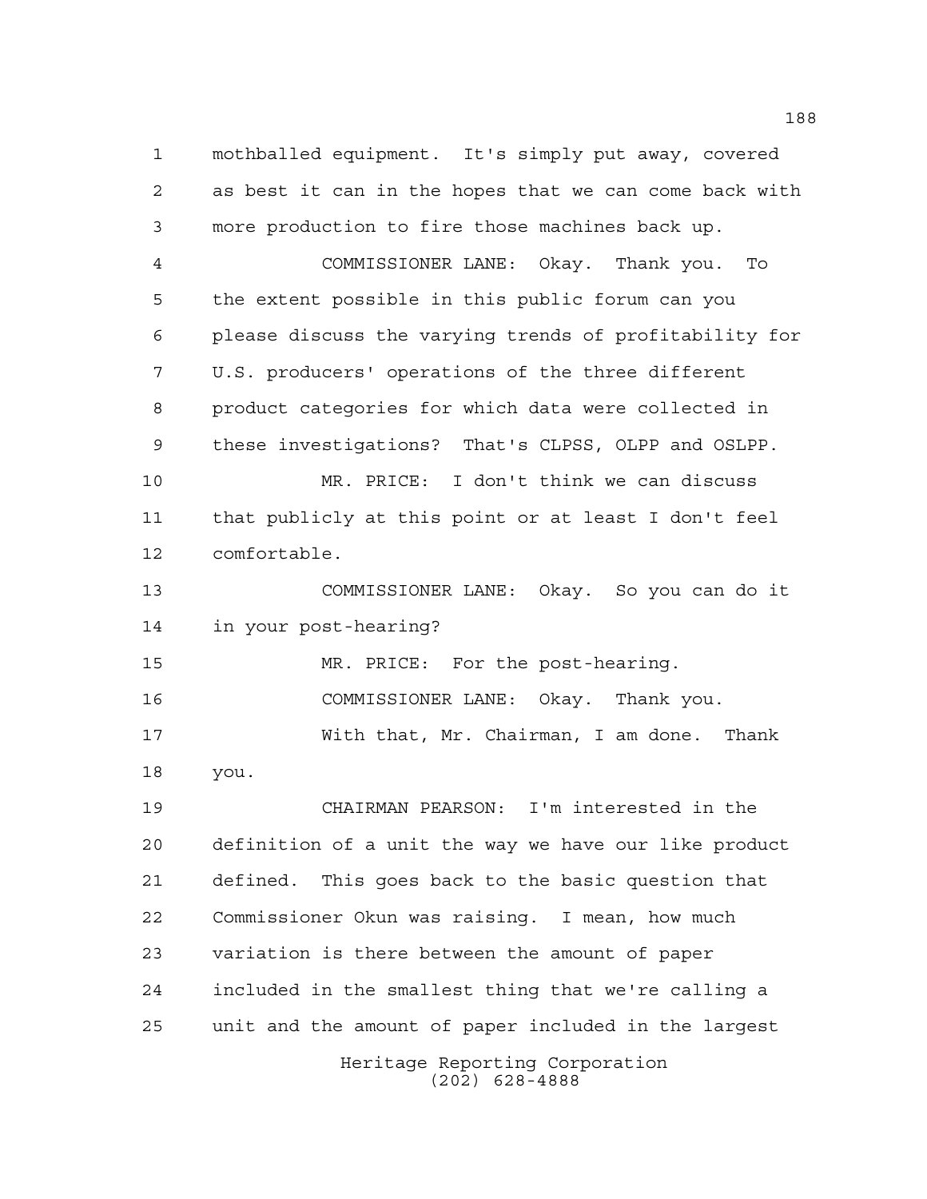mothballed equipment. It's simply put away, covered as best it can in the hopes that we can come back with more production to fire those machines back up.

COMMISSIONER LANE: Okay. Thank you. To the extent possible in this public forum can you please discuss the varying trends of profitability for U.S. producers' operations of the three different product categories for which data were collected in these investigations? That's CLPSS, OLPP and OSLPP.

MR. PRICE: I don't think we can discuss that publicly at this point or at least I don't feel comfortable.

COMMISSIONER LANE: Okay. So you can do it in your post-hearing?

MR. PRICE: For the post-hearing.

COMMISSIONER LANE: Okay. Thank you.

With that, Mr. Chairman, I am done. Thank you.

CHAIRMAN PEARSON: I'm interested in the definition of a unit the way we have our like product defined. This goes back to the basic question that Commissioner Okun was raising. I mean, how much variation is there between the amount of paper included in the smallest thing that we're calling a unit and the amount of paper included in the largest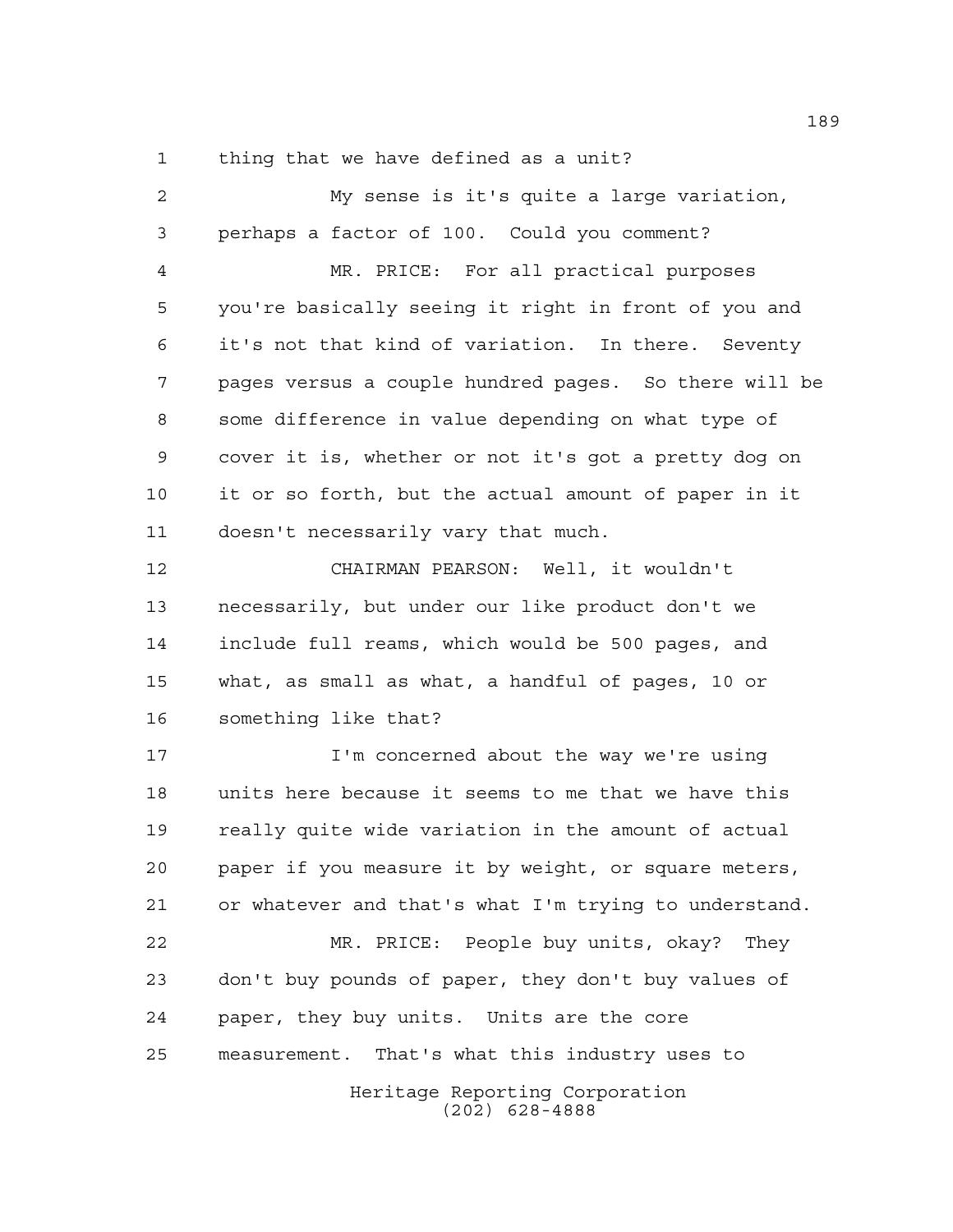thing that we have defined as a unit?

My sense is it's quite a large variation, perhaps a factor of 100. Could you comment?

MR. PRICE: For all practical purposes you're basically seeing it right in front of you and it's not that kind of variation. In there. Seventy pages versus a couple hundred pages. So there will be some difference in value depending on what type of cover it is, whether or not it's got a pretty dog on it or so forth, but the actual amount of paper in it doesn't necessarily vary that much.

CHAIRMAN PEARSON: Well, it wouldn't necessarily, but under our like product don't we include full reams, which would be 500 pages, and what, as small as what, a handful of pages, 10 or something like that?

I'm concerned about the way we're using units here because it seems to me that we have this really quite wide variation in the amount of actual paper if you measure it by weight, or square meters, or whatever and that's what I'm trying to understand.

MR. PRICE: People buy units, okay? They don't buy pounds of paper, they don't buy values of paper, they buy units. Units are the core measurement. That's what this industry uses to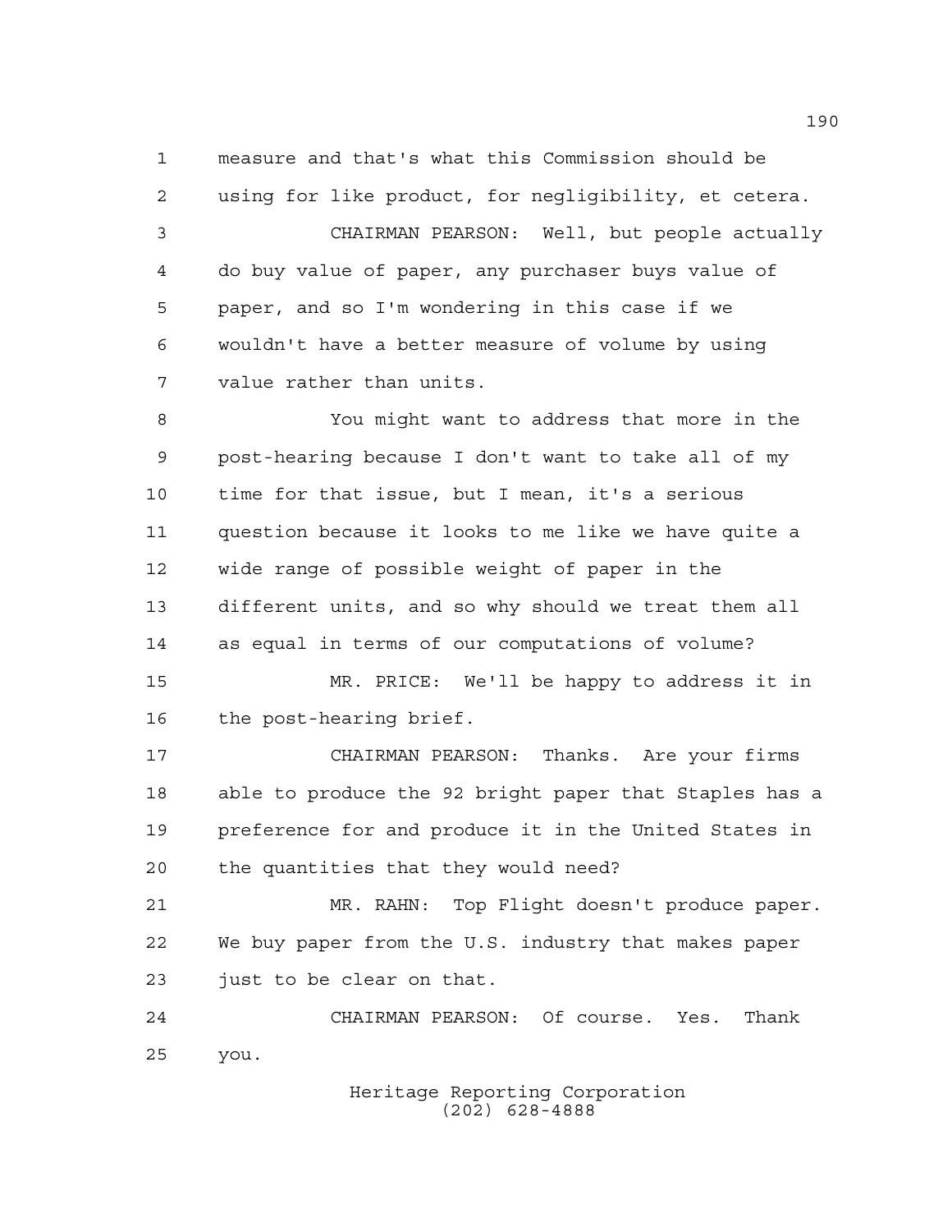measure and that's what this Commission should be using for like product, for negligibility, et cetera.

CHAIRMAN PEARSON: Well, but people actually do buy value of paper, any purchaser buys value of paper, and so I'm wondering in this case if we wouldn't have a better measure of volume by using value rather than units.

You might want to address that more in the post-hearing because I don't want to take all of my time for that issue, but I mean, it's a serious question because it looks to me like we have quite a wide range of possible weight of paper in the different units, and so why should we treat them all as equal in terms of our computations of volume?

MR. PRICE: We'll be happy to address it in the post-hearing brief.

CHAIRMAN PEARSON: Thanks. Are your firms able to produce the 92 bright paper that Staples has a preference for and produce it in the United States in the quantities that they would need?

MR. RAHN: Top Flight doesn't produce paper. We buy paper from the U.S. industry that makes paper just to be clear on that.

CHAIRMAN PEARSON: Of course. Yes. Thank you.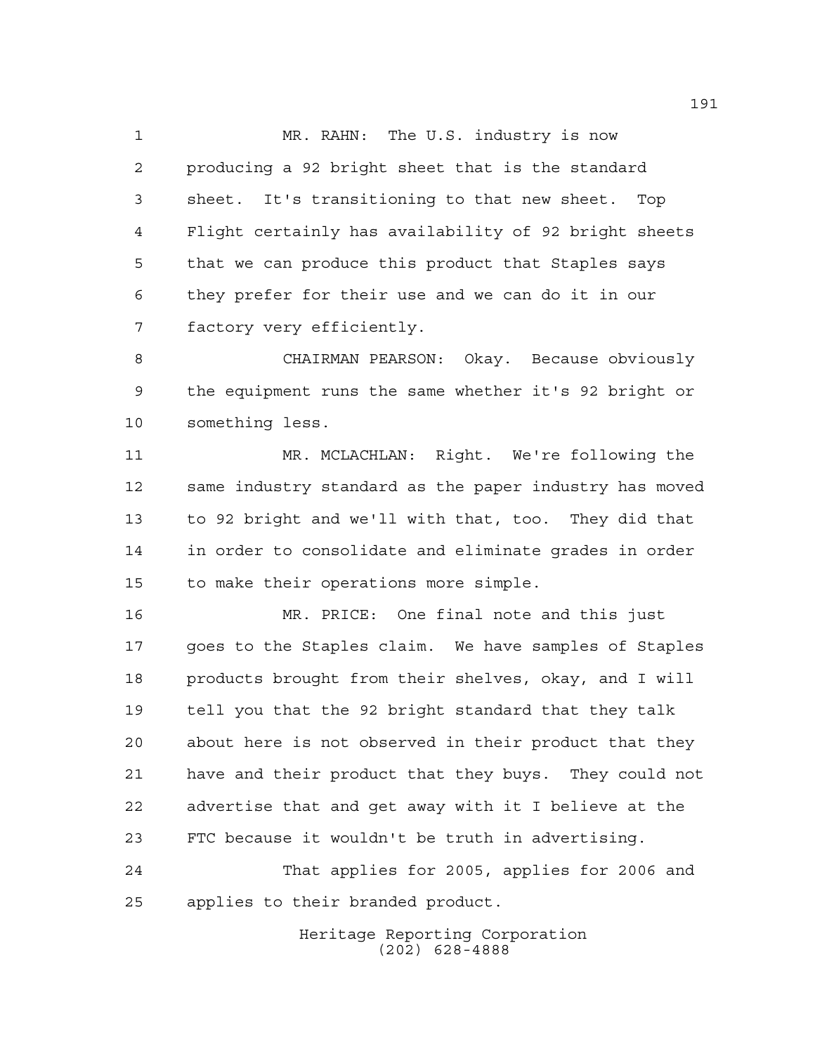MR. RAHN: The U.S. industry is now producing a 92 bright sheet that is the standard sheet. It's transitioning to that new sheet. Top Flight certainly has availability of 92 bright sheets that we can produce this product that Staples says they prefer for their use and we can do it in our factory very efficiently.

CHAIRMAN PEARSON: Okay. Because obviously the equipment runs the same whether it's 92 bright or something less.

MR. MCLACHLAN: Right. We're following the same industry standard as the paper industry has moved to 92 bright and we'll with that, too. They did that in order to consolidate and eliminate grades in order to make their operations more simple.

MR. PRICE: One final note and this just goes to the Staples claim. We have samples of Staples products brought from their shelves, okay, and I will tell you that the 92 bright standard that they talk about here is not observed in their product that they have and their product that they buys. They could not advertise that and get away with it I believe at the FTC because it wouldn't be truth in advertising.

That applies for 2005, applies for 2006 and applies to their branded product.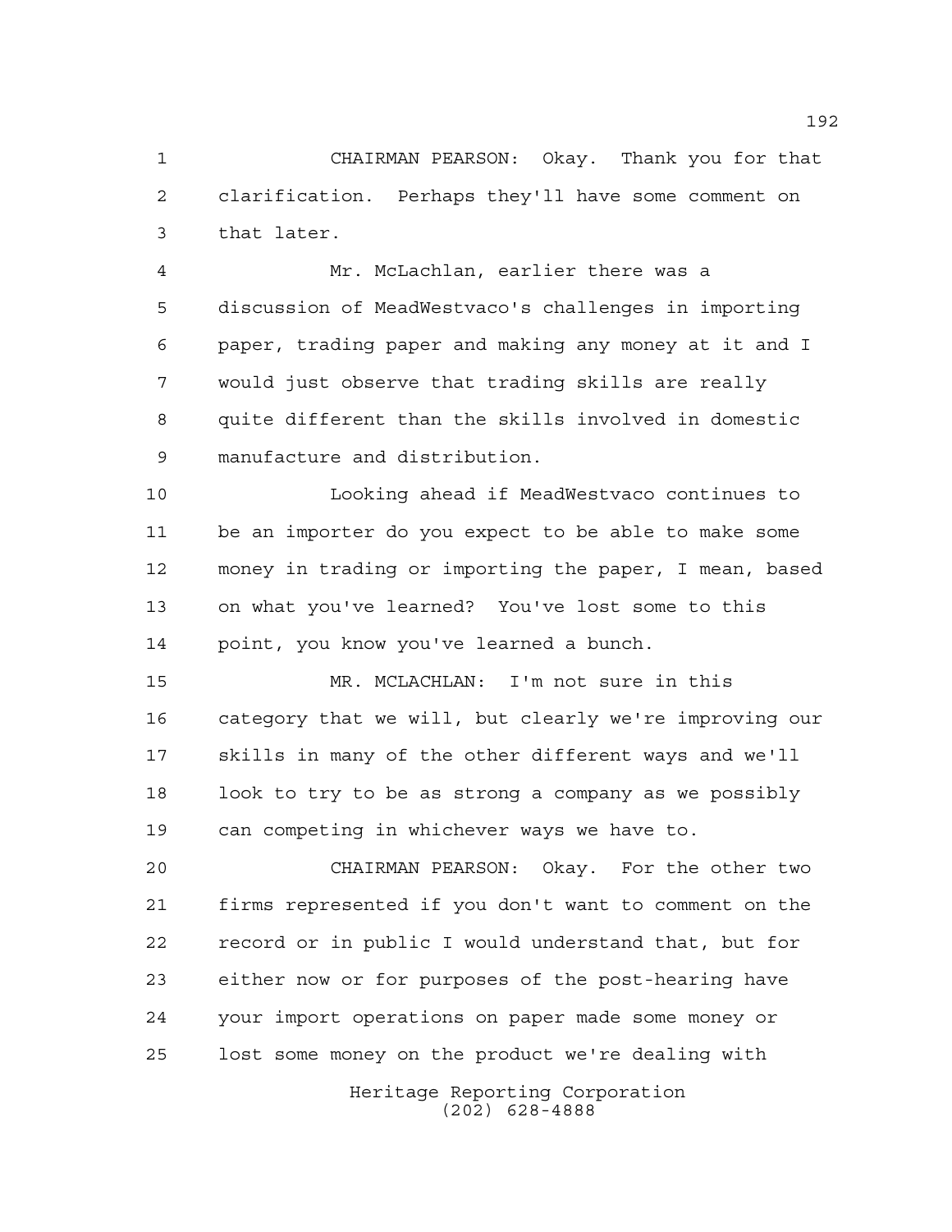CHAIRMAN PEARSON: Okay. Thank you for that clarification. Perhaps they'll have some comment on that later.

Mr. McLachlan, earlier there was a discussion of MeadWestvaco's challenges in importing paper, trading paper and making any money at it and I would just observe that trading skills are really quite different than the skills involved in domestic manufacture and distribution.

Looking ahead if MeadWestvaco continues to be an importer do you expect to be able to make some money in trading or importing the paper, I mean, based on what you've learned? You've lost some to this point, you know you've learned a bunch.

MR. MCLACHLAN: I'm not sure in this category that we will, but clearly we're improving our skills in many of the other different ways and we'll look to try to be as strong a company as we possibly can competing in whichever ways we have to.

CHAIRMAN PEARSON: Okay. For the other two firms represented if you don't want to comment on the record or in public I would understand that, but for either now or for purposes of the post-hearing have your import operations on paper made some money or lost some money on the product we're dealing with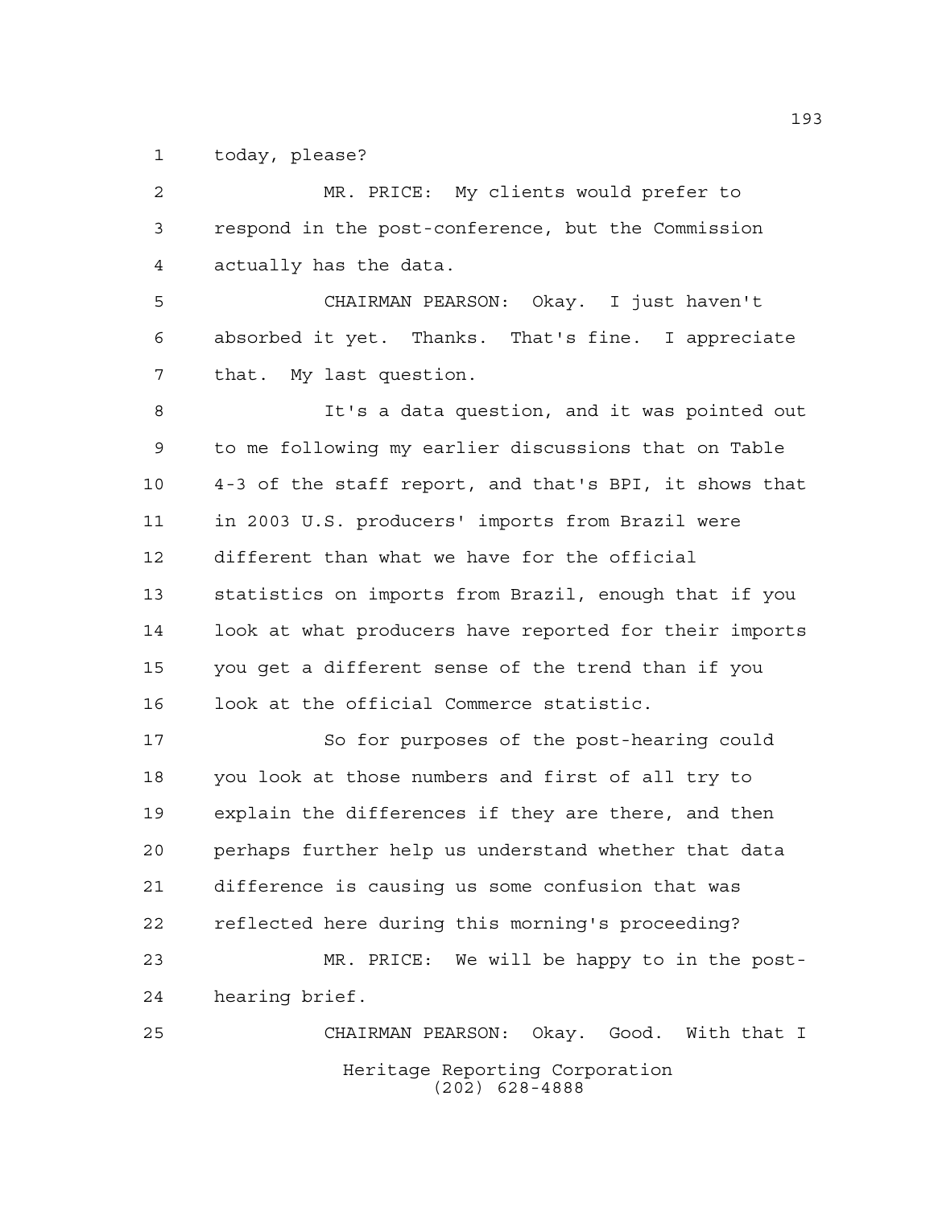today, please?

MR. PRICE: My clients would prefer to respond in the post-conference, but the Commission actually has the data.

CHAIRMAN PEARSON: Okay. I just haven't absorbed it yet. Thanks. That's fine. I appreciate that. My last question.

It's a data question, and it was pointed out to me following my earlier discussions that on Table 4-3 of the staff report, and that's BPI, it shows that in 2003 U.S. producers' imports from Brazil were different than what we have for the official statistics on imports from Brazil, enough that if you look at what producers have reported for their imports you get a different sense of the trend than if you look at the official Commerce statistic.

So for purposes of the post-hearing could you look at those numbers and first of all try to explain the differences if they are there, and then perhaps further help us understand whether that data difference is causing us some confusion that was reflected here during this morning's proceeding?

MR. PRICE: We will be happy to in the post-hearing brief.

CHAIRMAN PEARSON: Okay. Good. With that I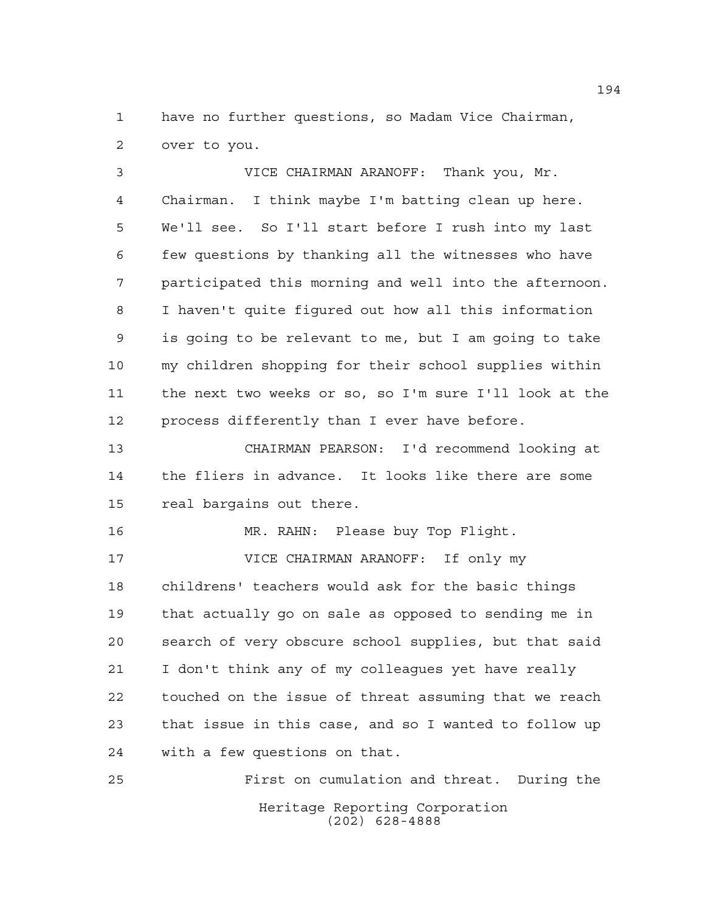have no further questions, so Madam Vice Chairman, over to you.

VICE CHAIRMAN ARANOFF: Thank you, Mr. Chairman. I think maybe I'm batting clean up here. We'll see. So I'll start before I rush into my last few questions by thanking all the witnesses who have participated this morning and well into the afternoon. I haven't quite figured out how all this information is going to be relevant to me, but I am going to take my children shopping for their school supplies within the next two weeks or so, so I'm sure I'll look at the process differently than I ever have before.

CHAIRMAN PEARSON: I'd recommend looking at the fliers in advance. It looks like there are some real bargains out there.

MR. RAHN: Please buy Top Flight.

VICE CHAIRMAN ARANOFF: If only my childrens' teachers would ask for the basic things that actually go on sale as opposed to sending me in search of very obscure school supplies, but that said I don't think any of my colleagues yet have really touched on the issue of threat assuming that we reach that issue in this case, and so I wanted to follow up with a few questions on that.

First on cumulation and threat. During the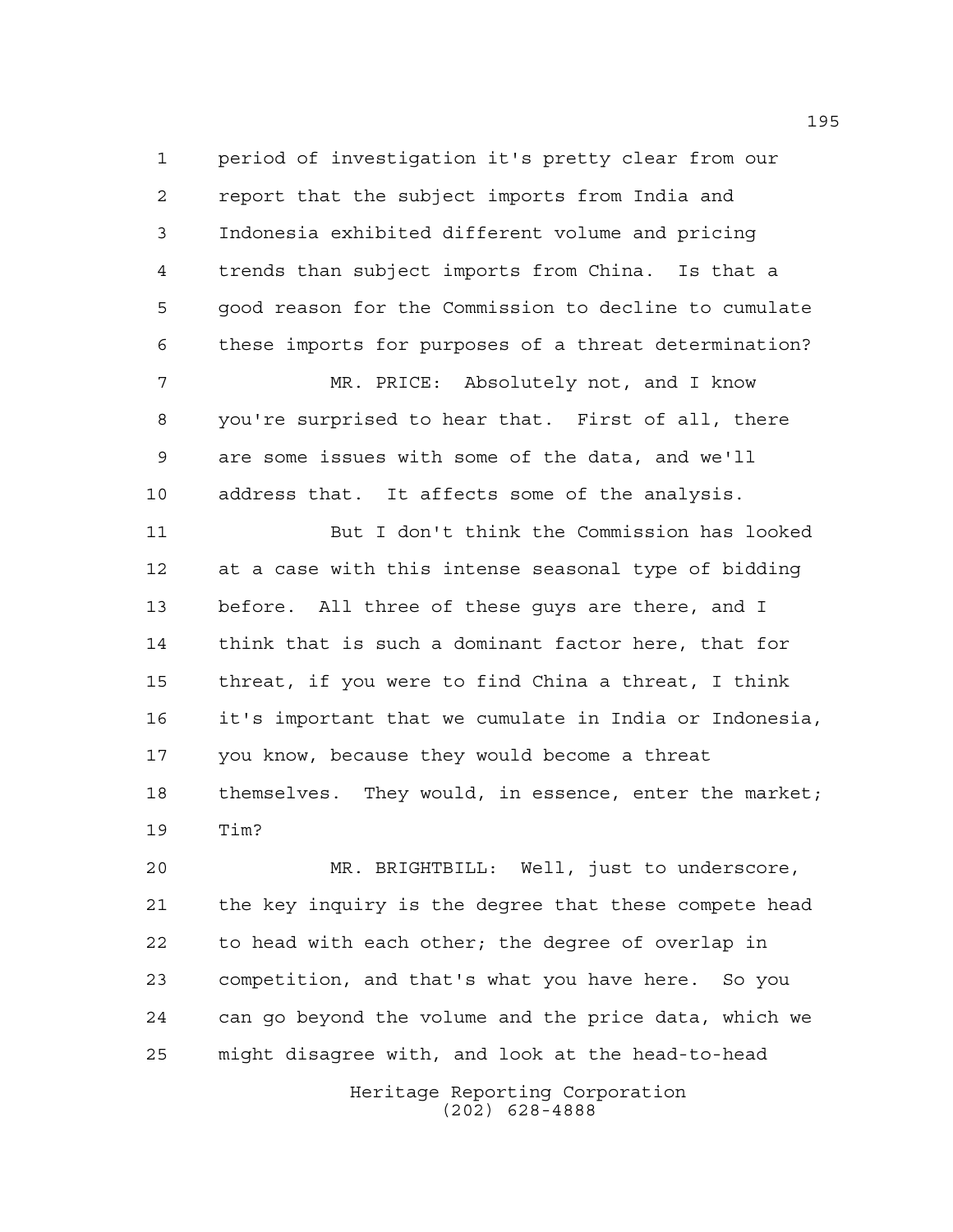period of investigation it's pretty clear from our report that the subject imports from India and Indonesia exhibited different volume and pricing trends than subject imports from China. Is that a good reason for the Commission to decline to cumulate these imports for purposes of a threat determination?

MR. PRICE: Absolutely not, and I know you're surprised to hear that. First of all, there are some issues with some of the data, and we'll address that. It affects some of the analysis.

But I don't think the Commission has looked at a case with this intense seasonal type of bidding before. All three of these guys are there, and I think that is such a dominant factor here, that for threat, if you were to find China a threat, I think it's important that we cumulate in India or Indonesia, you know, because they would become a threat themselves. They would, in essence, enter the market; Tim?

MR. BRIGHTBILL: Well, just to underscore, the key inquiry is the degree that these compete head to head with each other; the degree of overlap in competition, and that's what you have here. So you can go beyond the volume and the price data, which we might disagree with, and look at the head-to-head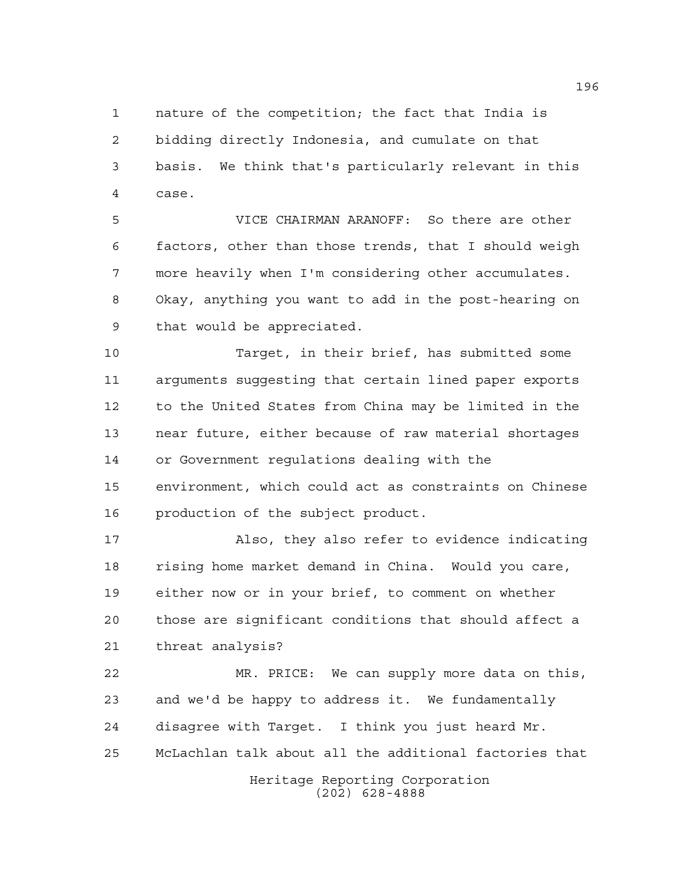nature of the competition; the fact that India is bidding directly Indonesia, and cumulate on that basis. We think that's particularly relevant in this case.

VICE CHAIRMAN ARANOFF: So there are other factors, other than those trends, that I should weigh more heavily when I'm considering other accumulates. Okay, anything you want to add in the post-hearing on that would be appreciated.

Target, in their brief, has submitted some arguments suggesting that certain lined paper exports to the United States from China may be limited in the near future, either because of raw material shortages or Government regulations dealing with the environment, which could act as constraints on Chinese production of the subject product.

Also, they also refer to evidence indicating rising home market demand in China. Would you care, either now or in your brief, to comment on whether those are significant conditions that should affect a threat analysis?

MR. PRICE: We can supply more data on this, and we'd be happy to address it. We fundamentally disagree with Target. I think you just heard Mr. McLachlan talk about all the additional factories that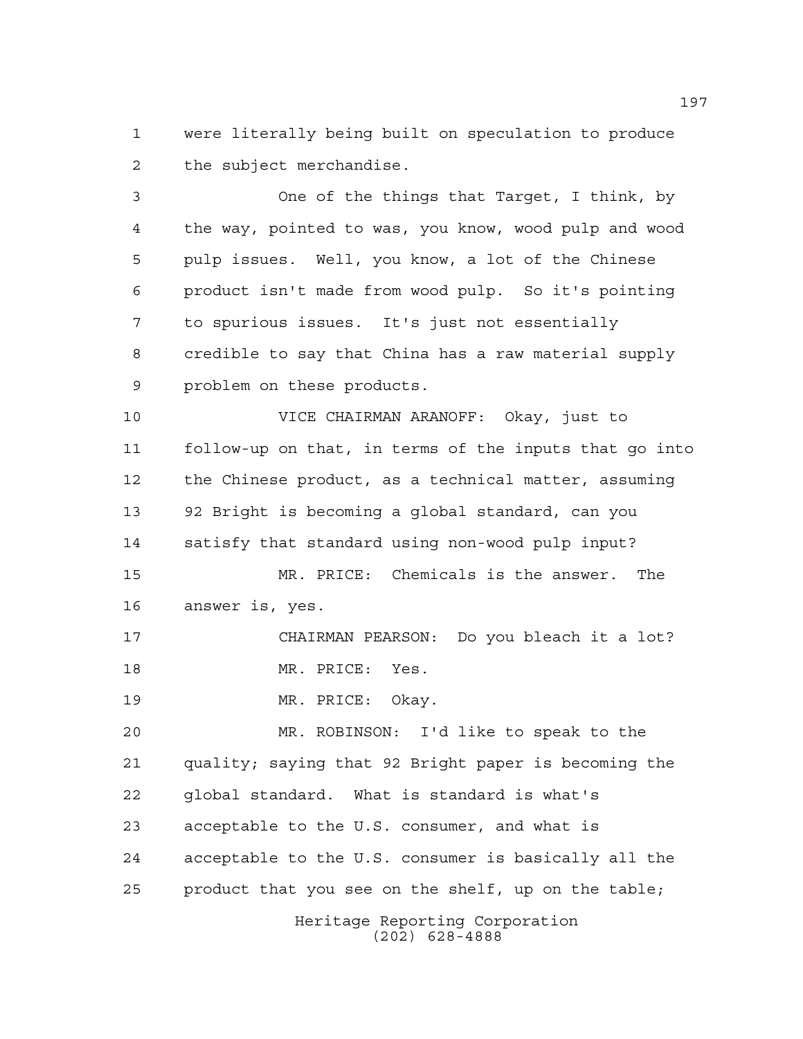were literally being built on speculation to produce the subject merchandise.

One of the things that Target, I think, by the way, pointed to was, you know, wood pulp and wood pulp issues. Well, you know, a lot of the Chinese product isn't made from wood pulp. So it's pointing to spurious issues. It's just not essentially credible to say that China has a raw material supply problem on these products.

VICE CHAIRMAN ARANOFF: Okay, just to follow-up on that, in terms of the inputs that go into the Chinese product, as a technical matter, assuming 92 Bright is becoming a global standard, can you satisfy that standard using non-wood pulp input?

MR. PRICE: Chemicals is the answer. The answer is, yes.

CHAIRMAN PEARSON: Do you bleach it a lot?

MR. PRICE: Yes.

MR. PRICE: Okay.

MR. ROBINSON: I'd like to speak to the quality; saying that 92 Bright paper is becoming the global standard. What is standard is what's acceptable to the U.S. consumer, and what is acceptable to the U.S. consumer is basically all the product that you see on the shelf, up on the table;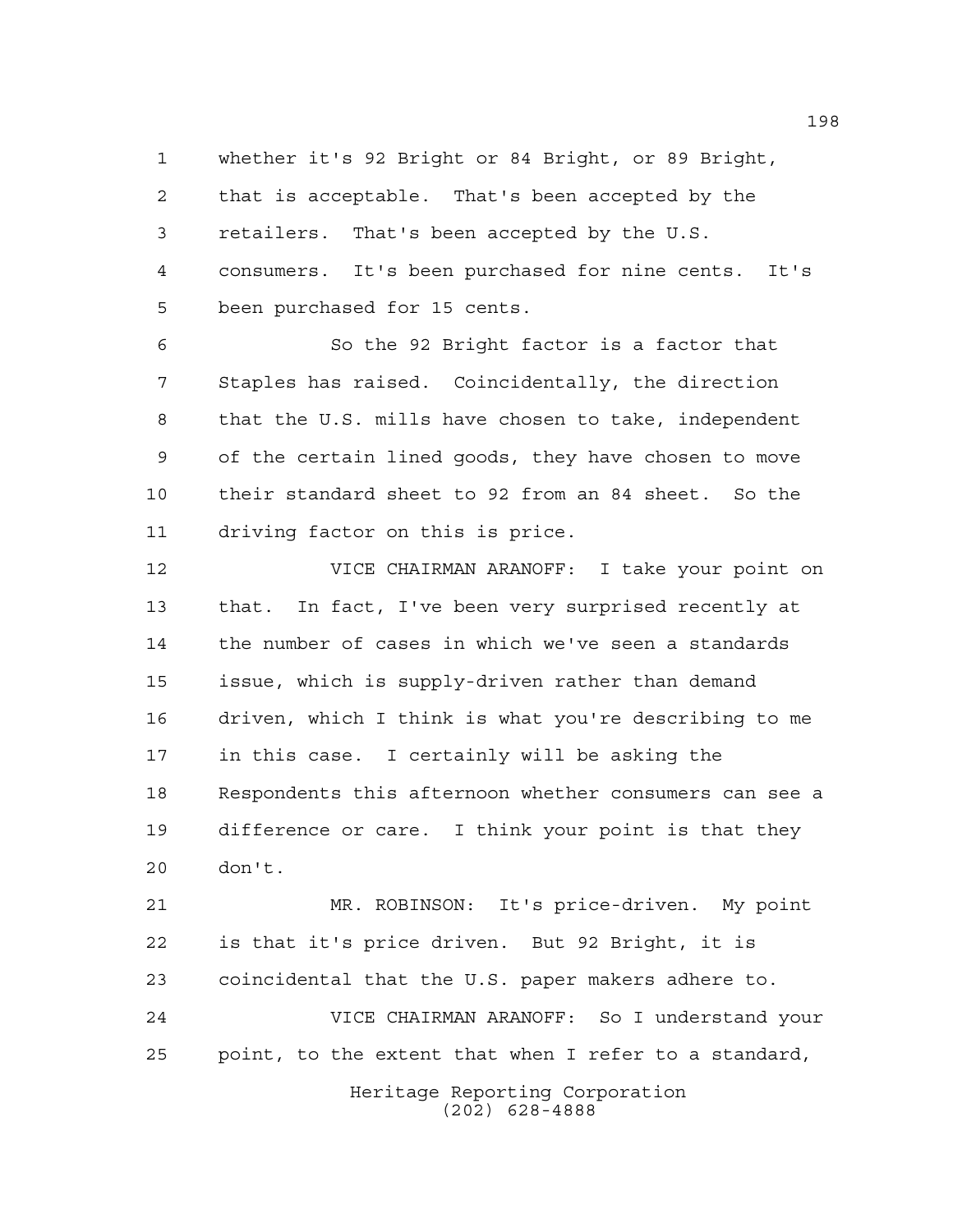whether it's 92 Bright or 84 Bright, or 89 Bright, that is acceptable. That's been accepted by the retailers. That's been accepted by the U.S. consumers. It's been purchased for nine cents. It's been purchased for 15 cents.

So the 92 Bright factor is a factor that Staples has raised. Coincidentally, the direction that the U.S. mills have chosen to take, independent of the certain lined goods, they have chosen to move their standard sheet to 92 from an 84 sheet. So the driving factor on this is price.

VICE CHAIRMAN ARANOFF: I take your point on that. In fact, I've been very surprised recently at the number of cases in which we've seen a standards issue, which is supply-driven rather than demand driven, which I think is what you're describing to me in this case. I certainly will be asking the Respondents this afternoon whether consumers can see a difference or care. I think your point is that they don't.

MR. ROBINSON: It's price-driven. My point is that it's price driven. But 92 Bright, it is coincidental that the U.S. paper makers adhere to.

VICE CHAIRMAN ARANOFF: So I understand your point, to the extent that when I refer to a standard,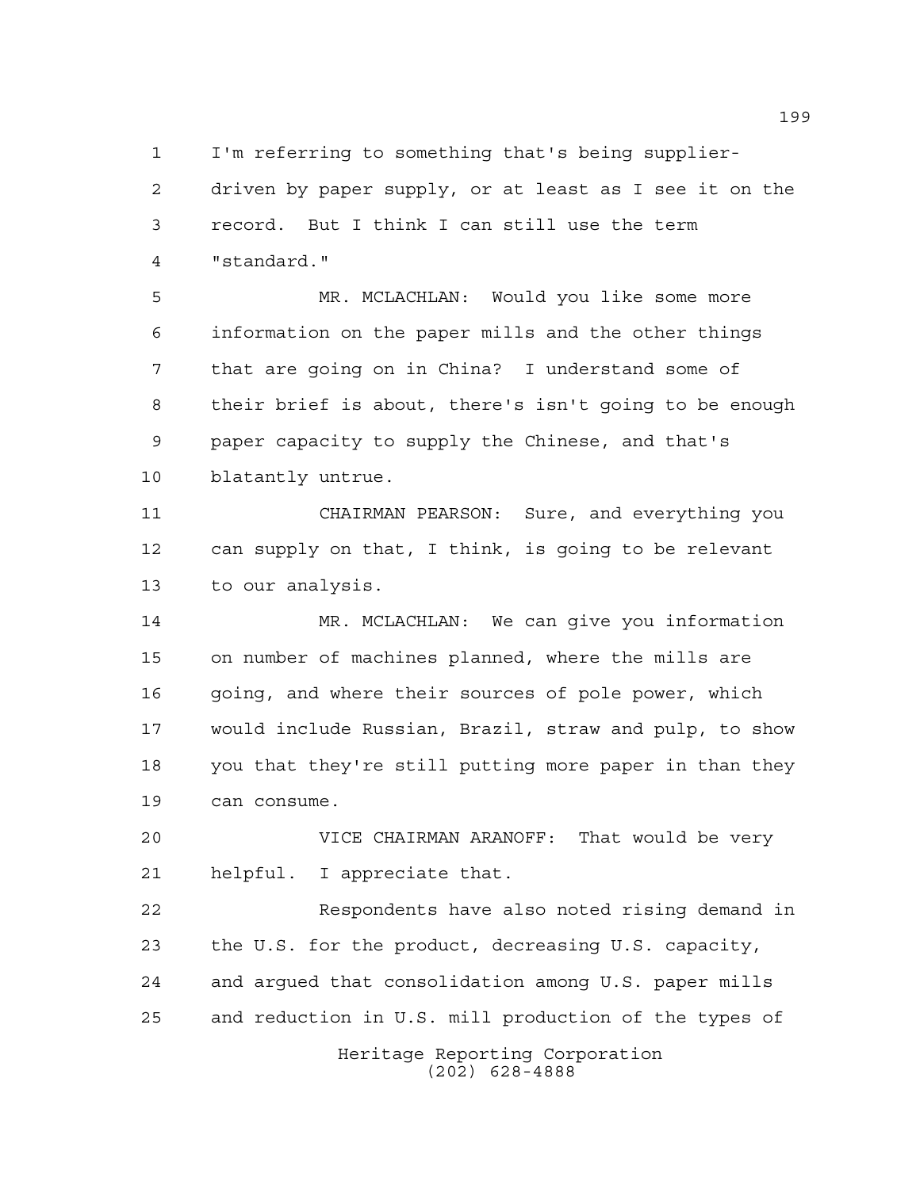I'm referring to something that's being supplier-driven by paper supply, or at least as I see it on the record. But I think I can still use the term "standard."

MR. MCLACHLAN: Would you like some more information on the paper mills and the other things that are going on in China? I understand some of their brief is about, there's isn't going to be enough paper capacity to supply the Chinese, and that's blatantly untrue.

CHAIRMAN PEARSON: Sure, and everything you can supply on that, I think, is going to be relevant to our analysis.

MR. MCLACHLAN: We can give you information on number of machines planned, where the mills are going, and where their sources of pole power, which would include Russian, Brazil, straw and pulp, to show you that they're still putting more paper in than they can consume.

VICE CHAIRMAN ARANOFF: That would be very helpful. I appreciate that.

Respondents have also noted rising demand in the U.S. for the product, decreasing U.S. capacity, and argued that consolidation among U.S. paper mills and reduction in U.S. mill production of the types of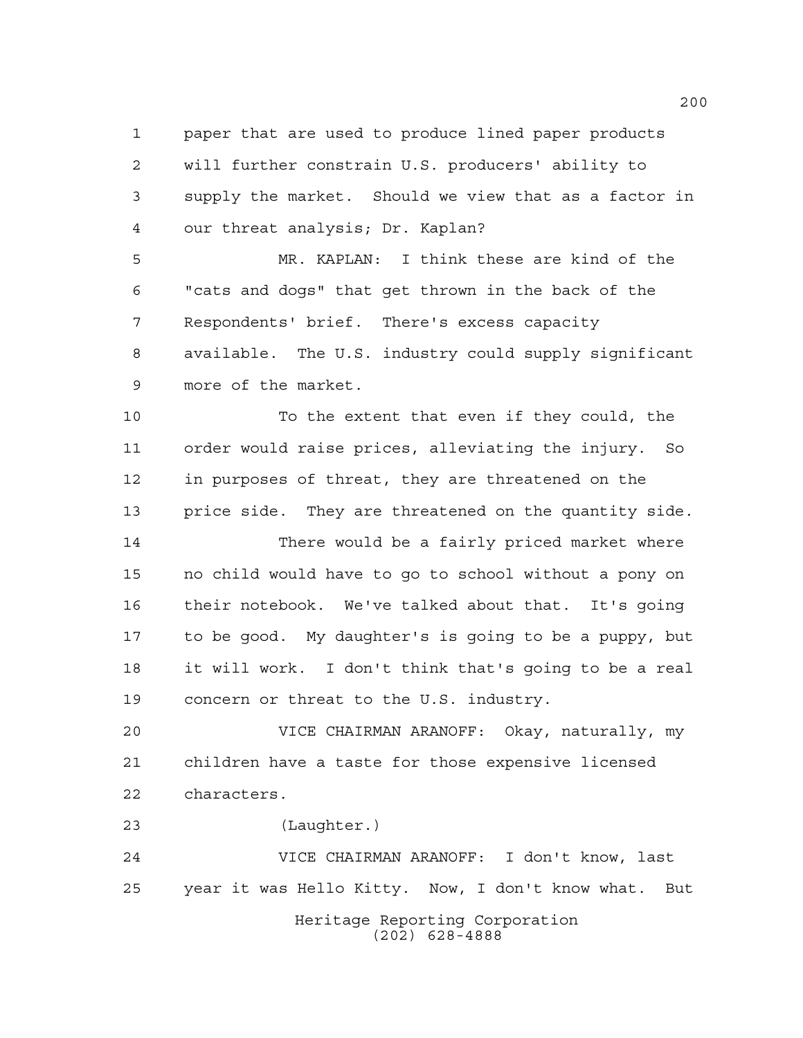paper that are used to produce lined paper products will further constrain U.S. producers' ability to supply the market. Should we view that as a factor in our threat analysis; Dr. Kaplan?

MR. KAPLAN: I think these are kind of the "cats and dogs" that get thrown in the back of the Respondents' brief. There's excess capacity available. The U.S. industry could supply significant more of the market.

To the extent that even if they could, the order would raise prices, alleviating the injury. So in purposes of threat, they are threatened on the price side. They are threatened on the quantity side.

There would be a fairly priced market where no child would have to go to school without a pony on their notebook. We've talked about that. It's going to be good. My daughter's is going to be a puppy, but it will work. I don't think that's going to be a real concern or threat to the U.S. industry.

VICE CHAIRMAN ARANOFF: Okay, naturally, my children have a taste for those expensive licensed characters.

(Laughter.)

VICE CHAIRMAN ARANOFF: I don't know, last year it was Hello Kitty. Now, I don't know what. But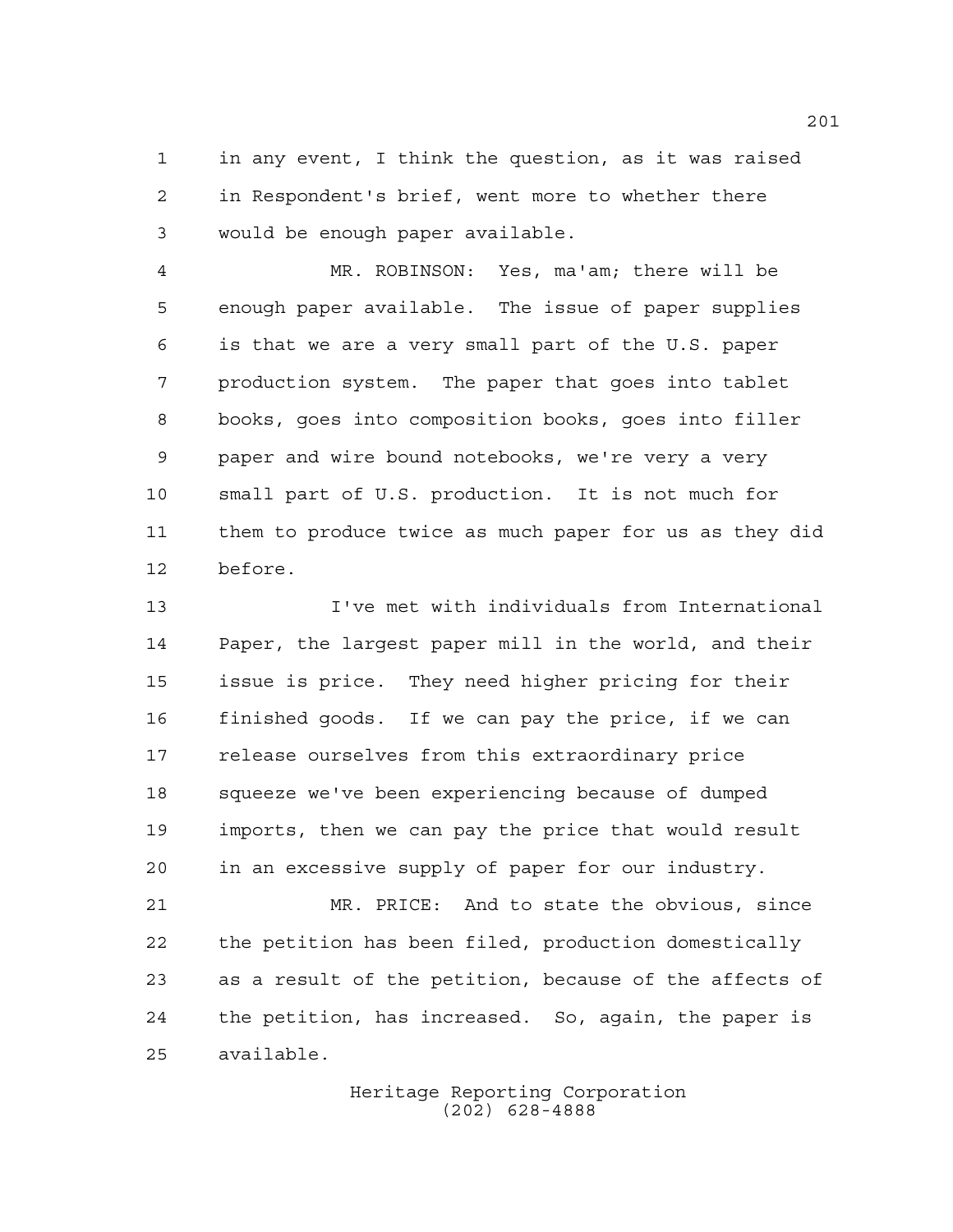in any event, I think the question, as it was raised in Respondent's brief, went more to whether there would be enough paper available.

MR. ROBINSON: Yes, ma'am; there will be enough paper available. The issue of paper supplies is that we are a very small part of the U.S. paper production system. The paper that goes into tablet books, goes into composition books, goes into filler paper and wire bound notebooks, we're very a very small part of U.S. production. It is not much for them to produce twice as much paper for us as they did before.

I've met with individuals from International Paper, the largest paper mill in the world, and their issue is price. They need higher pricing for their finished goods. If we can pay the price, if we can release ourselves from this extraordinary price squeeze we've been experiencing because of dumped imports, then we can pay the price that would result in an excessive supply of paper for our industry.

MR. PRICE: And to state the obvious, since the petition has been filed, production domestically as a result of the petition, because of the affects of the petition, has increased. So, again, the paper is available.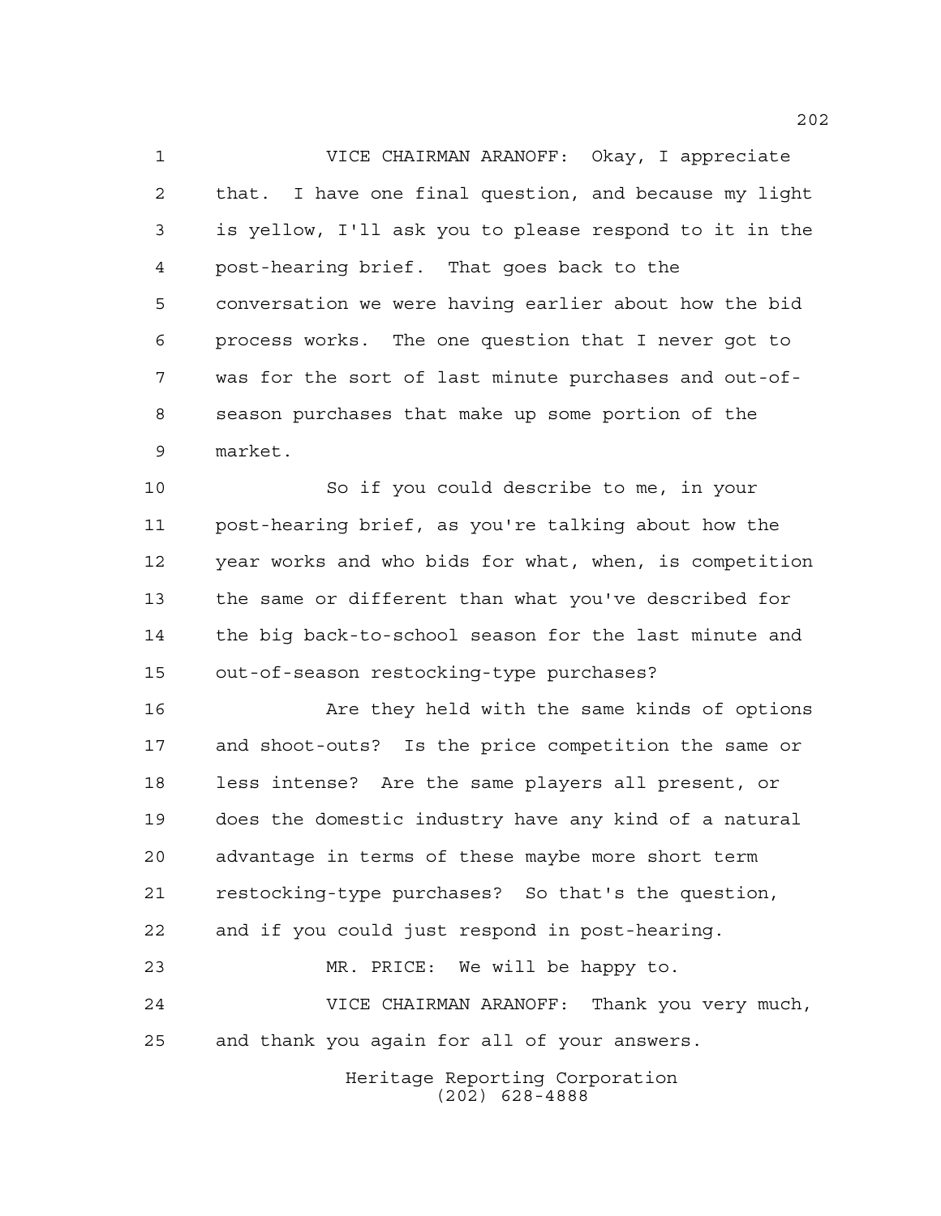VICE CHAIRMAN ARANOFF: Okay, I appreciate that. I have one final question, and because my light is yellow, I'll ask you to please respond to it in the post-hearing brief. That goes back to the conversation we were having earlier about how the bid process works. The one question that I never got to was for the sort of last minute purchases and out-of-season purchases that make up some portion of the market.

So if you could describe to me, in your post-hearing brief, as you're talking about how the year works and who bids for what, when, is competition the same or different than what you've described for the big back-to-school season for the last minute and out-of-season restocking-type purchases?

Are they held with the same kinds of options and shoot-outs? Is the price competition the same or less intense? Are the same players all present, or does the domestic industry have any kind of a natural advantage in terms of these maybe more short term restocking-type purchases? So that's the question, and if you could just respond in post-hearing.

MR. PRICE: We will be happy to.

VICE CHAIRMAN ARANOFF: Thank you very much, and thank you again for all of your answers.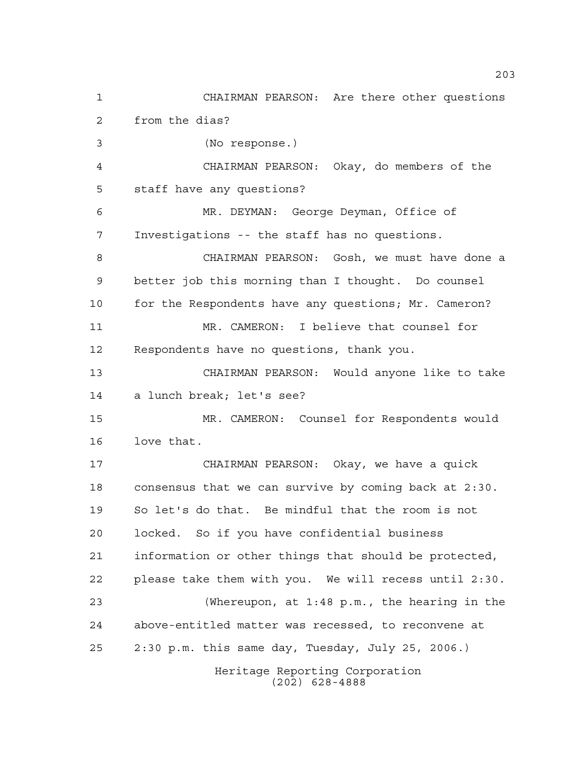CHAIRMAN PEARSON: Are there other questions from the dias?

(No response.)

CHAIRMAN PEARSON: Okay, do members of the staff have any questions?

MR. DEYMAN: George Deyman, Office of Investigations -- the staff has no questions.

CHAIRMAN PEARSON: Gosh, we must have done a better job this morning than I thought. Do counsel for the Respondents have any questions; Mr. Cameron?

MR. CAMERON: I believe that counsel for Respondents have no questions, thank you.

CHAIRMAN PEARSON: Would anyone like to take a lunch break; let's see?

MR. CAMERON: Counsel for Respondents would love that.

CHAIRMAN PEARSON: Okay, we have a quick consensus that we can survive by coming back at 2:30. So let's do that. Be mindful that the room is not locked. So if you have confidential business information or other things that should be protected, please take them with you. We will recess until 2:30.

(Whereupon, at 1:48 p.m., the hearing in the above-entitled matter was recessed, to reconvene at 2:30 p.m. this same day, Tuesday, July 25, 2006.)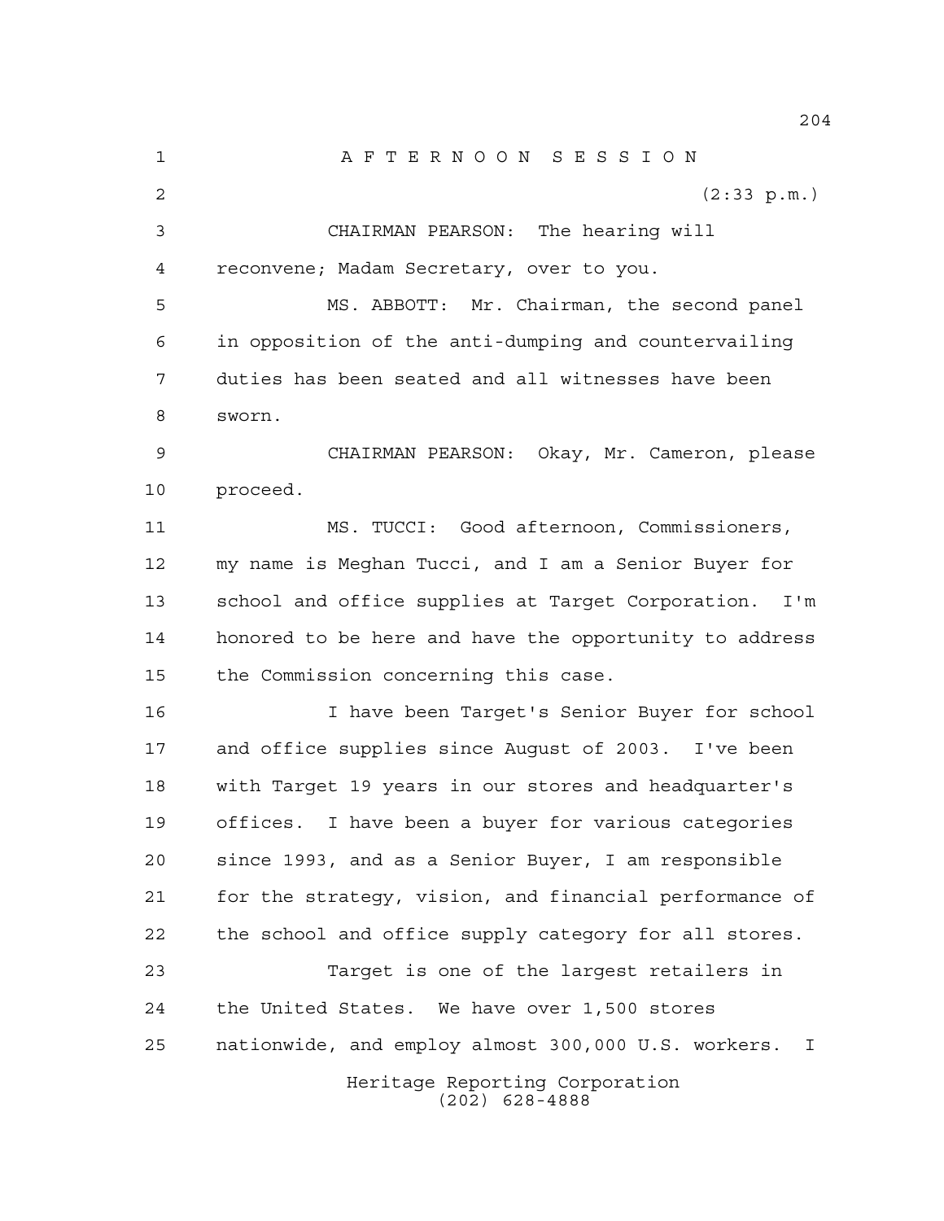# A F T E R N O O N  S E S S I O N

(2:33 p.m.)

CHAIRMAN PEARSON: The hearing will reconvene; Madam Secretary, over to you.

MS. ABBOTT: Mr. Chairman, the second panel in opposition of the anti-dumping and countervailing duties has been seated and all witnesses have been sworn.

CHAIRMAN PEARSON: Okay, Mr. Cameron, please proceed.

MS. TUCCI: Good afternoon, Commissioners, my name is Meghan Tucci, and I am a Senior Buyer for school and office supplies at Target Corporation. I'm honored to be here and have the opportunity to address the Commission concerning this case.

I have been Target's Senior Buyer for school and office supplies since August of 2003. I've been with Target 19 years in our stores and headquarter's offices. I have been a buyer for various categories since 1993, and as a Senior Buyer, I am responsible for the strategy, vision, and financial performance of the school and office supply category for all stores.

Target is one of the largest retailers in the United States. We have over 1,500 stores nationwide, and employ almost 300,000 U.S. workers. I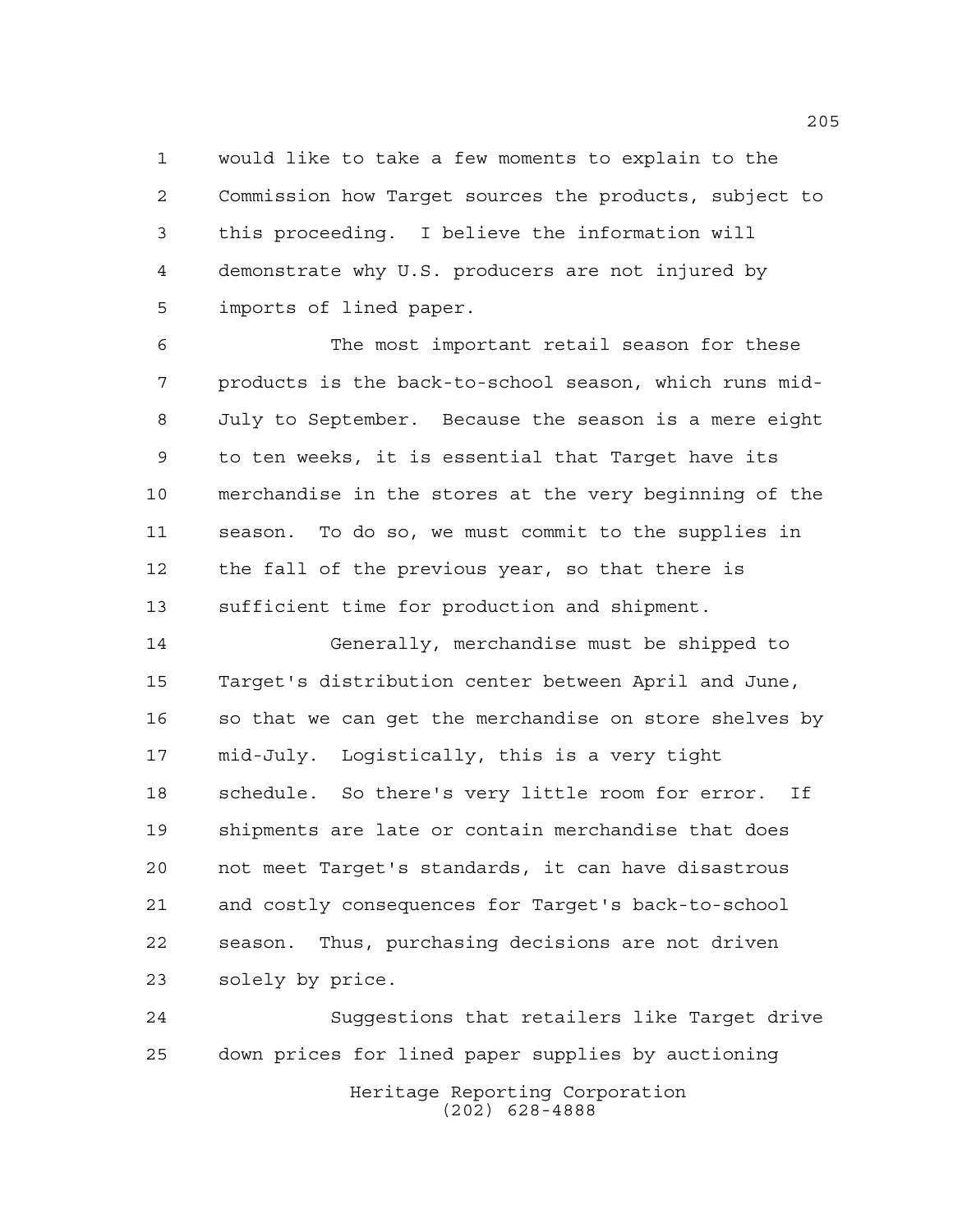would like to take a few moments to explain to the Commission how Target sources the products, subject to this proceeding. I believe the information will demonstrate why U.S. producers are not injured by imports of lined paper.

The most important retail season for these products is the back-to-school season, which runs mid-July to September. Because the season is a mere eight to ten weeks, it is essential that Target have its merchandise in the stores at the very beginning of the season. To do so, we must commit to the supplies in the fall of the previous year, so that there is sufficient time for production and shipment.

Generally, merchandise must be shipped to Target's distribution center between April and June, so that we can get the merchandise on store shelves by mid-July. Logistically, this is a very tight schedule. So there's very little room for error. If shipments are late or contain merchandise that does not meet Target's standards, it can have disastrous and costly consequences for Target's back-to-school season. Thus, purchasing decisions are not driven solely by price.

Suggestions that retailers like Target drive down prices for lined paper supplies by auctioning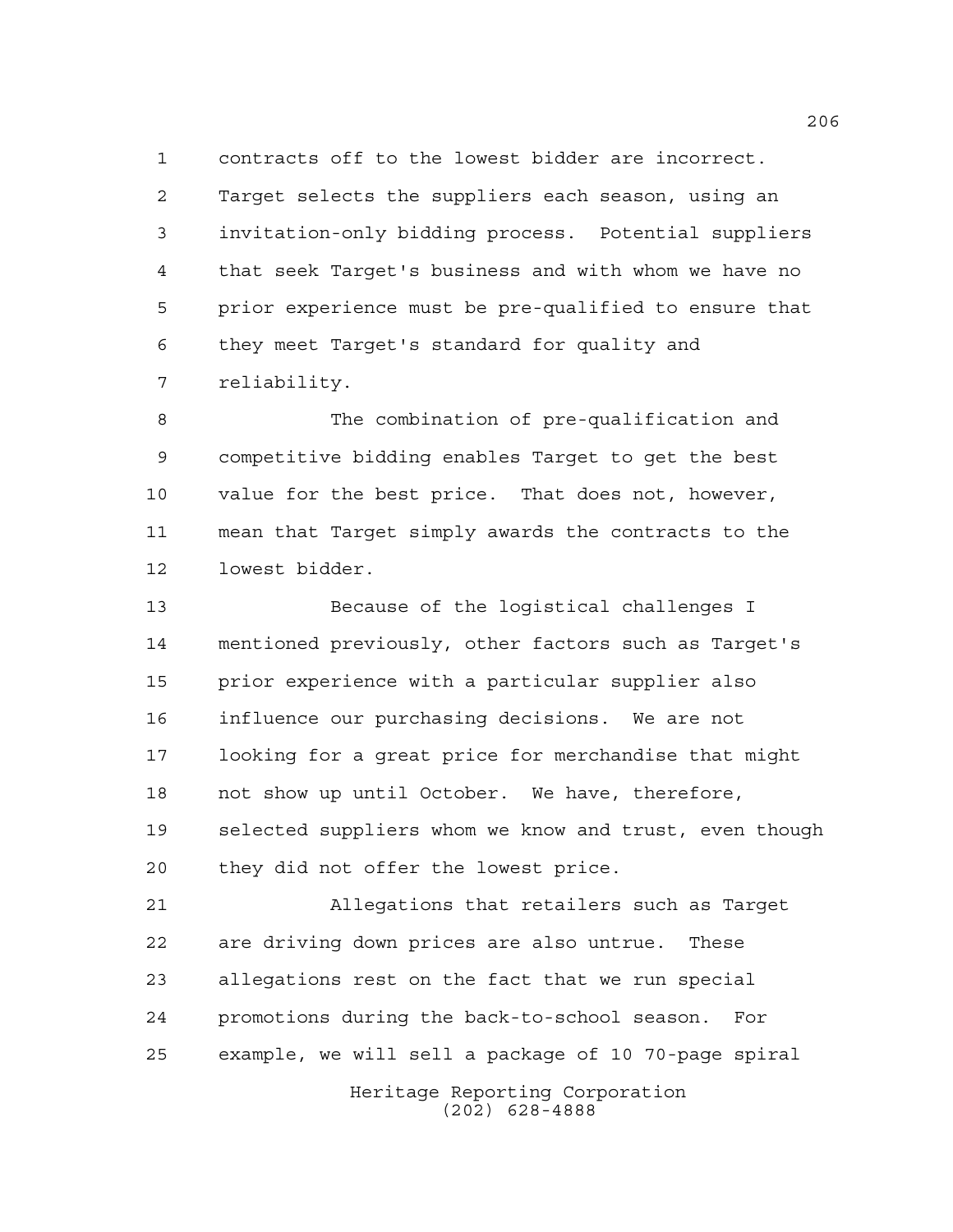contracts off to the lowest bidder are incorrect. Target selects the suppliers each season, using an invitation-only bidding process. Potential suppliers that seek Target's business and with whom we have no prior experience must be pre-qualified to ensure that they meet Target's standard for quality and reliability.

The combination of pre-qualification and competitive bidding enables Target to get the best value for the best price. That does not, however, mean that Target simply awards the contracts to the lowest bidder.

Because of the logistical challenges I mentioned previously, other factors such as Target's prior experience with a particular supplier also influence our purchasing decisions. We are not looking for a great price for merchandise that might not show up until October. We have, therefore, selected suppliers whom we know and trust, even though they did not offer the lowest price.

Allegations that retailers such as Target are driving down prices are also untrue. These allegations rest on the fact that we run special promotions during the back-to-school season. For example, we will sell a package of 10 70-page spiral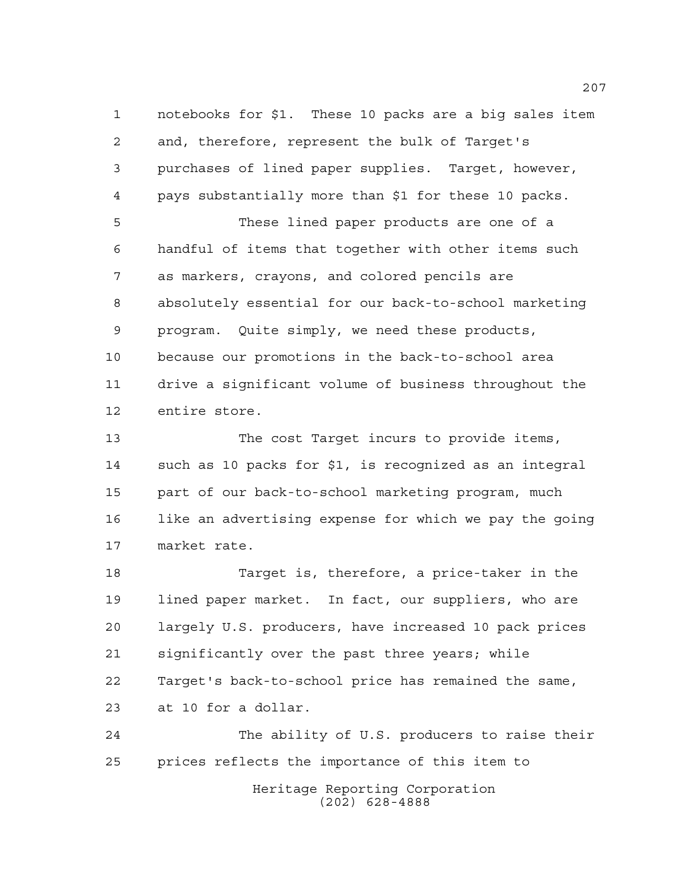notebooks for $1. These 10 packs are a big sales item and, therefore, represent the bulk of Target's purchases of lined paper supplies. Target, however, pays substantially more than $1 for these 10 packs.

These lined paper products are one of a handful of items that together with other items such as markers, crayons, and colored pencils are absolutely essential for our back-to-school marketing program. Quite simply, we need these products, because our promotions in the back-to-school area drive a significant volume of business throughout the entire store.

The cost Target incurs to provide items, such as 10 packs for $1, is recognized as an integral part of our back-to-school marketing program, much like an advertising expense for which we pay the going market rate.

Target is, therefore, a price-taker in the lined paper market. In fact, our suppliers, who are largely U.S. producers, have increased 10 pack prices significantly over the past three years; while Target's back-to-school price has remained the same, at 10 for a dollar.

The ability of U.S. producers to raise their prices reflects the importance of this item to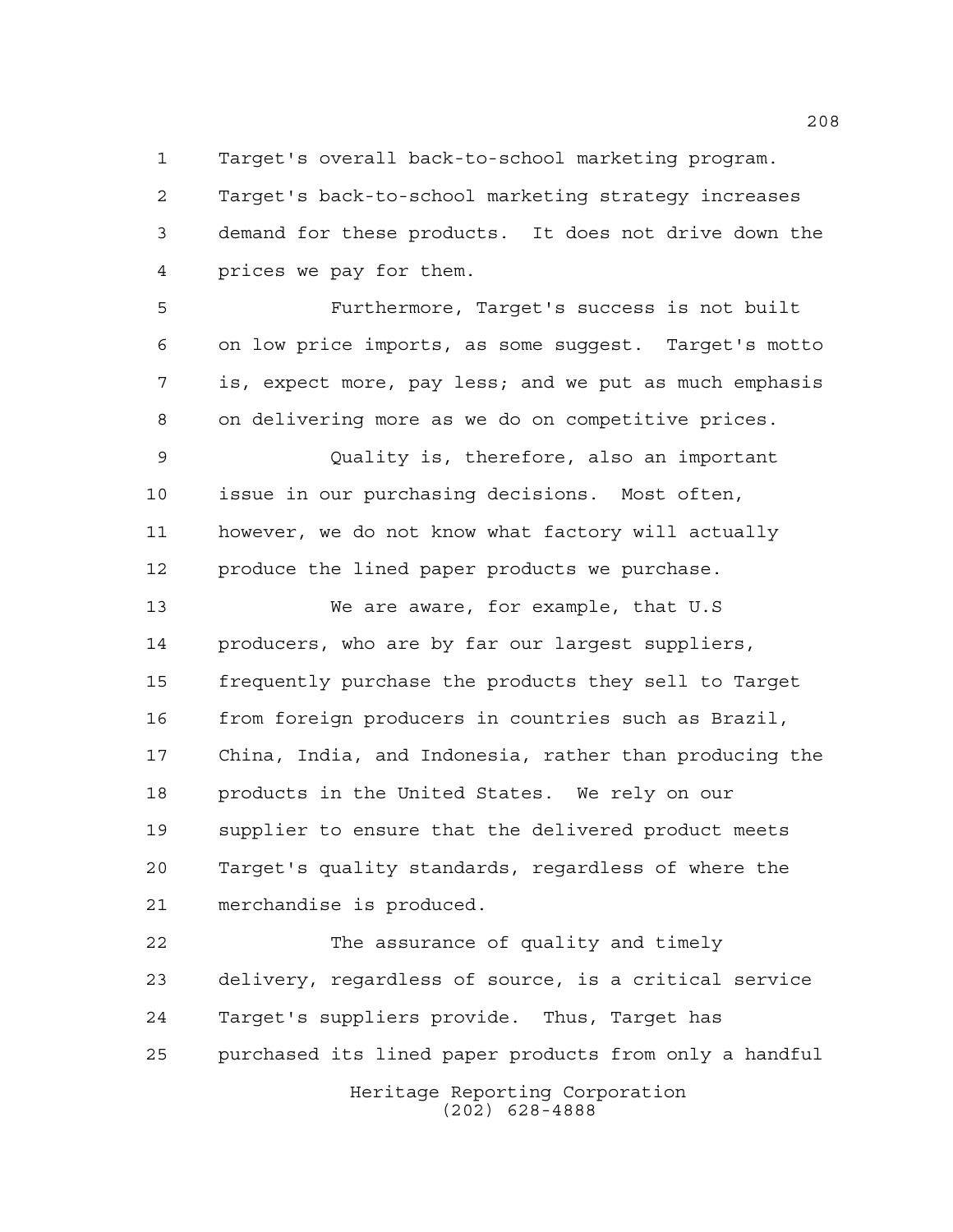Target's overall back-to-school marketing program. Target's back-to-school marketing strategy increases demand for these products. It does not drive down the prices we pay for them.

Furthermore, Target's success is not built on low price imports, as some suggest. Target's motto is, expect more, pay less; and we put as much emphasis on delivering more as we do on competitive prices.

Quality is, therefore, also an important issue in our purchasing decisions. Most often, however, we do not know what factory will actually produce the lined paper products we purchase.

We are aware, for example, that U.S producers, who are by far our largest suppliers, frequently purchase the products they sell to Target from foreign producers in countries such as Brazil, China, India, and Indonesia, rather than producing the products in the United States. We rely on our supplier to ensure that the delivered product meets Target's quality standards, regardless of where the merchandise is produced.

The assurance of quality and timely delivery, regardless of source, is a critical service Target's suppliers provide. Thus, Target has purchased its lined paper products from only a handful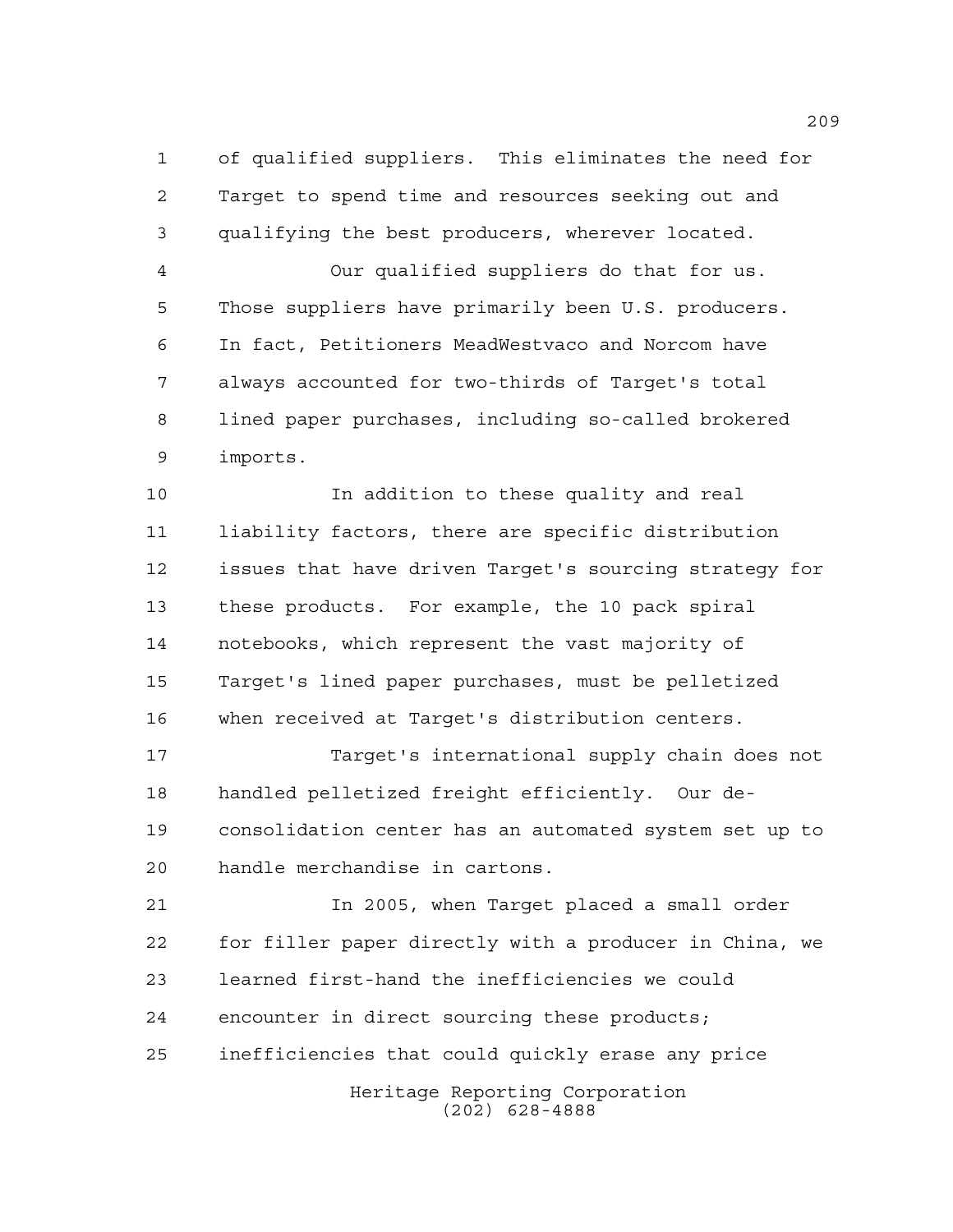of qualified suppliers. This eliminates the need for Target to spend time and resources seeking out and qualifying the best producers, wherever located.

Our qualified suppliers do that for us. Those suppliers have primarily been U.S. producers. In fact, Petitioners MeadWestvaco and Norcom have always accounted for two-thirds of Target's total lined paper purchases, including so-called brokered imports.

In addition to these quality and real liability factors, there are specific distribution issues that have driven Target's sourcing strategy for these products. For example, the 10 pack spiral notebooks, which represent the vast majority of Target's lined paper purchases, must be pelletized when received at Target's distribution centers.

Target's international supply chain does not handled pelletized freight efficiently. Our de-consolidation center has an automated system set up to handle merchandise in cartons.

In 2005, when Target placed a small order for filler paper directly with a producer in China, we learned first-hand the inefficiencies we could encounter in direct sourcing these products; inefficiencies that could quickly erase any price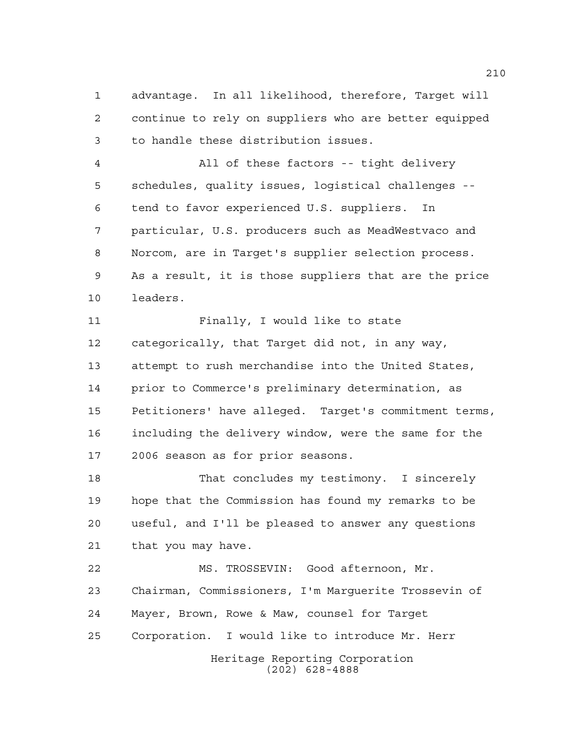advantage. In all likelihood, therefore, Target will continue to rely on suppliers who are better equipped to handle these distribution issues.

All of these factors -- tight delivery schedules, quality issues, logistical challenges -- tend to favor experienced U.S. suppliers. In particular, U.S. producers such as MeadWestvaco and Norcom, are in Target's supplier selection process. As a result, it is those suppliers that are the price leaders.

Finally, I would like to state categorically, that Target did not, in any way, attempt to rush merchandise into the United States, prior to Commerce's preliminary determination, as Petitioners' have alleged. Target's commitment terms, including the delivery window, were the same for the 2006 season as for prior seasons.

That concludes my testimony. I sincerely hope that the Commission has found my remarks to be useful, and I'll be pleased to answer any questions that you may have.

MS. TROSSEVIN: Good afternoon, Mr. Chairman, Commissioners, I'm Marguerite Trossevin of Mayer, Brown, Rowe & Maw, counsel for Target Corporation. I would like to introduce Mr. Herr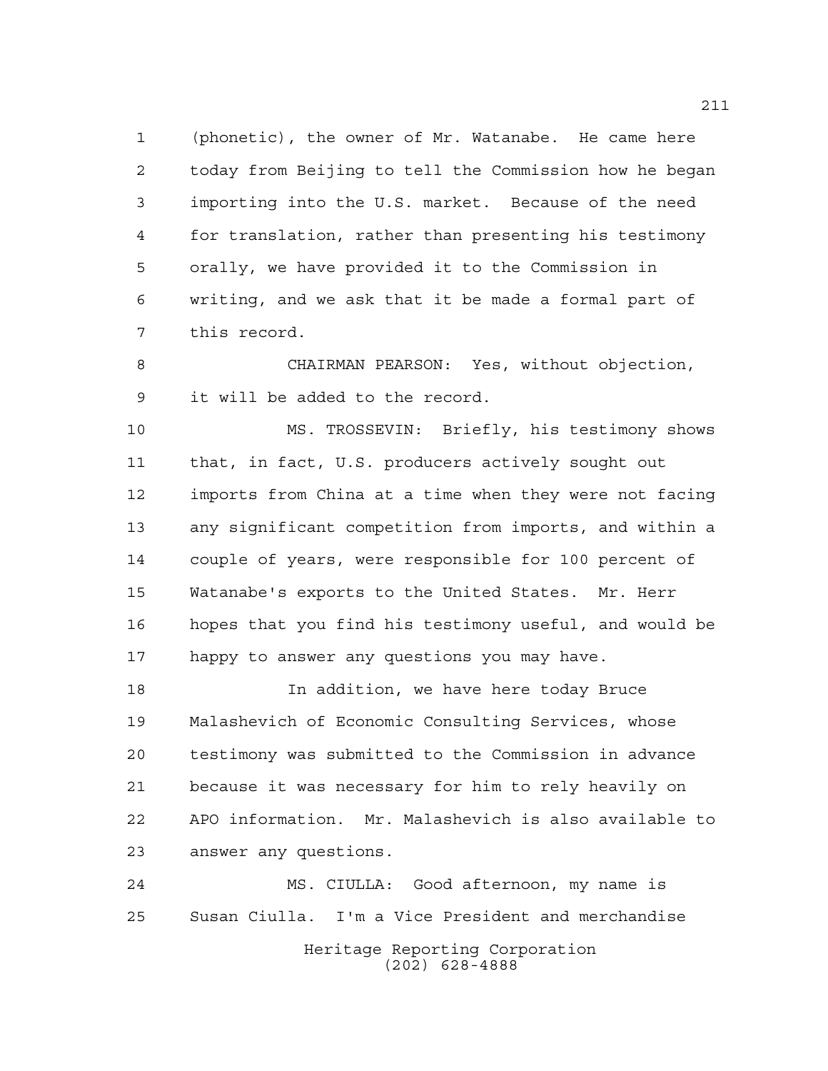(phonetic), the owner of Mr. Watanabe. He came here today from Beijing to tell the Commission how he began importing into the U.S. market. Because of the need for translation, rather than presenting his testimony orally, we have provided it to the Commission in writing, and we ask that it be made a formal part of this record.

CHAIRMAN PEARSON: Yes, without objection, it will be added to the record.

MS. TROSSEVIN: Briefly, his testimony shows that, in fact, U.S. producers actively sought out imports from China at a time when they were not facing any significant competition from imports, and within a couple of years, were responsible for 100 percent of Watanabe's exports to the United States. Mr. Herr hopes that you find his testimony useful, and would be happy to answer any questions you may have.

In addition, we have here today Bruce Malashevich of Economic Consulting Services, whose testimony was submitted to the Commission in advance because it was necessary for him to rely heavily on APO information. Mr. Malashevich is also available to answer any questions.

MS. CIULLA: Good afternoon, my name is Susan Ciulla. I'm a Vice President and merchandise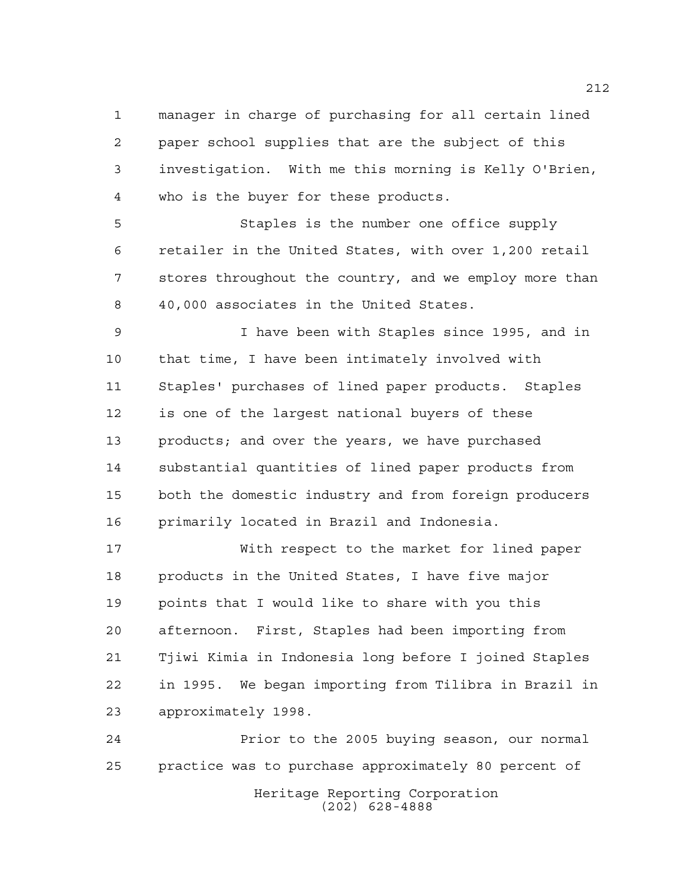manager in charge of purchasing for all certain lined paper school supplies that are the subject of this investigation. With me this morning is Kelly O'Brien, who is the buyer for these products.

Staples is the number one office supply retailer in the United States, with over 1,200 retail stores throughout the country, and we employ more than 40,000 associates in the United States.

I have been with Staples since 1995, and in that time, I have been intimately involved with Staples' purchases of lined paper products. Staples is one of the largest national buyers of these products; and over the years, we have purchased substantial quantities of lined paper products from both the domestic industry and from foreign producers primarily located in Brazil and Indonesia.

With respect to the market for lined paper products in the United States, I have five major points that I would like to share with you this afternoon. First, Staples had been importing from Tjiwi Kimia in Indonesia long before I joined Staples in 1995. We began importing from Tilibra in Brazil in approximately 1998.

Prior to the 2005 buying season, our normal practice was to purchase approximately 80 percent of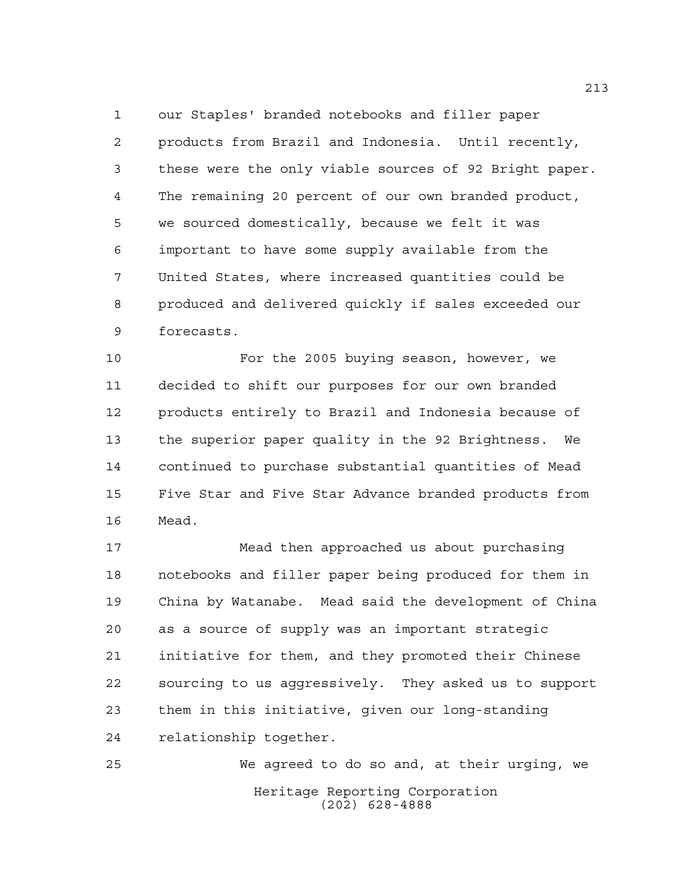our Staples' branded notebooks and filler paper products from Brazil and Indonesia. Until recently, these were the only viable sources of 92 Bright paper. The remaining 20 percent of our own branded product, we sourced domestically, because we felt it was important to have some supply available from the United States, where increased quantities could be produced and delivered quickly if sales exceeded our forecasts.

For the 2005 buying season, however, we decided to shift our purposes for our own branded products entirely to Brazil and Indonesia because of the superior paper quality in the 92 Brightness. We continued to purchase substantial quantities of Mead Five Star and Five Star Advance branded products from Mead.

Mead then approached us about purchasing notebooks and filler paper being produced for them in China by Watanabe. Mead said the development of China as a source of supply was an important strategic initiative for them, and they promoted their Chinese sourcing to us aggressively. They asked us to support them in this initiative, given our long-standing relationship together.

We agreed to do so and, at their urging, we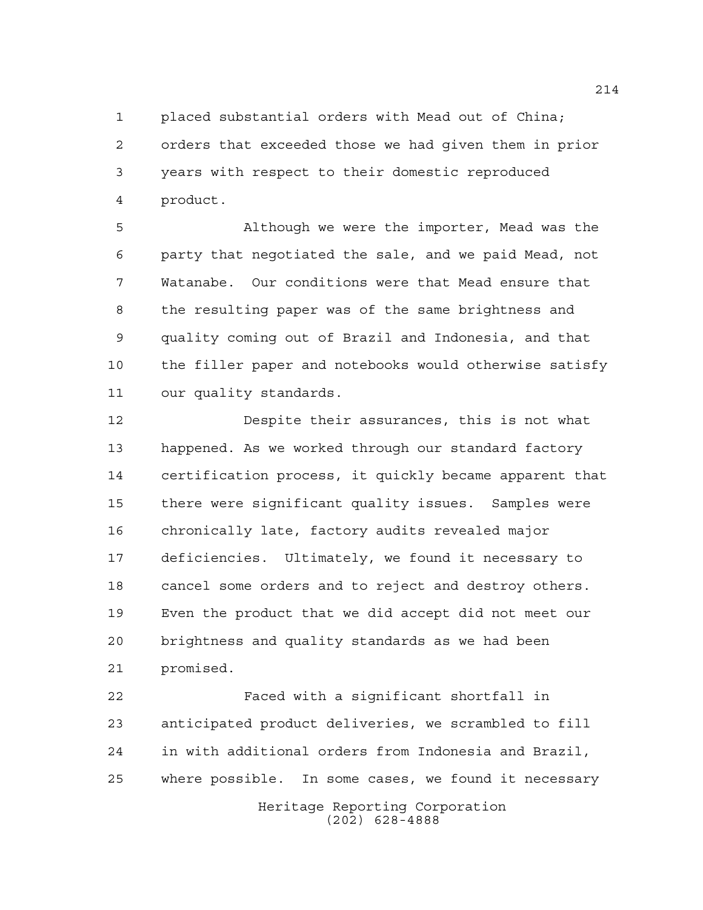placed substantial orders with Mead out of China; orders that exceeded those we had given them in prior years with respect to their domestic reproduced product.

Although we were the importer, Mead was the party that negotiated the sale, and we paid Mead, not Watanabe. Our conditions were that Mead ensure that the resulting paper was of the same brightness and quality coming out of Brazil and Indonesia, and that the filler paper and notebooks would otherwise satisfy our quality standards.

Despite their assurances, this is not what happened. As we worked through our standard factory certification process, it quickly became apparent that there were significant quality issues. Samples were chronically late, factory audits revealed major deficiencies. Ultimately, we found it necessary to cancel some orders and to reject and destroy others. Even the product that we did accept did not meet our brightness and quality standards as we had been promised.

Faced with a significant shortfall in anticipated product deliveries, we scrambled to fill in with additional orders from Indonesia and Brazil, where possible. In some cases, we found it necessary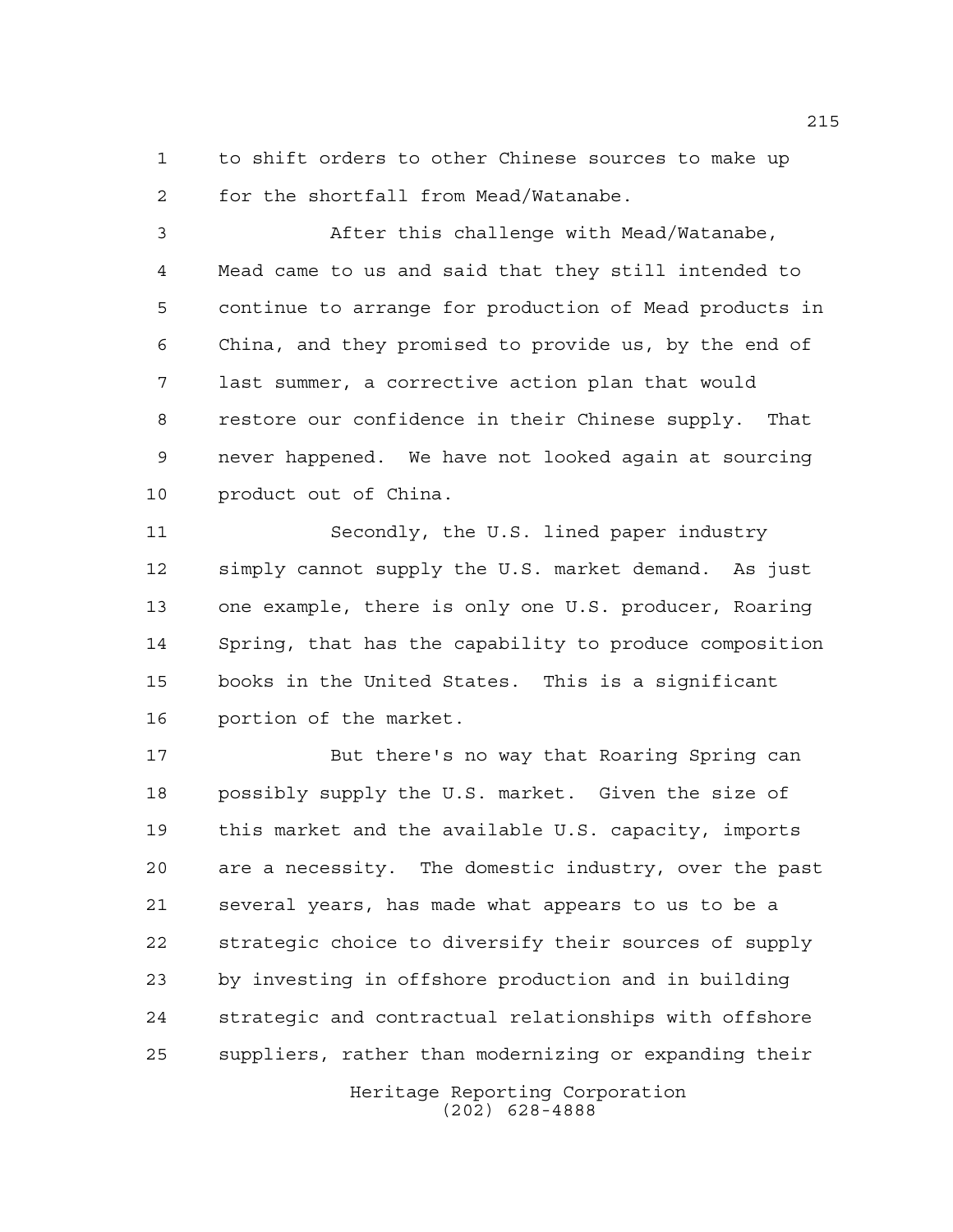to shift orders to other Chinese sources to make up for the shortfall from Mead/Watanabe.

After this challenge with Mead/Watanabe, Mead came to us and said that they still intended to continue to arrange for production of Mead products in China, and they promised to provide us, by the end of last summer, a corrective action plan that would restore our confidence in their Chinese supply. That never happened. We have not looked again at sourcing product out of China.

Secondly, the U.S. lined paper industry simply cannot supply the U.S. market demand. As just one example, there is only one U.S. producer, Roaring Spring, that has the capability to produce composition books in the United States. This is a significant portion of the market.

But there's no way that Roaring Spring can possibly supply the U.S. market. Given the size of this market and the available U.S. capacity, imports are a necessity. The domestic industry, over the past several years, has made what appears to us to be a strategic choice to diversify their sources of supply by investing in offshore production and in building strategic and contractual relationships with offshore suppliers, rather than modernizing or expanding their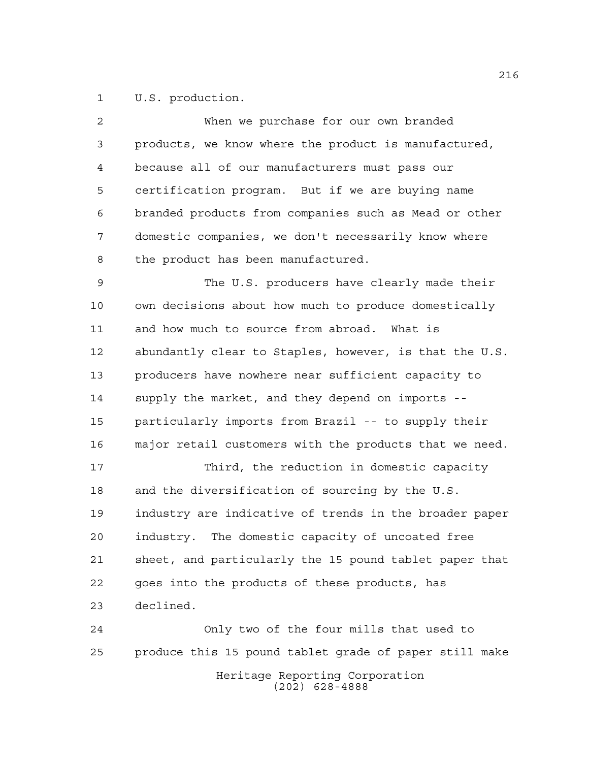U.S. production.

When we purchase for our own branded products, we know where the product is manufactured, because all of our manufacturers must pass our certification program. But if we are buying name branded products from companies such as Mead or other domestic companies, we don't necessarily know where the product has been manufactured.

The U.S. producers have clearly made their own decisions about how much to produce domestically and how much to source from abroad. What is abundantly clear to Staples, however, is that the U.S. producers have nowhere near sufficient capacity to supply the market, and they depend on imports -- particularly imports from Brazil -- to supply their major retail customers with the products that we need.

Third, the reduction in domestic capacity and the diversification of sourcing by the U.S. industry are indicative of trends in the broader paper industry. The domestic capacity of uncoated free sheet, and particularly the 15 pound tablet paper that goes into the products of these products, has declined.

Only two of the four mills that used to produce this 15 pound tablet grade of paper still make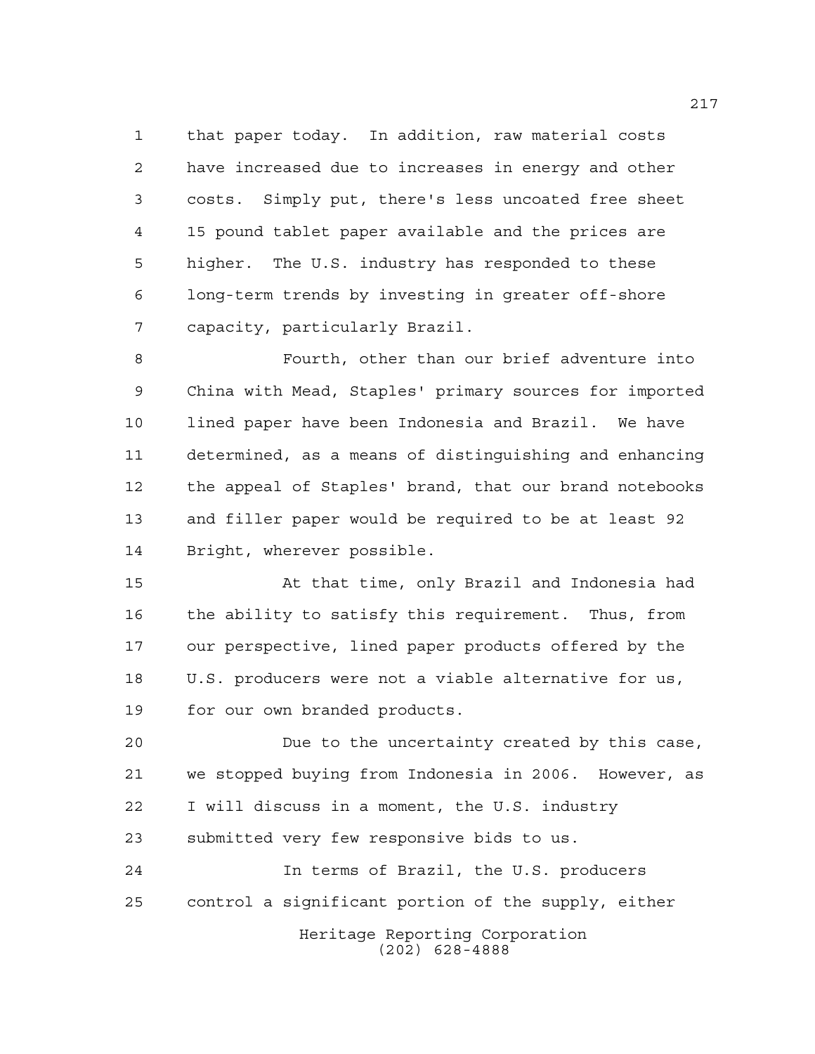that paper today. In addition, raw material costs have increased due to increases in energy and other costs. Simply put, there's less uncoated free sheet 15 pound tablet paper available and the prices are higher. The U.S. industry has responded to these long-term trends by investing in greater off-shore capacity, particularly Brazil.

Fourth, other than our brief adventure into China with Mead, Staples' primary sources for imported lined paper have been Indonesia and Brazil. We have determined, as a means of distinguishing and enhancing the appeal of Staples' brand, that our brand notebooks and filler paper would be required to be at least 92 Bright, wherever possible.

At that time, only Brazil and Indonesia had the ability to satisfy this requirement. Thus, from our perspective, lined paper products offered by the U.S. producers were not a viable alternative for us, for our own branded products.

Due to the uncertainty created by this case, we stopped buying from Indonesia in 2006. However, as I will discuss in a moment, the U.S. industry submitted very few responsive bids to us.

In terms of Brazil, the U.S. producers control a significant portion of the supply, either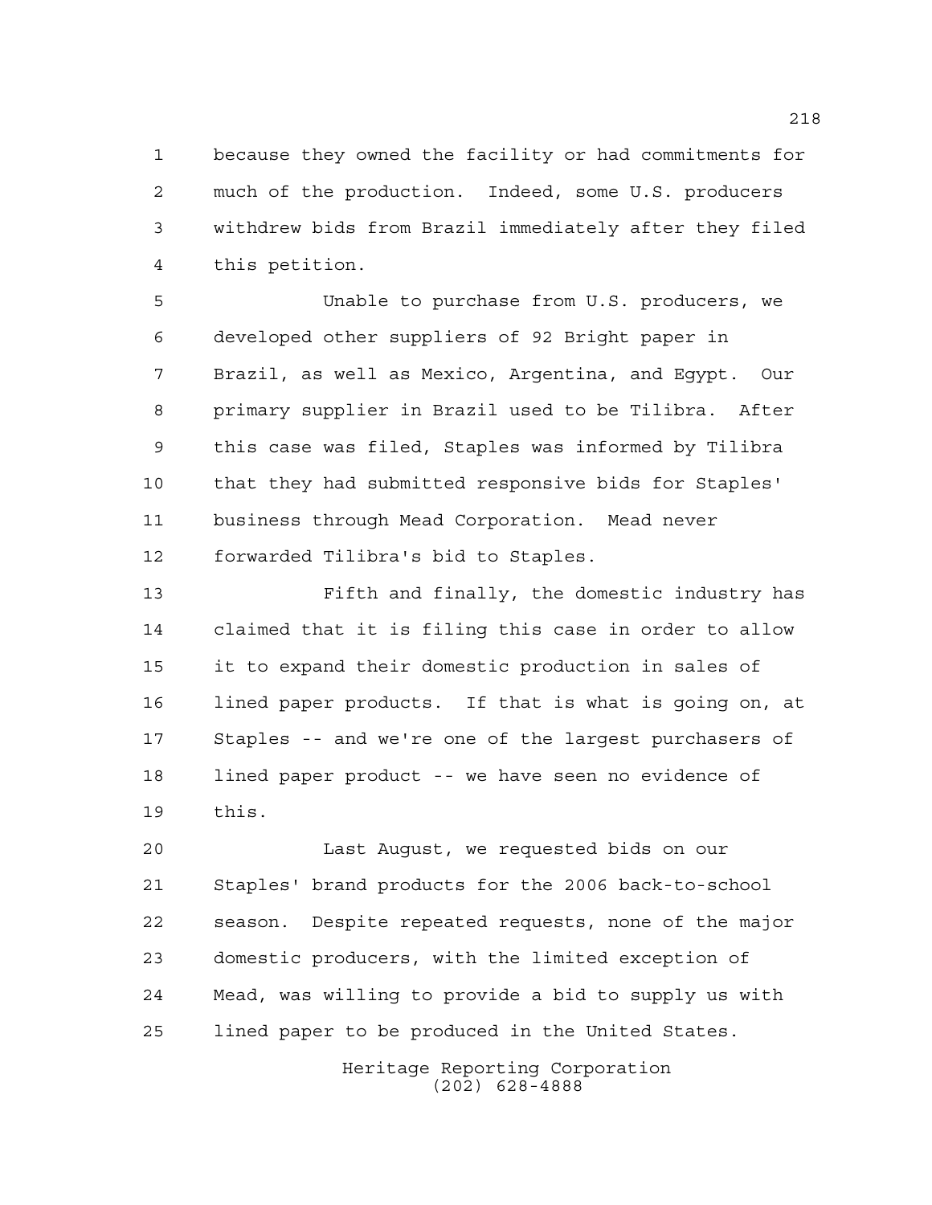because they owned the facility or had commitments for much of the production. Indeed, some U.S. producers withdrew bids from Brazil immediately after they filed this petition.

Unable to purchase from U.S. producers, we developed other suppliers of 92 Bright paper in Brazil, as well as Mexico, Argentina, and Egypt. Our primary supplier in Brazil used to be Tilibra. After this case was filed, Staples was informed by Tilibra that they had submitted responsive bids for Staples' business through Mead Corporation. Mead never forwarded Tilibra's bid to Staples.

Fifth and finally, the domestic industry has claimed that it is filing this case in order to allow it to expand their domestic production in sales of lined paper products. If that is what is going on, at Staples -- and we're one of the largest purchasers of lined paper product -- we have seen no evidence of this.

Last August, we requested bids on our Staples' brand products for the 2006 back-to-school season. Despite repeated requests, none of the major domestic producers, with the limited exception of Mead, was willing to provide a bid to supply us with lined paper to be produced in the United States.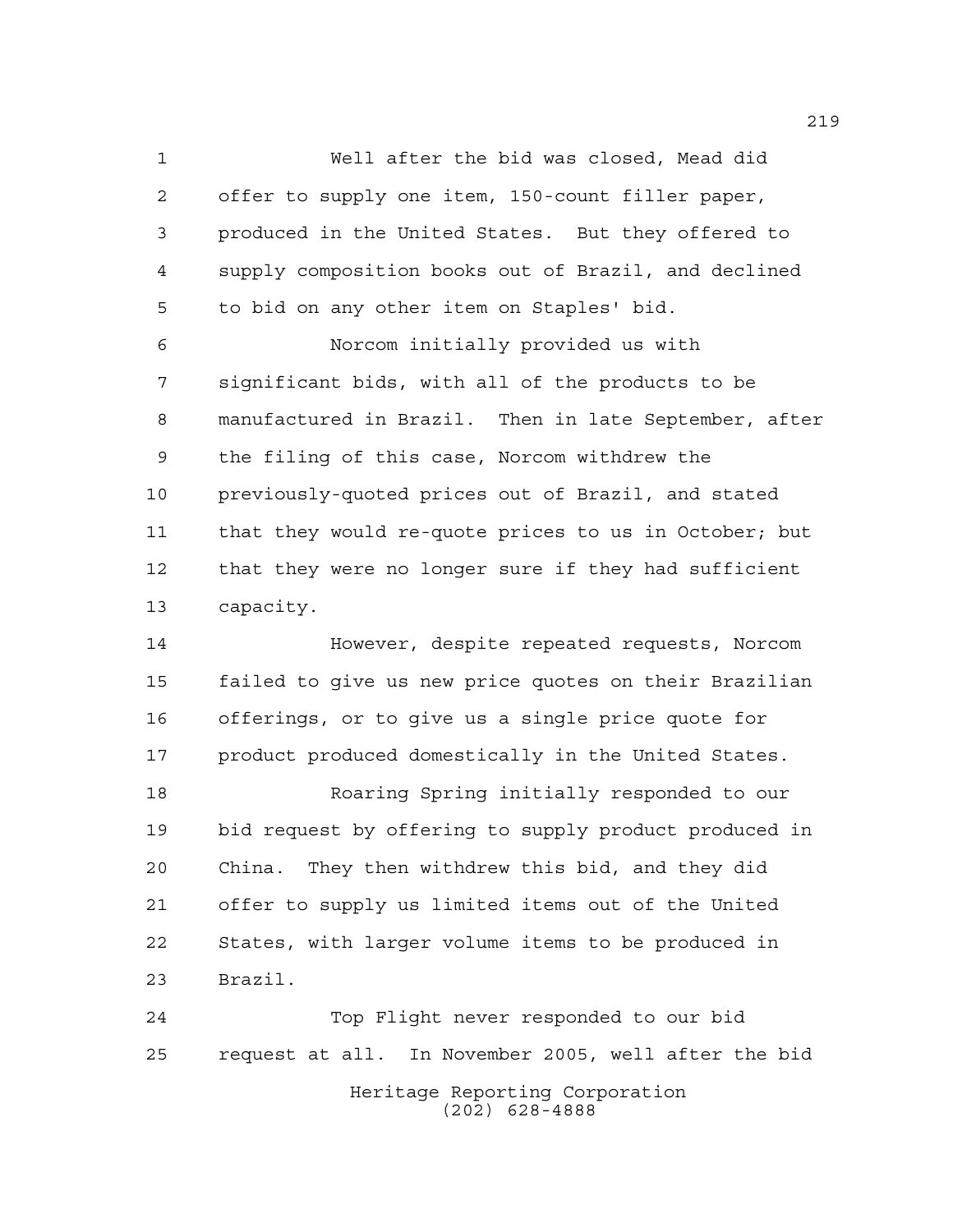Well after the bid was closed, Mead did offer to supply one item, 150-count filler paper, produced in the United States. But they offered to supply composition books out of Brazil, and declined to bid on any other item on Staples' bid.

Norcom initially provided us with significant bids, with all of the products to be manufactured in Brazil. Then in late September, after the filing of this case, Norcom withdrew the previously-quoted prices out of Brazil, and stated that they would re-quote prices to us in October; but that they were no longer sure if they had sufficient capacity.

However, despite repeated requests, Norcom failed to give us new price quotes on their Brazilian offerings, or to give us a single price quote for product produced domestically in the United States.

Roaring Spring initially responded to our bid request by offering to supply product produced in China. They then withdrew this bid, and they did offer to supply us limited items out of the United States, with larger volume items to be produced in Brazil.

Top Flight never responded to our bid request at all. In November 2005, well after the bid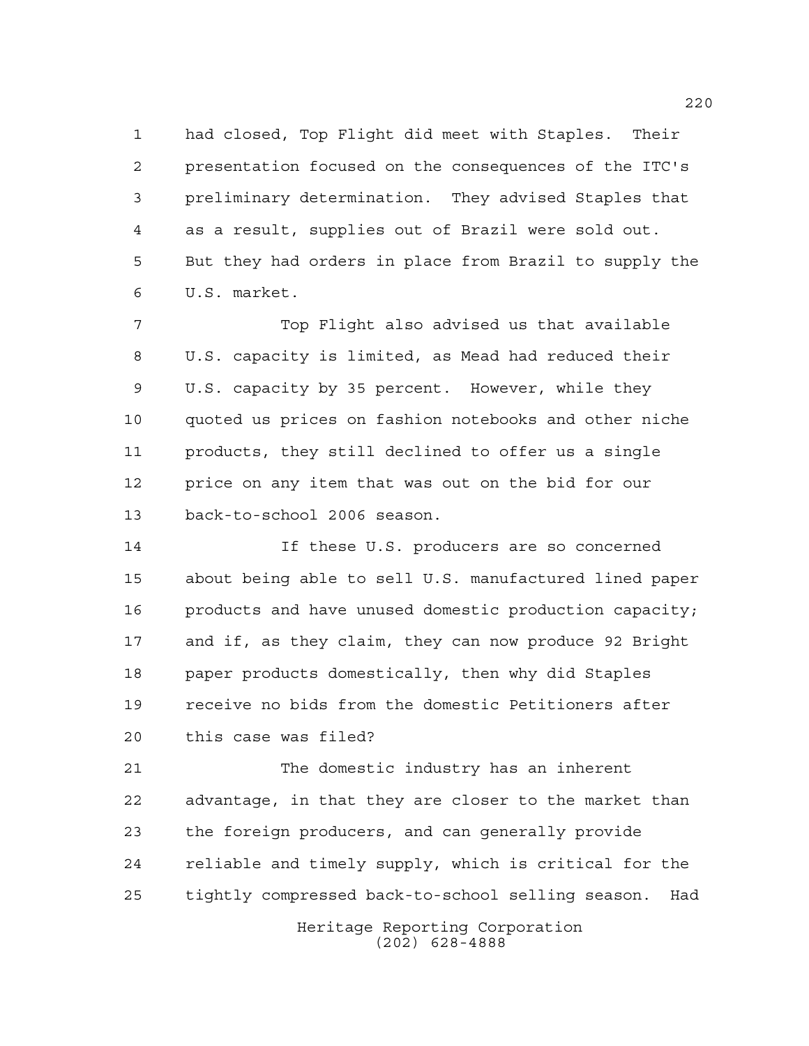had closed, Top Flight did meet with Staples. Their presentation focused on the consequences of the ITC's preliminary determination. They advised Staples that as a result, supplies out of Brazil were sold out. But they had orders in place from Brazil to supply the U.S. market.

Top Flight also advised us that available U.S. capacity is limited, as Mead had reduced their U.S. capacity by 35 percent. However, while they quoted us prices on fashion notebooks and other niche products, they still declined to offer us a single price on any item that was out on the bid for our back-to-school 2006 season.

If these U.S. producers are so concerned about being able to sell U.S. manufactured lined paper products and have unused domestic production capacity; and if, as they claim, they can now produce 92 Bright paper products domestically, then why did Staples receive no bids from the domestic Petitioners after this case was filed?

The domestic industry has an inherent advantage, in that they are closer to the market than the foreign producers, and can generally provide reliable and timely supply, which is critical for the tightly compressed back-to-school selling season. Had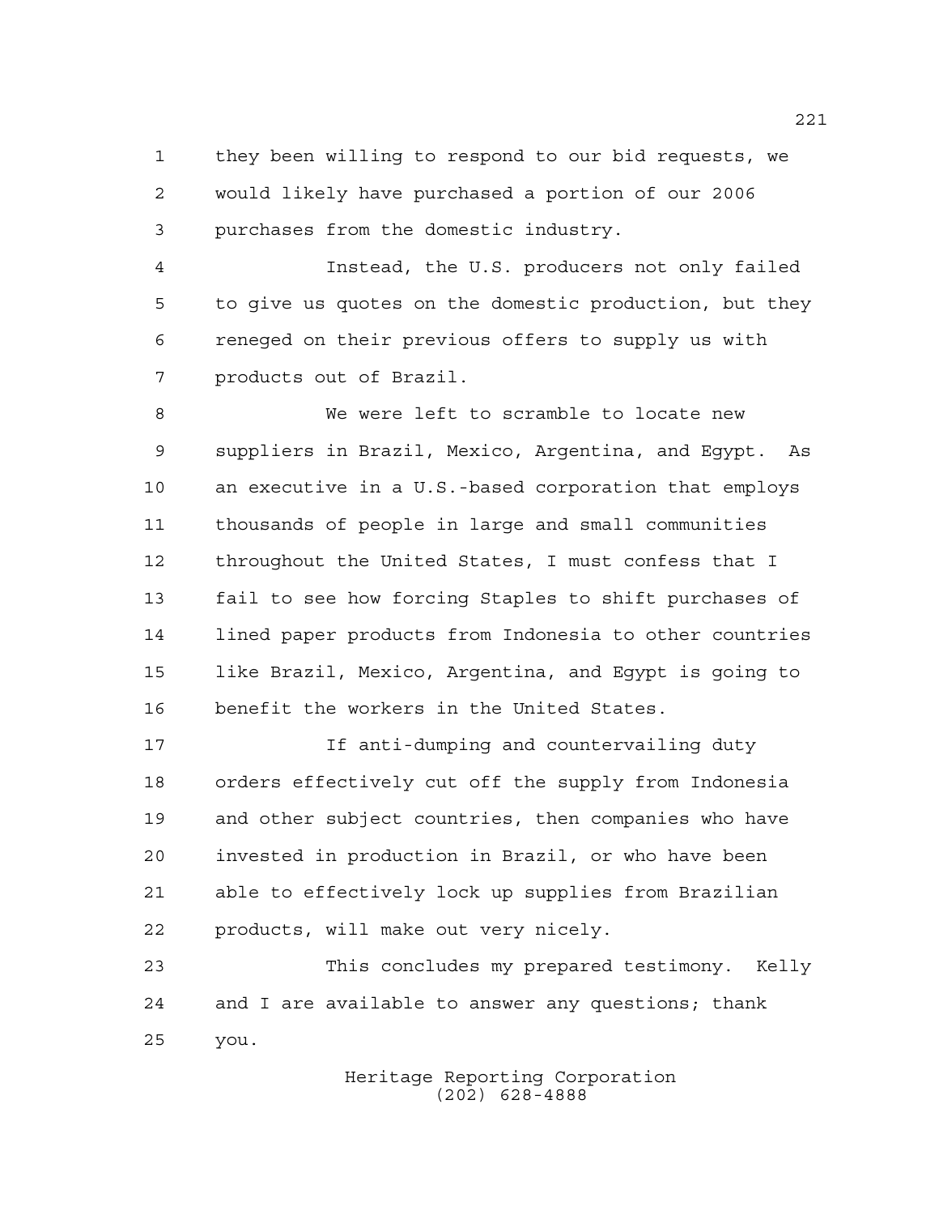they been willing to respond to our bid requests, we would likely have purchased a portion of our 2006 purchases from the domestic industry.

Instead, the U.S. producers not only failed to give us quotes on the domestic production, but they reneged on their previous offers to supply us with products out of Brazil.

We were left to scramble to locate new suppliers in Brazil, Mexico, Argentina, and Egypt. As an executive in a U.S.-based corporation that employs thousands of people in large and small communities throughout the United States, I must confess that I fail to see how forcing Staples to shift purchases of lined paper products from Indonesia to other countries like Brazil, Mexico, Argentina, and Egypt is going to benefit the workers in the United States.

If anti-dumping and countervailing duty orders effectively cut off the supply from Indonesia and other subject countries, then companies who have invested in production in Brazil, or who have been able to effectively lock up supplies from Brazilian products, will make out very nicely.

This concludes my prepared testimony. Kelly and I are available to answer any questions; thank you.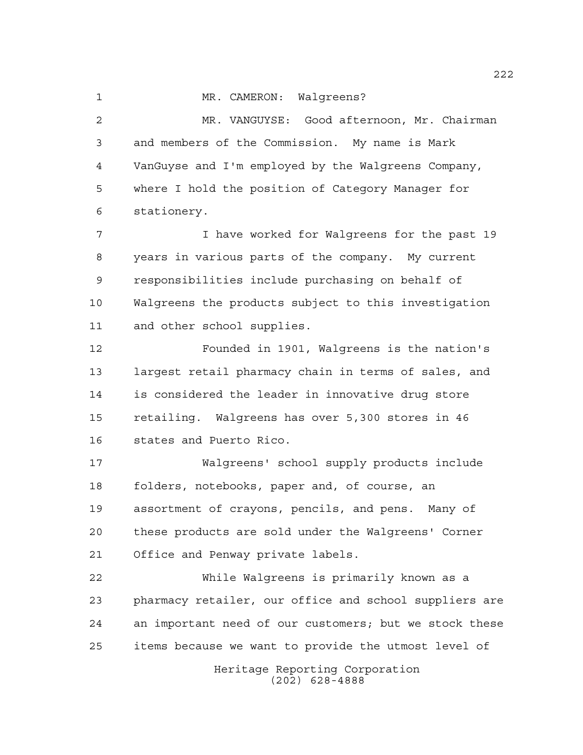MR. CAMERON: Walgreens?

MR. VANGUYSE: Good afternoon, Mr. Chairman and members of the Commission. My name is Mark VanGuyse and I'm employed by the Walgreens Company, where I hold the position of Category Manager for stationery.

I have worked for Walgreens for the past 19 years in various parts of the company. My current responsibilities include purchasing on behalf of Walgreens the products subject to this investigation and other school supplies.

Founded in 1901, Walgreens is the nation's largest retail pharmacy chain in terms of sales, and is considered the leader in innovative drug store retailing. Walgreens has over 5,300 stores in 46 states and Puerto Rico.

Walgreens' school supply products include folders, notebooks, paper and, of course, an assortment of crayons, pencils, and pens. Many of these products are sold under the Walgreens' Corner Office and Penway private labels.

While Walgreens is primarily known as a pharmacy retailer, our office and school suppliers are an important need of our customers; but we stock these items because we want to provide the utmost level of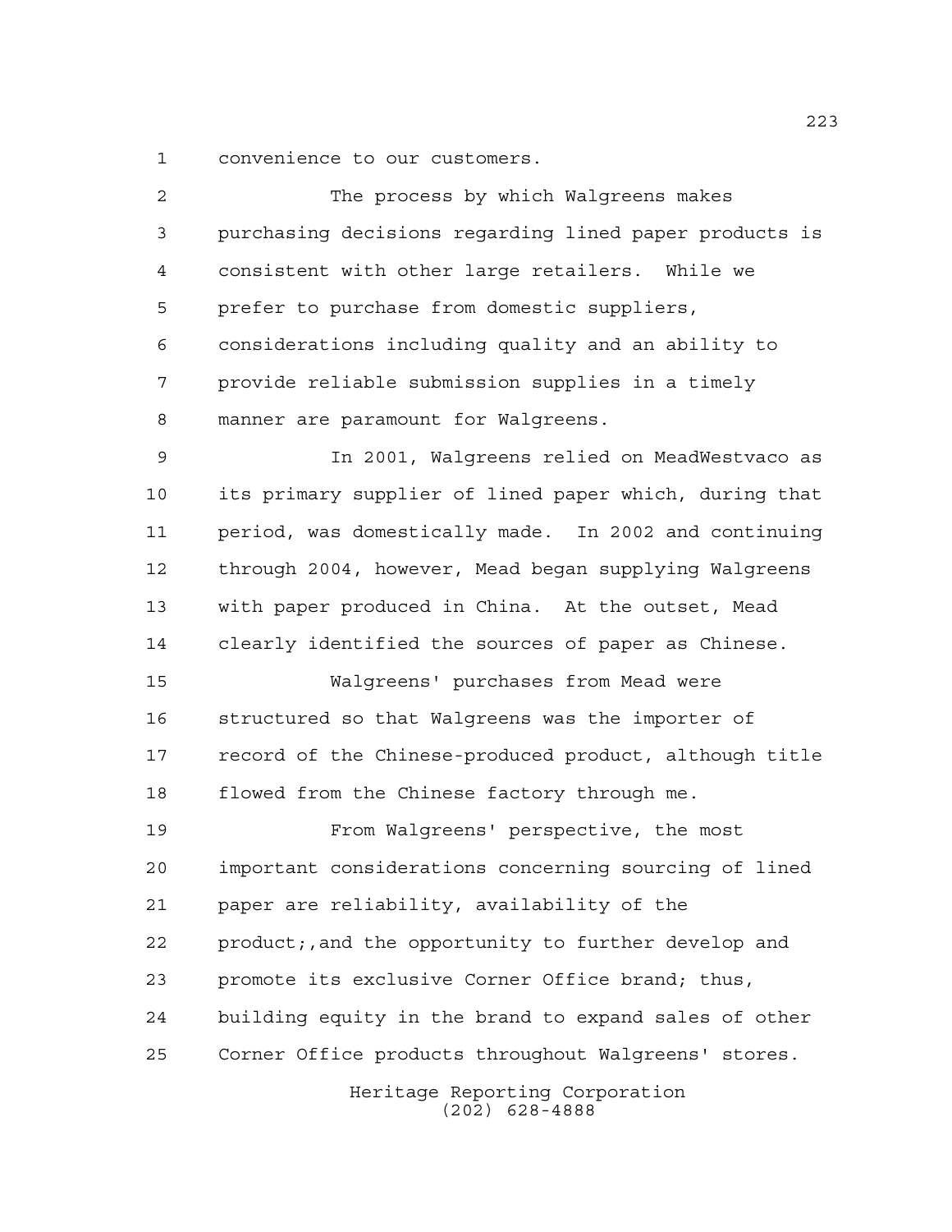convenience to our customers.

The process by which Walgreens makes purchasing decisions regarding lined paper products is consistent with other large retailers. While we prefer to purchase from domestic suppliers, considerations including quality and an ability to provide reliable submission supplies in a timely manner are paramount for Walgreens.

In 2001, Walgreens relied on MeadWestvaco as its primary supplier of lined paper which, during that period, was domestically made. In 2002 and continuing through 2004, however, Mead began supplying Walgreens with paper produced in China. At the outset, Mead clearly identified the sources of paper as Chinese.

Walgreens' purchases from Mead were structured so that Walgreens was the importer of record of the Chinese-produced product, although title flowed from the Chinese factory through me.

From Walgreens' perspective, the most important considerations concerning sourcing of lined paper are reliability, availability of the product;,and the opportunity to further develop and promote its exclusive Corner Office brand; thus, building equity in the brand to expand sales of other Corner Office products throughout Walgreens' stores.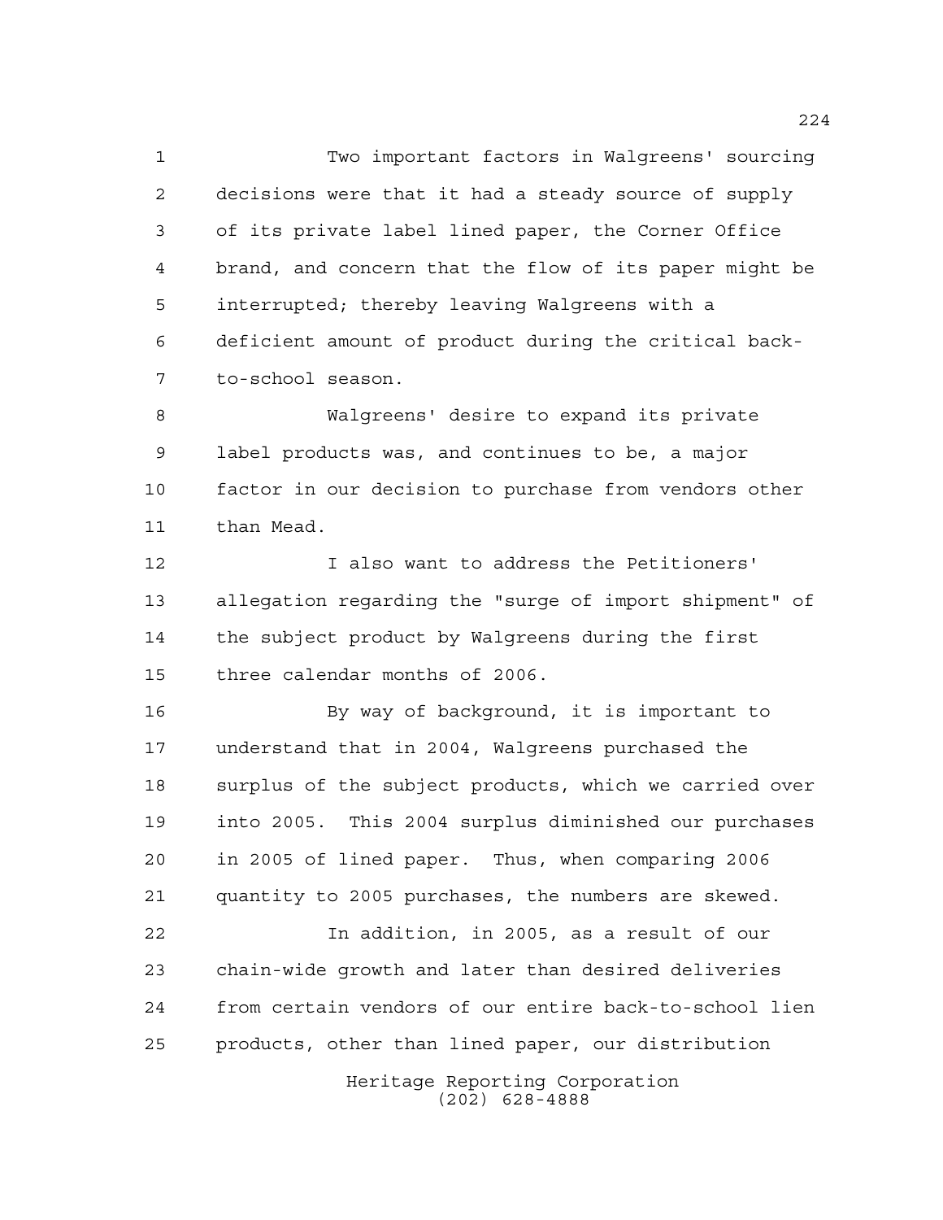Two important factors in Walgreens' sourcing decisions were that it had a steady source of supply of its private label lined paper, the Corner Office brand, and concern that the flow of its paper might be interrupted; thereby leaving Walgreens with a deficient amount of product during the critical back-to-school season.

Walgreens' desire to expand its private label products was, and continues to be, a major factor in our decision to purchase from vendors other than Mead.

I also want to address the Petitioners' allegation regarding the "surge of import shipment" of the subject product by Walgreens during the first three calendar months of 2006.

By way of background, it is important to understand that in 2004, Walgreens purchased the surplus of the subject products, which we carried over into 2005. This 2004 surplus diminished our purchases in 2005 of lined paper. Thus, when comparing 2006 quantity to 2005 purchases, the numbers are skewed.

In addition, in 2005, as a result of our chain-wide growth and later than desired deliveries from certain vendors of our entire back-to-school lien products, other than lined paper, our distribution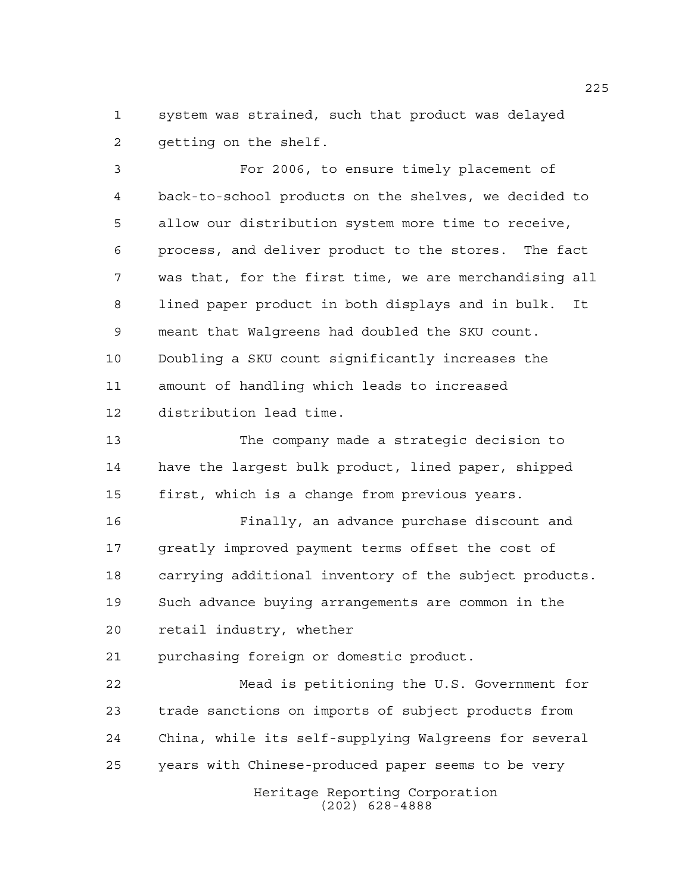system was strained, such that product was delayed getting on the shelf.

For 2006, to ensure timely placement of back-to-school products on the shelves, we decided to allow our distribution system more time to receive, process, and deliver product to the stores. The fact was that, for the first time, we are merchandising all lined paper product in both displays and in bulk. It meant that Walgreens had doubled the SKU count. Doubling a SKU count significantly increases the amount of handling which leads to increased distribution lead time.

The company made a strategic decision to have the largest bulk product, lined paper, shipped first, which is a change from previous years.

Finally, an advance purchase discount and greatly improved payment terms offset the cost of carrying additional inventory of the subject products. Such advance buying arrangements are common in the retail industry, whether purchasing foreign or domestic product.

Mead is petitioning the U.S. Government for trade sanctions on imports of subject products from China, while its self-supplying Walgreens for several years with Chinese-produced paper seems to be very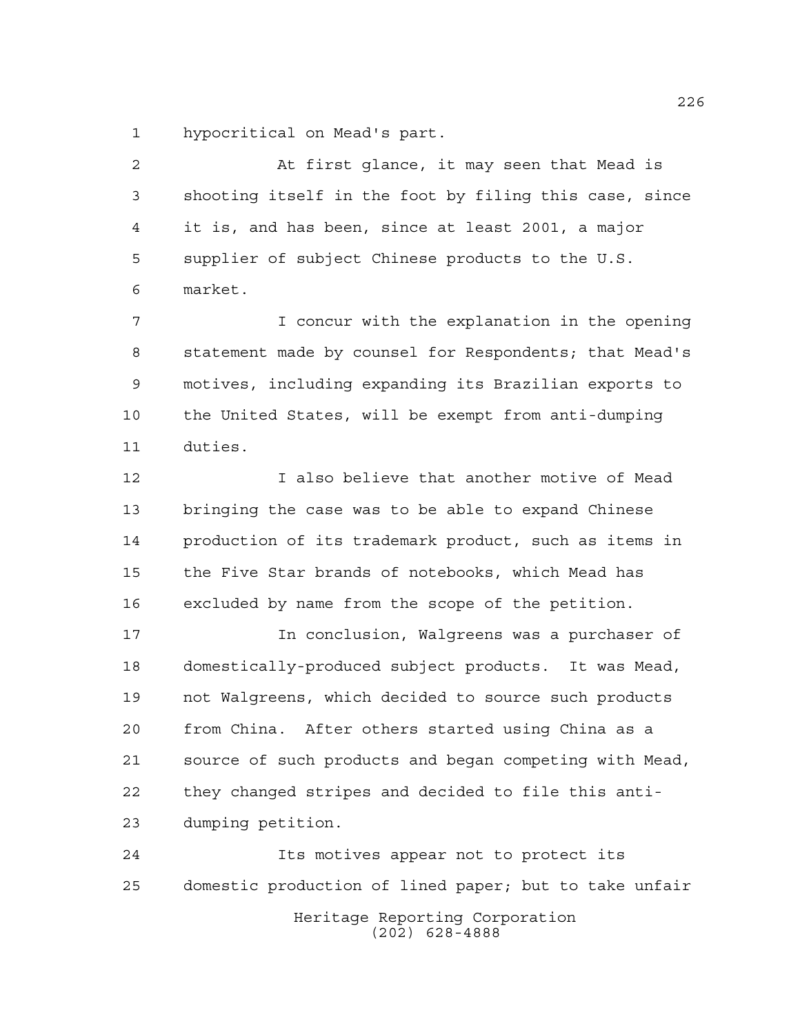hypocritical on Mead's part.

At first glance, it may seen that Mead is shooting itself in the foot by filing this case, since it is, and has been, since at least 2001, a major supplier of subject Chinese products to the U.S. market.

I concur with the explanation in the opening statement made by counsel for Respondents; that Mead's motives, including expanding its Brazilian exports to the United States, will be exempt from anti-dumping duties.

I also believe that another motive of Mead bringing the case was to be able to expand Chinese production of its trademark product, such as items in the Five Star brands of notebooks, which Mead has excluded by name from the scope of the petition.

In conclusion, Walgreens was a purchaser of domestically-produced subject products. It was Mead, not Walgreens, which decided to source such products from China. After others started using China as a source of such products and began competing with Mead, they changed stripes and decided to file this anti-dumping petition.

Its motives appear not to protect its domestic production of lined paper; but to take unfair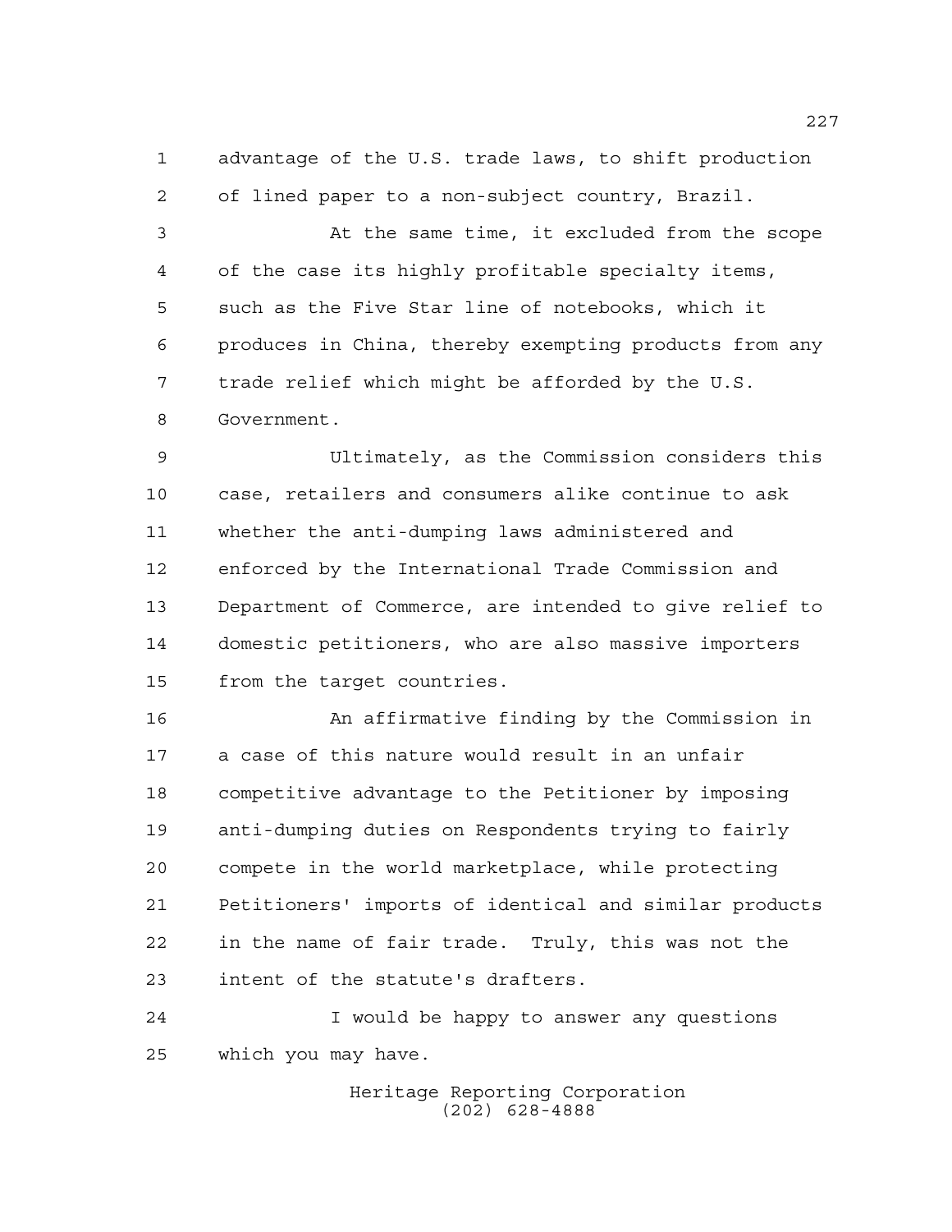advantage of the U.S. trade laws, to shift production of lined paper to a non-subject country, Brazil.

At the same time, it excluded from the scope of the case its highly profitable specialty items, such as the Five Star line of notebooks, which it produces in China, thereby exempting products from any trade relief which might be afforded by the U.S. Government.

Ultimately, as the Commission considers this case, retailers and consumers alike continue to ask whether the anti-dumping laws administered and enforced by the International Trade Commission and Department of Commerce, are intended to give relief to domestic petitioners, who are also massive importers from the target countries.

An affirmative finding by the Commission in a case of this nature would result in an unfair competitive advantage to the Petitioner by imposing anti-dumping duties on Respondents trying to fairly compete in the world marketplace, while protecting Petitioners' imports of identical and similar products in the name of fair trade. Truly, this was not the intent of the statute's drafters.

I would be happy to answer any questions which you may have.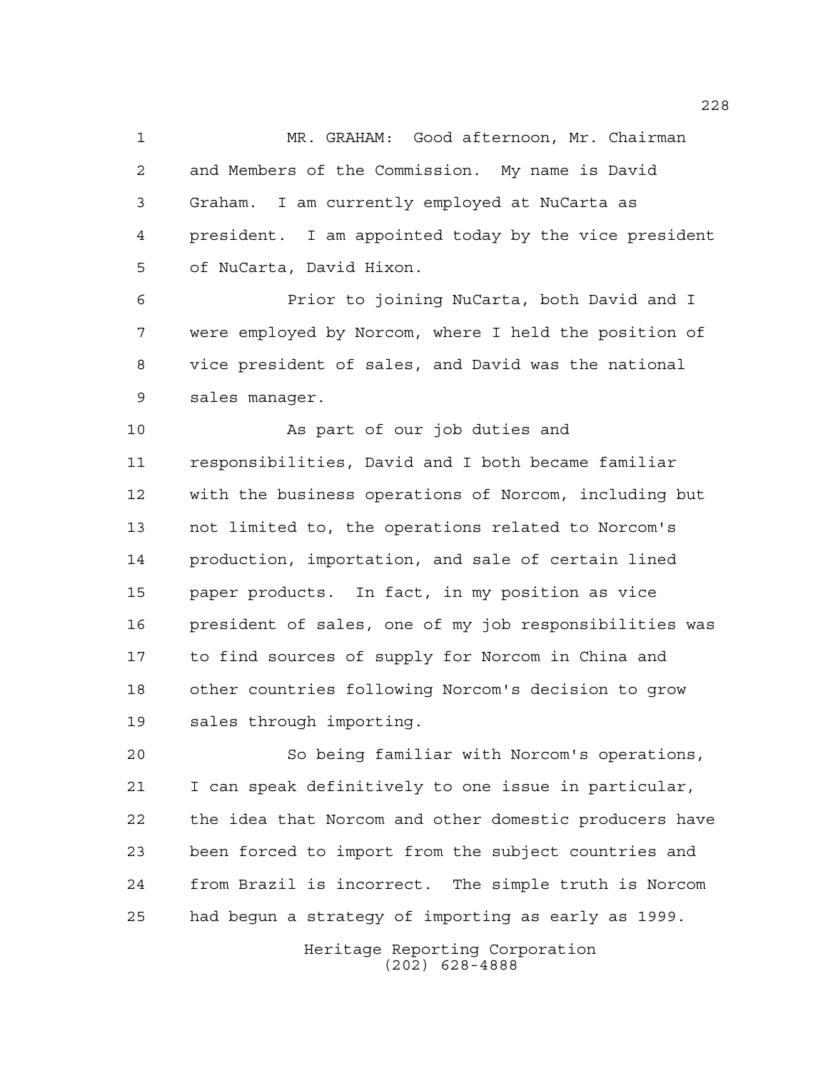MR. GRAHAM: Good afternoon, Mr. Chairman and Members of the Commission. My name is David Graham. I am currently employed at NuCarta as president. I am appointed today by the vice president of NuCarta, David Hixon.

Prior to joining NuCarta, both David and I were employed by Norcom, where I held the position of vice president of sales, and David was the national sales manager.

As part of our job duties and responsibilities, David and I both became familiar with the business operations of Norcom, including but not limited to, the operations related to Norcom's production, importation, and sale of certain lined paper products. In fact, in my position as vice president of sales, one of my job responsibilities was to find sources of supply for Norcom in China and other countries following Norcom's decision to grow sales through importing.

So being familiar with Norcom's operations, I can speak definitively to one issue in particular, the idea that Norcom and other domestic producers have been forced to import from the subject countries and from Brazil is incorrect. The simple truth is Norcom had begun a strategy of importing as early as 1999.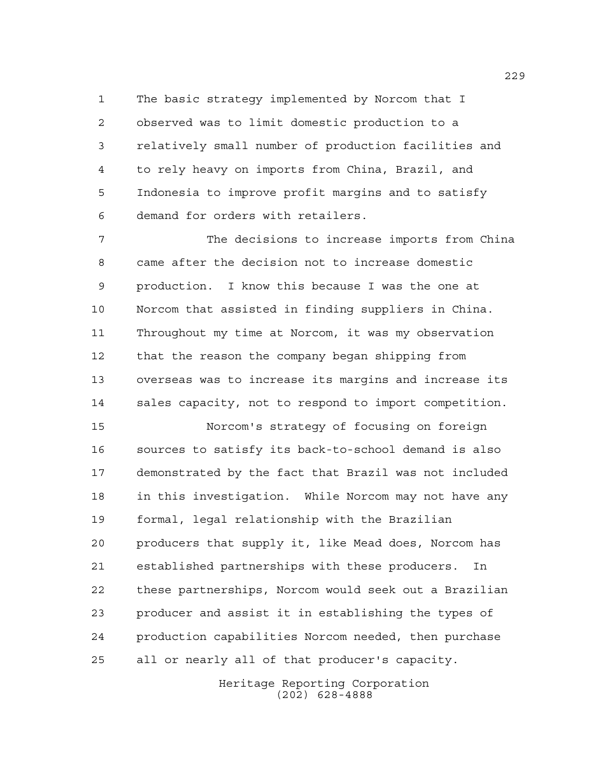The basic strategy implemented by Norcom that I observed was to limit domestic production to a relatively small number of production facilities and to rely heavy on imports from China, Brazil, and Indonesia to improve profit margins and to satisfy demand for orders with retailers.

The decisions to increase imports from China came after the decision not to increase domestic production. I know this because I was the one at Norcom that assisted in finding suppliers in China. Throughout my time at Norcom, it was my observation that the reason the company began shipping from overseas was to increase its margins and increase its sales capacity, not to respond to import competition.

Norcom's strategy of focusing on foreign sources to satisfy its back-to-school demand is also demonstrated by the fact that Brazil was not included in this investigation. While Norcom may not have any formal, legal relationship with the Brazilian producers that supply it, like Mead does, Norcom has established partnerships with these producers. In these partnerships, Norcom would seek out a Brazilian producer and assist it in establishing the types of production capabilities Norcom needed, then purchase all or nearly all of that producer's capacity.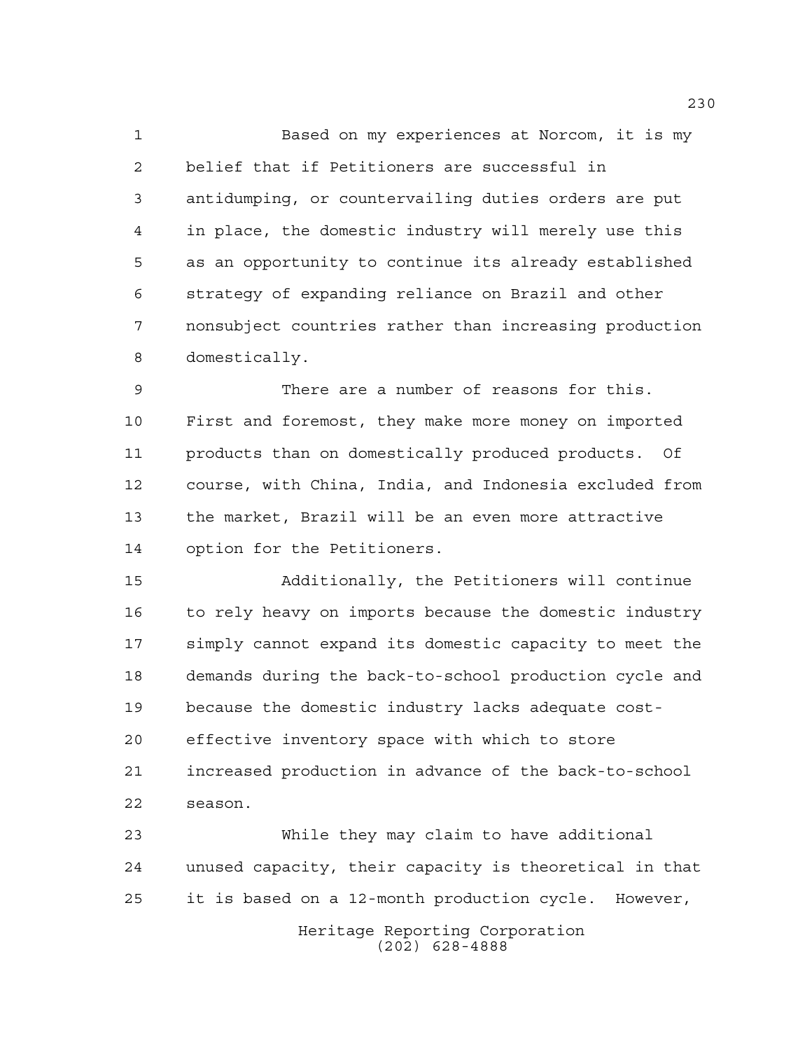Based on my experiences at Norcom, it is my belief that if Petitioners are successful in antidumping, or countervailing duties orders are put in place, the domestic industry will merely use this as an opportunity to continue its already established strategy of expanding reliance on Brazil and other nonsubject countries rather than increasing production domestically.

There are a number of reasons for this. First and foremost, they make more money on imported products than on domestically produced products. Of course, with China, India, and Indonesia excluded from the market, Brazil will be an even more attractive option for the Petitioners.

Additionally, the Petitioners will continue to rely heavy on imports because the domestic industry simply cannot expand its domestic capacity to meet the demands during the back-to-school production cycle and because the domestic industry lacks adequate cost-effective inventory space with which to store increased production in advance of the back-to-school season.

While they may claim to have additional unused capacity, their capacity is theoretical in that it is based on a 12-month production cycle. However,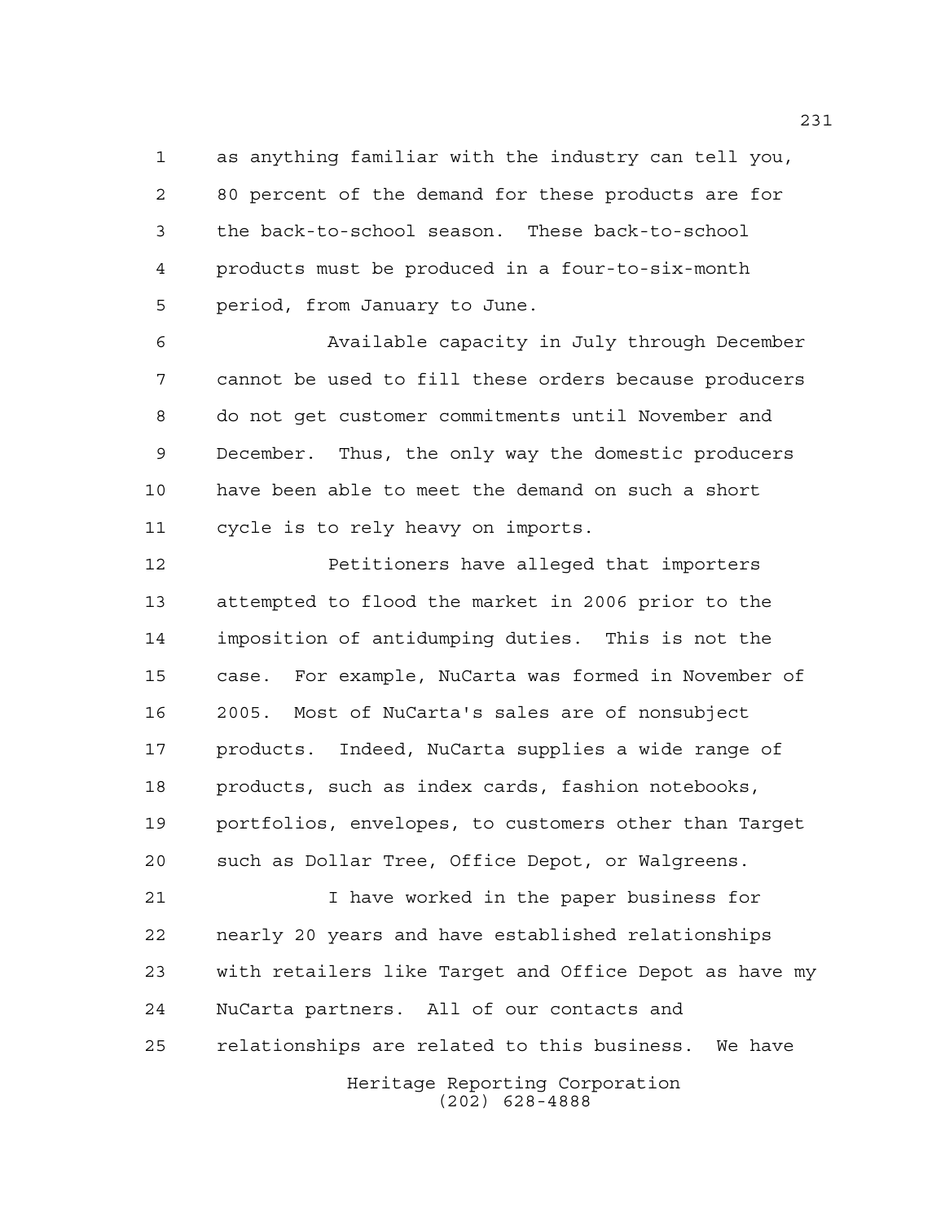as anything familiar with the industry can tell you, 80 percent of the demand for these products are for the back-to-school season. These back-to-school products must be produced in a four-to-six-month period, from January to June.

Available capacity in July through December cannot be used to fill these orders because producers do not get customer commitments until November and December. Thus, the only way the domestic producers have been able to meet the demand on such a short cycle is to rely heavy on imports.

Petitioners have alleged that importers attempted to flood the market in 2006 prior to the imposition of antidumping duties. This is not the case. For example, NuCarta was formed in November of 2005. Most of NuCarta's sales are of nonsubject products. Indeed, NuCarta supplies a wide range of products, such as index cards, fashion notebooks, portfolios, envelopes, to customers other than Target such as Dollar Tree, Office Depot, or Walgreens.

I have worked in the paper business for nearly 20 years and have established relationships with retailers like Target and Office Depot as have my NuCarta partners. All of our contacts and relationships are related to this business. We have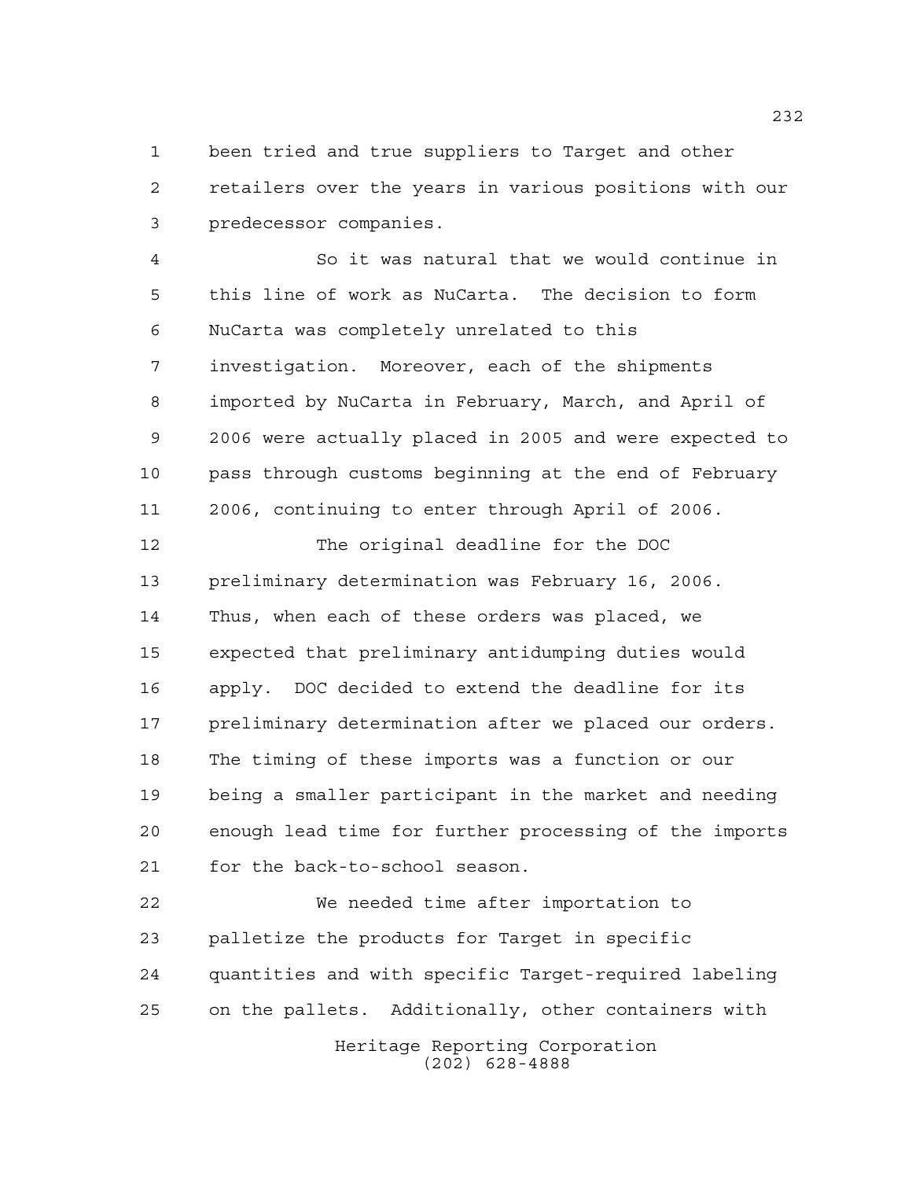been tried and true suppliers to Target and other retailers over the years in various positions with our predecessor companies.

So it was natural that we would continue in this line of work as NuCarta. The decision to form NuCarta was completely unrelated to this investigation. Moreover, each of the shipments imported by NuCarta in February, March, and April of 2006 were actually placed in 2005 and were expected to pass through customs beginning at the end of February 2006, continuing to enter through April of 2006.

The original deadline for the DOC preliminary determination was February 16, 2006. Thus, when each of these orders was placed, we expected that preliminary antidumping duties would apply. DOC decided to extend the deadline for its preliminary determination after we placed our orders. The timing of these imports was a function or our being a smaller participant in the market and needing enough lead time for further processing of the imports for the back-to-school season.

We needed time after importation to palletize the products for Target in specific quantities and with specific Target-required labeling on the pallets. Additionally, other containers with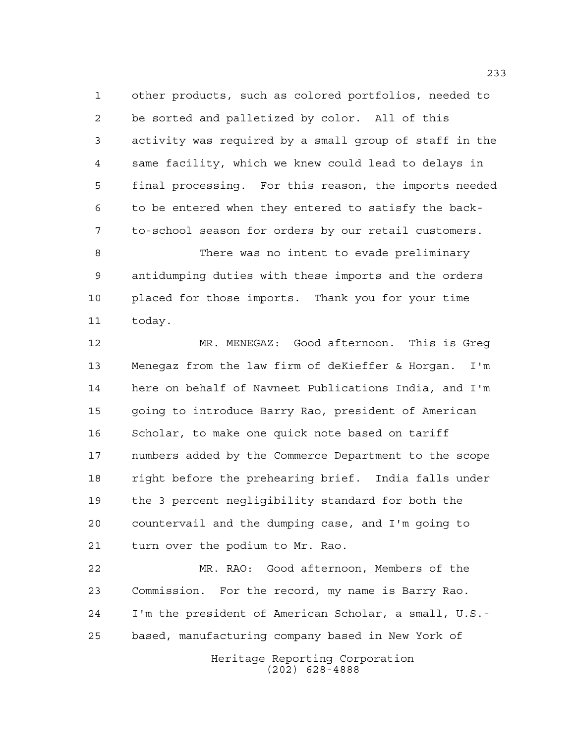other products, such as colored portfolios, needed to be sorted and palletized by color. All of this activity was required by a small group of staff in the same facility, which we knew could lead to delays in final processing. For this reason, the imports needed to be entered when they entered to satisfy the back-to-school season for orders by our retail customers.

There was no intent to evade preliminary antidumping duties with these imports and the orders placed for those imports. Thank you for your time today.

MR. MENEGAZ: Good afternoon. This is Greg Menegaz from the law firm of deKieffer & Horgan. I'm here on behalf of Navneet Publications India, and I'm going to introduce Barry Rao, president of American Scholar, to make one quick note based on tariff numbers added by the Commerce Department to the scope right before the prehearing brief. India falls under the 3 percent negligibility standard for both the countervail and the dumping case, and I'm going to turn over the podium to Mr. Rao.

MR. RAO: Good afternoon, Members of the Commission. For the record, my name is Barry Rao. I'm the president of American Scholar, a small, U.S.-based, manufacturing company based in New York of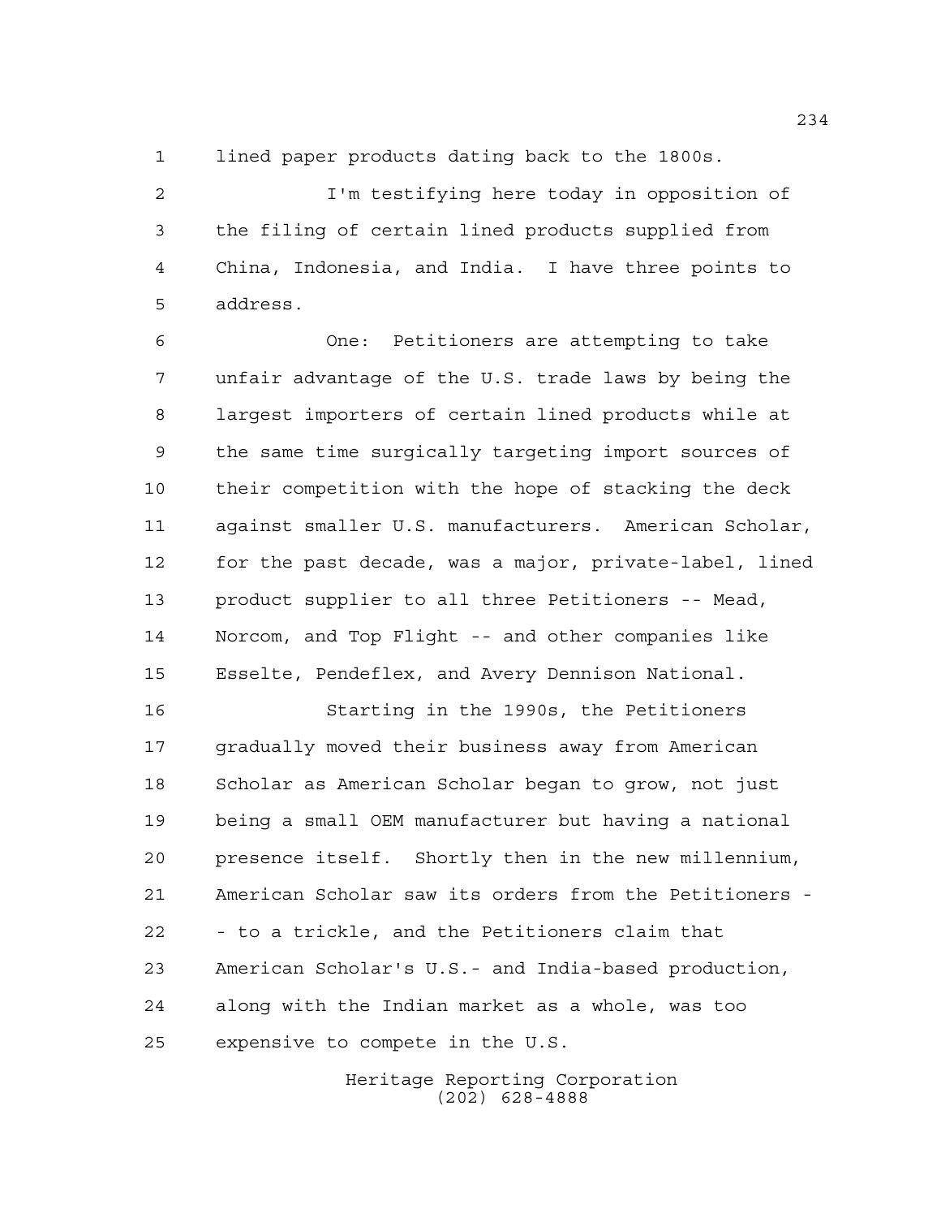lined paper products dating back to the 1800s.

I'm testifying here today in opposition of the filing of certain lined products supplied from China, Indonesia, and India. I have three points to address.

One: Petitioners are attempting to take unfair advantage of the U.S. trade laws by being the largest importers of certain lined products while at the same time surgically targeting import sources of their competition with the hope of stacking the deck against smaller U.S. manufacturers. American Scholar, for the past decade, was a major, private-label, lined product supplier to all three Petitioners -- Mead, Norcom, and Top Flight -- and other companies like Esselte, Pendeflex, and Avery Dennison National.

Starting in the 1990s, the Petitioners gradually moved their business away from American Scholar as American Scholar began to grow, not just being a small OEM manufacturer but having a national presence itself. Shortly then in the new millennium, American Scholar saw its orders from the Petitioners -- to a trickle, and the Petitioners claim that American Scholar's U.S.- and India-based production, along with the Indian market as a whole, was too expensive to compete in the U.S.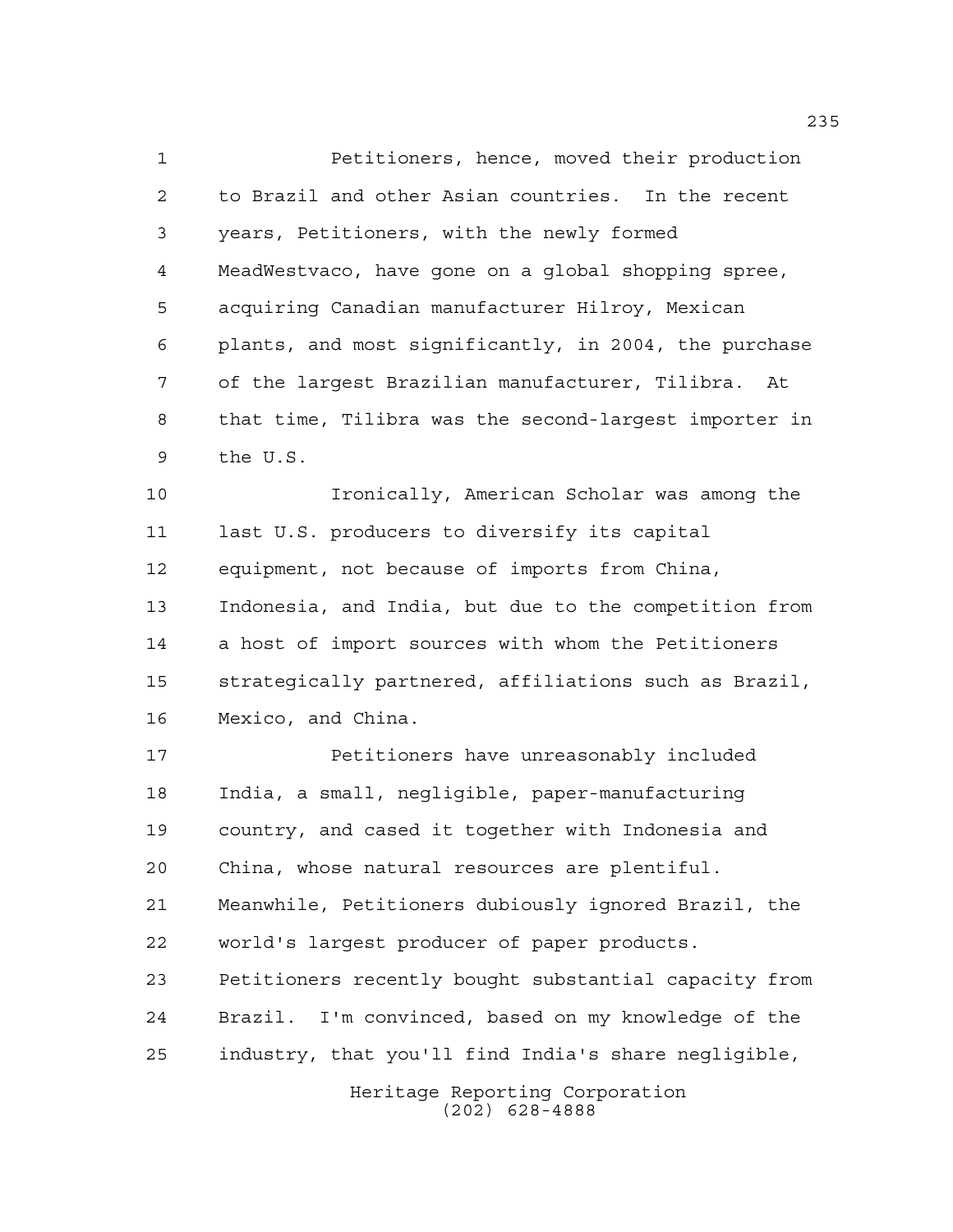Petitioners, hence, moved their production to Brazil and other Asian countries. In the recent years, Petitioners, with the newly formed MeadWestvaco, have gone on a global shopping spree, acquiring Canadian manufacturer Hilroy, Mexican plants, and most significantly, in 2004, the purchase of the largest Brazilian manufacturer, Tilibra. At that time, Tilibra was the second-largest importer in the U.S.

Ironically, American Scholar was among the last U.S. producers to diversify its capital equipment, not because of imports from China, Indonesia, and India, but due to the competition from a host of import sources with whom the Petitioners strategically partnered, affiliations such as Brazil, Mexico, and China.

Petitioners have unreasonably included India, a small, negligible, paper-manufacturing country, and cased it together with Indonesia and China, whose natural resources are plentiful. Meanwhile, Petitioners dubiously ignored Brazil, the world's largest producer of paper products. Petitioners recently bought substantial capacity from Brazil. I'm convinced, based on my knowledge of the industry, that you'll find India's share negligible,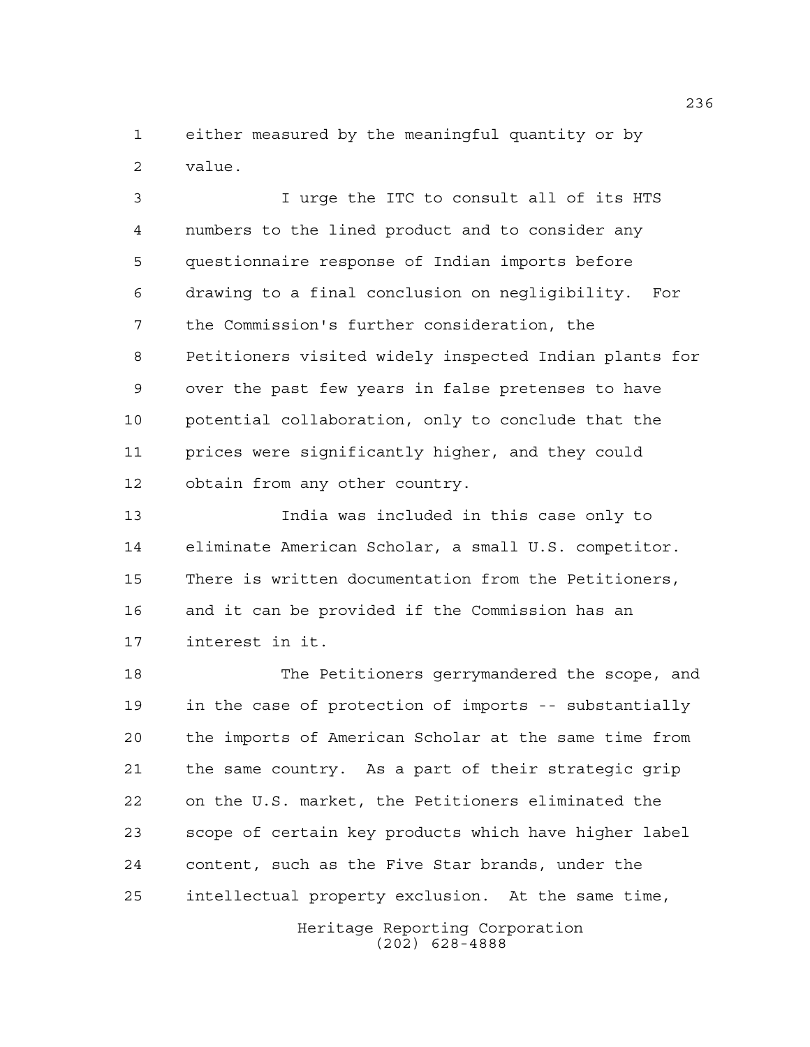either measured by the meaningful quantity or by value.

I urge the ITC to consult all of its HTS numbers to the lined product and to consider any questionnaire response of Indian imports before drawing to a final conclusion on negligibility. For the Commission's further consideration, the Petitioners visited widely inspected Indian plants for over the past few years in false pretenses to have potential collaboration, only to conclude that the prices were significantly higher, and they could obtain from any other country.

India was included in this case only to eliminate American Scholar, a small U.S. competitor. There is written documentation from the Petitioners, and it can be provided if the Commission has an interest in it.

The Petitioners gerrymandered the scope, and in the case of protection of imports -- substantially the imports of American Scholar at the same time from the same country. As a part of their strategic grip on the U.S. market, the Petitioners eliminated the scope of certain key products which have higher label content, such as the Five Star brands, under the intellectual property exclusion. At the same time,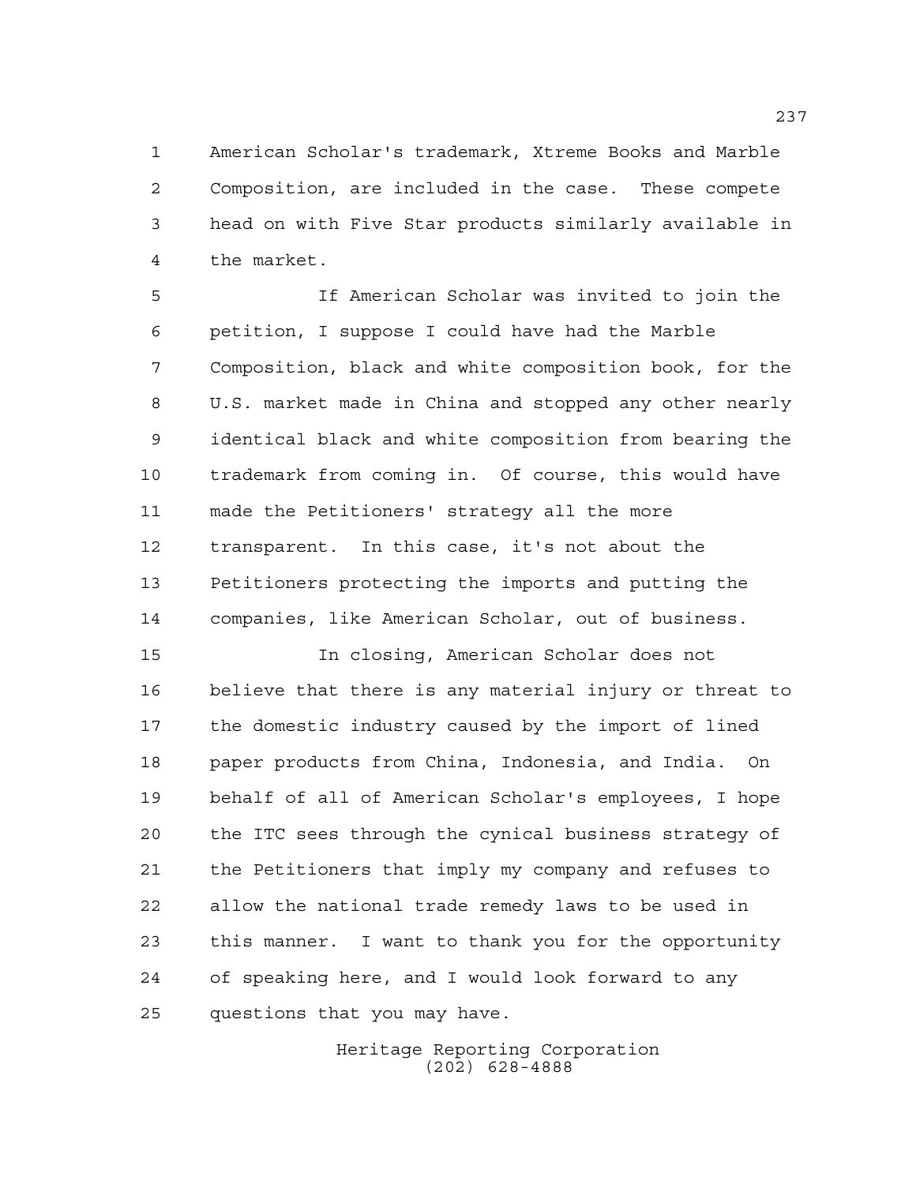American Scholar's trademark, Xtreme Books and Marble Composition, are included in the case. These compete head on with Five Star products similarly available in the market.

If American Scholar was invited to join the petition, I suppose I could have had the Marble Composition, black and white composition book, for the U.S. market made in China and stopped any other nearly identical black and white composition from bearing the trademark from coming in. Of course, this would have made the Petitioners' strategy all the more transparent. In this case, it's not about the Petitioners protecting the imports and putting the companies, like American Scholar, out of business.

In closing, American Scholar does not believe that there is any material injury or threat to the domestic industry caused by the import of lined paper products from China, Indonesia, and India. On behalf of all of American Scholar's employees, I hope the ITC sees through the cynical business strategy of the Petitioners that imply my company and refuses to allow the national trade remedy laws to be used in this manner. I want to thank you for the opportunity of speaking here, and I would look forward to any questions that you may have.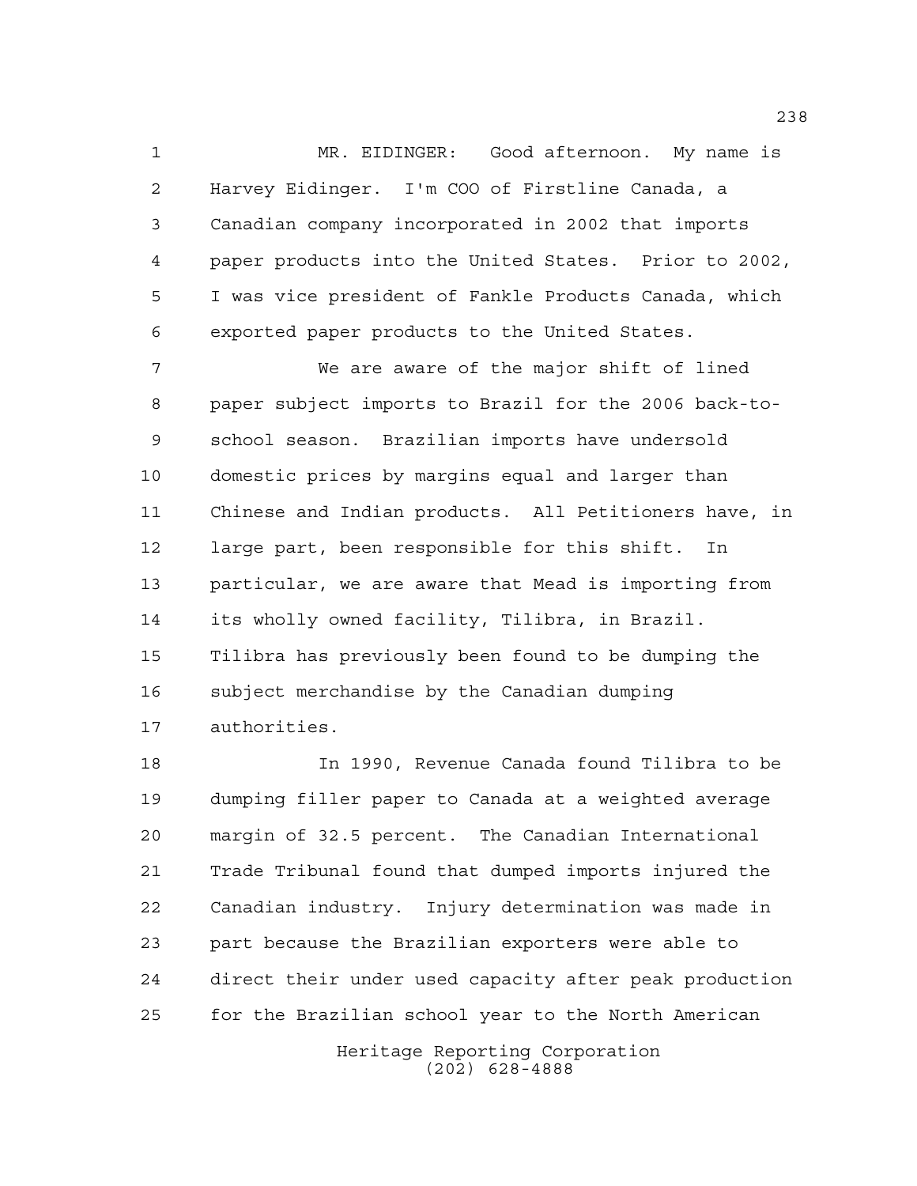MR. EIDINGER: Good afternoon. My name is Harvey Eidinger. I'm COO of Firstline Canada, a Canadian company incorporated in 2002 that imports paper products into the United States. Prior to 2002, I was vice president of Fankle Products Canada, which exported paper products to the United States.

We are aware of the major shift of lined paper subject imports to Brazil for the 2006 back-to-school season. Brazilian imports have undersold domestic prices by margins equal and larger than Chinese and Indian products. All Petitioners have, in large part, been responsible for this shift. In particular, we are aware that Mead is importing from its wholly owned facility, Tilibra, in Brazil. Tilibra has previously been found to be dumping the subject merchandise by the Canadian dumping authorities.

In 1990, Revenue Canada found Tilibra to be dumping filler paper to Canada at a weighted average margin of 32.5 percent. The Canadian International Trade Tribunal found that dumped imports injured the Canadian industry. Injury determination was made in part because the Brazilian exporters were able to direct their under used capacity after peak production for the Brazilian school year to the North American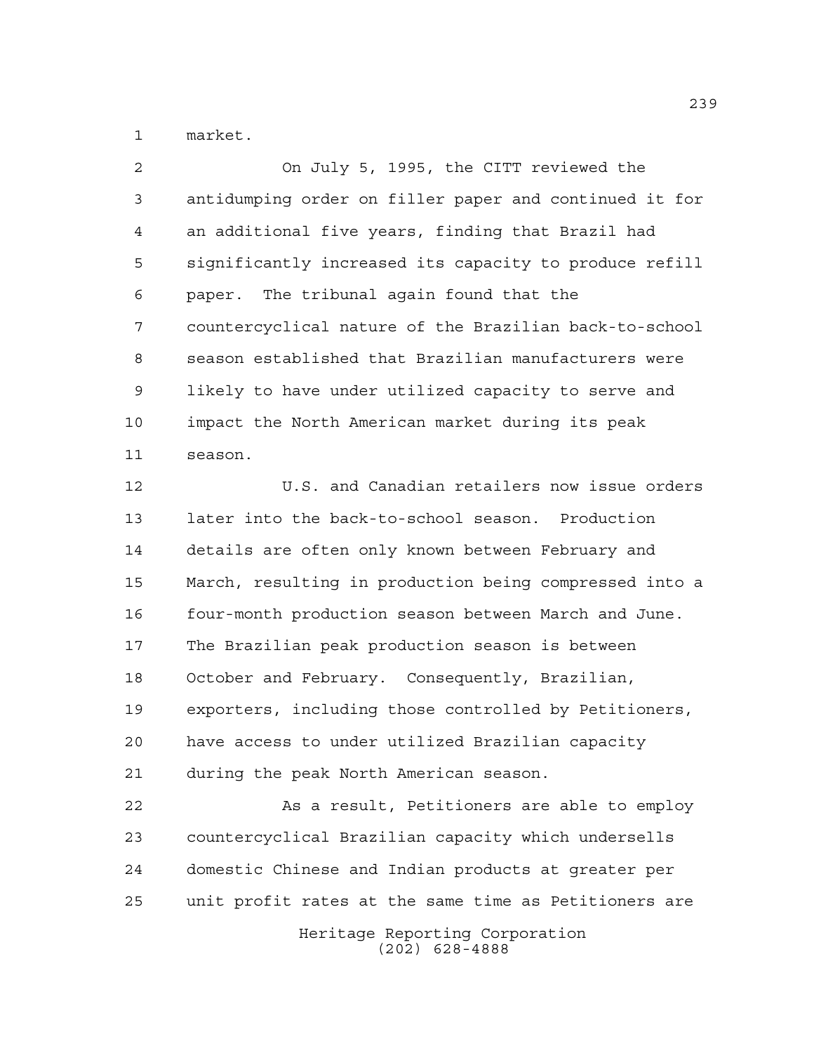market.

On July 5, 1995, the CITT reviewed the antidumping order on filler paper and continued it for an additional five years, finding that Brazil had significantly increased its capacity to produce refill paper. The tribunal again found that the countercyclical nature of the Brazilian back-to-school season established that Brazilian manufacturers were likely to have under utilized capacity to serve and impact the North American market during its peak season.

U.S. and Canadian retailers now issue orders later into the back-to-school season. Production details are often only known between February and March, resulting in production being compressed into a four-month production season between March and June. The Brazilian peak production season is between October and February. Consequently, Brazilian, exporters, including those controlled by Petitioners, have access to under utilized Brazilian capacity during the peak North American season.

As a result, Petitioners are able to employ countercyclical Brazilian capacity which undersells domestic Chinese and Indian products at greater per unit profit rates at the same time as Petitioners are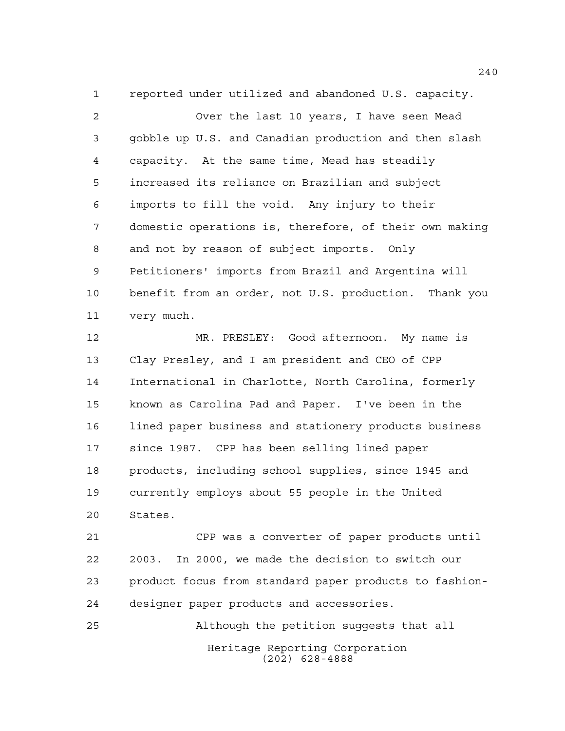reported under utilized and abandoned U.S. capacity.

Over the last 10 years, I have seen Mead gobble up U.S. and Canadian production and then slash capacity. At the same time, Mead has steadily increased its reliance on Brazilian and subject imports to fill the void. Any injury to their domestic operations is, therefore, of their own making and not by reason of subject imports. Only Petitioners' imports from Brazil and Argentina will benefit from an order, not U.S. production. Thank you very much.

MR. PRESLEY: Good afternoon. My name is Clay Presley, and I am president and CEO of CPP International in Charlotte, North Carolina, formerly known as Carolina Pad and Paper. I've been in the lined paper business and stationery products business since 1987. CPP has been selling lined paper products, including school supplies, since 1945 and currently employs about 55 people in the United States.

CPP was a converter of paper products until 2003. In 2000, we made the decision to switch our product focus from standard paper products to fashion-designer paper products and accessories.

Although the petition suggests that all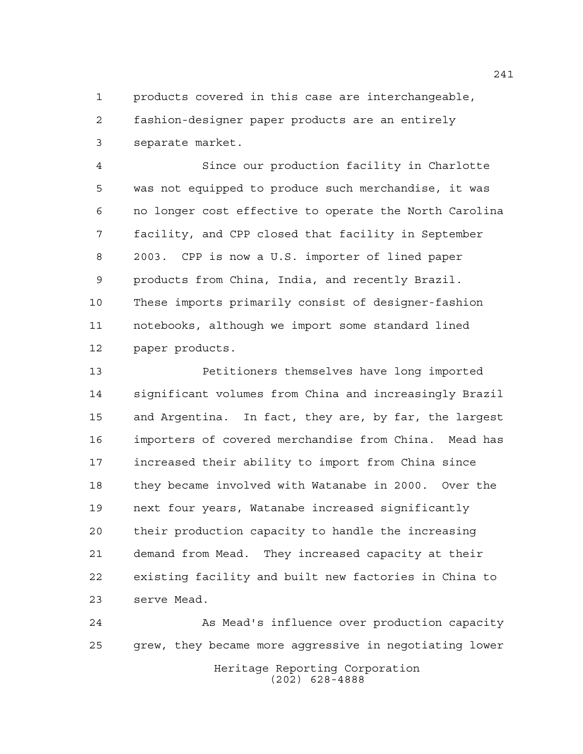products covered in this case are interchangeable, fashion-designer paper products are an entirely separate market.

Since our production facility in Charlotte was not equipped to produce such merchandise, it was no longer cost effective to operate the North Carolina facility, and CPP closed that facility in September 2003. CPP is now a U.S. importer of lined paper products from China, India, and recently Brazil. These imports primarily consist of designer-fashion notebooks, although we import some standard lined paper products.

Petitioners themselves have long imported significant volumes from China and increasingly Brazil and Argentina. In fact, they are, by far, the largest importers of covered merchandise from China. Mead has increased their ability to import from China since they became involved with Watanabe in 2000. Over the next four years, Watanabe increased significantly their production capacity to handle the increasing demand from Mead. They increased capacity at their existing facility and built new factories in China to serve Mead.

As Mead's influence over production capacity grew, they became more aggressive in negotiating lower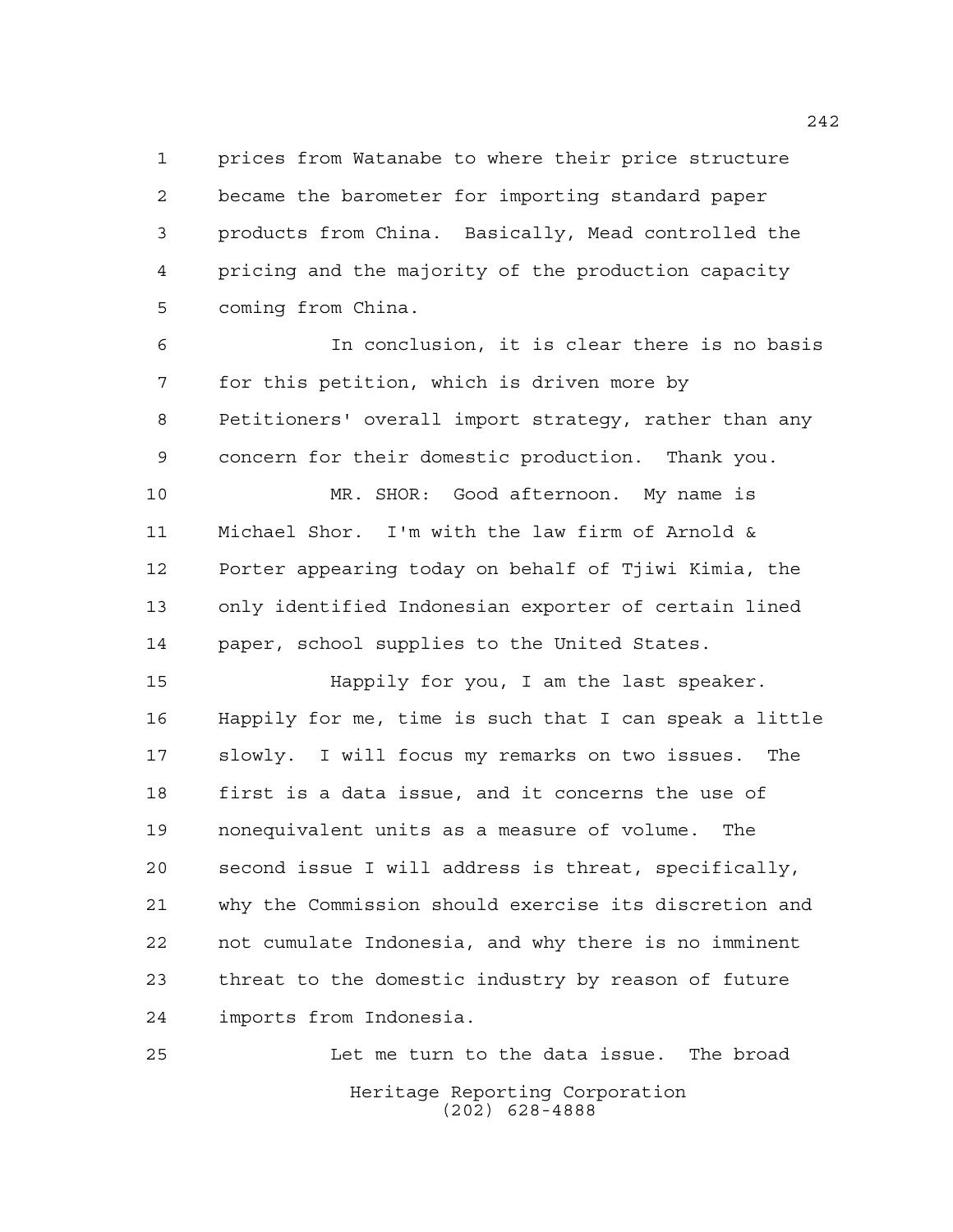prices from Watanabe to where their price structure became the barometer for importing standard paper products from China. Basically, Mead controlled the pricing and the majority of the production capacity coming from China.

In conclusion, it is clear there is no basis for this petition, which is driven more by Petitioners' overall import strategy, rather than any concern for their domestic production. Thank you.

MR. SHOR: Good afternoon. My name is Michael Shor. I'm with the law firm of Arnold & Porter appearing today on behalf of Tjiwi Kimia, the only identified Indonesian exporter of certain lined paper, school supplies to the United States.

Happily for you, I am the last speaker. Happily for me, time is such that I can speak a little slowly. I will focus my remarks on two issues. The first is a data issue, and it concerns the use of nonequivalent units as a measure of volume. The second issue I will address is threat, specifically, why the Commission should exercise its discretion and not cumulate Indonesia, and why there is no imminent threat to the domestic industry by reason of future imports from Indonesia.

Let me turn to the data issue. The broad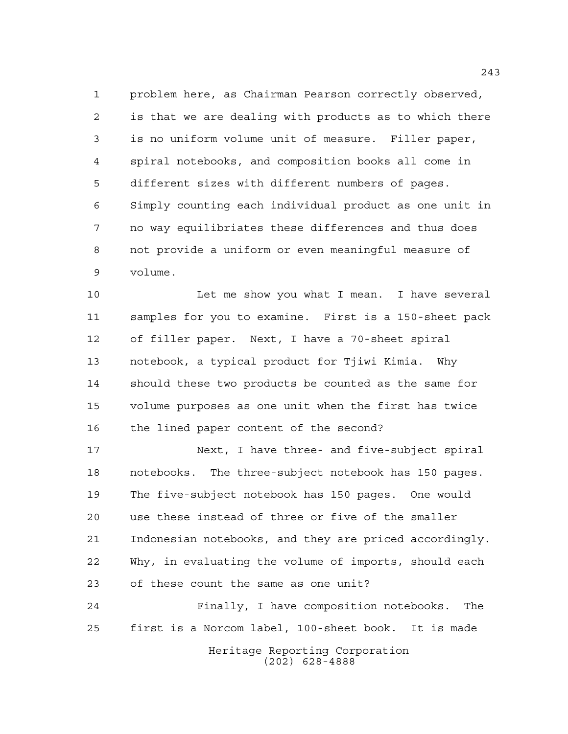problem here, as Chairman Pearson correctly observed, is that we are dealing with products as to which there is no uniform volume unit of measure. Filler paper, spiral notebooks, and composition books all come in different sizes with different numbers of pages. Simply counting each individual product as one unit in no way equilibriates these differences and thus does not provide a uniform or even meaningful measure of volume.

Let me show you what I mean. I have several samples for you to examine. First is a 150-sheet pack of filler paper. Next, I have a 70-sheet spiral notebook, a typical product for Tjiwi Kimia. Why should these two products be counted as the same for volume purposes as one unit when the first has twice the lined paper content of the second?

Next, I have three- and five-subject spiral notebooks. The three-subject notebook has 150 pages. The five-subject notebook has 150 pages. One would use these instead of three or five of the smaller Indonesian notebooks, and they are priced accordingly. Why, in evaluating the volume of imports, should each of these count the same as one unit?

Finally, I have composition notebooks. The first is a Norcom label, 100-sheet book. It is made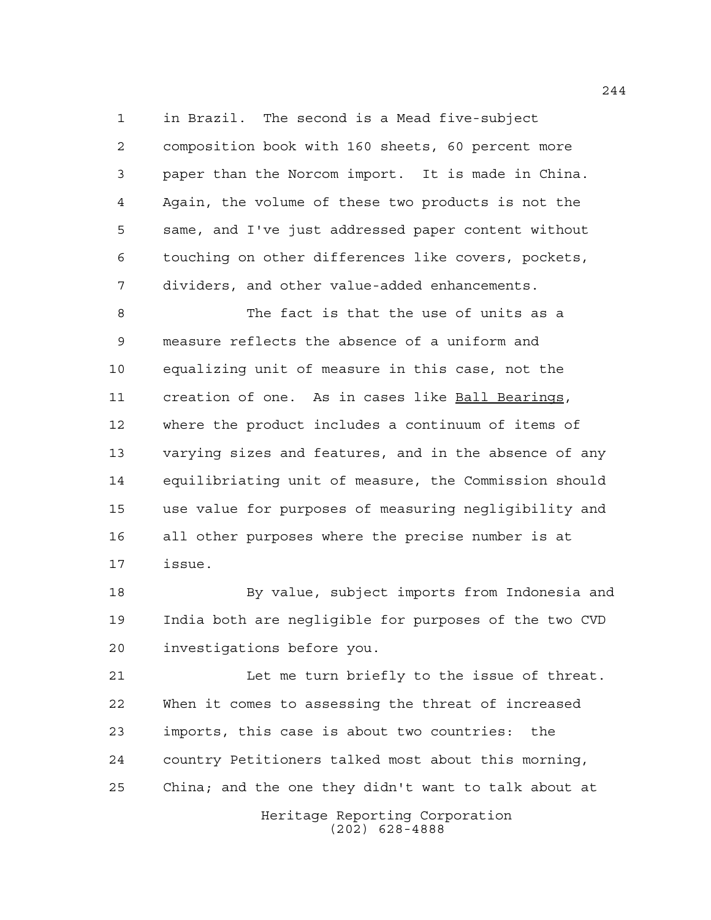in Brazil. The second is a Mead five-subject composition book with 160 sheets, 60 percent more paper than the Norcom import. It is made in China. Again, the volume of these two products is not the same, and I've just addressed paper content without touching on other differences like covers, pockets, dividers, and other value-added enhancements.

The fact is that the use of units as a measure reflects the absence of a uniform and equalizing unit of measure in this case, not the creation of one. As in cases like Ball Bearings, where the product includes a continuum of items of varying sizes and features, and in the absence of any equilibriating unit of measure, the Commission should use value for purposes of measuring negligibility and all other purposes where the precise number is at issue.

By value, subject imports from Indonesia and India both are negligible for purposes of the two CVD investigations before you.

Let me turn briefly to the issue of threat. When it comes to assessing the threat of increased imports, this case is about two countries: the country Petitioners talked most about this morning, China; and the one they didn't want to talk about at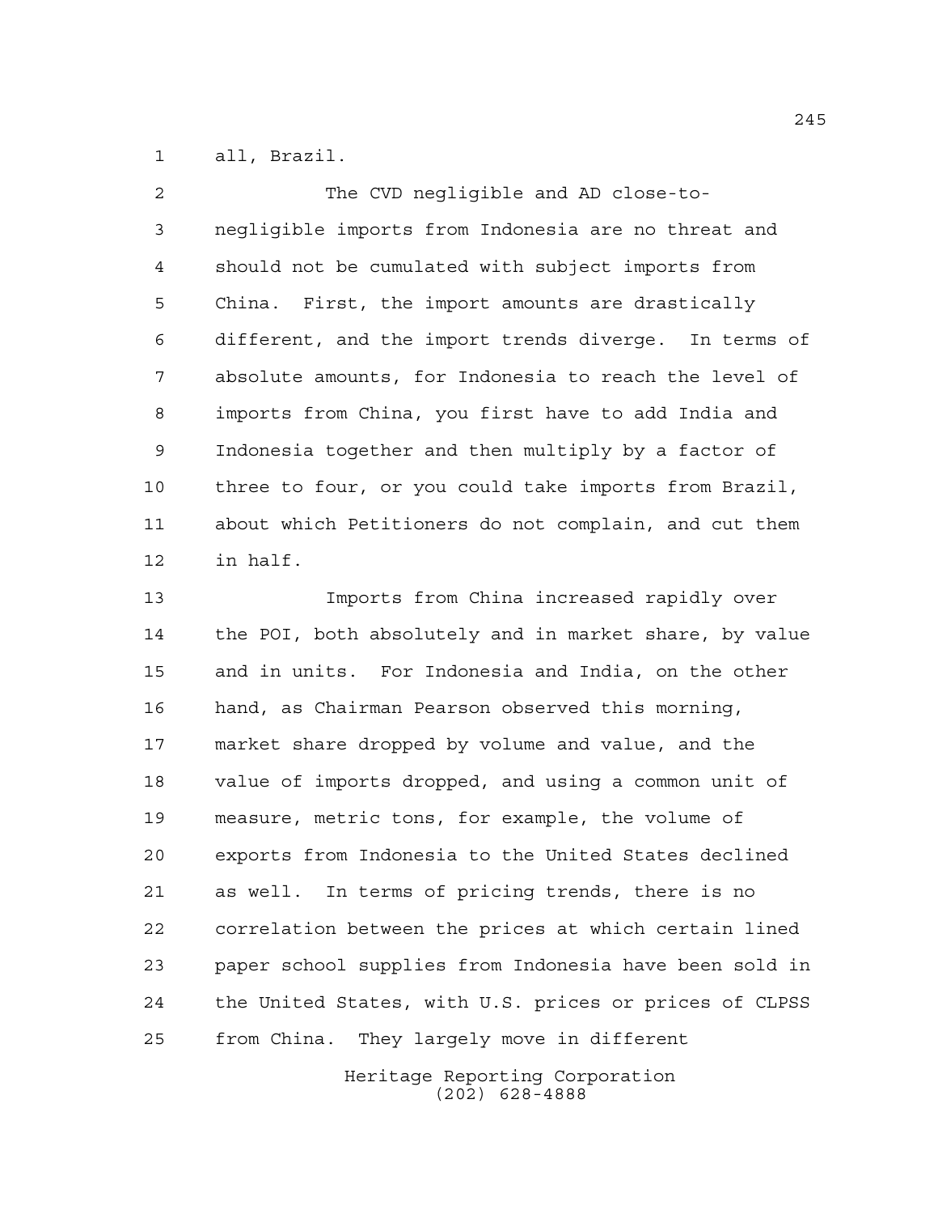all, Brazil.

The CVD negligible and AD close-to-negligible imports from Indonesia are no threat and should not be cumulated with subject imports from China. First, the import amounts are drastically different, and the import trends diverge. In terms of absolute amounts, for Indonesia to reach the level of imports from China, you first have to add India and Indonesia together and then multiply by a factor of three to four, or you could take imports from Brazil, about which Petitioners do not complain, and cut them in half.

Imports from China increased rapidly over the POI, both absolutely and in market share, by value and in units. For Indonesia and India, on the other hand, as Chairman Pearson observed this morning, market share dropped by volume and value, and the value of imports dropped, and using a common unit of measure, metric tons, for example, the volume of exports from Indonesia to the United States declined as well. In terms of pricing trends, there is no correlation between the prices at which certain lined paper school supplies from Indonesia have been sold in the United States, with U.S. prices or prices of CLPSS from China. They largely move in different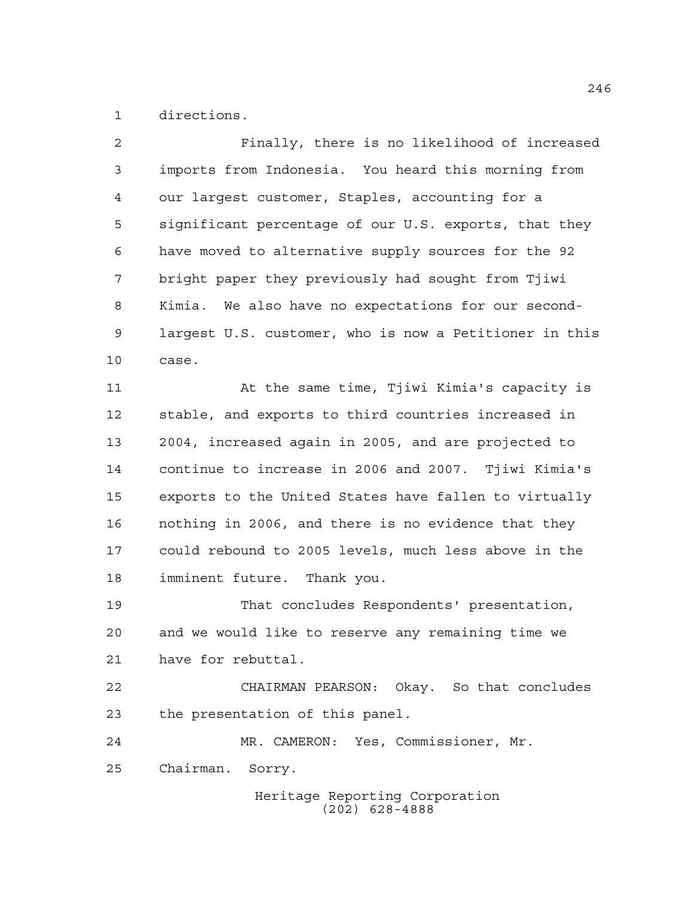directions.

Finally, there is no likelihood of increased imports from Indonesia. You heard this morning from our largest customer, Staples, accounting for a significant percentage of our U.S. exports, that they have moved to alternative supply sources for the 92 bright paper they previously had sought from Tjiwi Kimia. We also have no expectations for our second-largest U.S. customer, who is now a Petitioner in this case.

At the same time, Tjiwi Kimia's capacity is stable, and exports to third countries increased in 2004, increased again in 2005, and are projected to continue to increase in 2006 and 2007. Tjiwi Kimia's exports to the United States have fallen to virtually nothing in 2006, and there is no evidence that they could rebound to 2005 levels, much less above in the imminent future. Thank you.

That concludes Respondents' presentation, and we would like to reserve any remaining time we have for rebuttal.

CHAIRMAN PEARSON: Okay. So that concludes the presentation of this panel.

MR. CAMERON: Yes, Commissioner, Mr. Chairman. Sorry.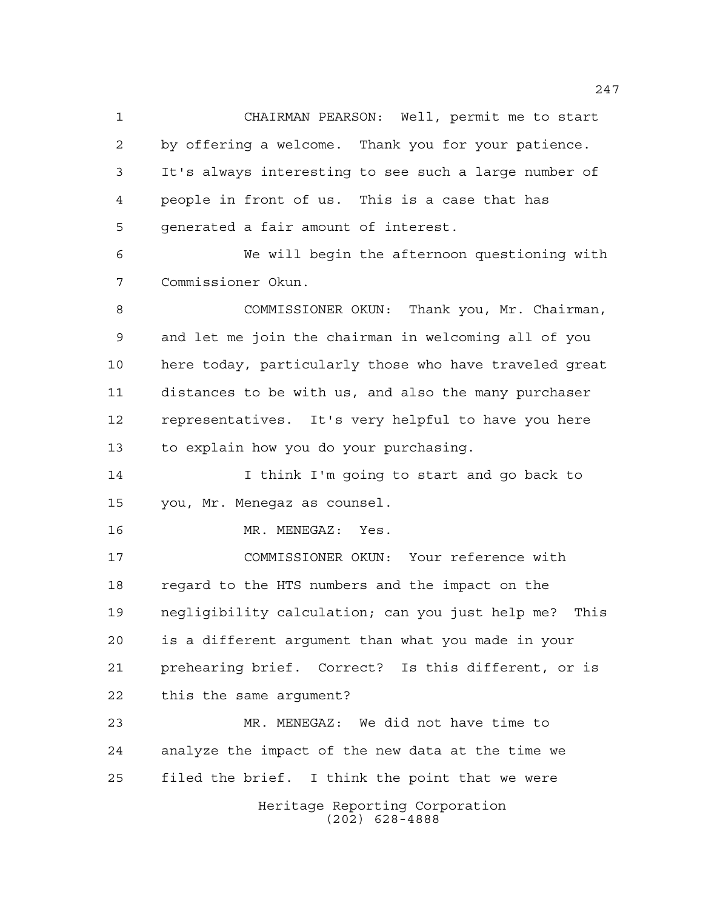CHAIRMAN PEARSON: Well, permit me to start by offering a welcome. Thank you for your patience. It's always interesting to see such a large number of people in front of us. This is a case that has generated a fair amount of interest.

We will begin the afternoon questioning with Commissioner Okun.

COMMISSIONER OKUN: Thank you, Mr. Chairman, and let me join the chairman in welcoming all of you here today, particularly those who have traveled great distances to be with us, and also the many purchaser representatives. It's very helpful to have you here to explain how you do your purchasing.

I think I'm going to start and go back to you, Mr. Menegaz as counsel.

MR. MENEGAZ: Yes.

COMMISSIONER OKUN: Your reference with regard to the HTS numbers and the impact on the negligibility calculation; can you just help me? This is a different argument than what you made in your prehearing brief. Correct? Is this different, or is this the same argument?

MR. MENEGAZ: We did not have time to analyze the impact of the new data at the time we filed the brief. I think the point that we were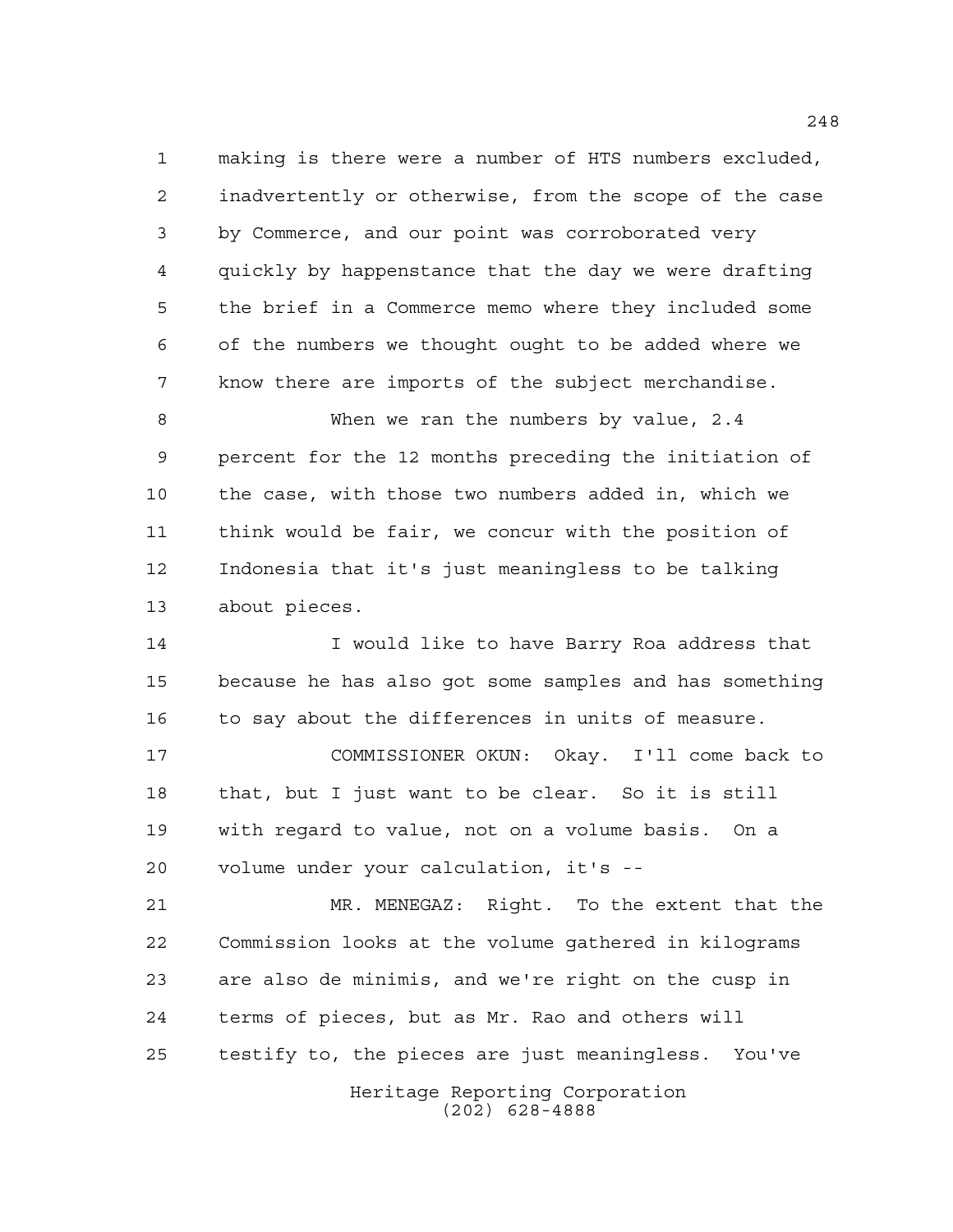making is there were a number of HTS numbers excluded, inadvertently or otherwise, from the scope of the case by Commerce, and our point was corroborated very quickly by happenstance that the day we were drafting the brief in a Commerce memo where they included some of the numbers we thought ought to be added where we know there are imports of the subject merchandise.

When we ran the numbers by value, 2.4 percent for the 12 months preceding the initiation of the case, with those two numbers added in, which we think would be fair, we concur with the position of Indonesia that it's just meaningless to be talking about pieces.

I would like to have Barry Roa address that because he has also got some samples and has something to say about the differences in units of measure.

COMMISSIONER OKUN: Okay. I'll come back to that, but I just want to be clear. So it is still with regard to value, not on a volume basis. On a volume under your calculation, it's --

MR. MENEGAZ: Right. To the extent that the Commission looks at the volume gathered in kilograms are also de minimis, and we're right on the cusp in terms of pieces, but as Mr. Rao and others will testify to, the pieces are just meaningless. You've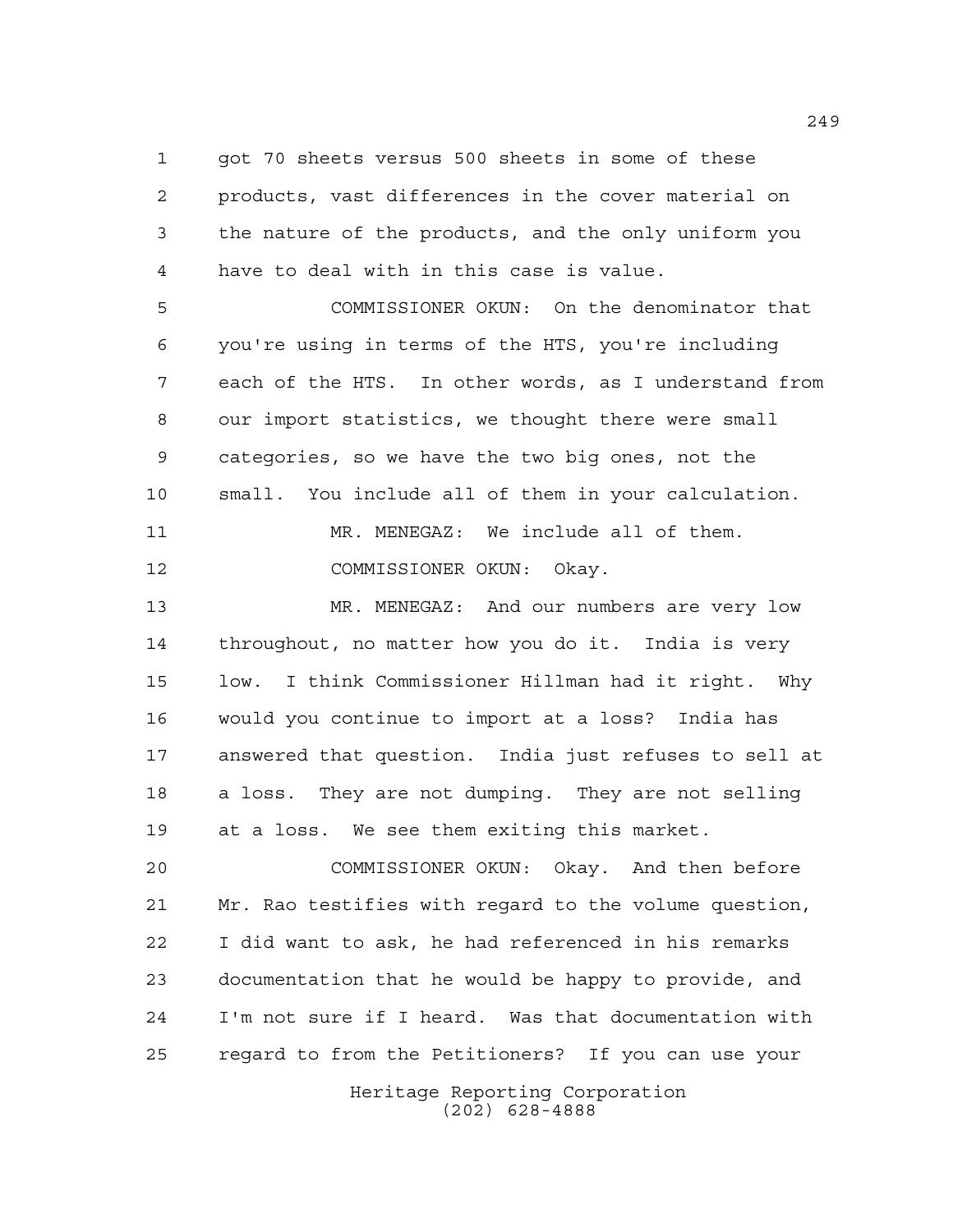got 70 sheets versus 500 sheets in some of these products, vast differences in the cover material on the nature of the products, and the only uniform you have to deal with in this case is value.

COMMISSIONER OKUN: On the denominator that you're using in terms of the HTS, you're including each of the HTS. In other words, as I understand from our import statistics, we thought there were small categories, so we have the two big ones, not the small. You include all of them in your calculation.

MR. MENEGAZ: We include all of them.

COMMISSIONER OKUN: Okay.

MR. MENEGAZ: And our numbers are very low throughout, no matter how you do it. India is very low. I think Commissioner Hillman had it right. Why would you continue to import at a loss? India has answered that question. India just refuses to sell at a loss. They are not dumping. They are not selling at a loss. We see them exiting this market.

COMMISSIONER OKUN: Okay. And then before Mr. Rao testifies with regard to the volume question, I did want to ask, he had referenced in his remarks documentation that he would be happy to provide, and I'm not sure if I heard. Was that documentation with regard to from the Petitioners? If you can use your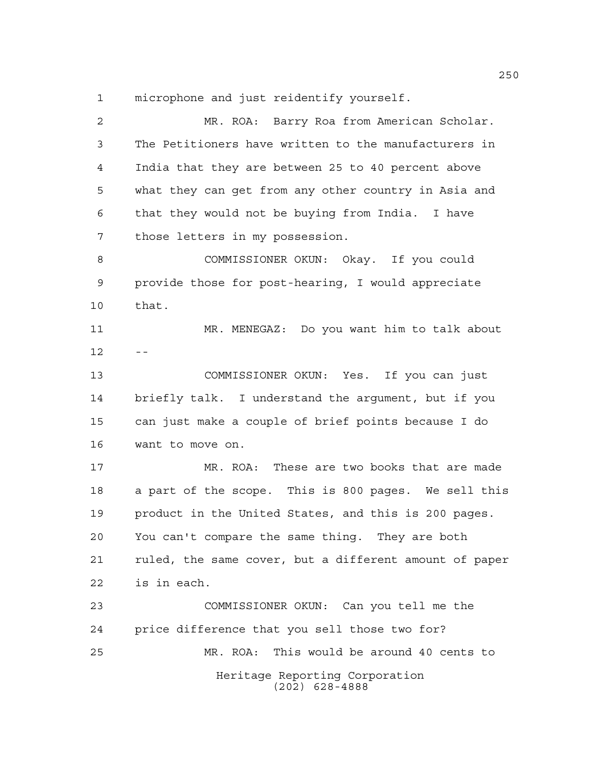microphone and just reidentify yourself.

MR. ROA: Barry Roa from American Scholar. The Petitioners have written to the manufacturers in India that they are between 25 to 40 percent above what they can get from any other country in Asia and that they would not be buying from India. I have those letters in my possession.

COMMISSIONER OKUN: Okay. If you could provide those for post-hearing, I would appreciate that.

MR. MENEGAZ: Do you want him to talk about --

COMMISSIONER OKUN: Yes. If you can just briefly talk. I understand the argument, but if you can just make a couple of brief points because I do want to move on.

MR. ROA: These are two books that are made a part of the scope. This is 800 pages. We sell this product in the United States, and this is 200 pages. You can't compare the same thing. They are both ruled, the same cover, but a different amount of paper is in each.

COMMISSIONER OKUN: Can you tell me the price difference that you sell those two for?

MR. ROA: This would be around 40 cents to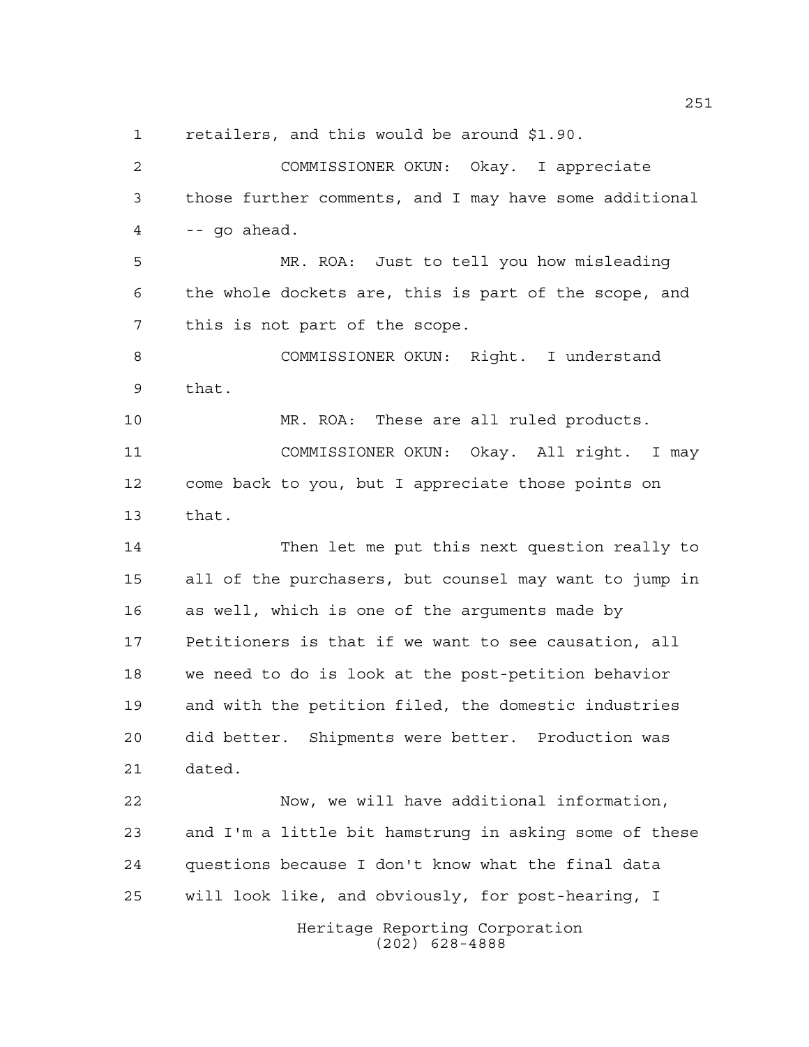1 retailers, and this would be around $1.90.

2 COMMISSIONER OKUN: Okay. I appreciate
3 those further comments, and I may have some additional
4 -- go ahead.

5 MR. ROA: Just to tell you how misleading
6 the whole dockets are, this is part of the scope, and
7 this is not part of the scope.

8 COMMISSIONER OKUN: Right. I understand
9 that.

10 MR. ROA: These are all ruled products.

11 COMMISSIONER OKUN: Okay. All right. I may
12 come back to you, but I appreciate those points on
13 that.

14 Then let me put this next question really to
15 all of the purchasers, but counsel may want to jump in
16 as well, which is one of the arguments made by
17 Petitioners is that if we want to see causation, all
18 we need to do is look at the post-petition behavior
19 and with the petition filed, the domestic industries
20 did better. Shipments were better. Production was
21 dated.

22 Now, we will have additional information,
23 and I'm a little bit hamstrung in asking some of these
24 questions because I don't know what the final data
25 will look like, and obviously, for post-hearing, I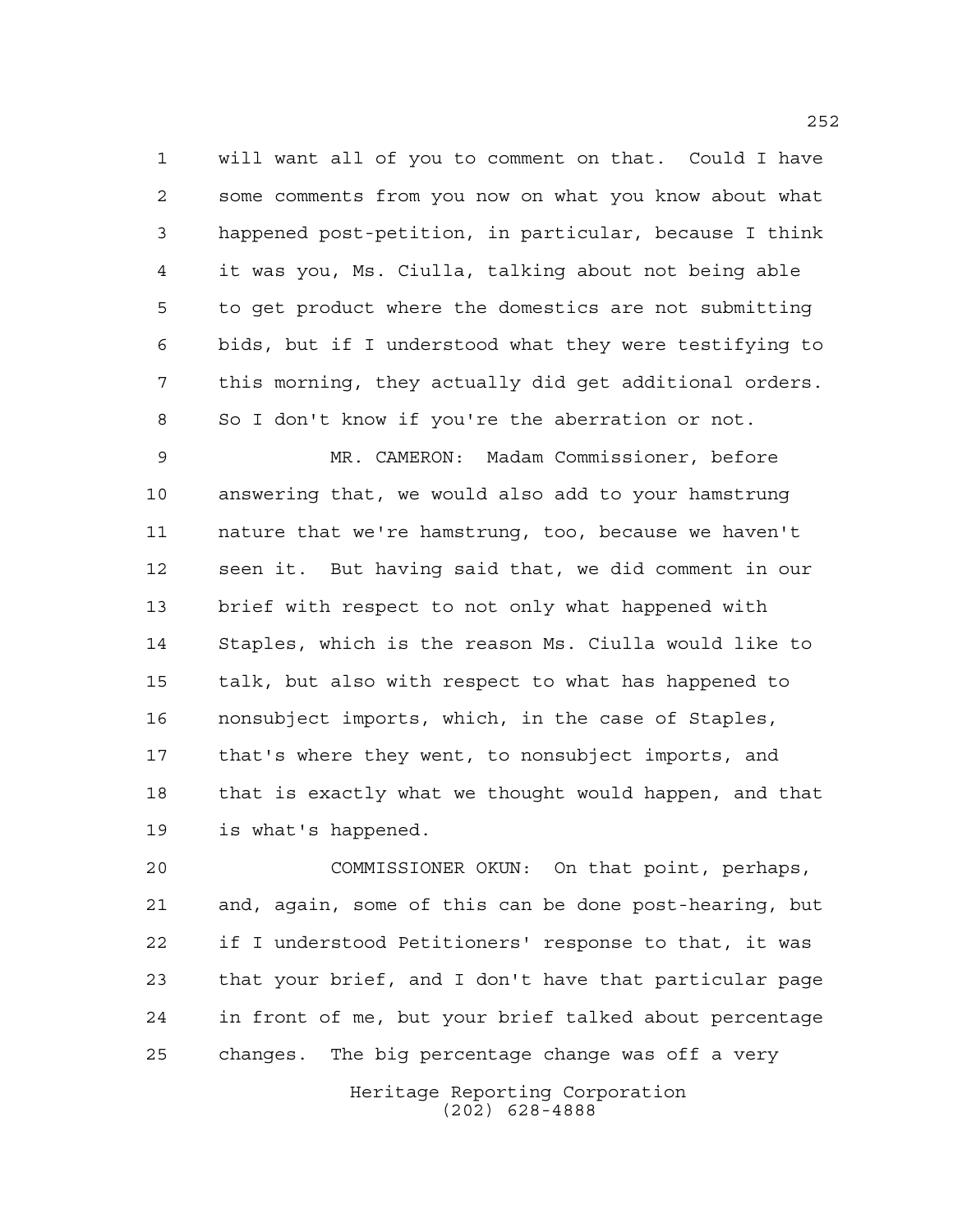will want all of you to comment on that. Could I have some comments from you now on what you know about what happened post-petition, in particular, because I think it was you, Ms. Ciulla, talking about not being able to get product where the domestics are not submitting bids, but if I understood what they were testifying to this morning, they actually did get additional orders. So I don't know if you're the aberration or not.

MR. CAMERON: Madam Commissioner, before answering that, we would also add to your hamstrung nature that we're hamstrung, too, because we haven't seen it. But having said that, we did comment in our brief with respect to not only what happened with Staples, which is the reason Ms. Ciulla would like to talk, but also with respect to what has happened to nonsubject imports, which, in the case of Staples, that's where they went, to nonsubject imports, and that is exactly what we thought would happen, and that is what's happened.

COMMISSIONER OKUN: On that point, perhaps, and, again, some of this can be done post-hearing, but if I understood Petitioners' response to that, it was that your brief, and I don't have that particular page in front of me, but your brief talked about percentage changes. The big percentage change was off a very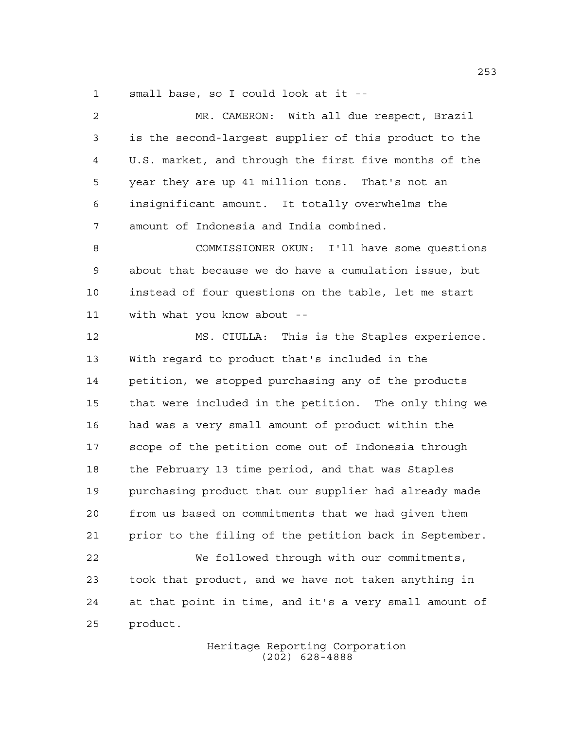small base, so I could look at it --

MR. CAMERON: With all due respect, Brazil is the second-largest supplier of this product to the U.S. market, and through the first five months of the year they are up 41 million tons. That's not an insignificant amount. It totally overwhelms the amount of Indonesia and India combined.

COMMISSIONER OKUN: I'll have some questions about that because we do have a cumulation issue, but instead of four questions on the table, let me start with what you know about --

MS. CIULLA: This is the Staples experience. With regard to product that's included in the petition, we stopped purchasing any of the products that were included in the petition. The only thing we had was a very small amount of product within the scope of the petition come out of Indonesia through the February 13 time period, and that was Staples purchasing product that our supplier had already made from us based on commitments that we had given them prior to the filing of the petition back in September.

We followed through with our commitments, took that product, and we have not taken anything in at that point in time, and it's a very small amount of product.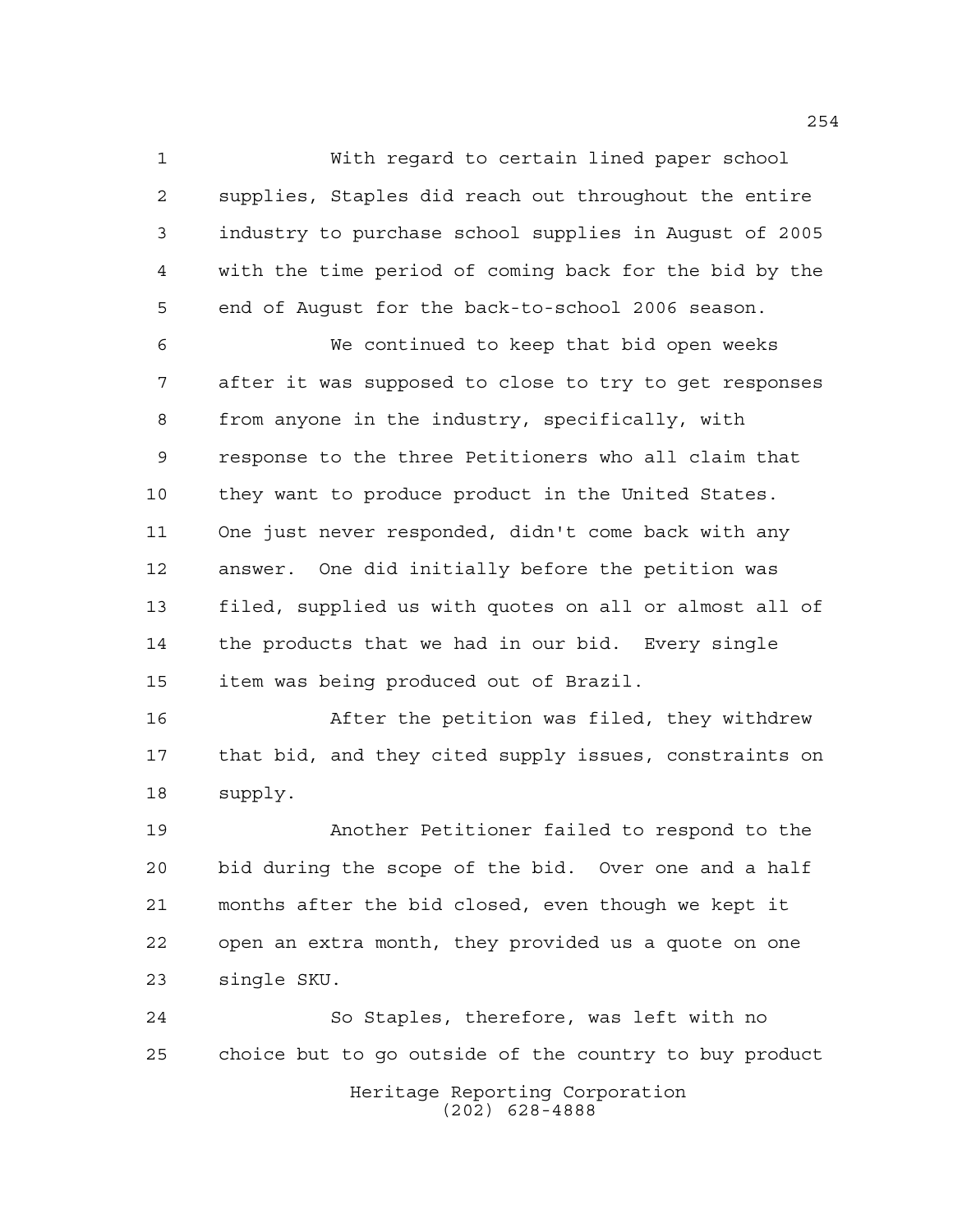With regard to certain lined paper school supplies, Staples did reach out throughout the entire industry to purchase school supplies in August of 2005 with the time period of coming back for the bid by the end of August for the back-to-school 2006 season.

We continued to keep that bid open weeks after it was supposed to close to try to get responses from anyone in the industry, specifically, with response to the three Petitioners who all claim that they want to produce product in the United States. One just never responded, didn't come back with any answer. One did initially before the petition was filed, supplied us with quotes on all or almost all of the products that we had in our bid. Every single item was being produced out of Brazil.

After the petition was filed, they withdrew that bid, and they cited supply issues, constraints on supply.

Another Petitioner failed to respond to the bid during the scope of the bid. Over one and a half months after the bid closed, even though we kept it open an extra month, they provided us a quote on one single SKU.

So Staples, therefore, was left with no choice but to go outside of the country to buy product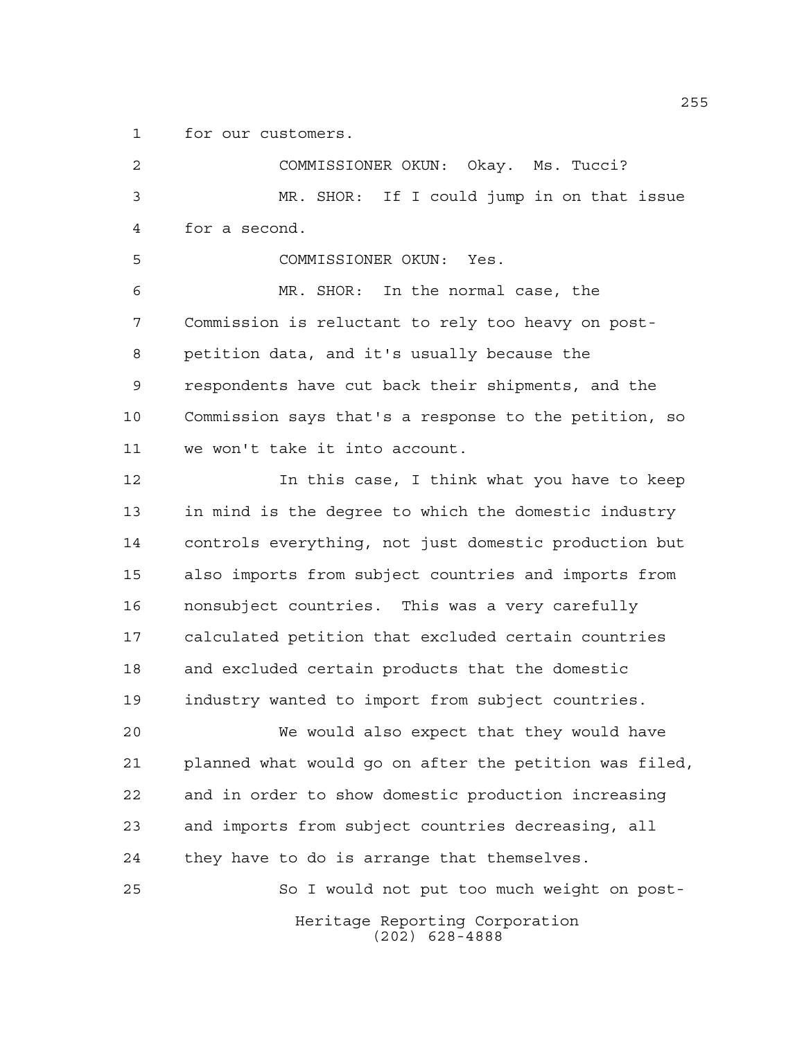for our customers.

COMMISSIONER OKUN: Okay. Ms. Tucci?

MR. SHOR: If I could jump in on that issue for a second.

COMMISSIONER OKUN: Yes.

MR. SHOR: In the normal case, the Commission is reluctant to rely too heavy on post-petition data, and it's usually because the respondents have cut back their shipments, and the Commission says that's a response to the petition, so we won't take it into account.

In this case, I think what you have to keep in mind is the degree to which the domestic industry controls everything, not just domestic production but also imports from subject countries and imports from nonsubject countries. This was a very carefully calculated petition that excluded certain countries and excluded certain products that the domestic industry wanted to import from subject countries.

We would also expect that they would have planned what would go on after the petition was filed, and in order to show domestic production increasing and imports from subject countries decreasing, all they have to do is arrange that themselves.

So I would not put too much weight on post-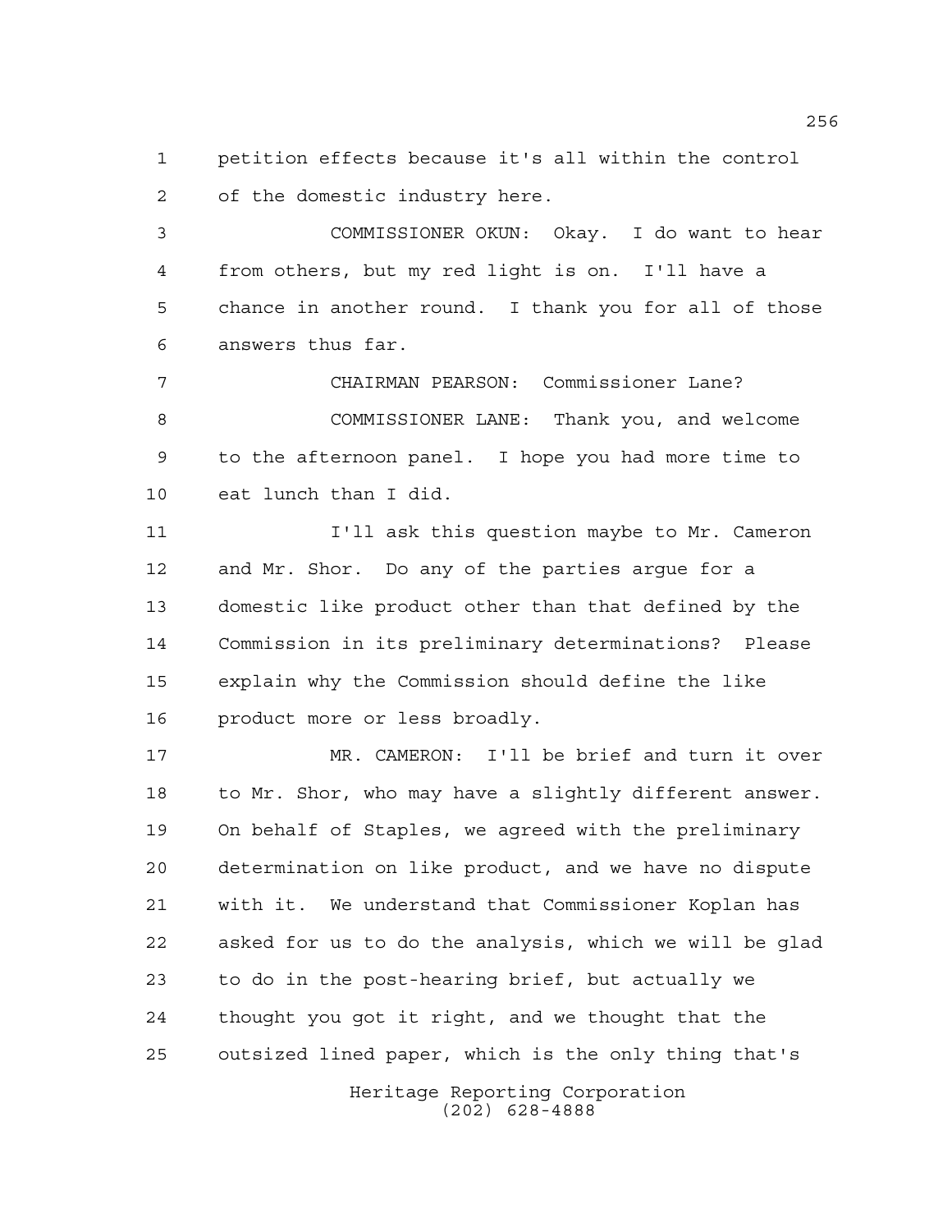petition effects because it's all within the control of the domestic industry here.

COMMISSIONER OKUN: Okay. I do want to hear from others, but my red light is on. I'll have a chance in another round. I thank you for all of those answers thus far.

CHAIRMAN PEARSON: Commissioner Lane?

COMMISSIONER LANE: Thank you, and welcome to the afternoon panel. I hope you had more time to eat lunch than I did.

I'll ask this question maybe to Mr. Cameron and Mr. Shor. Do any of the parties argue for a domestic like product other than that defined by the Commission in its preliminary determinations? Please explain why the Commission should define the like product more or less broadly.

MR. CAMERON: I'll be brief and turn it over to Mr. Shor, who may have a slightly different answer. On behalf of Staples, we agreed with the preliminary determination on like product, and we have no dispute with it. We understand that Commissioner Koplan has asked for us to do the analysis, which we will be glad to do in the post-hearing brief, but actually we thought you got it right, and we thought that the outsized lined paper, which is the only thing that's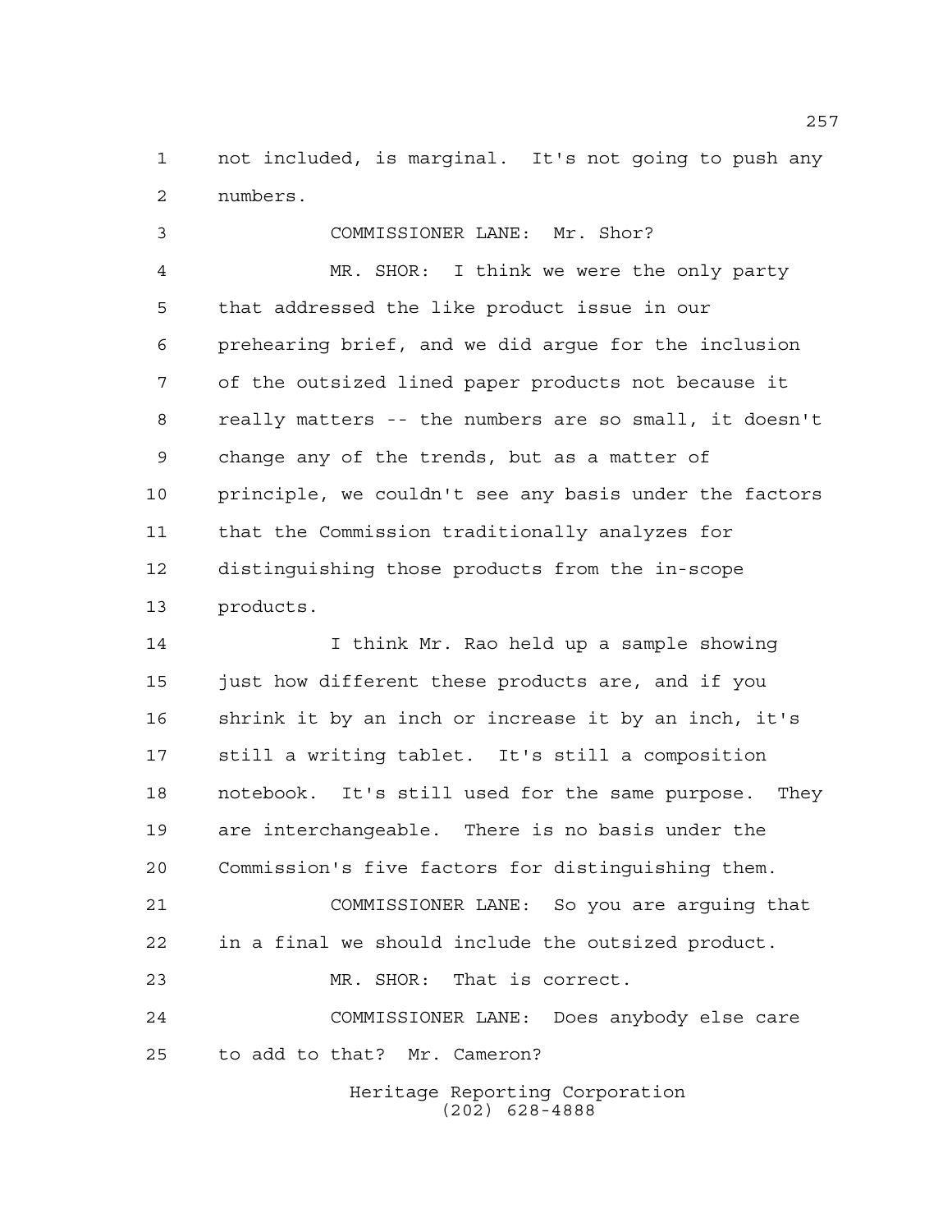not included, is marginal. It's not going to push any numbers.

COMMISSIONER LANE: Mr. Shor?

MR. SHOR: I think we were the only party that addressed the like product issue in our prehearing brief, and we did argue for the inclusion of the outsized lined paper products not because it really matters -- the numbers are so small, it doesn't change any of the trends, but as a matter of principle, we couldn't see any basis under the factors that the Commission traditionally analyzes for distinguishing those products from the in-scope products.

I think Mr. Rao held up a sample showing just how different these products are, and if you shrink it by an inch or increase it by an inch, it's still a writing tablet. It's still a composition notebook. It's still used for the same purpose. They are interchangeable. There is no basis under the Commission's five factors for distinguishing them.

COMMISSIONER LANE: So you are arguing that in a final we should include the outsized product.

MR. SHOR: That is correct.

COMMISSIONER LANE: Does anybody else care to add to that? Mr. Cameron?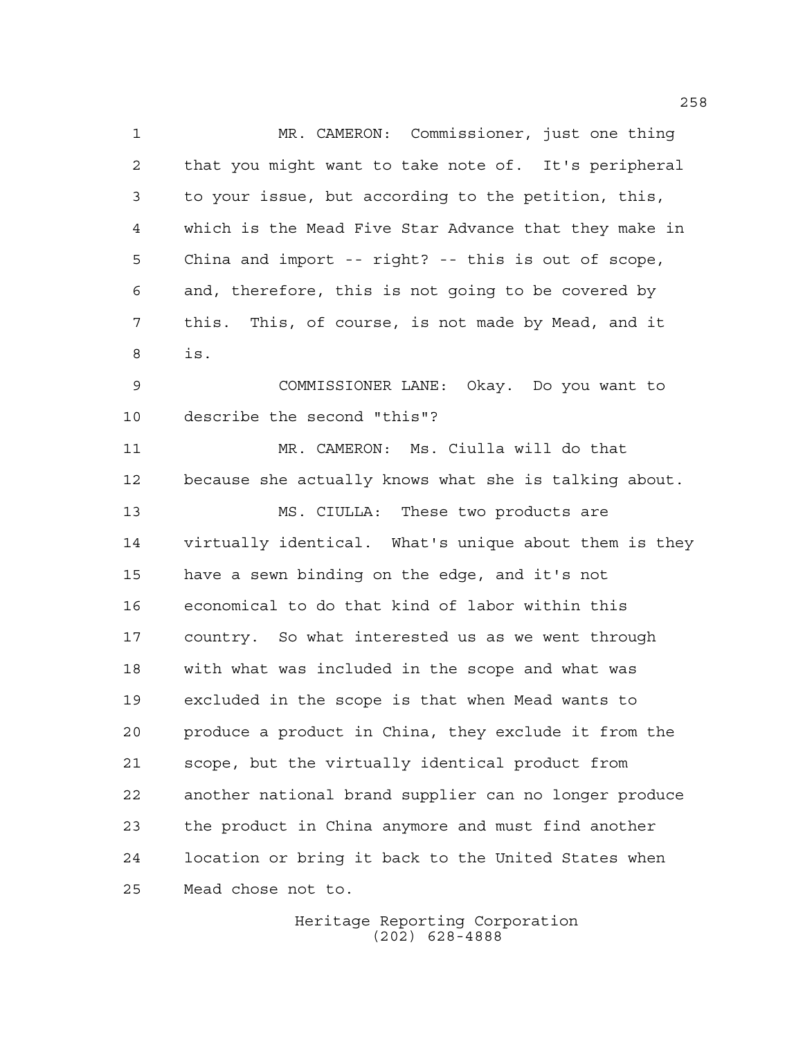MR. CAMERON: Commissioner, just one thing that you might want to take note of. It's peripheral to your issue, but according to the petition, this, which is the Mead Five Star Advance that they make in China and import -- right? -- this is out of scope, and, therefore, this is not going to be covered by this. This, of course, is not made by Mead, and it is.

COMMISSIONER LANE: Okay. Do you want to describe the second "this"?

MR. CAMERON: Ms. Ciulla will do that because she actually knows what she is talking about.

MS. CIULLA: These two products are virtually identical. What's unique about them is they have a sewn binding on the edge, and it's not economical to do that kind of labor within this country. So what interested us as we went through with what was included in the scope and what was excluded in the scope is that when Mead wants to produce a product in China, they exclude it from the scope, but the virtually identical product from another national brand supplier can no longer produce the product in China anymore and must find another location or bring it back to the United States when Mead chose not to.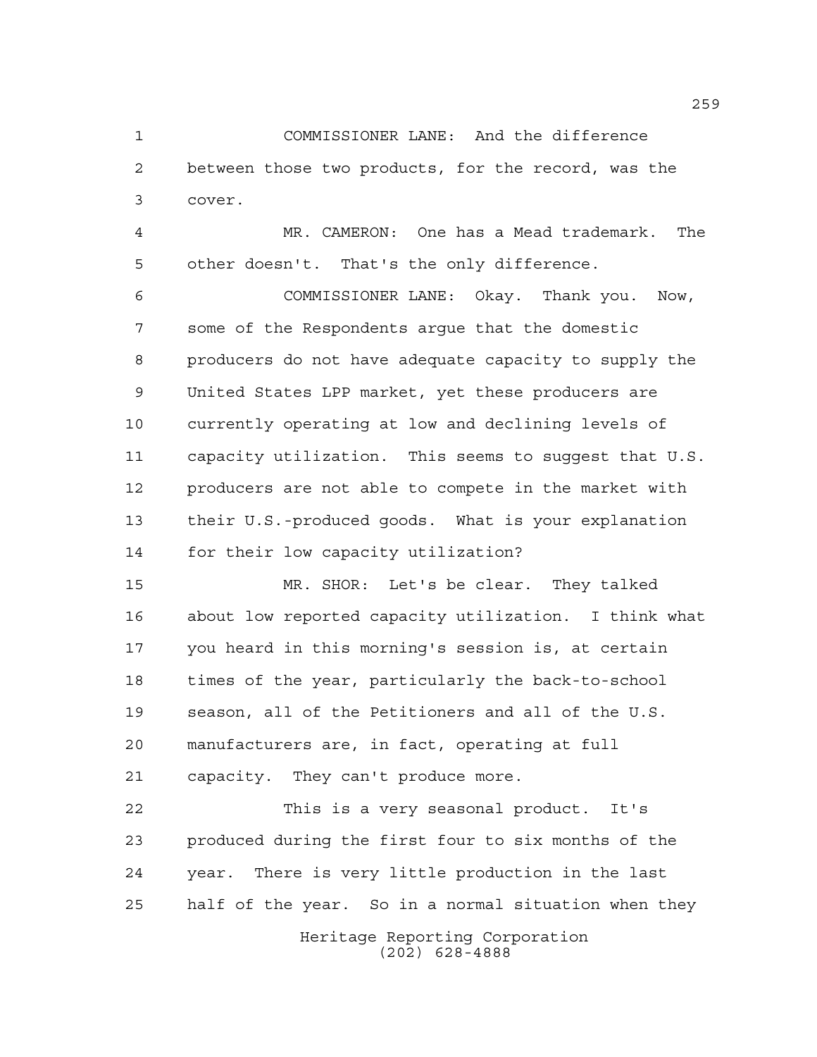COMMISSIONER LANE: And the difference between those two products, for the record, was the cover.

MR. CAMERON: One has a Mead trademark. The other doesn't. That's the only difference.

COMMISSIONER LANE: Okay. Thank you. Now, some of the Respondents argue that the domestic producers do not have adequate capacity to supply the United States LPP market, yet these producers are currently operating at low and declining levels of capacity utilization. This seems to suggest that U.S. producers are not able to compete in the market with their U.S.-produced goods. What is your explanation for their low capacity utilization?

MR. SHOR: Let's be clear. They talked about low reported capacity utilization. I think what you heard in this morning's session is, at certain times of the year, particularly the back-to-school season, all of the Petitioners and all of the U.S. manufacturers are, in fact, operating at full capacity. They can't produce more.

This is a very seasonal product. It's produced during the first four to six months of the year. There is very little production in the last half of the year. So in a normal situation when they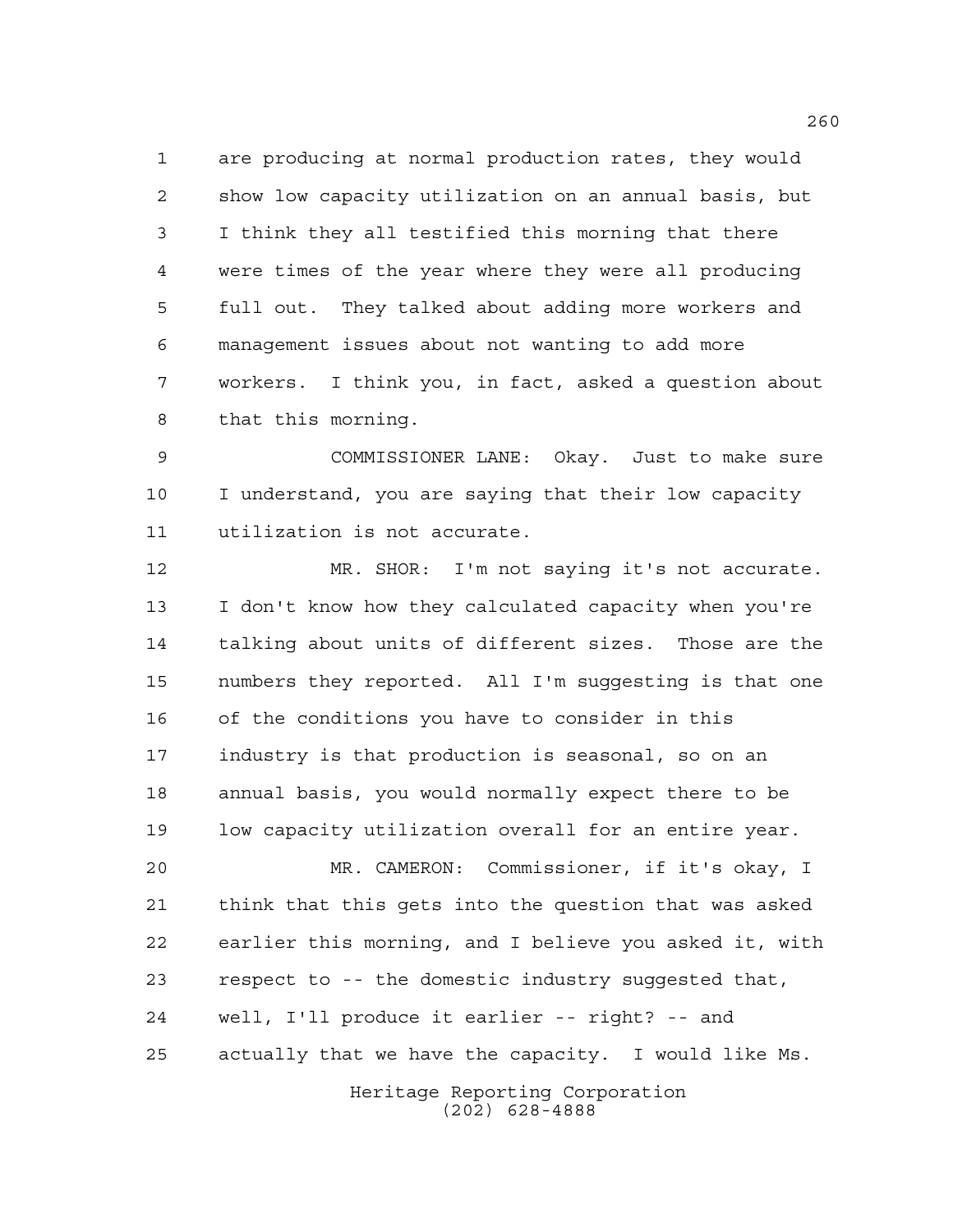are producing at normal production rates, they would show low capacity utilization on an annual basis, but I think they all testified this morning that there were times of the year where they were all producing full out. They talked about adding more workers and management issues about not wanting to add more workers. I think you, in fact, asked a question about that this morning.

COMMISSIONER LANE: Okay. Just to make sure I understand, you are saying that their low capacity utilization is not accurate.

MR. SHOR: I'm not saying it's not accurate. I don't know how they calculated capacity when you're talking about units of different sizes. Those are the numbers they reported. All I'm suggesting is that one of the conditions you have to consider in this industry is that production is seasonal, so on an annual basis, you would normally expect there to be low capacity utilization overall for an entire year.

MR. CAMERON: Commissioner, if it's okay, I think that this gets into the question that was asked earlier this morning, and I believe you asked it, with respect to -- the domestic industry suggested that, well, I'll produce it earlier -- right? -- and actually that we have the capacity. I would like Ms.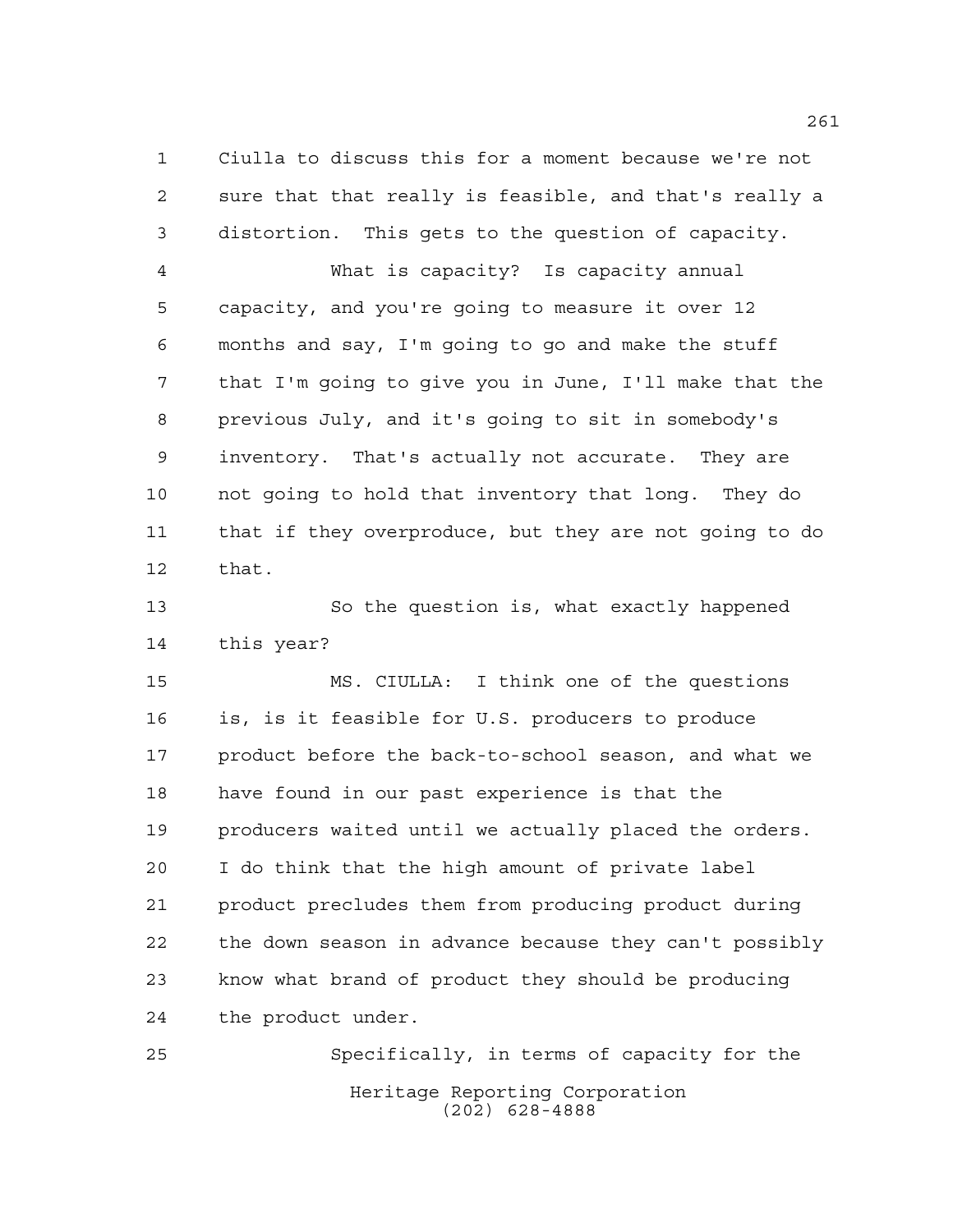Ciulla to discuss this for a moment because we're not sure that that really is feasible, and that's really a distortion. This gets to the question of capacity.

What is capacity? Is capacity annual capacity, and you're going to measure it over 12 months and say, I'm going to go and make the stuff that I'm going to give you in June, I'll make that the previous July, and it's going to sit in somebody's inventory. That's actually not accurate. They are not going to hold that inventory that long. They do that if they overproduce, but they are not going to do that.

So the question is, what exactly happened this year?

MS. CIULLA: I think one of the questions is, is it feasible for U.S. producers to produce product before the back-to-school season, and what we have found in our past experience is that the producers waited until we actually placed the orders. I do think that the high amount of private label product precludes them from producing product during the down season in advance because they can't possibly know what brand of product they should be producing the product under.

Specifically, in terms of capacity for the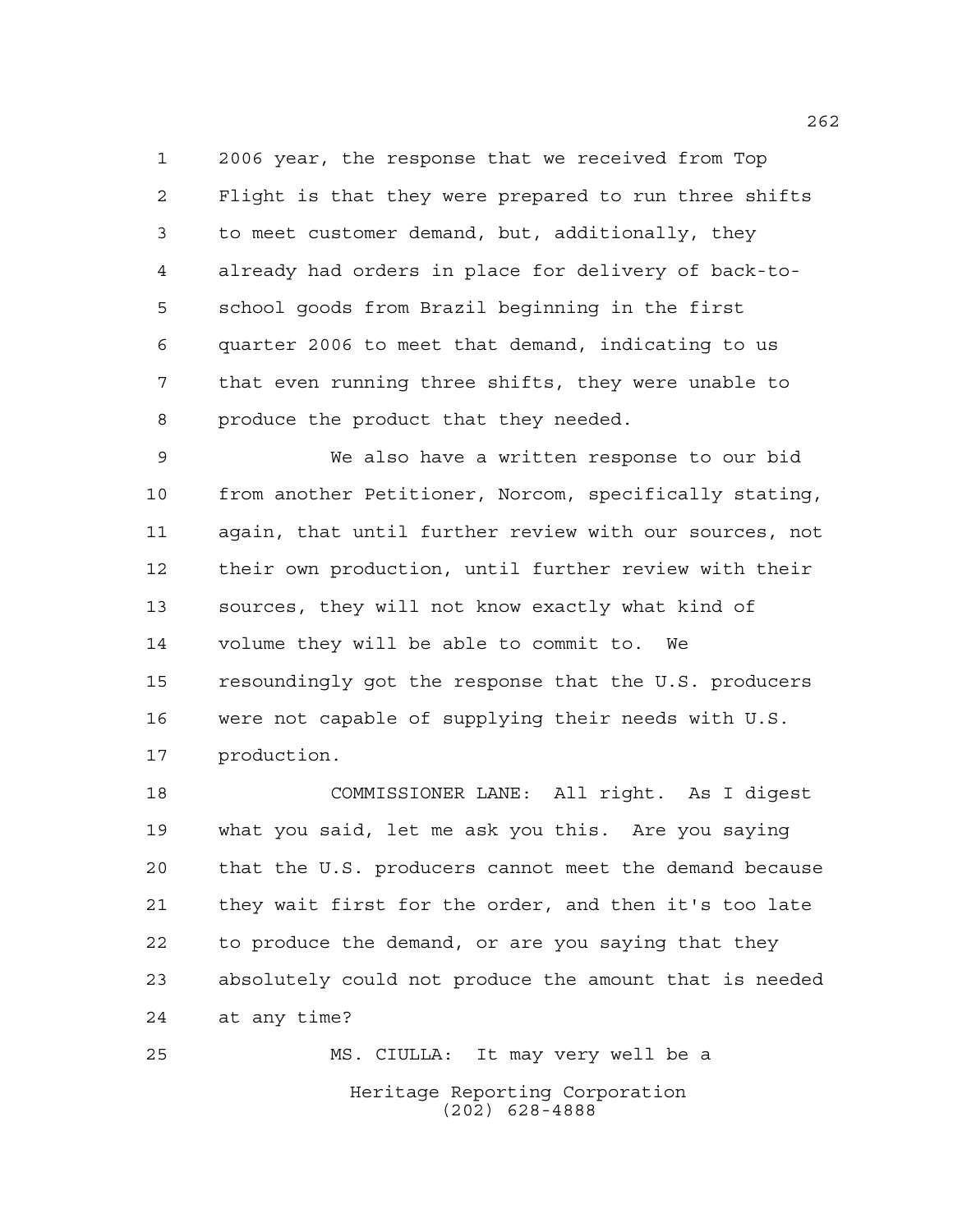2006 year, the response that we received from Top Flight is that they were prepared to run three shifts to meet customer demand, but, additionally, they already had orders in place for delivery of back-to-school goods from Brazil beginning in the first quarter 2006 to meet that demand, indicating to us that even running three shifts, they were unable to produce the product that they needed.

We also have a written response to our bid from another Petitioner, Norcom, specifically stating, again, that until further review with our sources, not their own production, until further review with their sources, they will not know exactly what kind of volume they will be able to commit to. We resoundingly got the response that the U.S. producers were not capable of supplying their needs with U.S. production.

COMMISSIONER LANE: All right. As I digest what you said, let me ask you this. Are you saying that the U.S. producers cannot meet the demand because they wait first for the order, and then it's too late to produce the demand, or are you saying that they absolutely could not produce the amount that is needed at any time?

MS. CIULLA: It may very well be a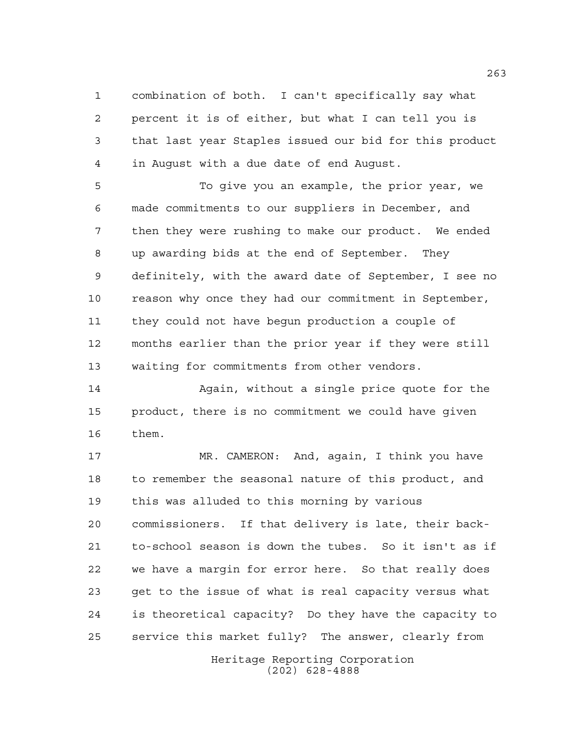combination of both. I can't specifically say what percent it is of either, but what I can tell you is that last year Staples issued our bid for this product in August with a due date of end August.

To give you an example, the prior year, we made commitments to our suppliers in December, and then they were rushing to make our product. We ended up awarding bids at the end of September. They definitely, with the award date of September, I see no reason why once they had our commitment in September, they could not have begun production a couple of months earlier than the prior year if they were still waiting for commitments from other vendors.

Again, without a single price quote for the product, there is no commitment we could have given them.

MR. CAMERON: And, again, I think you have to remember the seasonal nature of this product, and this was alluded to this morning by various commissioners. If that delivery is late, their back-to-school season is down the tubes. So it isn't as if we have a margin for error here. So that really does get to the issue of what is real capacity versus what is theoretical capacity? Do they have the capacity to service this market fully? The answer, clearly from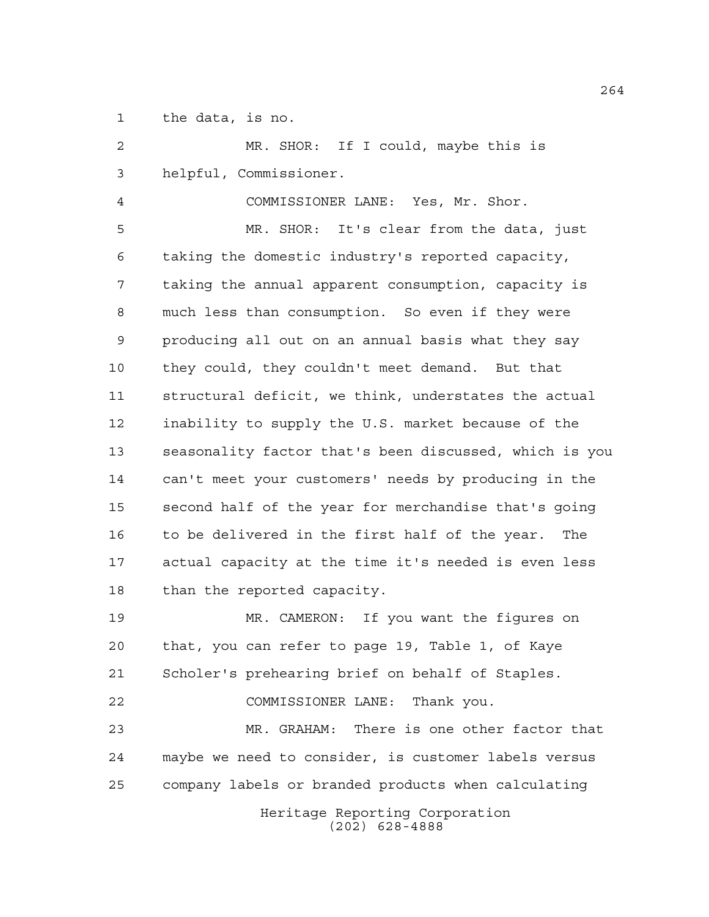the data, is no.

MR. SHOR: If I could, maybe this is helpful, Commissioner.

COMMISSIONER LANE: Yes, Mr. Shor.

MR. SHOR: It's clear from the data, just taking the domestic industry's reported capacity, taking the annual apparent consumption, capacity is much less than consumption. So even if they were producing all out on an annual basis what they say they could, they couldn't meet demand. But that structural deficit, we think, understates the actual inability to supply the U.S. market because of the seasonality factor that's been discussed, which is you can't meet your customers' needs by producing in the second half of the year for merchandise that's going to be delivered in the first half of the year. The actual capacity at the time it's needed is even less than the reported capacity.

MR. CAMERON: If you want the figures on that, you can refer to page 19, Table 1, of Kaye Scholer's prehearing brief on behalf of Staples.

COMMISSIONER LANE: Thank you.

MR. GRAHAM: There is one other factor that maybe we need to consider, is customer labels versus company labels or branded products when calculating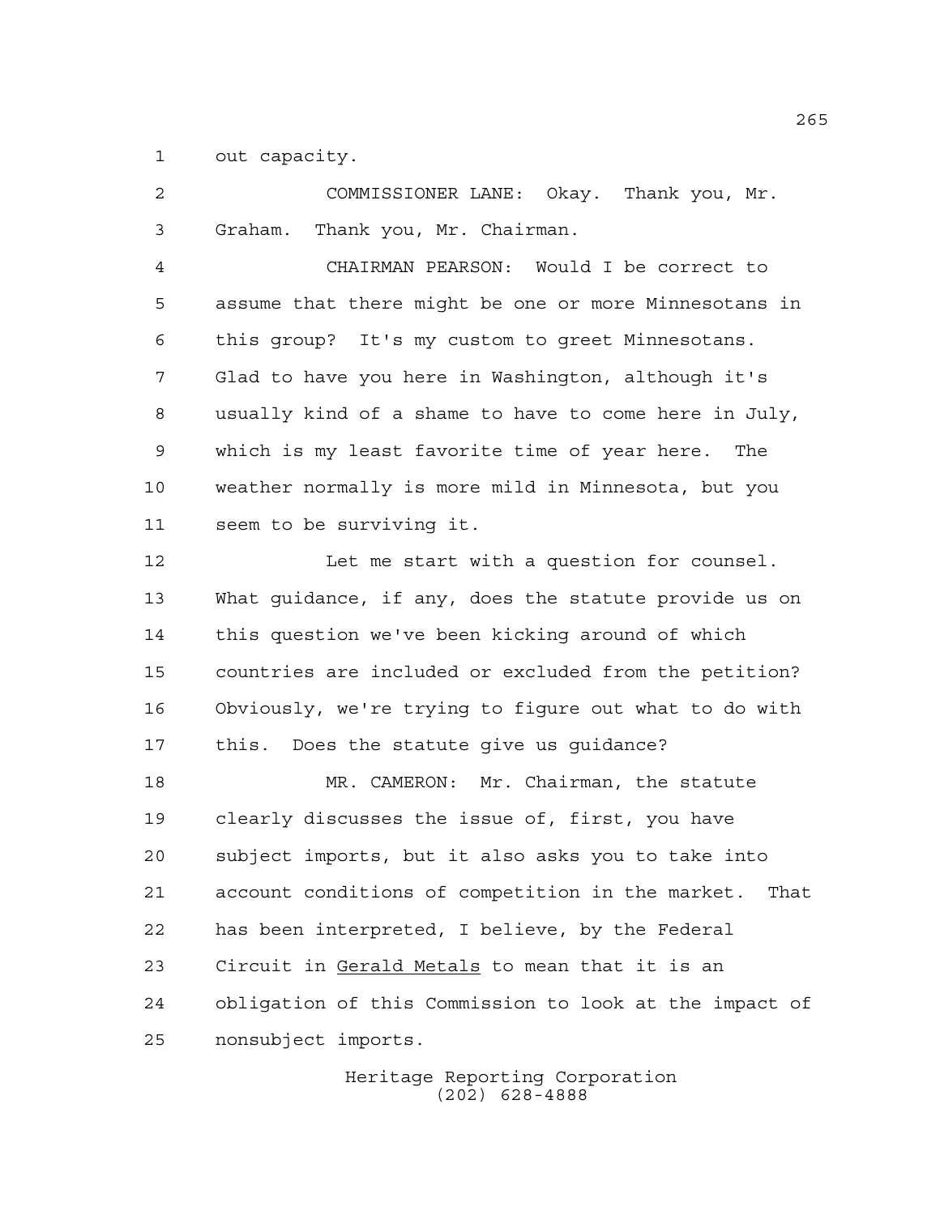out capacity.

COMMISSIONER LANE: Okay. Thank you, Mr. Graham. Thank you, Mr. Chairman.

CHAIRMAN PEARSON: Would I be correct to assume that there might be one or more Minnesotans in this group? It's my custom to greet Minnesotans. Glad to have you here in Washington, although it's usually kind of a shame to have to come here in July, which is my least favorite time of year here. The weather normally is more mild in Minnesota, but you seem to be surviving it.

Let me start with a question for counsel. What guidance, if any, does the statute provide us on this question we've been kicking around of which countries are included or excluded from the petition? Obviously, we're trying to figure out what to do with this. Does the statute give us guidance?

MR. CAMERON: Mr. Chairman, the statute clearly discusses the issue of, first, you have subject imports, but it also asks you to take into account conditions of competition in the market. That has been interpreted, I believe, by the Federal Circuit in Gerald Metals to mean that it is an obligation of this Commission to look at the impact of nonsubject imports.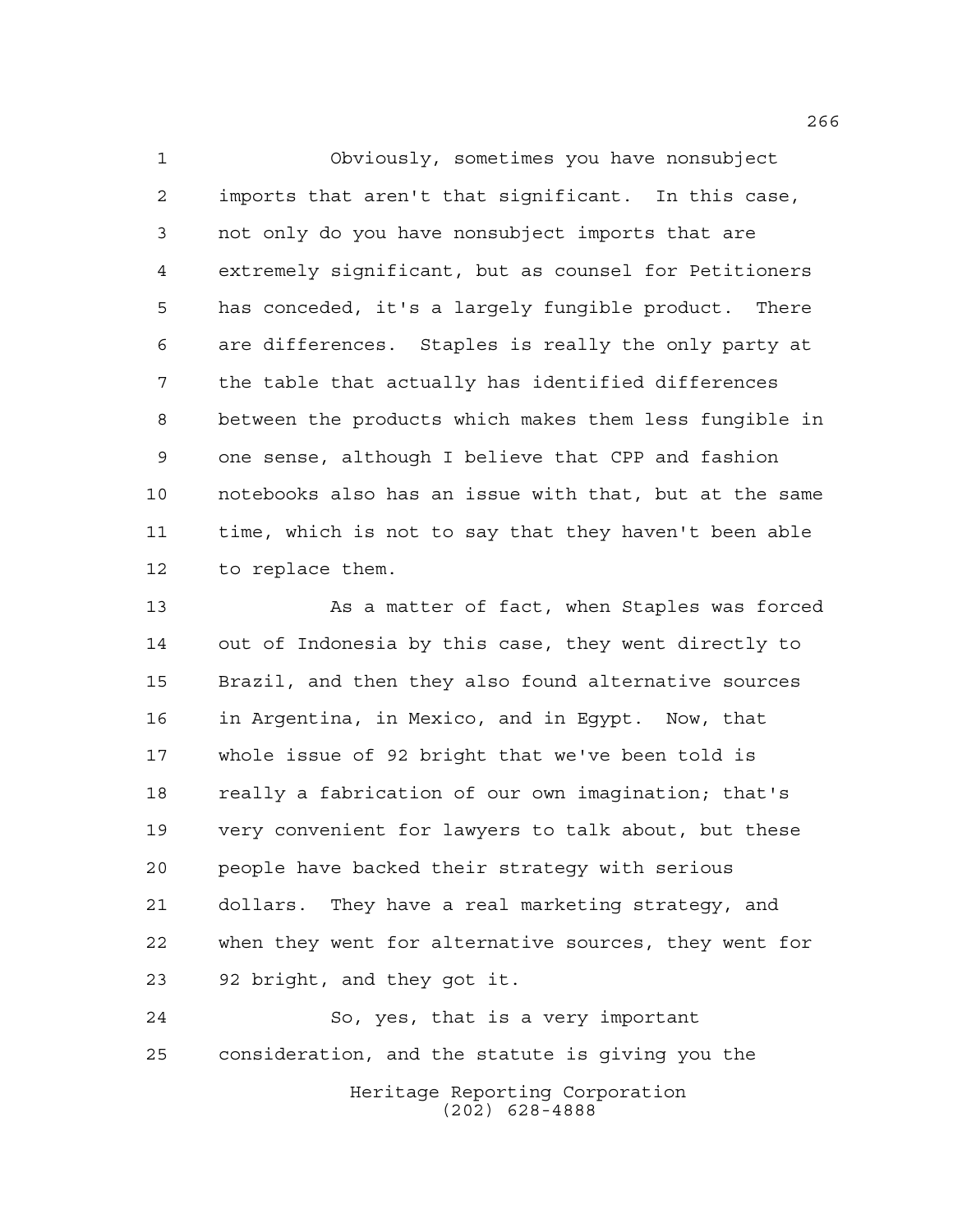Obviously, sometimes you have nonsubject imports that aren't that significant. In this case, not only do you have nonsubject imports that are extremely significant, but as counsel for Petitioners has conceded, it's a largely fungible product. There are differences. Staples is really the only party at the table that actually has identified differences between the products which makes them less fungible in one sense, although I believe that CPP and fashion notebooks also has an issue with that, but at the same time, which is not to say that they haven't been able to replace them.

As a matter of fact, when Staples was forced out of Indonesia by this case, they went directly to Brazil, and then they also found alternative sources in Argentina, in Mexico, and in Egypt. Now, that whole issue of 92 bright that we've been told is really a fabrication of our own imagination; that's very convenient for lawyers to talk about, but these people have backed their strategy with serious dollars. They have a real marketing strategy, and when they went for alternative sources, they went for 92 bright, and they got it.

So, yes, that is a very important consideration, and the statute is giving you the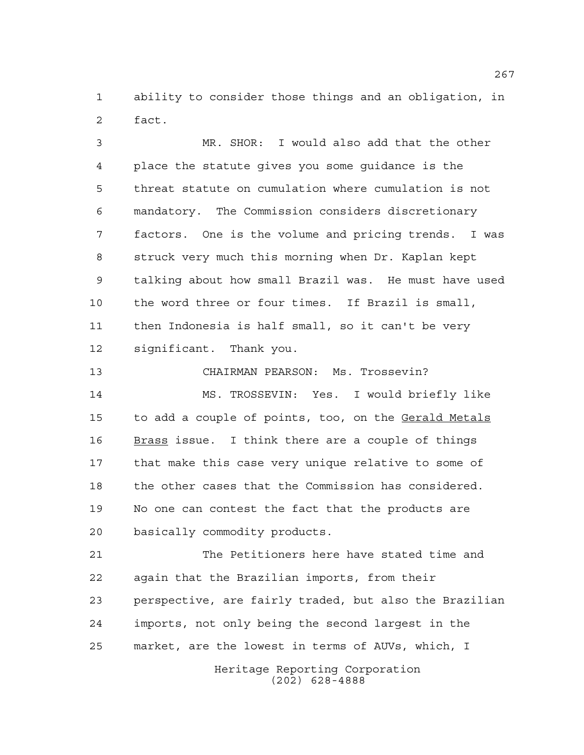ability to consider those things and an obligation, in fact.

MR. SHOR: I would also add that the other place the statute gives you some guidance is the threat statute on cumulation where cumulation is not mandatory. The Commission considers discretionary factors. One is the volume and pricing trends. I was struck very much this morning when Dr. Kaplan kept talking about how small Brazil was. He must have used the word three or four times. If Brazil is small, then Indonesia is half small, so it can't be very significant. Thank you.

CHAIRMAN PEARSON: Ms. Trossevin?

MS. TROSSEVIN: Yes. I would briefly like to add a couple of points, too, on the Gerald Metals Brass issue. I think there are a couple of things that make this case very unique relative to some of the other cases that the Commission has considered. No one can contest the fact that the products are basically commodity products.

The Petitioners here have stated time and again that the Brazilian imports, from their perspective, are fairly traded, but also the Brazilian imports, not only being the second largest in the market, are the lowest in terms of AUVs, which, I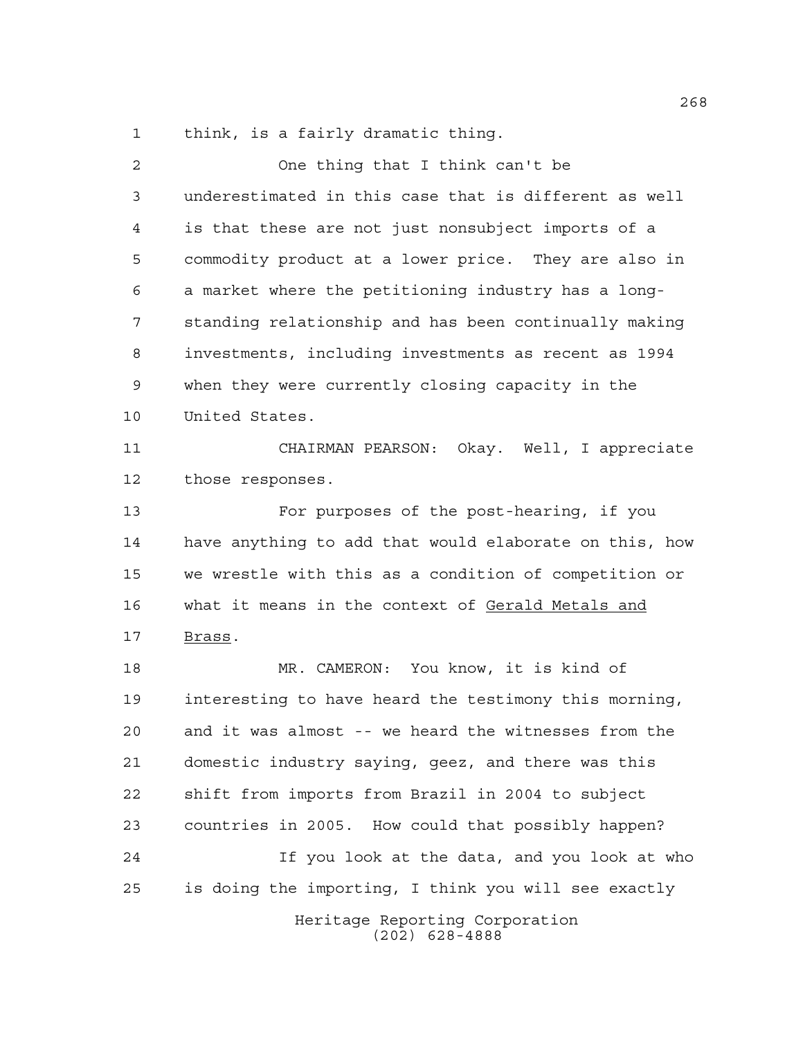think, is a fairly dramatic thing.

One thing that I think can't be underestimated in this case that is different as well is that these are not just nonsubject imports of a commodity product at a lower price. They are also in a market where the petitioning industry has a long-standing relationship and has been continually making investments, including investments as recent as 1994 when they were currently closing capacity in the United States.

CHAIRMAN PEARSON: Okay. Well, I appreciate those responses.

For purposes of the post-hearing, if you have anything to add that would elaborate on this, how we wrestle with this as a condition of competition or what it means in the context of Gerald Metals and Brass.

MR. CAMERON: You know, it is kind of interesting to have heard the testimony this morning, and it was almost -- we heard the witnesses from the domestic industry saying, geez, and there was this shift from imports from Brazil in 2004 to subject countries in 2005. How could that possibly happen?

If you look at the data, and you look at who is doing the importing, I think you will see exactly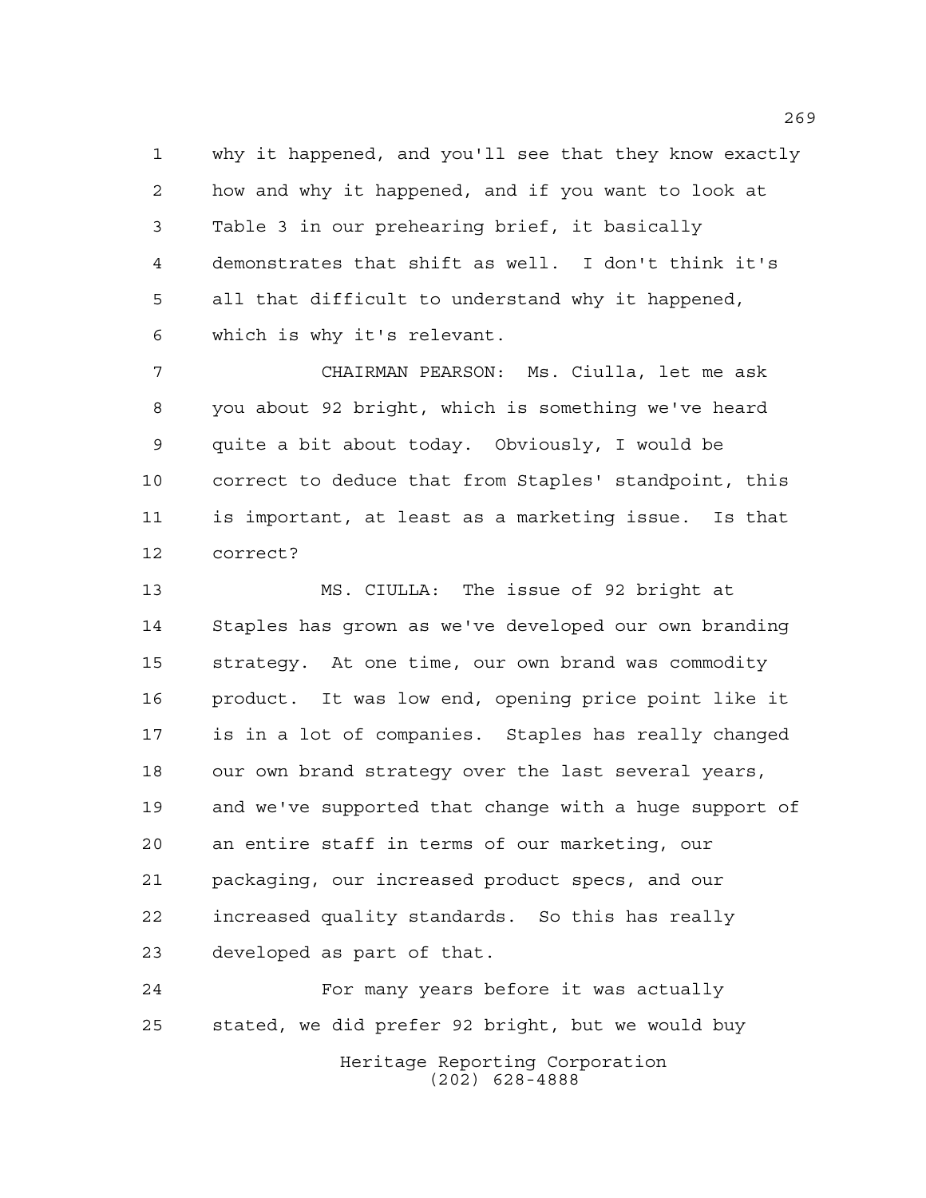why it happened, and you'll see that they know exactly how and why it happened, and if you want to look at Table 3 in our prehearing brief, it basically demonstrates that shift as well. I don't think it's all that difficult to understand why it happened, which is why it's relevant.

CHAIRMAN PEARSON: Ms. Ciulla, let me ask you about 92 bright, which is something we've heard quite a bit about today. Obviously, I would be correct to deduce that from Staples' standpoint, this is important, at least as a marketing issue. Is that correct?

MS. CIULLA: The issue of 92 bright at Staples has grown as we've developed our own branding strategy. At one time, our own brand was commodity product. It was low end, opening price point like it is in a lot of companies. Staples has really changed our own brand strategy over the last several years, and we've supported that change with a huge support of an entire staff in terms of our marketing, our packaging, our increased product specs, and our increased quality standards. So this has really developed as part of that.

For many years before it was actually stated, we did prefer 92 bright, but we would buy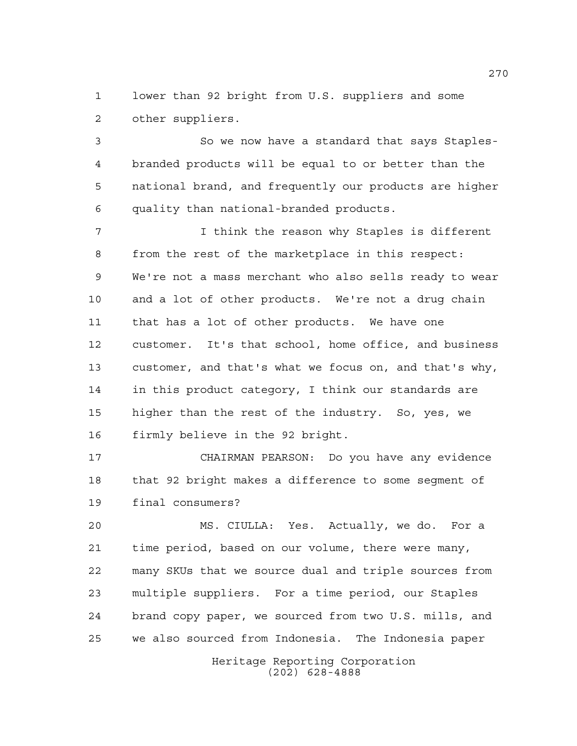lower than 92 bright from U.S. suppliers and some other suppliers.

So we now have a standard that says Staples-branded products will be equal to or better than the national brand, and frequently our products are higher quality than national-branded products.

I think the reason why Staples is different from the rest of the marketplace in this respect: We're not a mass merchant who also sells ready to wear and a lot of other products. We're not a drug chain that has a lot of other products. We have one customer. It's that school, home office, and business customer, and that's what we focus on, and that's why, in this product category, I think our standards are higher than the rest of the industry. So, yes, we firmly believe in the 92 bright.

CHAIRMAN PEARSON: Do you have any evidence that 92 bright makes a difference to some segment of final consumers?

MS. CIULLA: Yes. Actually, we do. For a time period, based on our volume, there were many, many SKUs that we source dual and triple sources from multiple suppliers. For a time period, our Staples brand copy paper, we sourced from two U.S. mills, and we also sourced from Indonesia. The Indonesia paper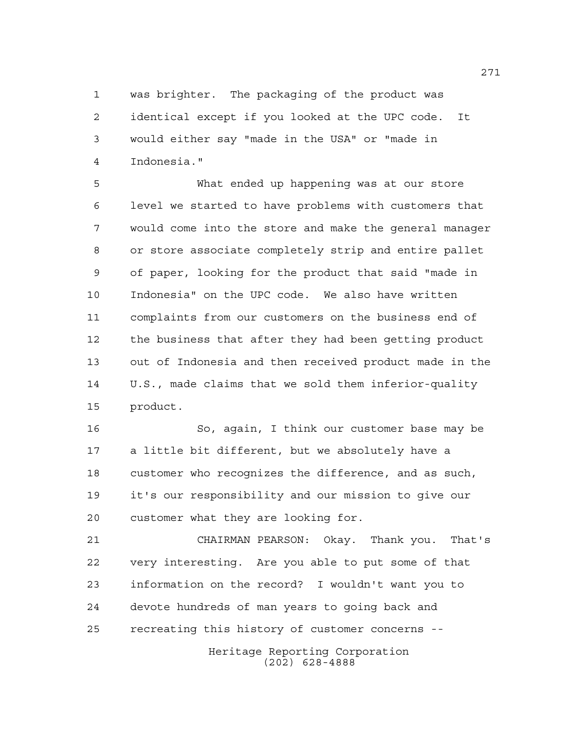was brighter. The packaging of the product was identical except if you looked at the UPC code. It would either say "made in the USA" or "made in Indonesia."

What ended up happening was at our store level we started to have problems with customers that would come into the store and make the general manager or store associate completely strip and entire pallet of paper, looking for the product that said "made in Indonesia" on the UPC code. We also have written complaints from our customers on the business end of the business that after they had been getting product out of Indonesia and then received product made in the U.S., made claims that we sold them inferior-quality product.

So, again, I think our customer base may be a little bit different, but we absolutely have a customer who recognizes the difference, and as such, it's our responsibility and our mission to give our customer what they are looking for.

CHAIRMAN PEARSON: Okay. Thank you. That's very interesting. Are you able to put some of that information on the record? I wouldn't want you to devote hundreds of man years to going back and recreating this history of customer concerns --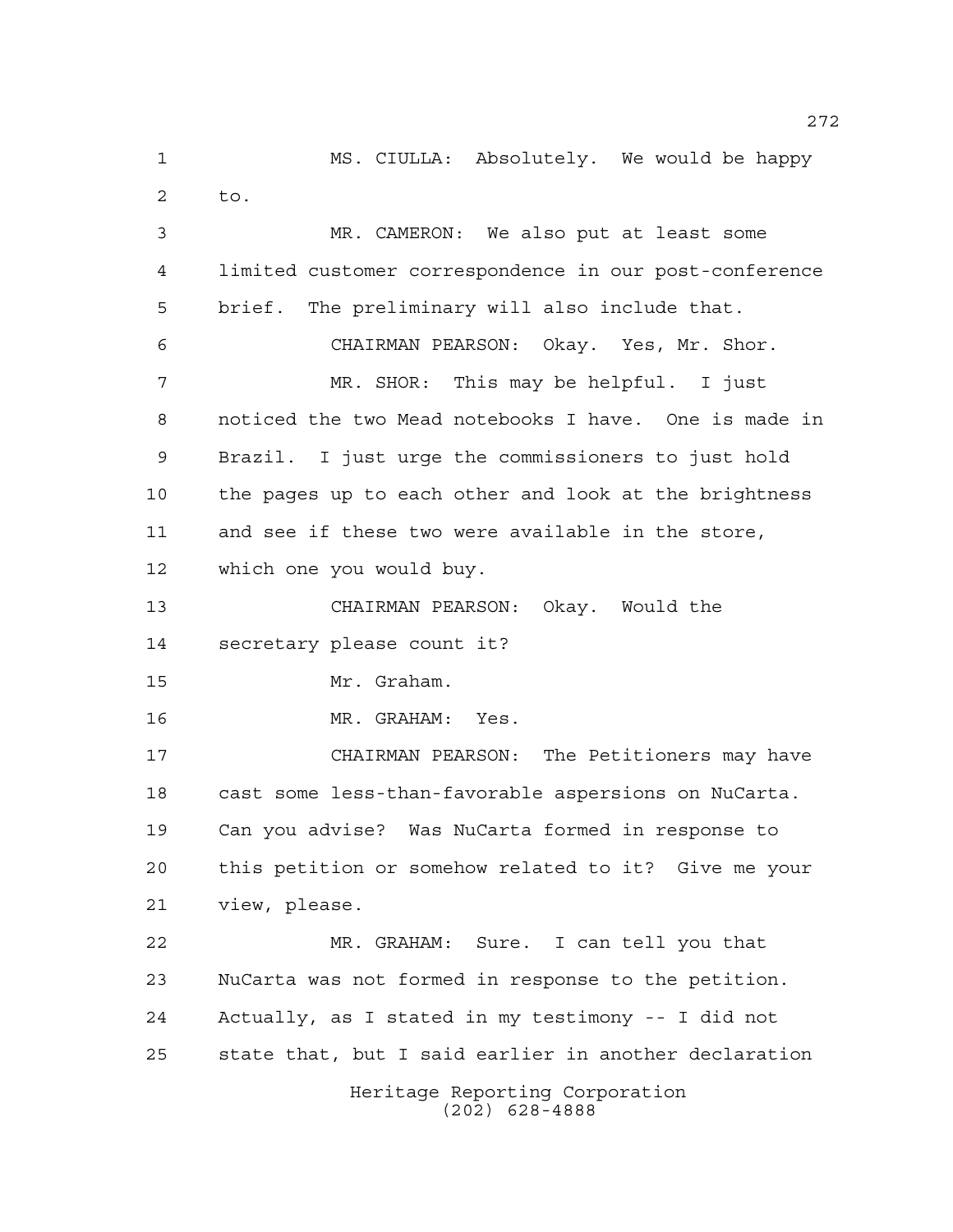MS. CIULLA: Absolutely. We would be happy to.

MR. CAMERON: We also put at least some limited customer correspondence in our post-conference brief. The preliminary will also include that.

CHAIRMAN PEARSON: Okay. Yes, Mr. Shor.

MR. SHOR: This may be helpful. I just noticed the two Mead notebooks I have. One is made in Brazil. I just urge the commissioners to just hold the pages up to each other and look at the brightness and see if these two were available in the store, which one you would buy.

CHAIRMAN PEARSON: Okay. Would the secretary please count it?

Mr. Graham.

MR. GRAHAM: Yes.

CHAIRMAN PEARSON: The Petitioners may have cast some less-than-favorable aspersions on NuCarta. Can you advise? Was NuCarta formed in response to this petition or somehow related to it? Give me your view, please.

MR. GRAHAM: Sure. I can tell you that NuCarta was not formed in response to the petition. Actually, as I stated in my testimony -- I did not state that, but I said earlier in another declaration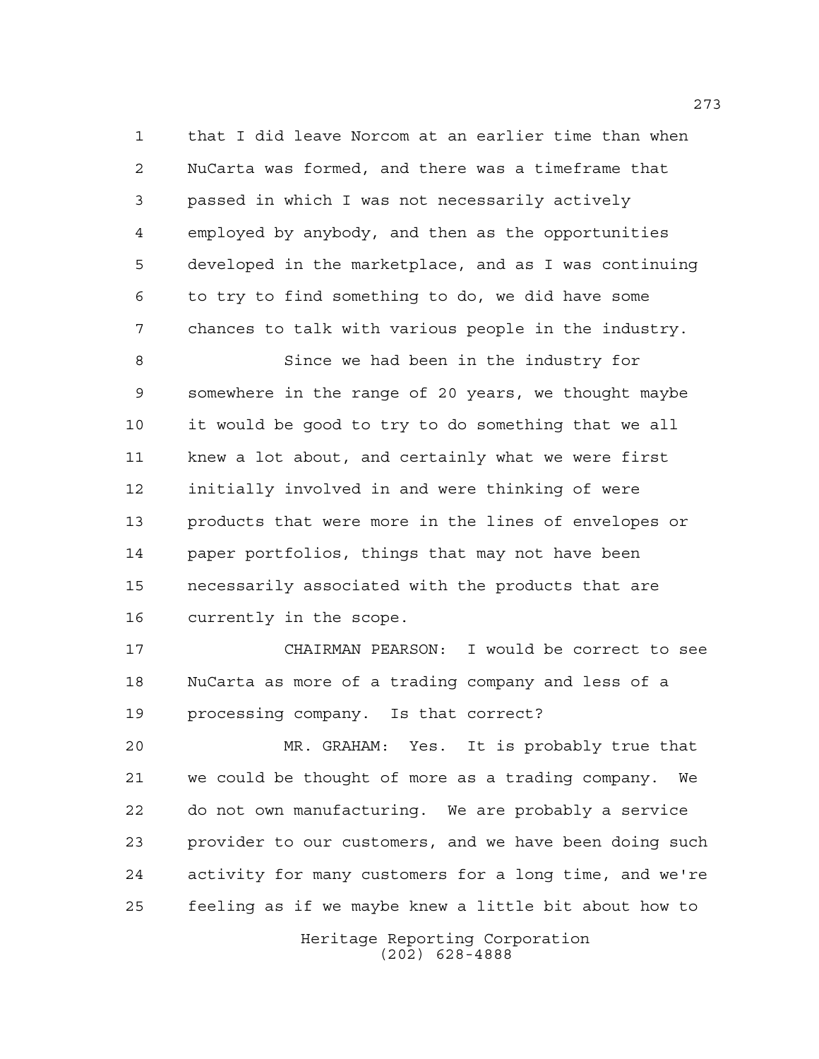that I did leave Norcom at an earlier time than when NuCarta was formed, and there was a timeframe that passed in which I was not necessarily actively employed by anybody, and then as the opportunities developed in the marketplace, and as I was continuing to try to find something to do, we did have some chances to talk with various people in the industry.

Since we had been in the industry for somewhere in the range of 20 years, we thought maybe it would be good to try to do something that we all knew a lot about, and certainly what we were first initially involved in and were thinking of were products that were more in the lines of envelopes or paper portfolios, things that may not have been necessarily associated with the products that are currently in the scope.

CHAIRMAN PEARSON: I would be correct to see NuCarta as more of a trading company and less of a processing company. Is that correct?

MR. GRAHAM: Yes. It is probably true that we could be thought of more as a trading company. We do not own manufacturing. We are probably a service provider to our customers, and we have been doing such activity for many customers for a long time, and we're feeling as if we maybe knew a little bit about how to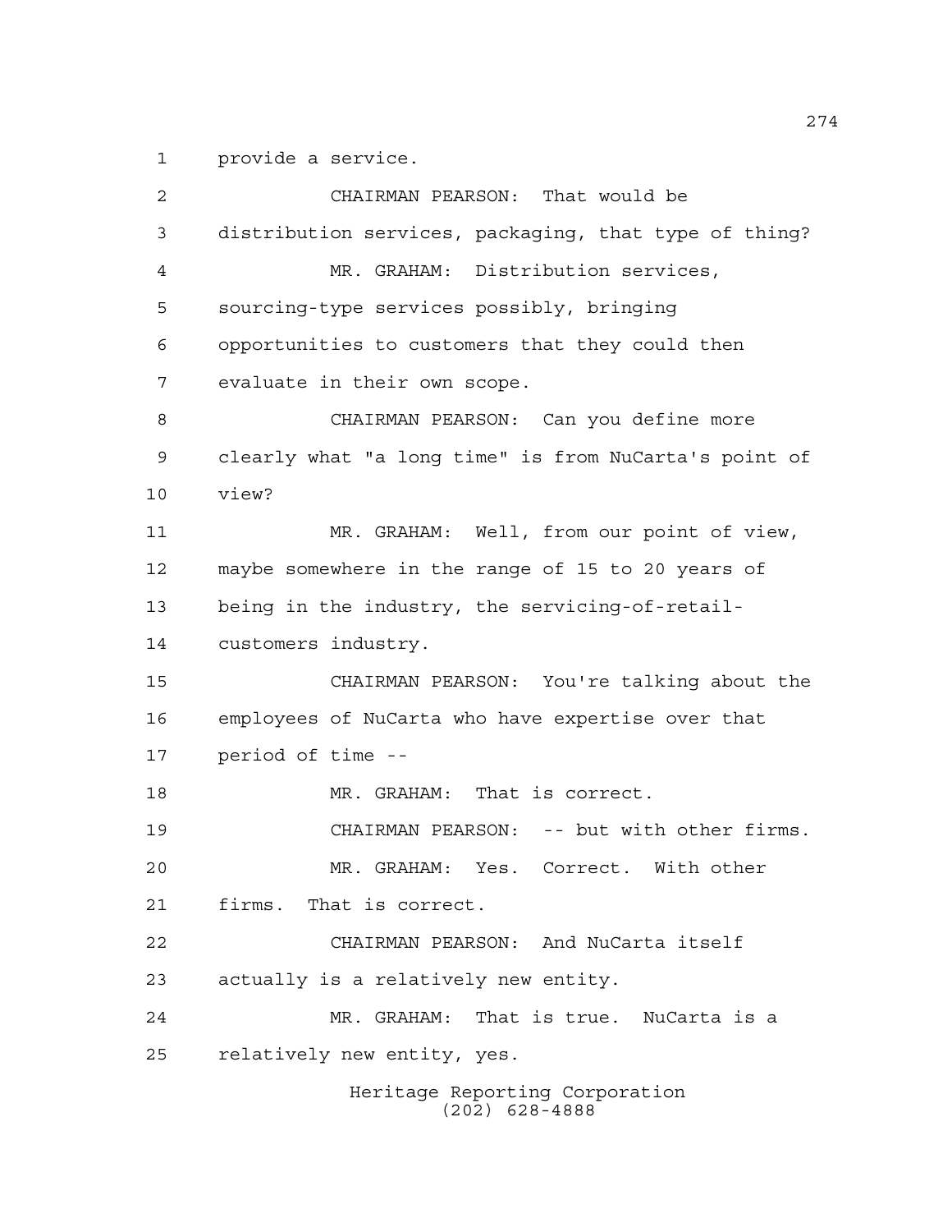provide a service.

CHAIRMAN PEARSON: That would be distribution services, packaging, that type of thing?

MR. GRAHAM: Distribution services, sourcing-type services possibly, bringing opportunities to customers that they could then evaluate in their own scope.

CHAIRMAN PEARSON: Can you define more clearly what "a long time" is from NuCarta's point of view?

MR. GRAHAM: Well, from our point of view, maybe somewhere in the range of 15 to 20 years of being in the industry, the servicing-of-retail-customers industry.

CHAIRMAN PEARSON: You're talking about the employees of NuCarta who have expertise over that period of time --

MR. GRAHAM: That is correct.

CHAIRMAN PEARSON: -- but with other firms.

MR. GRAHAM: Yes. Correct. With other firms. That is correct.

CHAIRMAN PEARSON: And NuCarta itself actually is a relatively new entity.

MR. GRAHAM: That is true. NuCarta is a relatively new entity, yes.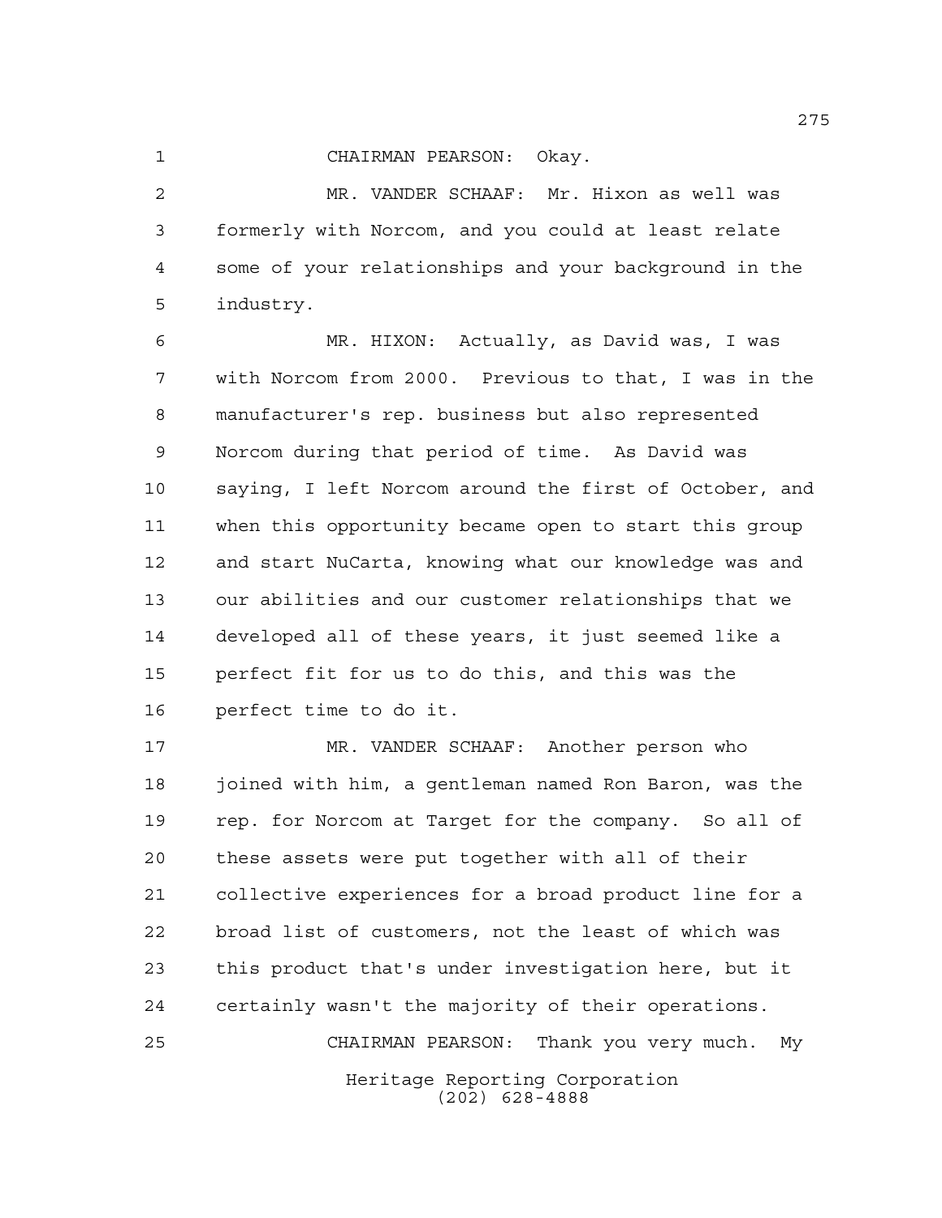CHAIRMAN PEARSON: Okay.

MR. VANDER SCHAAF: Mr. Hixon as well was formerly with Norcom, and you could at least relate some of your relationships and your background in the industry.

MR. HIXON: Actually, as David was, I was with Norcom from 2000. Previous to that, I was in the manufacturer's rep. business but also represented Norcom during that period of time. As David was saying, I left Norcom around the first of October, and when this opportunity became open to start this group and start NuCarta, knowing what our knowledge was and our abilities and our customer relationships that we developed all of these years, it just seemed like a perfect fit for us to do this, and this was the perfect time to do it.

MR. VANDER SCHAAF: Another person who joined with him, a gentleman named Ron Baron, was the rep. for Norcom at Target for the company. So all of these assets were put together with all of their collective experiences for a broad product line for a broad list of customers, not the least of which was this product that's under investigation here, but it certainly wasn't the majority of their operations.

CHAIRMAN PEARSON: Thank you very much. My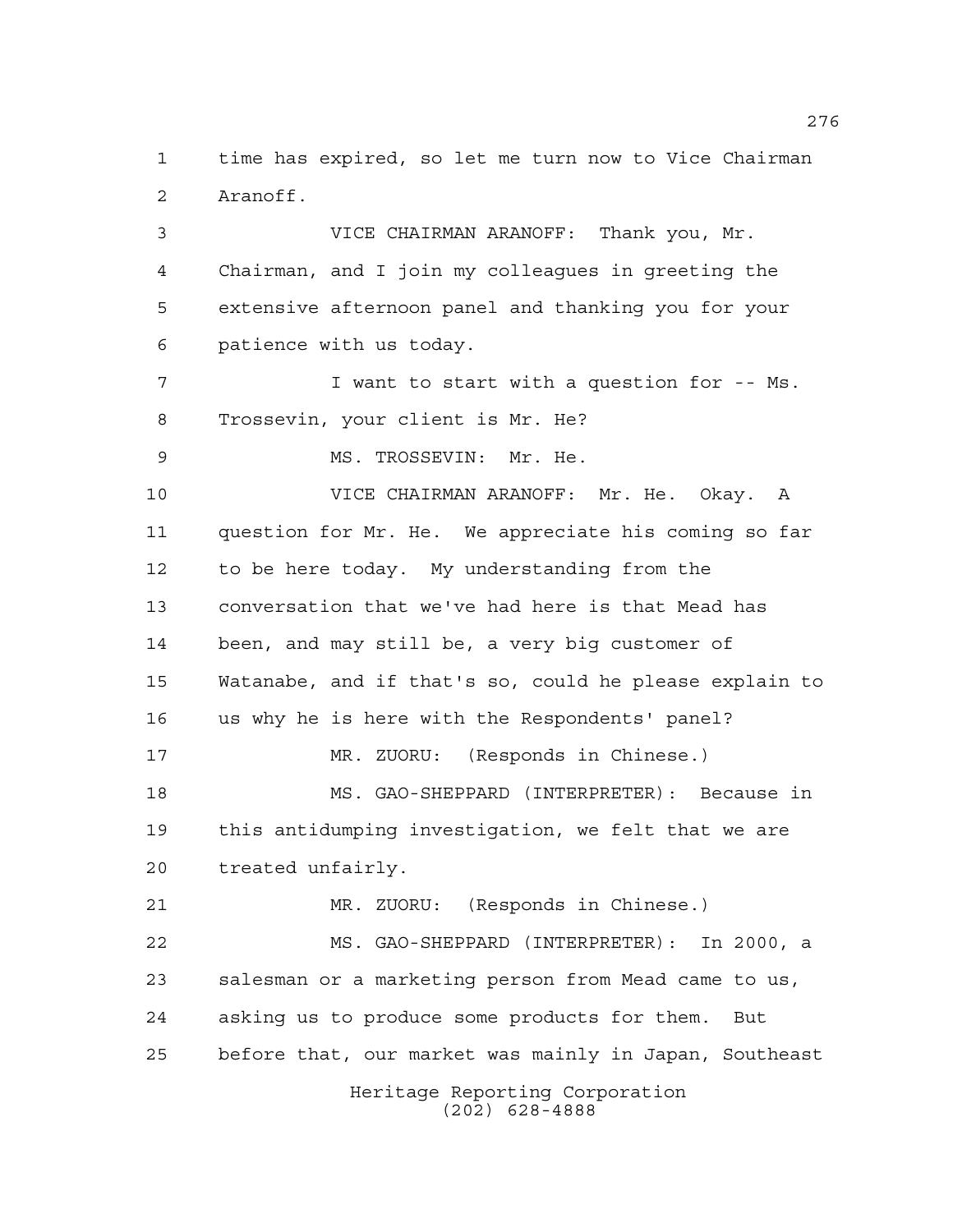time has expired, so let me turn now to Vice Chairman Aranoff.

VICE CHAIRMAN ARANOFF: Thank you, Mr. Chairman, and I join my colleagues in greeting the extensive afternoon panel and thanking you for your patience with us today.

I want to start with a question for -- Ms. Trossevin, your client is Mr. He?

MS. TROSSEVIN: Mr. He.

VICE CHAIRMAN ARANOFF: Mr. He. Okay. A question for Mr. He. We appreciate his coming so far to be here today. My understanding from the conversation that we've had here is that Mead has been, and may still be, a very big customer of Watanabe, and if that's so, could he please explain to us why he is here with the Respondents' panel?

MR. ZUORU: (Responds in Chinese.)

MS. GAO-SHEPPARD (INTERPRETER): Because in this antidumping investigation, we felt that we are treated unfairly.

MR. ZUORU: (Responds in Chinese.)

MS. GAO-SHEPPARD (INTERPRETER): In 2000, a salesman or a marketing person from Mead came to us, asking us to produce some products for them. But before that, our market was mainly in Japan, Southeast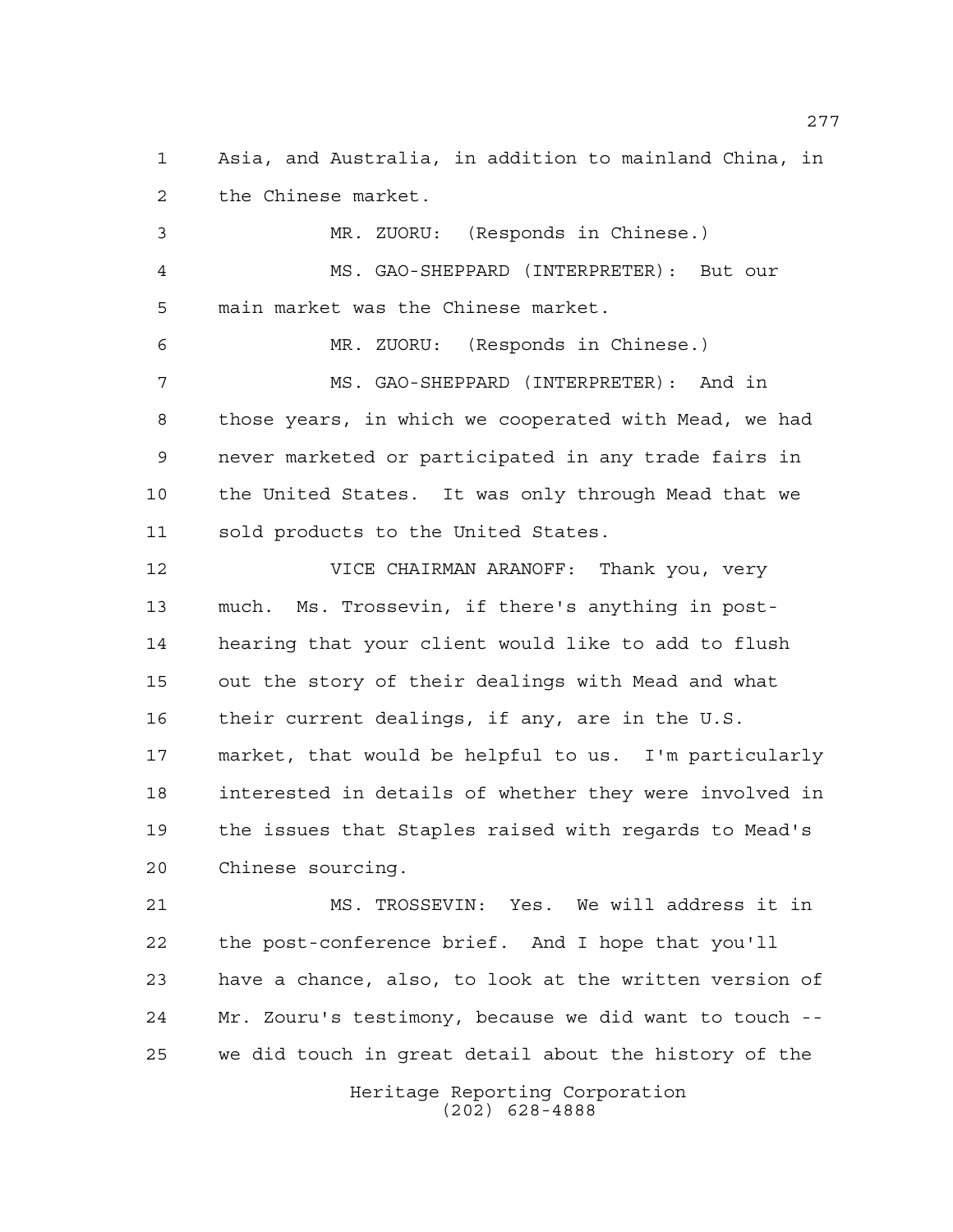Asia, and Australia, in addition to mainland China, in the Chinese market.

MR. ZUORU: (Responds in Chinese.)

MS. GAO-SHEPPARD (INTERPRETER): But our main market was the Chinese market.

MR. ZUORU: (Responds in Chinese.)

MS. GAO-SHEPPARD (INTERPRETER): And in those years, in which we cooperated with Mead, we had never marketed or participated in any trade fairs in the United States. It was only through Mead that we sold products to the United States.

VICE CHAIRMAN ARANOFF: Thank you, very much. Ms. Trossevin, if there's anything in post-hearing that your client would like to add to flush out the story of their dealings with Mead and what their current dealings, if any, are in the U.S. market, that would be helpful to us. I'm particularly interested in details of whether they were involved in the issues that Staples raised with regards to Mead's Chinese sourcing.

MS. TROSSEVIN: Yes. We will address it in the post-conference brief. And I hope that you'll have a chance, also, to look at the written version of Mr. Zouru's testimony, because we did want to touch -- we did touch in great detail about the history of the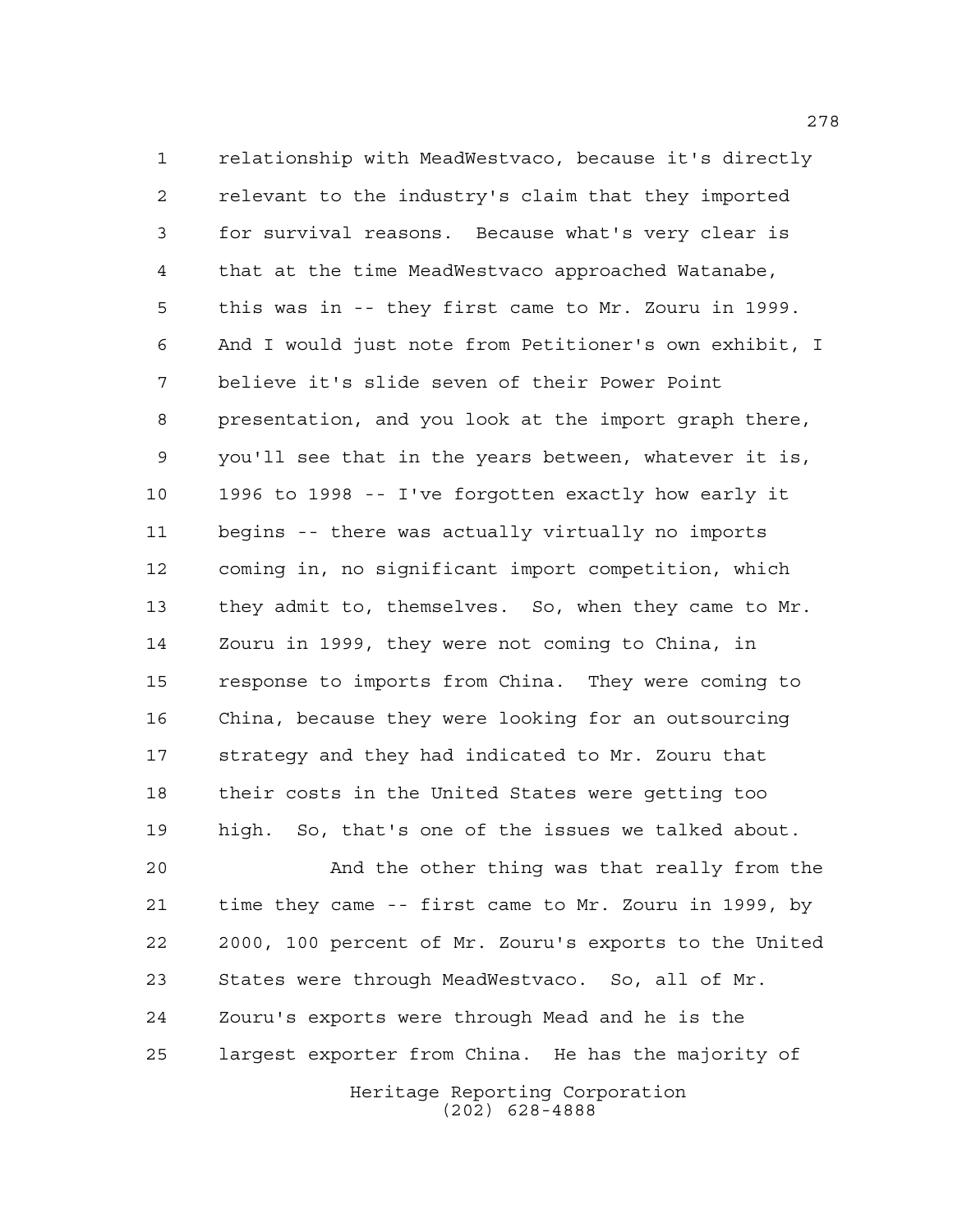relationship with MeadWestvaco, because it's directly relevant to the industry's claim that they imported for survival reasons. Because what's very clear is that at the time MeadWestvaco approached Watanabe, this was in -- they first came to Mr. Zouru in 1999. And I would just note from Petitioner's own exhibit, I believe it's slide seven of their Power Point presentation, and you look at the import graph there, you'll see that in the years between, whatever it is, 1996 to 1998 -- I've forgotten exactly how early it begins -- there was actually virtually no imports coming in, no significant import competition, which they admit to, themselves. So, when they came to Mr. Zouru in 1999, they were not coming to China, in response to imports from China. They were coming to China, because they were looking for an outsourcing strategy and they had indicated to Mr. Zouru that their costs in the United States were getting too high. So, that's one of the issues we talked about.

And the other thing was that really from the time they came -- first came to Mr. Zouru in 1999, by 2000, 100 percent of Mr. Zouru's exports to the United States were through MeadWestvaco. So, all of Mr. Zouru's exports were through Mead and he is the largest exporter from China. He has the majority of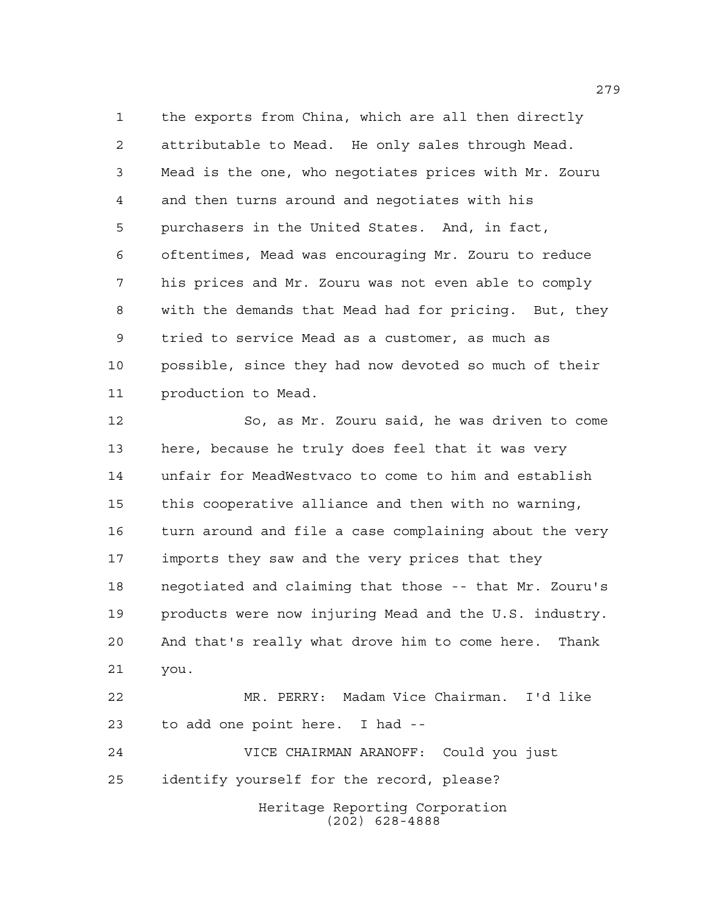the exports from China, which are all then directly attributable to Mead. He only sales through Mead. Mead is the one, who negotiates prices with Mr. Zouru and then turns around and negotiates with his purchasers in the United States. And, in fact, oftentimes, Mead was encouraging Mr. Zouru to reduce his prices and Mr. Zouru was not even able to comply with the demands that Mead had for pricing. But, they tried to service Mead as a customer, as much as possible, since they had now devoted so much of their production to Mead.

So, as Mr. Zouru said, he was driven to come here, because he truly does feel that it was very unfair for MeadWestvaco to come to him and establish this cooperative alliance and then with no warning, turn around and file a case complaining about the very imports they saw and the very prices that they negotiated and claiming that those -- that Mr. Zouru's products were now injuring Mead and the U.S. industry. And that's really what drove him to come here. Thank you.

MR. PERRY: Madam Vice Chairman. I'd like to add one point here. I had --

VICE CHAIRMAN ARANOFF: Could you just identify yourself for the record, please?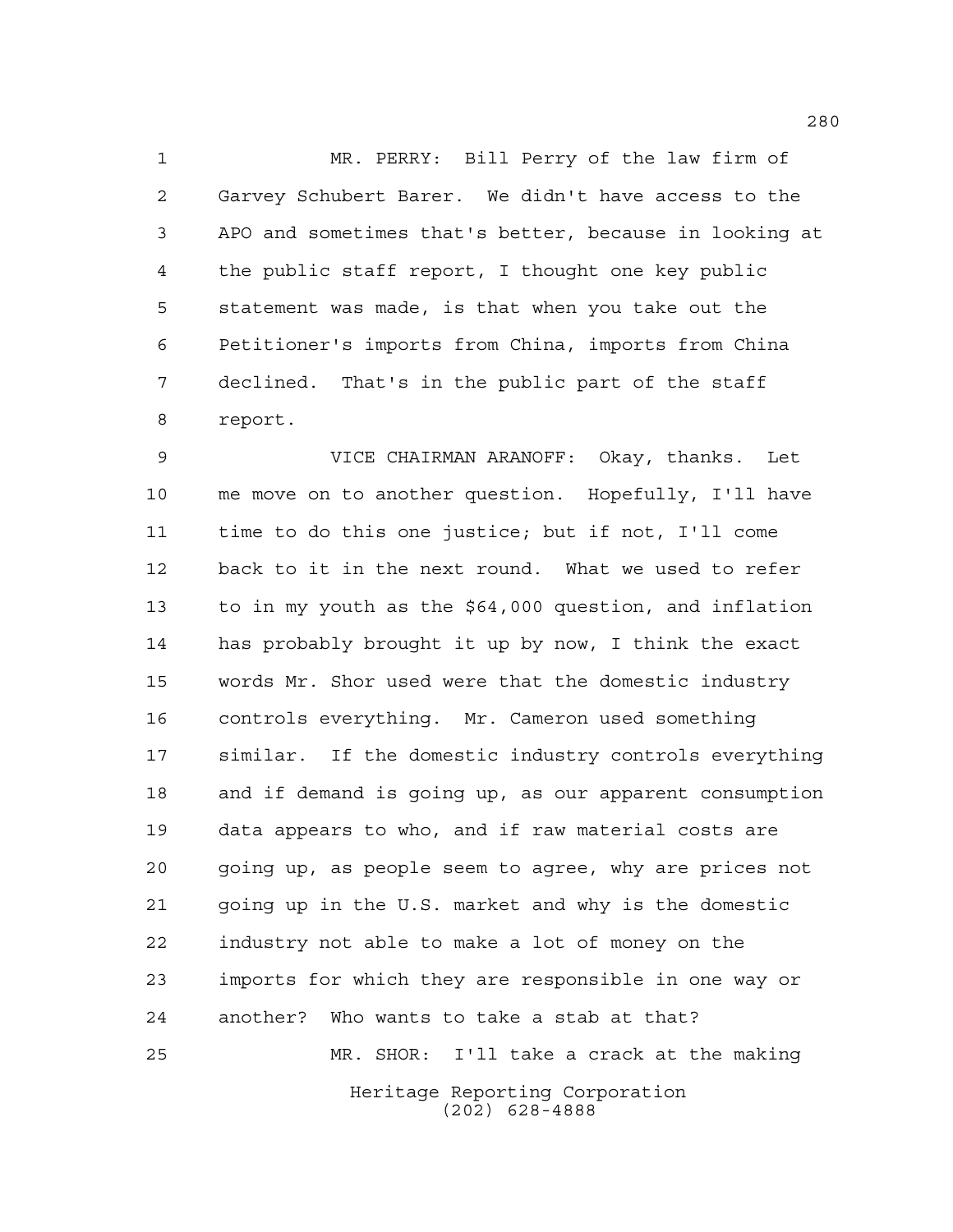MR. PERRY: Bill Perry of the law firm of Garvey Schubert Barer. We didn't have access to the APO and sometimes that's better, because in looking at the public staff report, I thought one key public statement was made, is that when you take out the Petitioner's imports from China, imports from China declined. That's in the public part of the staff report.

VICE CHAIRMAN ARANOFF: Okay, thanks. Let me move on to another question. Hopefully, I'll have time to do this one justice; but if not, I'll come back to it in the next round. What we used to refer to in my youth as the $64,000 question, and inflation has probably brought it up by now, I think the exact words Mr. Shor used were that the domestic industry controls everything. Mr. Cameron used something similar. If the domestic industry controls everything and if demand is going up, as our apparent consumption data appears to who, and if raw material costs are going up, as people seem to agree, why are prices not going up in the U.S. market and why is the domestic industry not able to make a lot of money on the imports for which they are responsible in one way or another? Who wants to take a stab at that?

MR. SHOR: I'll take a crack at the making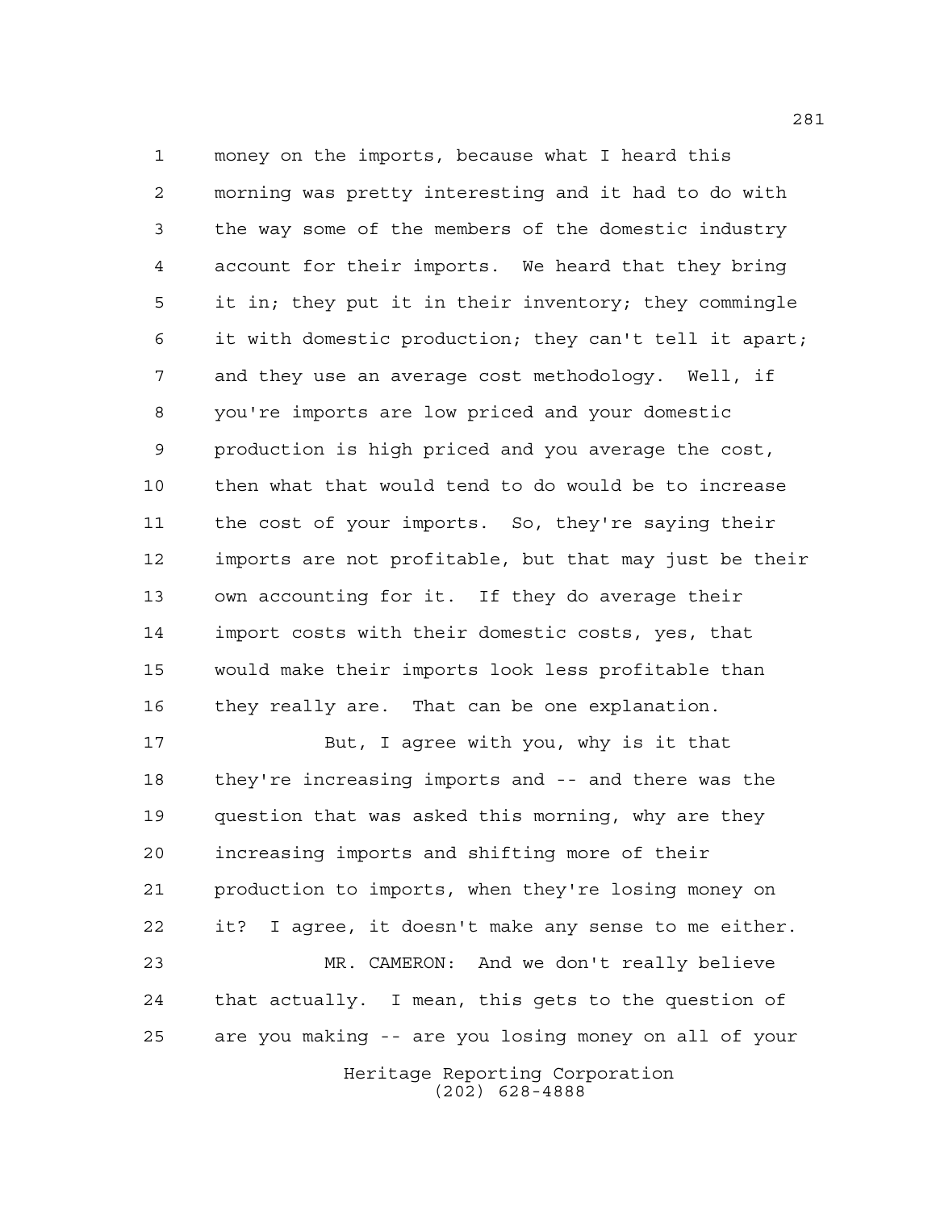money on the imports, because what I heard this morning was pretty interesting and it had to do with the way some of the members of the domestic industry account for their imports. We heard that they bring it in; they put it in their inventory; they commingle it with domestic production; they can't tell it apart; and they use an average cost methodology. Well, if you're imports are low priced and your domestic production is high priced and you average the cost, then what that would tend to do would be to increase the cost of your imports. So, they're saying their imports are not profitable, but that may just be their own accounting for it. If they do average their import costs with their domestic costs, yes, that would make their imports look less profitable than they really are. That can be one explanation.

But, I agree with you, why is it that they're increasing imports and -- and there was the question that was asked this morning, why are they increasing imports and shifting more of their production to imports, when they're losing money on it? I agree, it doesn't make any sense to me either.

MR. CAMERON: And we don't really believe that actually. I mean, this gets to the question of are you making -- are you losing money on all of your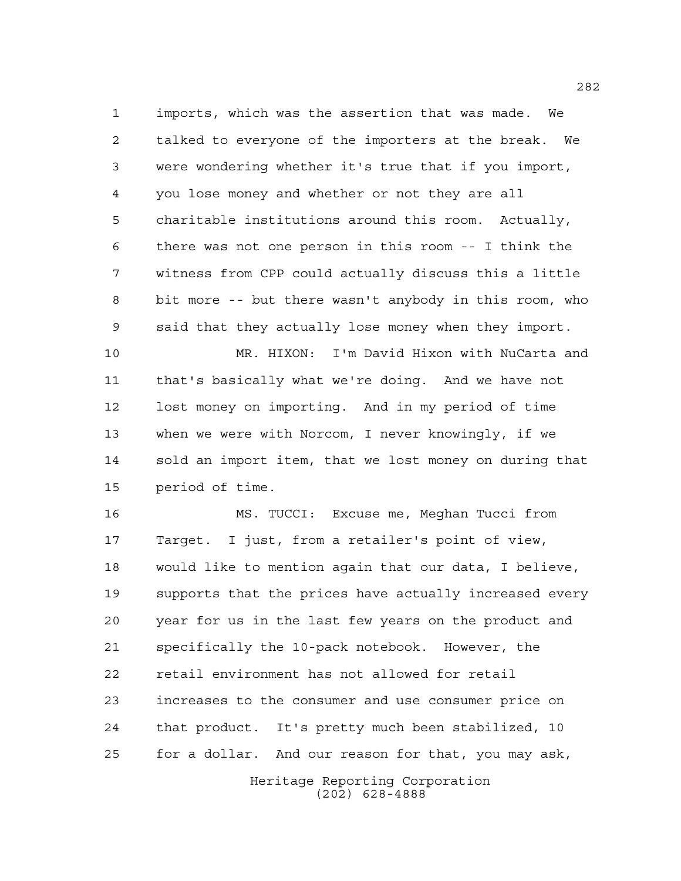imports, which was the assertion that was made. We talked to everyone of the importers at the break. We were wondering whether it's true that if you import, you lose money and whether or not they are all charitable institutions around this room. Actually, there was not one person in this room -- I think the witness from CPP could actually discuss this a little bit more -- but there wasn't anybody in this room, who said that they actually lose money when they import.

MR. HIXON: I'm David Hixon with NuCarta and that's basically what we're doing. And we have not lost money on importing. And in my period of time when we were with Norcom, I never knowingly, if we sold an import item, that we lost money on during that period of time.

MS. TUCCI: Excuse me, Meghan Tucci from Target. I just, from a retailer's point of view, would like to mention again that our data, I believe, supports that the prices have actually increased every year for us in the last few years on the product and specifically the 10-pack notebook. However, the retail environment has not allowed for retail increases to the consumer and use consumer price on that product. It's pretty much been stabilized, 10 for a dollar. And our reason for that, you may ask,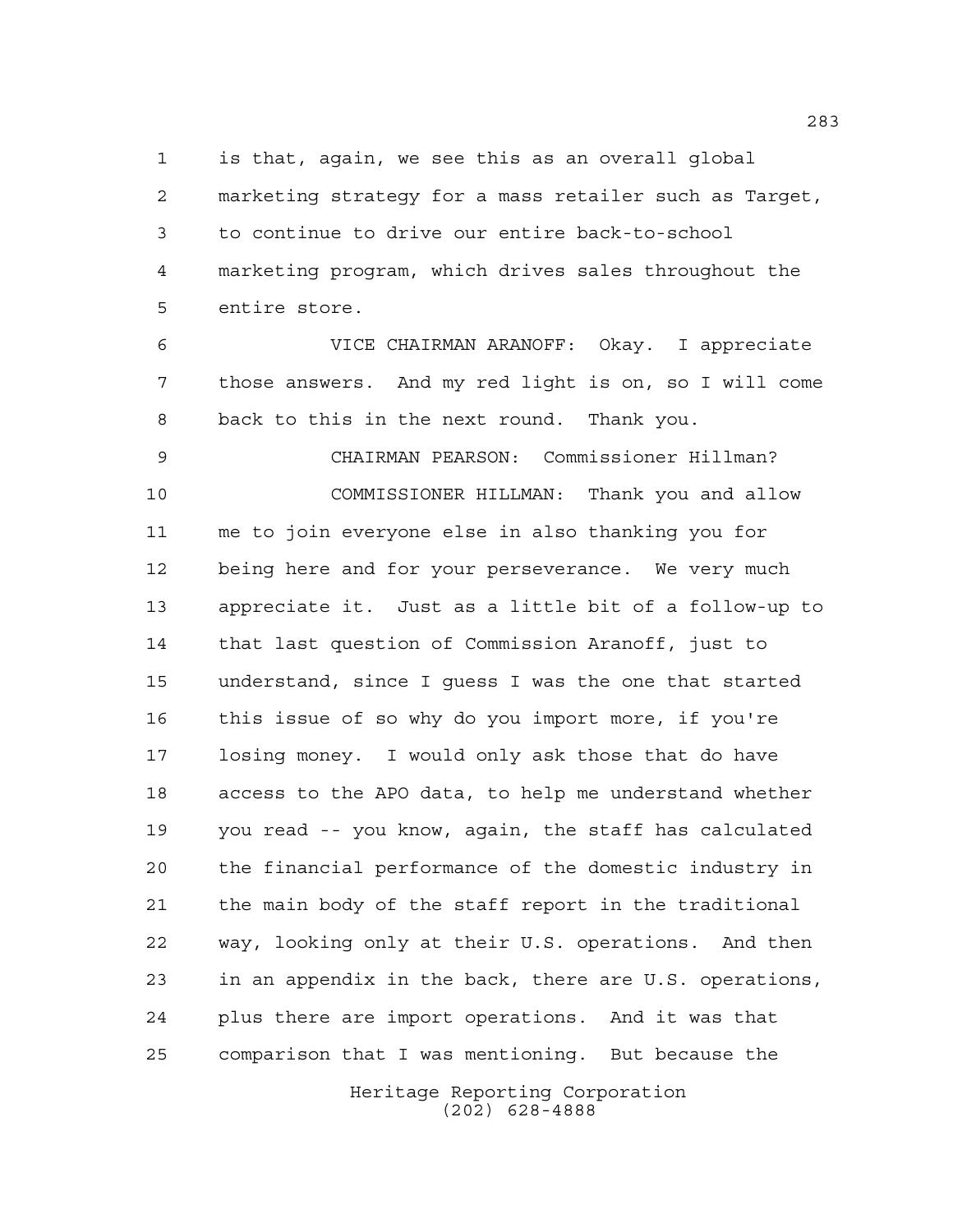is that, again, we see this as an overall global marketing strategy for a mass retailer such as Target, to continue to drive our entire back-to-school marketing program, which drives sales throughout the entire store.

VICE CHAIRMAN ARANOFF: Okay. I appreciate those answers. And my red light is on, so I will come back to this in the next round. Thank you.

CHAIRMAN PEARSON: Commissioner Hillman?

COMMISSIONER HILLMAN: Thank you and allow me to join everyone else in also thanking you for being here and for your perseverance. We very much appreciate it. Just as a little bit of a follow-up to that last question of Commission Aranoff, just to understand, since I guess I was the one that started this issue of so why do you import more, if you're losing money. I would only ask those that do have access to the APO data, to help me understand whether you read -- you know, again, the staff has calculated the financial performance of the domestic industry in the main body of the staff report in the traditional way, looking only at their U.S. operations. And then in an appendix in the back, there are U.S. operations, plus there are import operations. And it was that comparison that I was mentioning. But because the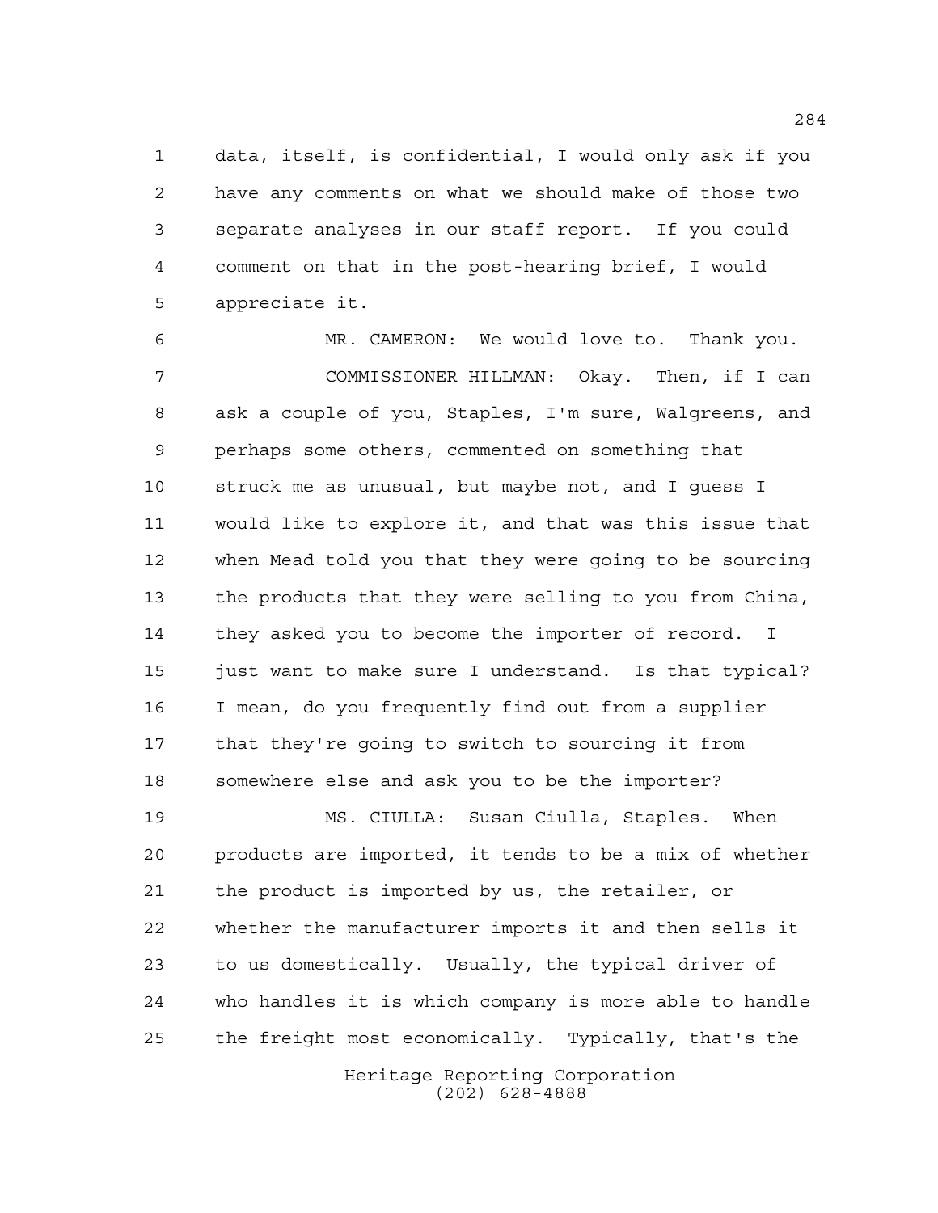data, itself, is confidential, I would only ask if you have any comments on what we should make of those two separate analyses in our staff report. If you could comment on that in the post-hearing brief, I would appreciate it.

MR. CAMERON: We would love to. Thank you.

COMMISSIONER HILLMAN: Okay. Then, if I can ask a couple of you, Staples, I'm sure, Walgreens, and perhaps some others, commented on something that struck me as unusual, but maybe not, and I guess I would like to explore it, and that was this issue that when Mead told you that they were going to be sourcing the products that they were selling to you from China, they asked you to become the importer of record. I just want to make sure I understand. Is that typical? I mean, do you frequently find out from a supplier that they're going to switch to sourcing it from somewhere else and ask you to be the importer?

MS. CIULLA: Susan Ciulla, Staples. When products are imported, it tends to be a mix of whether the product is imported by us, the retailer, or whether the manufacturer imports it and then sells it to us domestically. Usually, the typical driver of who handles it is which company is more able to handle the freight most economically. Typically, that's the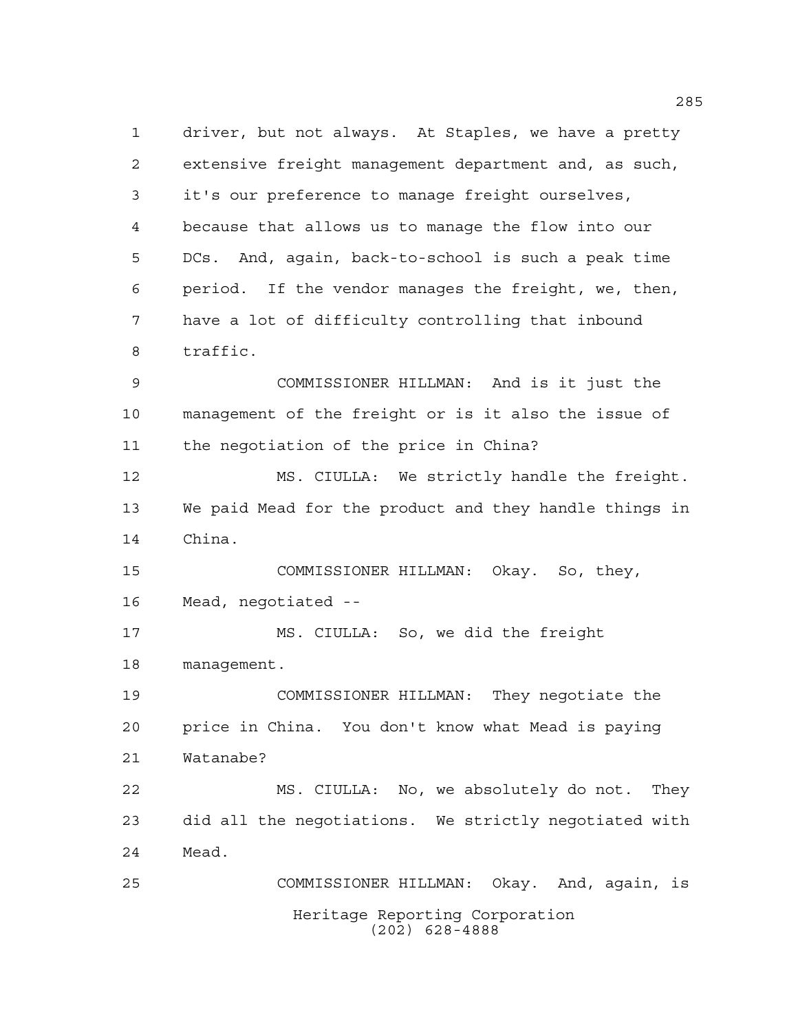driver, but not always. At Staples, we have a pretty extensive freight management department and, as such, it's our preference to manage freight ourselves, because that allows us to manage the flow into our DCs. And, again, back-to-school is such a peak time period. If the vendor manages the freight, we, then, have a lot of difficulty controlling that inbound traffic.

COMMISSIONER HILLMAN: And is it just the management of the freight or is it also the issue of the negotiation of the price in China?

MS. CIULLA: We strictly handle the freight. We paid Mead for the product and they handle things in China.

COMMISSIONER HILLMAN: Okay. So, they, Mead, negotiated --

MS. CIULLA: So, we did the freight management.

COMMISSIONER HILLMAN: They negotiate the price in China. You don't know what Mead is paying Watanabe?

MS. CIULLA: No, we absolutely do not. They did all the negotiations. We strictly negotiated with Mead.

COMMISSIONER HILLMAN: Okay. And, again, is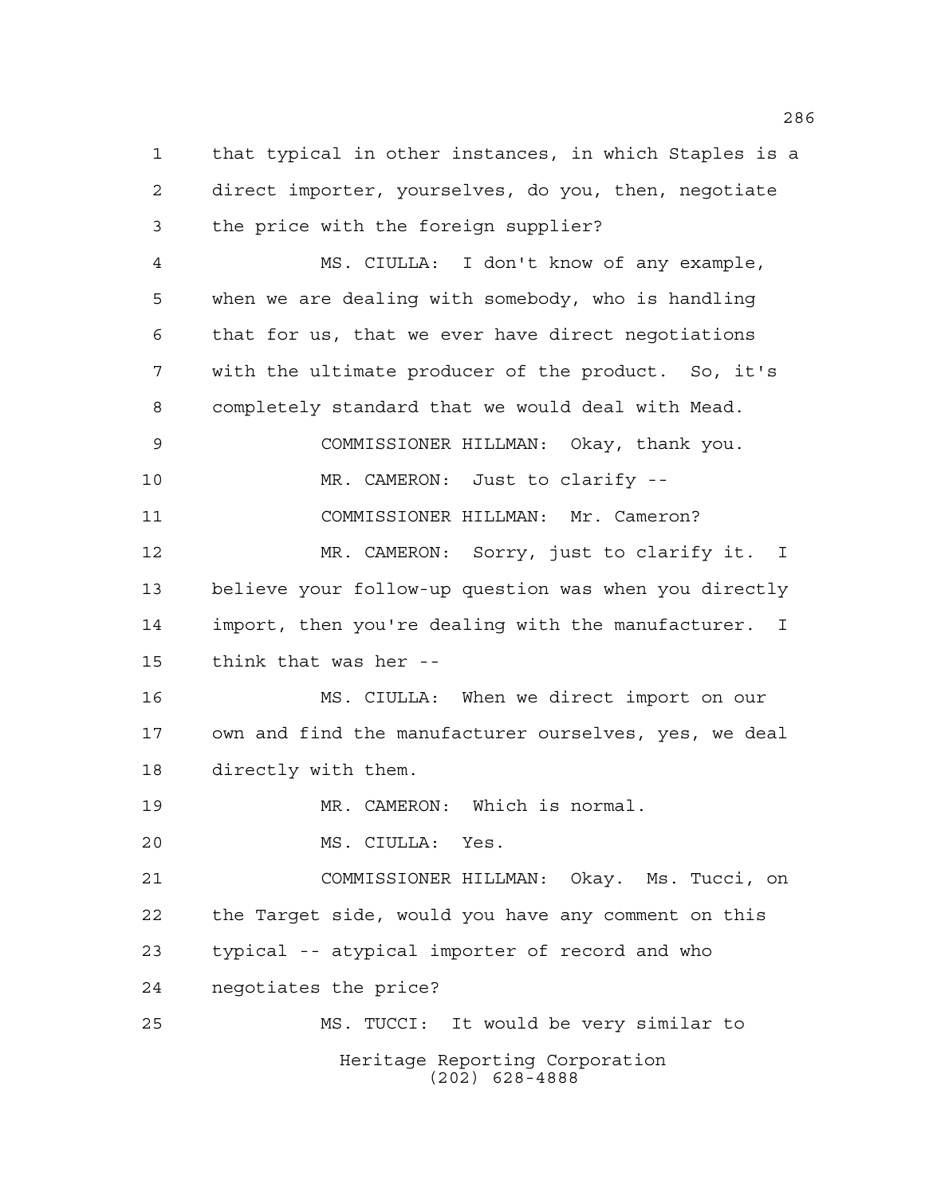that typical in other instances, in which Staples is a direct importer, yourselves, do you, then, negotiate the price with the foreign supplier?

MS. CIULLA: I don't know of any example, when we are dealing with somebody, who is handling that for us, that we ever have direct negotiations with the ultimate producer of the product. So, it's completely standard that we would deal with Mead.

COMMISSIONER HILLMAN: Okay, thank you.

MR. CAMERON: Just to clarify --

COMMISSIONER HILLMAN: Mr. Cameron?

MR. CAMERON: Sorry, just to clarify it. I believe your follow-up question was when you directly import, then you're dealing with the manufacturer. I think that was her --

MS. CIULLA: When we direct import on our own and find the manufacturer ourselves, yes, we deal directly with them.

MR. CAMERON: Which is normal.

MS. CIULLA: Yes.

COMMISSIONER HILLMAN: Okay. Ms. Tucci, on the Target side, would you have any comment on this typical -- atypical importer of record and who negotiates the price?

MS. TUCCI: It would be very similar to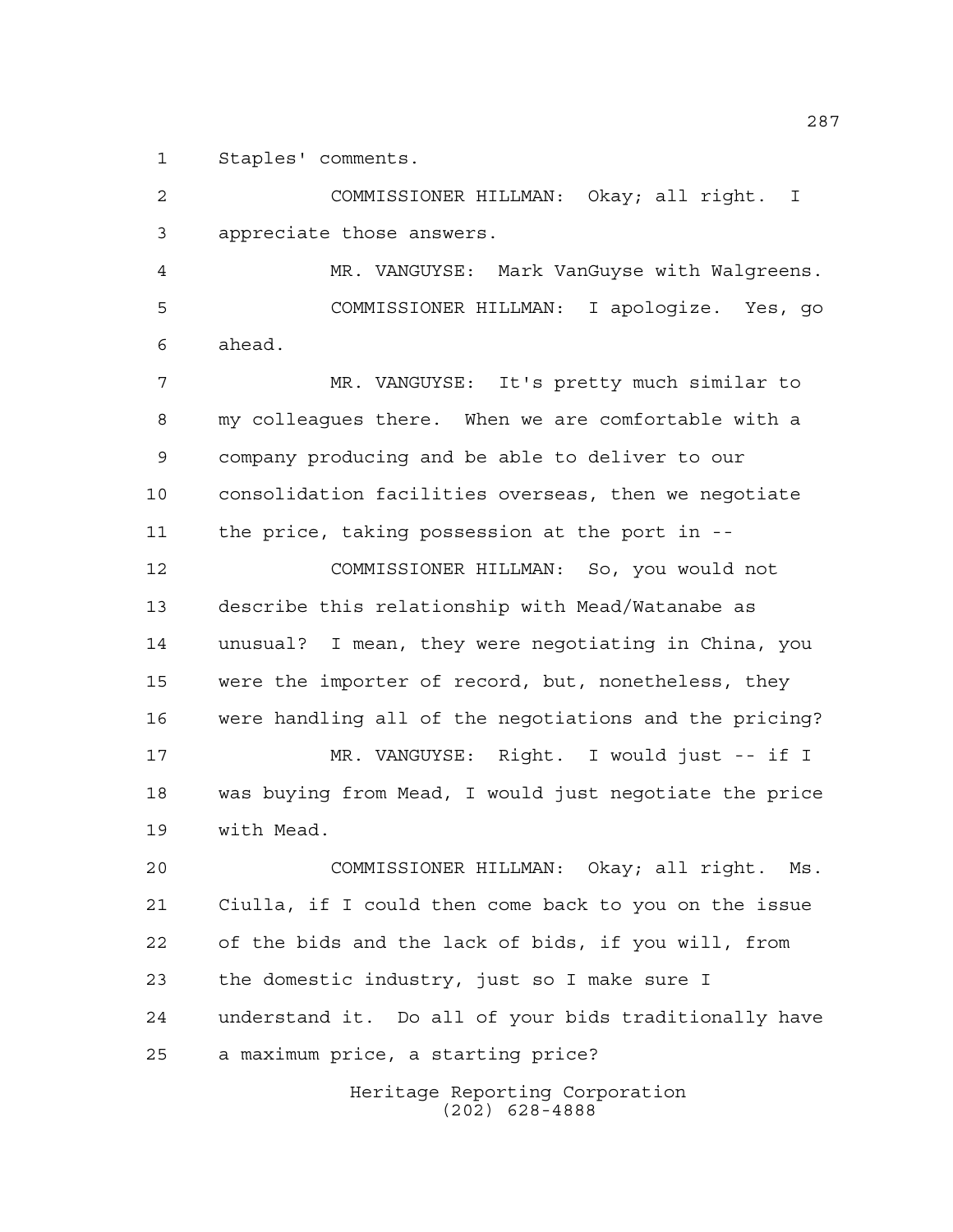1 Staples' comments.

2 COMMISSIONER HILLMAN: Okay; all right. I

3 appreciate those answers.

4 MR. VANGUYSE: Mark VanGuyse with Walgreens.

5 COMMISSIONER HILLMAN: I apologize. Yes, go

6 ahead.

7 MR. VANGUYSE: It's pretty much similar to

8 my colleagues there. When we are comfortable with a

9 company producing and be able to deliver to our

10 consolidation facilities overseas, then we negotiate

11 the price, taking possession at the port in --

12 COMMISSIONER HILLMAN: So, you would not

13 describe this relationship with Mead/Watanabe as

14 unusual? I mean, they were negotiating in China, you

15 were the importer of record, but, nonetheless, they

16 were handling all of the negotiations and the pricing?

17 MR. VANGUYSE: Right. I would just -- if I

18 was buying from Mead, I would just negotiate the price

19 with Mead.

20 COMMISSIONER HILLMAN: Okay; all right. Ms.

21 Ciulla, if I could then come back to you on the issue

22 of the bids and the lack of bids, if you will, from

23 the domestic industry, just so I make sure I

24 understand it. Do all of your bids traditionally have

25 a maximum price, a starting price?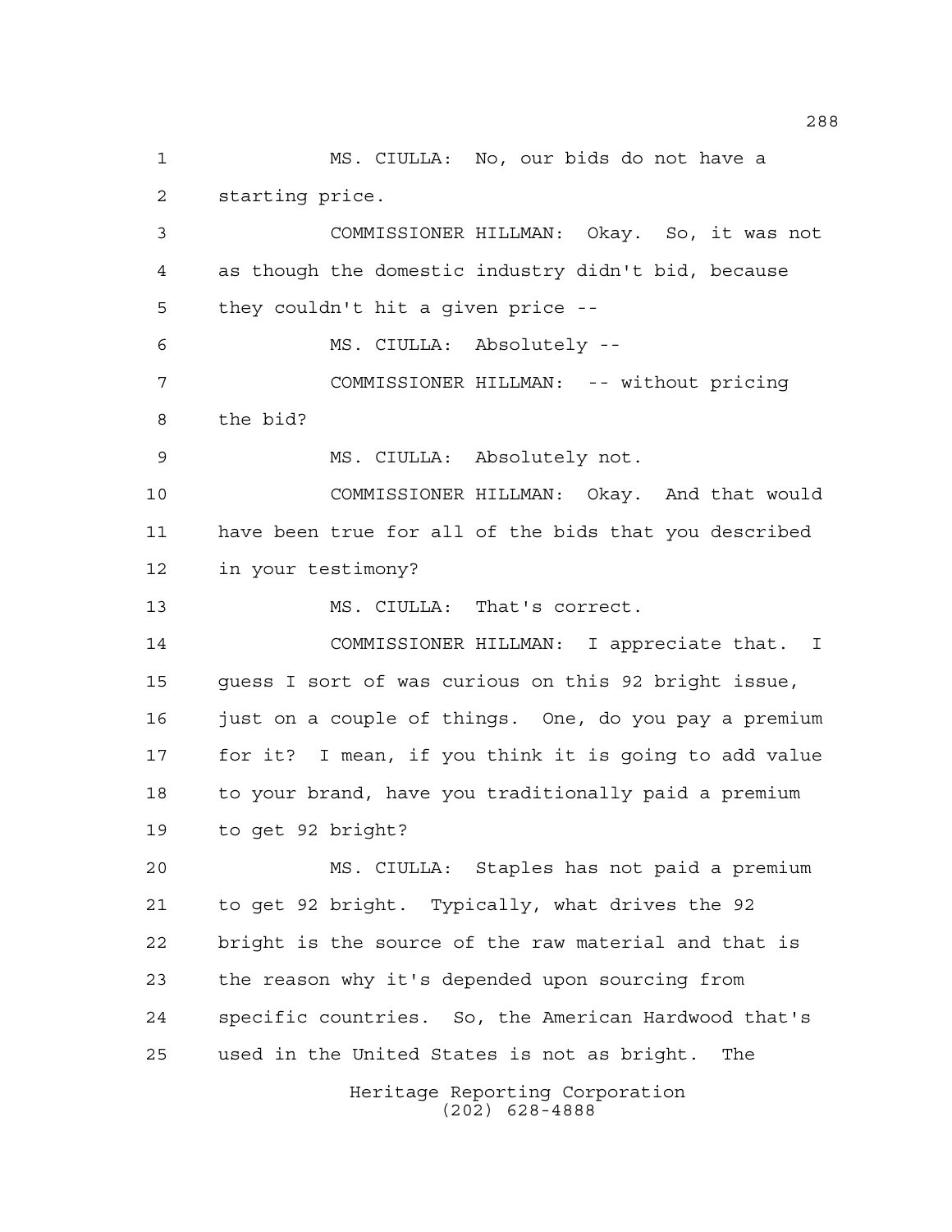MS. CIULLA: No, our bids do not have a starting price.

COMMISSIONER HILLMAN: Okay. So, it was not as though the domestic industry didn't bid, because they couldn't hit a given price --

MS. CIULLA: Absolutely --

COMMISSIONER HILLMAN: -- without pricing the bid?

MS. CIULLA: Absolutely not.

COMMISSIONER HILLMAN: Okay. And that would have been true for all of the bids that you described in your testimony?

MS. CIULLA: That's correct.

COMMISSIONER HILLMAN: I appreciate that. I guess I sort of was curious on this 92 bright issue, just on a couple of things. One, do you pay a premium for it? I mean, if you think it is going to add value to your brand, have you traditionally paid a premium to get 92 bright?

MS. CIULLA: Staples has not paid a premium to get 92 bright. Typically, what drives the 92 bright is the source of the raw material and that is the reason why it's depended upon sourcing from specific countries. So, the American Hardwood that's used in the United States is not as bright. The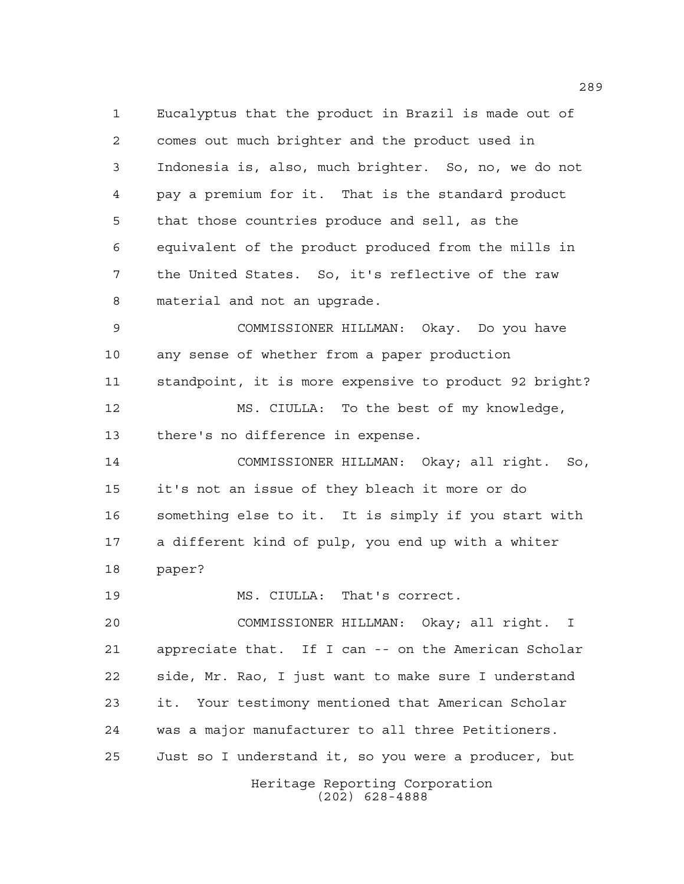Eucalyptus that the product in Brazil is made out of comes out much brighter and the product used in Indonesia is, also, much brighter. So, no, we do not pay a premium for it. That is the standard product that those countries produce and sell, as the equivalent of the product produced from the mills in the United States. So, it's reflective of the raw material and not an upgrade.

COMMISSIONER HILLMAN: Okay. Do you have any sense of whether from a paper production standpoint, it is more expensive to product 92 bright?

MS. CIULLA: To the best of my knowledge, there's no difference in expense.

COMMISSIONER HILLMAN: Okay; all right. So, it's not an issue of they bleach it more or do something else to it. It is simply if you start with a different kind of pulp, you end up with a whiter paper?

MS. CIULLA: That's correct.

COMMISSIONER HILLMAN: Okay; all right. I appreciate that. If I can -- on the American Scholar side, Mr. Rao, I just want to make sure I understand it. Your testimony mentioned that American Scholar was a major manufacturer to all three Petitioners. Just so I understand it, so you were a producer, but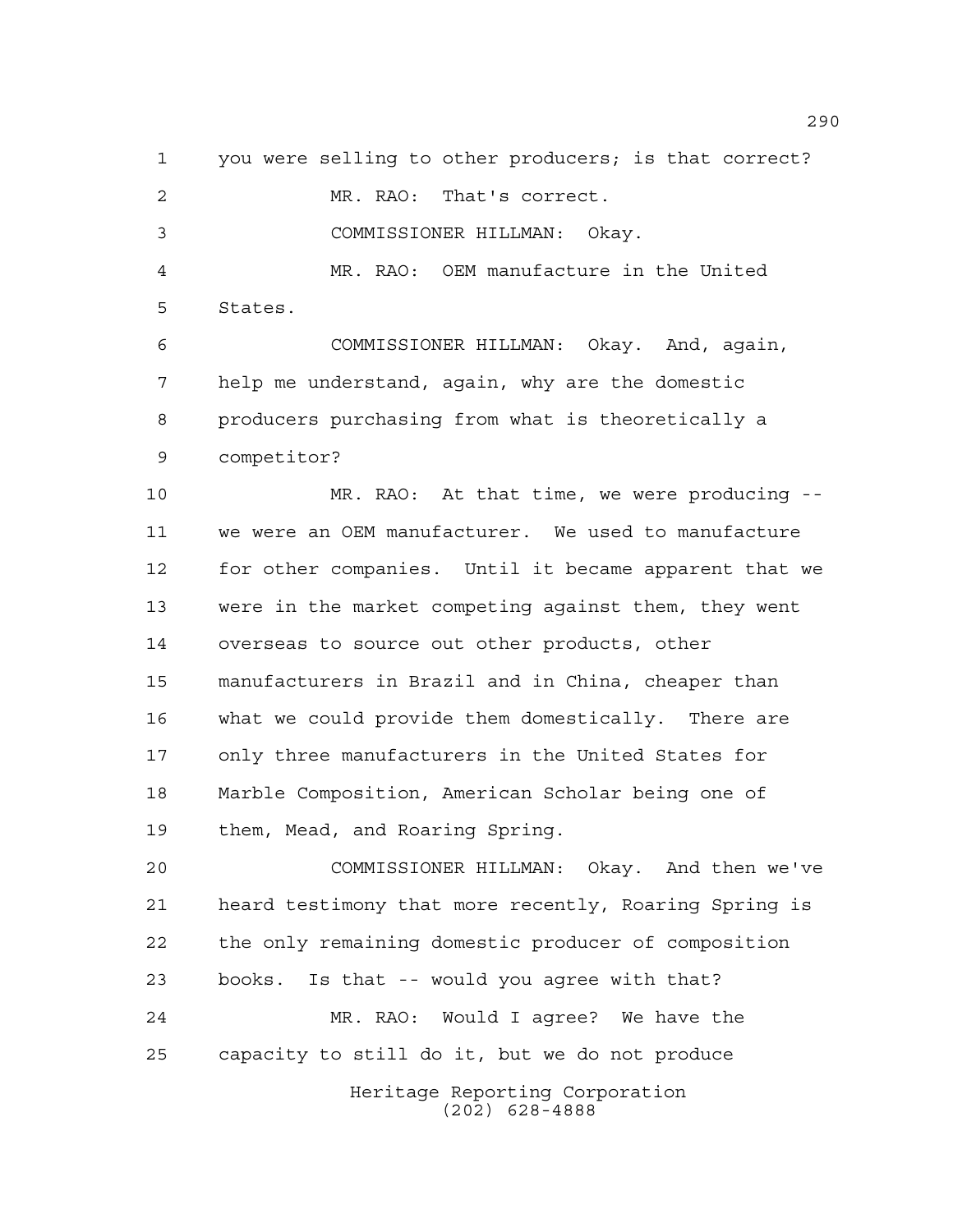you were selling to other producers; is that correct?

MR. RAO: That's correct.

COMMISSIONER HILLMAN: Okay.

MR. RAO: OEM manufacture in the United States.

COMMISSIONER HILLMAN: Okay. And, again, help me understand, again, why are the domestic producers purchasing from what is theoretically a competitor?

MR. RAO: At that time, we were producing -- we were an OEM manufacturer. We used to manufacture for other companies. Until it became apparent that we were in the market competing against them, they went overseas to source out other products, other manufacturers in Brazil and in China, cheaper than what we could provide them domestically. There are only three manufacturers in the United States for Marble Composition, American Scholar being one of them, Mead, and Roaring Spring.

COMMISSIONER HILLMAN: Okay. And then we've heard testimony that more recently, Roaring Spring is the only remaining domestic producer of composition books. Is that -- would you agree with that?

MR. RAO: Would I agree? We have the capacity to still do it, but we do not produce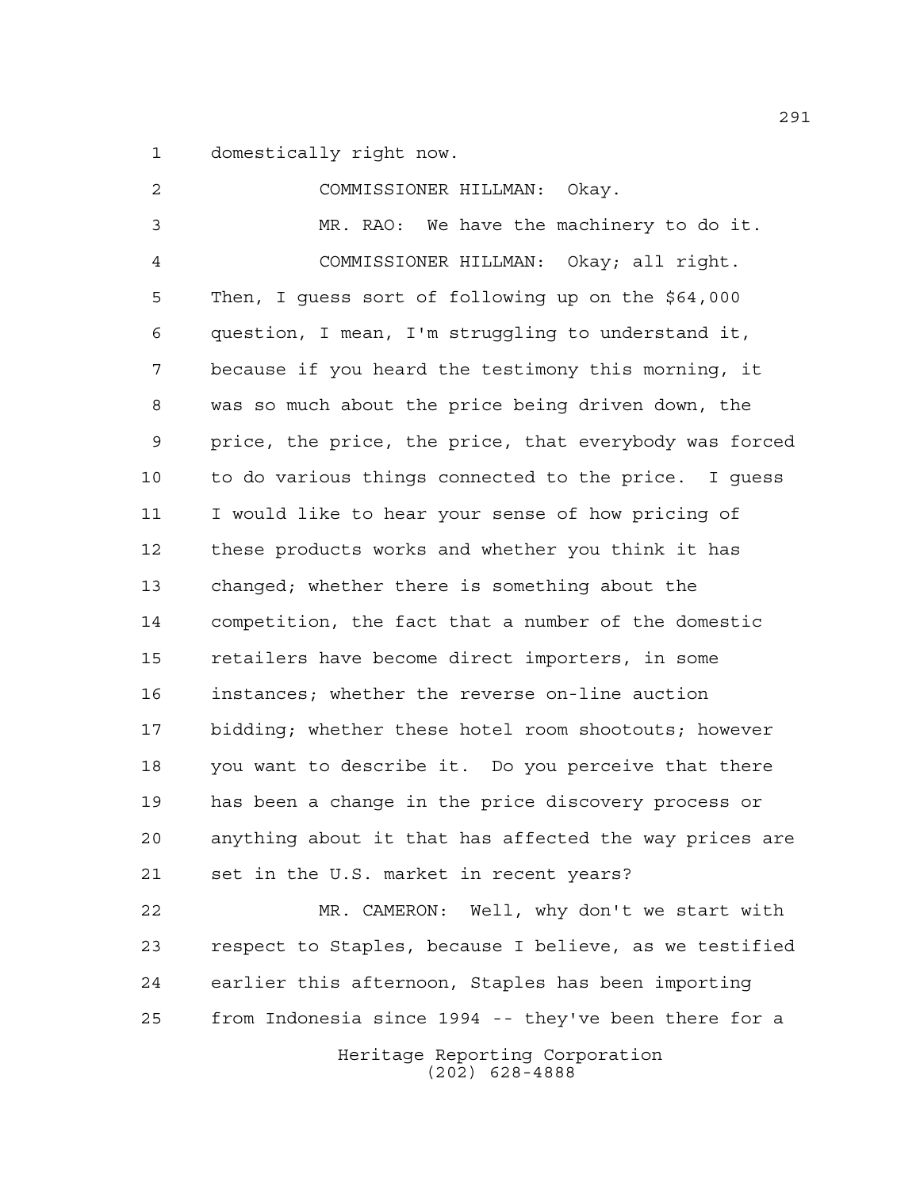domestically right now.

COMMISSIONER HILLMAN: Okay.

MR. RAO: We have the machinery to do it.

COMMISSIONER HILLMAN: Okay; all right. Then, I guess sort of following up on the $64,000 question, I mean, I'm struggling to understand it, because if you heard the testimony this morning, it was so much about the price being driven down, the price, the price, the price, that everybody was forced to do various things connected to the price. I guess I would like to hear your sense of how pricing of these products works and whether you think it has changed; whether there is something about the competition, the fact that a number of the domestic retailers have become direct importers, in some instances; whether the reverse on-line auction bidding; whether these hotel room shootouts; however you want to describe it. Do you perceive that there has been a change in the price discovery process or anything about it that has affected the way prices are set in the U.S. market in recent years?

MR. CAMERON: Well, why don't we start with respect to Staples, because I believe, as we testified earlier this afternoon, Staples has been importing from Indonesia since 1994 -- they've been there for a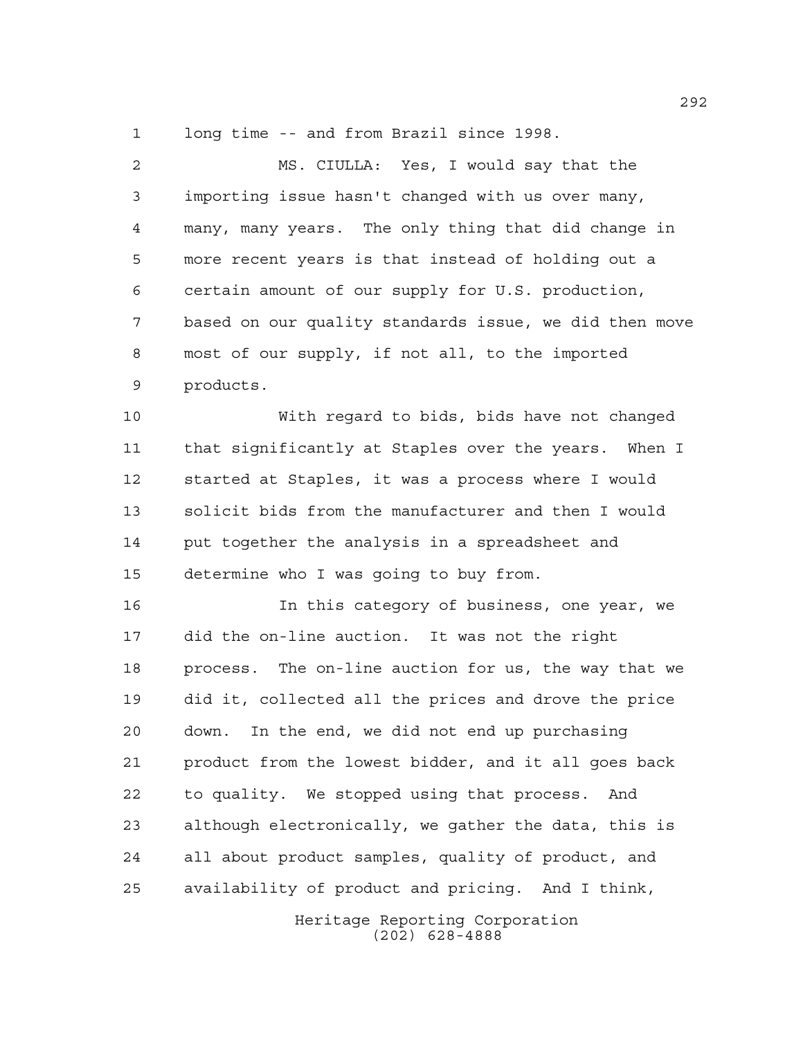long time -- and from Brazil since 1998.

MS. CIULLA: Yes, I would say that the importing issue hasn't changed with us over many, many, many years. The only thing that did change in more recent years is that instead of holding out a certain amount of our supply for U.S. production, based on our quality standards issue, we did then move most of our supply, if not all, to the imported products.

With regard to bids, bids have not changed that significantly at Staples over the years. When I started at Staples, it was a process where I would solicit bids from the manufacturer and then I would put together the analysis in a spreadsheet and determine who I was going to buy from.

In this category of business, one year, we did the on-line auction. It was not the right process. The on-line auction for us, the way that we did it, collected all the prices and drove the price down. In the end, we did not end up purchasing product from the lowest bidder, and it all goes back to quality. We stopped using that process. And although electronically, we gather the data, this is all about product samples, quality of product, and availability of product and pricing. And I think,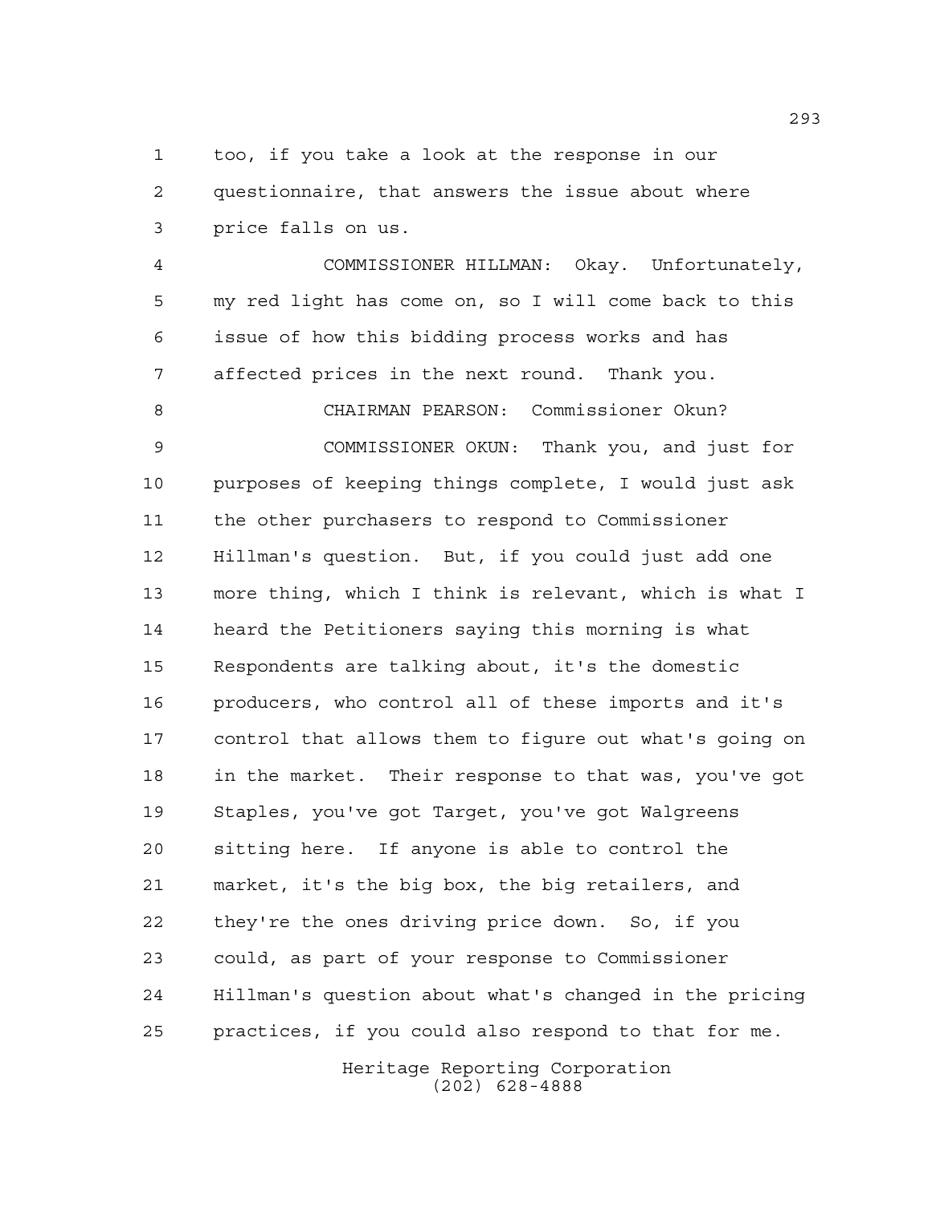too, if you take a look at the response in our questionnaire, that answers the issue about where price falls on us.

COMMISSIONER HILLMAN: Okay. Unfortunately, my red light has come on, so I will come back to this issue of how this bidding process works and has affected prices in the next round. Thank you.

CHAIRMAN PEARSON: Commissioner Okun?

COMMISSIONER OKUN: Thank you, and just for purposes of keeping things complete, I would just ask the other purchasers to respond to Commissioner Hillman's question. But, if you could just add one more thing, which I think is relevant, which is what I heard the Petitioners saying this morning is what Respondents are talking about, it's the domestic producers, who control all of these imports and it's control that allows them to figure out what's going on in the market. Their response to that was, you've got Staples, you've got Target, you've got Walgreens sitting here. If anyone is able to control the market, it's the big box, the big retailers, and they're the ones driving price down. So, if you could, as part of your response to Commissioner Hillman's question about what's changed in the pricing practices, if you could also respond to that for me.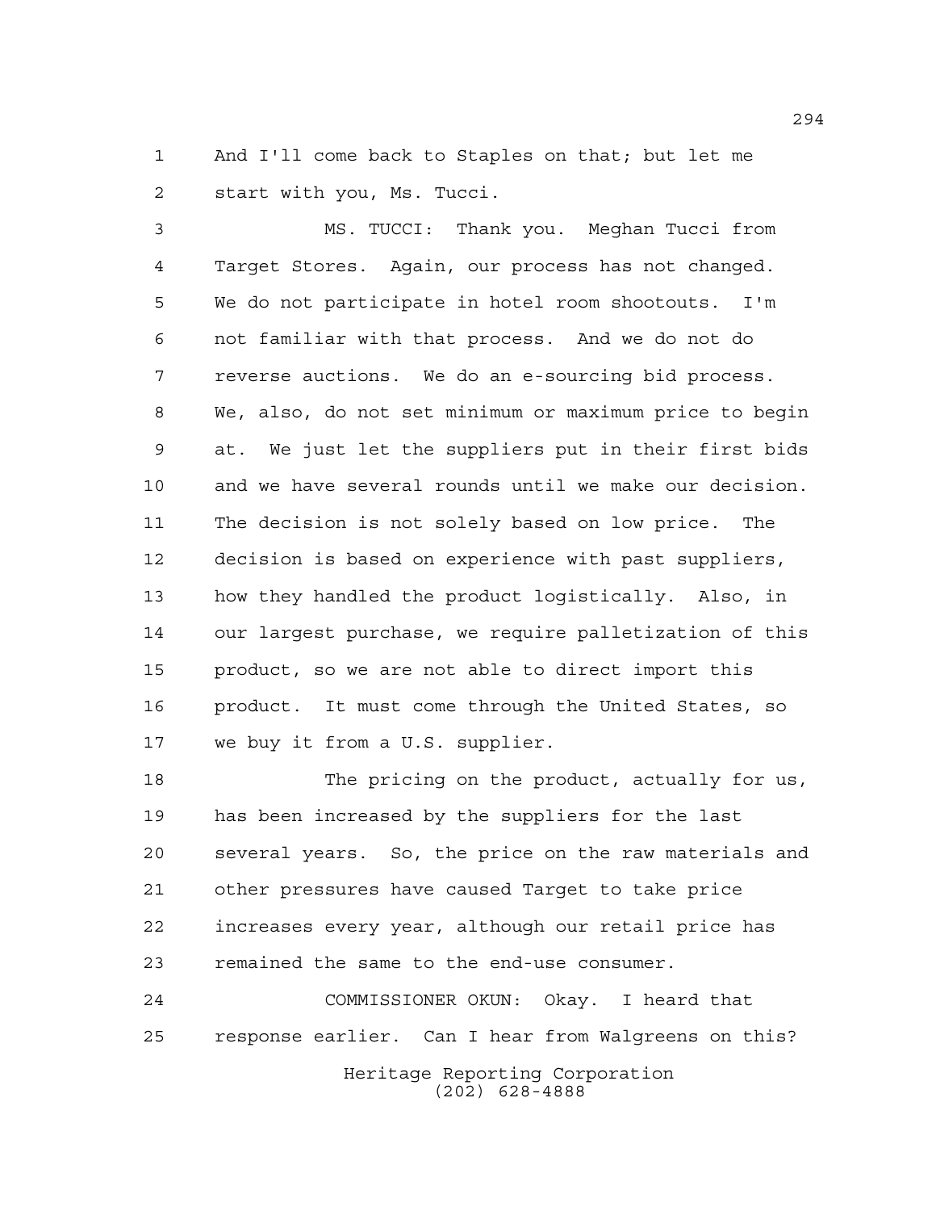And I'll come back to Staples on that; but let me start with you, Ms. Tucci.

MS. TUCCI: Thank you. Meghan Tucci from Target Stores. Again, our process has not changed. We do not participate in hotel room shootouts. I'm not familiar with that process. And we do not do reverse auctions. We do an e-sourcing bid process. We, also, do not set minimum or maximum price to begin at. We just let the suppliers put in their first bids and we have several rounds until we make our decision. The decision is not solely based on low price. The decision is based on experience with past suppliers, how they handled the product logistically. Also, in our largest purchase, we require palletization of this product, so we are not able to direct import this product. It must come through the United States, so we buy it from a U.S. supplier.

The pricing on the product, actually for us, has been increased by the suppliers for the last several years. So, the price on the raw materials and other pressures have caused Target to take price increases every year, although our retail price has remained the same to the end-use consumer.

COMMISSIONER OKUN: Okay. I heard that response earlier. Can I hear from Walgreens on this?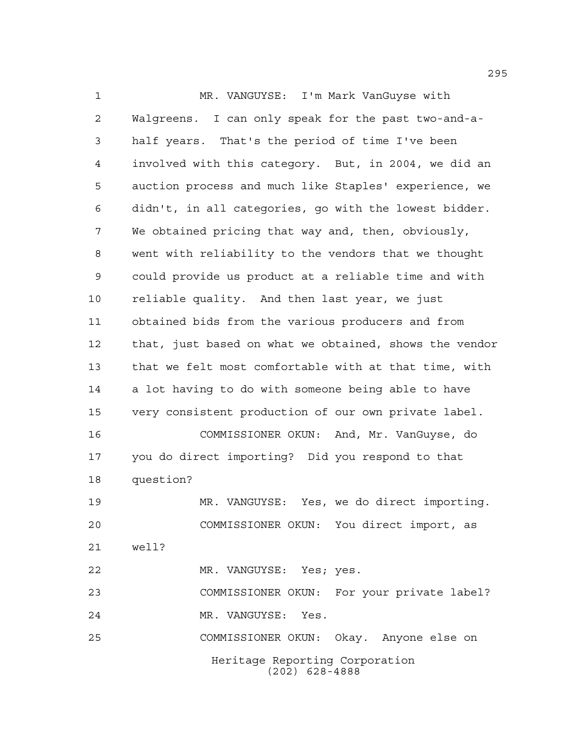MR. VANGUYSE: I'm Mark VanGuyse with Walgreens. I can only speak for the past two-and-a-half years. That's the period of time I've been involved with this category. But, in 2004, we did an auction process and much like Staples' experience, we didn't, in all categories, go with the lowest bidder. We obtained pricing that way and, then, obviously, went with reliability to the vendors that we thought could provide us product at a reliable time and with reliable quality. And then last year, we just obtained bids from the various producers and from that, just based on what we obtained, shows the vendor that we felt most comfortable with at that time, with a lot having to do with someone being able to have very consistent production of our own private label.

COMMISSIONER OKUN: And, Mr. VanGuyse, do you do direct importing? Did you respond to that question?

MR. VANGUYSE: Yes, we do direct importing.

COMMISSIONER OKUN: You direct import, as well?

MR. VANGUYSE: Yes; yes.

COMMISSIONER OKUN: For your private label?

MR. VANGUYSE: Yes.

COMMISSIONER OKUN: Okay. Anyone else on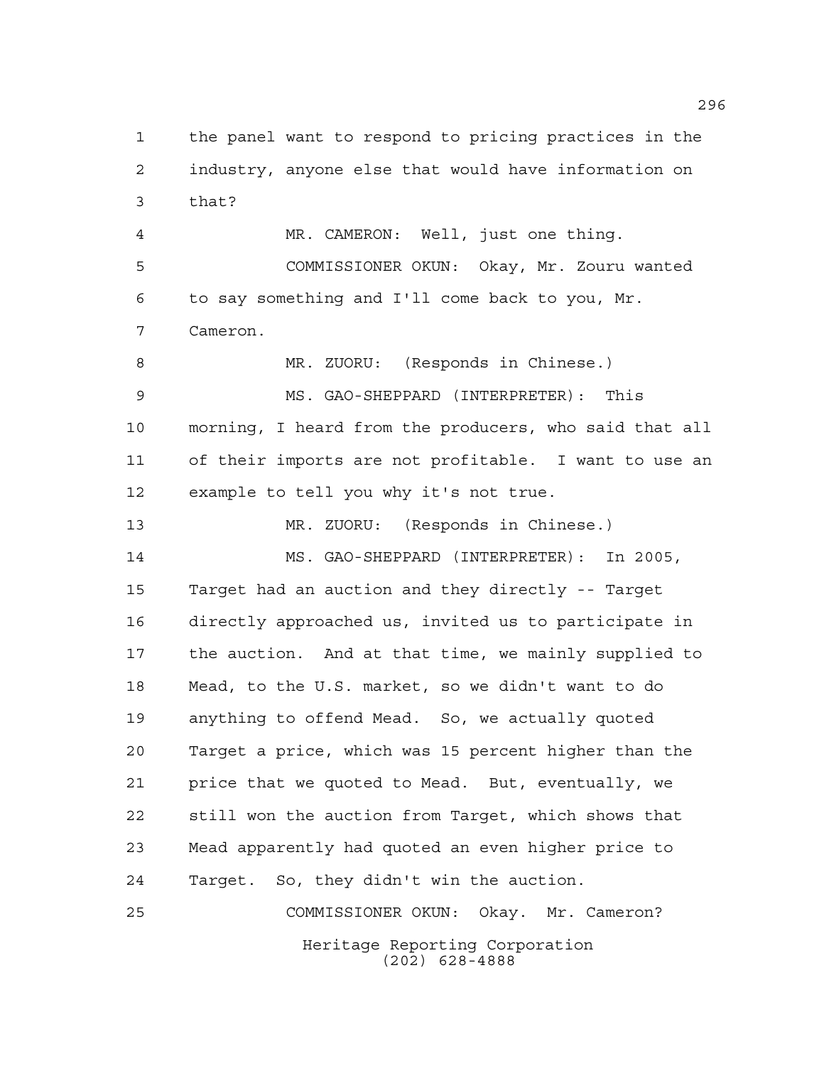the panel want to respond to pricing practices in the industry, anyone else that would have information on that?

MR. CAMERON: Well, just one thing.

COMMISSIONER OKUN: Okay, Mr. Zouru wanted to say something and I'll come back to you, Mr. Cameron.

MR. ZUORU: (Responds in Chinese.)

MS. GAO-SHEPPARD (INTERPRETER): This morning, I heard from the producers, who said that all of their imports are not profitable. I want to use an example to tell you why it's not true.

MR. ZUORU: (Responds in Chinese.)

MS. GAO-SHEPPARD (INTERPRETER): In 2005, Target had an auction and they directly -- Target directly approached us, invited us to participate in the auction. And at that time, we mainly supplied to Mead, to the U.S. market, so we didn't want to do anything to offend Mead. So, we actually quoted Target a price, which was 15 percent higher than the price that we quoted to Mead. But, eventually, we still won the auction from Target, which shows that Mead apparently had quoted an even higher price to Target. So, they didn't win the auction.

COMMISSIONER OKUN: Okay. Mr. Cameron?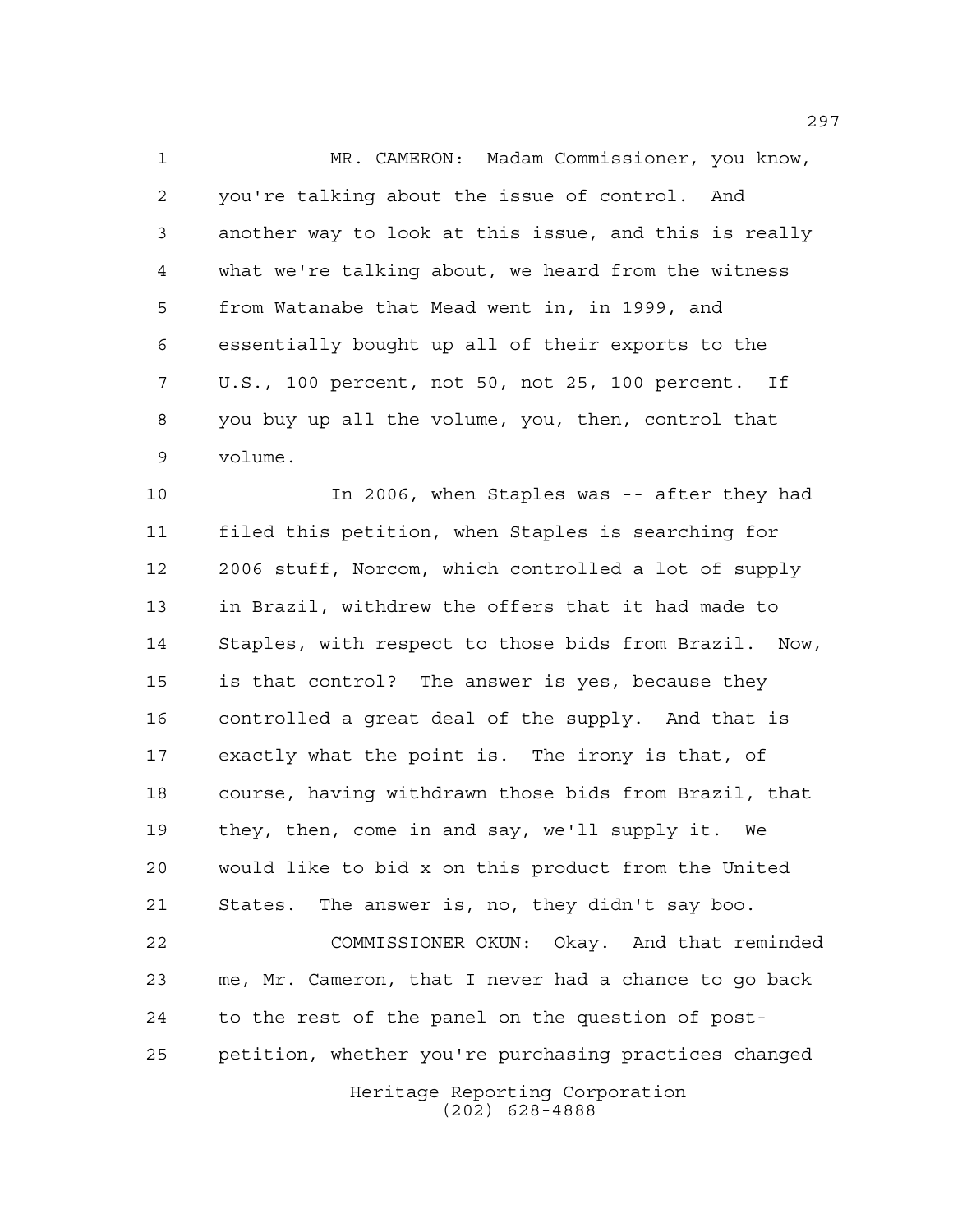MR. CAMERON: Madam Commissioner, you know, you're talking about the issue of control. And another way to look at this issue, and this is really what we're talking about, we heard from the witness from Watanabe that Mead went in, in 1999, and essentially bought up all of their exports to the U.S., 100 percent, not 50, not 25, 100 percent. If you buy up all the volume, you, then, control that volume.

In 2006, when Staples was -- after they had filed this petition, when Staples is searching for 2006 stuff, Norcom, which controlled a lot of supply in Brazil, withdrew the offers that it had made to Staples, with respect to those bids from Brazil. Now, is that control? The answer is yes, because they controlled a great deal of the supply. And that is exactly what the point is. The irony is that, of course, having withdrawn those bids from Brazil, that they, then, come in and say, we'll supply it. We would like to bid x on this product from the United States. The answer is, no, they didn't say boo.

COMMISSIONER OKUN: Okay. And that reminded me, Mr. Cameron, that I never had a chance to go back to the rest of the panel on the question of post-petition, whether you're purchasing practices changed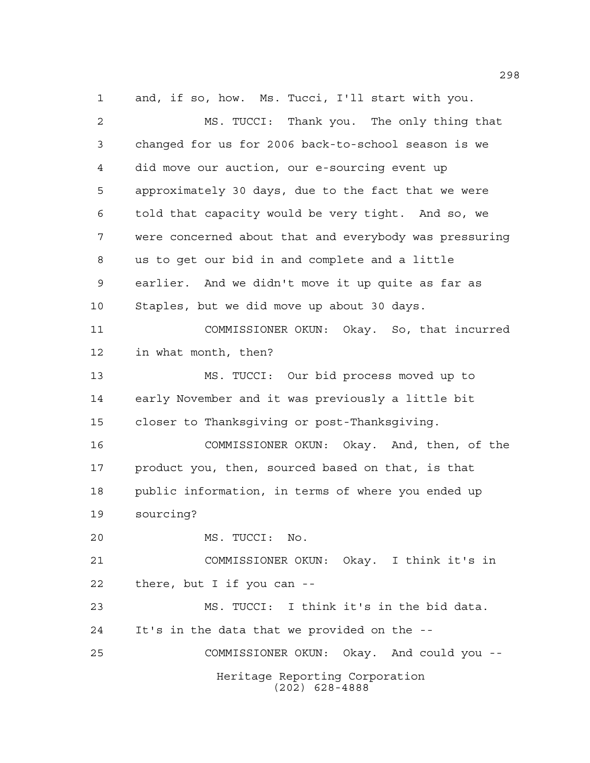and, if so, how. Ms. Tucci, I'll start with you.

MS. TUCCI: Thank you. The only thing that changed for us for 2006 back-to-school season is we did move our auction, our e-sourcing event up approximately 30 days, due to the fact that we were told that capacity would be very tight. And so, we were concerned about that and everybody was pressuring us to get our bid in and complete and a little earlier. And we didn't move it up quite as far as Staples, but we did move up about 30 days.

COMMISSIONER OKUN: Okay. So, that incurred in what month, then?

MS. TUCCI: Our bid process moved up to early November and it was previously a little bit closer to Thanksgiving or post-Thanksgiving.

COMMISSIONER OKUN: Okay. And, then, of the product you, then, sourced based on that, is that public information, in terms of where you ended up sourcing?

MS. TUCCI: No.

COMMISSIONER OKUN: Okay. I think it's in there, but I if you can --

MS. TUCCI: I think it's in the bid data. It's in the data that we provided on the --

COMMISSIONER OKUN: Okay. And could you --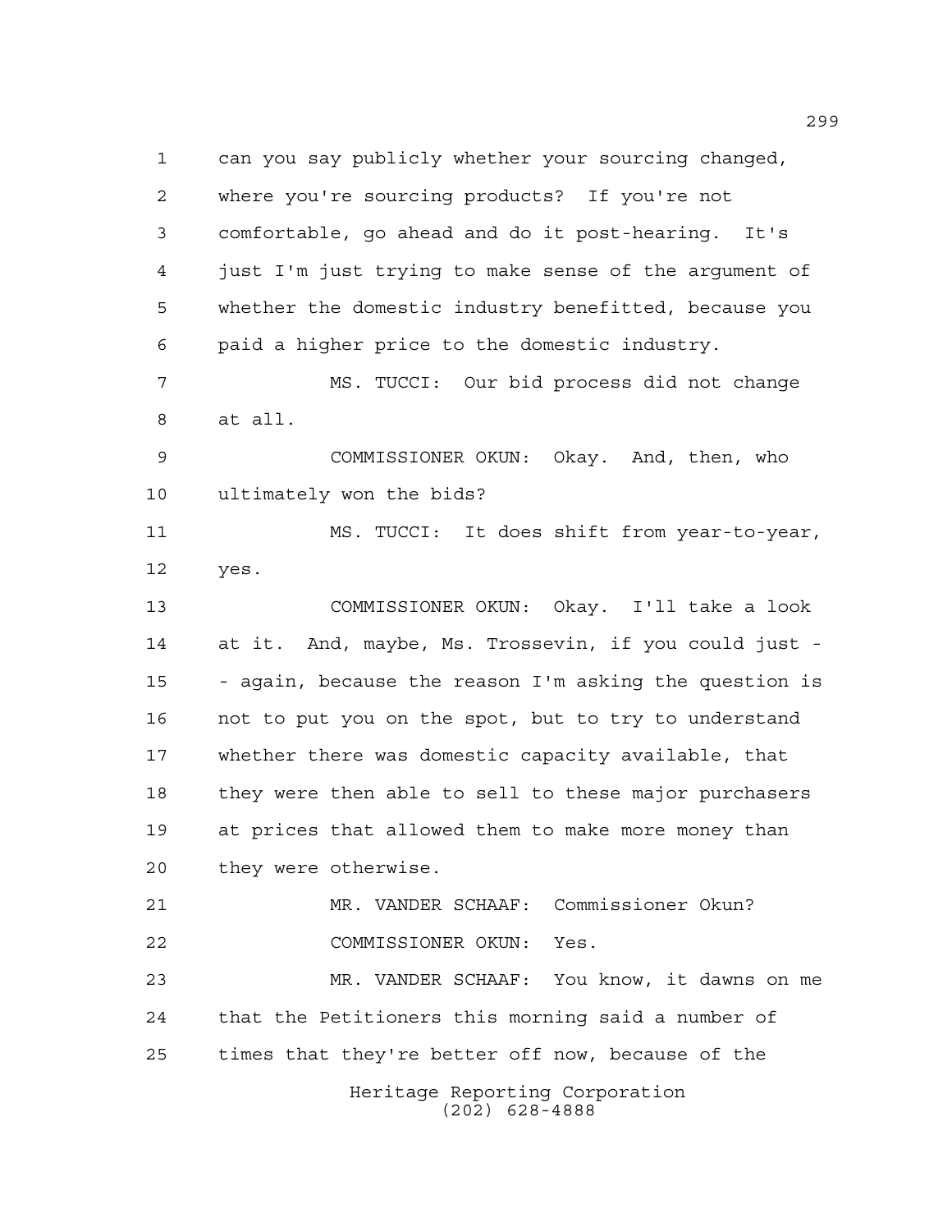can you say publicly whether your sourcing changed, where you're sourcing products? If you're not comfortable, go ahead and do it post-hearing. It's just I'm just trying to make sense of the argument of whether the domestic industry benefitted, because you paid a higher price to the domestic industry.

MS. TUCCI: Our bid process did not change at all.

COMMISSIONER OKUN: Okay. And, then, who ultimately won the bids?

MS. TUCCI: It does shift from year-to-year, yes.

COMMISSIONER OKUN: Okay. I'll take a look at it. And, maybe, Ms. Trossevin, if you could just -- again, because the reason I'm asking the question is not to put you on the spot, but to try to understand whether there was domestic capacity available, that they were then able to sell to these major purchasers at prices that allowed them to make more money than they were otherwise.

MR. VANDER SCHAAF: Commissioner Okun?

COMMISSIONER OKUN: Yes.

MR. VANDER SCHAAF: You know, it dawns on me that the Petitioners this morning said a number of times that they're better off now, because of the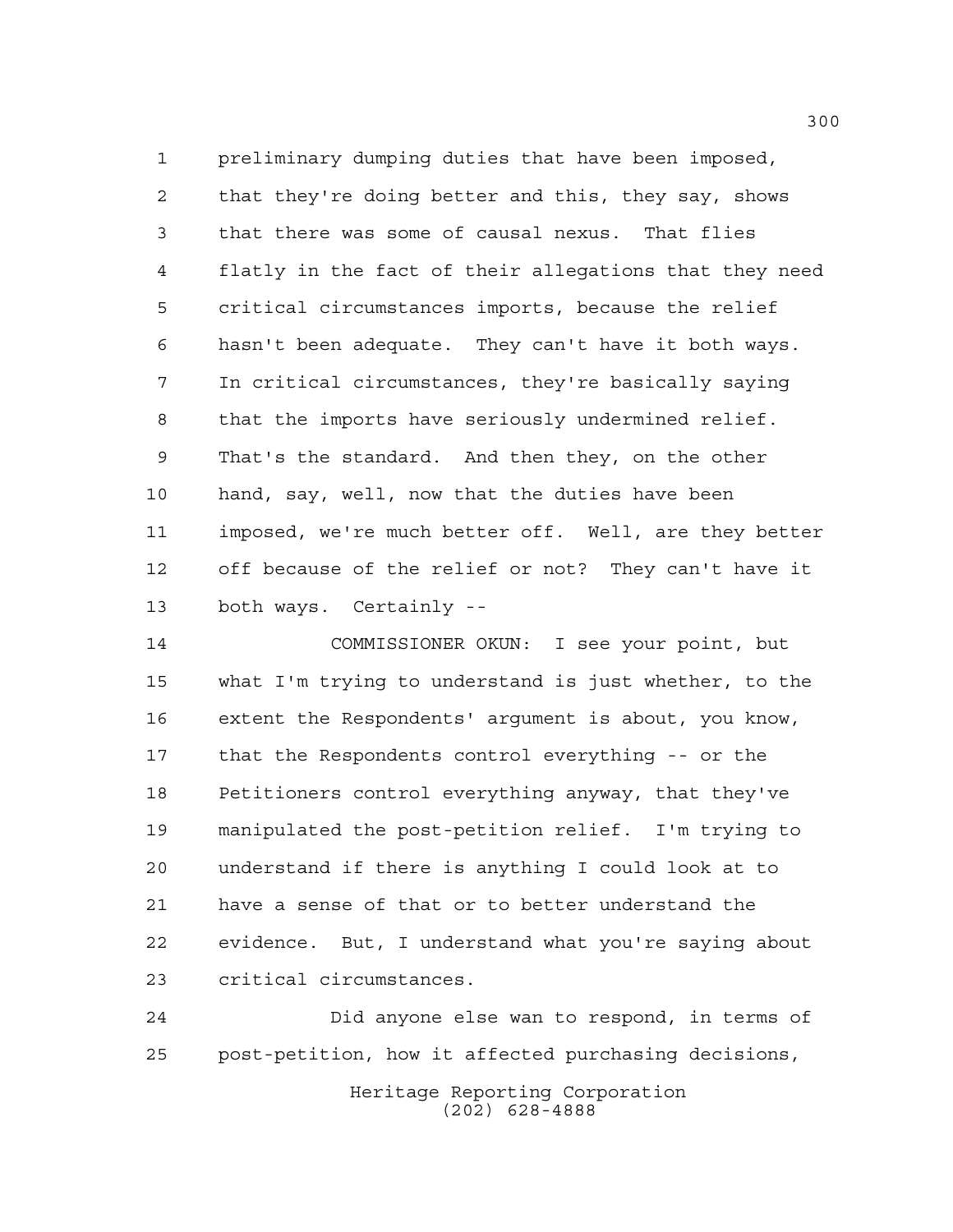preliminary dumping duties that have been imposed, that they're doing better and this, they say, shows that there was some of causal nexus. That flies flatly in the fact of their allegations that they need critical circumstances imports, because the relief hasn't been adequate. They can't have it both ways. In critical circumstances, they're basically saying that the imports have seriously undermined relief. That's the standard. And then they, on the other hand, say, well, now that the duties have been imposed, we're much better off. Well, are they better off because of the relief or not? They can't have it both ways. Certainly --

COMMISSIONER OKUN: I see your point, but what I'm trying to understand is just whether, to the extent the Respondents' argument is about, you know, that the Respondents control everything -- or the Petitioners control everything anyway, that they've manipulated the post-petition relief. I'm trying to understand if there is anything I could look at to have a sense of that or to better understand the evidence. But, I understand what you're saying about critical circumstances.

Did anyone else wan to respond, in terms of post-petition, how it affected purchasing decisions,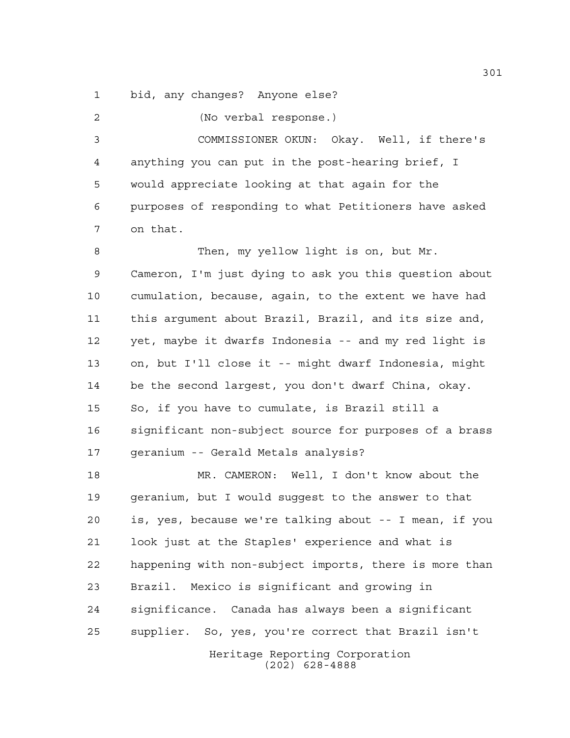bid, any changes? Anyone else?

(No verbal response.)

COMMISSIONER OKUN: Okay. Well, if there's anything you can put in the post-hearing brief, I would appreciate looking at that again for the purposes of responding to what Petitioners have asked on that.

Then, my yellow light is on, but Mr. Cameron, I'm just dying to ask you this question about cumulation, because, again, to the extent we have had this argument about Brazil, Brazil, and its size and, yet, maybe it dwarfs Indonesia -- and my red light is on, but I'll close it -- might dwarf Indonesia, might be the second largest, you don't dwarf China, okay. So, if you have to cumulate, is Brazil still a significant non-subject source for purposes of a brass geranium -- Gerald Metals analysis?

MR. CAMERON: Well, I don't know about the geranium, but I would suggest to the answer to that is, yes, because we're talking about -- I mean, if you look just at the Staples' experience and what is happening with non-subject imports, there is more than Brazil. Mexico is significant and growing in significance. Canada has always been a significant supplier. So, yes, you're correct that Brazil isn't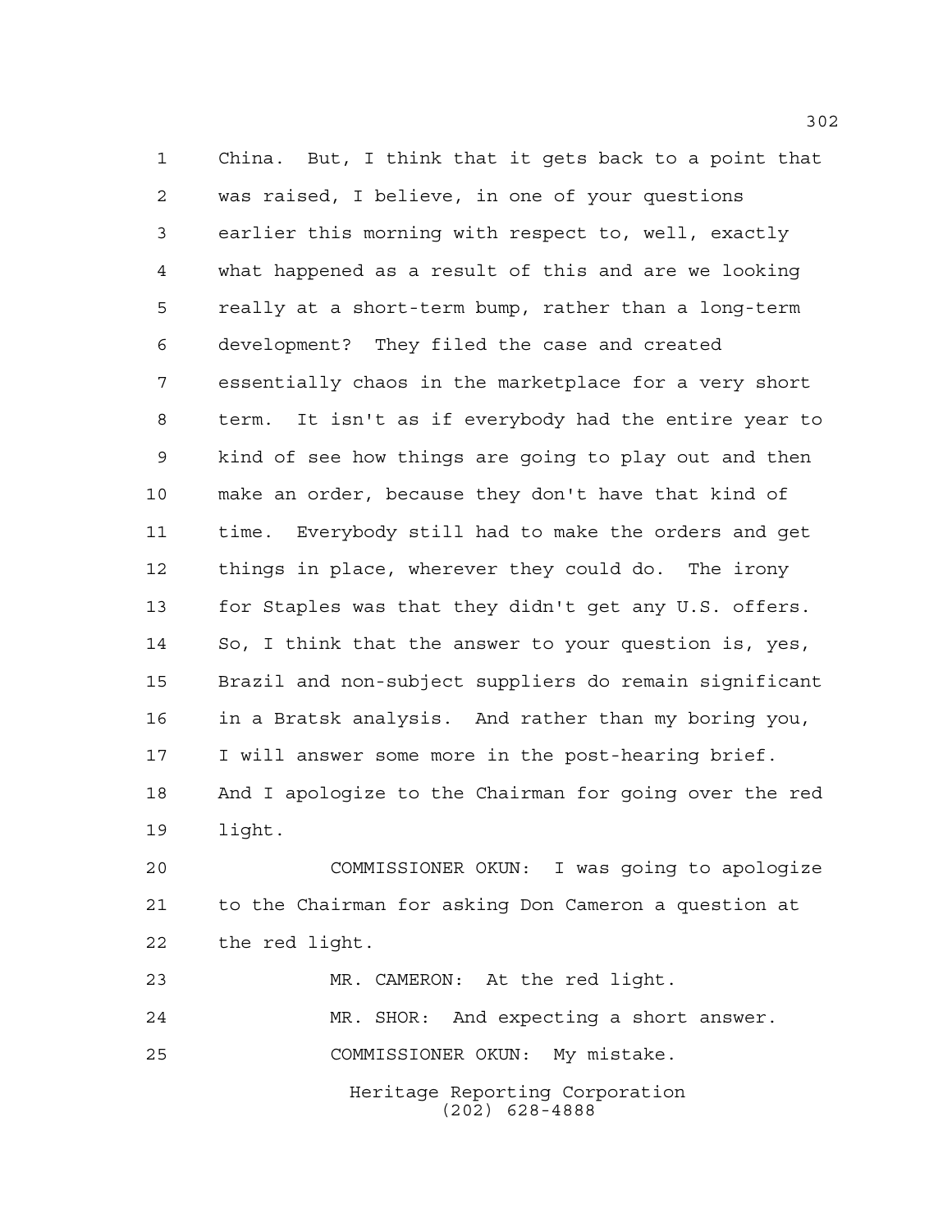China. But, I think that it gets back to a point that was raised, I believe, in one of your questions earlier this morning with respect to, well, exactly what happened as a result of this and are we looking really at a short-term bump, rather than a long-term development? They filed the case and created essentially chaos in the marketplace for a very short term. It isn't as if everybody had the entire year to kind of see how things are going to play out and then make an order, because they don't have that kind of time. Everybody still had to make the orders and get things in place, wherever they could do. The irony for Staples was that they didn't get any U.S. offers. So, I think that the answer to your question is, yes, Brazil and non-subject suppliers do remain significant in a Bratsk analysis. And rather than my boring you, I will answer some more in the post-hearing brief. And I apologize to the Chairman for going over the red light.

COMMISSIONER OKUN: I was going to apologize to the Chairman for asking Don Cameron a question at the red light.

MR. CAMERON: At the red light.

MR. SHOR: And expecting a short answer.

COMMISSIONER OKUN: My mistake.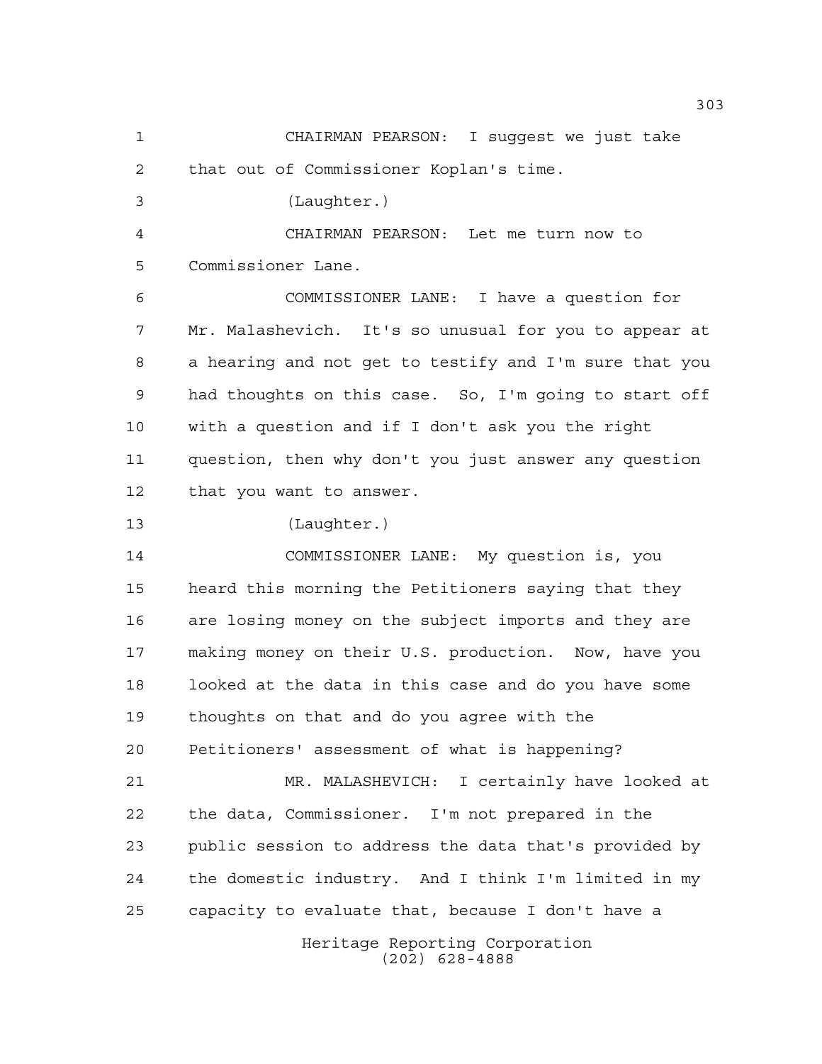CHAIRMAN PEARSON: I suggest we just take that out of Commissioner Koplan's time.

(Laughter.)

CHAIRMAN PEARSON: Let me turn now to Commissioner Lane.

COMMISSIONER LANE: I have a question for Mr. Malashevich. It's so unusual for you to appear at a hearing and not get to testify and I'm sure that you had thoughts on this case. So, I'm going to start off with a question and if I don't ask you the right question, then why don't you just answer any question that you want to answer.

(Laughter.)

COMMISSIONER LANE: My question is, you heard this morning the Petitioners saying that they are losing money on the subject imports and they are making money on their U.S. production. Now, have you looked at the data in this case and do you have some thoughts on that and do you agree with the Petitioners' assessment of what is happening?

MR. MALASHEVICH: I certainly have looked at the data, Commissioner. I'm not prepared in the public session to address the data that's provided by the domestic industry. And I think I'm limited in my capacity to evaluate that, because I don't have a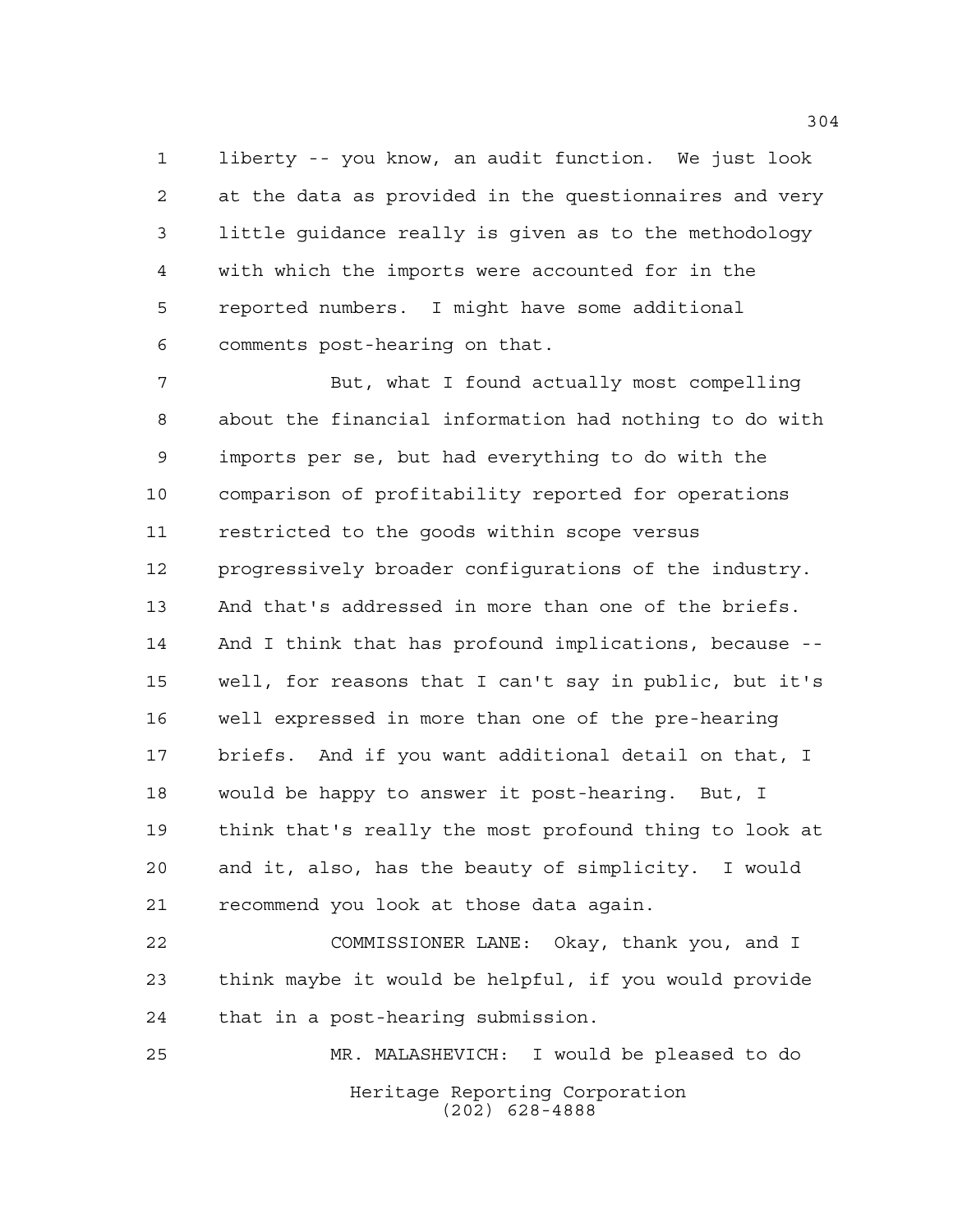liberty -- you know, an audit function. We just look at the data as provided in the questionnaires and very little guidance really is given as to the methodology with which the imports were accounted for in the reported numbers. I might have some additional comments post-hearing on that.

But, what I found actually most compelling about the financial information had nothing to do with imports per se, but had everything to do with the comparison of profitability reported for operations restricted to the goods within scope versus progressively broader configurations of the industry. And that's addressed in more than one of the briefs. And I think that has profound implications, because -- well, for reasons that I can't say in public, but it's well expressed in more than one of the pre-hearing briefs. And if you want additional detail on that, I would be happy to answer it post-hearing. But, I think that's really the most profound thing to look at and it, also, has the beauty of simplicity. I would recommend you look at those data again.

COMMISSIONER LANE: Okay, thank you, and I think maybe it would be helpful, if you would provide that in a post-hearing submission.

MR. MALASHEVICH: I would be pleased to do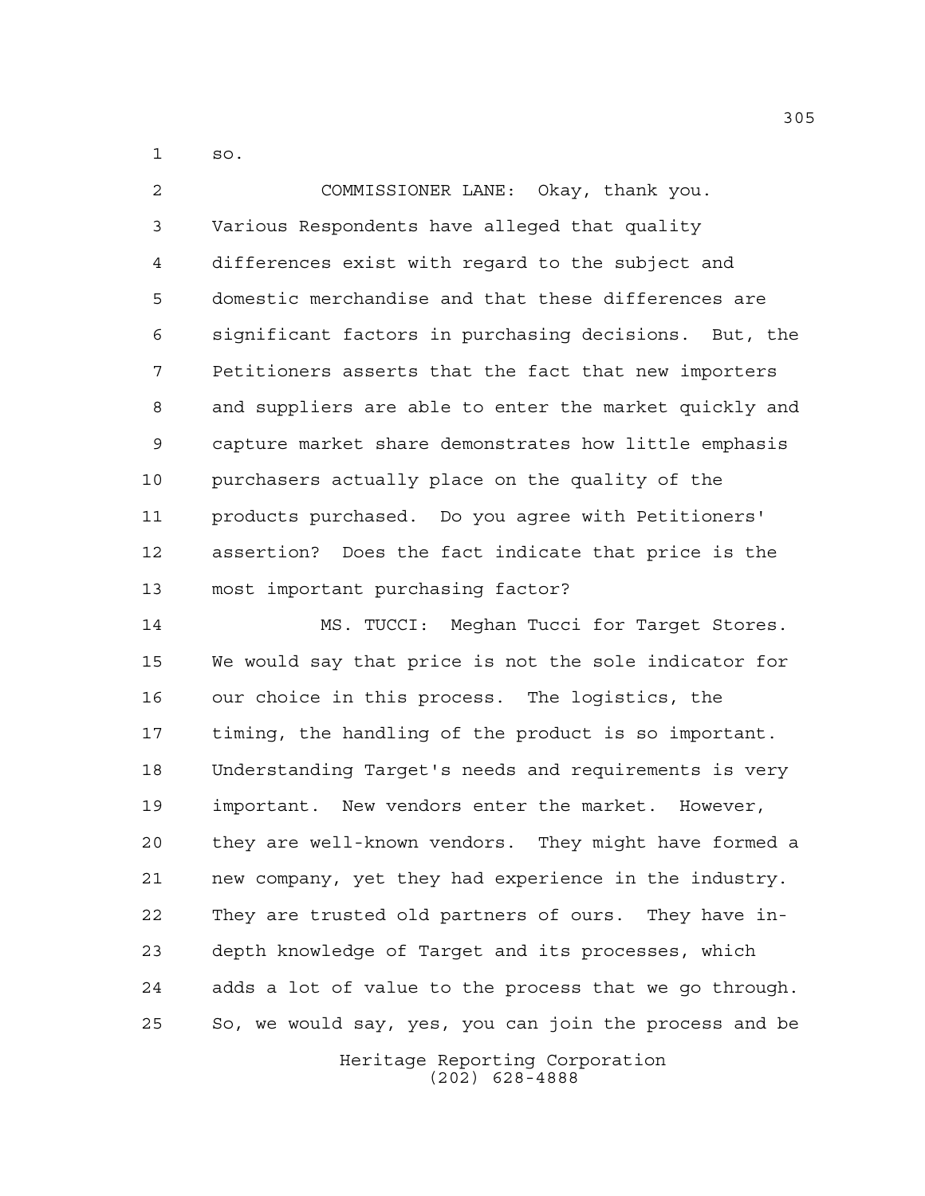so.

COMMISSIONER LANE: Okay, thank you. Various Respondents have alleged that quality differences exist with regard to the subject and domestic merchandise and that these differences are significant factors in purchasing decisions. But, the Petitioners asserts that the fact that new importers and suppliers are able to enter the market quickly and capture market share demonstrates how little emphasis purchasers actually place on the quality of the products purchased. Do you agree with Petitioners' assertion? Does the fact indicate that price is the most important purchasing factor?

MS. TUCCI: Meghan Tucci for Target Stores. We would say that price is not the sole indicator for our choice in this process. The logistics, the timing, the handling of the product is so important. Understanding Target's needs and requirements is very important. New vendors enter the market. However, they are well-known vendors. They might have formed a new company, yet they had experience in the industry. They are trusted old partners of ours. They have in-depth knowledge of Target and its processes, which adds a lot of value to the process that we go through. So, we would say, yes, you can join the process and be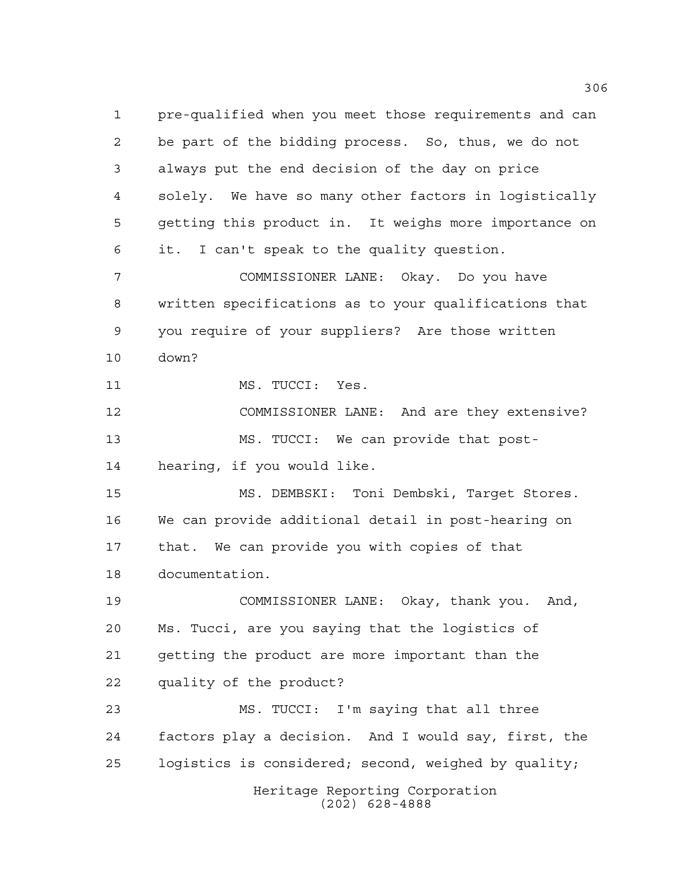pre-qualified when you meet those requirements and can be part of the bidding process. So, thus, we do not always put the end decision of the day on price solely. We have so many other factors in logistically getting this product in. It weighs more importance on it. I can't speak to the quality question.

COMMISSIONER LANE: Okay. Do you have written specifications as to your qualifications that you require of your suppliers? Are those written down?

MS. TUCCI: Yes.

COMMISSIONER LANE: And are they extensive?

MS. TUCCI: We can provide that post-hearing, if you would like.

MS. DEMBSKI: Toni Dembski, Target Stores. We can provide additional detail in post-hearing on that. We can provide you with copies of that documentation.

COMMISSIONER LANE: Okay, thank you. And, Ms. Tucci, are you saying that the logistics of getting the product are more important than the quality of the product?

MS. TUCCI: I'm saying that all three factors play a decision. And I would say, first, the logistics is considered; second, weighed by quality;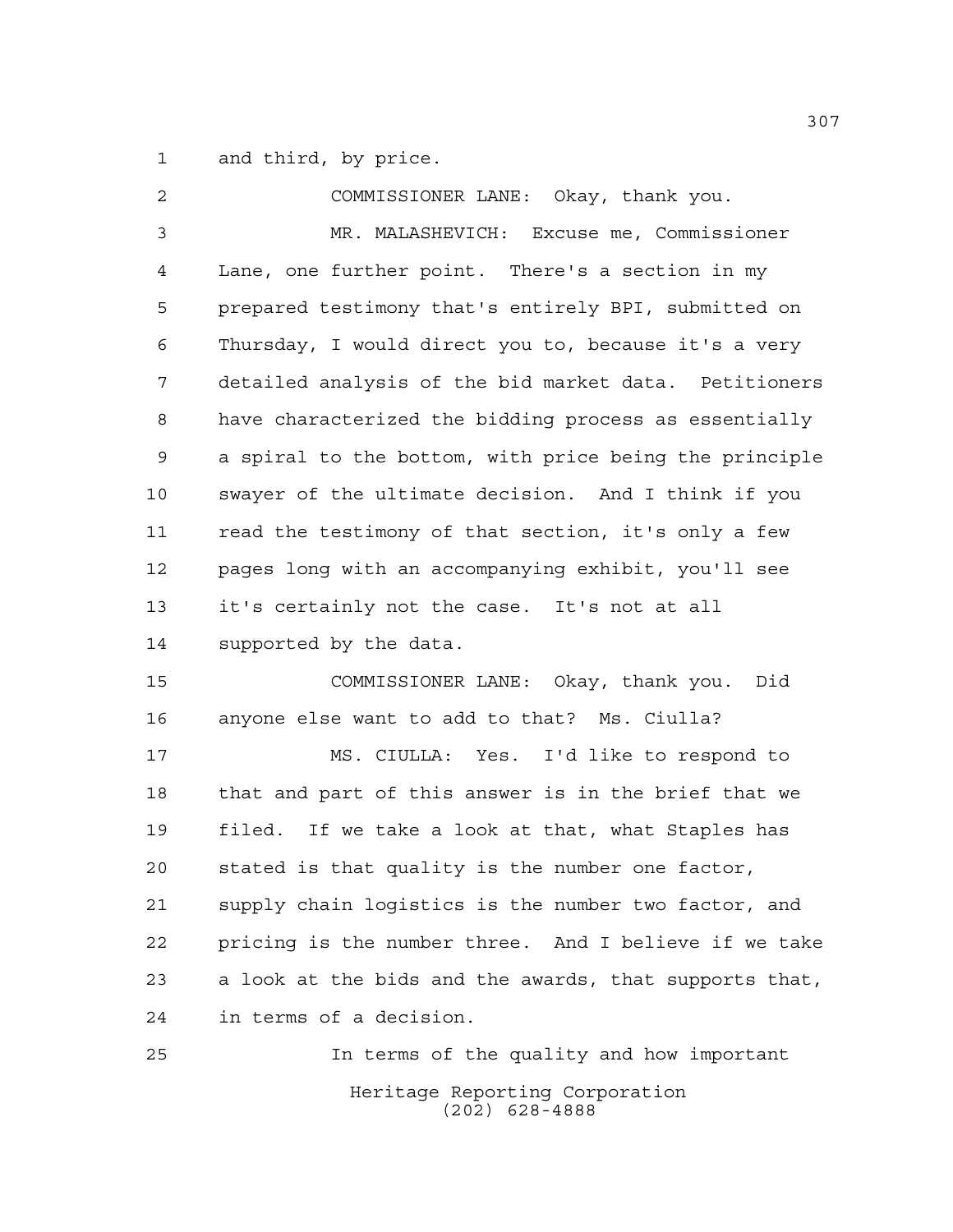and third, by price.

COMMISSIONER LANE: Okay, thank you.

MR. MALASHEVICH: Excuse me, Commissioner Lane, one further point. There's a section in my prepared testimony that's entirely BPI, submitted on Thursday, I would direct you to, because it's a very detailed analysis of the bid market data. Petitioners have characterized the bidding process as essentially a spiral to the bottom, with price being the principle swayer of the ultimate decision. And I think if you read the testimony of that section, it's only a few pages long with an accompanying exhibit, you'll see it's certainly not the case. It's not at all supported by the data.

COMMISSIONER LANE: Okay, thank you. Did anyone else want to add to that? Ms. Ciulla?

MS. CIULLA: Yes. I'd like to respond to that and part of this answer is in the brief that we filed. If we take a look at that, what Staples has stated is that quality is the number one factor, supply chain logistics is the number two factor, and pricing is the number three. And I believe if we take a look at the bids and the awards, that supports that, in terms of a decision.

In terms of the quality and how important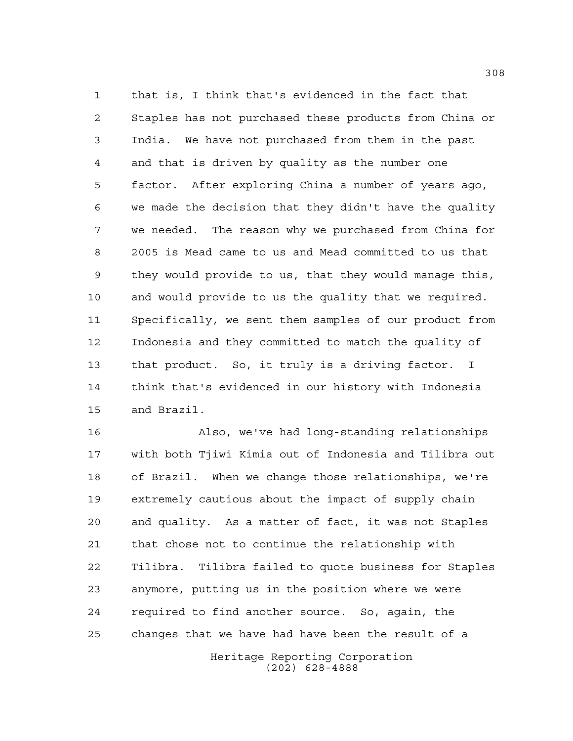that is, I think that's evidenced in the fact that Staples has not purchased these products from China or India. We have not purchased from them in the past and that is driven by quality as the number one factor. After exploring China a number of years ago, we made the decision that they didn't have the quality we needed. The reason why we purchased from China for 2005 is Mead came to us and Mead committed to us that they would provide to us, that they would manage this, and would provide to us the quality that we required. Specifically, we sent them samples of our product from Indonesia and they committed to match the quality of that product. So, it truly is a driving factor. I think that's evidenced in our history with Indonesia and Brazil.

Also, we've had long-standing relationships with both Tjiwi Kimia out of Indonesia and Tilibra out of Brazil. When we change those relationships, we're extremely cautious about the impact of supply chain and quality. As a matter of fact, it was not Staples that chose not to continue the relationship with Tilibra. Tilibra failed to quote business for Staples anymore, putting us in the position where we were required to find another source. So, again, the changes that we have had have been the result of a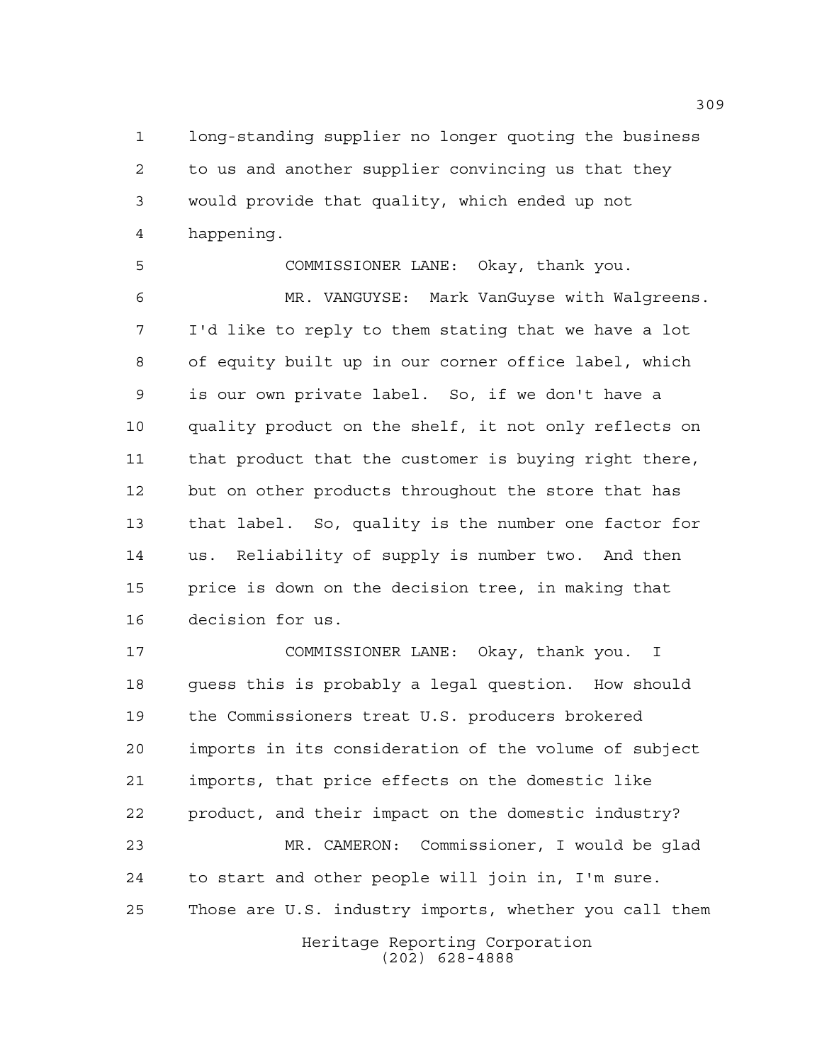long-standing supplier no longer quoting the business to us and another supplier convincing us that they would provide that quality, which ended up not happening.

COMMISSIONER LANE: Okay, thank you.

MR. VANGUYSE: Mark VanGuyse with Walgreens. I'd like to reply to them stating that we have a lot of equity built up in our corner office label, which is our own private label. So, if we don't have a quality product on the shelf, it not only reflects on that product that the customer is buying right there, but on other products throughout the store that has that label. So, quality is the number one factor for us. Reliability of supply is number two. And then price is down on the decision tree, in making that decision for us.

COMMISSIONER LANE: Okay, thank you. I guess this is probably a legal question. How should the Commissioners treat U.S. producers brokered imports in its consideration of the volume of subject imports, that price effects on the domestic like product, and their impact on the domestic industry?

MR. CAMERON: Commissioner, I would be glad to start and other people will join in, I'm sure. Those are U.S. industry imports, whether you call them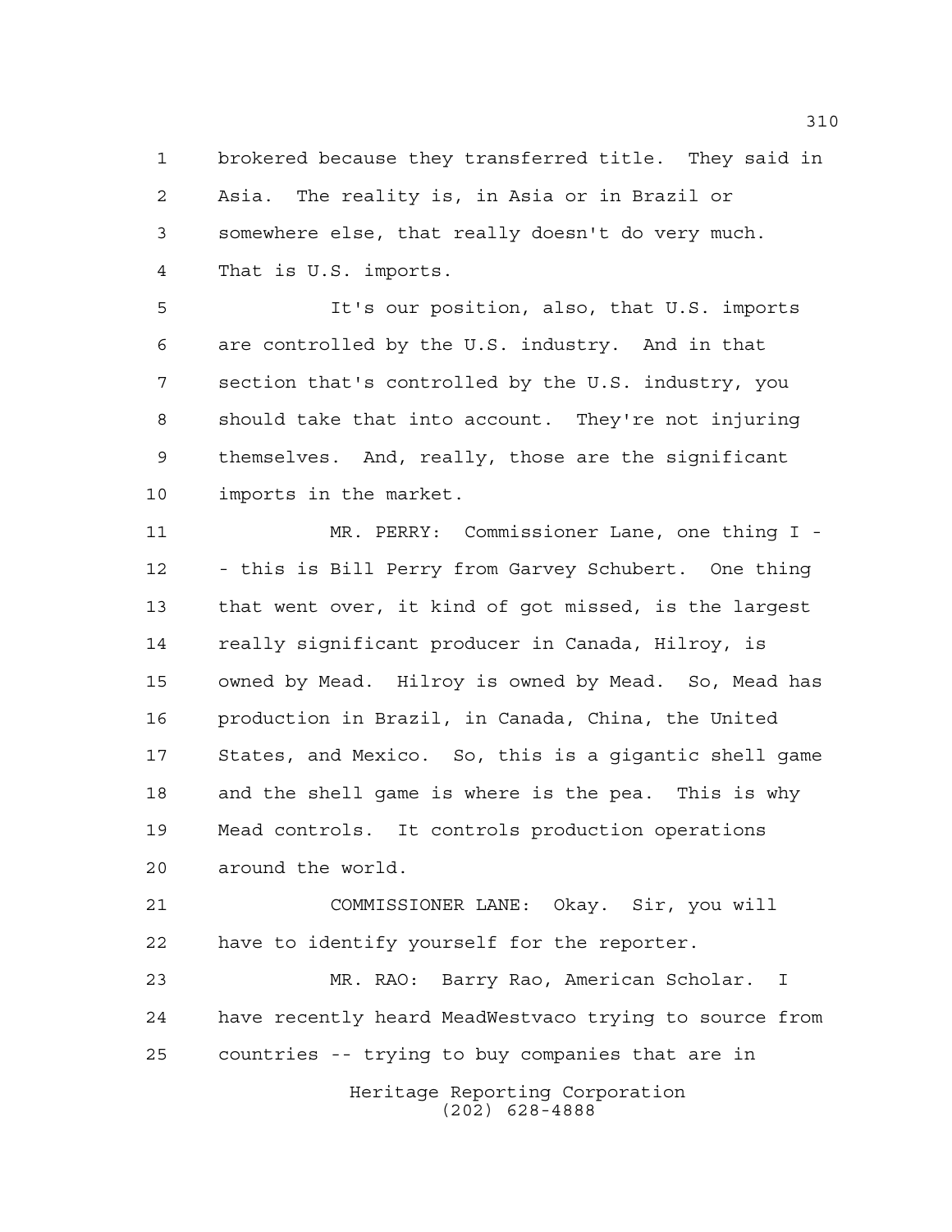brokered because they transferred title. They said in Asia. The reality is, in Asia or in Brazil or somewhere else, that really doesn't do very much. That is U.S. imports.

It's our position, also, that U.S. imports are controlled by the U.S. industry. And in that section that's controlled by the U.S. industry, you should take that into account. They're not injuring themselves. And, really, those are the significant imports in the market.

MR. PERRY: Commissioner Lane, one thing I - - this is Bill Perry from Garvey Schubert. One thing that went over, it kind of got missed, is the largest really significant producer in Canada, Hilroy, is owned by Mead. Hilroy is owned by Mead. So, Mead has production in Brazil, in Canada, China, the United States, and Mexico. So, this is a gigantic shell game and the shell game is where is the pea. This is why Mead controls. It controls production operations around the world.

COMMISSIONER LANE: Okay. Sir, you will have to identify yourself for the reporter.

MR. RAO: Barry Rao, American Scholar. I have recently heard MeadWestvaco trying to source from countries -- trying to buy companies that are in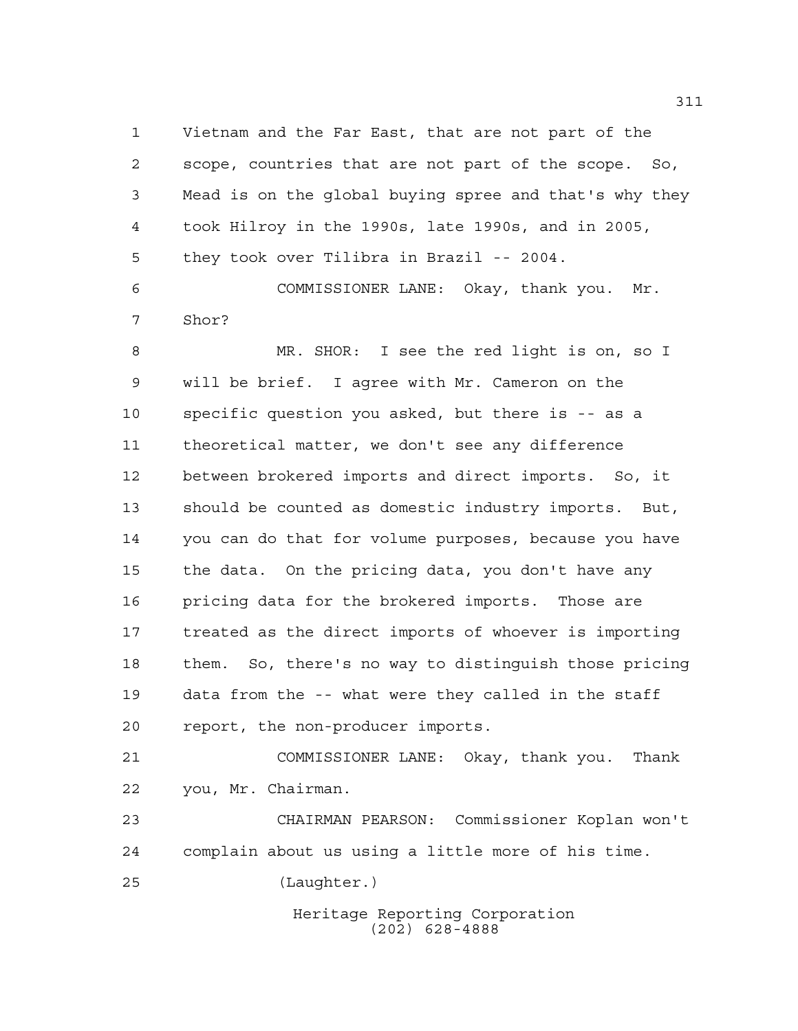Vietnam and the Far East, that are not part of the scope, countries that are not part of the scope. So, Mead is on the global buying spree and that's why they took Hilroy in the 1990s, late 1990s, and in 2005, they took over Tilibra in Brazil -- 2004.

COMMISSIONER LANE: Okay, thank you. Mr. Shor?

MR. SHOR: I see the red light is on, so I will be brief. I agree with Mr. Cameron on the specific question you asked, but there is -- as a theoretical matter, we don't see any difference between brokered imports and direct imports. So, it should be counted as domestic industry imports. But, you can do that for volume purposes, because you have the data. On the pricing data, you don't have any pricing data for the brokered imports. Those are treated as the direct imports of whoever is importing them. So, there's no way to distinguish those pricing data from the -- what were they called in the staff report, the non-producer imports.

COMMISSIONER LANE: Okay, thank you. Thank you, Mr. Chairman.

CHAIRMAN PEARSON: Commissioner Koplan won't complain about us using a little more of his time.

(Laughter.)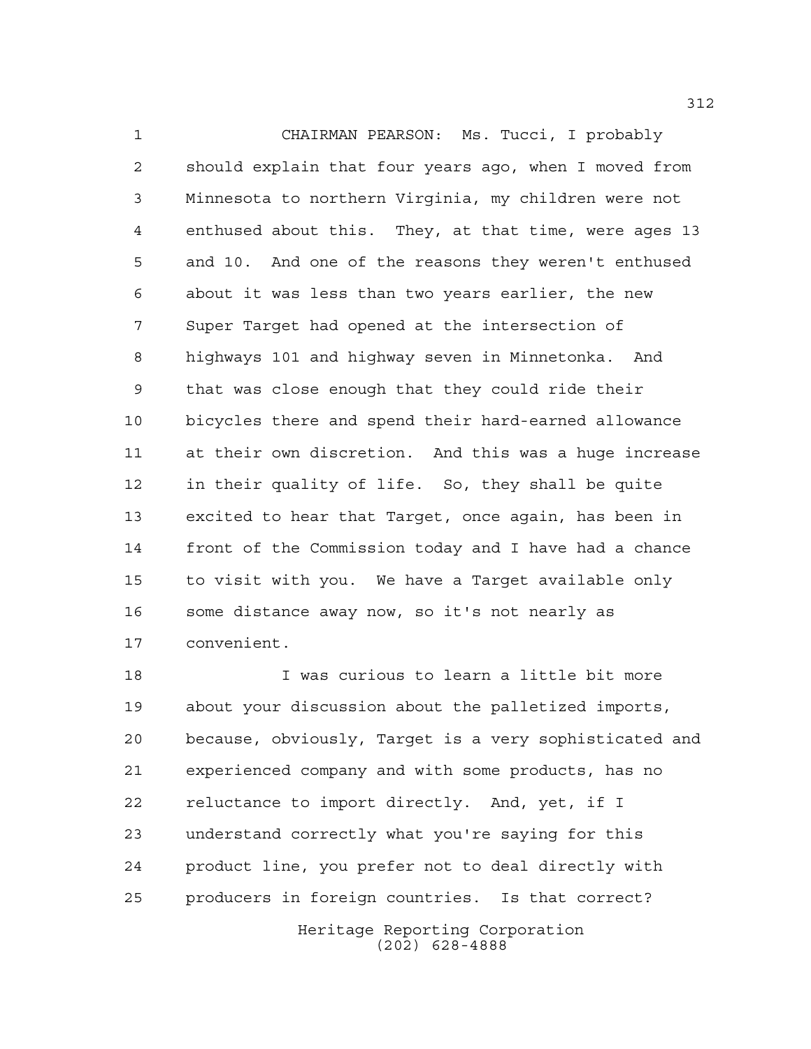CHAIRMAN PEARSON: Ms. Tucci, I probably should explain that four years ago, when I moved from Minnesota to northern Virginia, my children were not enthused about this. They, at that time, were ages 13 and 10. And one of the reasons they weren't enthused about it was less than two years earlier, the new Super Target had opened at the intersection of highways 101 and highway seven in Minnetonka. And that was close enough that they could ride their bicycles there and spend their hard-earned allowance at their own discretion. And this was a huge increase in their quality of life. So, they shall be quite excited to hear that Target, once again, has been in front of the Commission today and I have had a chance to visit with you. We have a Target available only some distance away now, so it's not nearly as convenient.

I was curious to learn a little bit more about your discussion about the palletized imports, because, obviously, Target is a very sophisticated and experienced company and with some products, has no reluctance to import directly. And, yet, if I understand correctly what you're saying for this product line, you prefer not to deal directly with producers in foreign countries. Is that correct?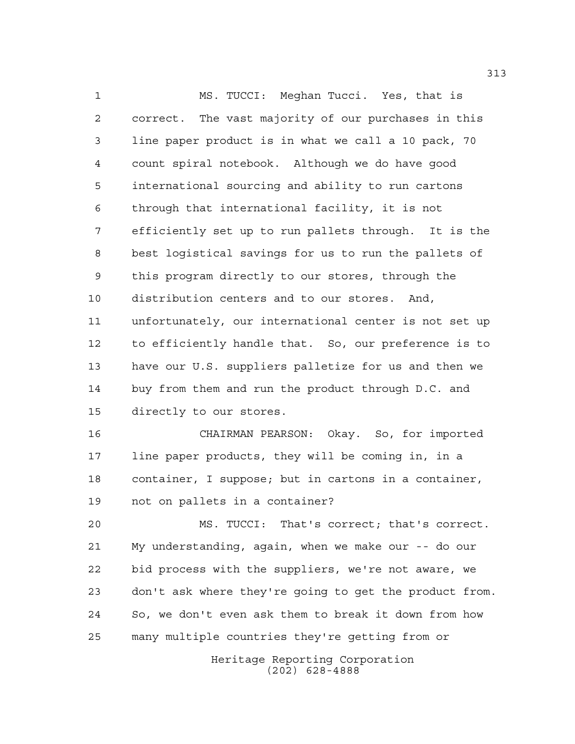MS. TUCCI: Meghan Tucci. Yes, that is correct. The vast majority of our purchases in this line paper product is in what we call a 10 pack, 70 count spiral notebook. Although we do have good international sourcing and ability to run cartons through that international facility, it is not efficiently set up to run pallets through. It is the best logistical savings for us to run the pallets of this program directly to our stores, through the distribution centers and to our stores. And, unfortunately, our international center is not set up to efficiently handle that. So, our preference is to have our U.S. suppliers palletize for us and then we buy from them and run the product through D.C. and directly to our stores.

CHAIRMAN PEARSON: Okay. So, for imported line paper products, they will be coming in, in a container, I suppose; but in cartons in a container, not on pallets in a container?

MS. TUCCI: That's correct; that's correct. My understanding, again, when we make our -- do our bid process with the suppliers, we're not aware, we don't ask where they're going to get the product from. So, we don't even ask them to break it down from how many multiple countries they're getting from or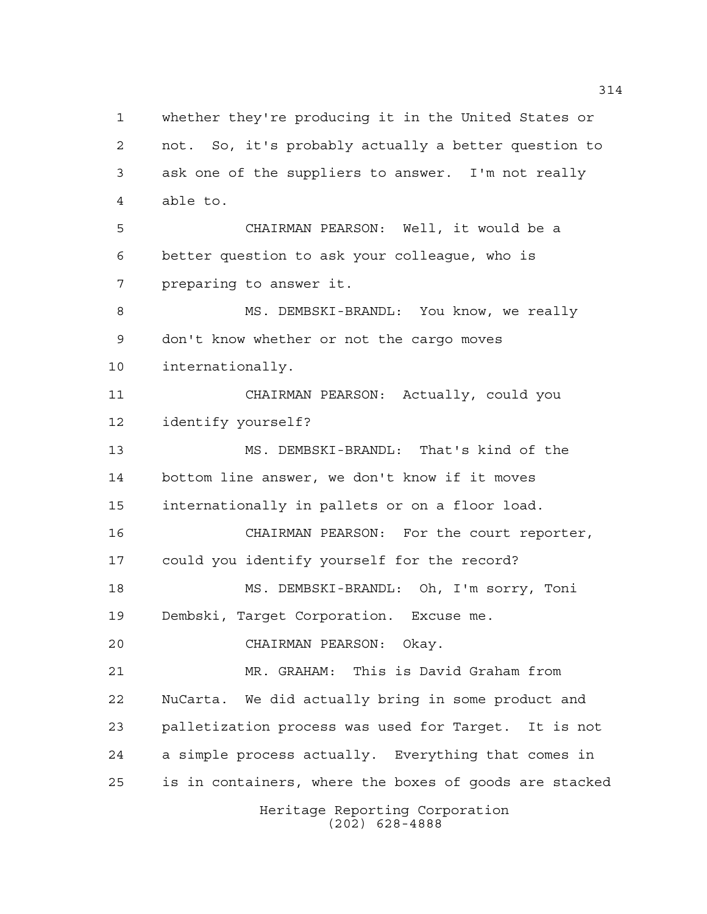whether they're producing it in the United States or not. So, it's probably actually a better question to ask one of the suppliers to answer. I'm not really able to.

CHAIRMAN PEARSON: Well, it would be a better question to ask your colleague, who is preparing to answer it.

MS. DEMBSKI-BRANDL: You know, we really don't know whether or not the cargo moves internationally.

CHAIRMAN PEARSON: Actually, could you identify yourself?

MS. DEMBSKI-BRANDL: That's kind of the bottom line answer, we don't know if it moves internationally in pallets or on a floor load.

CHAIRMAN PEARSON: For the court reporter, could you identify yourself for the record?

MS. DEMBSKI-BRANDL: Oh, I'm sorry, Toni Dembski, Target Corporation. Excuse me.

CHAIRMAN PEARSON: Okay.

MR. GRAHAM: This is David Graham from NuCarta. We did actually bring in some product and palletization process was used for Target. It is not a simple process actually. Everything that comes in is in containers, where the boxes of goods are stacked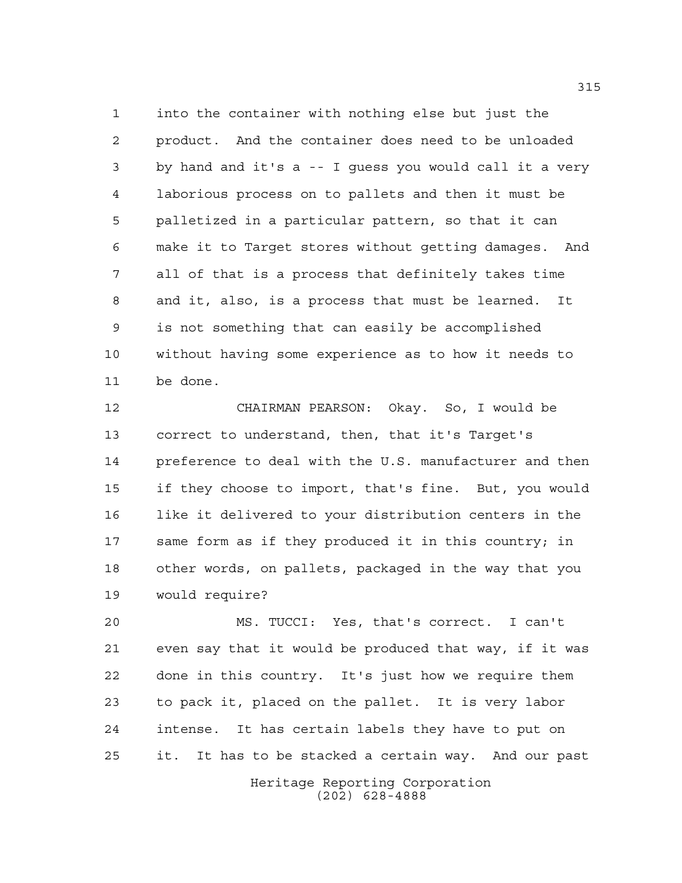into the container with nothing else but just the product. And the container does need to be unloaded by hand and it's a -- I guess you would call it a very laborious process on to pallets and then it must be palletized in a particular pattern, so that it can make it to Target stores without getting damages. And all of that is a process that definitely takes time and it, also, is a process that must be learned. It is not something that can easily be accomplished without having some experience as to how it needs to be done.

CHAIRMAN PEARSON: Okay. So, I would be correct to understand, then, that it's Target's preference to deal with the U.S. manufacturer and then if they choose to import, that's fine. But, you would like it delivered to your distribution centers in the same form as if they produced it in this country; in other words, on pallets, packaged in the way that you would require?

MS. TUCCI: Yes, that's correct. I can't even say that it would be produced that way, if it was done in this country. It's just how we require them to pack it, placed on the pallet. It is very labor intense. It has certain labels they have to put on it. It has to be stacked a certain way. And our past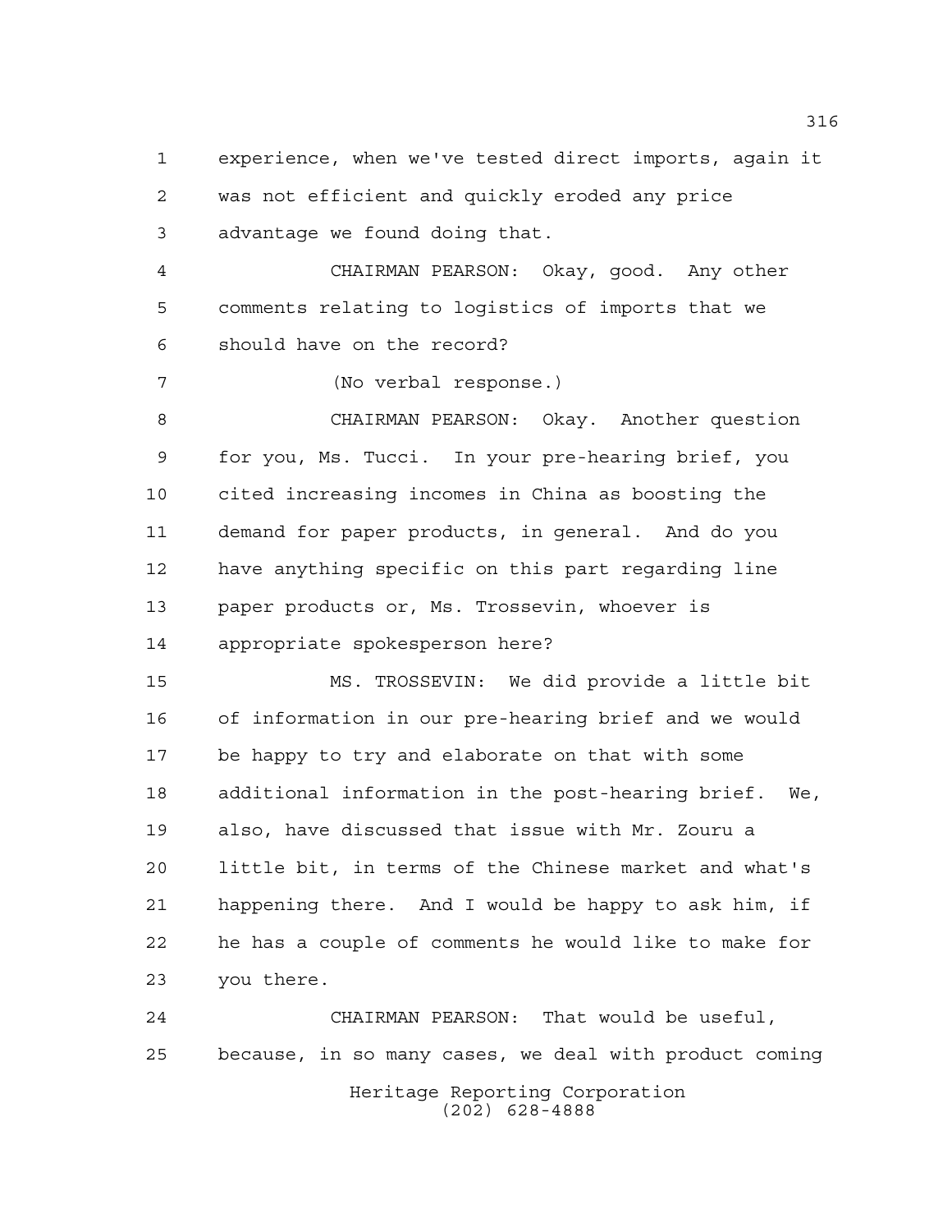experience, when we've tested direct imports, again it was not efficient and quickly eroded any price advantage we found doing that.

CHAIRMAN PEARSON: Okay, good. Any other comments relating to logistics of imports that we should have on the record?

(No verbal response.)

CHAIRMAN PEARSON: Okay. Another question for you, Ms. Tucci. In your pre-hearing brief, you cited increasing incomes in China as boosting the demand for paper products, in general. And do you have anything specific on this part regarding line paper products or, Ms. Trossevin, whoever is appropriate spokesperson here?

MS. TROSSEVIN: We did provide a little bit of information in our pre-hearing brief and we would be happy to try and elaborate on that with some additional information in the post-hearing brief. We, also, have discussed that issue with Mr. Zouru a little bit, in terms of the Chinese market and what's happening there. And I would be happy to ask him, if he has a couple of comments he would like to make for you there.

CHAIRMAN PEARSON: That would be useful, because, in so many cases, we deal with product coming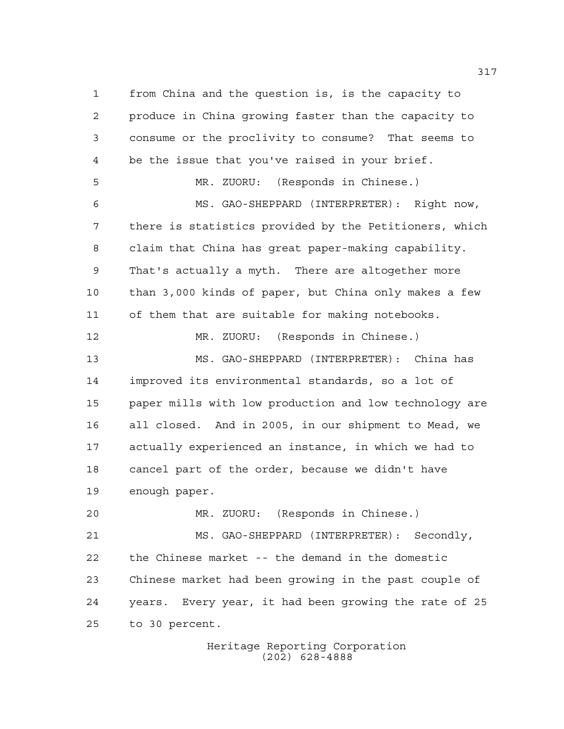from China and the question is, is the capacity to produce in China growing faster than the capacity to consume or the proclivity to consume? That seems to be the issue that you've raised in your brief.

MR. ZUORU: (Responds in Chinese.)

MS. GAO-SHEPPARD (INTERPRETER): Right now, there is statistics provided by the Petitioners, which claim that China has great paper-making capability. That's actually a myth. There are altogether more than 3,000 kinds of paper, but China only makes a few of them that are suitable for making notebooks.

MR. ZUORU: (Responds in Chinese.)

MS. GAO-SHEPPARD (INTERPRETER): China has improved its environmental standards, so a lot of paper mills with low production and low technology are all closed. And in 2005, in our shipment to Mead, we actually experienced an instance, in which we had to cancel part of the order, because we didn't have enough paper.

MR. ZUORU: (Responds in Chinese.)

MS. GAO-SHEPPARD (INTERPRETER): Secondly, the Chinese market -- the demand in the domestic Chinese market had been growing in the past couple of years. Every year, it had been growing the rate of 25 to 30 percent.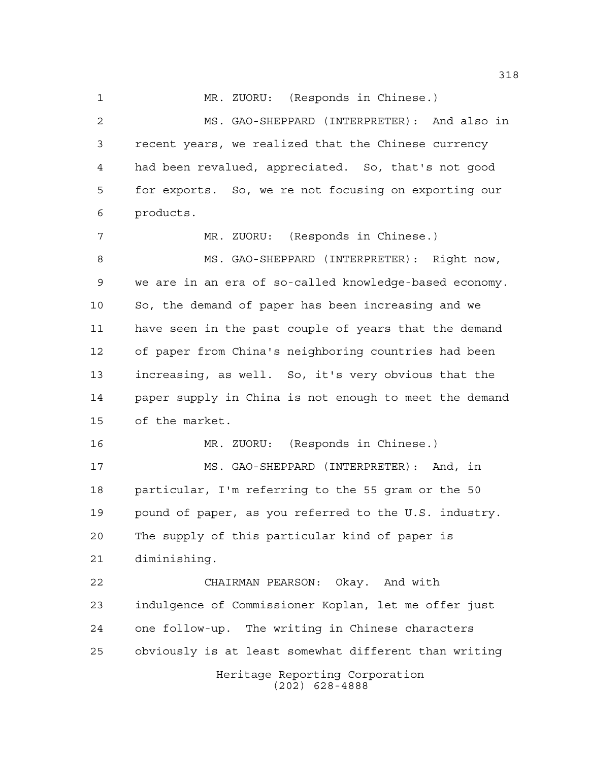MR. ZUORU: (Responds in Chinese.)

MS. GAO-SHEPPARD (INTERPRETER): And also in recent years, we realized that the Chinese currency had been revalued, appreciated. So, that's not good for exports. So, we re not focusing on exporting our products.

MR. ZUORU: (Responds in Chinese.)

MS. GAO-SHEPPARD (INTERPRETER): Right now, we are in an era of so-called knowledge-based economy. So, the demand of paper has been increasing and we have seen in the past couple of years that the demand of paper from China's neighboring countries had been increasing, as well. So, it's very obvious that the paper supply in China is not enough to meet the demand of the market.

MR. ZUORU: (Responds in Chinese.)

MS. GAO-SHEPPARD (INTERPRETER): And, in particular, I'm referring to the 55 gram or the 50 pound of paper, as you referred to the U.S. industry. The supply of this particular kind of paper is diminishing.

CHAIRMAN PEARSON: Okay. And with indulgence of Commissioner Koplan, let me offer just one follow-up. The writing in Chinese characters obviously is at least somewhat different than writing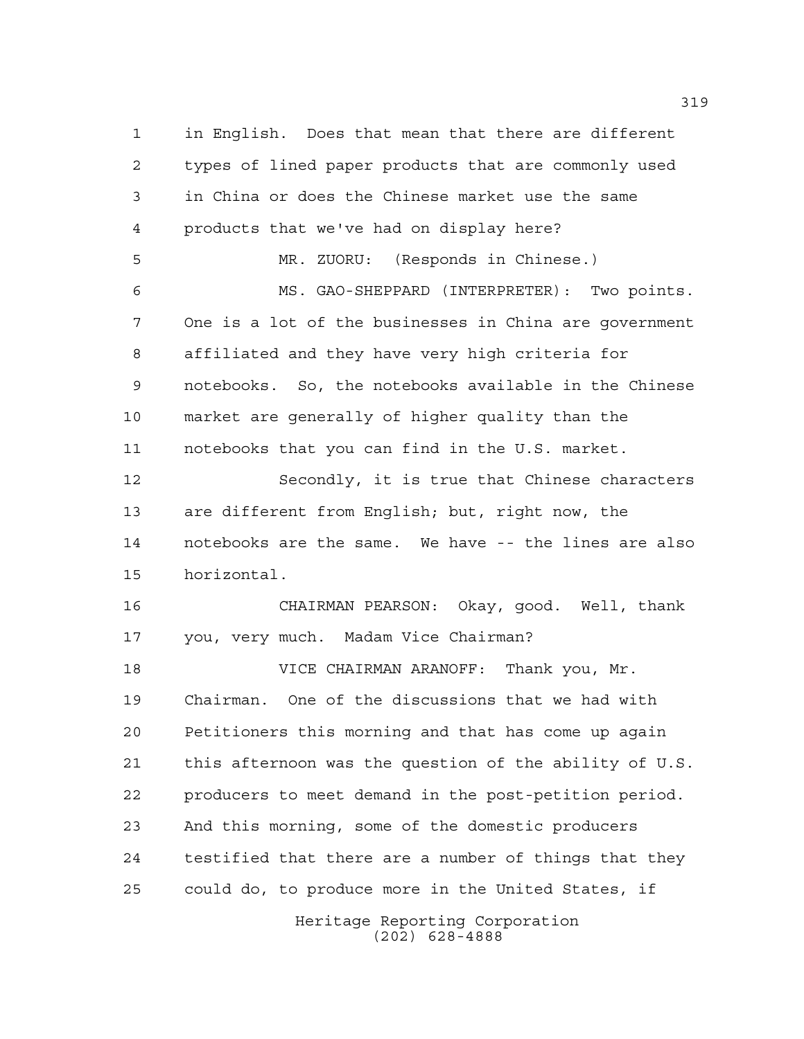in English. Does that mean that there are different types of lined paper products that are commonly used in China or does the Chinese market use the same products that we've had on display here?

MR. ZUORU: (Responds in Chinese.)

MS. GAO-SHEPPARD (INTERPRETER): Two points. One is a lot of the businesses in China are government affiliated and they have very high criteria for notebooks. So, the notebooks available in the Chinese market are generally of higher quality than the notebooks that you can find in the U.S. market.

Secondly, it is true that Chinese characters are different from English; but, right now, the notebooks are the same. We have -- the lines are also horizontal.

CHAIRMAN PEARSON: Okay, good. Well, thank you, very much. Madam Vice Chairman?

VICE CHAIRMAN ARANOFF: Thank you, Mr. Chairman. One of the discussions that we had with Petitioners this morning and that has come up again this afternoon was the question of the ability of U.S. producers to meet demand in the post-petition period. And this morning, some of the domestic producers testified that there are a number of things that they could do, to produce more in the United States, if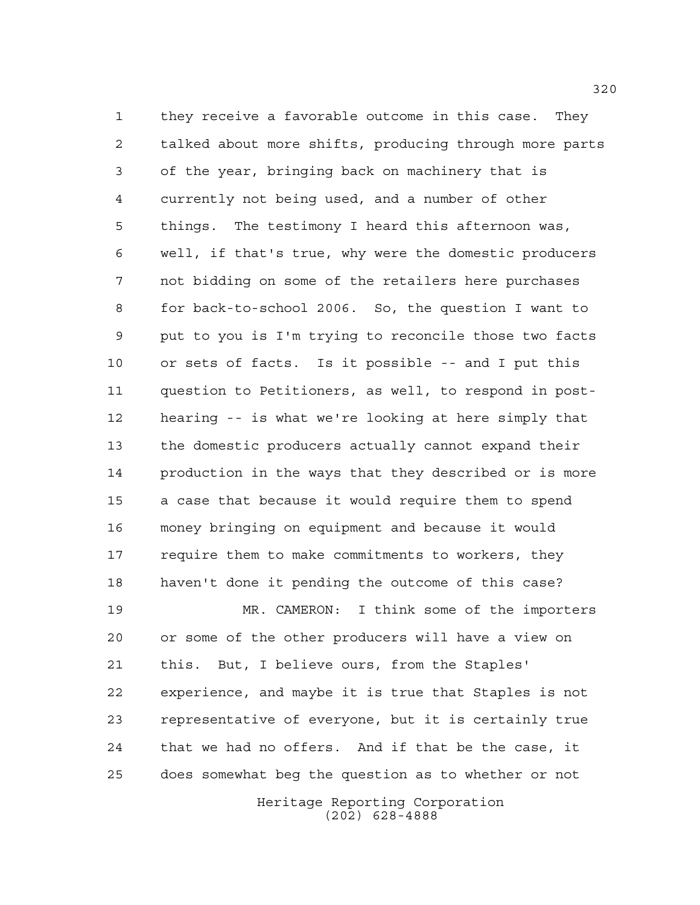they receive a favorable outcome in this case. They talked about more shifts, producing through more parts of the year, bringing back on machinery that is currently not being used, and a number of other things. The testimony I heard this afternoon was, well, if that's true, why were the domestic producers not bidding on some of the retailers here purchases for back-to-school 2006. So, the question I want to put to you is I'm trying to reconcile those two facts or sets of facts. Is it possible -- and I put this question to Petitioners, as well, to respond in post-hearing -- is what we're looking at here simply that the domestic producers actually cannot expand their production in the ways that they described or is more a case that because it would require them to spend money bringing on equipment and because it would require them to make commitments to workers, they haven't done it pending the outcome of this case?

MR. CAMERON: I think some of the importers or some of the other producers will have a view on this. But, I believe ours, from the Staples' experience, and maybe it is true that Staples is not representative of everyone, but it is certainly true that we had no offers. And if that be the case, it does somewhat beg the question as to whether or not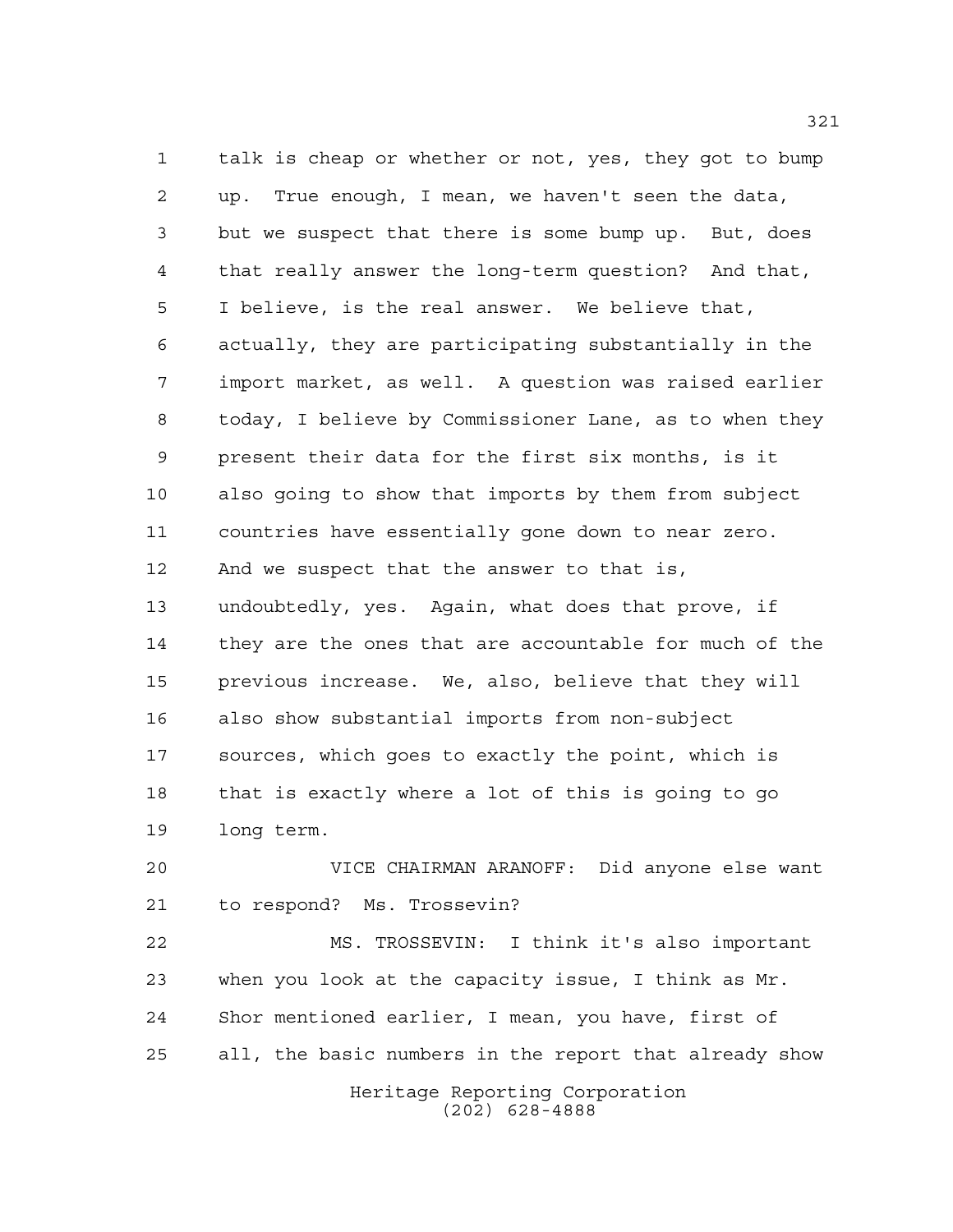talk is cheap or whether or not, yes, they got to bump up. True enough, I mean, we haven't seen the data, but we suspect that there is some bump up. But, does that really answer the long-term question? And that, I believe, is the real answer. We believe that, actually, they are participating substantially in the import market, as well. A question was raised earlier today, I believe by Commissioner Lane, as to when they present their data for the first six months, is it also going to show that imports by them from subject countries have essentially gone down to near zero. And we suspect that the answer to that is, undoubtedly, yes. Again, what does that prove, if they are the ones that are accountable for much of the previous increase. We, also, believe that they will also show substantial imports from non-subject sources, which goes to exactly the point, which is that is exactly where a lot of this is going to go long term.

VICE CHAIRMAN ARANOFF: Did anyone else want to respond? Ms. Trossevin?

MS. TROSSEVIN: I think it's also important when you look at the capacity issue, I think as Mr. Shor mentioned earlier, I mean, you have, first of all, the basic numbers in the report that already show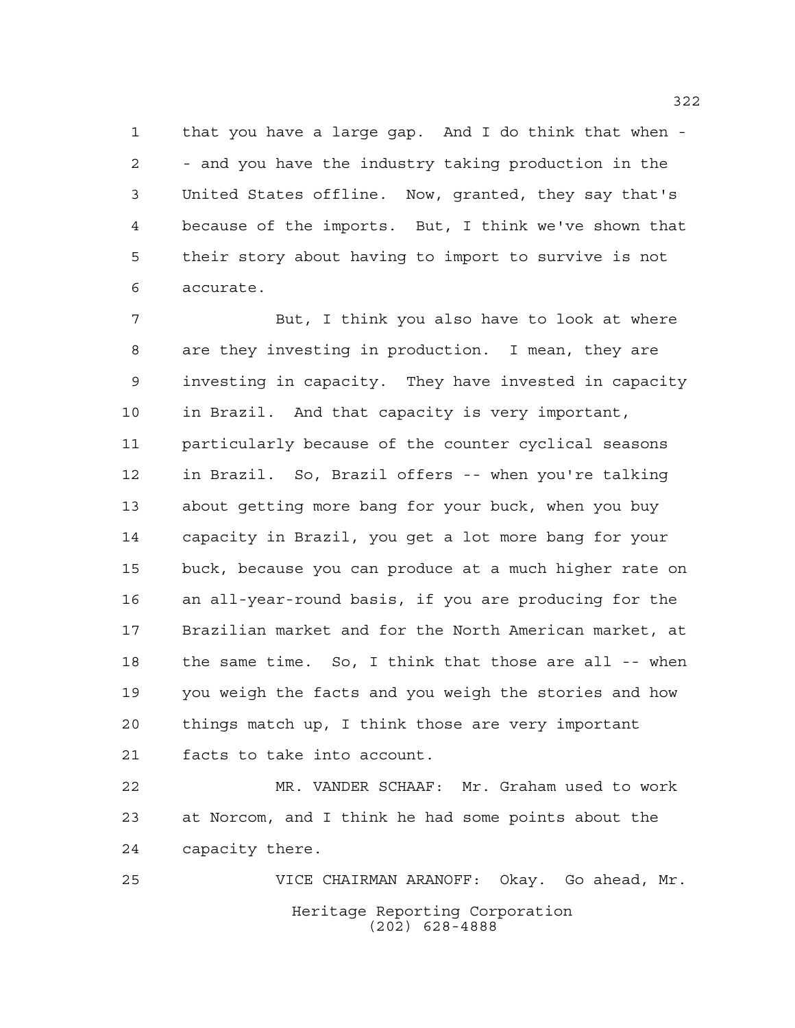that you have a large gap. And I do think that when -- and you have the industry taking production in the United States offline. Now, granted, they say that's because of the imports. But, I think we've shown that their story about having to import to survive is not accurate.

But, I think you also have to look at where are they investing in production. I mean, they are investing in capacity. They have invested in capacity in Brazil. And that capacity is very important, particularly because of the counter cyclical seasons in Brazil. So, Brazil offers -- when you're talking about getting more bang for your buck, when you buy capacity in Brazil, you get a lot more bang for your buck, because you can produce at a much higher rate on an all-year-round basis, if you are producing for the Brazilian market and for the North American market, at the same time. So, I think that those are all -- when you weigh the facts and you weigh the stories and how things match up, I think those are very important facts to take into account.

MR. VANDER SCHAAF: Mr. Graham used to work at Norcom, and I think he had some points about the capacity there.

VICE CHAIRMAN ARANOFF: Okay. Go ahead, Mr.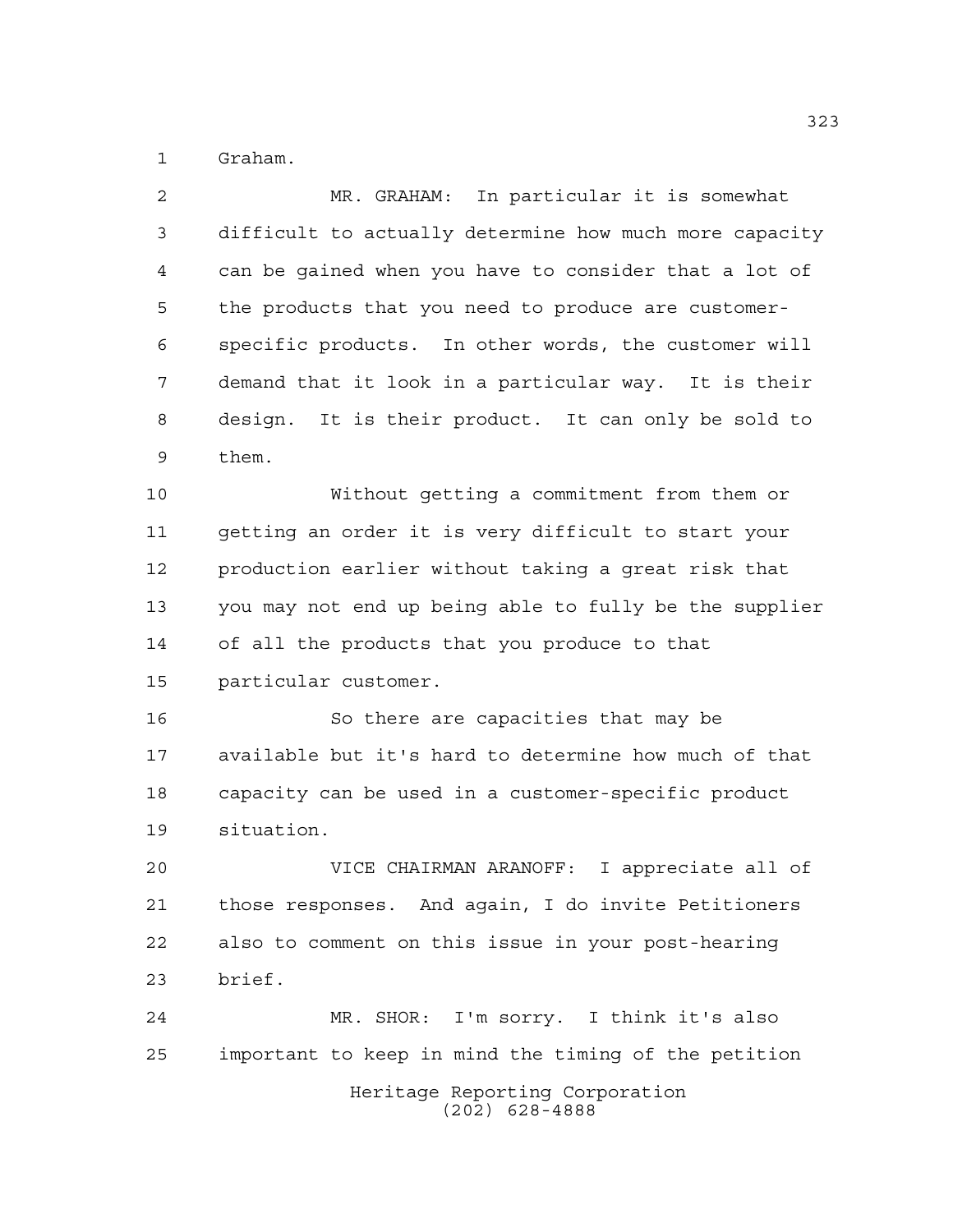Graham.

MR. GRAHAM: In particular it is somewhat difficult to actually determine how much more capacity can be gained when you have to consider that a lot of the products that you need to produce are customer-specific products. In other words, the customer will demand that it look in a particular way. It is their design. It is their product. It can only be sold to them.

Without getting a commitment from them or getting an order it is very difficult to start your production earlier without taking a great risk that you may not end up being able to fully be the supplier of all the products that you produce to that particular customer.

So there are capacities that may be available but it's hard to determine how much of that capacity can be used in a customer-specific product situation.

VICE CHAIRMAN ARANOFF: I appreciate all of those responses. And again, I do invite Petitioners also to comment on this issue in your post-hearing brief.

MR. SHOR: I'm sorry. I think it's also important to keep in mind the timing of the petition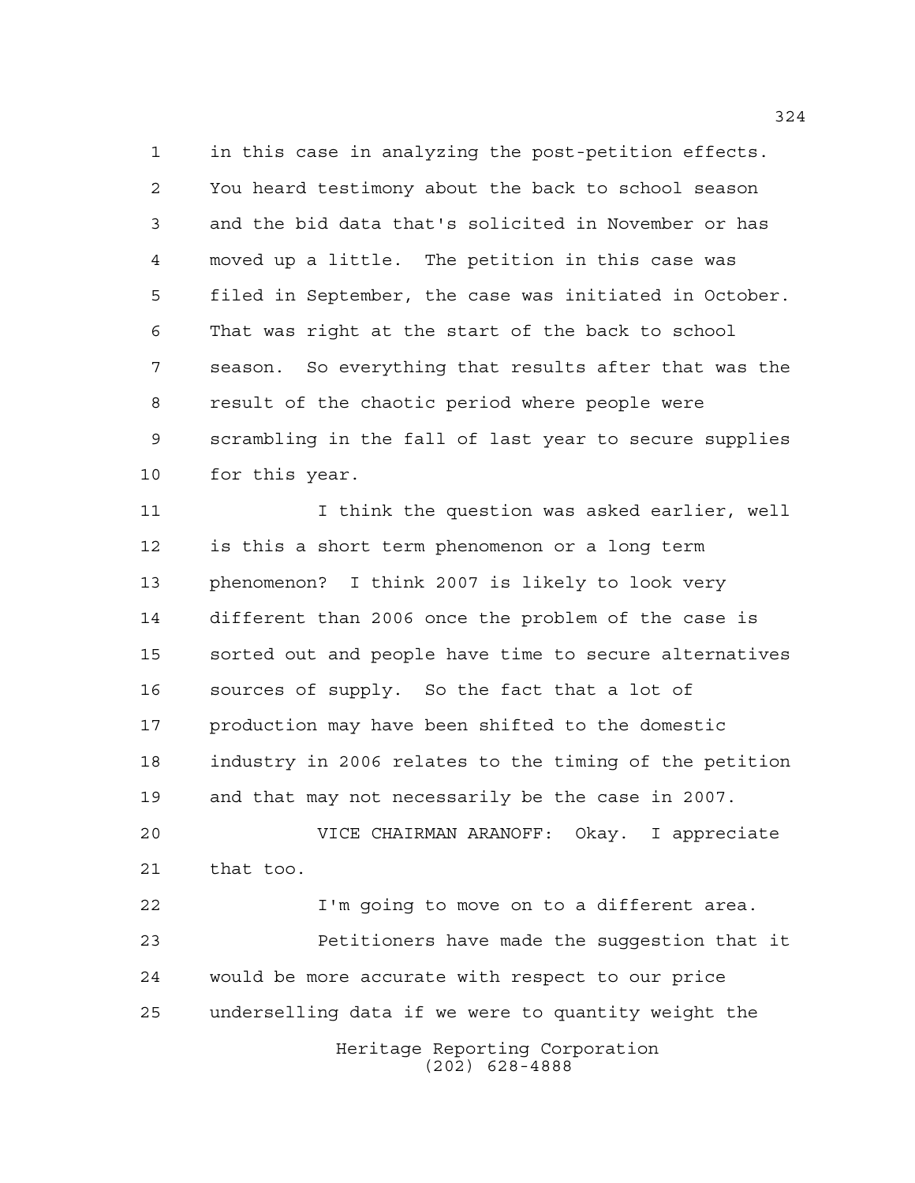in this case in analyzing the post-petition effects. You heard testimony about the back to school season and the bid data that's solicited in November or has moved up a little. The petition in this case was filed in September, the case was initiated in October. That was right at the start of the back to school season. So everything that results after that was the result of the chaotic period where people were scrambling in the fall of last year to secure supplies for this year.

I think the question was asked earlier, well is this a short term phenomenon or a long term phenomenon? I think 2007 is likely to look very different than 2006 once the problem of the case is sorted out and people have time to secure alternatives sources of supply. So the fact that a lot of production may have been shifted to the domestic industry in 2006 relates to the timing of the petition and that may not necessarily be the case in 2007.

VICE CHAIRMAN ARANOFF: Okay. I appreciate that too.

I'm going to move on to a different area.

Petitioners have made the suggestion that it would be more accurate with respect to our price underselling data if we were to quantity weight the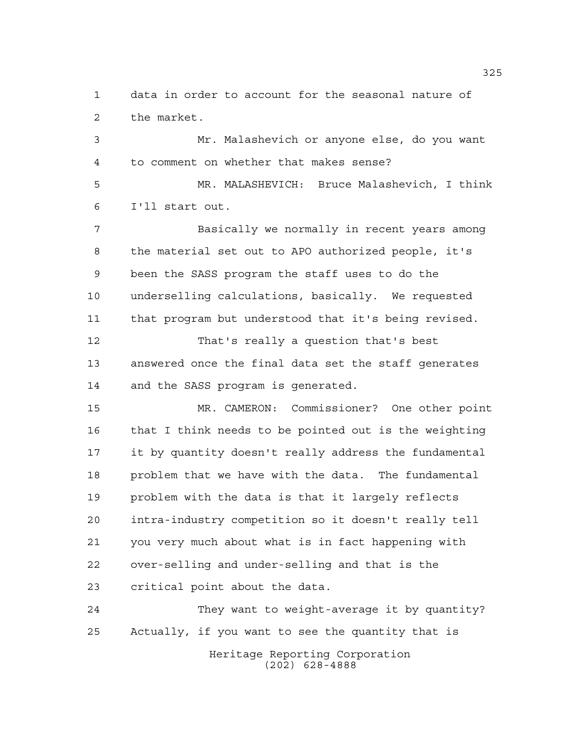data in order to account for the seasonal nature of the market.

Mr. Malashevich or anyone else, do you want to comment on whether that makes sense?

MR. MALASHEVICH: Bruce Malashevich, I think I'll start out.

Basically we normally in recent years among the material set out to APO authorized people, it's been the SASS program the staff uses to do the underselling calculations, basically. We requested that program but understood that it's being revised.

That's really a question that's best answered once the final data set the staff generates and the SASS program is generated.

MR. CAMERON: Commissioner? One other point that I think needs to be pointed out is the weighting it by quantity doesn't really address the fundamental problem that we have with the data. The fundamental problem with the data is that it largely reflects intra-industry competition so it doesn't really tell you very much about what is in fact happening with over-selling and under-selling and that is the critical point about the data.

They want to weight-average it by quantity? Actually, if you want to see the quantity that is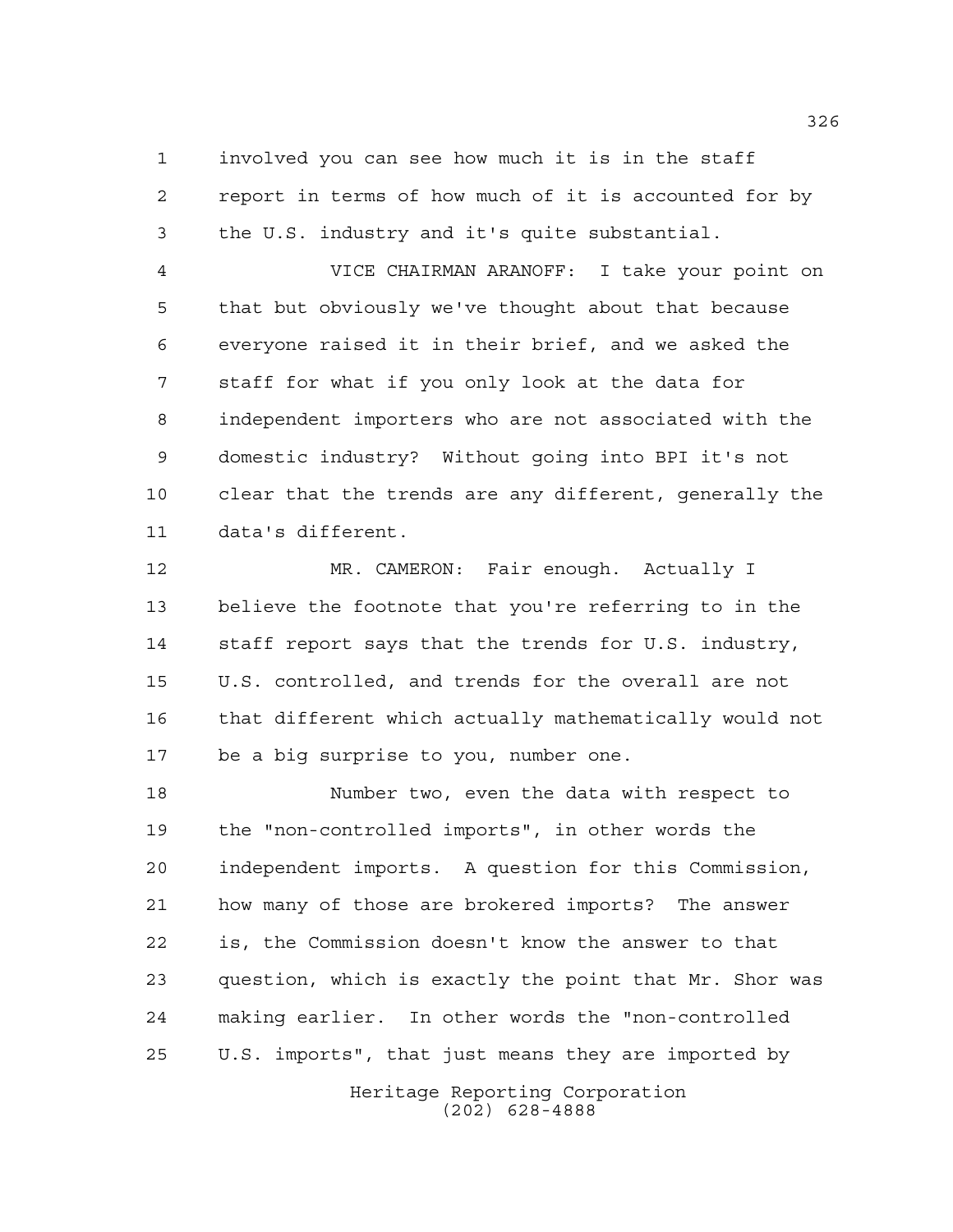involved you can see how much it is in the staff report in terms of how much of it is accounted for by the U.S. industry and it's quite substantial.

VICE CHAIRMAN ARANOFF: I take your point on that but obviously we've thought about that because everyone raised it in their brief, and we asked the staff for what if you only look at the data for independent importers who are not associated with the domestic industry? Without going into BPI it's not clear that the trends are any different, generally the data's different.

MR. CAMERON: Fair enough. Actually I believe the footnote that you're referring to in the staff report says that the trends for U.S. industry, U.S. controlled, and trends for the overall are not that different which actually mathematically would not be a big surprise to you, number one.

Number two, even the data with respect to the "non-controlled imports", in other words the independent imports. A question for this Commission, how many of those are brokered imports? The answer is, the Commission doesn't know the answer to that question, which is exactly the point that Mr. Shor was making earlier. In other words the "non-controlled U.S. imports", that just means they are imported by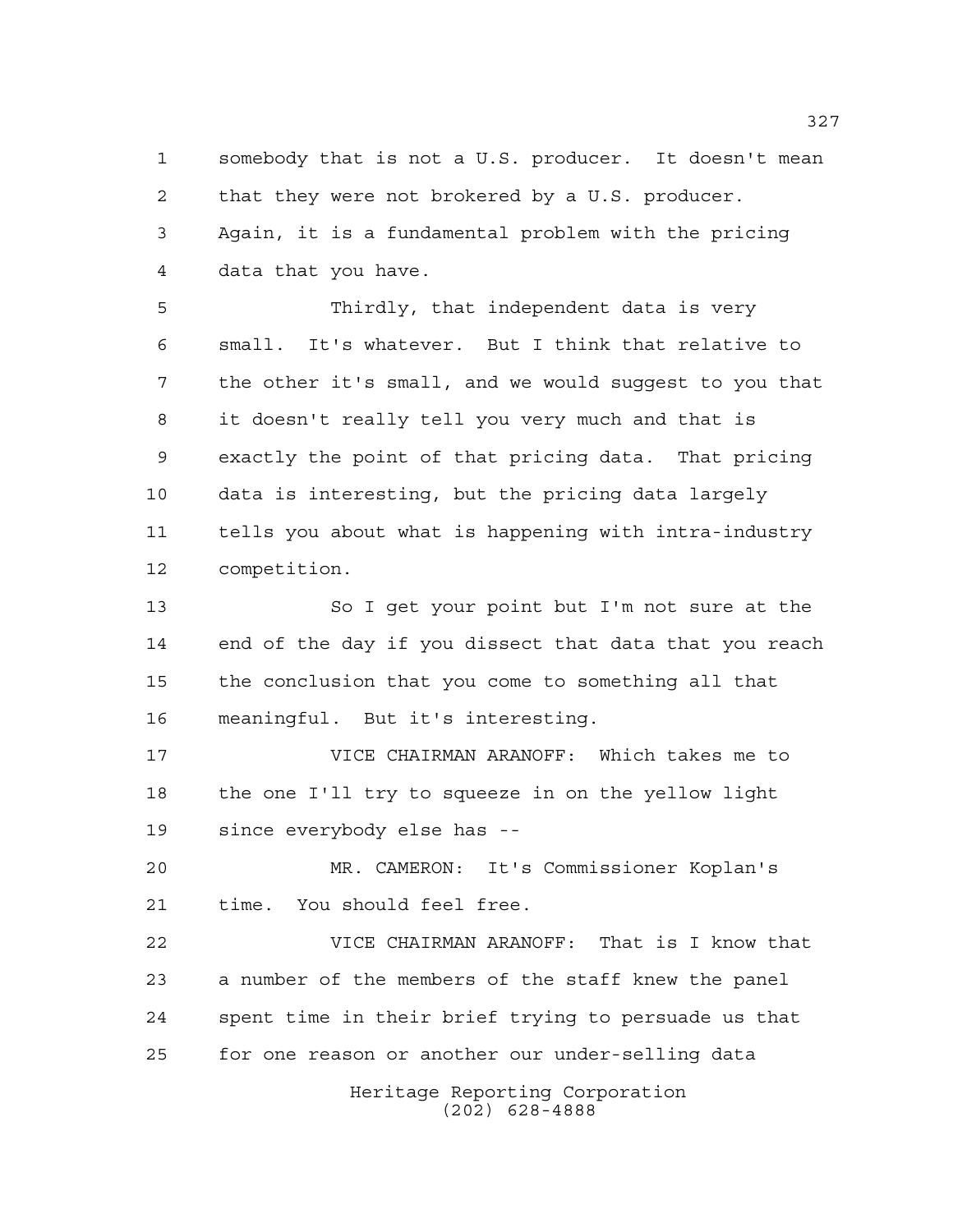somebody that is not a U.S. producer. It doesn't mean that they were not brokered by a U.S. producer. Again, it is a fundamental problem with the pricing data that you have.

Thirdly, that independent data is very small. It's whatever. But I think that relative to the other it's small, and we would suggest to you that it doesn't really tell you very much and that is exactly the point of that pricing data. That pricing data is interesting, but the pricing data largely tells you about what is happening with intra-industry competition.

So I get your point but I'm not sure at the end of the day if you dissect that data that you reach the conclusion that you come to something all that meaningful. But it's interesting.

VICE CHAIRMAN ARANOFF: Which takes me to the one I'll try to squeeze in on the yellow light since everybody else has --

MR. CAMERON: It's Commissioner Koplan's time. You should feel free.

VICE CHAIRMAN ARANOFF: That is I know that a number of the members of the staff knew the panel spent time in their brief trying to persuade us that for one reason or another our under-selling data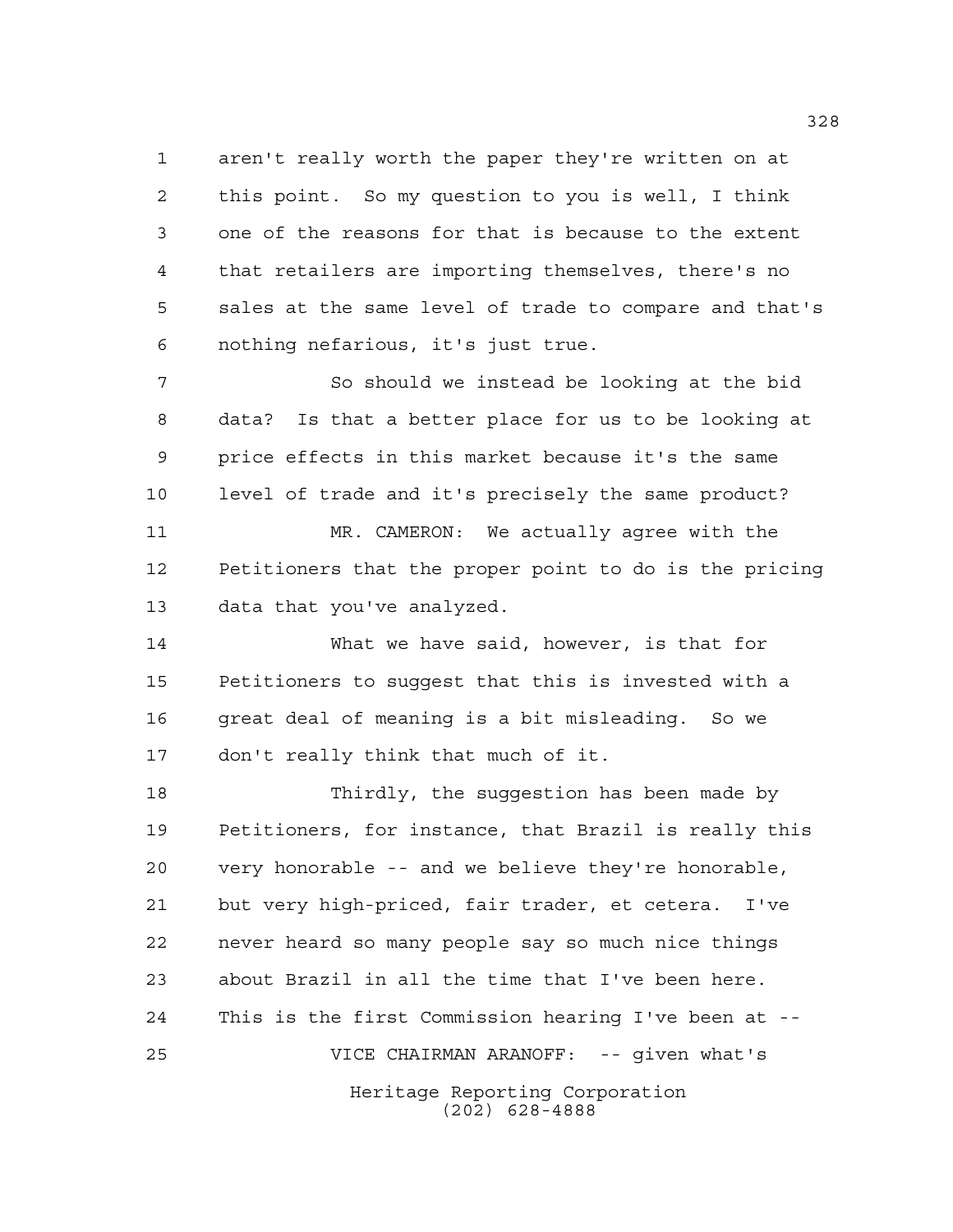aren't really worth the paper they're written on at this point. So my question to you is well, I think one of the reasons for that is because to the extent that retailers are importing themselves, there's no sales at the same level of trade to compare and that's nothing nefarious, it's just true.

So should we instead be looking at the bid data? Is that a better place for us to be looking at price effects in this market because it's the same level of trade and it's precisely the same product?

MR. CAMERON: We actually agree with the Petitioners that the proper point to do is the pricing data that you've analyzed.

What we have said, however, is that for Petitioners to suggest that this is invested with a great deal of meaning is a bit misleading. So we don't really think that much of it.

Thirdly, the suggestion has been made by Petitioners, for instance, that Brazil is really this very honorable -- and we believe they're honorable, but very high-priced, fair trader, et cetera. I've never heard so many people say so much nice things about Brazil in all the time that I've been here. This is the first Commission hearing I've been at --

VICE CHAIRMAN ARANOFF: -- given what's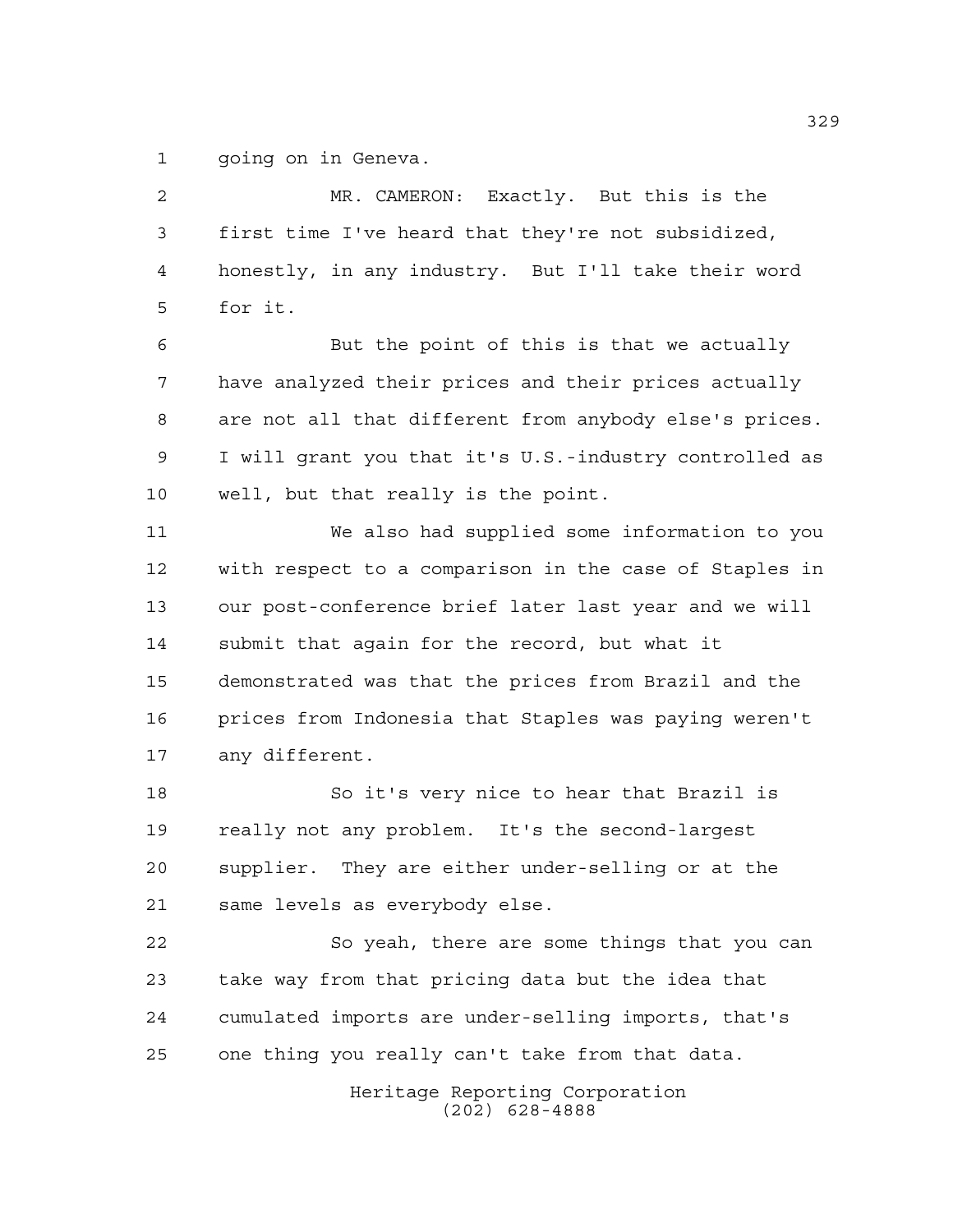going on in Geneva.

MR. CAMERON: Exactly. But this is the first time I've heard that they're not subsidized, honestly, in any industry. But I'll take their word for it.

But the point of this is that we actually have analyzed their prices and their prices actually are not all that different from anybody else's prices. I will grant you that it's U.S.-industry controlled as well, but that really is the point.

We also had supplied some information to you with respect to a comparison in the case of Staples in our post-conference brief later last year and we will submit that again for the record, but what it demonstrated was that the prices from Brazil and the prices from Indonesia that Staples was paying weren't any different.

So it's very nice to hear that Brazil is really not any problem. It's the second-largest supplier. They are either under-selling or at the same levels as everybody else.

So yeah, there are some things that you can take way from that pricing data but the idea that cumulated imports are under-selling imports, that's one thing you really can't take from that data.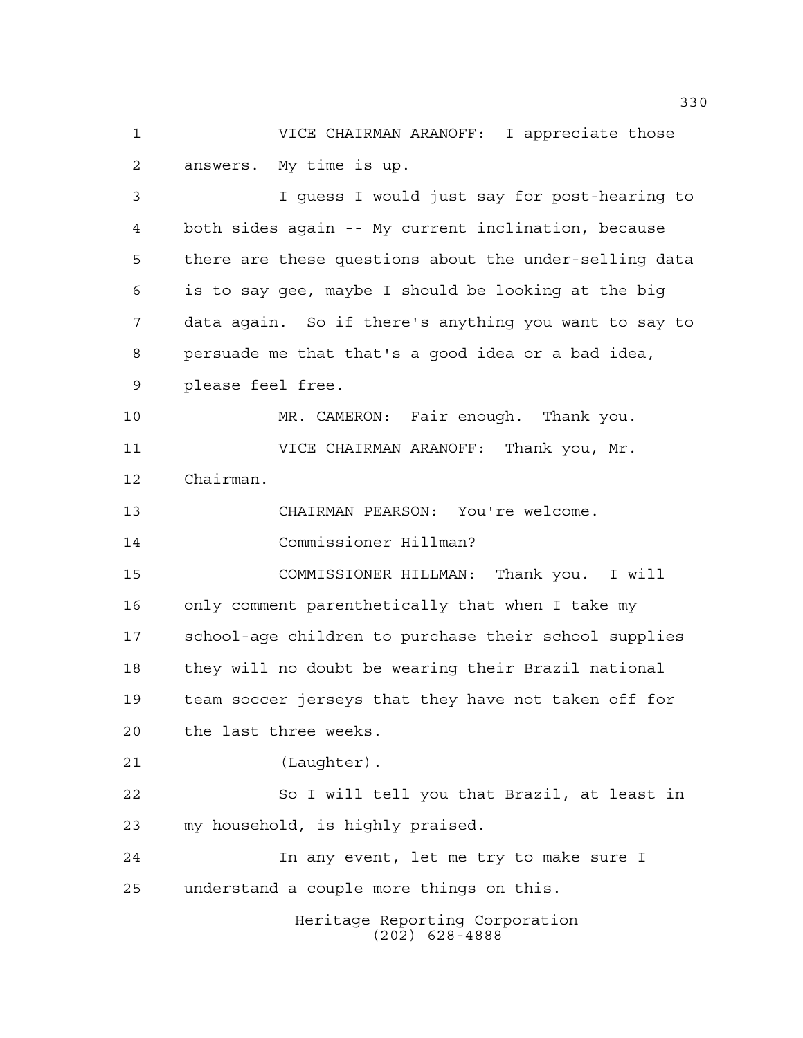VICE CHAIRMAN ARANOFF: I appreciate those answers. My time is up.

I guess I would just say for post-hearing to both sides again -- My current inclination, because there are these questions about the under-selling data is to say gee, maybe I should be looking at the big data again. So if there's anything you want to say to persuade me that that's a good idea or a bad idea, please feel free.

MR. CAMERON: Fair enough. Thank you.

VICE CHAIRMAN ARANOFF: Thank you, Mr. Chairman.

CHAIRMAN PEARSON: You're welcome.

Commissioner Hillman?

COMMISSIONER HILLMAN: Thank you. I will only comment parenthetically that when I take my school-age children to purchase their school supplies they will no doubt be wearing their Brazil national team soccer jerseys that they have not taken off for the last three weeks.

(Laughter).

So I will tell you that Brazil, at least in my household, is highly praised.

In any event, let me try to make sure I understand a couple more things on this.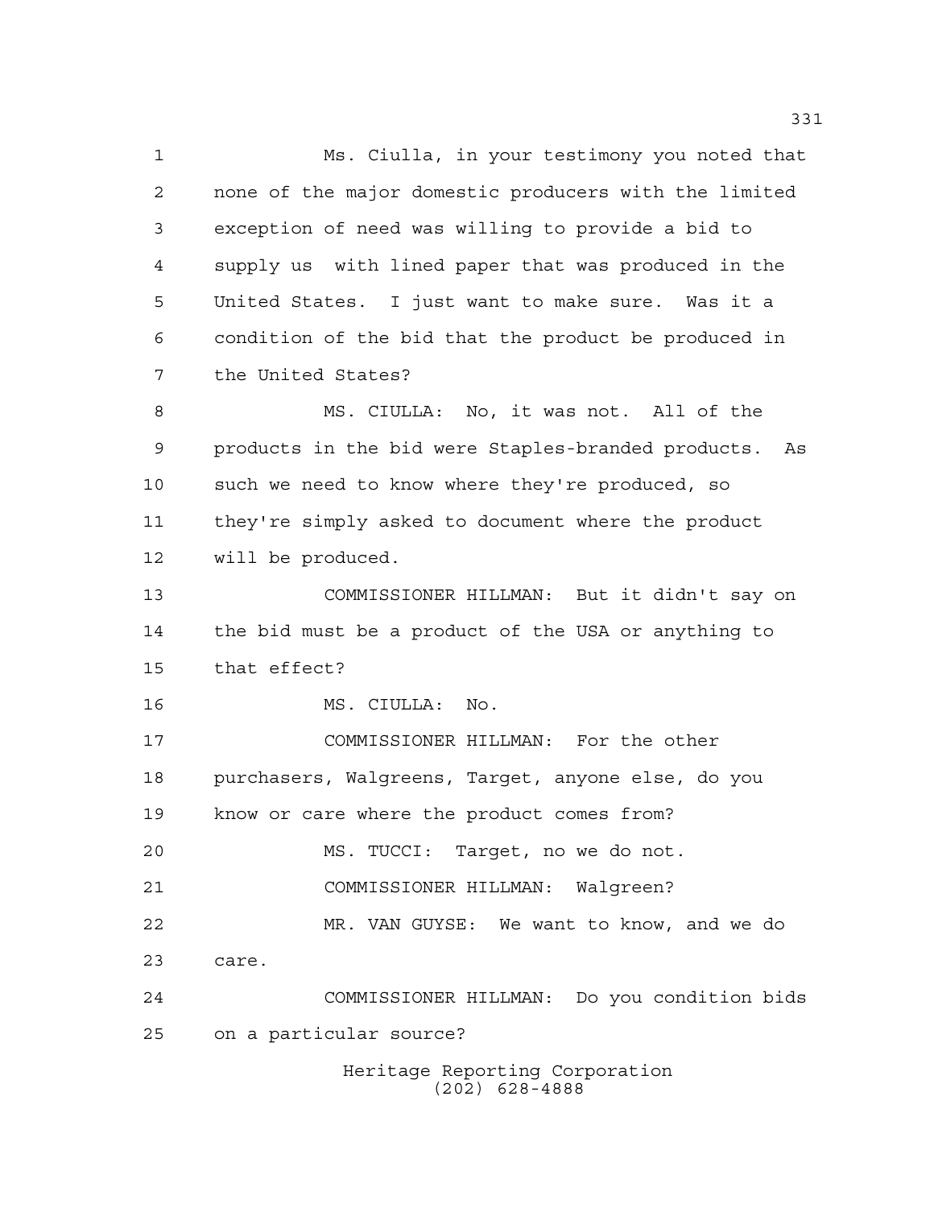Ms. Ciulla, in your testimony you noted that none of the major domestic producers with the limited exception of need was willing to provide a bid to supply us with lined paper that was produced in the United States. I just want to make sure. Was it a condition of the bid that the product be produced in the United States?

MS. CIULLA: No, it was not. All of the products in the bid were Staples-branded products. As such we need to know where they're produced, so they're simply asked to document where the product will be produced.

COMMISSIONER HILLMAN: But it didn't say on the bid must be a product of the USA or anything to that effect?

MS. CIULLA: No.

COMMISSIONER HILLMAN: For the other purchasers, Walgreens, Target, anyone else, do you know or care where the product comes from?

MS. TUCCI: Target, no we do not.

COMMISSIONER HILLMAN: Walgreen?

MR. VAN GUYSE: We want to know, and we do care.

COMMISSIONER HILLMAN: Do you condition bids on a particular source?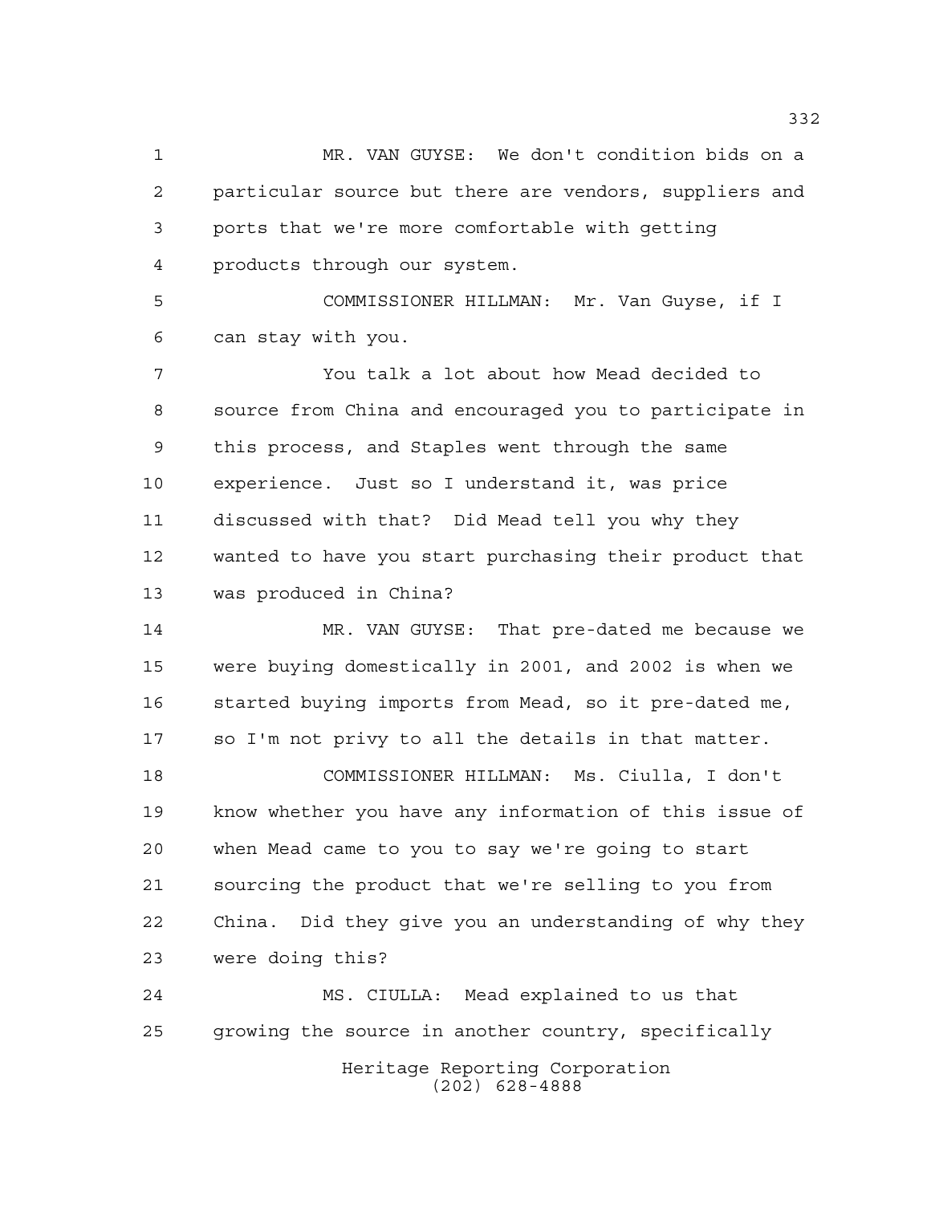MR. VAN GUYSE: We don't condition bids on a particular source but there are vendors, suppliers and ports that we're more comfortable with getting products through our system.

COMMISSIONER HILLMAN: Mr. Van Guyse, if I can stay with you.

You talk a lot about how Mead decided to source from China and encouraged you to participate in this process, and Staples went through the same experience. Just so I understand it, was price discussed with that? Did Mead tell you why they wanted to have you start purchasing their product that was produced in China?

MR. VAN GUYSE: That pre-dated me because we were buying domestically in 2001, and 2002 is when we started buying imports from Mead, so it pre-dated me, so I'm not privy to all the details in that matter.

COMMISSIONER HILLMAN: Ms. Ciulla, I don't know whether you have any information of this issue of when Mead came to you to say we're going to start sourcing the product that we're selling to you from China. Did they give you an understanding of why they were doing this?

MS. CIULLA: Mead explained to us that growing the source in another country, specifically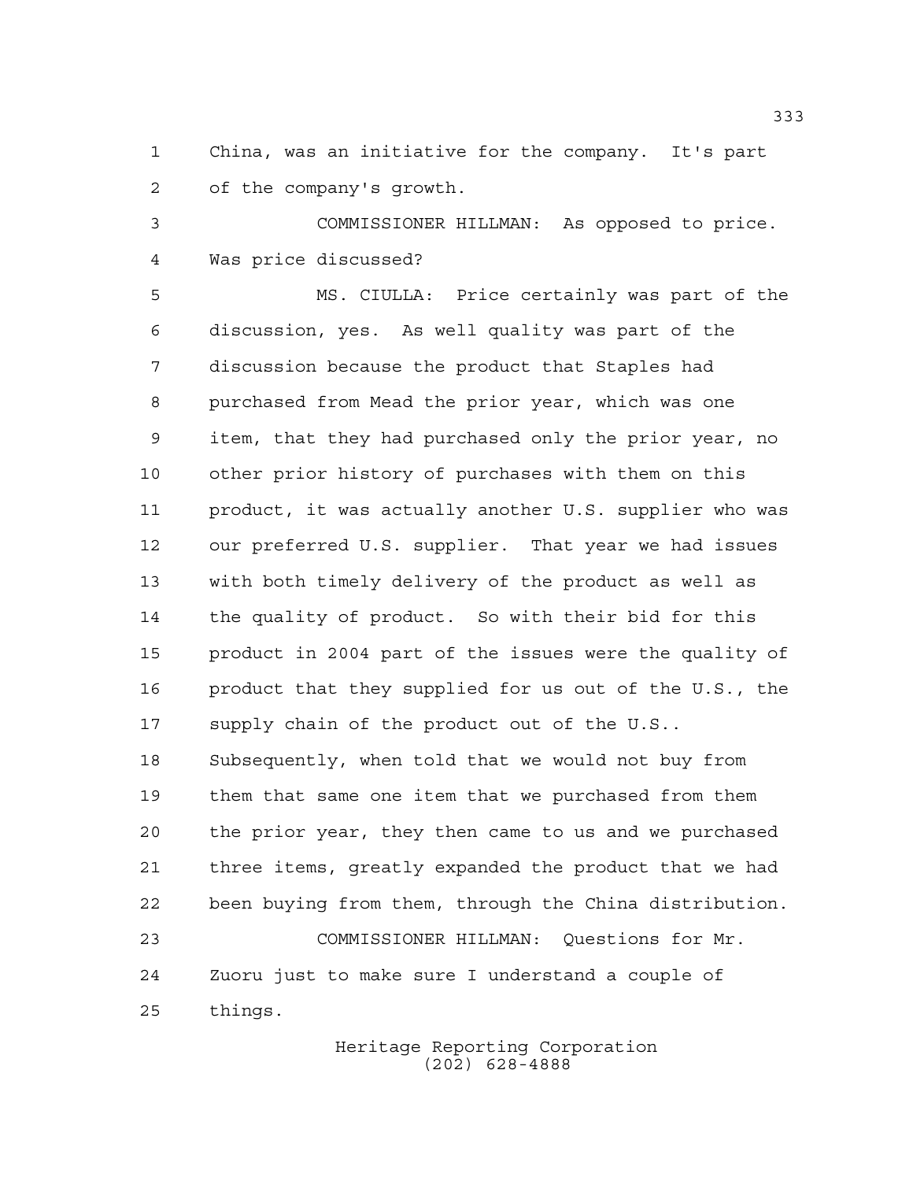China, was an initiative for the company. It's part of the company's growth.

COMMISSIONER HILLMAN: As opposed to price. Was price discussed?

MS. CIULLA: Price certainly was part of the discussion, yes. As well quality was part of the discussion because the product that Staples had purchased from Mead the prior year, which was one item, that they had purchased only the prior year, no other prior history of purchases with them on this product, it was actually another U.S. supplier who was our preferred U.S. supplier. That year we had issues with both timely delivery of the product as well as the quality of product. So with their bid for this product in 2004 part of the issues were the quality of product that they supplied for us out of the U.S., the supply chain of the product out of the U.S.. Subsequently, when told that we would not buy from them that same one item that we purchased from them the prior year, they then came to us and we purchased three items, greatly expanded the product that we had been buying from them, through the China distribution.

COMMISSIONER HILLMAN: Questions for Mr. Zuoru just to make sure I understand a couple of things.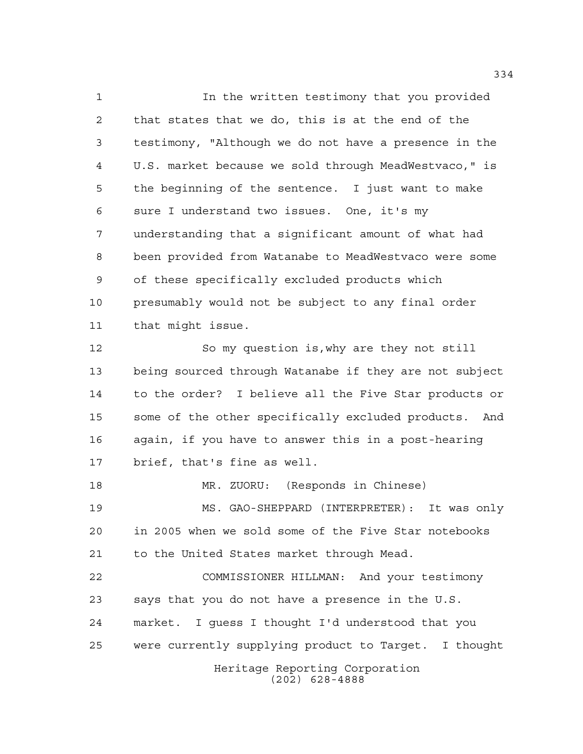In the written testimony that you provided that states that we do, this is at the end of the testimony, "Although we do not have a presence in the U.S. market because we sold through MeadWestvaco," is the beginning of the sentence. I just want to make sure I understand two issues. One, it's my understanding that a significant amount of what had been provided from Watanabe to MeadWestvaco were some of these specifically excluded products which presumably would not be subject to any final order that might issue.

So my question is,why are they not still being sourced through Watanabe if they are not subject to the order? I believe all the Five Star products or some of the other specifically excluded products. And again, if you have to answer this in a post-hearing brief, that's fine as well.

MR. ZUORU: (Responds in Chinese)

MS. GAO-SHEPPARD (INTERPRETER): It was only in 2005 when we sold some of the Five Star notebooks to the United States market through Mead.

COMMISSIONER HILLMAN: And your testimony says that you do not have a presence in the U.S. market. I guess I thought I'd understood that you were currently supplying product to Target. I thought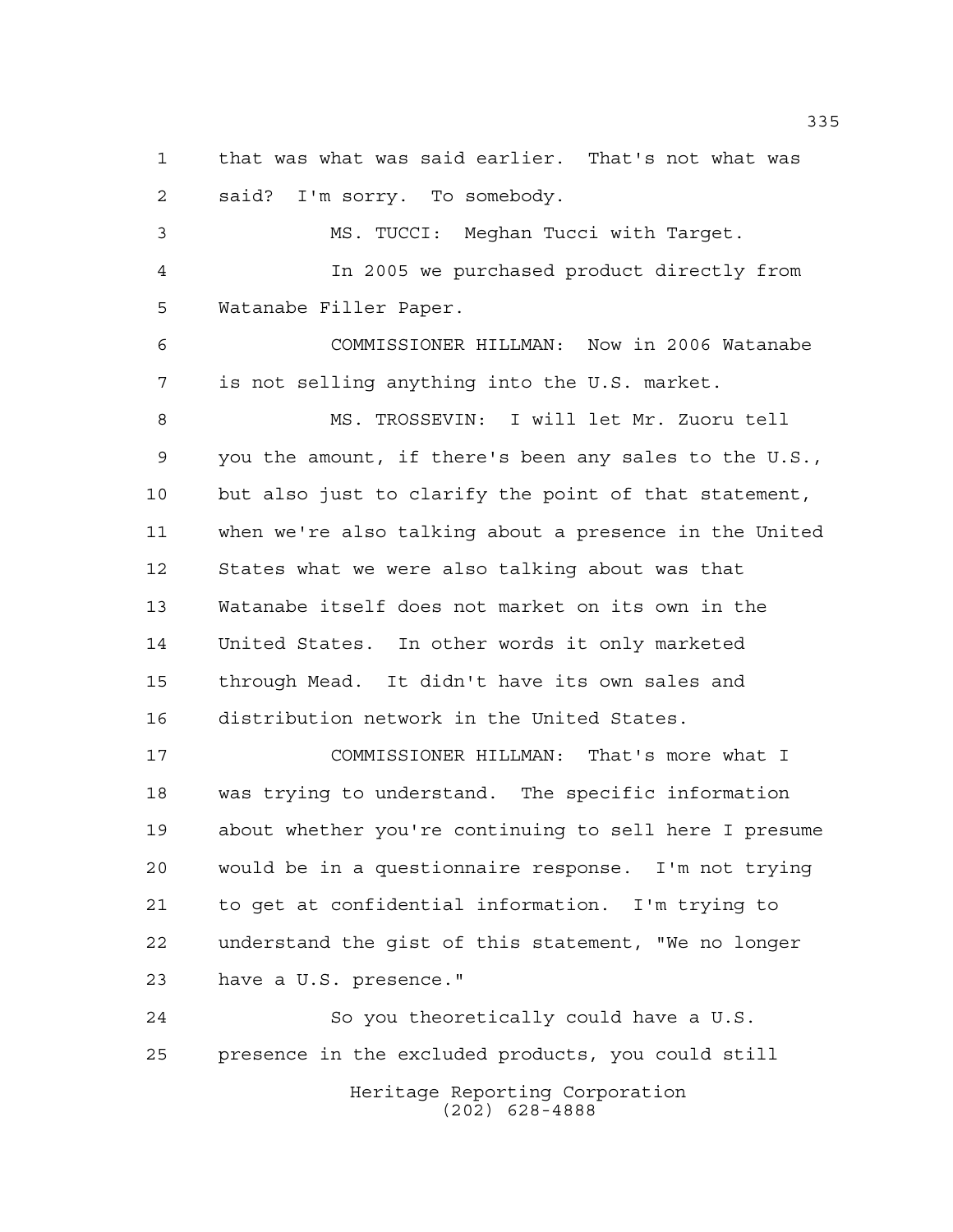that was what was said earlier. That's not what was said? I'm sorry. To somebody.

MS. TUCCI: Meghan Tucci with Target.

In 2005 we purchased product directly from Watanabe Filler Paper.

COMMISSIONER HILLMAN: Now in 2006 Watanabe is not selling anything into the U.S. market.

MS. TROSSEVIN: I will let Mr. Zuoru tell you the amount, if there's been any sales to the U.S., but also just to clarify the point of that statement, when we're also talking about a presence in the United States what we were also talking about was that Watanabe itself does not market on its own in the United States. In other words it only marketed through Mead. It didn't have its own sales and distribution network in the United States.

COMMISSIONER HILLMAN: That's more what I was trying to understand. The specific information about whether you're continuing to sell here I presume would be in a questionnaire response. I'm not trying to get at confidential information. I'm trying to understand the gist of this statement, "We no longer have a U.S. presence."

So you theoretically could have a U.S. presence in the excluded products, you could still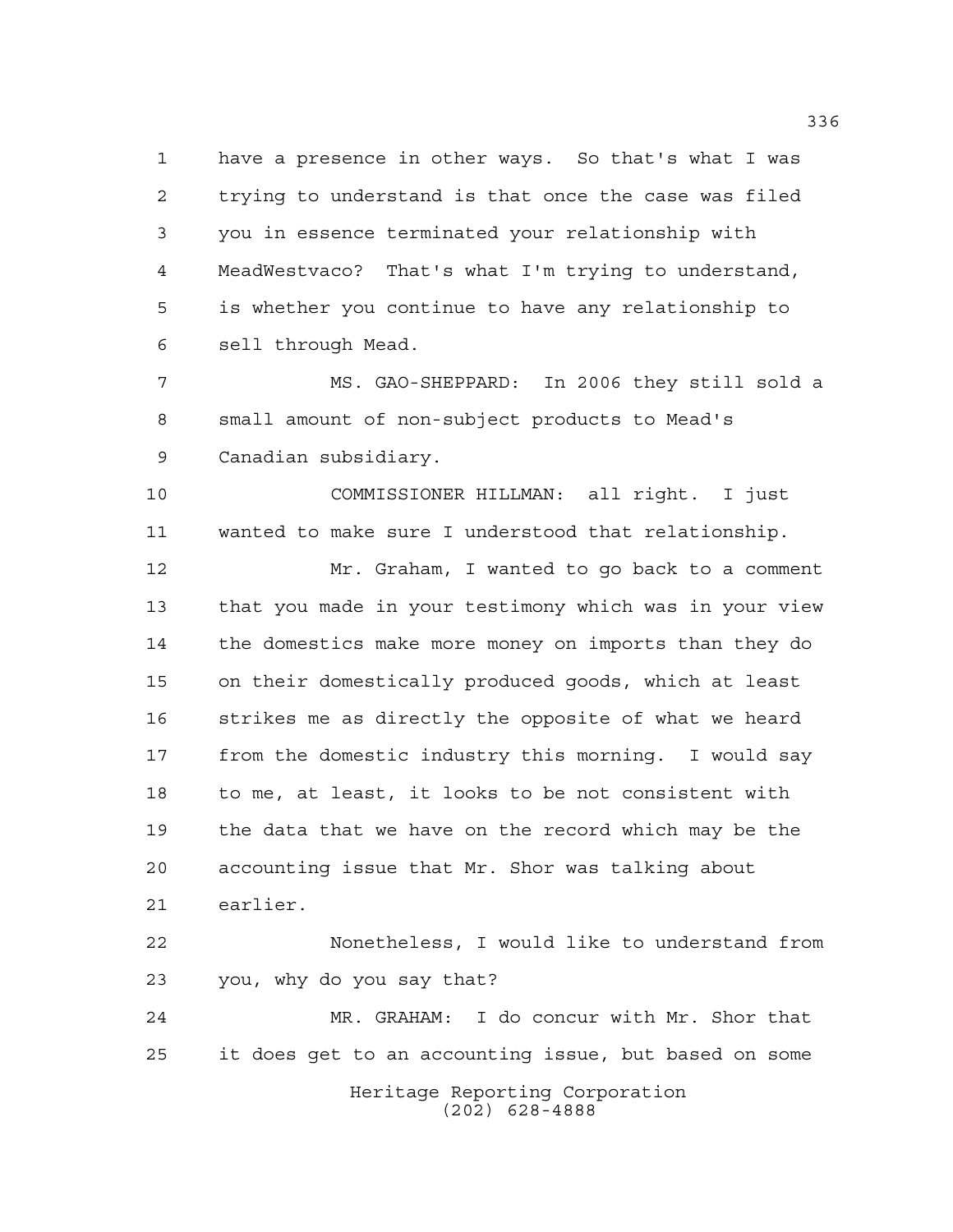have a presence in other ways. So that's what I was trying to understand is that once the case was filed you in essence terminated your relationship with MeadWestvaco? That's what I'm trying to understand, is whether you continue to have any relationship to sell through Mead.

MS. GAO-SHEPPARD: In 2006 they still sold a small amount of non-subject products to Mead's Canadian subsidiary.

COMMISSIONER HILLMAN: all right. I just wanted to make sure I understood that relationship.

Mr. Graham, I wanted to go back to a comment that you made in your testimony which was in your view the domestics make more money on imports than they do on their domestically produced goods, which at least strikes me as directly the opposite of what we heard from the domestic industry this morning. I would say to me, at least, it looks to be not consistent with the data that we have on the record which may be the accounting issue that Mr. Shor was talking about earlier.

Nonetheless, I would like to understand from you, why do you say that?

MR. GRAHAM: I do concur with Mr. Shor that it does get to an accounting issue, but based on some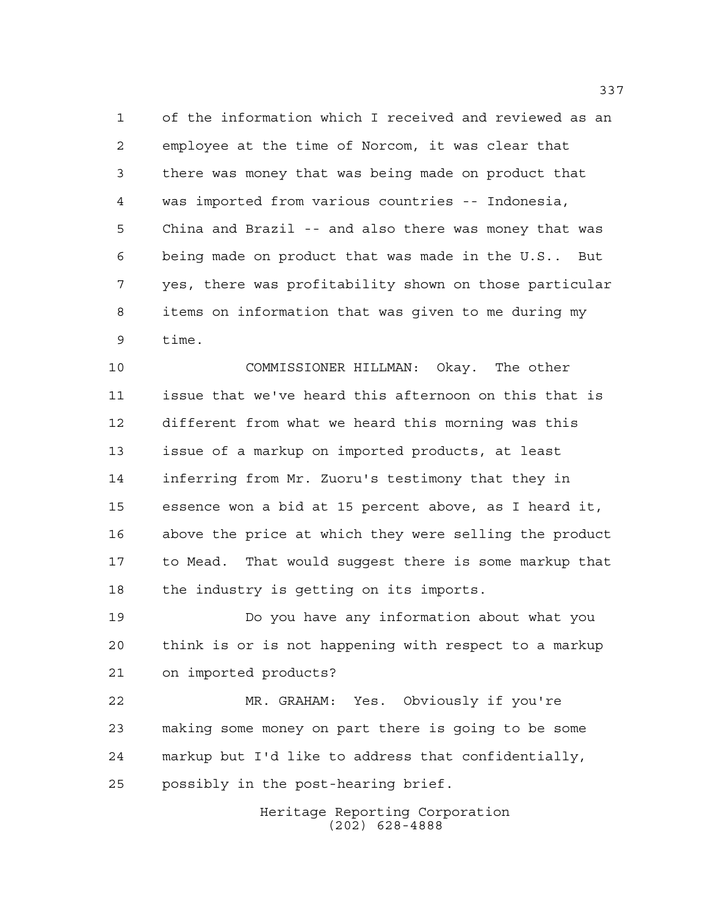of the information which I received and reviewed as an employee at the time of Norcom, it was clear that there was money that was being made on product that was imported from various countries -- Indonesia, China and Brazil -- and also there was money that was being made on product that was made in the U.S.. But yes, there was profitability shown on those particular items on information that was given to me during my time.

COMMISSIONER HILLMAN: Okay. The other issue that we've heard this afternoon on this that is different from what we heard this morning was this issue of a markup on imported products, at least inferring from Mr. Zuoru's testimony that they in essence won a bid at 15 percent above, as I heard it, above the price at which they were selling the product to Mead. That would suggest there is some markup that the industry is getting on its imports.

Do you have any information about what you think is or is not happening with respect to a markup on imported products?

MR. GRAHAM: Yes. Obviously if you're making some money on part there is going to be some markup but I'd like to address that confidentially, possibly in the post-hearing brief.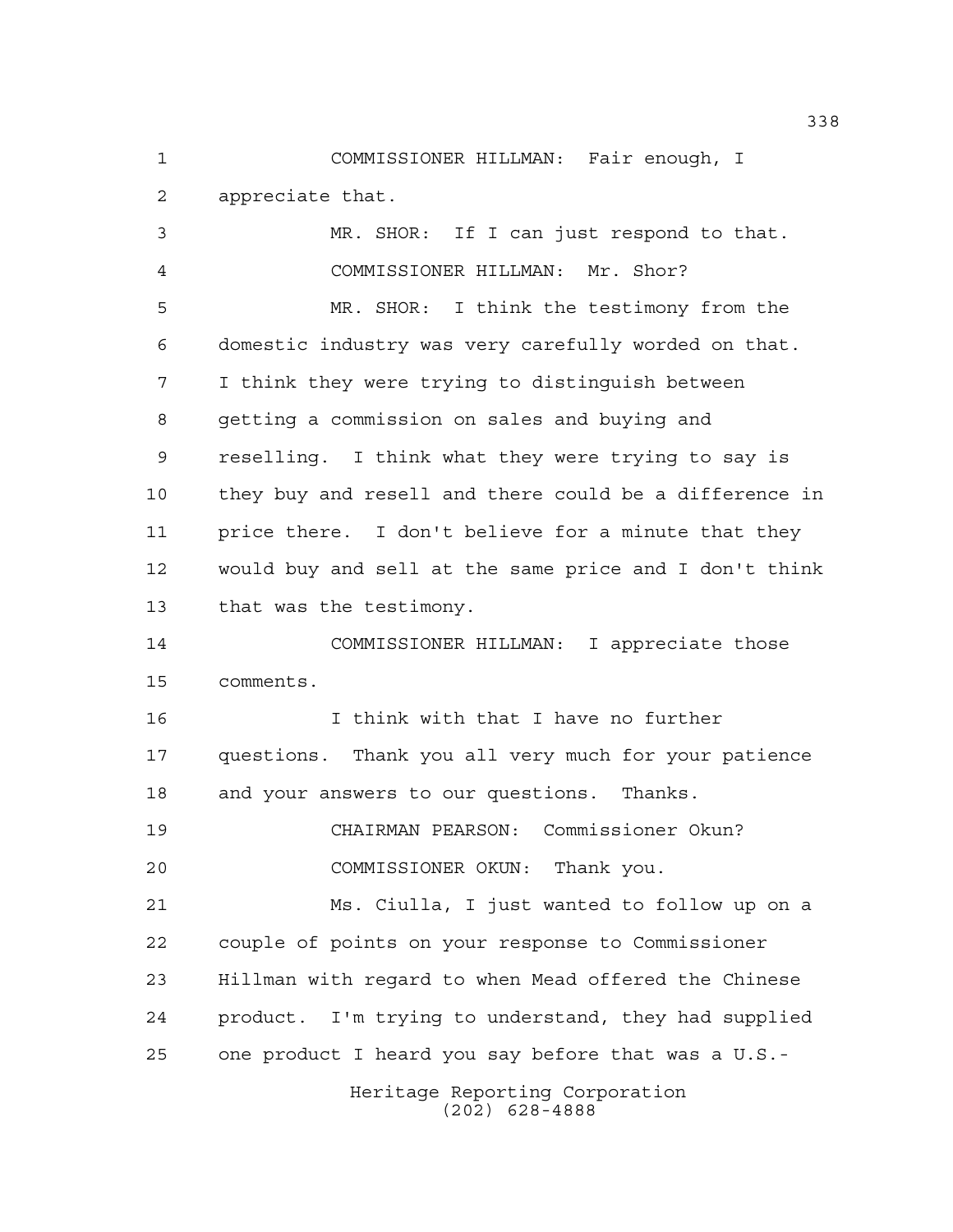COMMISSIONER HILLMAN: Fair enough, I appreciate that.

MR. SHOR: If I can just respond to that.

COMMISSIONER HILLMAN: Mr. Shor?

MR. SHOR: I think the testimony from the domestic industry was very carefully worded on that. I think they were trying to distinguish between getting a commission on sales and buying and reselling. I think what they were trying to say is they buy and resell and there could be a difference in price there. I don't believe for a minute that they would buy and sell at the same price and I don't think that was the testimony.

COMMISSIONER HILLMAN: I appreciate those comments.

I think with that I have no further questions. Thank you all very much for your patience and your answers to our questions. Thanks.

CHAIRMAN PEARSON: Commissioner Okun?

COMMISSIONER OKUN: Thank you.

Ms. Ciulla, I just wanted to follow up on a couple of points on your response to Commissioner Hillman with regard to when Mead offered the Chinese product. I'm trying to understand, they had supplied one product I heard you say before that was a U.S.-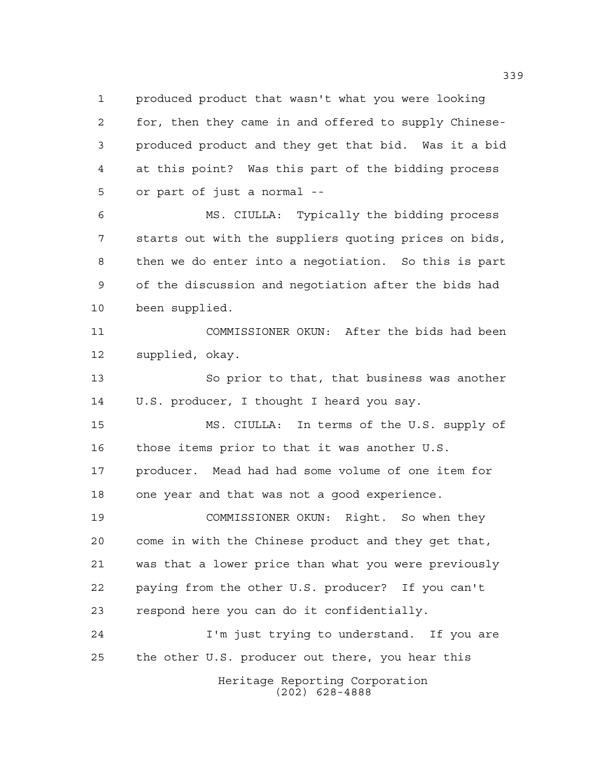produced product that wasn't what you were looking for, then they came in and offered to supply Chinese-produced product and they get that bid. Was it a bid at this point? Was this part of the bidding process or part of just a normal --

MS. CIULLA: Typically the bidding process starts out with the suppliers quoting prices on bids, then we do enter into a negotiation. So this is part of the discussion and negotiation after the bids had been supplied.

COMMISSIONER OKUN: After the bids had been supplied, okay.

So prior to that, that business was another U.S. producer, I thought I heard you say.

MS. CIULLA: In terms of the U.S. supply of those items prior to that it was another U.S. producer. Mead had had some volume of one item for one year and that was not a good experience.

COMMISSIONER OKUN: Right. So when they come in with the Chinese product and they get that, was that a lower price than what you were previously paying from the other U.S. producer? If you can't respond here you can do it confidentially.

I'm just trying to understand. If you are the other U.S. producer out there, you hear this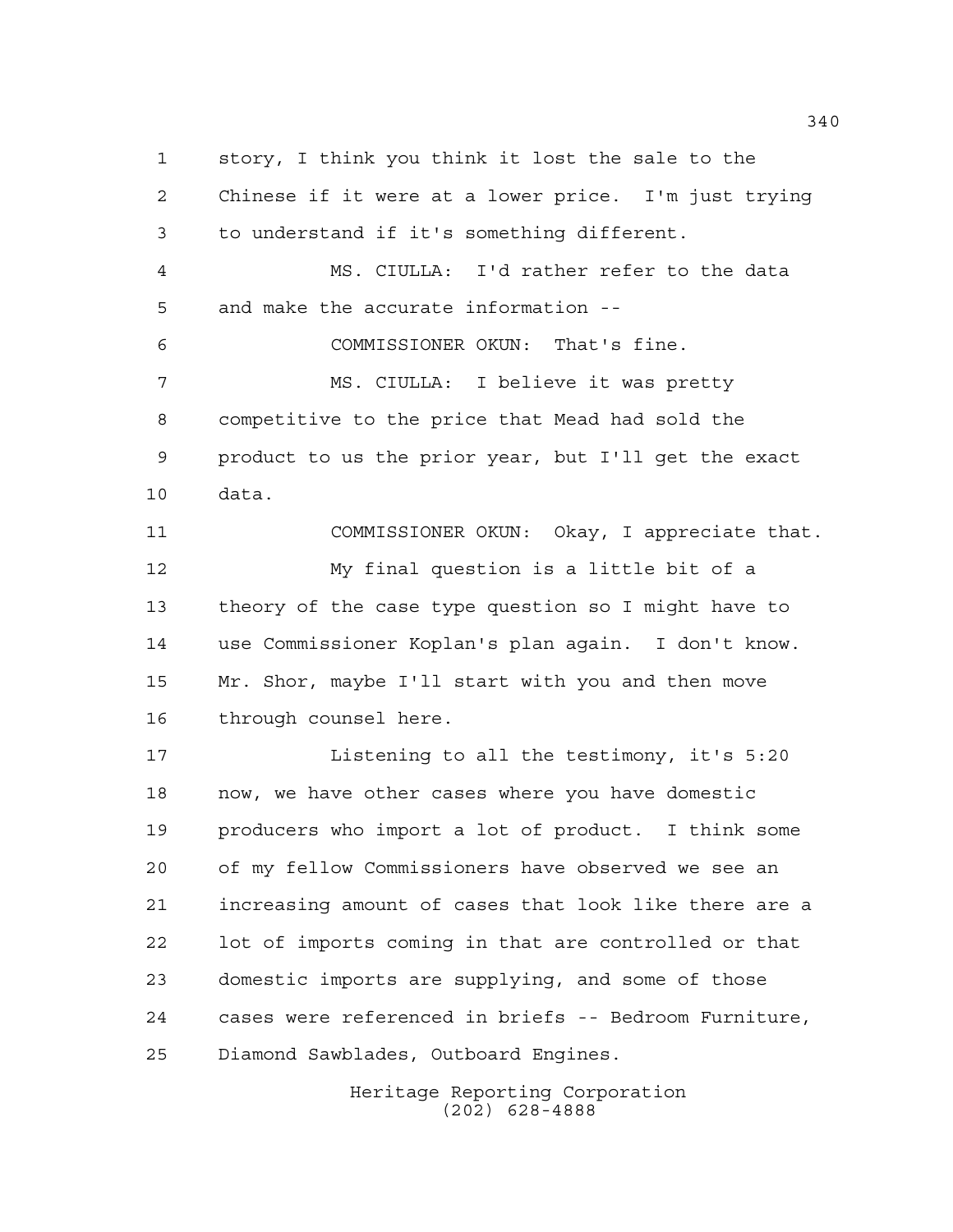story, I think you think it lost the sale to the Chinese if it were at a lower price. I'm just trying to understand if it's something different.

MS. CIULLA: I'd rather refer to the data and make the accurate information --

COMMISSIONER OKUN: That's fine.

MS. CIULLA: I believe it was pretty competitive to the price that Mead had sold the product to us the prior year, but I'll get the exact data.

COMMISSIONER OKUN: Okay, I appreciate that.

My final question is a little bit of a theory of the case type question so I might have to use Commissioner Koplan's plan again. I don't know. Mr. Shor, maybe I'll start with you and then move through counsel here.

Listening to all the testimony, it's 5:20 now, we have other cases where you have domestic producers who import a lot of product. I think some of my fellow Commissioners have observed we see an increasing amount of cases that look like there are a lot of imports coming in that are controlled or that domestic imports are supplying, and some of those cases were referenced in briefs -- Bedroom Furniture, Diamond Sawblades, Outboard Engines.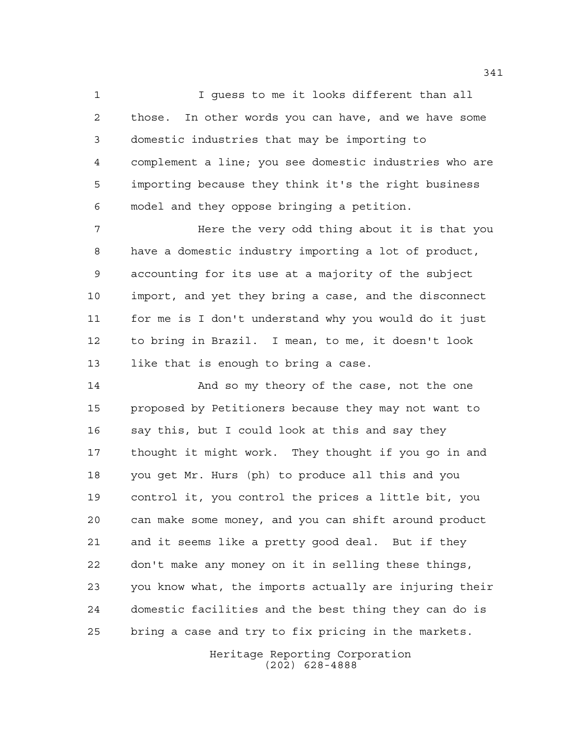I guess to me it looks different than all those. In other words you can have, and we have some domestic industries that may be importing to complement a line; you see domestic industries who are importing because they think it's the right business model and they oppose bringing a petition.

Here the very odd thing about it is that you have a domestic industry importing a lot of product, accounting for its use at a majority of the subject import, and yet they bring a case, and the disconnect for me is I don't understand why you would do it just to bring in Brazil. I mean, to me, it doesn't look like that is enough to bring a case.

And so my theory of the case, not the one proposed by Petitioners because they may not want to say this, but I could look at this and say they thought it might work. They thought if you go in and you get Mr. Hurs (ph) to produce all this and you control it, you control the prices a little bit, you can make some money, and you can shift around product and it seems like a pretty good deal. But if they don't make any money on it in selling these things, you know what, the imports actually are injuring their domestic facilities and the best thing they can do is bring a case and try to fix pricing in the markets.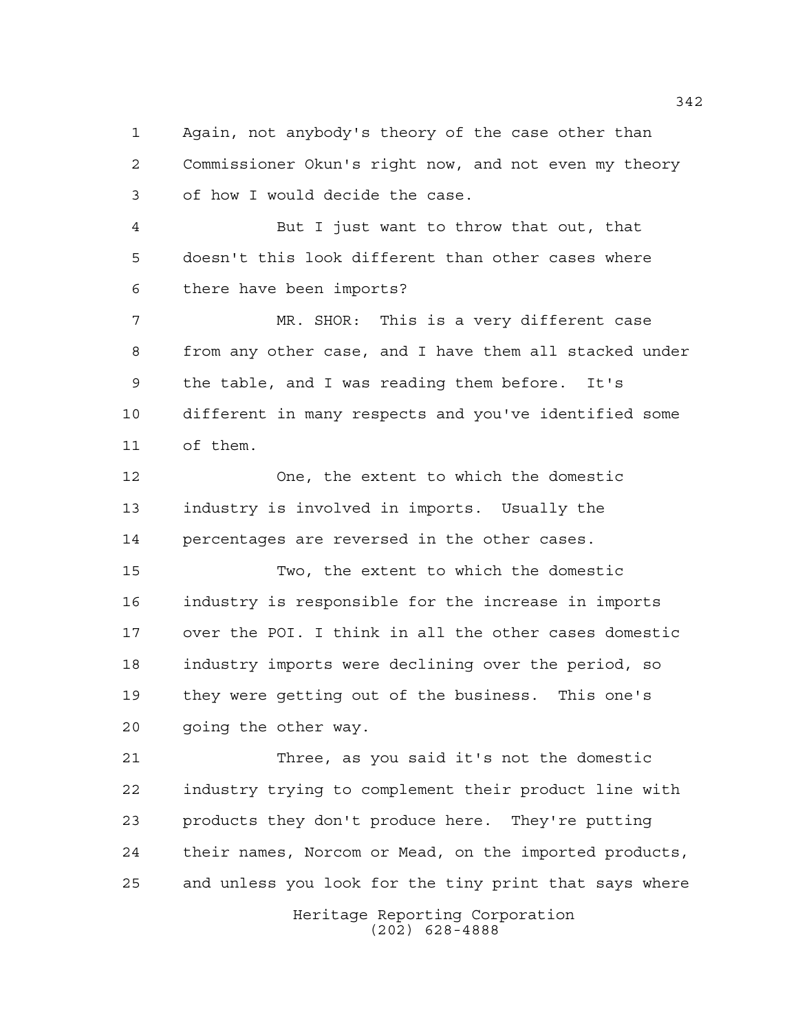Again, not anybody's theory of the case other than Commissioner Okun's right now, and not even my theory of how I would decide the case.

But I just want to throw that out, that doesn't this look different than other cases where there have been imports?

MR. SHOR: This is a very different case from any other case, and I have them all stacked under the table, and I was reading them before. It's different in many respects and you've identified some of them.

One, the extent to which the domestic industry is involved in imports. Usually the percentages are reversed in the other cases.

Two, the extent to which the domestic industry is responsible for the increase in imports over the POI. I think in all the other cases domestic industry imports were declining over the period, so they were getting out of the business. This one's going the other way.

Three, as you said it's not the domestic industry trying to complement their product line with products they don't produce here. They're putting their names, Norcom or Mead, on the imported products, and unless you look for the tiny print that says where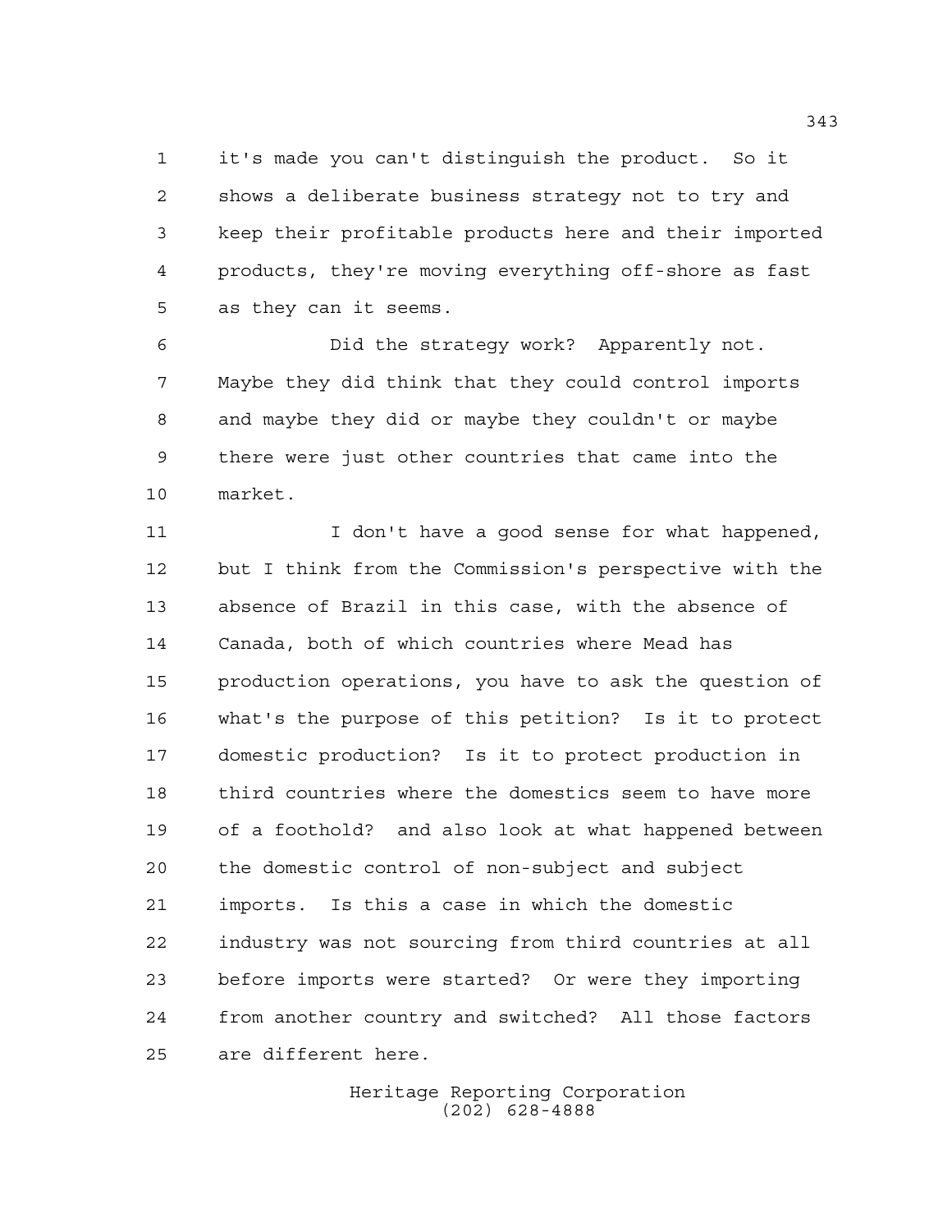it's made you can't distinguish the product. So it shows a deliberate business strategy not to try and keep their profitable products here and their imported products, they're moving everything off-shore as fast as they can it seems.

Did the strategy work? Apparently not. Maybe they did think that they could control imports and maybe they did or maybe they couldn't or maybe there were just other countries that came into the market.

I don't have a good sense for what happened, but I think from the Commission's perspective with the absence of Brazil in this case, with the absence of Canada, both of which countries where Mead has production operations, you have to ask the question of what's the purpose of this petition? Is it to protect domestic production? Is it to protect production in third countries where the domestics seem to have more of a foothold? and also look at what happened between the domestic control of non-subject and subject imports. Is this a case in which the domestic industry was not sourcing from third countries at all before imports were started? Or were they importing from another country and switched? All those factors are different here.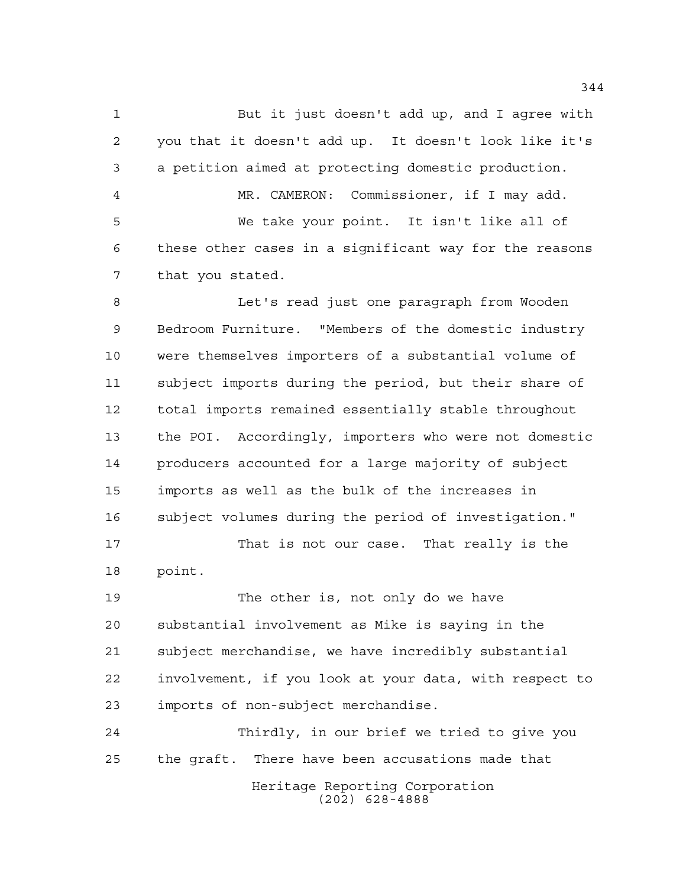But it just doesn't add up, and I agree with you that it doesn't add up. It doesn't look like it's a petition aimed at protecting domestic production.

MR. CAMERON: Commissioner, if I may add.

We take your point. It isn't like all of these other cases in a significant way for the reasons that you stated.

Let's read just one paragraph from Wooden Bedroom Furniture. "Members of the domestic industry were themselves importers of a substantial volume of subject imports during the period, but their share of total imports remained essentially stable throughout the POI. Accordingly, importers who were not domestic producers accounted for a large majority of subject imports as well as the bulk of the increases in subject volumes during the period of investigation."

That is not our case. That really is the point.

The other is, not only do we have substantial involvement as Mike is saying in the subject merchandise, we have incredibly substantial involvement, if you look at your data, with respect to imports of non-subject merchandise.

Thirdly, in our brief we tried to give you the graft. There have been accusations made that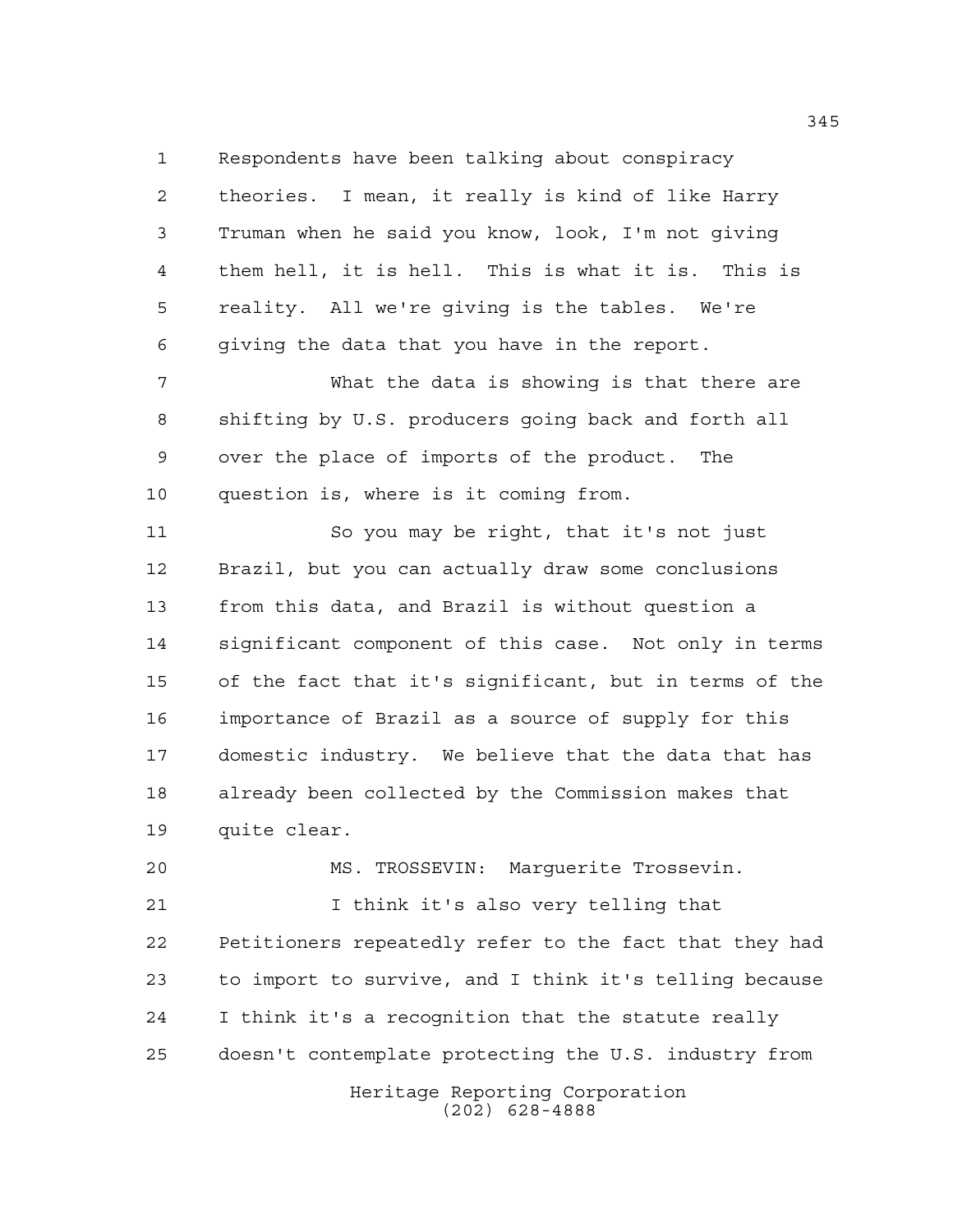Respondents have been talking about conspiracy theories. I mean, it really is kind of like Harry Truman when he said you know, look, I'm not giving them hell, it is hell. This is what it is. This is reality. All we're giving is the tables. We're giving the data that you have in the report.

What the data is showing is that there are shifting by U.S. producers going back and forth all over the place of imports of the product. The question is, where is it coming from.

So you may be right, that it's not just Brazil, but you can actually draw some conclusions from this data, and Brazil is without question a significant component of this case. Not only in terms of the fact that it's significant, but in terms of the importance of Brazil as a source of supply for this domestic industry. We believe that the data that has already been collected by the Commission makes that quite clear.

MS. TROSSEVIN: Marguerite Trossevin.

I think it's also very telling that Petitioners repeatedly refer to the fact that they had to import to survive, and I think it's telling because I think it's a recognition that the statute really doesn't contemplate protecting the U.S. industry from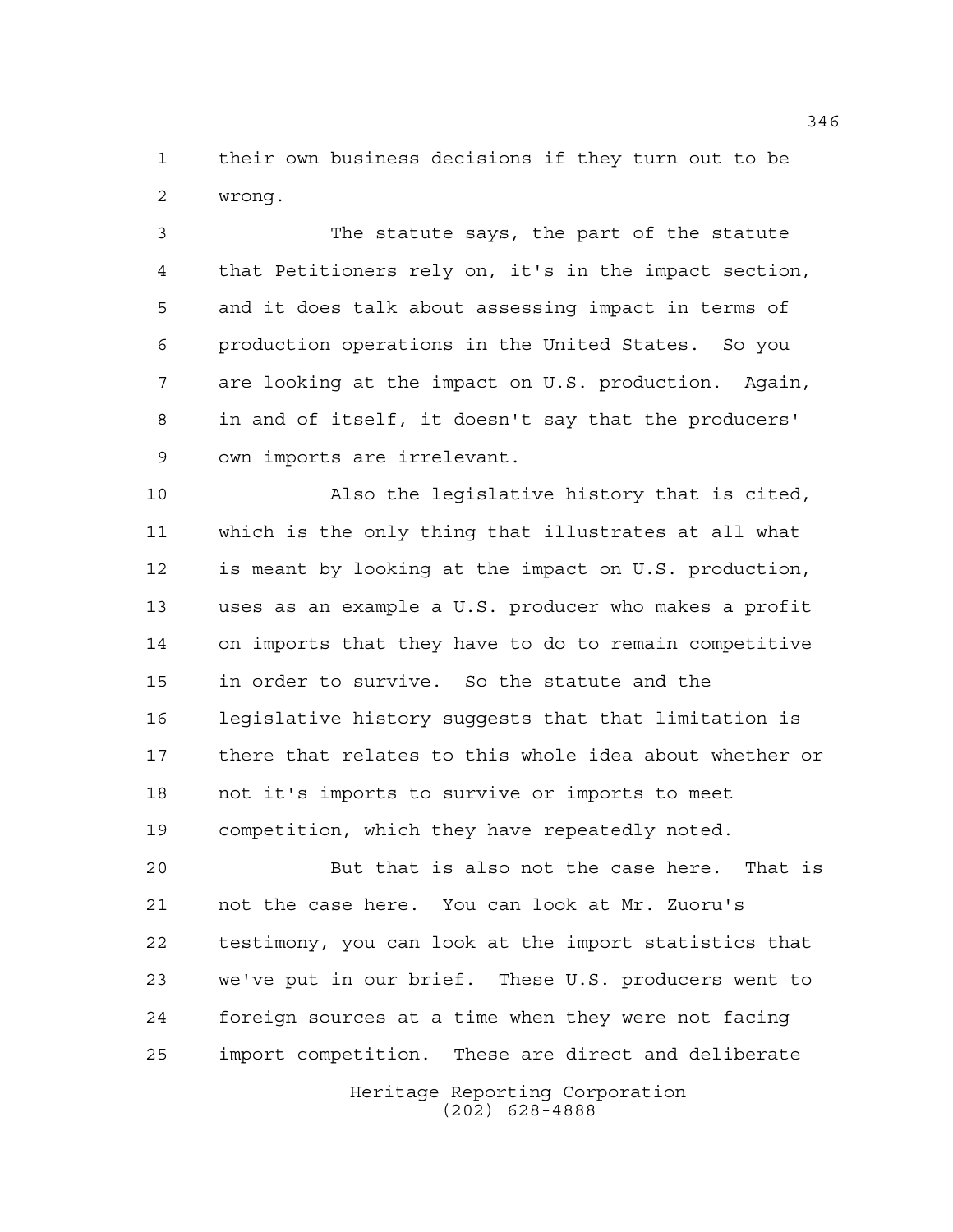their own business decisions if they turn out to be wrong.

The statute says, the part of the statute that Petitioners rely on, it's in the impact section, and it does talk about assessing impact in terms of production operations in the United States. So you are looking at the impact on U.S. production. Again, in and of itself, it doesn't say that the producers' own imports are irrelevant.

Also the legislative history that is cited, which is the only thing that illustrates at all what is meant by looking at the impact on U.S. production, uses as an example a U.S. producer who makes a profit on imports that they have to do to remain competitive in order to survive. So the statute and the legislative history suggests that that limitation is there that relates to this whole idea about whether or not it's imports to survive or imports to meet competition, which they have repeatedly noted.

But that is also not the case here. That is not the case here. You can look at Mr. Zuoru's testimony, you can look at the import statistics that we've put in our brief. These U.S. producers went to foreign sources at a time when they were not facing import competition. These are direct and deliberate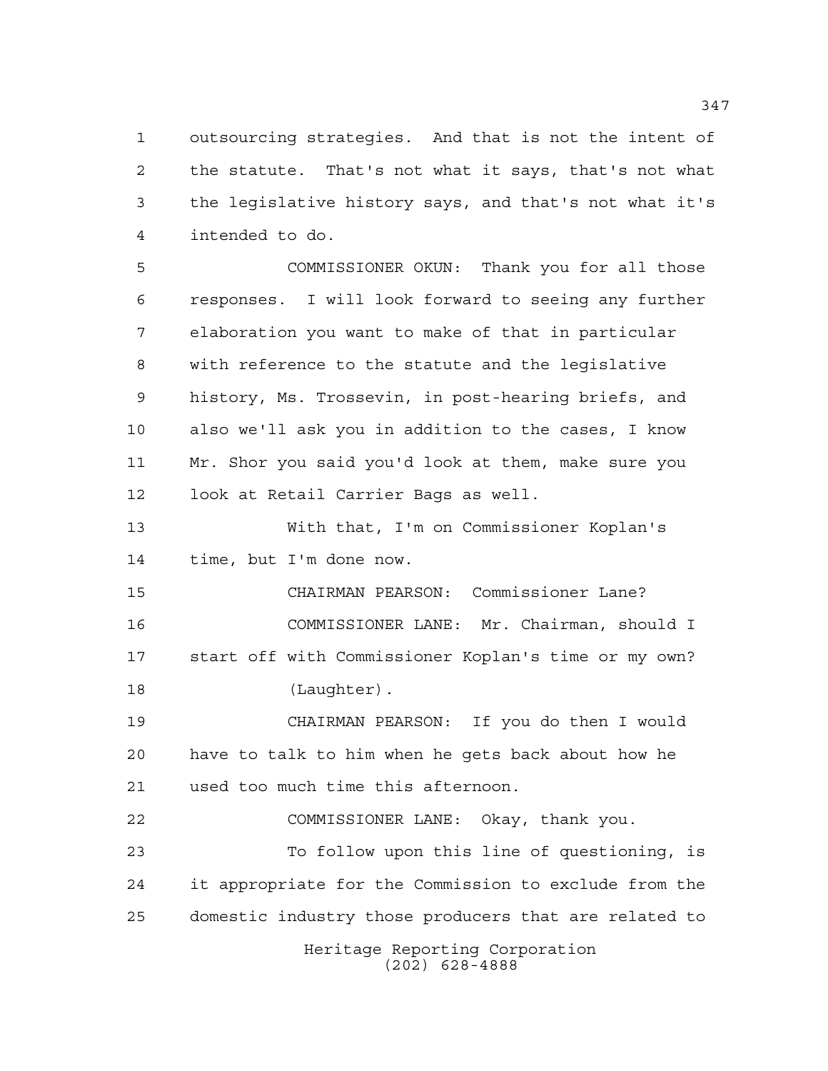outsourcing strategies. And that is not the intent of the statute. That's not what it says, that's not what the legislative history says, and that's not what it's intended to do.

COMMISSIONER OKUN: Thank you for all those responses. I will look forward to seeing any further elaboration you want to make of that in particular with reference to the statute and the legislative history, Ms. Trossevin, in post-hearing briefs, and also we'll ask you in addition to the cases, I know Mr. Shor you said you'd look at them, make sure you look at Retail Carrier Bags as well.

With that, I'm on Commissioner Koplan's time, but I'm done now.

CHAIRMAN PEARSON: Commissioner Lane?

COMMISSIONER LANE: Mr. Chairman, should I start off with Commissioner Koplan's time or my own?

(Laughter).

CHAIRMAN PEARSON: If you do then I would have to talk to him when he gets back about how he used too much time this afternoon.

COMMISSIONER LANE: Okay, thank you.

To follow upon this line of questioning, is it appropriate for the Commission to exclude from the domestic industry those producers that are related to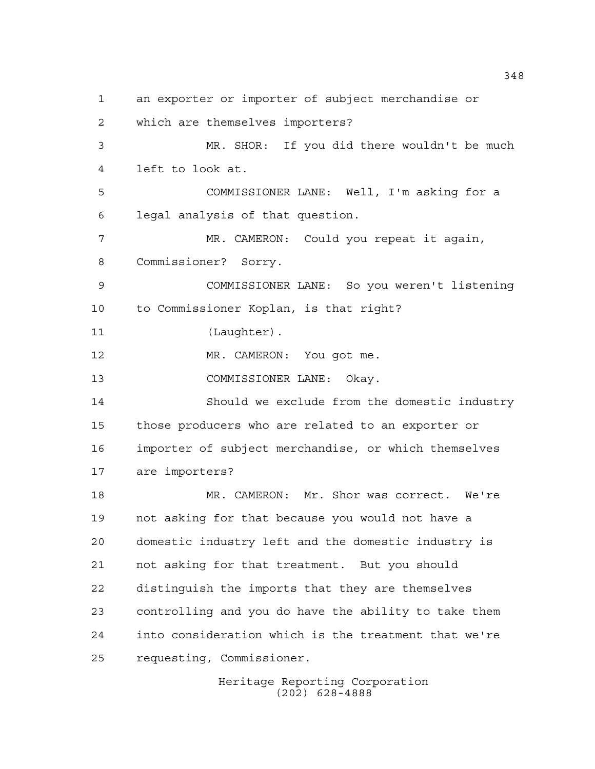an exporter or importer of subject merchandise or which are themselves importers?

MR. SHOR: If you did there wouldn't be much left to look at.

COMMISSIONER LANE: Well, I'm asking for a legal analysis of that question.

MR. CAMERON: Could you repeat it again, Commissioner? Sorry.

COMMISSIONER LANE: So you weren't listening to Commissioner Koplan, is that right?

(Laughter).

MR. CAMERON: You got me.

COMMISSIONER LANE: Okay.

Should we exclude from the domestic industry those producers who are related to an exporter or importer of subject merchandise, or which themselves are importers?

MR. CAMERON: Mr. Shor was correct. We're not asking for that because you would not have a domestic industry left and the domestic industry is not asking for that treatment. But you should distinguish the imports that they are themselves controlling and you do have the ability to take them into consideration which is the treatment that we're requesting, Commissioner.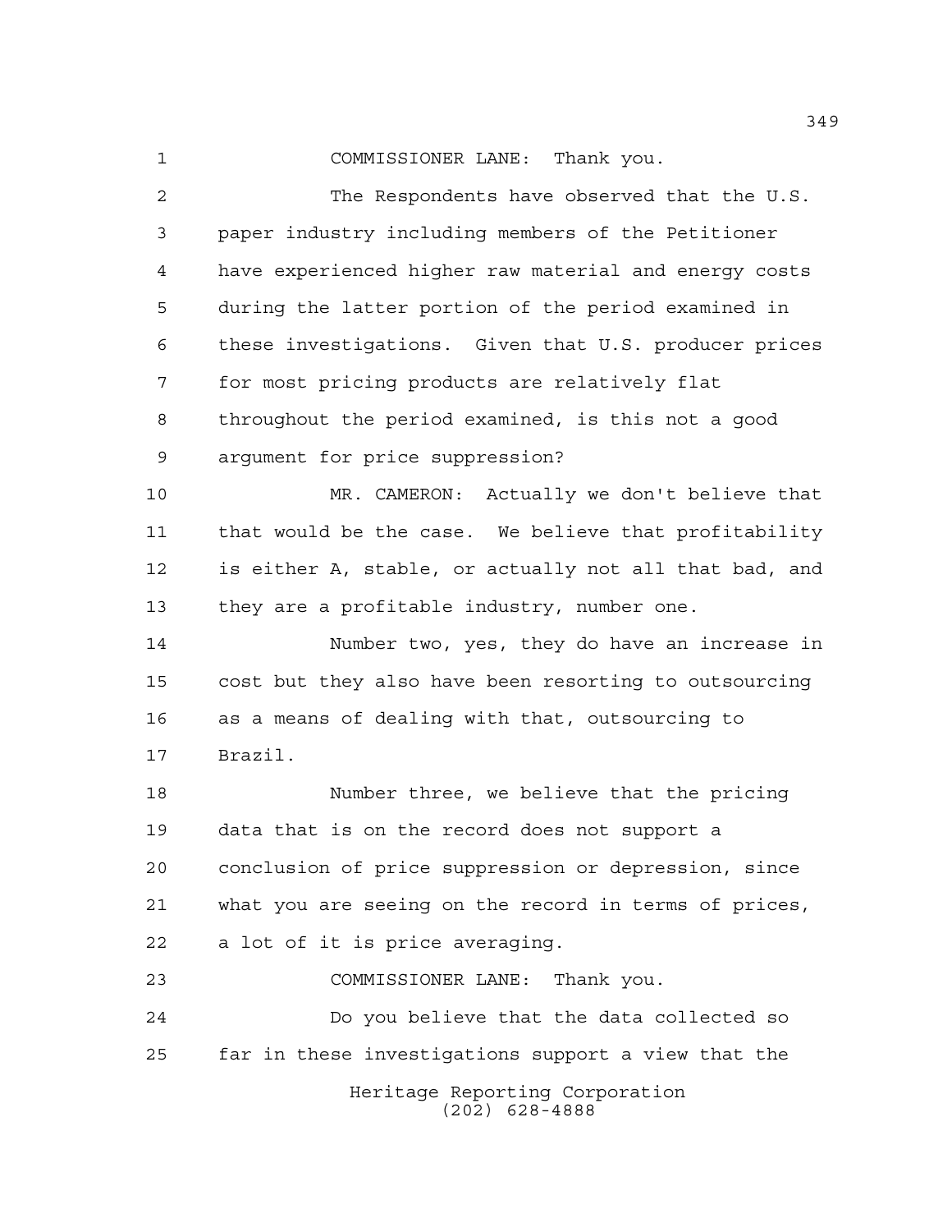COMMISSIONER LANE: Thank you.

The Respondents have observed that the U.S. paper industry including members of the Petitioner have experienced higher raw material and energy costs during the latter portion of the period examined in these investigations. Given that U.S. producer prices for most pricing products are relatively flat throughout the period examined, is this not a good argument for price suppression?

MR. CAMERON: Actually we don't believe that that would be the case. We believe that profitability is either A, stable, or actually not all that bad, and they are a profitable industry, number one.

Number two, yes, they do have an increase in cost but they also have been resorting to outsourcing as a means of dealing with that, outsourcing to Brazil.

Number three, we believe that the pricing data that is on the record does not support a conclusion of price suppression or depression, since what you are seeing on the record in terms of prices, a lot of it is price averaging.

COMMISSIONER LANE: Thank you.

Do you believe that the data collected so far in these investigations support a view that the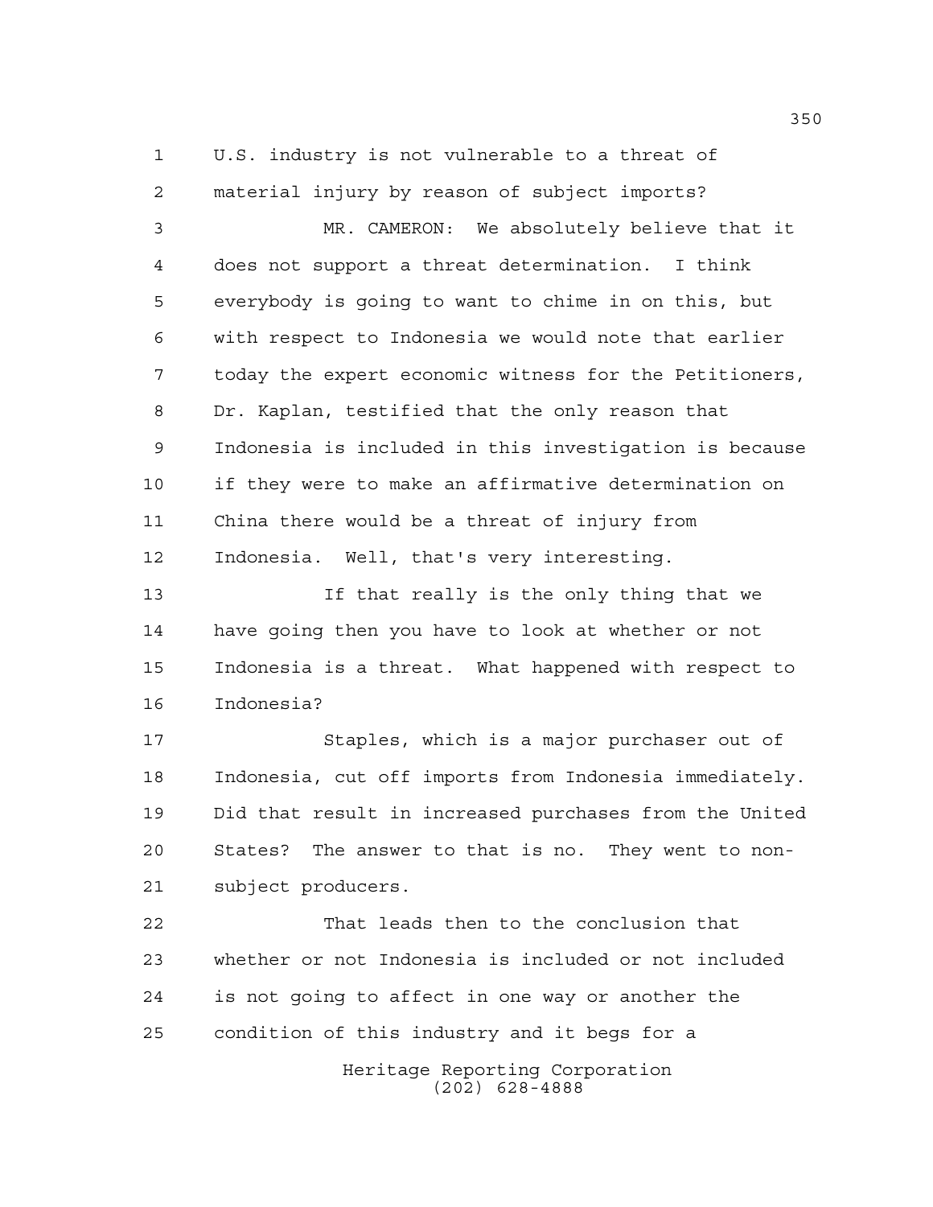U.S. industry is not vulnerable to a threat of material injury by reason of subject imports?

MR. CAMERON: We absolutely believe that it does not support a threat determination. I think everybody is going to want to chime in on this, but with respect to Indonesia we would note that earlier today the expert economic witness for the Petitioners, Dr. Kaplan, testified that the only reason that Indonesia is included in this investigation is because if they were to make an affirmative determination on China there would be a threat of injury from Indonesia. Well, that's very interesting.

If that really is the only thing that we have going then you have to look at whether or not Indonesia is a threat. What happened with respect to Indonesia?

Staples, which is a major purchaser out of Indonesia, cut off imports from Indonesia immediately. Did that result in increased purchases from the United States? The answer to that is no. They went to non-subject producers.

That leads then to the conclusion that whether or not Indonesia is included or not included is not going to affect in one way or another the condition of this industry and it begs for a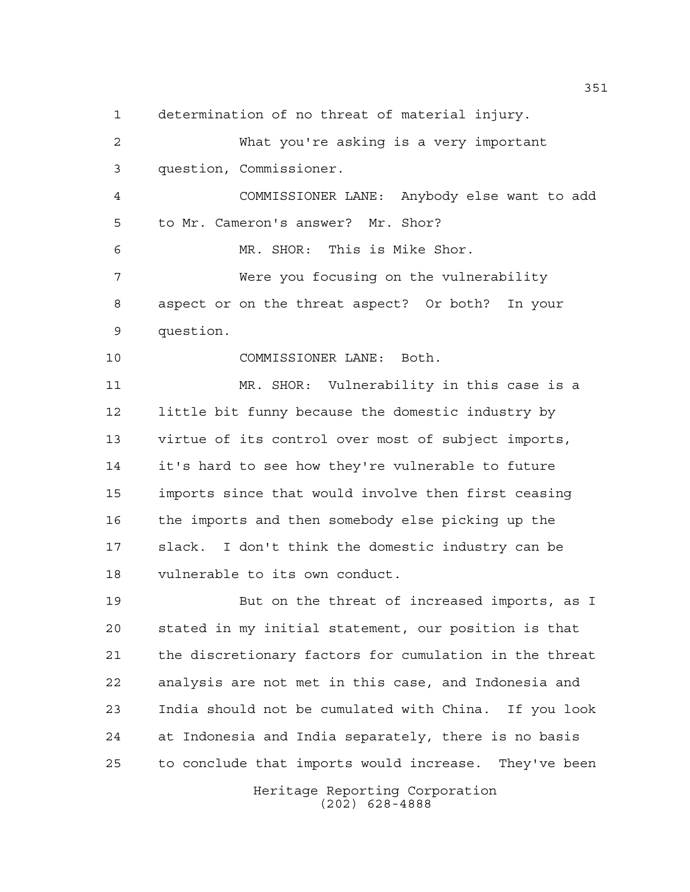determination of no threat of material injury.

What you're asking is a very important question, Commissioner.

COMMISSIONER LANE: Anybody else want to add to Mr. Cameron's answer? Mr. Shor?

MR. SHOR: This is Mike Shor.

Were you focusing on the vulnerability aspect or on the threat aspect? Or both? In your question.

COMMISSIONER LANE: Both.

MR. SHOR: Vulnerability in this case is a little bit funny because the domestic industry by virtue of its control over most of subject imports, it's hard to see how they're vulnerable to future imports since that would involve then first ceasing the imports and then somebody else picking up the slack. I don't think the domestic industry can be vulnerable to its own conduct.

But on the threat of increased imports, as I stated in my initial statement, our position is that the discretionary factors for cumulation in the threat analysis are not met in this case, and Indonesia and India should not be cumulated with China. If you look at Indonesia and India separately, there is no basis to conclude that imports would increase. They've been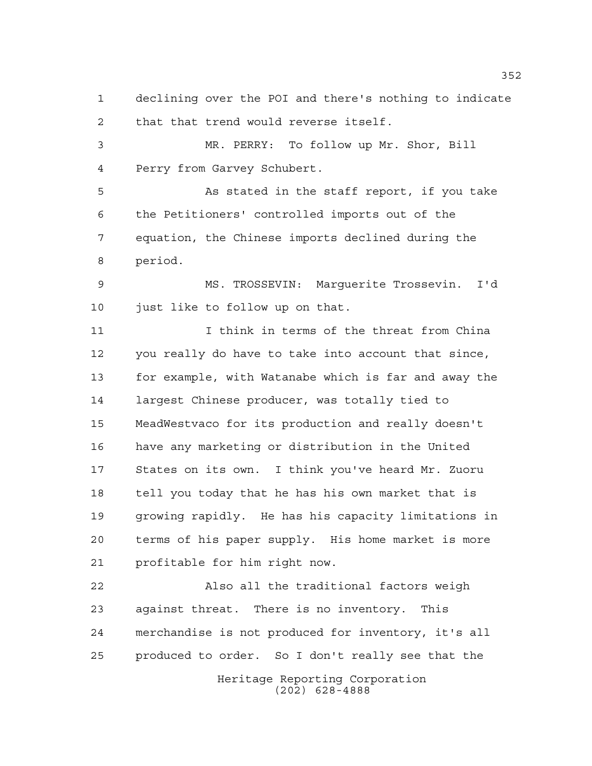declining over the POI and there's nothing to indicate that that trend would reverse itself.

MR. PERRY: To follow up Mr. Shor, Bill Perry from Garvey Schubert.

As stated in the staff report, if you take the Petitioners' controlled imports out of the equation, the Chinese imports declined during the period.

MS. TROSSEVIN: Marguerite Trossevin. I'd just like to follow up on that.

I think in terms of the threat from China you really do have to take into account that since, for example, with Watanabe which is far and away the largest Chinese producer, was totally tied to MeadWestvaco for its production and really doesn't have any marketing or distribution in the United States on its own. I think you've heard Mr. Zuoru tell you today that he has his own market that is growing rapidly. He has his capacity limitations in terms of his paper supply. His home market is more profitable for him right now.

Also all the traditional factors weigh against threat. There is no inventory. This merchandise is not produced for inventory, it's all produced to order. So I don't really see that the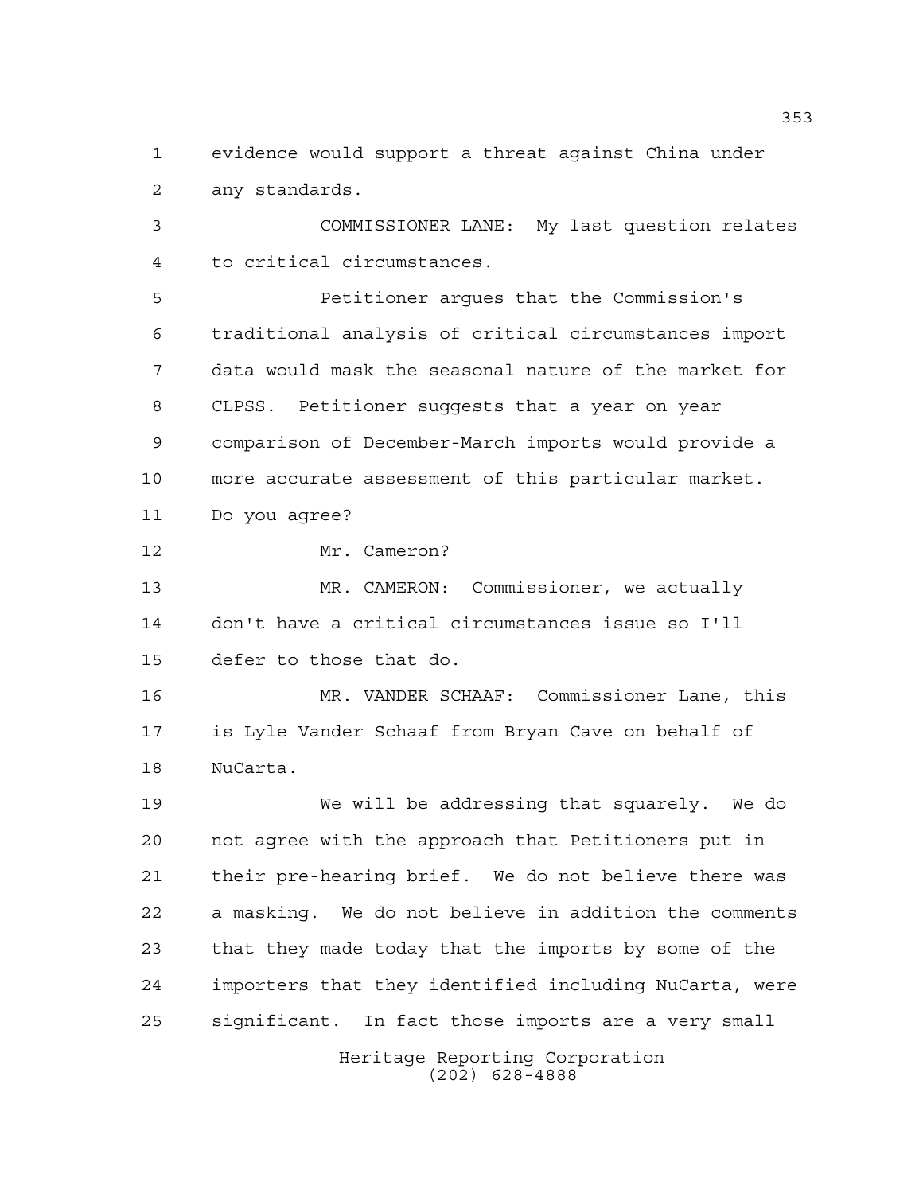evidence would support a threat against China under any standards.

COMMISSIONER LANE: My last question relates to critical circumstances.

Petitioner argues that the Commission's traditional analysis of critical circumstances import data would mask the seasonal nature of the market for CLPSS. Petitioner suggests that a year on year comparison of December-March imports would provide a more accurate assessment of this particular market. Do you agree?

Mr. Cameron?

MR. CAMERON: Commissioner, we actually don't have a critical circumstances issue so I'll defer to those that do.

MR. VANDER SCHAAF: Commissioner Lane, this is Lyle Vander Schaaf from Bryan Cave on behalf of NuCarta.

We will be addressing that squarely. We do not agree with the approach that Petitioners put in their pre-hearing brief. We do not believe there was a masking. We do not believe in addition the comments that they made today that the imports by some of the importers that they identified including NuCarta, were significant. In fact those imports are a very small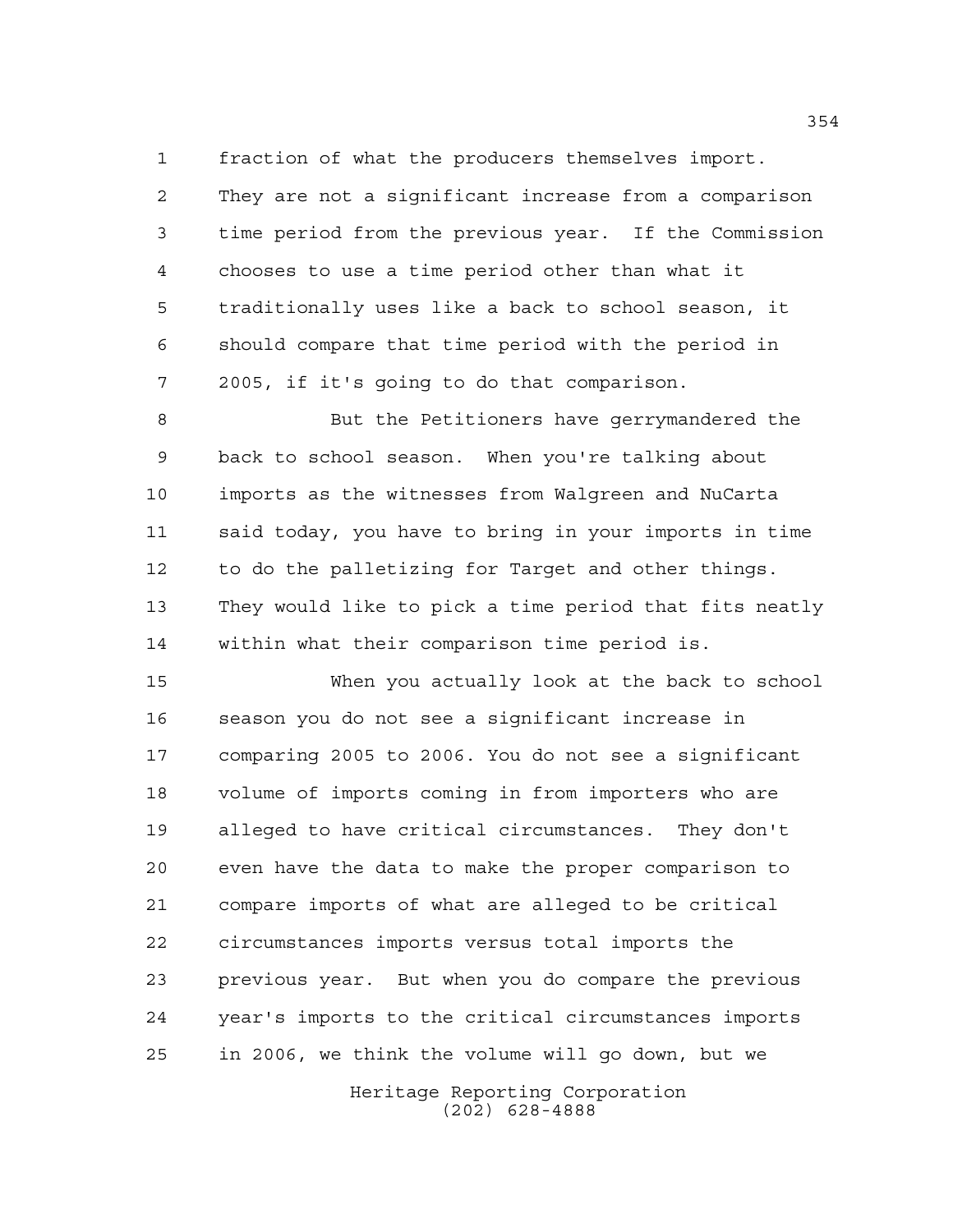fraction of what the producers themselves import. They are not a significant increase from a comparison time period from the previous year. If the Commission chooses to use a time period other than what it traditionally uses like a back to school season, it should compare that time period with the period in 2005, if it's going to do that comparison.

But the Petitioners have gerrymandered the back to school season. When you're talking about imports as the witnesses from Walgreen and NuCarta said today, you have to bring in your imports in time to do the palletizing for Target and other things. They would like to pick a time period that fits neatly within what their comparison time period is.

When you actually look at the back to school season you do not see a significant increase in comparing 2005 to 2006. You do not see a significant volume of imports coming in from importers who are alleged to have critical circumstances. They don't even have the data to make the proper comparison to compare imports of what are alleged to be critical circumstances imports versus total imports the previous year. But when you do compare the previous year's imports to the critical circumstances imports in 2006, we think the volume will go down, but we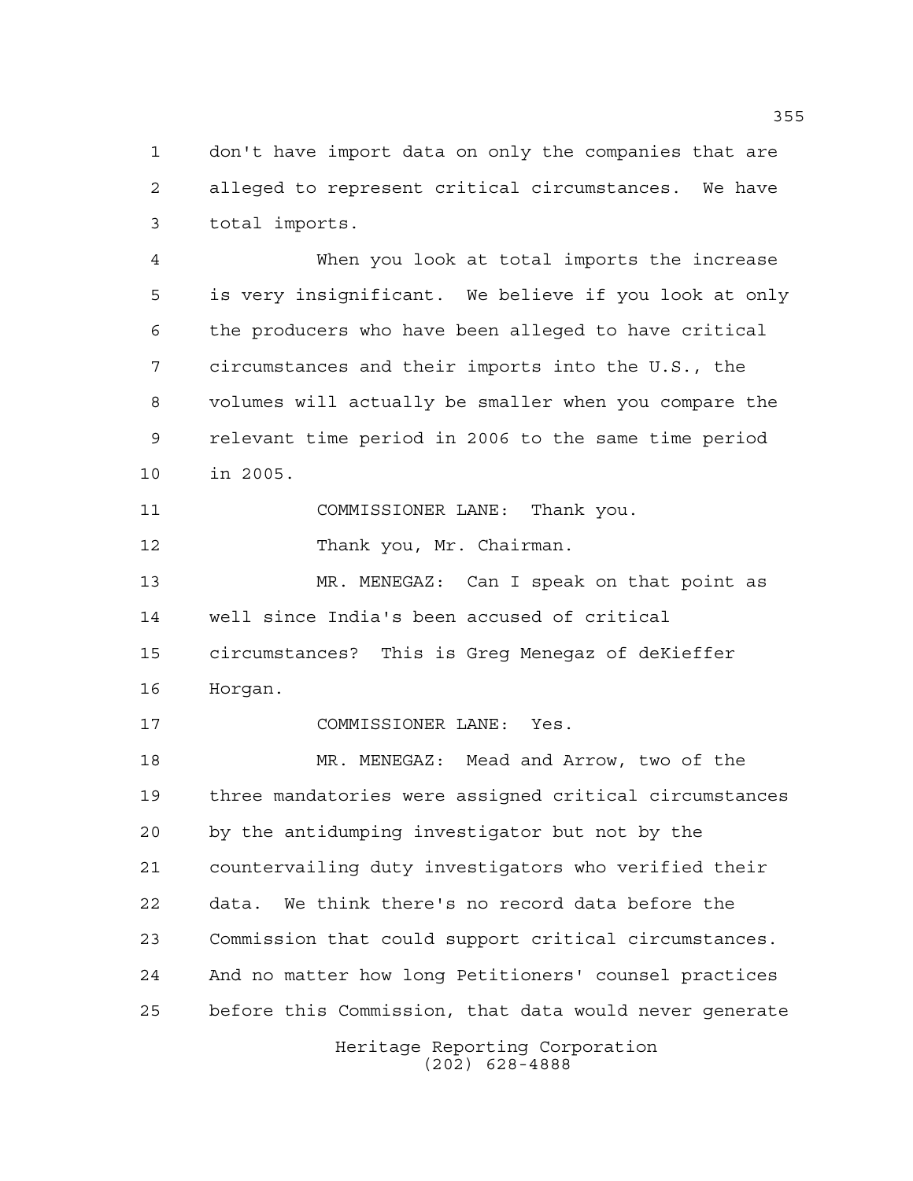1 don't have import data on only the companies that are
2 alleged to represent critical circumstances. We have
3 total imports.

4 When you look at total imports the increase
5 is very insignificant. We believe if you look at only
6 the producers who have been alleged to have critical
7 circumstances and their imports into the U.S., the
8 volumes will actually be smaller when you compare the
9 relevant time period in 2006 to the same time period
10 in 2005.

11 COMMISSIONER LANE: Thank you.

12 Thank you, Mr. Chairman.

13 MR. MENEGAZ: Can I speak on that point as
14 well since India's been accused of critical
15 circumstances? This is Greg Menegaz of deKieffer
16 Horgan.

17 COMMISSIONER LANE: Yes.

18 MR. MENEGAZ: Mead and Arrow, two of the
19 three mandatories were assigned critical circumstances
20 by the antidumping investigator but not by the
21 countervailing duty investigators who verified their
22 data. We think there's no record data before the
23 Commission that could support critical circumstances.
24 And no matter how long Petitioners' counsel practices
25 before this Commission, that data would never generate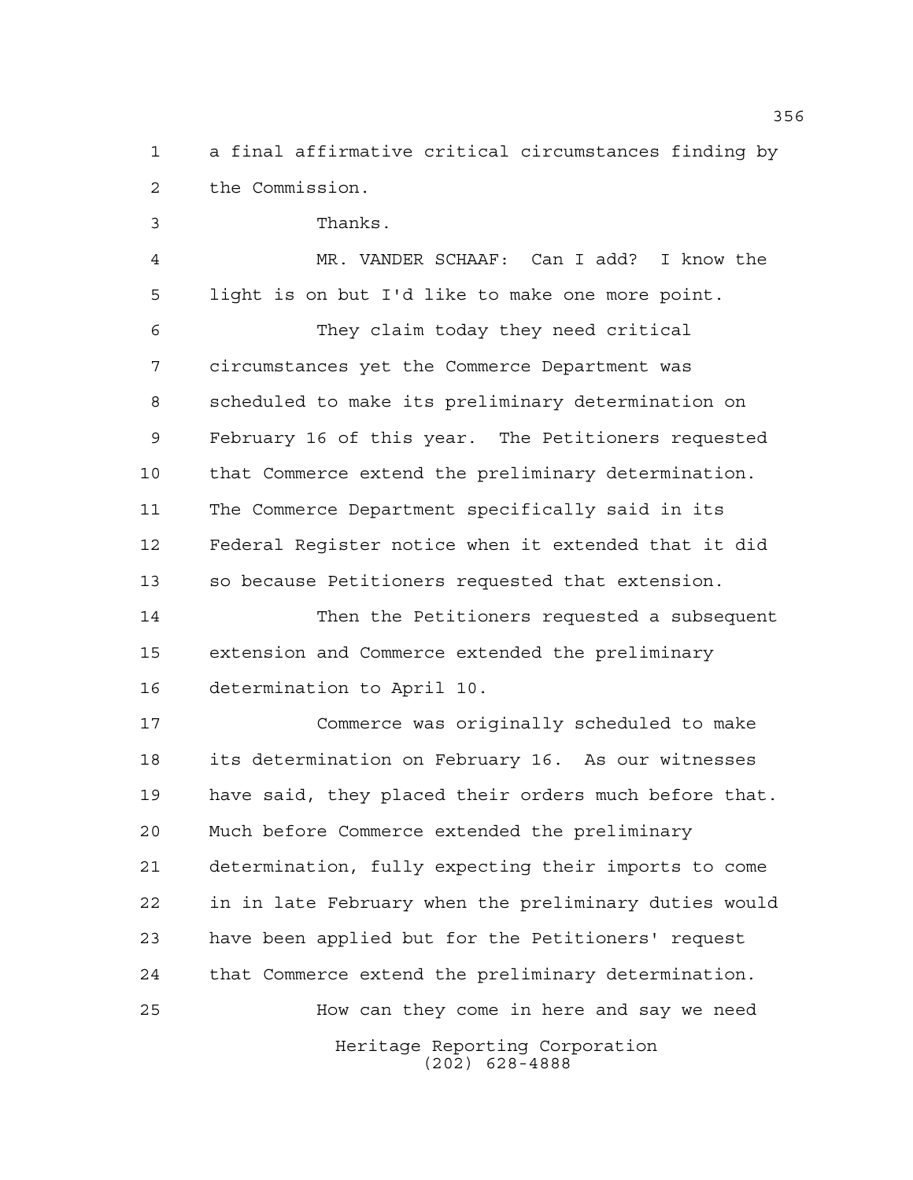a final affirmative critical circumstances finding by the Commission.

Thanks.

MR. VANDER SCHAAF: Can I add? I know the light is on but I'd like to make one more point.

They claim today they need critical circumstances yet the Commerce Department was scheduled to make its preliminary determination on February 16 of this year. The Petitioners requested that Commerce extend the preliminary determination. The Commerce Department specifically said in its Federal Register notice when it extended that it did so because Petitioners requested that extension.

Then the Petitioners requested a subsequent extension and Commerce extended the preliminary determination to April 10.

Commerce was originally scheduled to make its determination on February 16. As our witnesses have said, they placed their orders much before that. Much before Commerce extended the preliminary determination, fully expecting their imports to come in in late February when the preliminary duties would have been applied but for the Petitioners' request that Commerce extend the preliminary determination.

How can they come in here and say we need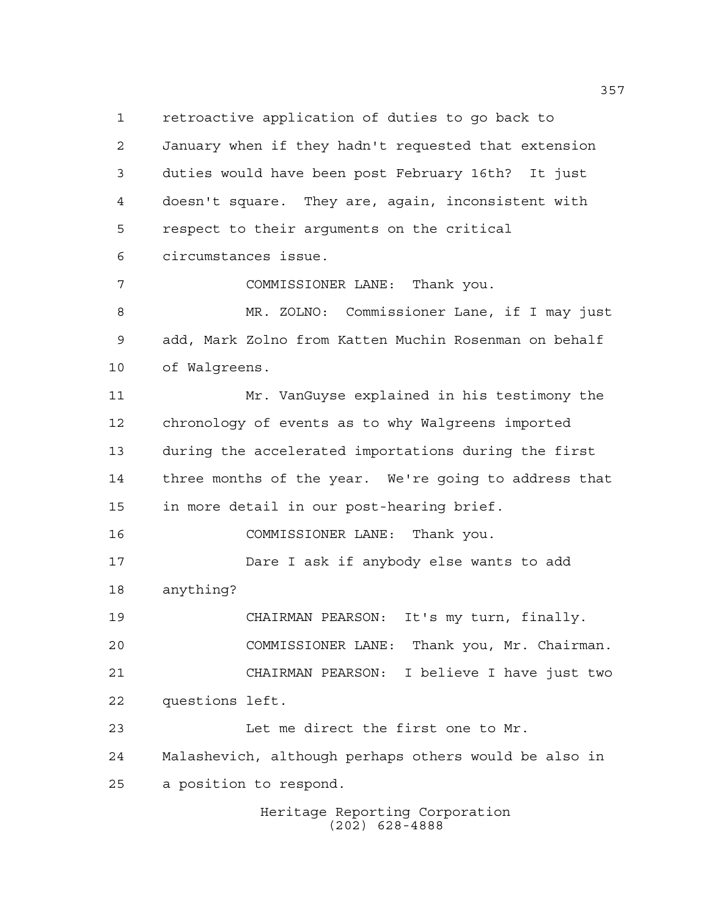retroactive application of duties to go back to January when if they hadn't requested that extension duties would have been post February 16th? It just doesn't square. They are, again, inconsistent with respect to their arguments on the critical circumstances issue.

COMMISSIONER LANE: Thank you.

MR. ZOLNO: Commissioner Lane, if I may just add, Mark Zolno from Katten Muchin Rosenman on behalf of Walgreens.

Mr. VanGuyse explained in his testimony the chronology of events as to why Walgreens imported during the accelerated importations during the first three months of the year. We're going to address that in more detail in our post-hearing brief.

COMMISSIONER LANE: Thank you.

Dare I ask if anybody else wants to add anything?

CHAIRMAN PEARSON: It's my turn, finally.

COMMISSIONER LANE: Thank you, Mr. Chairman.

CHAIRMAN PEARSON: I believe I have just two questions left.

Let me direct the first one to Mr. Malashevich, although perhaps others would be also in a position to respond.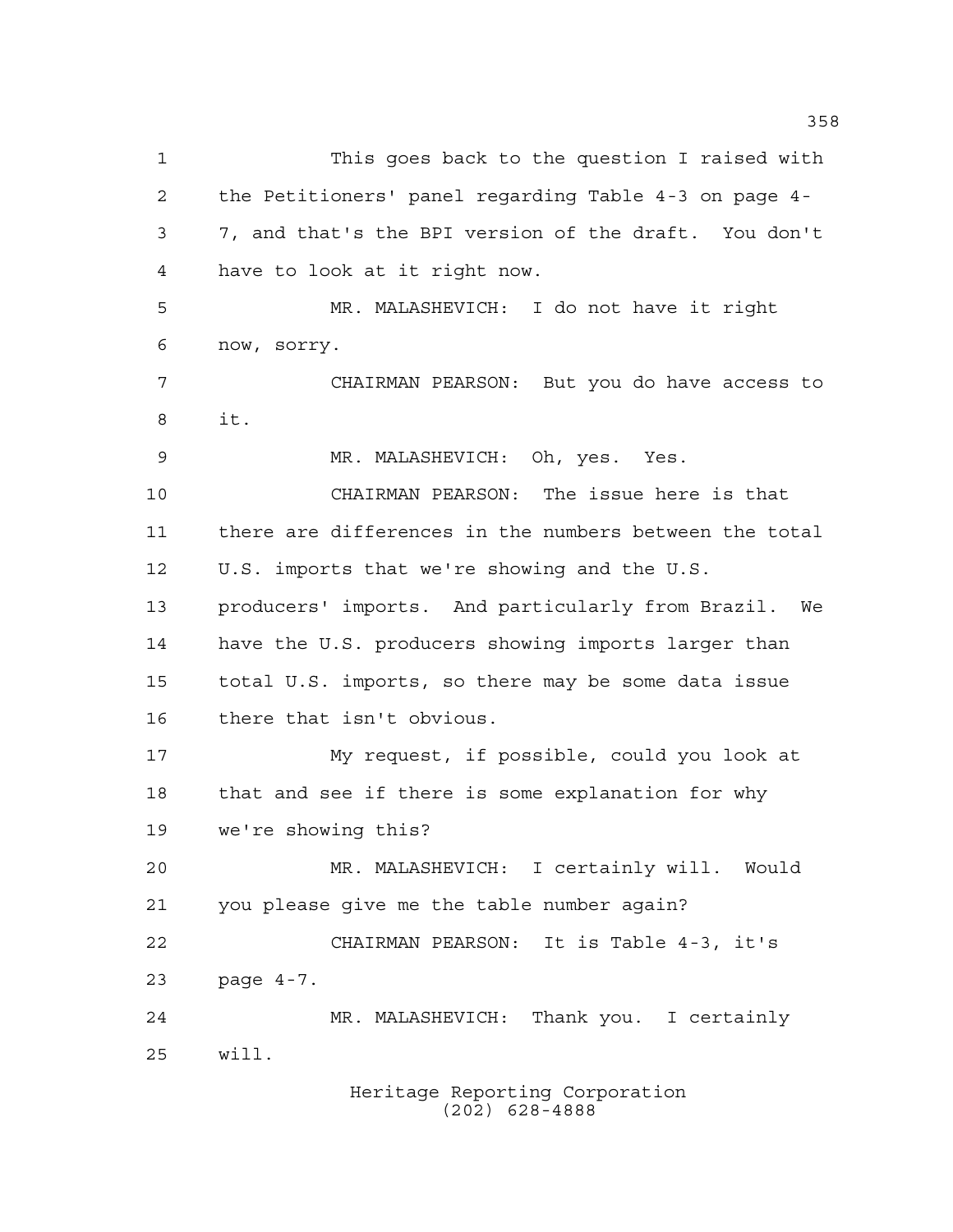This goes back to the question I raised with the Petitioners' panel regarding Table 4-3 on page 4-7, and that's the BPI version of the draft. You don't have to look at it right now.

MR. MALASHEVICH: I do not have it right now, sorry.

CHAIRMAN PEARSON: But you do have access to it.

MR. MALASHEVICH: Oh, yes. Yes.

CHAIRMAN PEARSON: The issue here is that there are differences in the numbers between the total U.S. imports that we're showing and the U.S. producers' imports. And particularly from Brazil. We have the U.S. producers showing imports larger than total U.S. imports, so there may be some data issue there that isn't obvious.

My request, if possible, could you look at that and see if there is some explanation for why we're showing this?

MR. MALASHEVICH: I certainly will. Would you please give me the table number again?

CHAIRMAN PEARSON: It is Table 4-3, it's page 4-7.

MR. MALASHEVICH: Thank you. I certainly will.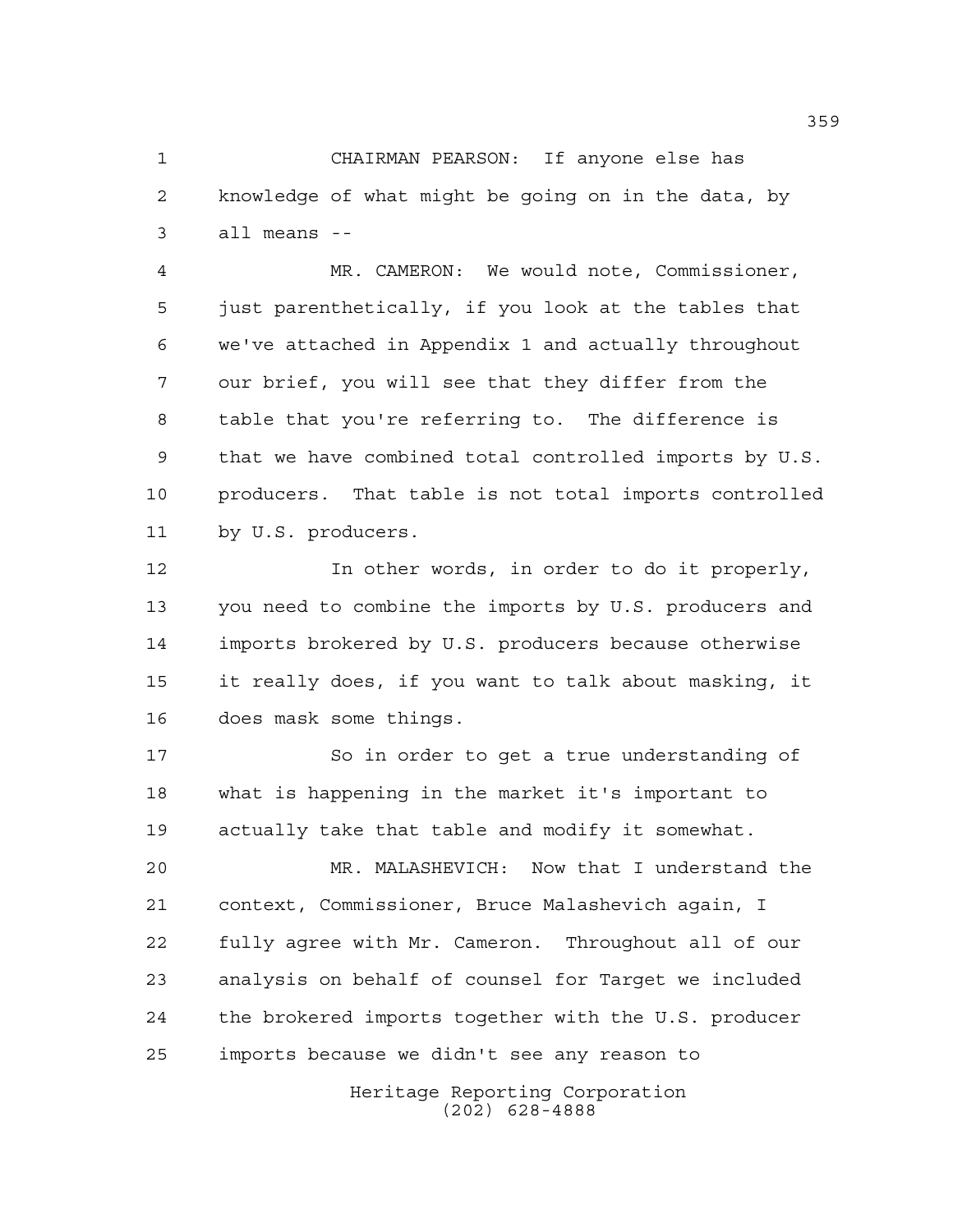CHAIRMAN PEARSON: If anyone else has knowledge of what might be going on in the data, by all means --

MR. CAMERON: We would note, Commissioner, just parenthetically, if you look at the tables that we've attached in Appendix 1 and actually throughout our brief, you will see that they differ from the table that you're referring to. The difference is that we have combined total controlled imports by U.S. producers. That table is not total imports controlled by U.S. producers.

In other words, in order to do it properly, you need to combine the imports by U.S. producers and imports brokered by U.S. producers because otherwise it really does, if you want to talk about masking, it does mask some things.

So in order to get a true understanding of what is happening in the market it's important to actually take that table and modify it somewhat.

MR. MALASHEVICH: Now that I understand the context, Commissioner, Bruce Malashevich again, I fully agree with Mr. Cameron. Throughout all of our analysis on behalf of counsel for Target we included the brokered imports together with the U.S. producer imports because we didn't see any reason to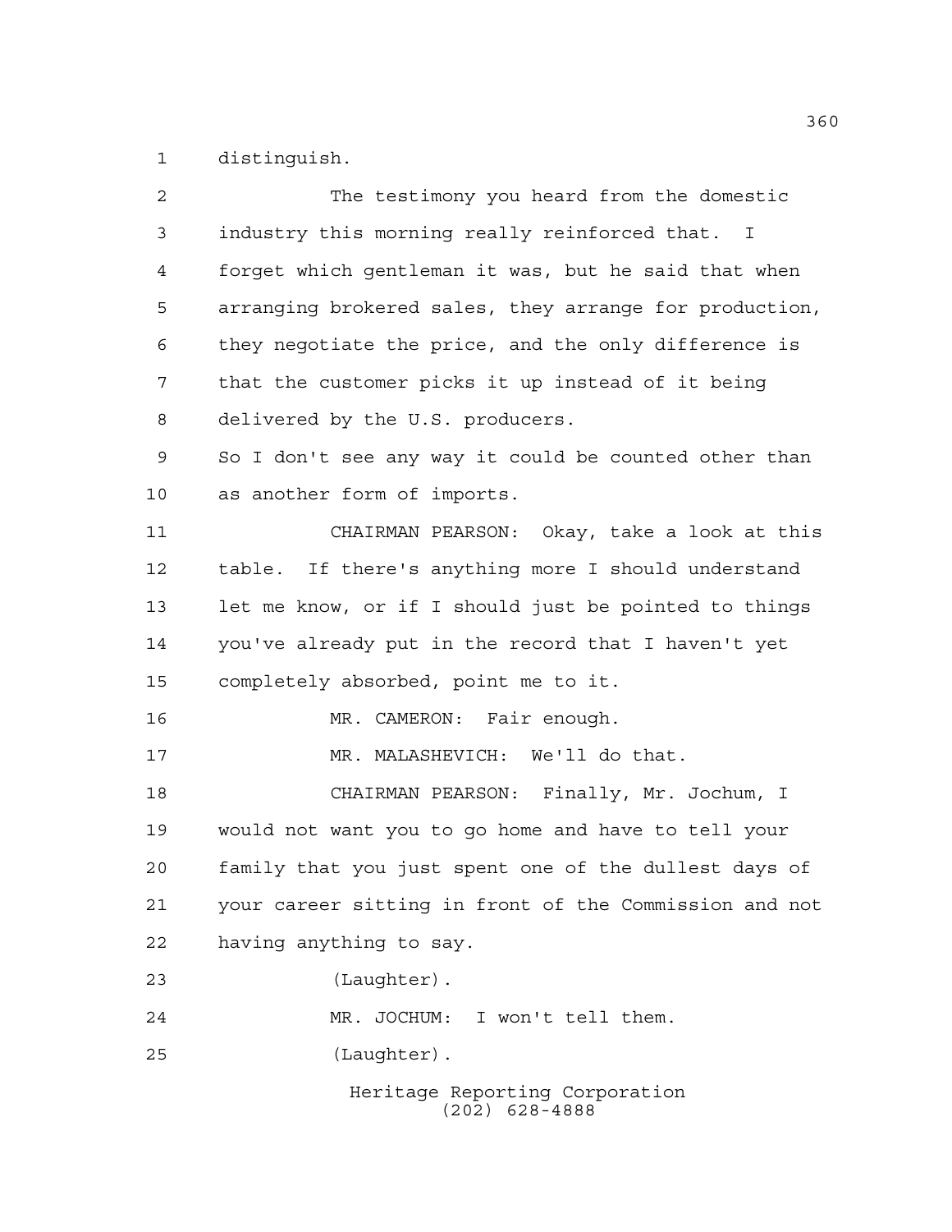distinguish.

The testimony you heard from the domestic industry this morning really reinforced that. I forget which gentleman it was, but he said that when arranging brokered sales, they arrange for production, they negotiate the price, and the only difference is that the customer picks it up instead of it being delivered by the U.S. producers.

So I don't see any way it could be counted other than as another form of imports.

CHAIRMAN PEARSON: Okay, take a look at this table. If there's anything more I should understand let me know, or if I should just be pointed to things you've already put in the record that I haven't yet completely absorbed, point me to it.

MR. CAMERON: Fair enough.

MR. MALASHEVICH: We'll do that.

CHAIRMAN PEARSON: Finally, Mr. Jochum, I would not want you to go home and have to tell your family that you just spent one of the dullest days of your career sitting in front of the Commission and not having anything to say.

(Laughter).

MR. JOCHUM: I won't tell them.

(Laughter).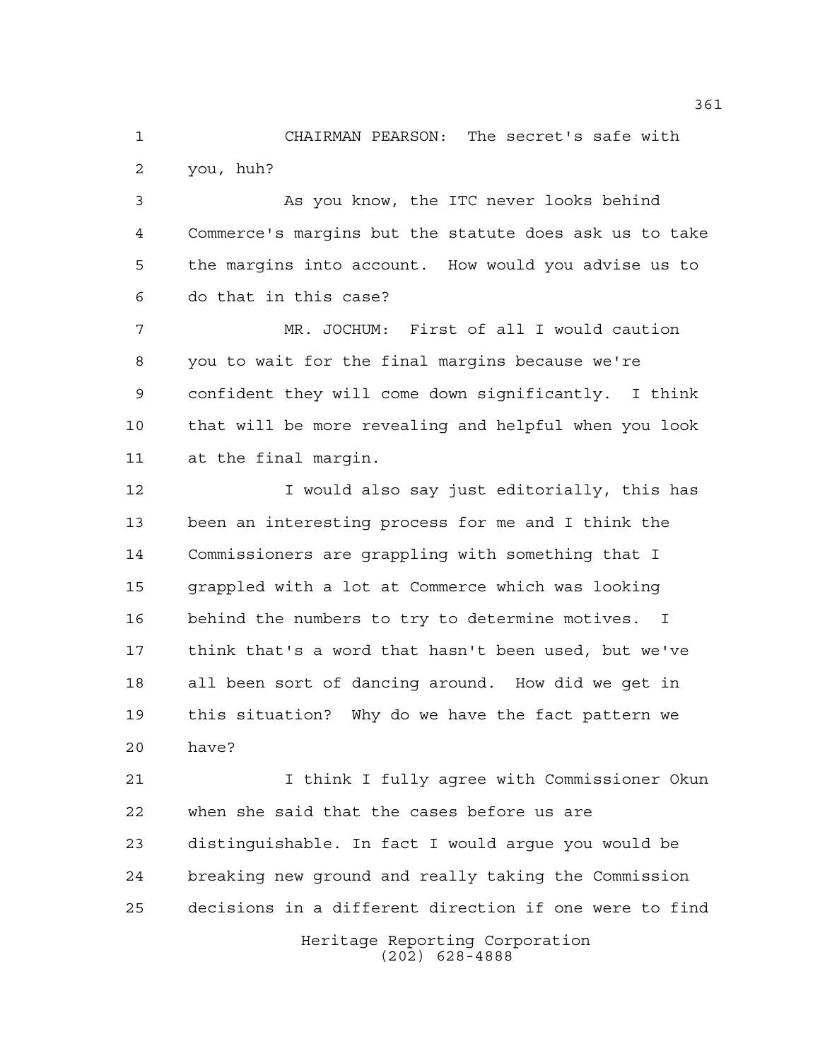CHAIRMAN PEARSON: The secret's safe with you, huh?

As you know, the ITC never looks behind Commerce's margins but the statute does ask us to take the margins into account. How would you advise us to do that in this case?

MR. JOCHUM: First of all I would caution you to wait for the final margins because we're confident they will come down significantly. I think that will be more revealing and helpful when you look at the final margin.

I would also say just editorially, this has been an interesting process for me and I think the Commissioners are grappling with something that I grappled with a lot at Commerce which was looking behind the numbers to try to determine motives. I think that's a word that hasn't been used, but we've all been sort of dancing around. How did we get in this situation? Why do we have the fact pattern we have?

I think I fully agree with Commissioner Okun when she said that the cases before us are distinguishable. In fact I would argue you would be breaking new ground and really taking the Commission decisions in a different direction if one were to find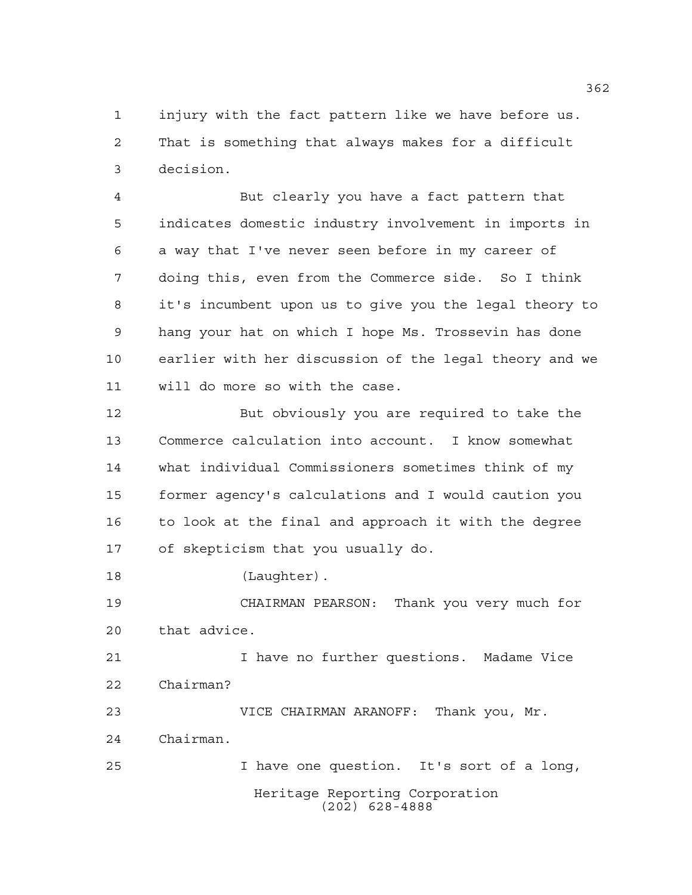injury with the fact pattern like we have before us. That is something that always makes for a difficult decision.

But clearly you have a fact pattern that indicates domestic industry involvement in imports in a way that I've never seen before in my career of doing this, even from the Commerce side. So I think it's incumbent upon us to give you the legal theory to hang your hat on which I hope Ms. Trossevin has done earlier with her discussion of the legal theory and we will do more so with the case.

But obviously you are required to take the Commerce calculation into account. I know somewhat what individual Commissioners sometimes think of my former agency's calculations and I would caution you to look at the final and approach it with the degree of skepticism that you usually do.

(Laughter).

CHAIRMAN PEARSON: Thank you very much for that advice.

I have no further questions. Madame Vice Chairman?

VICE CHAIRMAN ARANOFF: Thank you, Mr. Chairman.

I have one question. It's sort of a long,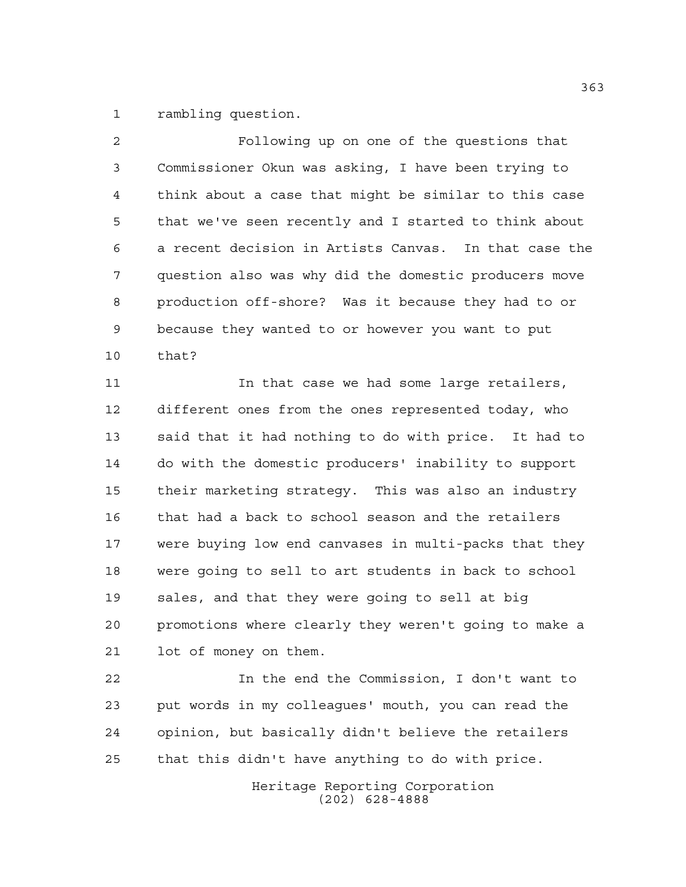rambling question.

Following up on one of the questions that Commissioner Okun was asking, I have been trying to think about a case that might be similar to this case that we've seen recently and I started to think about a recent decision in Artists Canvas. In that case the question also was why did the domestic producers move production off-shore? Was it because they had to or because they wanted to or however you want to put that?

In that case we had some large retailers, different ones from the ones represented today, who said that it had nothing to do with price. It had to do with the domestic producers' inability to support their marketing strategy. This was also an industry that had a back to school season and the retailers were buying low end canvases in multi-packs that they were going to sell to art students in back to school sales, and that they were going to sell at big promotions where clearly they weren't going to make a lot of money on them.

In the end the Commission, I don't want to put words in my colleagues' mouth, you can read the opinion, but basically didn't believe the retailers that this didn't have anything to do with price.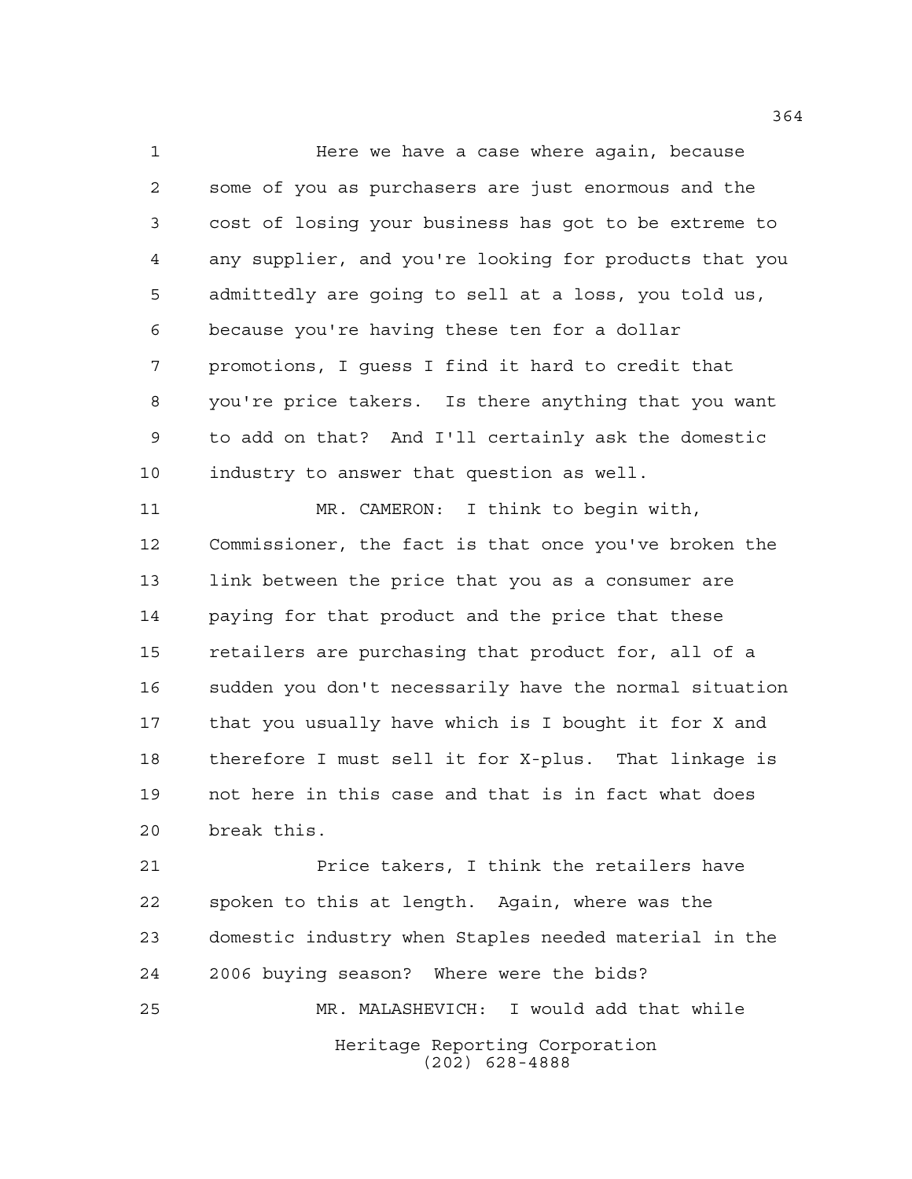Here we have a case where again, because some of you as purchasers are just enormous and the cost of losing your business has got to be extreme to any supplier, and you're looking for products that you admittedly are going to sell at a loss, you told us, because you're having these ten for a dollar promotions, I guess I find it hard to credit that you're price takers. Is there anything that you want to add on that? And I'll certainly ask the domestic industry to answer that question as well.

MR. CAMERON: I think to begin with, Commissioner, the fact is that once you've broken the link between the price that you as a consumer are paying for that product and the price that these retailers are purchasing that product for, all of a sudden you don't necessarily have the normal situation that you usually have which is I bought it for X and therefore I must sell it for X-plus. That linkage is not here in this case and that is in fact what does break this.

Price takers, I think the retailers have spoken to this at length. Again, where was the domestic industry when Staples needed material in the 2006 buying season? Where were the bids?

MR. MALASHEVICH: I would add that while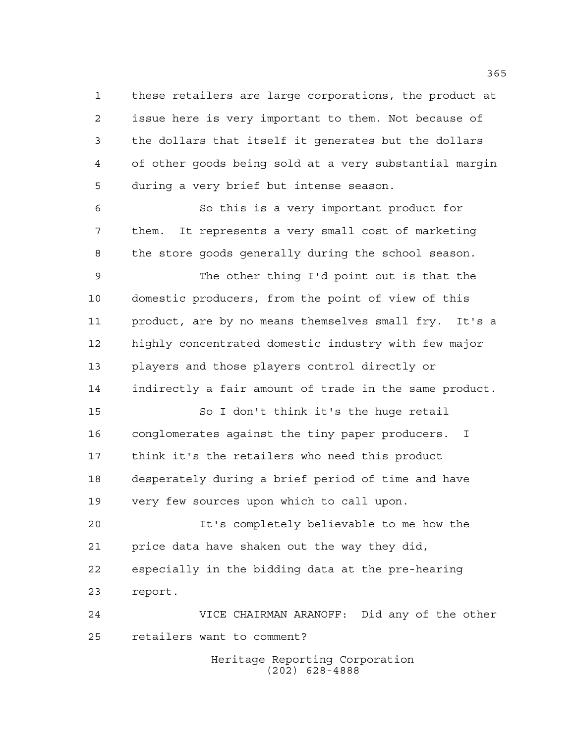these retailers are large corporations, the product at issue here is very important to them. Not because of the dollars that itself it generates but the dollars of other goods being sold at a very substantial margin during a very brief but intense season.

So this is a very important product for them. It represents a very small cost of marketing the store goods generally during the school season.

The other thing I'd point out is that the domestic producers, from the point of view of this product, are by no means themselves small fry. It's a highly concentrated domestic industry with few major players and those players control directly or indirectly a fair amount of trade in the same product.

So I don't think it's the huge retail conglomerates against the tiny paper producers. I think it's the retailers who need this product desperately during a brief period of time and have very few sources upon which to call upon.

It's completely believable to me how the price data have shaken out the way they did, especially in the bidding data at the pre-hearing report.

VICE CHAIRMAN ARANOFF: Did any of the other retailers want to comment?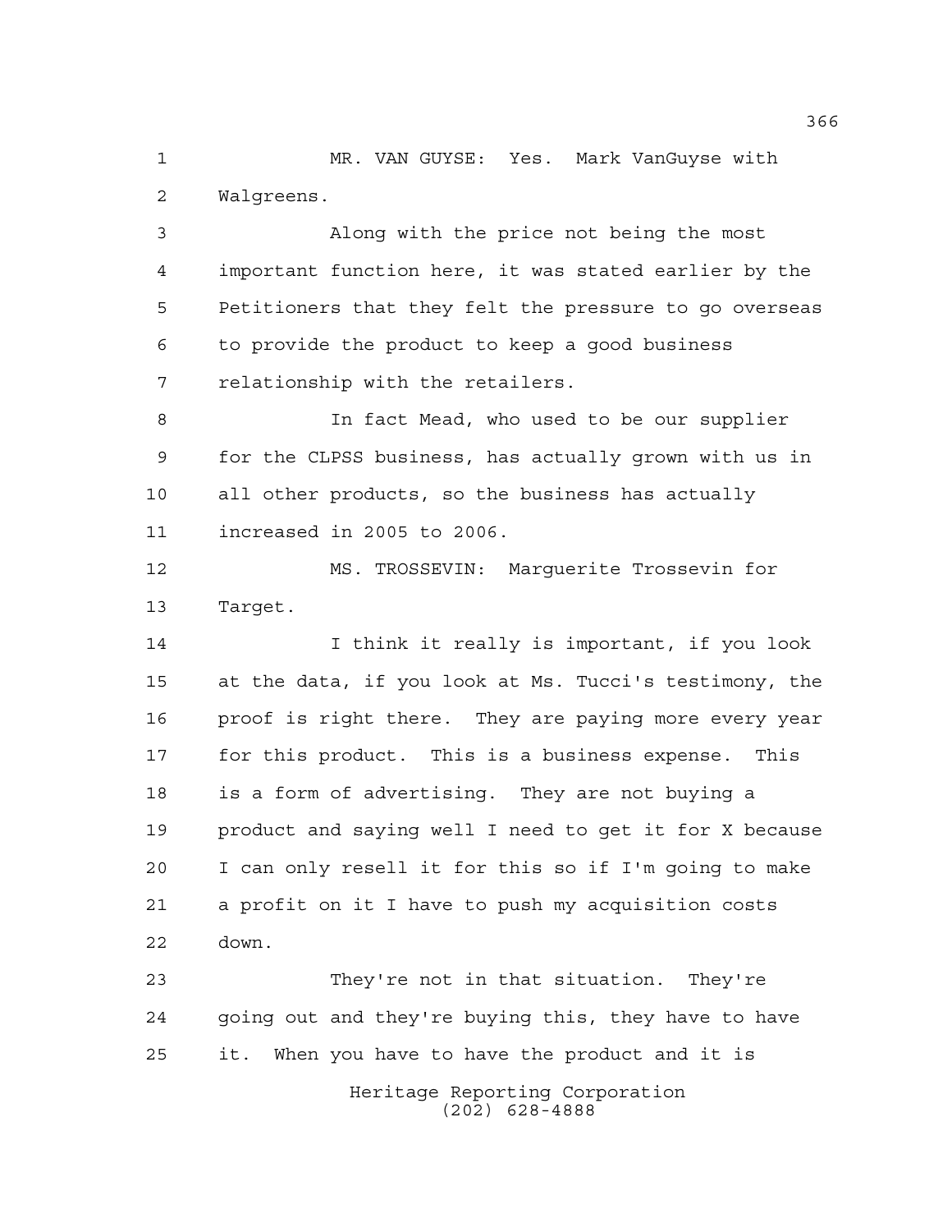MR. VAN GUYSE: Yes. Mark VanGuyse with Walgreens.

Along with the price not being the most important function here, it was stated earlier by the Petitioners that they felt the pressure to go overseas to provide the product to keep a good business relationship with the retailers.

In fact Mead, who used to be our supplier for the CLPSS business, has actually grown with us in all other products, so the business has actually increased in 2005 to 2006.

MS. TROSSEVIN: Marguerite Trossevin for Target.

I think it really is important, if you look at the data, if you look at Ms. Tucci's testimony, the proof is right there. They are paying more every year for this product. This is a business expense. This is a form of advertising. They are not buying a product and saying well I need to get it for X because I can only resell it for this so if I'm going to make a profit on it I have to push my acquisition costs down.

They're not in that situation. They're going out and they're buying this, they have to have it. When you have to have the product and it is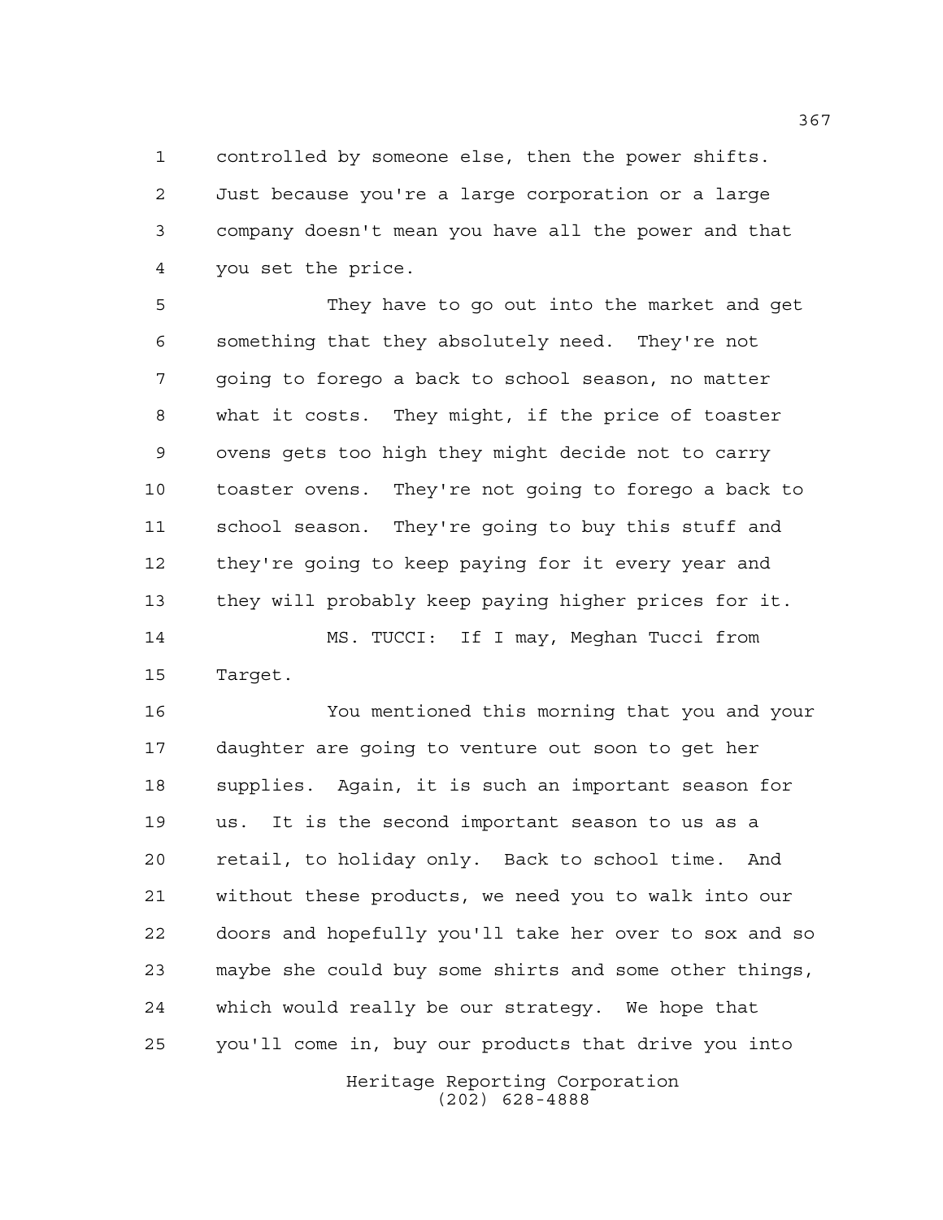controlled by someone else, then the power shifts. Just because you're a large corporation or a large company doesn't mean you have all the power and that you set the price.

They have to go out into the market and get something that they absolutely need. They're not going to forego a back to school season, no matter what it costs. They might, if the price of toaster ovens gets too high they might decide not to carry toaster ovens. They're not going to forego a back to school season. They're going to buy this stuff and they're going to keep paying for it every year and they will probably keep paying higher prices for it.

MS. TUCCI: If I may, Meghan Tucci from Target.

You mentioned this morning that you and your daughter are going to venture out soon to get her supplies. Again, it is such an important season for us. It is the second important season to us as a retail, to holiday only. Back to school time. And without these products, we need you to walk into our doors and hopefully you'll take her over to sox and so maybe she could buy some shirts and some other things, which would really be our strategy. We hope that you'll come in, buy our products that drive you into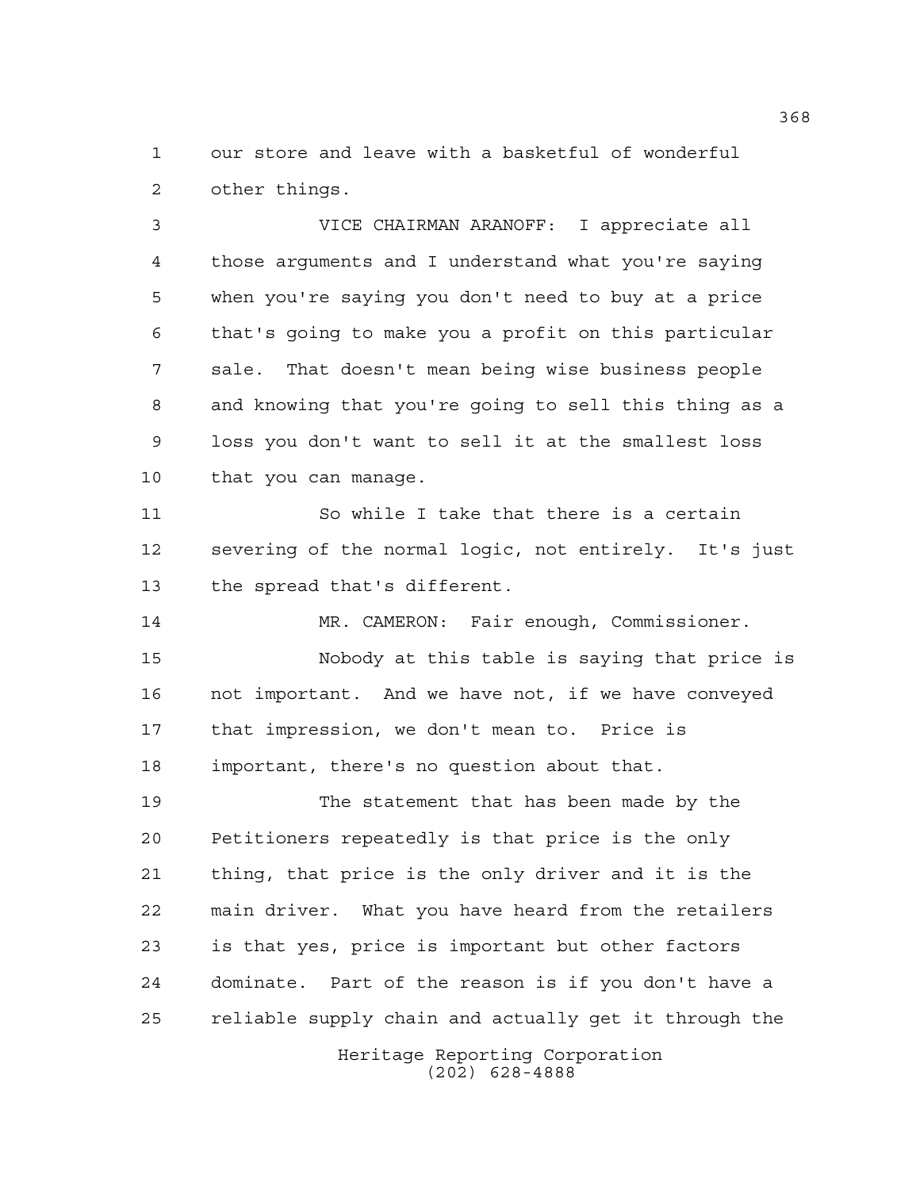our store and leave with a basketful of wonderful other things.

VICE CHAIRMAN ARANOFF: I appreciate all those arguments and I understand what you're saying when you're saying you don't need to buy at a price that's going to make you a profit on this particular sale. That doesn't mean being wise business people and knowing that you're going to sell this thing as a loss you don't want to sell it at the smallest loss that you can manage.

So while I take that there is a certain severing of the normal logic, not entirely. It's just the spread that's different.

MR. CAMERON: Fair enough, Commissioner.

Nobody at this table is saying that price is not important. And we have not, if we have conveyed that impression, we don't mean to. Price is important, there's no question about that.

The statement that has been made by the Petitioners repeatedly is that price is the only thing, that price is the only driver and it is the main driver. What you have heard from the retailers is that yes, price is important but other factors dominate. Part of the reason is if you don't have a reliable supply chain and actually get it through the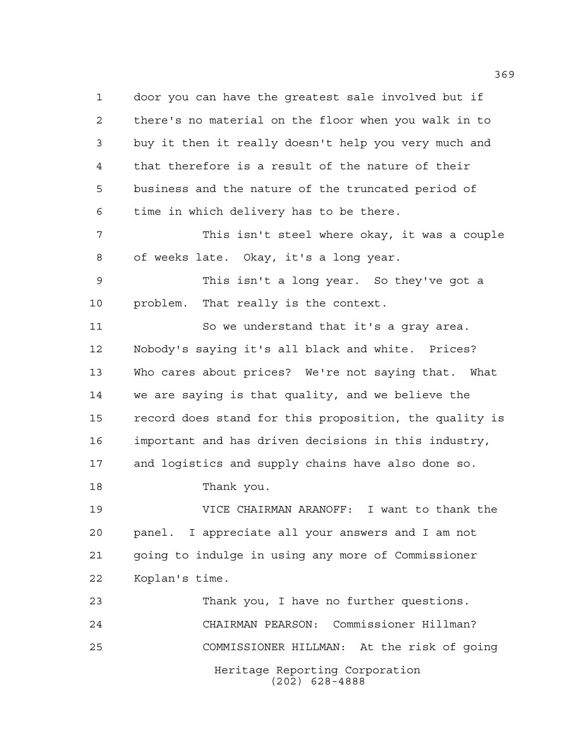door you can have the greatest sale involved but if there's no material on the floor when you walk in to buy it then it really doesn't help you very much and that therefore is a result of the nature of their business and the nature of the truncated period of time in which delivery has to be there.

This isn't steel where okay, it was a couple of weeks late. Okay, it's a long year.

This isn't a long year. So they've got a problem. That really is the context.

So we understand that it's a gray area. Nobody's saying it's all black and white. Prices? Who cares about prices? We're not saying that. What we are saying is that quality, and we believe the record does stand for this proposition, the quality is important and has driven decisions in this industry, and logistics and supply chains have also done so.

Thank you.

VICE CHAIRMAN ARANOFF: I want to thank the panel. I appreciate all your answers and I am not going to indulge in using any more of Commissioner Koplan's time.

Thank you, I have no further questions.

CHAIRMAN PEARSON: Commissioner Hillman?

COMMISSIONER HILLMAN: At the risk of going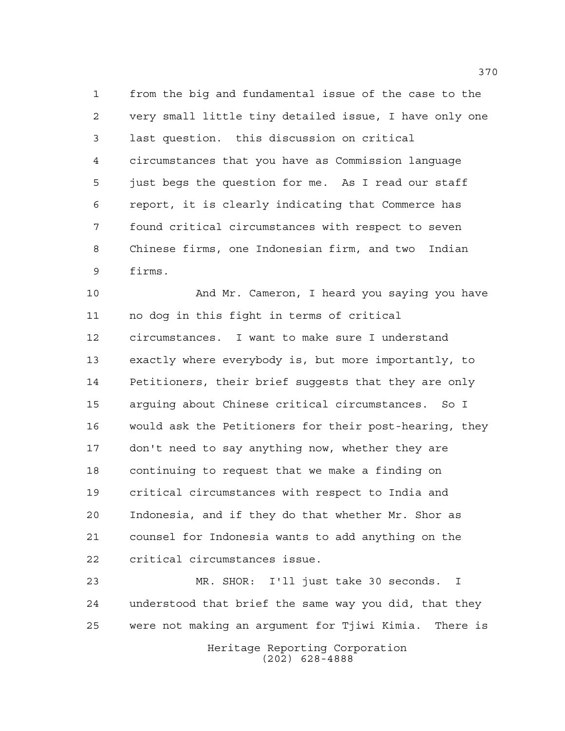from the big and fundamental issue of the case to the very small little tiny detailed issue, I have only one last question. this discussion on critical circumstances that you have as Commission language just begs the question for me. As I read our staff report, it is clearly indicating that Commerce has found critical circumstances with respect to seven Chinese firms, one Indonesian firm, and two Indian firms.

And Mr. Cameron, I heard you saying you have no dog in this fight in terms of critical circumstances. I want to make sure I understand exactly where everybody is, but more importantly, to Petitioners, their brief suggests that they are only arguing about Chinese critical circumstances. So I would ask the Petitioners for their post-hearing, they don't need to say anything now, whether they are continuing to request that we make a finding on critical circumstances with respect to India and Indonesia, and if they do that whether Mr. Shor as counsel for Indonesia wants to add anything on the critical circumstances issue.

MR. SHOR: I'll just take 30 seconds. I understood that brief the same way you did, that they were not making an argument for Tjiwi Kimia. There is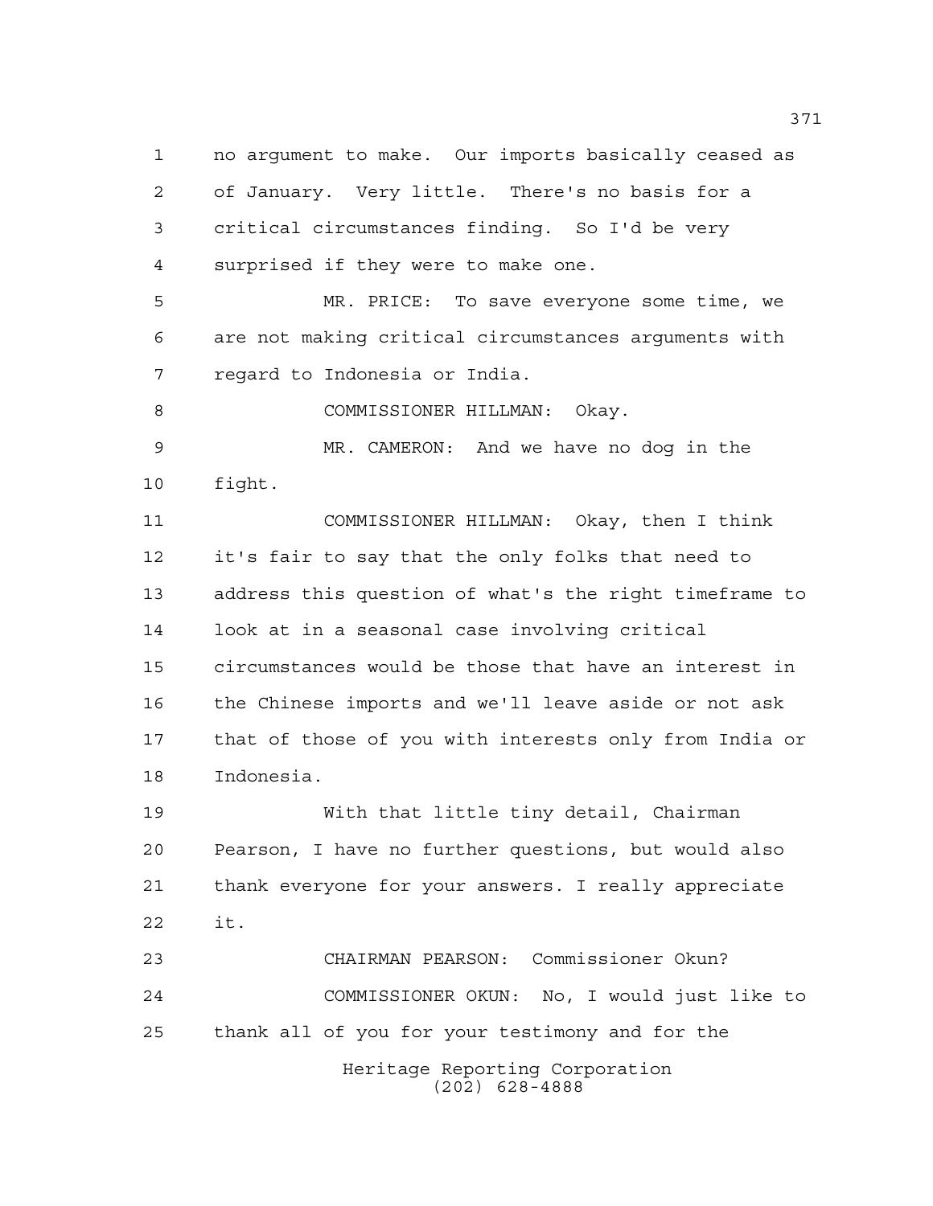no argument to make. Our imports basically ceased as of January. Very little. There's no basis for a critical circumstances finding. So I'd be very surprised if they were to make one.

MR. PRICE: To save everyone some time, we are not making critical circumstances arguments with regard to Indonesia or India.

COMMISSIONER HILLMAN: Okay.

MR. CAMERON: And we have no dog in the fight.

COMMISSIONER HILLMAN: Okay, then I think it's fair to say that the only folks that need to address this question of what's the right timeframe to look at in a seasonal case involving critical circumstances would be those that have an interest in the Chinese imports and we'll leave aside or not ask that of those of you with interests only from India or Indonesia.

With that little tiny detail, Chairman Pearson, I have no further questions, but would also thank everyone for your answers. I really appreciate it.

CHAIRMAN PEARSON: Commissioner Okun?

COMMISSIONER OKUN: No, I would just like to thank all of you for your testimony and for the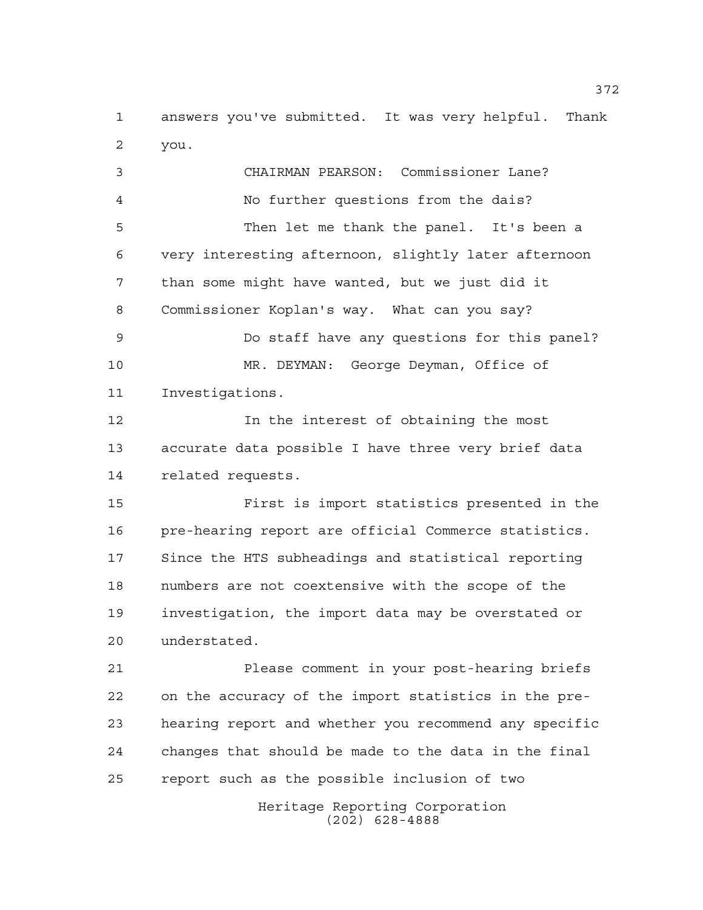answers you've submitted. It was very helpful. Thank you.

CHAIRMAN PEARSON: Commissioner Lane?

No further questions from the dais?

Then let me thank the panel. It's been a very interesting afternoon, slightly later afternoon than some might have wanted, but we just did it Commissioner Koplan's way. What can you say?

Do staff have any questions for this panel?

MR. DEYMAN: George Deyman, Office of Investigations.

In the interest of obtaining the most accurate data possible I have three very brief data related requests.

First is import statistics presented in the pre-hearing report are official Commerce statistics. Since the HTS subheadings and statistical reporting numbers are not coextensive with the scope of the investigation, the import data may be overstated or understated.

Please comment in your post-hearing briefs on the accuracy of the import statistics in the pre-hearing report and whether you recommend any specific changes that should be made to the data in the final report such as the possible inclusion of two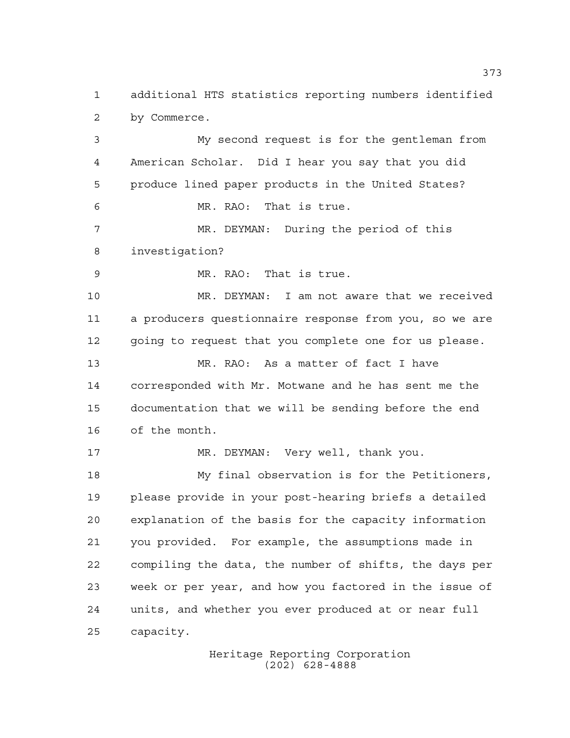additional HTS statistics reporting numbers identified by Commerce.

My second request is for the gentleman from American Scholar. Did I hear you say that you did produce lined paper products in the United States?

MR. RAO: That is true.

MR. DEYMAN: During the period of this investigation?

MR. RAO: That is true.

MR. DEYMAN: I am not aware that we received a producers questionnaire response from you, so we are going to request that you complete one for us please.

MR. RAO: As a matter of fact I have corresponded with Mr. Motwane and he has sent me the documentation that we will be sending before the end of the month.

MR. DEYMAN: Very well, thank you.

My final observation is for the Petitioners, please provide in your post-hearing briefs a detailed explanation of the basis for the capacity information you provided. For example, the assumptions made in compiling the data, the number of shifts, the days per week or per year, and how you factored in the issue of units, and whether you ever produced at or near full capacity.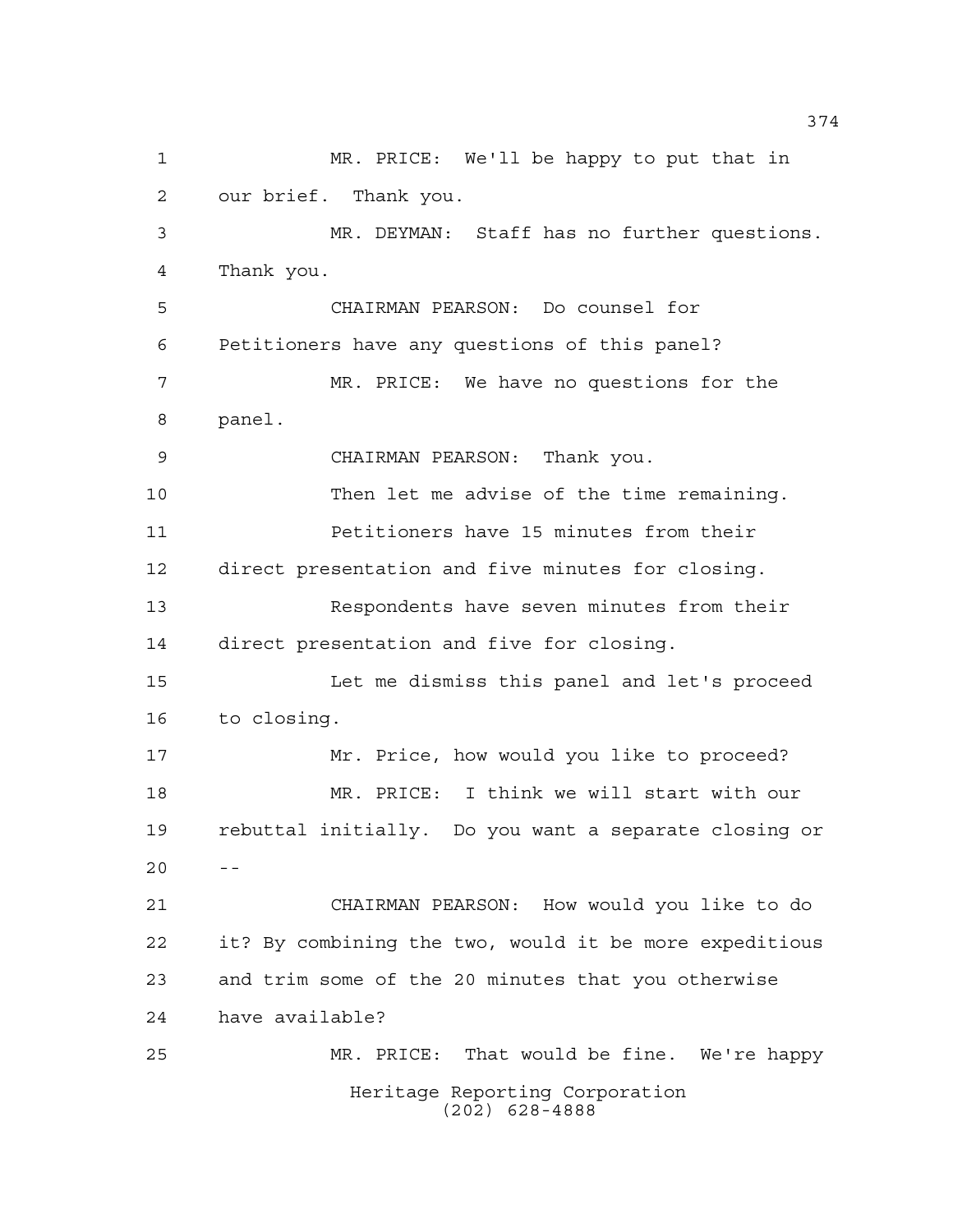MR. PRICE: We'll be happy to put that in our brief. Thank you.

MR. DEYMAN: Staff has no further questions. Thank you.

CHAIRMAN PEARSON: Do counsel for Petitioners have any questions of this panel?

MR. PRICE: We have no questions for the panel.

CHAIRMAN PEARSON: Thank you.

Then let me advise of the time remaining.

Petitioners have 15 minutes from their direct presentation and five minutes for closing.

Respondents have seven minutes from their direct presentation and five for closing.

Let me dismiss this panel and let's proceed to closing.

Mr. Price, how would you like to proceed?

MR. PRICE: I think we will start with our rebuttal initially. Do you want a separate closing or --

CHAIRMAN PEARSON: How would you like to do it? By combining the two, would it be more expeditious and trim some of the 20 minutes that you otherwise have available?

MR. PRICE: That would be fine. We're happy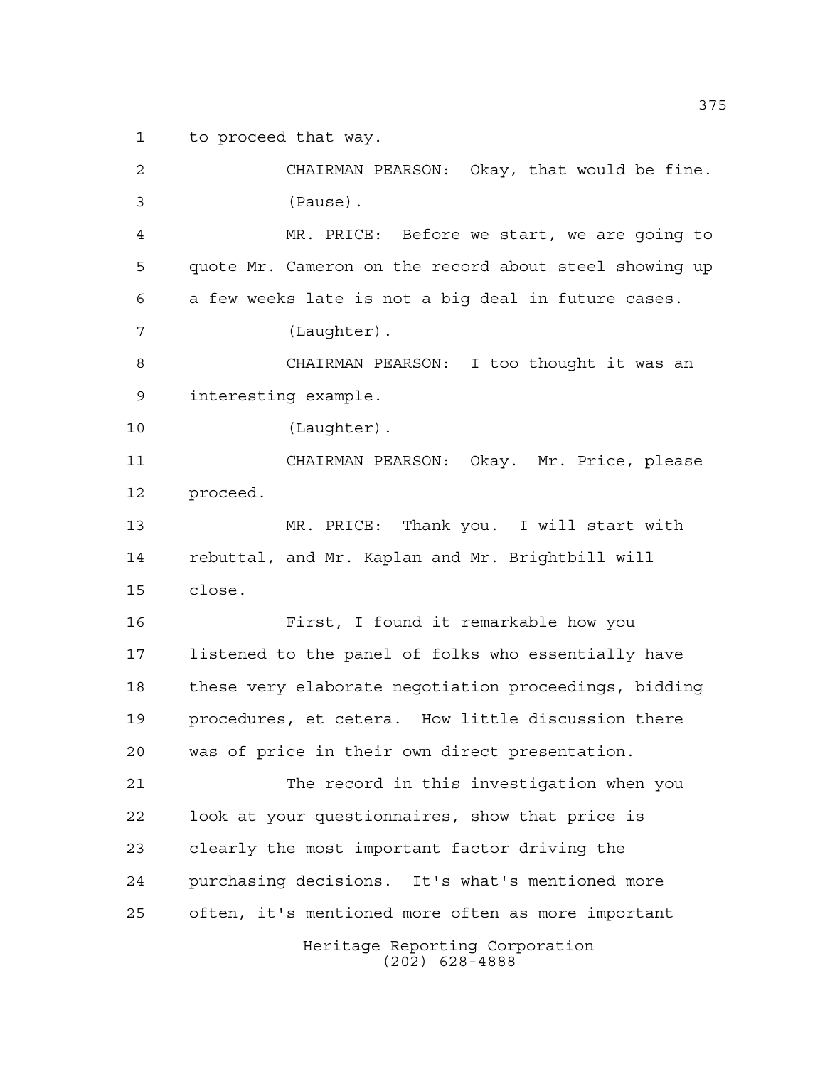to proceed that way.

CHAIRMAN PEARSON: Okay, that would be fine.

(Pause).

MR. PRICE: Before we start, we are going to quote Mr. Cameron on the record about steel showing up a few weeks late is not a big deal in future cases.

(Laughter).

CHAIRMAN PEARSON: I too thought it was an interesting example.

(Laughter).

CHAIRMAN PEARSON: Okay. Mr. Price, please proceed.

MR. PRICE: Thank you. I will start with rebuttal, and Mr. Kaplan and Mr. Brightbill will close.

First, I found it remarkable how you listened to the panel of folks who essentially have these very elaborate negotiation proceedings, bidding procedures, et cetera. How little discussion there was of price in their own direct presentation.

The record in this investigation when you look at your questionnaires, show that price is clearly the most important factor driving the purchasing decisions. It's what's mentioned more often, it's mentioned more often as more important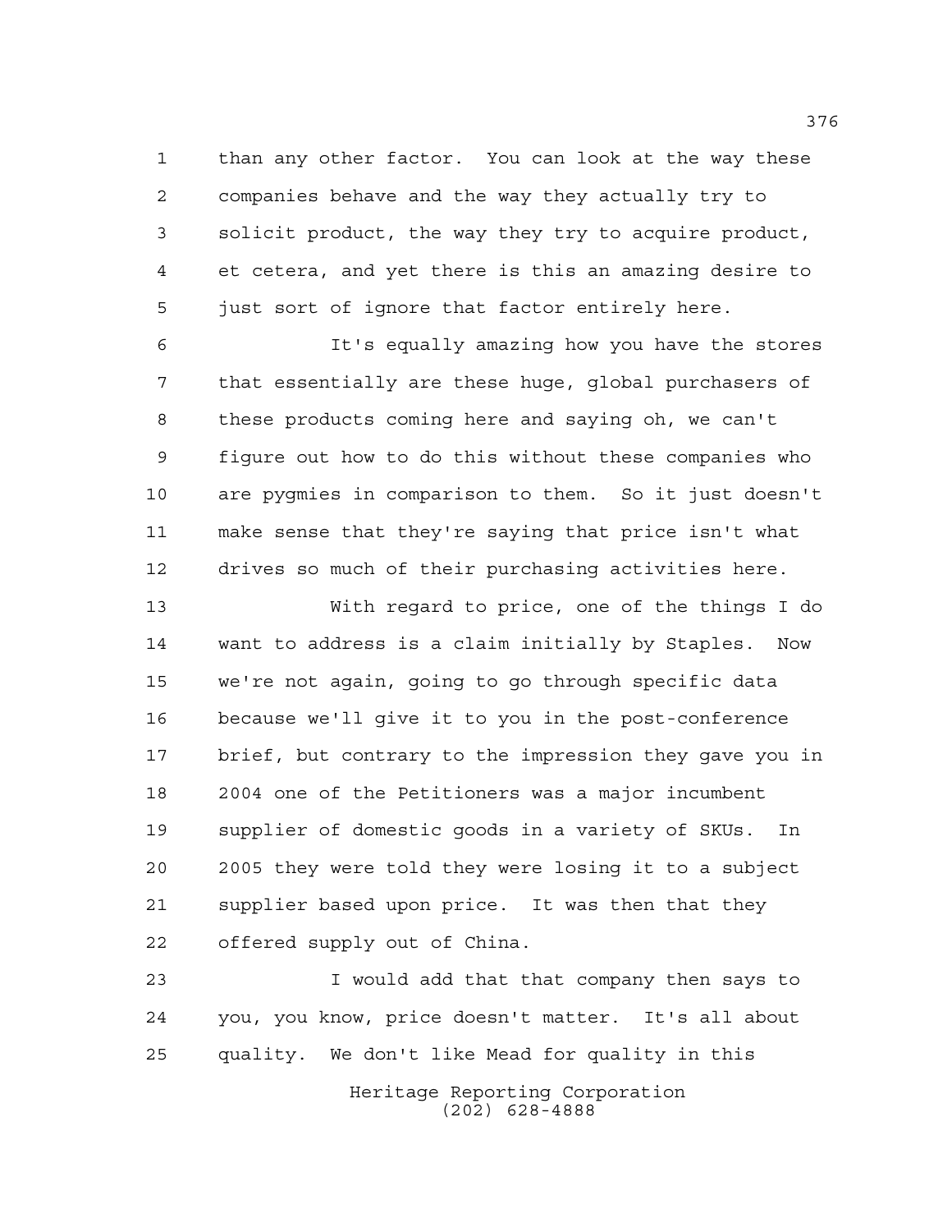than any other factor. You can look at the way these companies behave and the way they actually try to solicit product, the way they try to acquire product, et cetera, and yet there is this an amazing desire to just sort of ignore that factor entirely here.

It's equally amazing how you have the stores that essentially are these huge, global purchasers of these products coming here and saying oh, we can't figure out how to do this without these companies who are pygmies in comparison to them. So it just doesn't make sense that they're saying that price isn't what drives so much of their purchasing activities here.

With regard to price, one of the things I do want to address is a claim initially by Staples. Now we're not again, going to go through specific data because we'll give it to you in the post-conference brief, but contrary to the impression they gave you in 2004 one of the Petitioners was a major incumbent supplier of domestic goods in a variety of SKUs. In 2005 they were told they were losing it to a subject supplier based upon price. It was then that they offered supply out of China.

I would add that that company then says to you, you know, price doesn't matter. It's all about quality. We don't like Mead for quality in this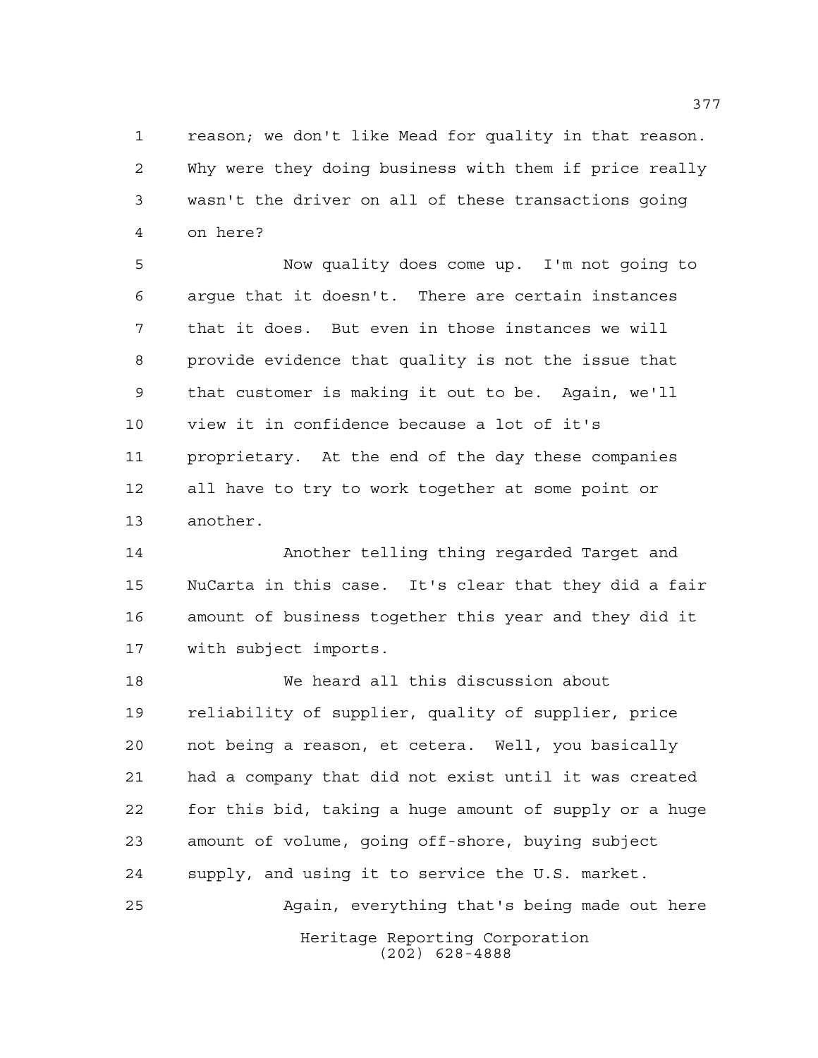reason; we don't like Mead for quality in that reason. Why were they doing business with them if price really wasn't the driver on all of these transactions going on here?

Now quality does come up. I'm not going to argue that it doesn't. There are certain instances that it does. But even in those instances we will provide evidence that quality is not the issue that that customer is making it out to be. Again, we'll view it in confidence because a lot of it's proprietary. At the end of the day these companies all have to try to work together at some point or another.

Another telling thing regarded Target and NuCarta in this case. It's clear that they did a fair amount of business together this year and they did it with subject imports.

We heard all this discussion about reliability of supplier, quality of supplier, price not being a reason, et cetera. Well, you basically had a company that did not exist until it was created for this bid, taking a huge amount of supply or a huge amount of volume, going off-shore, buying subject supply, and using it to service the U.S. market.

Again, everything that's being made out here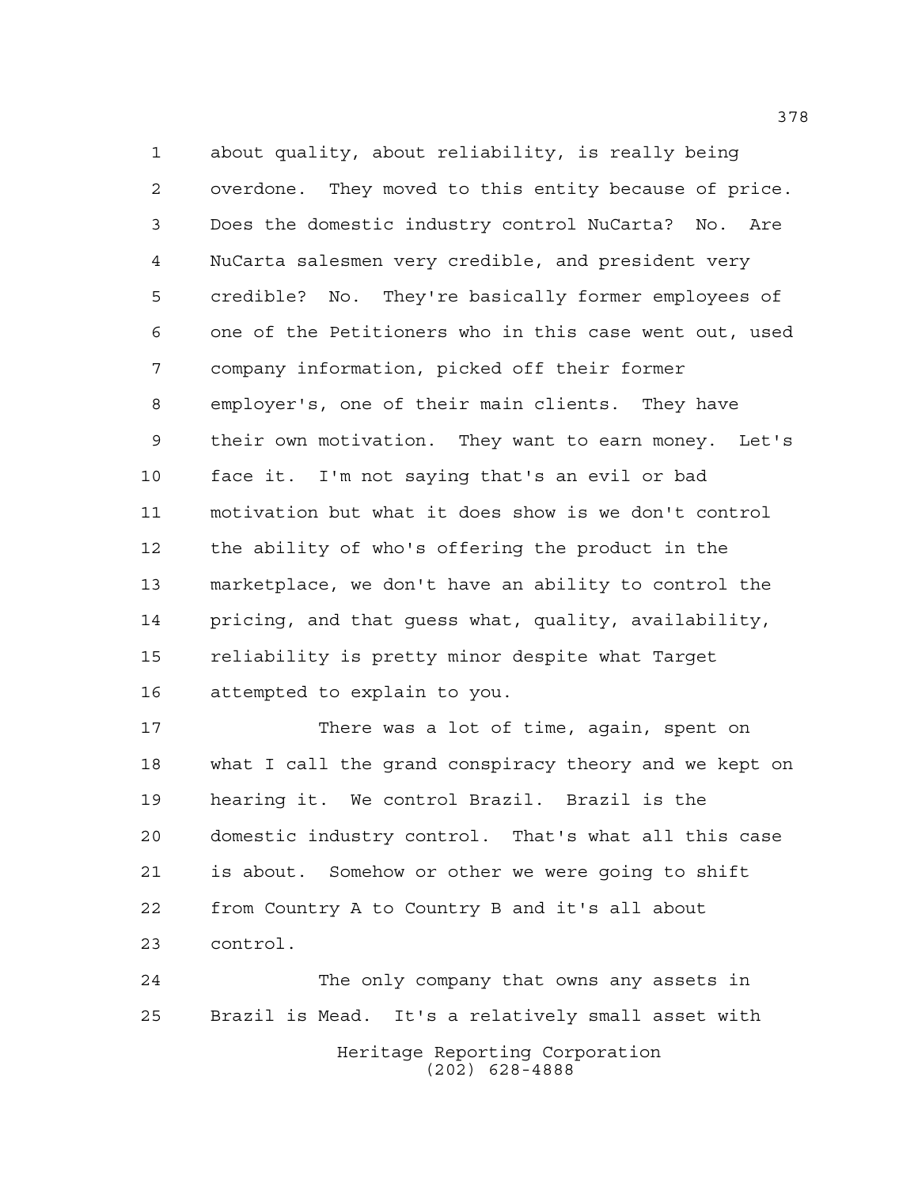about quality, about reliability, is really being overdone. They moved to this entity because of price. Does the domestic industry control NuCarta? No. Are NuCarta salesmen very credible, and president very credible? No. They're basically former employees of one of the Petitioners who in this case went out, used company information, picked off their former employer's, one of their main clients. They have their own motivation. They want to earn money. Let's face it. I'm not saying that's an evil or bad motivation but what it does show is we don't control the ability of who's offering the product in the marketplace, we don't have an ability to control the pricing, and that guess what, quality, availability, reliability is pretty minor despite what Target attempted to explain to you.

There was a lot of time, again, spent on what I call the grand conspiracy theory and we kept on hearing it. We control Brazil. Brazil is the domestic industry control. That's what all this case is about. Somehow or other we were going to shift from Country A to Country B and it's all about control.

The only company that owns any assets in Brazil is Mead. It's a relatively small asset with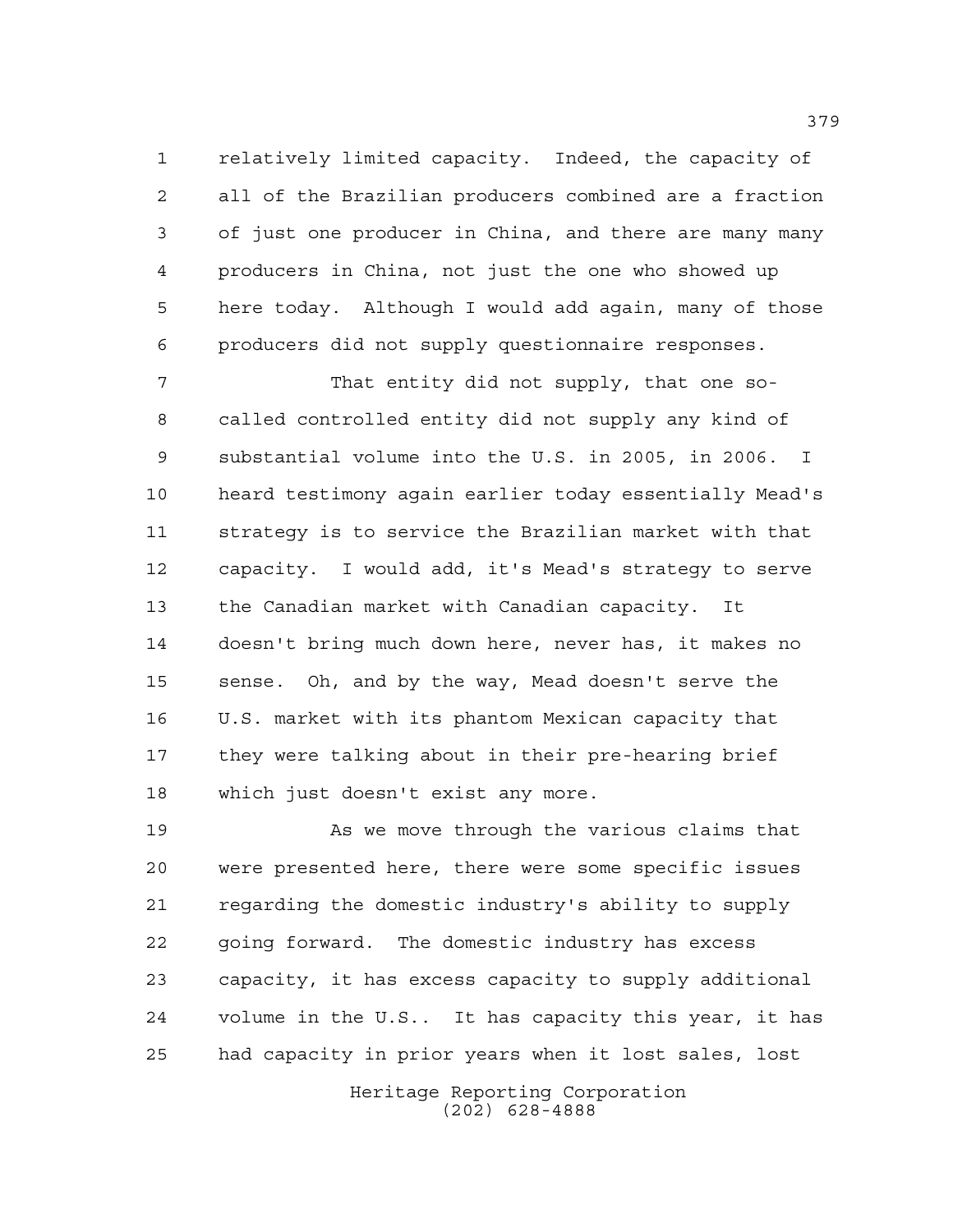relatively limited capacity. Indeed, the capacity of all of the Brazilian producers combined are a fraction of just one producer in China, and there are many many producers in China, not just the one who showed up here today. Although I would add again, many of those producers did not supply questionnaire responses.

That entity did not supply, that one so-called controlled entity did not supply any kind of substantial volume into the U.S. in 2005, in 2006. I heard testimony again earlier today essentially Mead's strategy is to service the Brazilian market with that capacity. I would add, it's Mead's strategy to serve the Canadian market with Canadian capacity. It doesn't bring much down here, never has, it makes no sense. Oh, and by the way, Mead doesn't serve the U.S. market with its phantom Mexican capacity that they were talking about in their pre-hearing brief which just doesn't exist any more.

As we move through the various claims that were presented here, there were some specific issues regarding the domestic industry's ability to supply going forward. The domestic industry has excess capacity, it has excess capacity to supply additional volume in the U.S.. It has capacity this year, it has had capacity in prior years when it lost sales, lost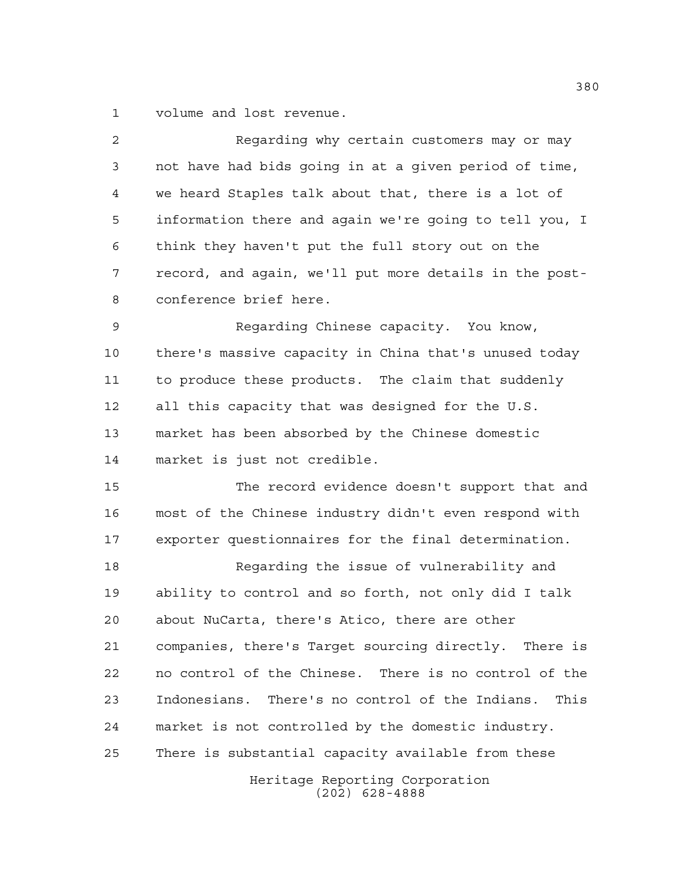volume and lost revenue.

Regarding why certain customers may or may not have had bids going in at a given period of time, we heard Staples talk about that, there is a lot of information there and again we're going to tell you, I think they haven't put the full story out on the record, and again, we'll put more details in the post-conference brief here.

Regarding Chinese capacity. You know, there's massive capacity in China that's unused today to produce these products. The claim that suddenly all this capacity that was designed for the U.S. market has been absorbed by the Chinese domestic market is just not credible.

The record evidence doesn't support that and most of the Chinese industry didn't even respond with exporter questionnaires for the final determination.

Regarding the issue of vulnerability and ability to control and so forth, not only did I talk about NuCarta, there's Atico, there are other companies, there's Target sourcing directly. There is no control of the Chinese. There is no control of the Indonesians. There's no control of the Indians. This market is not controlled by the domestic industry. There is substantial capacity available from these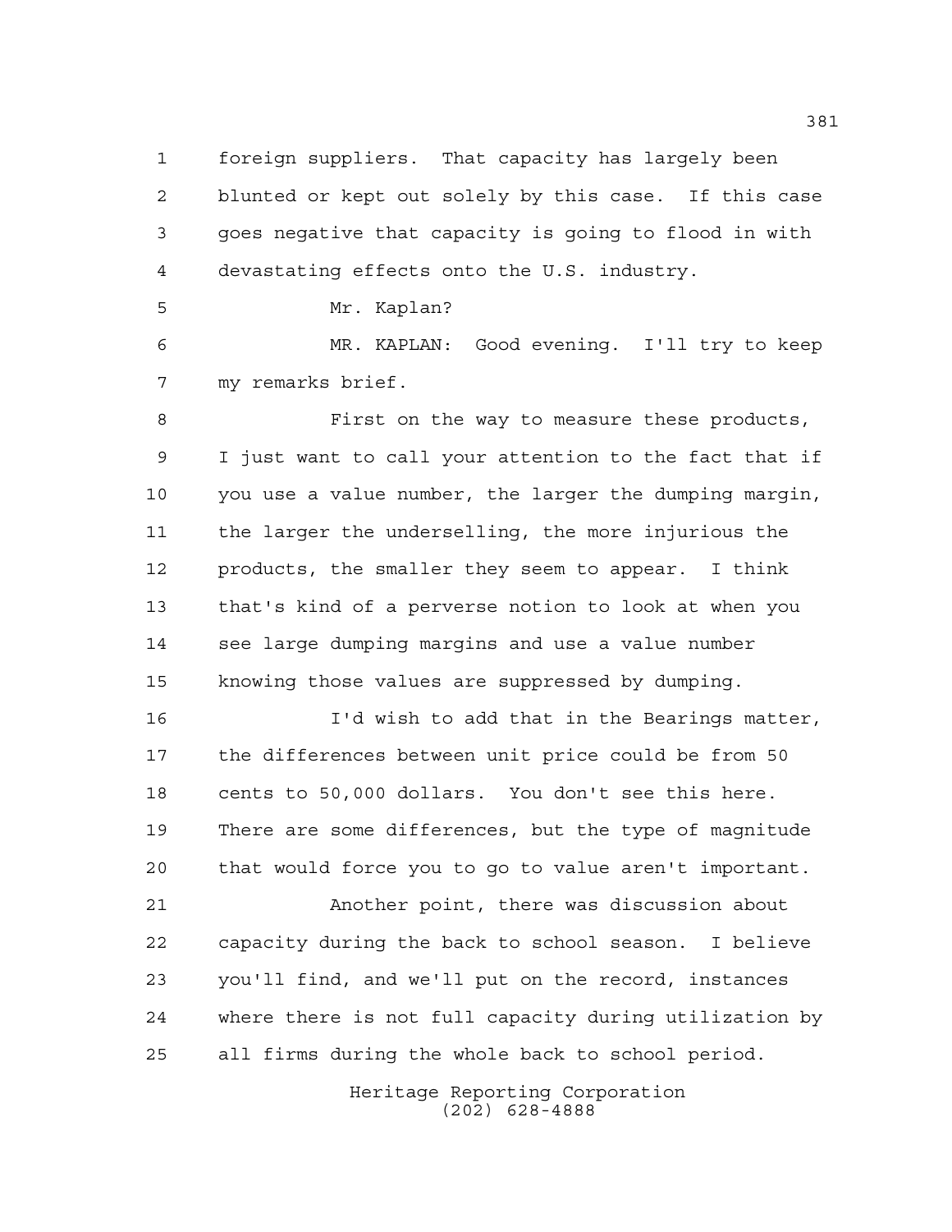foreign suppliers. That capacity has largely been blunted or kept out solely by this case. If this case goes negative that capacity is going to flood in with devastating effects onto the U.S. industry.

Mr. Kaplan?

MR. KAPLAN: Good evening. I'll try to keep my remarks brief.

First on the way to measure these products, I just want to call your attention to the fact that if you use a value number, the larger the dumping margin, the larger the underselling, the more injurious the products, the smaller they seem to appear. I think that's kind of a perverse notion to look at when you see large dumping margins and use a value number knowing those values are suppressed by dumping.

I'd wish to add that in the Bearings matter, the differences between unit price could be from 50 cents to 50,000 dollars. You don't see this here. There are some differences, but the type of magnitude that would force you to go to value aren't important.

Another point, there was discussion about capacity during the back to school season. I believe you'll find, and we'll put on the record, instances where there is not full capacity during utilization by all firms during the whole back to school period.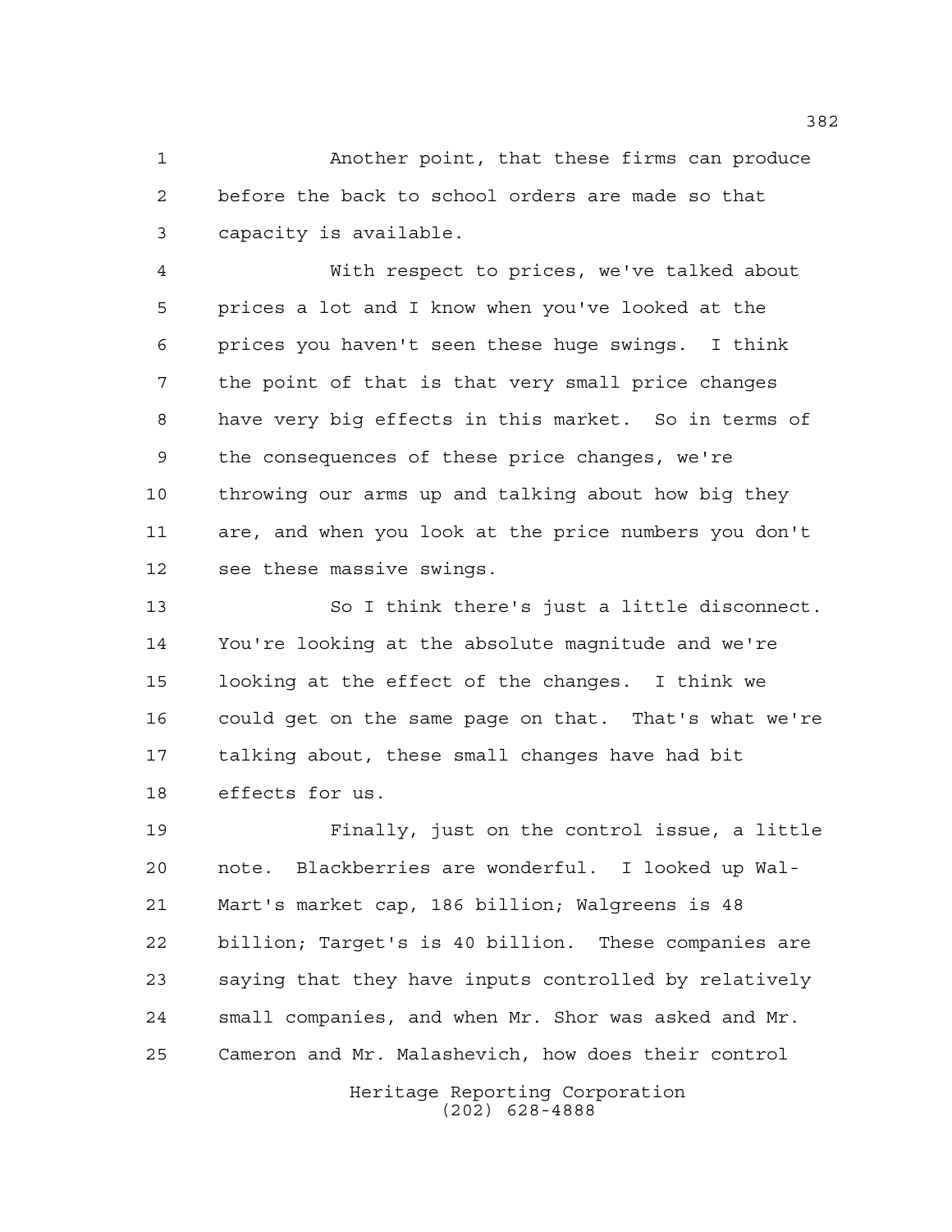Another point, that these firms can produce before the back to school orders are made so that capacity is available.

With respect to prices, we've talked about prices a lot and I know when you've looked at the prices you haven't seen these huge swings. I think the point of that is that very small price changes have very big effects in this market. So in terms of the consequences of these price changes, we're throwing our arms up and talking about how big they are, and when you look at the price numbers you don't see these massive swings.

So I think there's just a little disconnect. You're looking at the absolute magnitude and we're looking at the effect of the changes. I think we could get on the same page on that. That's what we're talking about, these small changes have had bit effects for us.

Finally, just on the control issue, a little note. Blackberries are wonderful. I looked up Wal-Mart's market cap, 186 billion; Walgreens is 48 billion; Target's is 40 billion. These companies are saying that they have inputs controlled by relatively small companies, and when Mr. Shor was asked and Mr. Cameron and Mr. Malashevich, how does their control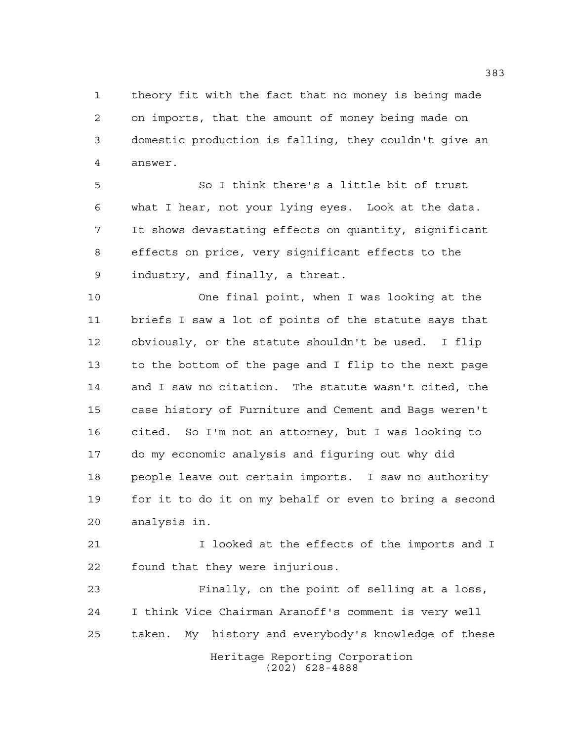theory fit with the fact that no money is being made on imports, that the amount of money being made on domestic production is falling, they couldn't give an answer.

So I think there's a little bit of trust what I hear, not your lying eyes. Look at the data. It shows devastating effects on quantity, significant effects on price, very significant effects to the industry, and finally, a threat.

One final point, when I was looking at the briefs I saw a lot of points of the statute says that obviously, or the statute shouldn't be used. I flip to the bottom of the page and I flip to the next page and I saw no citation. The statute wasn't cited, the case history of Furniture and Cement and Bags weren't cited. So I'm not an attorney, but I was looking to do my economic analysis and figuring out why did people leave out certain imports. I saw no authority for it to do it on my behalf or even to bring a second analysis in.

I looked at the effects of the imports and I found that they were injurious.

Finally, on the point of selling at a loss, I think Vice Chairman Aranoff's comment is very well taken. My history and everybody's knowledge of these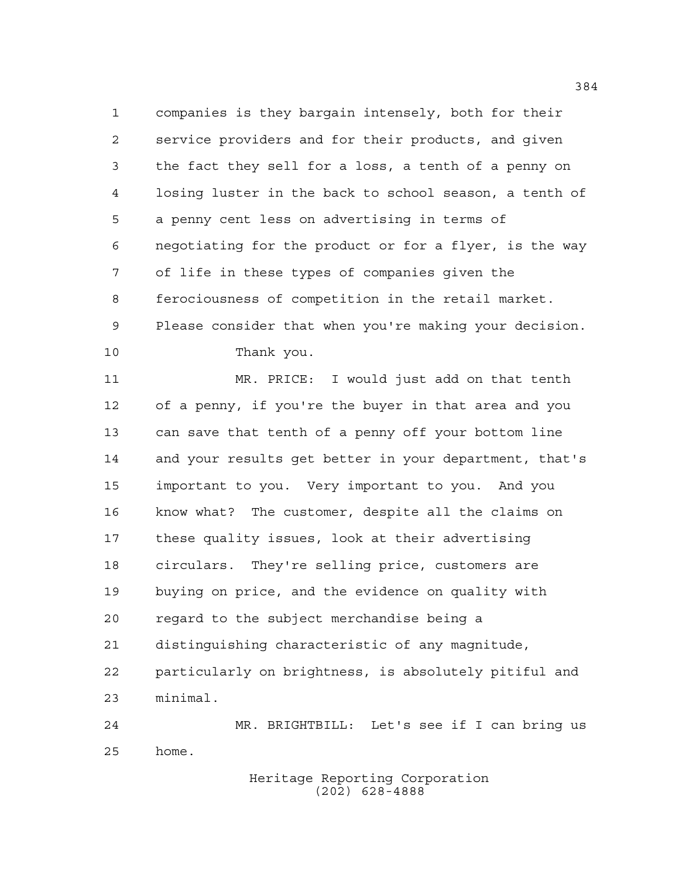companies is they bargain intensely, both for their service providers and for their products, and given the fact they sell for a loss, a tenth of a penny on losing luster in the back to school season, a tenth of a penny cent less on advertising in terms of negotiating for the product or for a flyer, is the way of life in these types of companies given the ferociousness of competition in the retail market. Please consider that when you're making your decision.

Thank you.

MR. PRICE: I would just add on that tenth of a penny, if you're the buyer in that area and you can save that tenth of a penny off your bottom line and your results get better in your department, that's important to you. Very important to you. And you know what? The customer, despite all the claims on these quality issues, look at their advertising circulars. They're selling price, customers are buying on price, and the evidence on quality with regard to the subject merchandise being a distinguishing characteristic of any magnitude, particularly on brightness, is absolutely pitiful and minimal.

MR. BRIGHTBILL: Let's see if I can bring us home.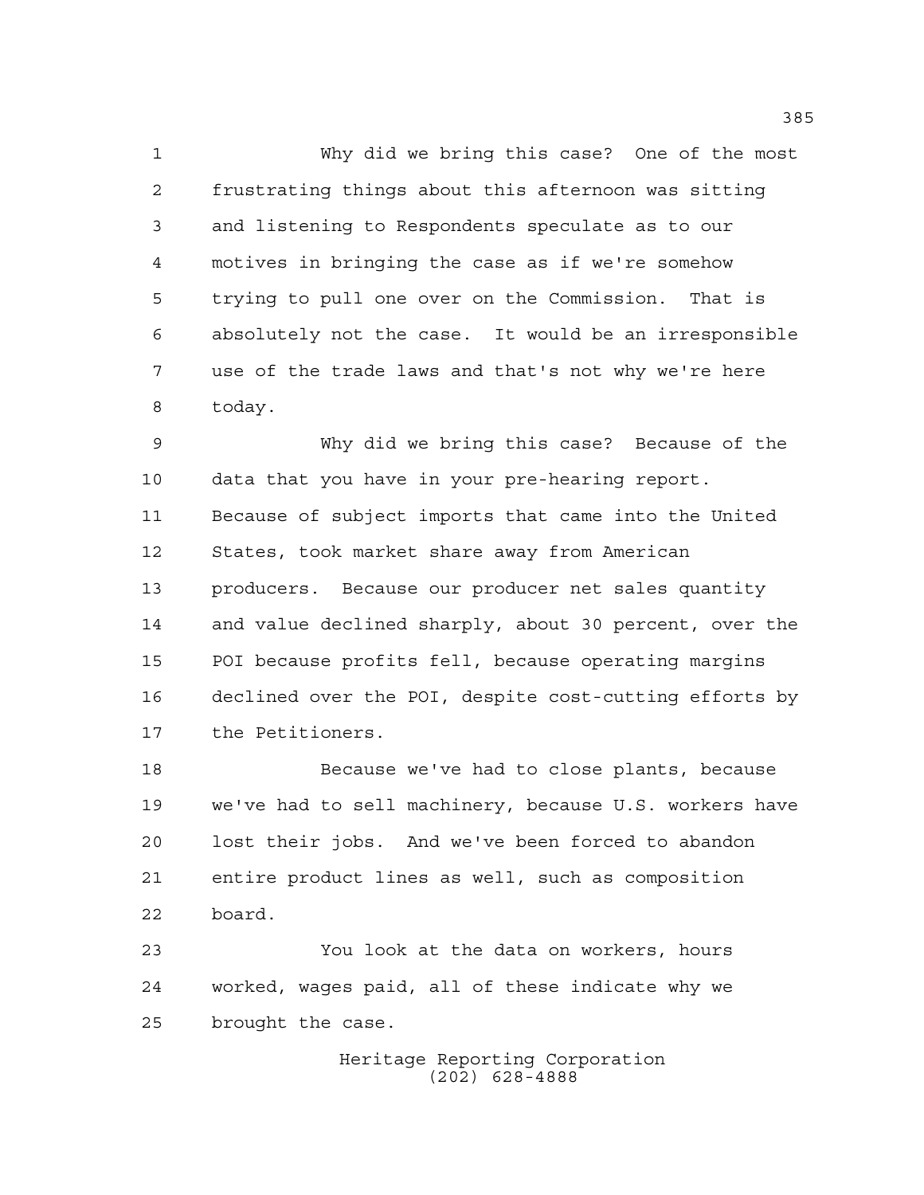Why did we bring this case? One of the most frustrating things about this afternoon was sitting and listening to Respondents speculate as to our motives in bringing the case as if we're somehow trying to pull one over on the Commission. That is absolutely not the case. It would be an irresponsible use of the trade laws and that's not why we're here today.

Why did we bring this case? Because of the data that you have in your pre-hearing report. Because of subject imports that came into the United States, took market share away from American producers. Because our producer net sales quantity and value declined sharply, about 30 percent, over the POI because profits fell, because operating margins declined over the POI, despite cost-cutting efforts by the Petitioners.

Because we've had to close plants, because we've had to sell machinery, because U.S. workers have lost their jobs. And we've been forced to abandon entire product lines as well, such as composition board.

You look at the data on workers, hours worked, wages paid, all of these indicate why we brought the case.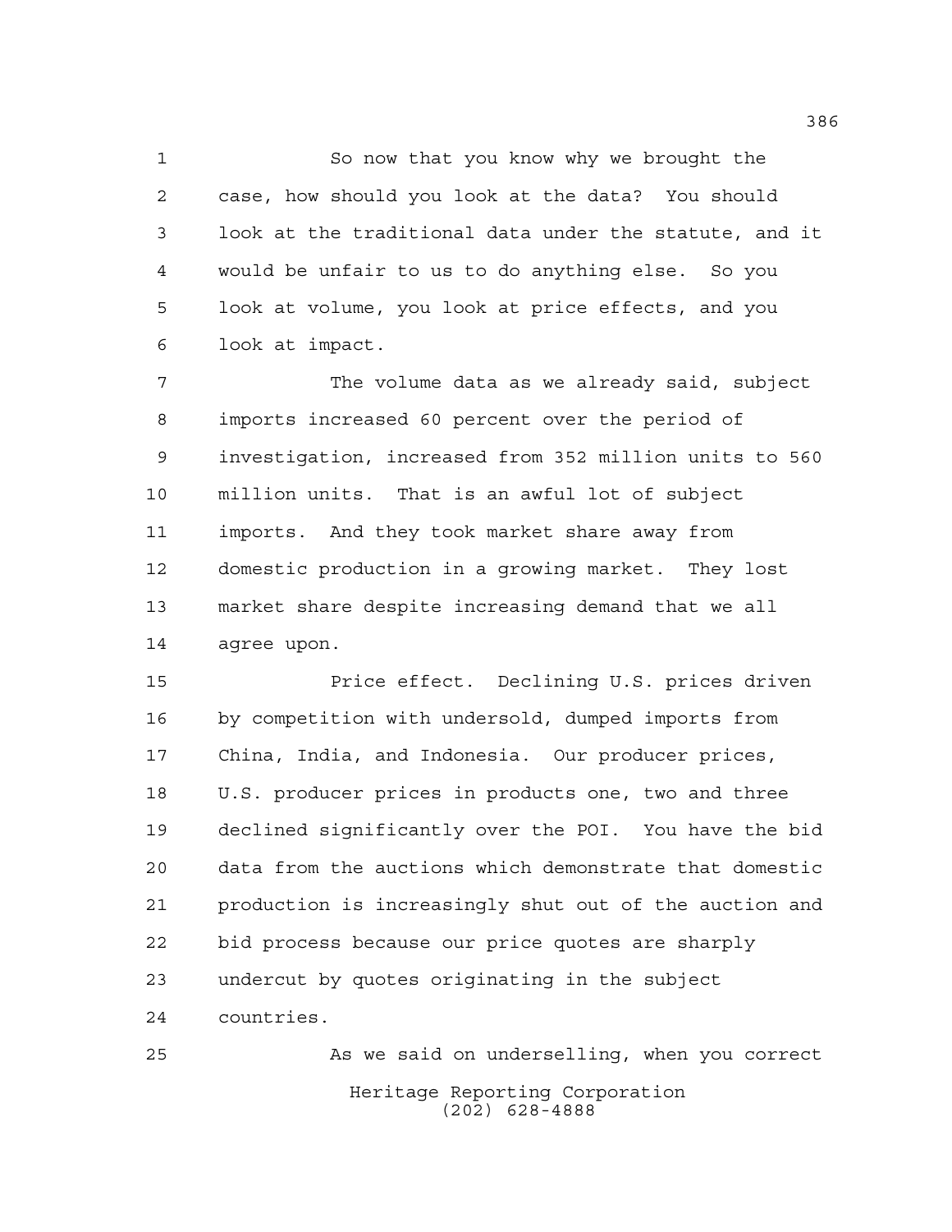So now that you know why we brought the case, how should you look at the data? You should look at the traditional data under the statute, and it would be unfair to us to do anything else. So you look at volume, you look at price effects, and you look at impact.

The volume data as we already said, subject imports increased 60 percent over the period of investigation, increased from 352 million units to 560 million units. That is an awful lot of subject imports. And they took market share away from domestic production in a growing market. They lost market share despite increasing demand that we all agree upon.

Price effect. Declining U.S. prices driven by competition with undersold, dumped imports from China, India, and Indonesia. Our producer prices, U.S. producer prices in products one, two and three declined significantly over the POI. You have the bid data from the auctions which demonstrate that domestic production is increasingly shut out of the auction and bid process because our price quotes are sharply undercut by quotes originating in the subject countries.

As we said on underselling, when you correct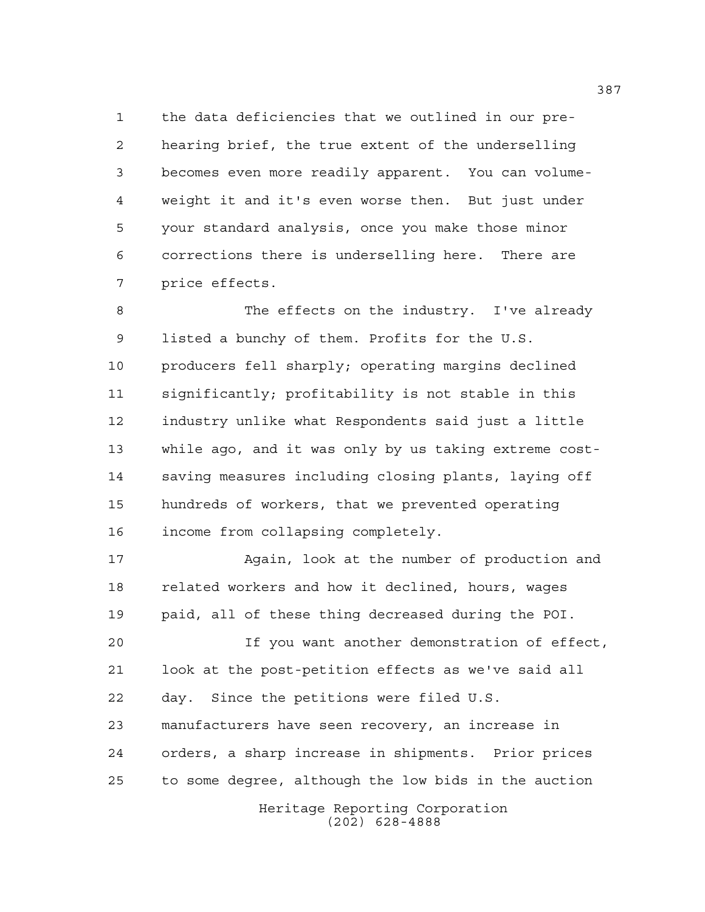the data deficiencies that we outlined in our pre-hearing brief, the true extent of the underselling becomes even more readily apparent. You can volume-weight it and it's even worse then. But just under your standard analysis, once you make those minor corrections there is underselling here. There are price effects.

The effects on the industry. I've already listed a bunchy of them. Profits for the U.S. producers fell sharply; operating margins declined significantly; profitability is not stable in this industry unlike what Respondents said just a little while ago, and it was only by us taking extreme cost-saving measures including closing plants, laying off hundreds of workers, that we prevented operating income from collapsing completely.

Again, look at the number of production and related workers and how it declined, hours, wages paid, all of these thing decreased during the POI.

If you want another demonstration of effect, look at the post-petition effects as we've said all day. Since the petitions were filed U.S. manufacturers have seen recovery, an increase in orders, a sharp increase in shipments. Prior prices to some degree, although the low bids in the auction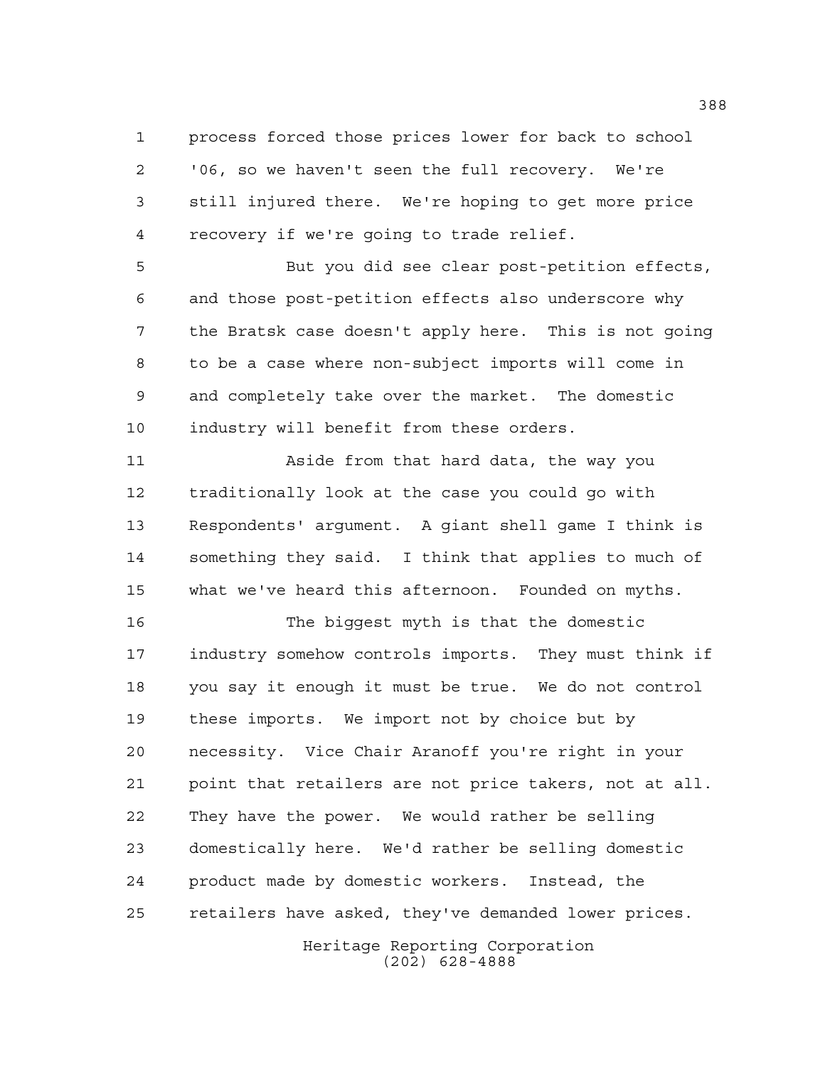process forced those prices lower for back to school '06, so we haven't seen the full recovery. We're still injured there. We're hoping to get more price recovery if we're going to trade relief.

But you did see clear post-petition effects, and those post-petition effects also underscore why the Bratsk case doesn't apply here. This is not going to be a case where non-subject imports will come in and completely take over the market. The domestic industry will benefit from these orders.

Aside from that hard data, the way you traditionally look at the case you could go with Respondents' argument. A giant shell game I think is something they said. I think that applies to much of what we've heard this afternoon. Founded on myths.

The biggest myth is that the domestic industry somehow controls imports. They must think if you say it enough it must be true. We do not control these imports. We import not by choice but by necessity. Vice Chair Aranoff you're right in your point that retailers are not price takers, not at all. They have the power. We would rather be selling domestically here. We'd rather be selling domestic product made by domestic workers. Instead, the retailers have asked, they've demanded lower prices.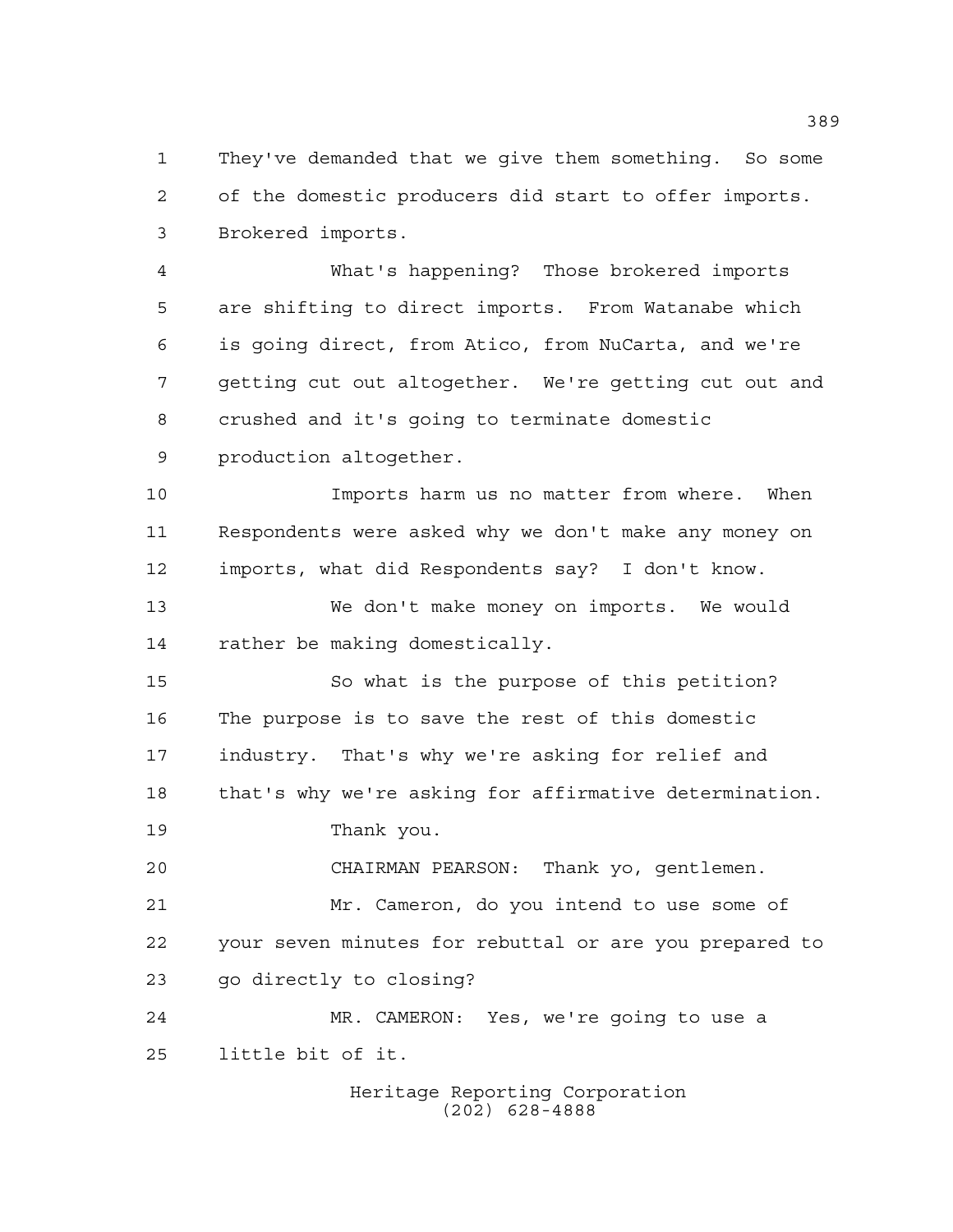They've demanded that we give them something. So some of the domestic producers did start to offer imports. Brokered imports.

What's happening? Those brokered imports are shifting to direct imports. From Watanabe which is going direct, from Atico, from NuCarta, and we're getting cut out altogether. We're getting cut out and crushed and it's going to terminate domestic production altogether.

Imports harm us no matter from where. When Respondents were asked why we don't make any money on imports, what did Respondents say? I don't know.

We don't make money on imports. We would rather be making domestically.

So what is the purpose of this petition? The purpose is to save the rest of this domestic industry. That's why we're asking for relief and that's why we're asking for affirmative determination.

Thank you.

CHAIRMAN PEARSON: Thank yo, gentlemen.

Mr. Cameron, do you intend to use some of your seven minutes for rebuttal or are you prepared to go directly to closing?

MR. CAMERON: Yes, we're going to use a little bit of it.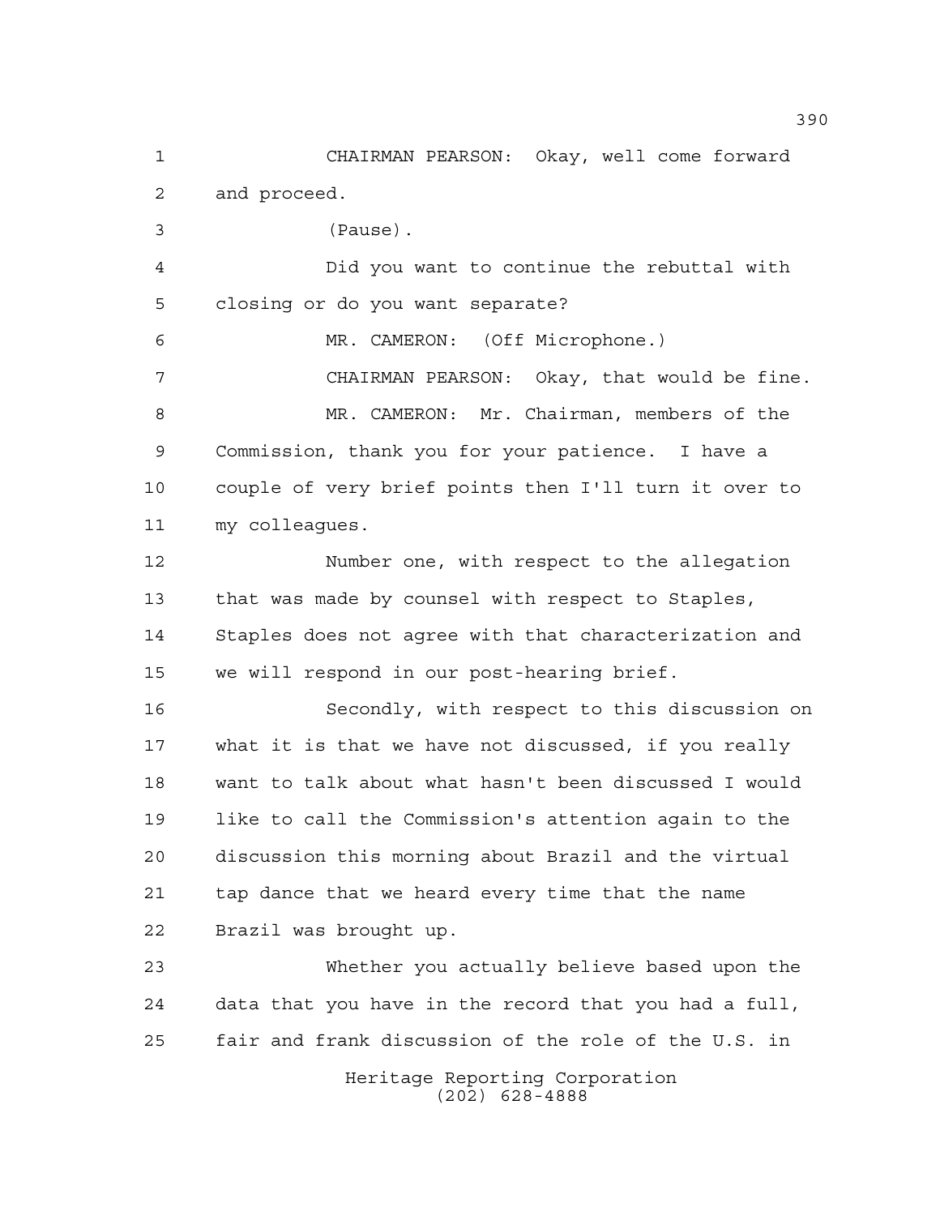CHAIRMAN PEARSON: Okay, well come forward and proceed.

(Pause).

Did you want to continue the rebuttal with closing or do you want separate?

MR. CAMERON: (Off Microphone.)

CHAIRMAN PEARSON: Okay, that would be fine.

MR. CAMERON: Mr. Chairman, members of the Commission, thank you for your patience. I have a couple of very brief points then I'll turn it over to my colleagues.

Number one, with respect to the allegation that was made by counsel with respect to Staples, Staples does not agree with that characterization and we will respond in our post-hearing brief.

Secondly, with respect to this discussion on what it is that we have not discussed, if you really want to talk about what hasn't been discussed I would like to call the Commission's attention again to the discussion this morning about Brazil and the virtual tap dance that we heard every time that the name Brazil was brought up.

Whether you actually believe based upon the data that you have in the record that you had a full, fair and frank discussion of the role of the U.S. in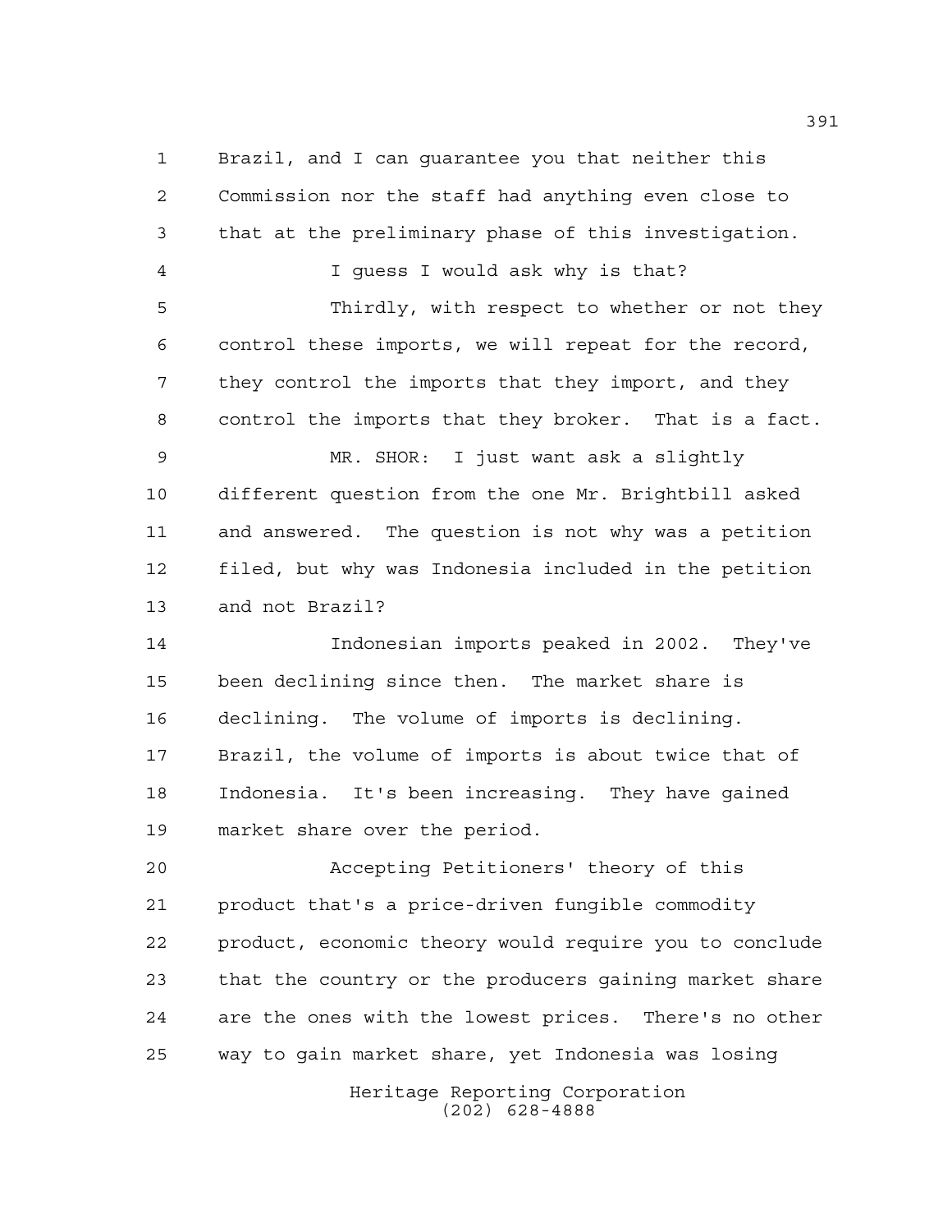Brazil, and I can guarantee you that neither this Commission nor the staff had anything even close to that at the preliminary phase of this investigation.

I guess I would ask why is that?

Thirdly, with respect to whether or not they control these imports, we will repeat for the record, they control the imports that they import, and they control the imports that they broker. That is a fact.

MR. SHOR: I just want ask a slightly different question from the one Mr. Brightbill asked and answered. The question is not why was a petition filed, but why was Indonesia included in the petition and not Brazil?

Indonesian imports peaked in 2002. They've been declining since then. The market share is declining. The volume of imports is declining. Brazil, the volume of imports is about twice that of Indonesia. It's been increasing. They have gained market share over the period.

Accepting Petitioners' theory of this product that's a price-driven fungible commodity product, economic theory would require you to conclude that the country or the producers gaining market share are the ones with the lowest prices. There's no other way to gain market share, yet Indonesia was losing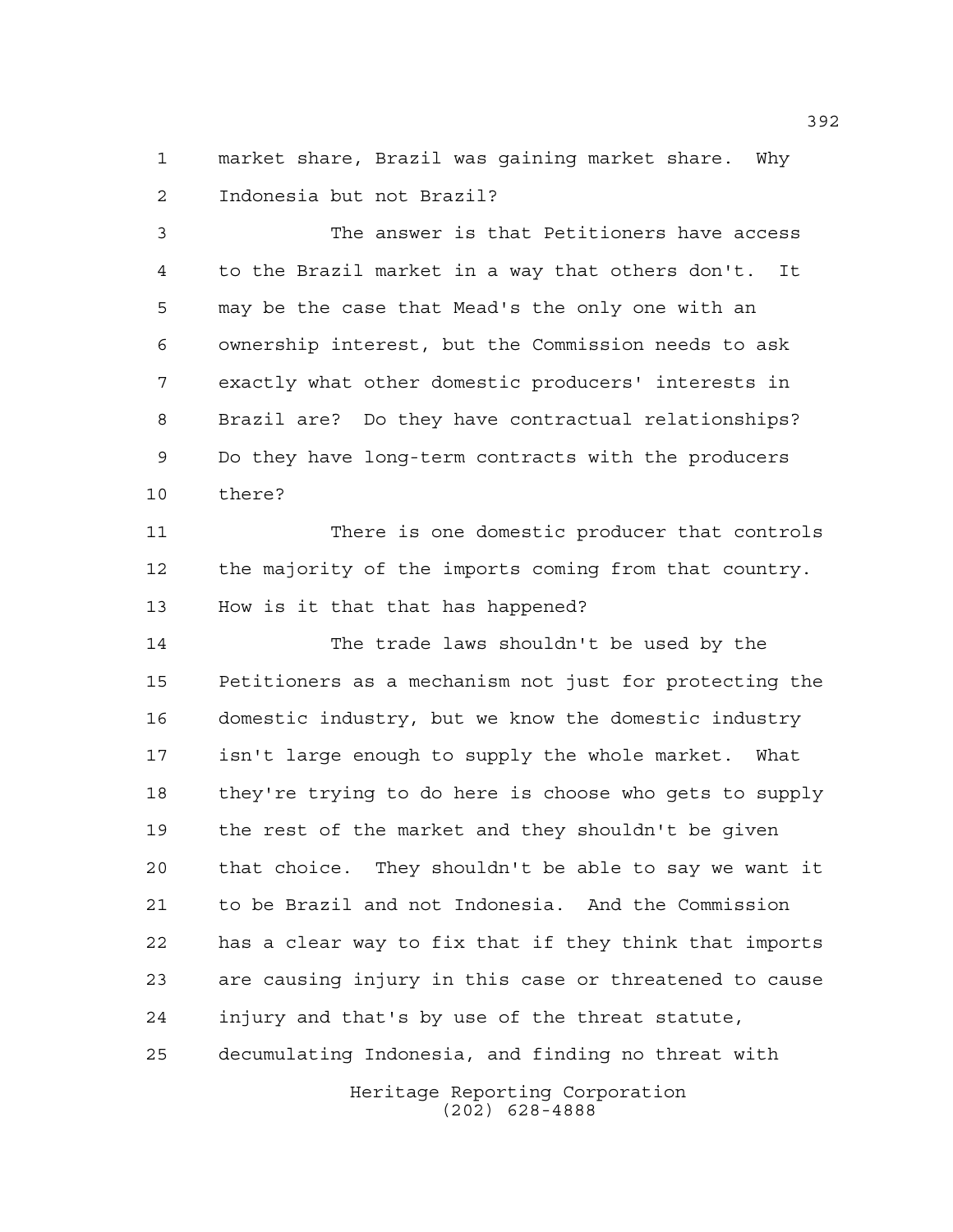market share, Brazil was gaining market share. Why Indonesia but not Brazil?

The answer is that Petitioners have access to the Brazil market in a way that others don't. It may be the case that Mead's the only one with an ownership interest, but the Commission needs to ask exactly what other domestic producers' interests in Brazil are? Do they have contractual relationships? Do they have long-term contracts with the producers there?

There is one domestic producer that controls the majority of the imports coming from that country. How is it that that has happened?

The trade laws shouldn't be used by the Petitioners as a mechanism not just for protecting the domestic industry, but we know the domestic industry isn't large enough to supply the whole market. What they're trying to do here is choose who gets to supply the rest of the market and they shouldn't be given that choice. They shouldn't be able to say we want it to be Brazil and not Indonesia. And the Commission has a clear way to fix that if they think that imports are causing injury in this case or threatened to cause injury and that's by use of the threat statute, decumulating Indonesia, and finding no threat with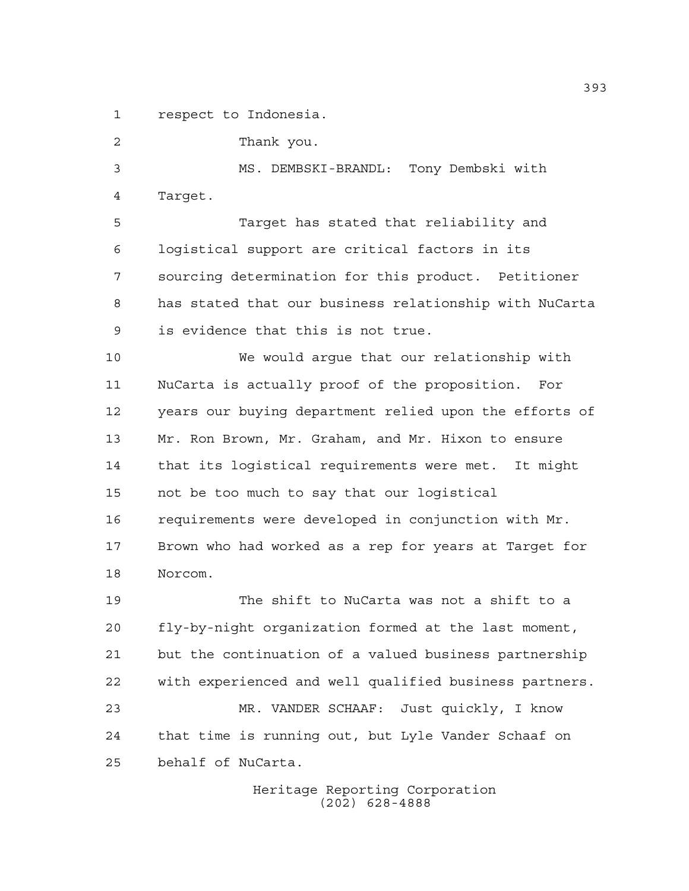respect to Indonesia.

Thank you.

MS. DEMBSKI-BRANDL: Tony Dembski with Target.

Target has stated that reliability and logistical support are critical factors in its sourcing determination for this product. Petitioner has stated that our business relationship with NuCarta is evidence that this is not true.

We would argue that our relationship with NuCarta is actually proof of the proposition. For years our buying department relied upon the efforts of Mr. Ron Brown, Mr. Graham, and Mr. Hixon to ensure that its logistical requirements were met. It might not be too much to say that our logistical requirements were developed in conjunction with Mr. Brown who had worked as a rep for years at Target for Norcom.

The shift to NuCarta was not a shift to a fly-by-night organization formed at the last moment, but the continuation of a valued business partnership with experienced and well qualified business partners.

MR. VANDER SCHAAF: Just quickly, I know that time is running out, but Lyle Vander Schaaf on behalf of NuCarta.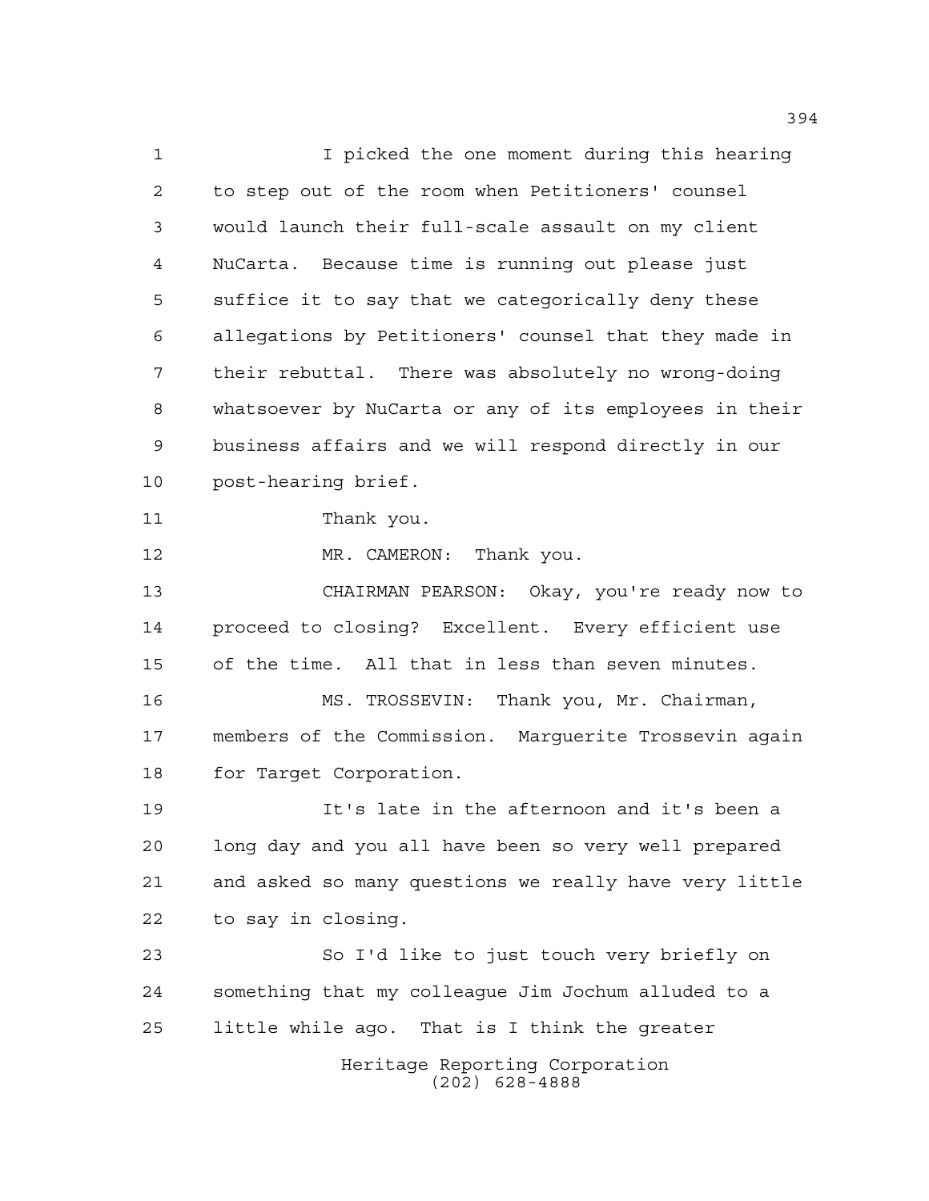I picked the one moment during this hearing to step out of the room when Petitioners' counsel would launch their full-scale assault on my client NuCarta. Because time is running out please just suffice it to say that we categorically deny these allegations by Petitioners' counsel that they made in their rebuttal. There was absolutely no wrong-doing whatsoever by NuCarta or any of its employees in their business affairs and we will respond directly in our post-hearing brief.

Thank you.

MR. CAMERON: Thank you.

CHAIRMAN PEARSON: Okay, you're ready now to proceed to closing? Excellent. Every efficient use of the time. All that in less than seven minutes.

MS. TROSSEVIN: Thank you, Mr. Chairman, members of the Commission. Marguerite Trossevin again for Target Corporation.

It's late in the afternoon and it's been a long day and you all have been so very well prepared and asked so many questions we really have very little to say in closing.

So I'd like to just touch very briefly on something that my colleague Jim Jochum alluded to a little while ago. That is I think the greater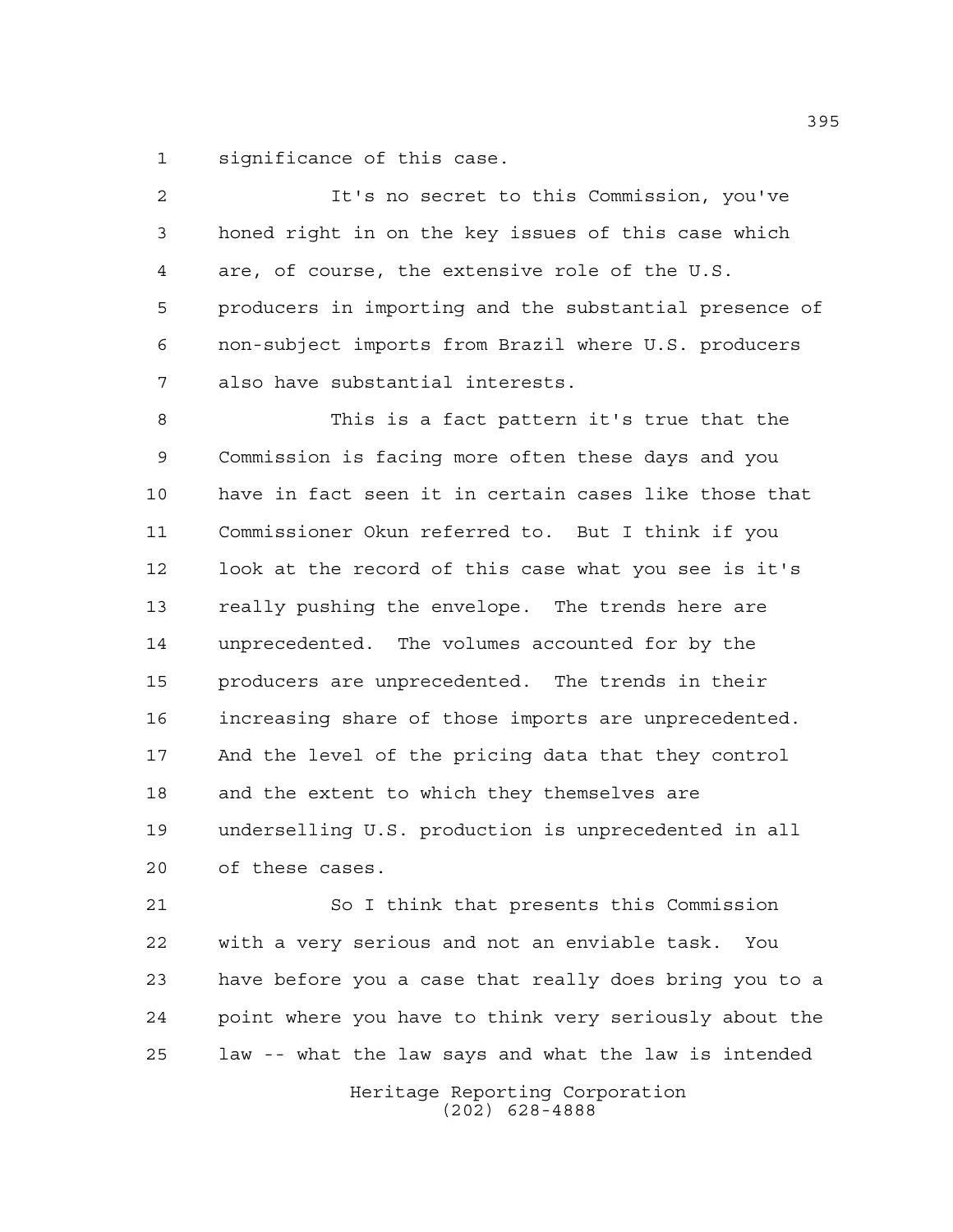significance of this case.

It's no secret to this Commission, you've honed right in on the key issues of this case which are, of course, the extensive role of the U.S. producers in importing and the substantial presence of non-subject imports from Brazil where U.S. producers also have substantial interests.

This is a fact pattern it's true that the Commission is facing more often these days and you have in fact seen it in certain cases like those that Commissioner Okun referred to. But I think if you look at the record of this case what you see is it's really pushing the envelope. The trends here are unprecedented. The volumes accounted for by the producers are unprecedented. The trends in their increasing share of those imports are unprecedented. And the level of the pricing data that they control and the extent to which they themselves are underselling U.S. production is unprecedented in all of these cases.

So I think that presents this Commission with a very serious and not an enviable task. You have before you a case that really does bring you to a point where you have to think very seriously about the law -- what the law says and what the law is intended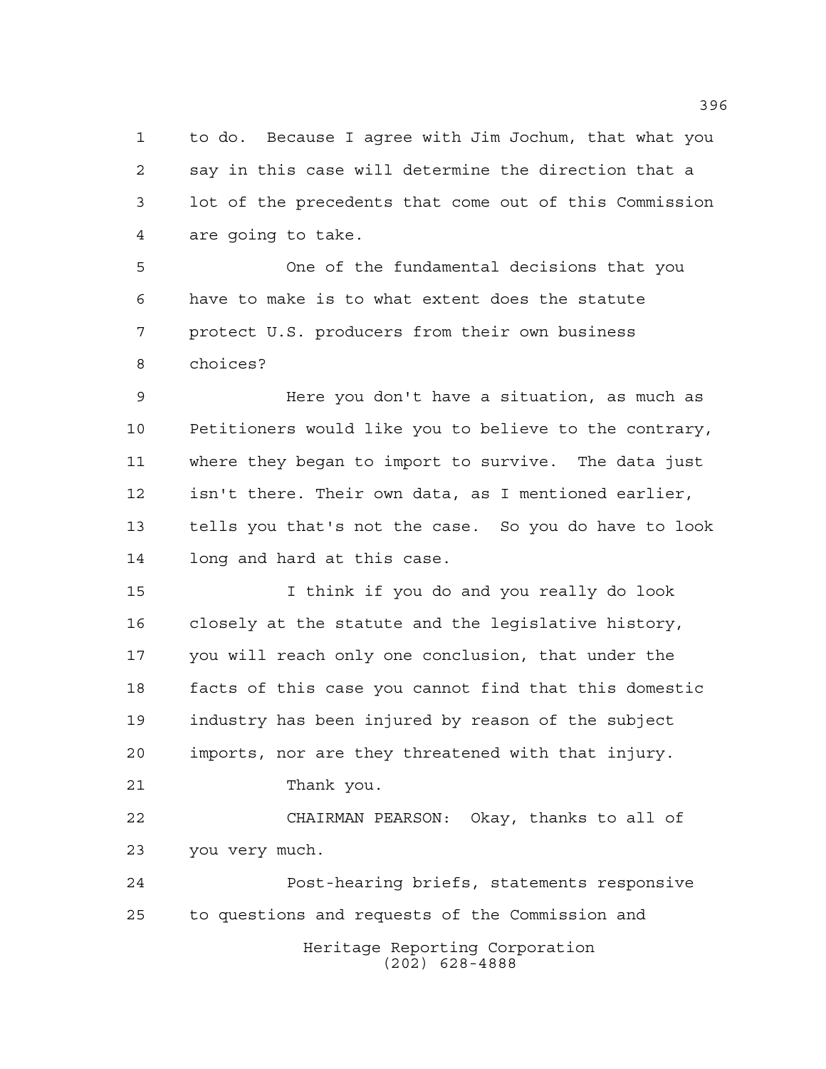to do. Because I agree with Jim Jochum, that what you say in this case will determine the direction that a lot of the precedents that come out of this Commission are going to take.

One of the fundamental decisions that you have to make is to what extent does the statute protect U.S. producers from their own business choices?

Here you don't have a situation, as much as Petitioners would like you to believe to the contrary, where they began to import to survive. The data just isn't there. Their own data, as I mentioned earlier, tells you that's not the case. So you do have to look long and hard at this case.

I think if you do and you really do look closely at the statute and the legislative history, you will reach only one conclusion, that under the facts of this case you cannot find that this domestic industry has been injured by reason of the subject imports, nor are they threatened with that injury.

Thank you.

CHAIRMAN PEARSON: Okay, thanks to all of you very much.

Post-hearing briefs, statements responsive to questions and requests of the Commission and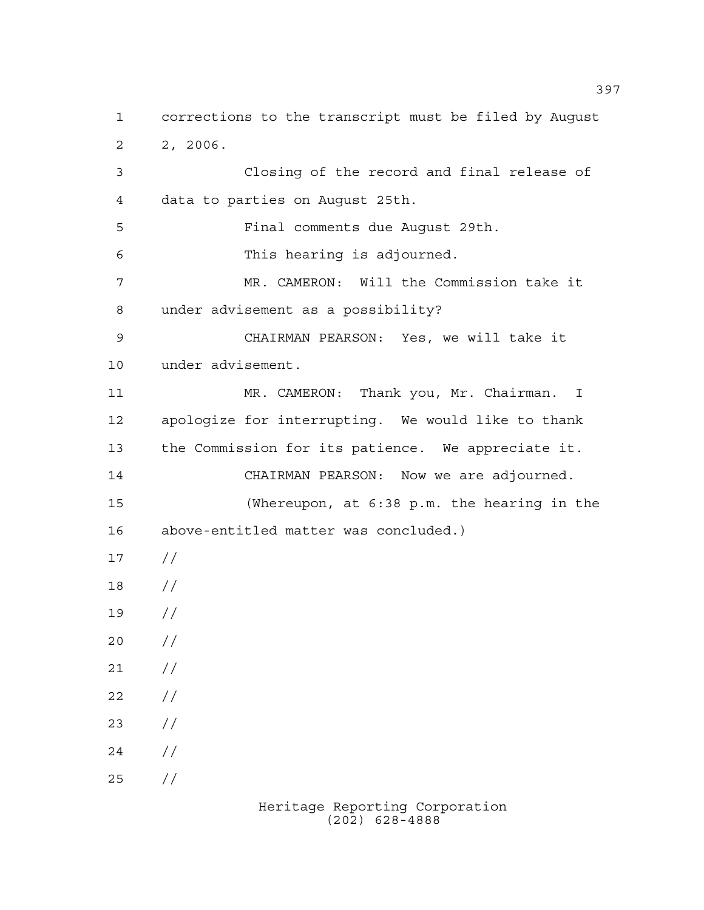corrections to the transcript must be filed by August 2, 2006.

Closing of the record and final release of data to parties on August 25th.

Final comments due August 29th.

This hearing is adjourned.

MR. CAMERON: Will the Commission take it under advisement as a possibility?

CHAIRMAN PEARSON: Yes, we will take it under advisement.

MR. CAMERON: Thank you, Mr. Chairman. I apologize for interrupting. We would like to thank the Commission for its patience. We appreciate it.

CHAIRMAN PEARSON: Now we are adjourned.

(Whereupon, at 6:38 p.m. the hearing in the above-entitled matter was concluded.)

//
//
//
//
//
//
//
//
//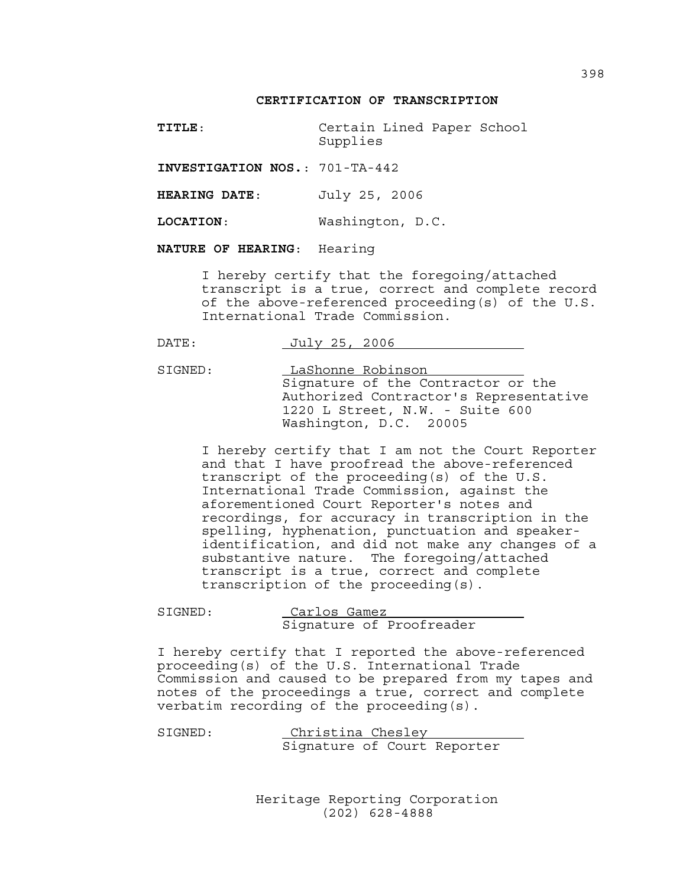**CERTIFICATION OF TRANSCRIPTION**

**TITLE**: Certain Lined Paper School Supplies

**INVESTIGATION NOS.**: 701-TA-442

**HEARING DATE**: July 25, 2006

**LOCATION**: Washington, D.C.

**NATURE OF HEARING**: Hearing

I hereby certify that the foregoing/attached transcript is a true, correct and complete record of the above-referenced proceeding(s) of the U.S. International Trade Commission.

DATE: July 25, 2006

SIGNED: LaShonne Robinson
Signature of the Contractor or the Authorized Contractor's Representative
1220 L Street, N.W. - Suite 600
Washington, D.C. 20005

I hereby certify that I am not the Court Reporter and that I have proofread the above-referenced transcript of the proceeding(s) of the U.S. International Trade Commission, against the aforementioned Court Reporter's notes and recordings, for accuracy in transcription in the spelling, hyphenation, punctuation and speaker-identification, and did not make any changes of a substantive nature. The foregoing/attached transcript is a true, correct and complete transcription of the proceeding(s).

SIGNED: Carlos Gamez
Signature of Proofreader

I hereby certify that I reported the above-referenced proceeding(s) of the U.S. International Trade Commission and caused to be prepared from my tapes and notes of the proceedings a true, correct and complete verbatim recording of the proceeding(s).

SIGNED: Christina Chesley
Signature of Court Reporter